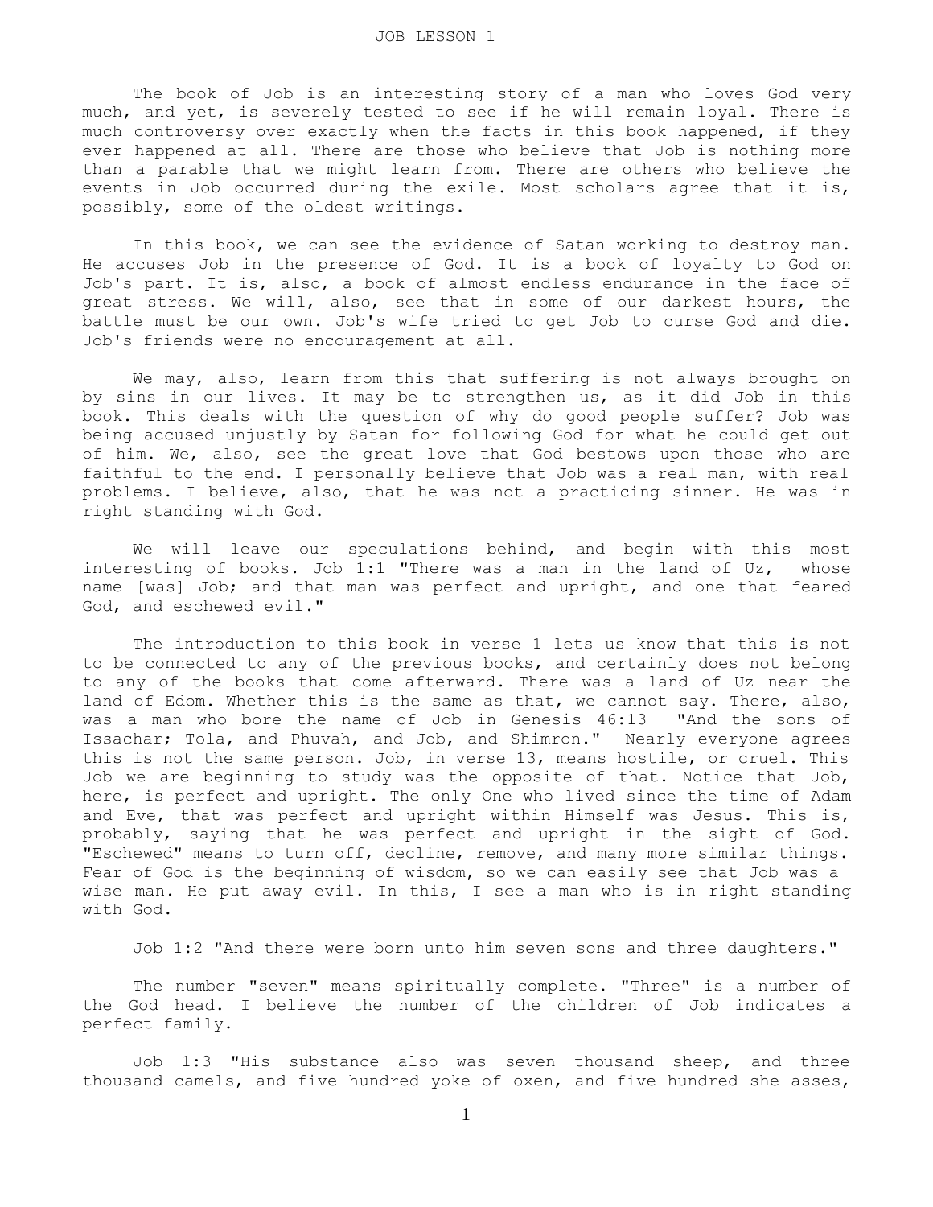# JOB LESSON 1

The book of Job is an interesting story of a man who loves God very much, and yet, is severely tested to see if he will remain loyal. There is much controversy over exactly when the facts in this book happened, if they ever happened at all. There are those who believe that Job is nothing more than a parable that we might learn from. There are others who believe the events in Job occurred during the exile. Most scholars agree that it is, possibly, some of the oldest writings.

In this book, we can see the evidence of Satan working to destroy man. He accuses Job in the presence of God. It is a book of loyalty to God on Job's part. It is, also, a book of almost endless endurance in the face of great stress. We will, also, see that in some of our darkest hours, the battle must be our own. Job's wife tried to get Job to curse God and die. Job's friends were no encouragement at all.

We may, also, learn from this that suffering is not always brought on by sins in our lives. It may be to strengthen us, as it did Job in this book. This deals with the question of why do good people suffer? Job was being accused unjustly by Satan for following God for what he could get out of him. We, also, see the great love that God bestows upon those who are faithful to the end. I personally believe that Job was a real man, with real problems. I believe, also, that he was not a practicing sinner. He was in right standing with God.

We will leave our speculations behind, and begin with this most interesting of books. Job 1:1 "There was a man in the land of Uz, whose name [was] Job; and that man was perfect and upright, and one that feared God, and eschewed evil."

The introduction to this book in verse 1 lets us know that this is not to be connected to any of the previous books, and certainly does not belong to any of the books that come afterward. There was a land of Uz near the land of Edom. Whether this is the same as that, we cannot say. There, also, was a man who bore the name of Job in Genesis 46:13 "And the sons of Issachar; Tola, and Phuvah, and Job, and Shimron." Nearly everyone agrees this is not the same person. Job, in verse 13, means hostile, or cruel. This Job we are beginning to study was the opposite of that. Notice that Job, here, is perfect and upright. The only One who lived since the time of Adam and Eve, that was perfect and upright within Himself was Jesus. This is, probably, saying that he was perfect and upright in the sight of God. "Eschewed" means to turn off, decline, remove, and many more similar things. Fear of God is the beginning of wisdom, so we can easily see that Job was a wise man. He put away evil. In this, I see a man who is in right standing with God.

Job 1:2 "And there were born unto him seven sons and three daughters."

The number "seven" means spiritually complete. "Three" is a number of the God head. I believe the number of the children of Job indicates a perfect family.

Job 1:3 "His substance also was seven thousand sheep, and three thousand camels, and five hundred yoke of oxen, and five hundred she asses,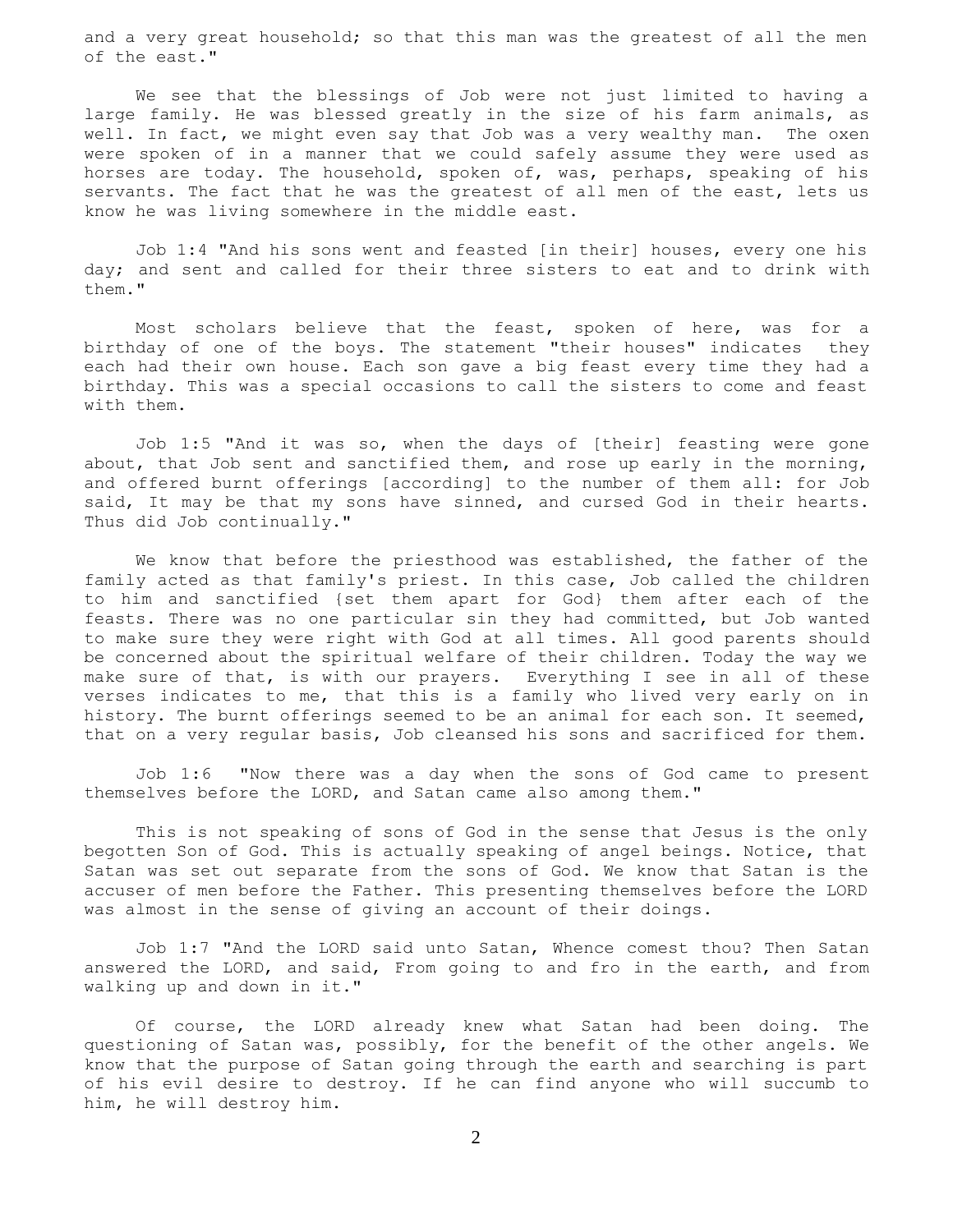and a very great household; so that this man was the greatest of all the men of the east."

We see that the blessings of Job were not just limited to having a large family. He was blessed greatly in the size of his farm animals, as well. In fact, we might even say that Job was a very wealthy man. The oxen were spoken of in a manner that we could safely assume they were used as horses are today. The household, spoken of, was, perhaps, speaking of his servants. The fact that he was the greatest of all men of the east, lets us know he was living somewhere in the middle east.

Job 1:4 "And his sons went and feasted [in their] houses, every one his day; and sent and called for their three sisters to eat and to drink with them."

Most scholars believe that the feast, spoken of here, was for a birthday of one of the boys. The statement "their houses" indicates they each had their own house. Each son gave a big feast every time they had a birthday. This was a special occasions to call the sisters to come and feast with them.

Job 1:5 "And it was so, when the days of [their] feasting were gone about, that Job sent and sanctified them, and rose up early in the morning, and offered burnt offerings [according] to the number of them all: for Job said, It may be that my sons have sinned, and cursed God in their hearts. Thus did Job continually."

We know that before the priesthood was established, the father of the family acted as that family's priest. In this case, Job called the children to him and sanctified {set them apart for God} them after each of the feasts. There was no one particular sin they had committed, but Job wanted to make sure they were right with God at all times. All good parents should be concerned about the spiritual welfare of their children. Today the way we make sure of that, is with our prayers. Everything I see in all of these verses indicates to me, that this is a family who lived very early on in history. The burnt offerings seemed to be an animal for each son. It seemed, that on a very regular basis, Job cleansed his sons and sacrificed for them.

Job 1:6 "Now there was a day when the sons of God came to present themselves before the LORD, and Satan came also among them."

This is not speaking of sons of God in the sense that Jesus is the only begotten Son of God. This is actually speaking of angel beings. Notice, that Satan was set out separate from the sons of God. We know that Satan is the accuser of men before the Father. This presenting themselves before the LORD was almost in the sense of giving an account of their doings.

Job 1:7 "And the LORD said unto Satan, Whence comest thou? Then Satan answered the LORD, and said, From going to and fro in the earth, and from walking up and down in it."

Of course, the LORD already knew what Satan had been doing. The questioning of Satan was, possibly, for the benefit of the other angels. We know that the purpose of Satan going through the earth and searching is part of his evil desire to destroy. If he can find anyone who will succumb to him, he will destroy him.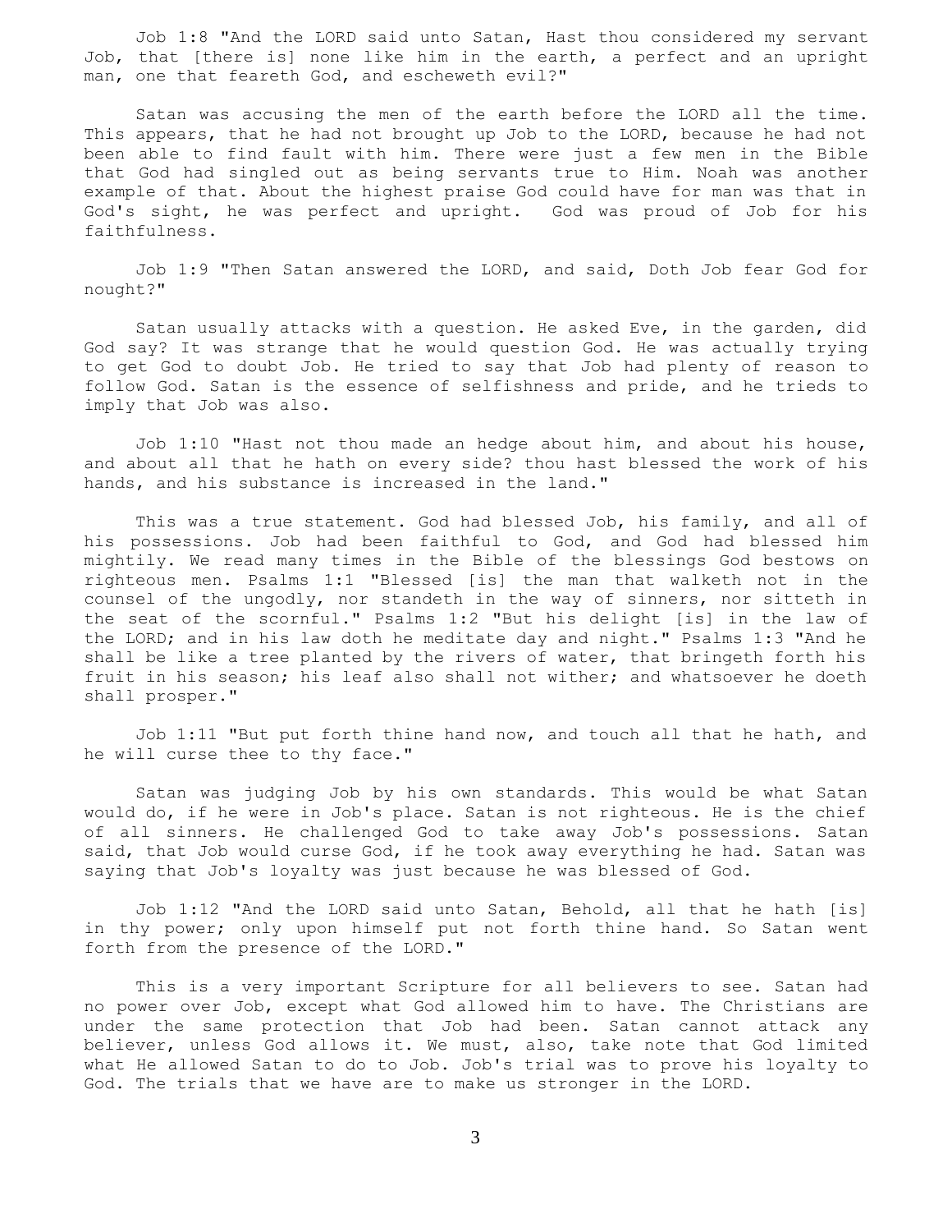Job 1:8 "And the LORD said unto Satan, Hast thou considered my servant Job, that [there is] none like him in the earth, a perfect and an upright man, one that feareth God, and escheweth evil?"

Satan was accusing the men of the earth before the LORD all the time. This appears, that he had not brought up Job to the LORD, because he had not been able to find fault with him. There were just a few men in the Bible that God had singled out as being servants true to Him. Noah was another example of that. About the highest praise God could have for man was that in God's sight, he was perfect and upright. God was proud of Job for his faithfulness.

Job 1:9 "Then Satan answered the LORD, and said, Doth Job fear God for nought?"

Satan usually attacks with a question. He asked Eve, in the garden, did God say? It was strange that he would question God. He was actually trying to get God to doubt Job. He tried to say that Job had plenty of reason to follow God. Satan is the essence of selfishness and pride, and he trieds to imply that Job was also.

Job 1:10 "Hast not thou made an hedge about him, and about his house, and about all that he hath on every side? thou hast blessed the work of his hands, and his substance is increased in the land."

This was a true statement. God had blessed Job, his family, and all of his possessions. Job had been faithful to God, and God had blessed him mightily. We read many times in the Bible of the blessings God bestows on righteous men. Psalms 1:1 "Blessed [is] the man that walketh not in the counsel of the ungodly, nor standeth in the way of sinners, nor sitteth in the seat of the scornful." Psalms 1:2 "But his delight [is] in the law of the LORD; and in his law doth he meditate day and night." Psalms 1:3 "And he shall be like a tree planted by the rivers of water, that bringeth forth his fruit in his season; his leaf also shall not wither; and whatsoever he doeth shall prosper."

Job 1:11 "But put forth thine hand now, and touch all that he hath, and he will curse thee to thy face."

Satan was judging Job by his own standards. This would be what Satan would do, if he were in Job's place. Satan is not righteous. He is the chief of all sinners. He challenged God to take away Job's possessions. Satan said, that Job would curse God, if he took away everything he had. Satan was saying that Job's loyalty was just because he was blessed of God.

Job 1:12 "And the LORD said unto Satan, Behold, all that he hath [is] in thy power; only upon himself put not forth thine hand. So Satan went forth from the presence of the LORD."

This is a very important Scripture for all believers to see. Satan had no power over Job, except what God allowed him to have. The Christians are under the same protection that Job had been. Satan cannot attack any believer, unless God allows it. We must, also, take note that God limited what He allowed Satan to do to Job. Job's trial was to prove his loyalty to God. The trials that we have are to make us stronger in the LORD.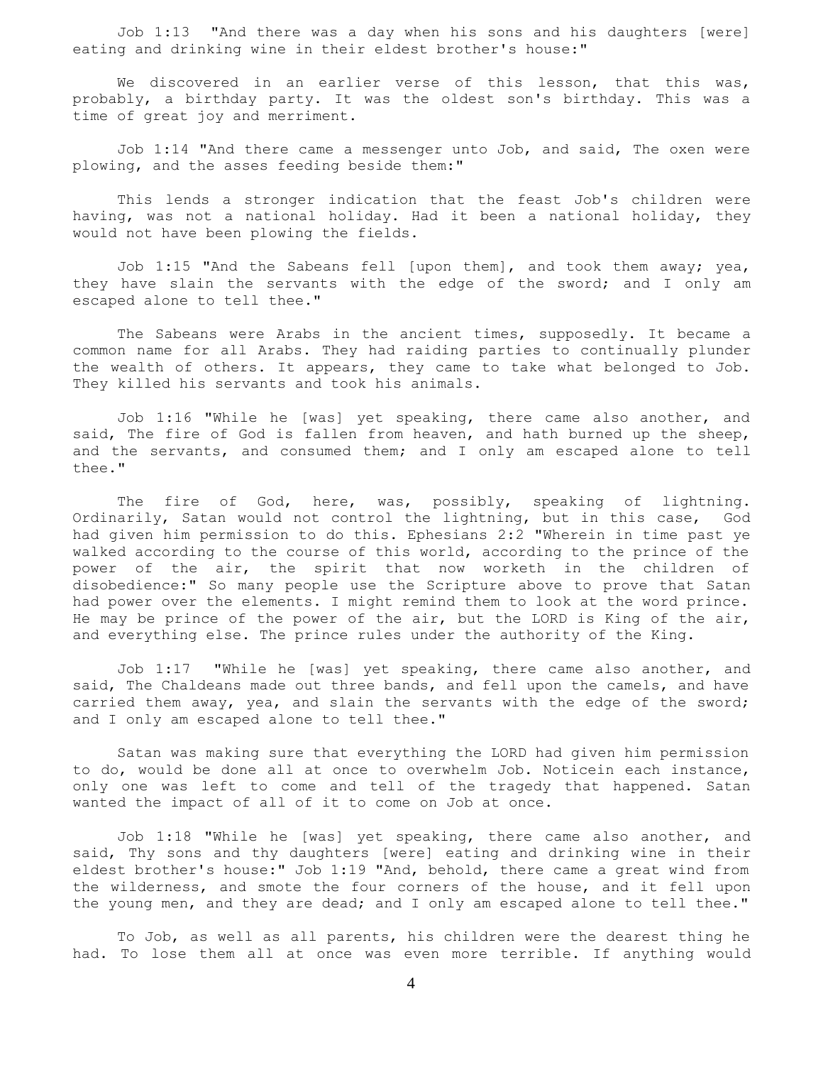Job 1:13 "And there was a day when his sons and his daughters [were] eating and drinking wine in their eldest brother's house:"

We discovered in an earlier verse of this lesson, that this was, probably, a birthday party. It was the oldest son's birthday. This was a time of great joy and merriment.

Job 1:14 "And there came a messenger unto Job, and said, The oxen were plowing, and the asses feeding beside them:"

This lends a stronger indication that the feast Job's children were having, was not a national holiday. Had it been a national holiday, they would not have been plowing the fields.

Job 1:15 "And the Sabeans fell [upon them], and took them away; yea, they have slain the servants with the edge of the sword; and I only am escaped alone to tell thee."

The Sabeans were Arabs in the ancient times, supposedly. It became a common name for all Arabs. They had raiding parties to continually plunder the wealth of others. It appears, they came to take what belonged to Job. They killed his servants and took his animals.

Job 1:16 "While he [was] yet speaking, there came also another, and said, The fire of God is fallen from heaven, and hath burned up the sheep, and the servants, and consumed them; and I only am escaped alone to tell thee."

The fire of God, here, was, possibly, speaking of lightning. Ordinarily, Satan would not control the lightning, but in this case, God had given him permission to do this. Ephesians 2:2 "Wherein in time past ye walked according to the course of this world, according to the prince of the power of the air, the spirit that now worketh in the children of disobedience:" So many people use the Scripture above to prove that Satan had power over the elements. I might remind them to look at the word prince. He may be prince of the power of the air, but the LORD is King of the air, and everything else. The prince rules under the authority of the King.

Job 1:17 "While he [was] yet speaking, there came also another, and said, The Chaldeans made out three bands, and fell upon the camels, and have carried them away, yea, and slain the servants with the edge of the sword; and I only am escaped alone to tell thee."

Satan was making sure that everything the LORD had given him permission to do, would be done all at once to overwhelm Job. Noticein each instance, only one was left to come and tell of the tragedy that happened. Satan wanted the impact of all of it to come on Job at once.

Job 1:18 "While he [was] yet speaking, there came also another, and said, Thy sons and thy daughters [were] eating and drinking wine in their eldest brother's house:" Job 1:19 "And, behold, there came a great wind from the wilderness, and smote the four corners of the house, and it fell upon the young men, and they are dead; and I only am escaped alone to tell thee."

To Job, as well as all parents, his children were the dearest thing he had. To lose them all at once was even more terrible. If anything would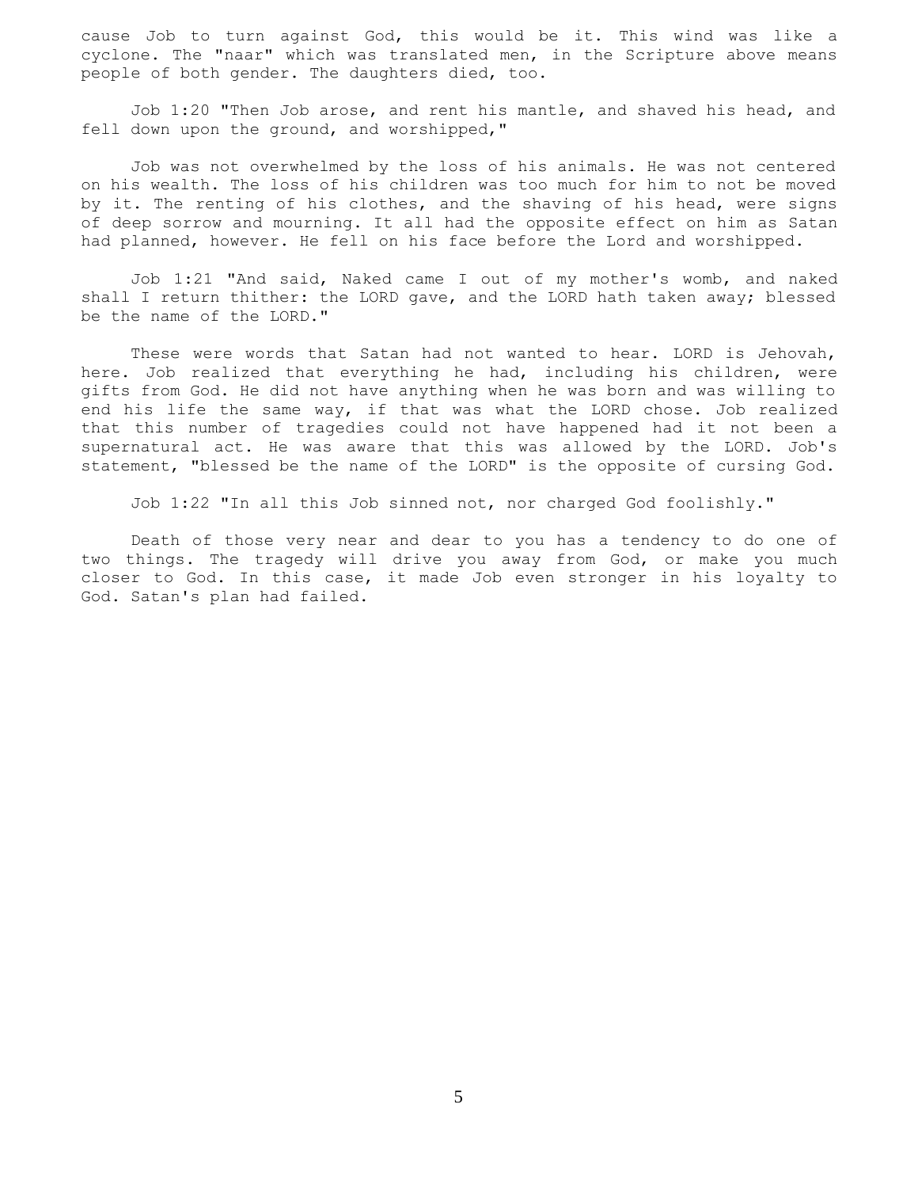cause Job to turn against God, this would be it. This wind was like a cyclone. The "naar" which was translated men, in the Scripture above means people of both gender. The daughters died, too.

Job 1:20 "Then Job arose, and rent his mantle, and shaved his head, and fell down upon the ground, and worshipped,"

Job was not overwhelmed by the loss of his animals. He was not centered on his wealth. The loss of his children was too much for him to not be moved by it. The renting of his clothes, and the shaving of his head, were signs of deep sorrow and mourning. It all had the opposite effect on him as Satan had planned, however. He fell on his face before the Lord and worshipped.

Job 1:21 "And said, Naked came I out of my mother's womb, and naked shall I return thither: the LORD gave, and the LORD hath taken away; blessed be the name of the LORD."

These were words that Satan had not wanted to hear. LORD is Jehovah, here. Job realized that everything he had, including his children, were gifts from God. He did not have anything when he was born and was willing to end his life the same way, if that was what the LORD chose. Job realized that this number of tragedies could not have happened had it not been a supernatural act. He was aware that this was allowed by the LORD. Job's statement, "blessed be the name of the LORD" is the opposite of cursing God.

Job 1:22 "In all this Job sinned not, nor charged God foolishly."

Death of those very near and dear to you has a tendency to do one of two things. The tragedy will drive you away from God, or make you much closer to God. In this case, it made Job even stronger in his loyalty to God. Satan's plan had failed.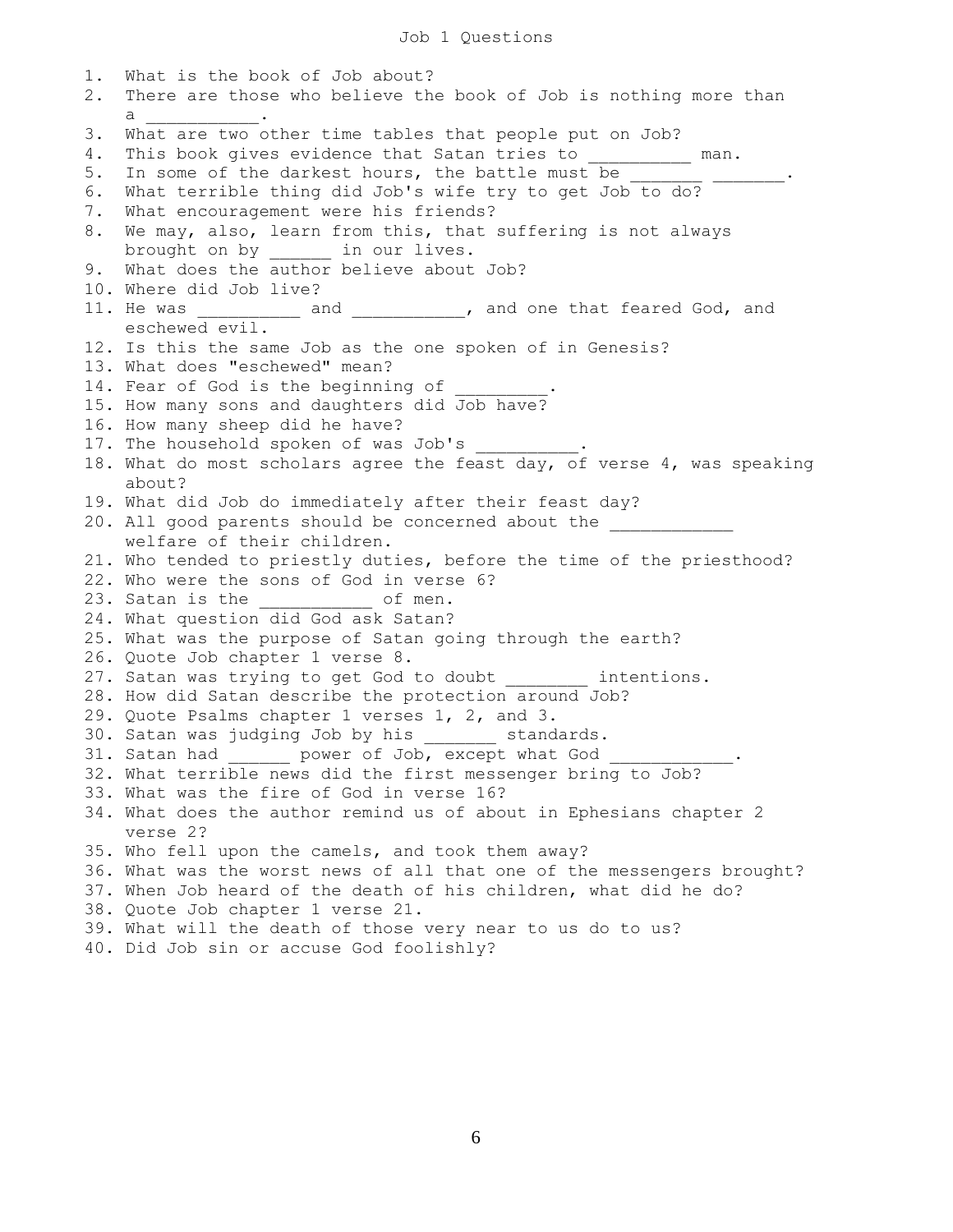# Job 1 Questions

1. What is the book of Job about?
2. There are those who believe the book of Job is nothing more than a ___________.
3. What are two other time tables that people put on Job?
4. This book gives evidence that Satan tries to __________ man.
5. In some of the darkest hours, the battle must be _______ _______.
6. What terrible thing did Job's wife try to get Job to do?
7. What encouragement were his friends?
8. We may, also, learn from this, that suffering is not always brought on by ______ in our lives.
9. What does the author believe about Job?
10. Where did Job live?
11. He was __________ and ___________, and one that feared God, and eschewed evil.
12. Is this the same Job as the one spoken of in Genesis?
13. What does "eschewed" mean?
14. Fear of God is the beginning of _________.
15. How many sons and daughters did Job have?
16. How many sheep did he have?
17. The household spoken of was Job's __________.
18. What do most scholars agree the feast day, of verse 4, was speaking about?
19. What did Job do immediately after their feast day?
20. All good parents should be concerned about the ____________ welfare of their children.
21. Who tended to priestly duties, before the time of the priesthood?
22. Who were the sons of God in verse 6?
23. Satan is the ___________ of men.
24. What question did God ask Satan?
25. What was the purpose of Satan going through the earth?
26. Quote Job chapter 1 verse 8.
27. Satan was trying to get God to doubt ________ intentions.
28. How did Satan describe the protection around Job?
29. Quote Psalms chapter 1 verses 1, 2, and 3.
30. Satan was judging Job by his _______ standards.
31. Satan had ______ power of Job, except what God ____________.
32. What terrible news did the first messenger bring to Job?
33. What was the fire of God in verse 16?
34. What does the author remind us of about in Ephesians chapter 2 verse 2?
35. Who fell upon the camels, and took them away?
36. What was the worst news of all that one of the messengers brought?
37. When Job heard of the death of his children, what did he do?
38. Quote Job chapter 1 verse 21.
39. What will the death of those very near to us do to us?
40. Did Job sin or accuse God foolishly?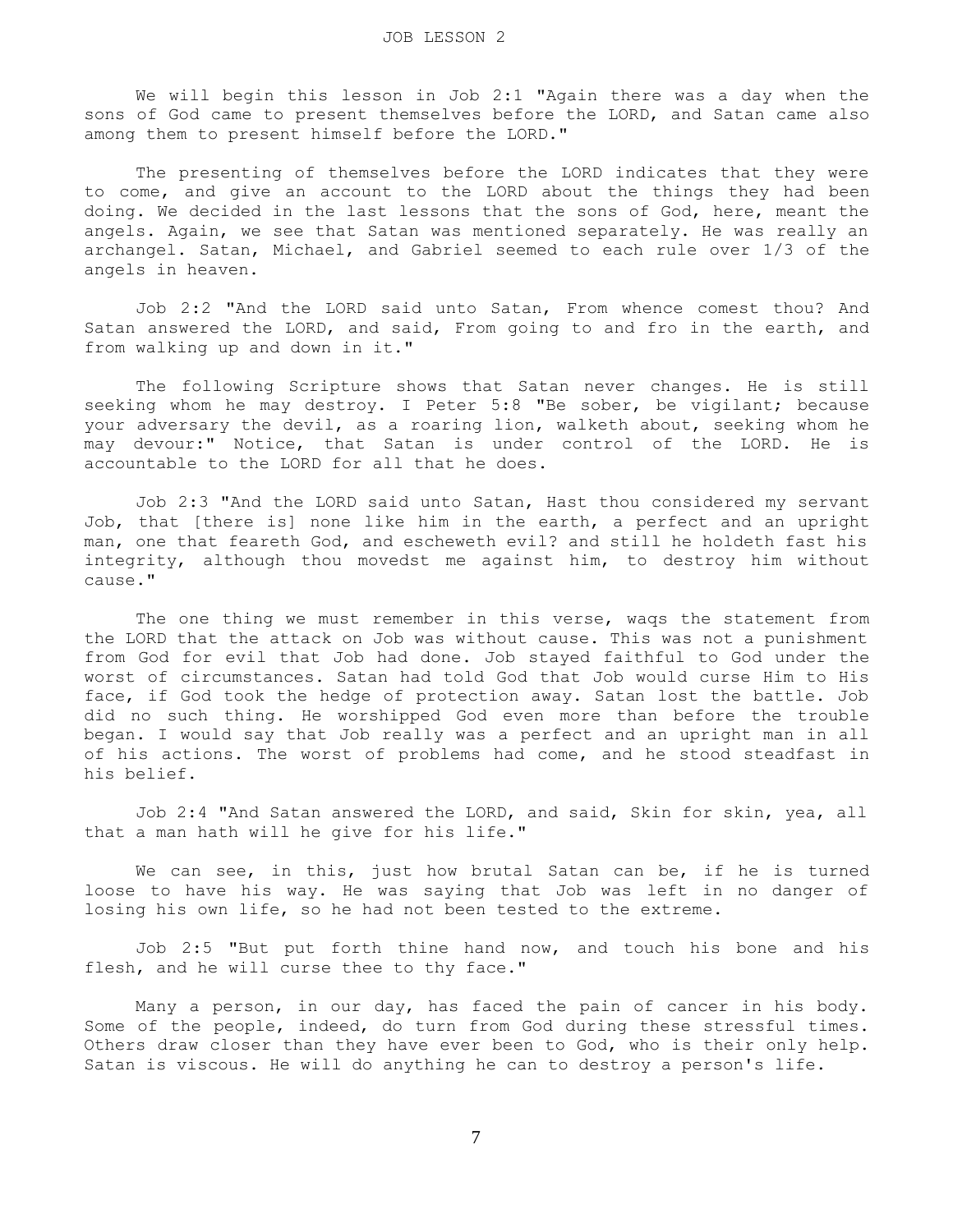# JOB LESSON 2

We will begin this lesson in Job 2:1 "Again there was a day when the sons of God came to present themselves before the LORD, and Satan came also among them to present himself before the LORD."

The presenting of themselves before the LORD indicates that they were to come, and give an account to the LORD about the things they had been doing. We decided in the last lessons that the sons of God, here, meant the angels. Again, we see that Satan was mentioned separately. He was really an archangel. Satan, Michael, and Gabriel seemed to each rule over 1/3 of the angels in heaven.

Job 2:2 "And the LORD said unto Satan, From whence comest thou? And Satan answered the LORD, and said, From going to and fro in the earth, and from walking up and down in it."

The following Scripture shows that Satan never changes. He is still seeking whom he may destroy. I Peter 5:8 "Be sober, be vigilant; because your adversary the devil, as a roaring lion, walketh about, seeking whom he may devour:" Notice, that Satan is under control of the LORD. He is accountable to the LORD for all that he does.

Job 2:3 "And the LORD said unto Satan, Hast thou considered my servant Job, that [there is] none like him in the earth, a perfect and an upright man, one that feareth God, and escheweth evil? and still he holdeth fast his integrity, although thou movedst me against him, to destroy him without cause."

The one thing we must remember in this verse, waqs the statement from the LORD that the attack on Job was without cause. This was not a punishment from God for evil that Job had done. Job stayed faithful to God under the worst of circumstances. Satan had told God that Job would curse Him to His face, if God took the hedge of protection away. Satan lost the battle. Job did no such thing. He worshipped God even more than before the trouble began. I would say that Job really was a perfect and an upright man in all of his actions. The worst of problems had come, and he stood steadfast in his belief.

Job 2:4 "And Satan answered the LORD, and said, Skin for skin, yea, all that a man hath will he give for his life."

We can see, in this, just how brutal Satan can be, if he is turned loose to have his way. He was saying that Job was left in no danger of losing his own life, so he had not been tested to the extreme.

Job 2:5 "But put forth thine hand now, and touch his bone and his flesh, and he will curse thee to thy face."

Many a person, in our day, has faced the pain of cancer in his body. Some of the people, indeed, do turn from God during these stressful times. Others draw closer than they have ever been to God, who is their only help. Satan is viscous. He will do anything he can to destroy a person's life.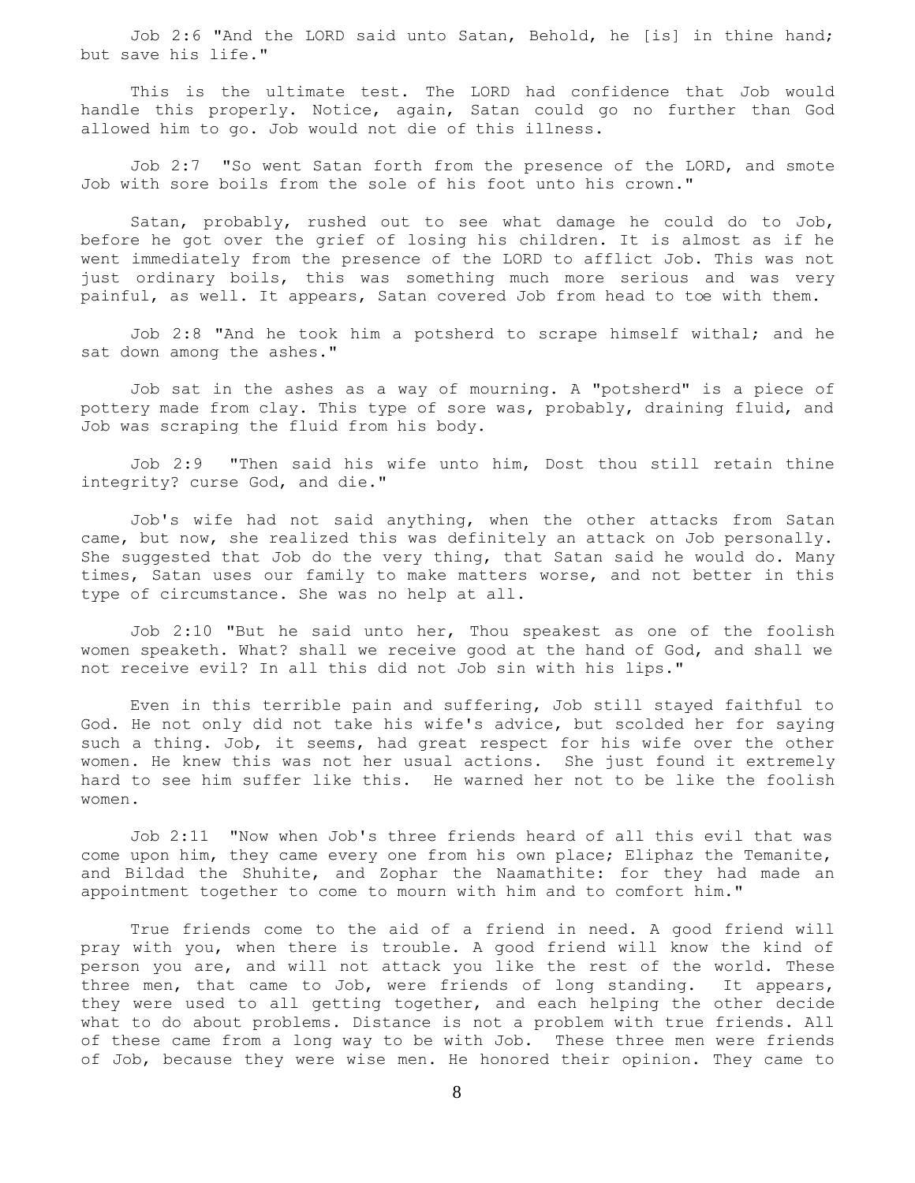Job 2:6 "And the LORD said unto Satan, Behold, he [is] in thine hand; but save his life."

This is the ultimate test. The LORD had confidence that Job would handle this properly. Notice, again, Satan could go no further than God allowed him to go. Job would not die of this illness.

Job 2:7 "So went Satan forth from the presence of the LORD, and smote Job with sore boils from the sole of his foot unto his crown."

Satan, probably, rushed out to see what damage he could do to Job, before he got over the grief of losing his children. It is almost as if he went immediately from the presence of the LORD to afflict Job. This was not just ordinary boils, this was something much more serious and was very painful, as well. It appears, Satan covered Job from head to toe with them.

Job 2:8 "And he took him a potsherd to scrape himself withal; and he sat down among the ashes."

Job sat in the ashes as a way of mourning. A "potsherd" is a piece of pottery made from clay. This type of sore was, probably, draining fluid, and Job was scraping the fluid from his body.

Job 2:9 "Then said his wife unto him, Dost thou still retain thine integrity? curse God, and die."

Job's wife had not said anything, when the other attacks from Satan came, but now, she realized this was definitely an attack on Job personally. She suggested that Job do the very thing, that Satan said he would do. Many times, Satan uses our family to make matters worse, and not better in this type of circumstance. She was no help at all.

Job 2:10 "But he said unto her, Thou speakest as one of the foolish women speaketh. What? shall we receive good at the hand of God, and shall we not receive evil? In all this did not Job sin with his lips."

Even in this terrible pain and suffering, Job still stayed faithful to God. He not only did not take his wife's advice, but scolded her for saying such a thing. Job, it seems, had great respect for his wife over the other women. He knew this was not her usual actions. She just found it extremely hard to see him suffer like this. He warned her not to be like the foolish women.

Job 2:11 "Now when Job's three friends heard of all this evil that was come upon him, they came every one from his own place; Eliphaz the Temanite, and Bildad the Shuhite, and Zophar the Naamathite: for they had made an appointment together to come to mourn with him and to comfort him."

True friends come to the aid of a friend in need. A good friend will pray with you, when there is trouble. A good friend will know the kind of person you are, and will not attack you like the rest of the world. These three men, that came to Job, were friends of long standing. It appears, they were used to all getting together, and each helping the other decide what to do about problems. Distance is not a problem with true friends. All of these came from a long way to be with Job. These three men were friends of Job, because they were wise men. He honored their opinion. They came to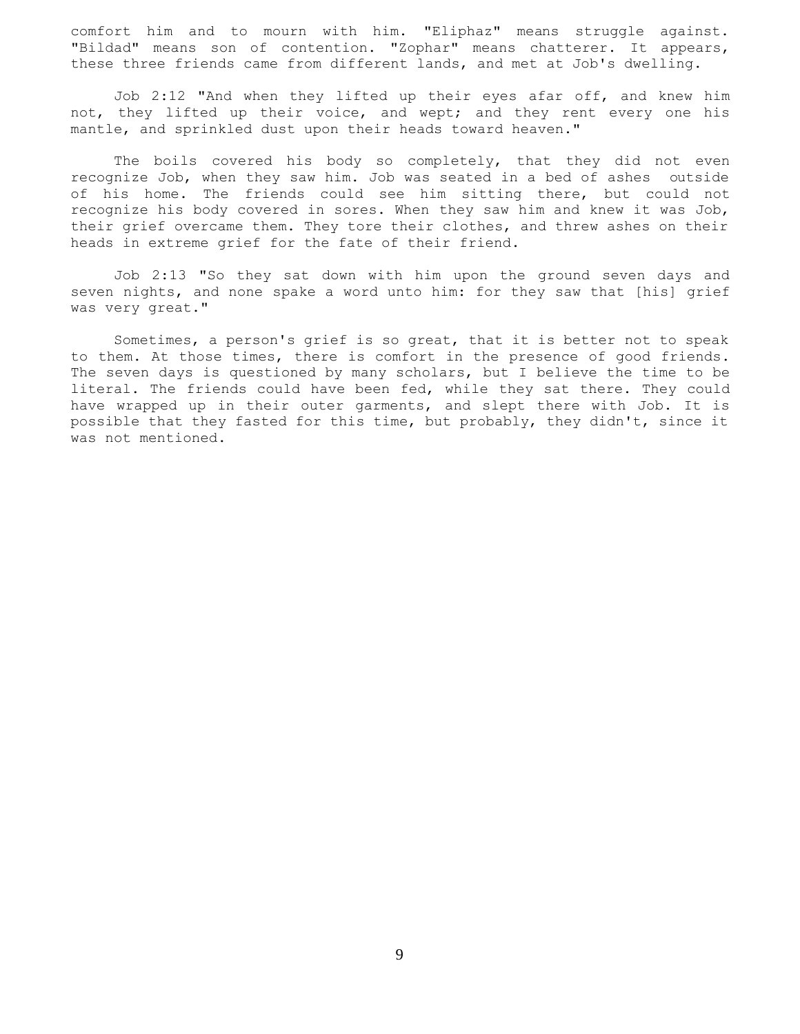comfort him and to mourn with him. "Eliphaz" means struggle against. "Bildad" means son of contention. "Zophar" means chatterer. It appears, these three friends came from different lands, and met at Job's dwelling.

Job 2:12 "And when they lifted up their eyes afar off, and knew him not, they lifted up their voice, and wept; and they rent every one his mantle, and sprinkled dust upon their heads toward heaven."

The boils covered his body so completely, that they did not even recognize Job, when they saw him. Job was seated in a bed of ashes outside of his home. The friends could see him sitting there, but could not recognize his body covered in sores. When they saw him and knew it was Job, their grief overcame them. They tore their clothes, and threw ashes on their heads in extreme grief for the fate of their friend.

Job 2:13 "So they sat down with him upon the ground seven days and seven nights, and none spake a word unto him: for they saw that [his] grief was very great."

Sometimes, a person's grief is so great, that it is better not to speak to them. At those times, there is comfort in the presence of good friends. The seven days is questioned by many scholars, but I believe the time to be literal. The friends could have been fed, while they sat there. They could have wrapped up in their outer garments, and slept there with Job. It is possible that they fasted for this time, but probably, they didn't, since it was not mentioned.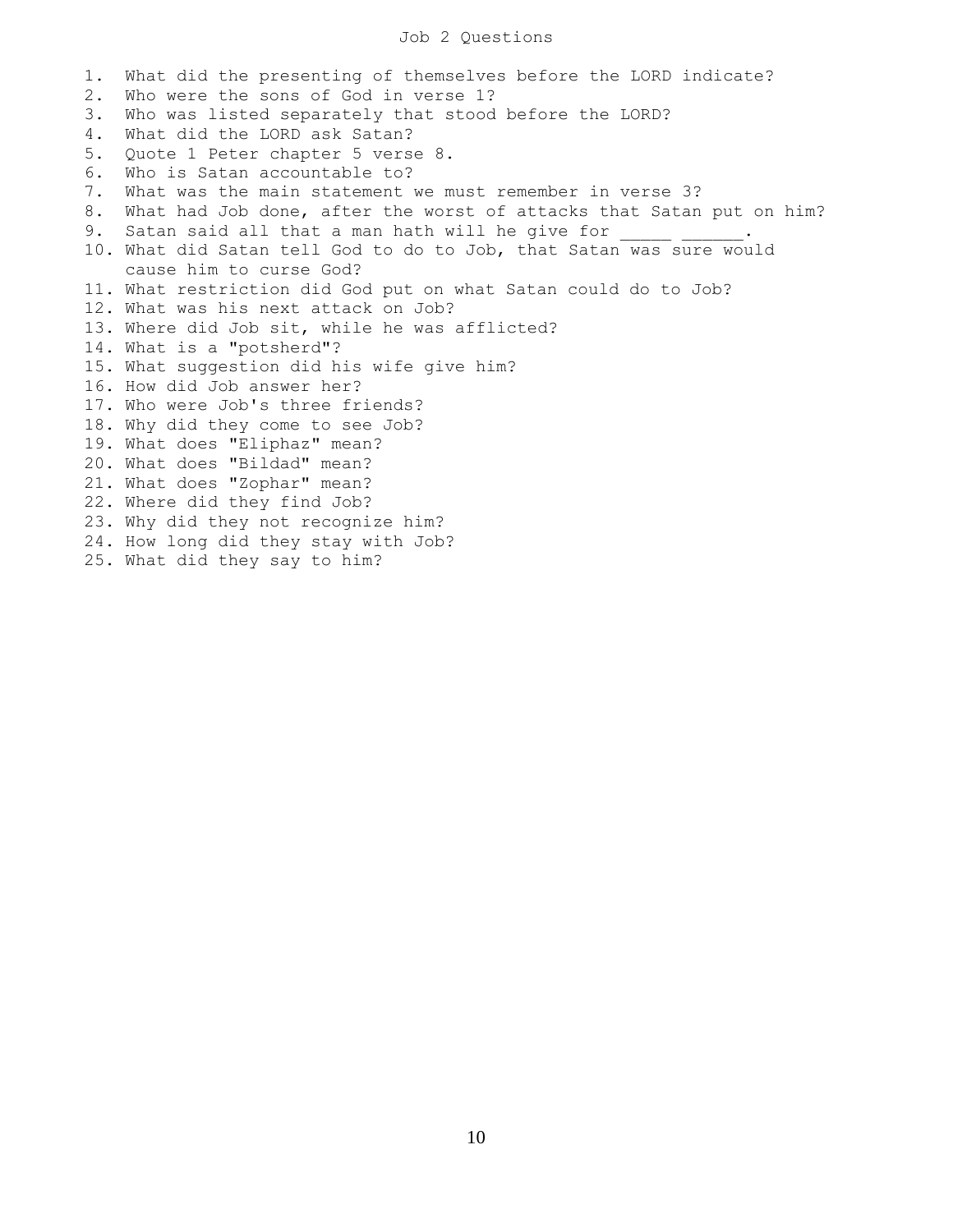# Job 2 Questions

1. What did the presenting of themselves before the LORD indicate?
2. Who were the sons of God in verse 1?
3. Who was listed separately that stood before the LORD?
4. What did the LORD ask Satan?
5. Quote 1 Peter chapter 5 verse 8.
6. Who is Satan accountable to?
7. What was the main statement we must remember in verse 3?
8. What had Job done, after the worst of attacks that Satan put on him?
9. Satan said all that a man hath will he give for _____ ______.
10. What did Satan tell God to do to Job, that Satan was sure would cause him to curse God?
11. What restriction did God put on what Satan could do to Job?
12. What was his next attack on Job?
13. Where did Job sit, while he was afflicted?
14. What is a "potsherd"?
15. What suggestion did his wife give him?
16. How did Job answer her?
17. Who were Job's three friends?
18. Why did they come to see Job?
19. What does "Eliphaz" mean?
20. What does "Bildad" mean?
21. What does "Zophar" mean?
22. Where did they find Job?
23. Why did they not recognize him?
24. How long did they stay with Job?
25. What did they say to him?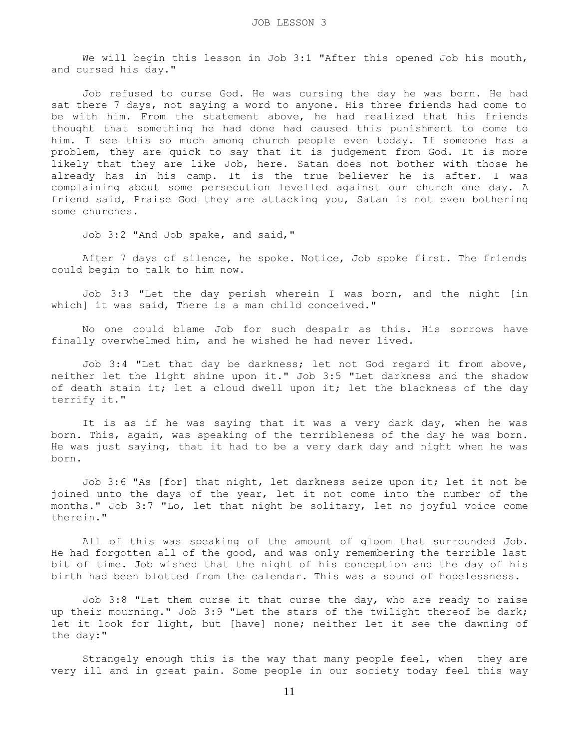# JOB LESSON 3

We will begin this lesson in Job 3:1 "After this opened Job his mouth, and cursed his day."

Job refused to curse God. He was cursing the day he was born. He had sat there 7 days, not saying a word to anyone. His three friends had come to be with him. From the statement above, he had realized that his friends thought that something he had done had caused this punishment to come to him. I see this so much among church people even today. If someone has a problem, they are quick to say that it is judgement from God. It is more likely that they are like Job, here. Satan does not bother with those he already has in his camp. It is the true believer he is after. I was complaining about some persecution levelled against our church one day. A friend said, Praise God they are attacking you, Satan is not even bothering some churches.

Job 3:2 "And Job spake, and said,"

After 7 days of silence, he spoke. Notice, Job spoke first. The friends could begin to talk to him now.

Job 3:3 "Let the day perish wherein I was born, and the night [in which] it was said, There is a man child conceived."

No one could blame Job for such despair as this. His sorrows have finally overwhelmed him, and he wished he had never lived.

Job 3:4 "Let that day be darkness; let not God regard it from above, neither let the light shine upon it." Job 3:5 "Let darkness and the shadow of death stain it; let a cloud dwell upon it; let the blackness of the day terrify it."

It is as if he was saying that it was a very dark day, when he was born. This, again, was speaking of the terribleness of the day he was born. He was just saying, that it had to be a very dark day and night when he was born.

Job 3:6 "As [for] that night, let darkness seize upon it; let it not be joined unto the days of the year, let it not come into the number of the months." Job 3:7 "Lo, let that night be solitary, let no joyful voice come therein."

All of this was speaking of the amount of gloom that surrounded Job. He had forgotten all of the good, and was only remembering the terrible last bit of time. Job wished that the night of his conception and the day of his birth had been blotted from the calendar. This was a sound of hopelessness.

Job 3:8 "Let them curse it that curse the day, who are ready to raise up their mourning." Job 3:9 "Let the stars of the twilight thereof be dark; let it look for light, but [have] none; neither let it see the dawning of the day:"

Strangely enough this is the way that many people feel, when they are very ill and in great pain. Some people in our society today feel this way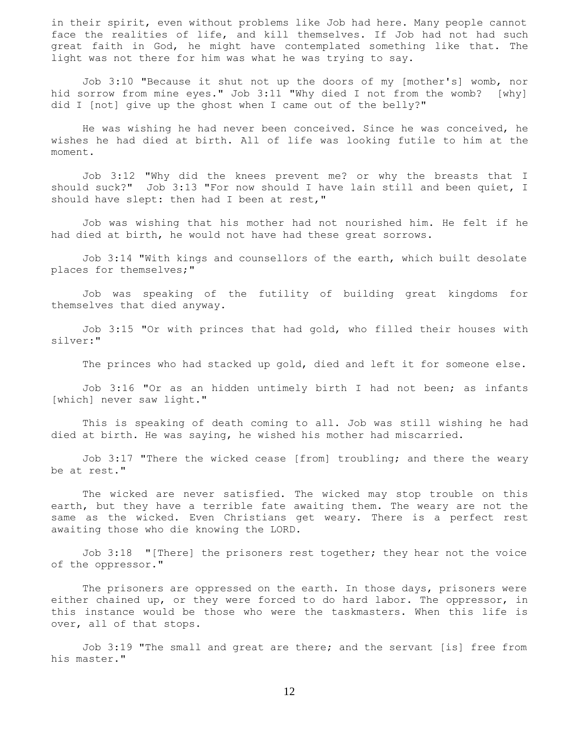in their spirit, even without problems like Job had here. Many people cannot face the realities of life, and kill themselves. If Job had not had such great faith in God, he might have contemplated something like that. The light was not there for him was what he was trying to say.

Job 3:10 "Because it shut not up the doors of my [mother's] womb, nor hid sorrow from mine eyes." Job 3:11 "Why died I not from the womb? [why] did I [not] give up the ghost when I came out of the belly?"

He was wishing he had never been conceived. Since he was conceived, he wishes he had died at birth. All of life was looking futile to him at the moment.

Job 3:12 "Why did the knees prevent me? or why the breasts that I should suck?" Job 3:13 "For now should I have lain still and been quiet, I should have slept: then had I been at rest,"

Job was wishing that his mother had not nourished him. He felt if he had died at birth, he would not have had these great sorrows.

Job 3:14 "With kings and counsellors of the earth, which built desolate places for themselves;"

Job was speaking of the futility of building great kingdoms for themselves that died anyway.

Job 3:15 "Or with princes that had gold, who filled their houses with silver:"

The princes who had stacked up gold, died and left it for someone else.

Job 3:16 "Or as an hidden untimely birth I had not been; as infants [which] never saw light."

This is speaking of death coming to all. Job was still wishing he had died at birth. He was saying, he wished his mother had miscarried.

Job 3:17 "There the wicked cease [from] troubling; and there the weary be at rest."

The wicked are never satisfied. The wicked may stop trouble on this earth, but they have a terrible fate awaiting them. The weary are not the same as the wicked. Even Christians get weary. There is a perfect rest awaiting those who die knowing the LORD.

Job 3:18 "[There] the prisoners rest together; they hear not the voice of the oppressor."

The prisoners are oppressed on the earth. In those days, prisoners were either chained up, or they were forced to do hard labor. The oppressor, in this instance would be those who were the taskmasters. When this life is over, all of that stops.

Job 3:19 "The small and great are there; and the servant [is] free from his master."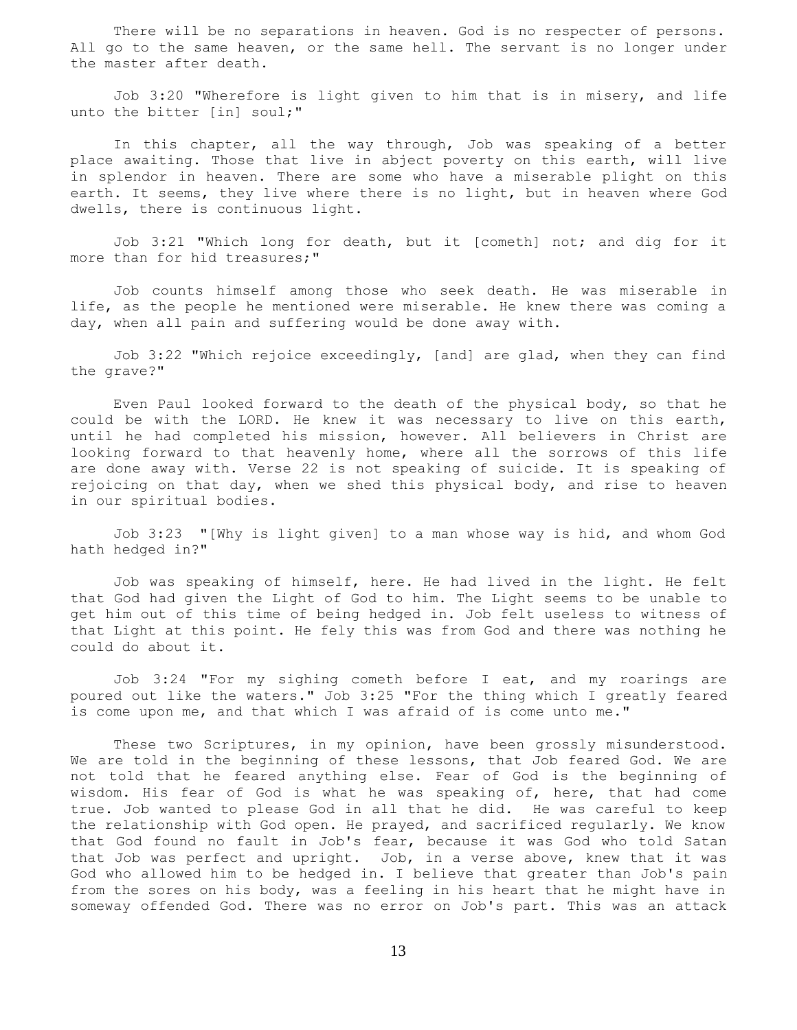There will be no separations in heaven. God is no respecter of persons. All go to the same heaven, or the same hell. The servant is no longer under the master after death.

Job 3:20 "Wherefore is light given to him that is in misery, and life unto the bitter [in] soul;"

In this chapter, all the way through, Job was speaking of a better place awaiting. Those that live in abject poverty on this earth, will live in splendor in heaven. There are some who have a miserable plight on this earth. It seems, they live where there is no light, but in heaven where God dwells, there is continuous light.

Job 3:21 "Which long for death, but it [cometh] not; and dig for it more than for hid treasures;"

Job counts himself among those who seek death. He was miserable in life, as the people he mentioned were miserable. He knew there was coming a day, when all pain and suffering would be done away with.

Job 3:22 "Which rejoice exceedingly, [and] are glad, when they can find the grave?"

Even Paul looked forward to the death of the physical body, so that he could be with the LORD. He knew it was necessary to live on this earth, until he had completed his mission, however. All believers in Christ are looking forward to that heavenly home, where all the sorrows of this life are done away with. Verse 22 is not speaking of suicide. It is speaking of rejoicing on that day, when we shed this physical body, and rise to heaven in our spiritual bodies.

Job 3:23 "[Why is light given] to a man whose way is hid, and whom God hath hedged in?"

Job was speaking of himself, here. He had lived in the light. He felt that God had given the Light of God to him. The Light seems to be unable to get him out of this time of being hedged in. Job felt useless to witness of that Light at this point. He fely this was from God and there was nothing he could do about it.

Job 3:24 "For my sighing cometh before I eat, and my roarings are poured out like the waters." Job 3:25 "For the thing which I greatly feared is come upon me, and that which I was afraid of is come unto me."

These two Scriptures, in my opinion, have been grossly misunderstood. We are told in the beginning of these lessons, that Job feared God. We are not told that he feared anything else. Fear of God is the beginning of wisdom. His fear of God is what he was speaking of, here, that had come true. Job wanted to please God in all that he did. He was careful to keep the relationship with God open. He prayed, and sacrificed regularly. We know that God found no fault in Job's fear, because it was God who told Satan that Job was perfect and upright. Job, in a verse above, knew that it was God who allowed him to be hedged in. I believe that greater than Job's pain from the sores on his body, was a feeling in his heart that he might have in someway offended God. There was no error on Job's part. This was an attack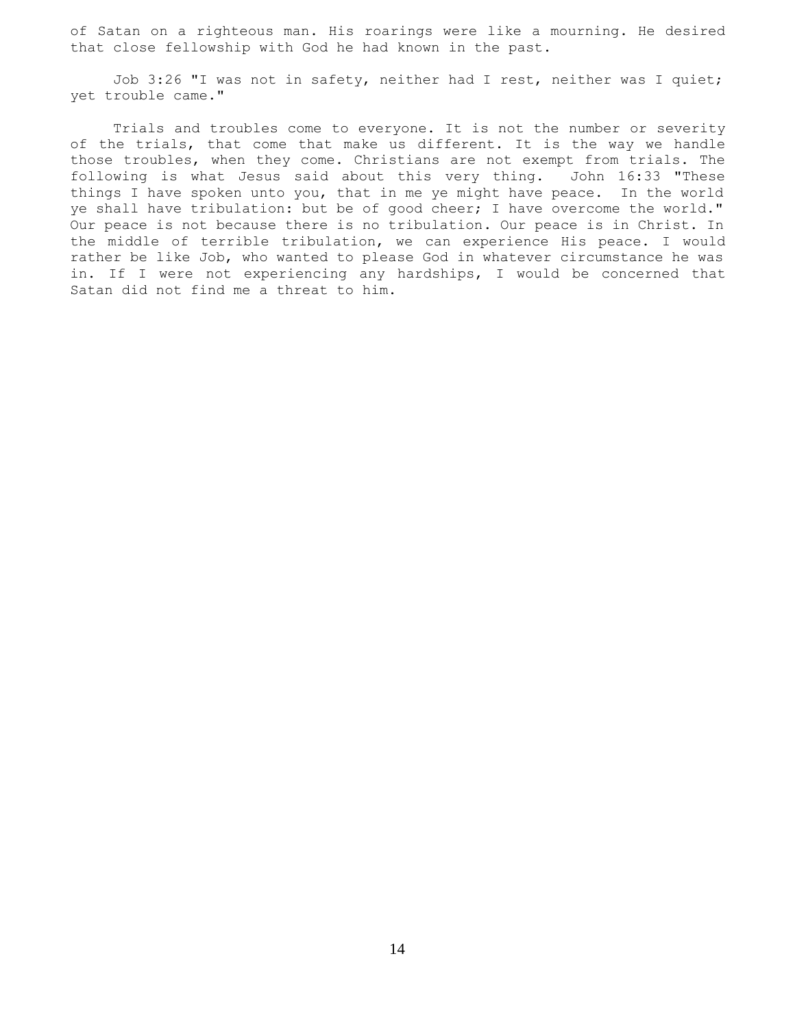of Satan on a righteous man. His roarings were like a mourning. He desired that close fellowship with God he had known in the past.

Job 3:26 "I was not in safety, neither had I rest, neither was I quiet; yet trouble came."

Trials and troubles come to everyone. It is not the number or severity of the trials, that come that make us different. It is the way we handle those troubles, when they come. Christians are not exempt from trials. The following is what Jesus said about this very thing. John 16:33 "These things I have spoken unto you, that in me ye might have peace. In the world ye shall have tribulation: but be of good cheer; I have overcome the world." Our peace is not because there is no tribulation. Our peace is in Christ. In the middle of terrible tribulation, we can experience His peace. I would rather be like Job, who wanted to please God in whatever circumstance he was in. If I were not experiencing any hardships, I would be concerned that Satan did not find me a threat to him.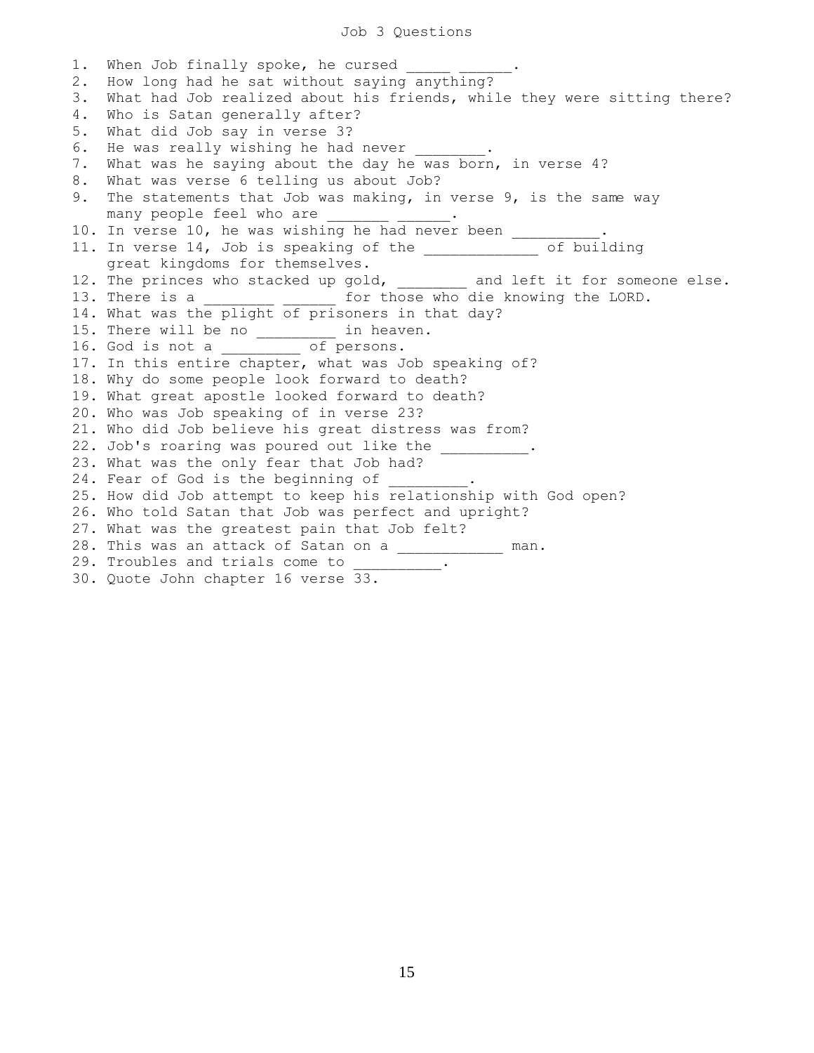# Job 3 Questions

1. When Job finally spoke, he cursed _____ ______.
2. How long had he sat without saying anything?
3. What had Job realized about his friends, while they were sitting there?
4. Who is Satan generally after?
5. What did Job say in verse 3?
6. He was really wishing he had never ________.
7. What was he saying about the day he was born, in verse 4?
8. What was verse 6 telling us about Job?
9. The statements that Job was making, in verse 9, is the same way many people feel who are _______ ______.
10. In verse 10, he was wishing he had never been __________.
11. In verse 14, Job is speaking of the _____________ of building great kingdoms for themselves.
12. The princes who stacked up gold, ________ and left it for someone else.
13. There is a ________ ______ for those who die knowing the LORD.
14. What was the plight of prisoners in that day?
15. There will be no _________ in heaven.
16. God is not a _________ of persons.
17. In this entire chapter, what was Job speaking of?
18. Why do some people look forward to death?
19. What great apostle looked forward to death?
20. Who was Job speaking of in verse 23?
21. Who did Job believe his great distress was from?
22. Job's roaring was poured out like the __________.
23. What was the only fear that Job had?
24. Fear of God is the beginning of _________.
25. How did Job attempt to keep his relationship with God open?
26. Who told Satan that Job was perfect and upright?
27. What was the greatest pain that Job felt?
28. This was an attack of Satan on a ____________ man.
29. Troubles and trials come to __________.
30. Quote John chapter 16 verse 33.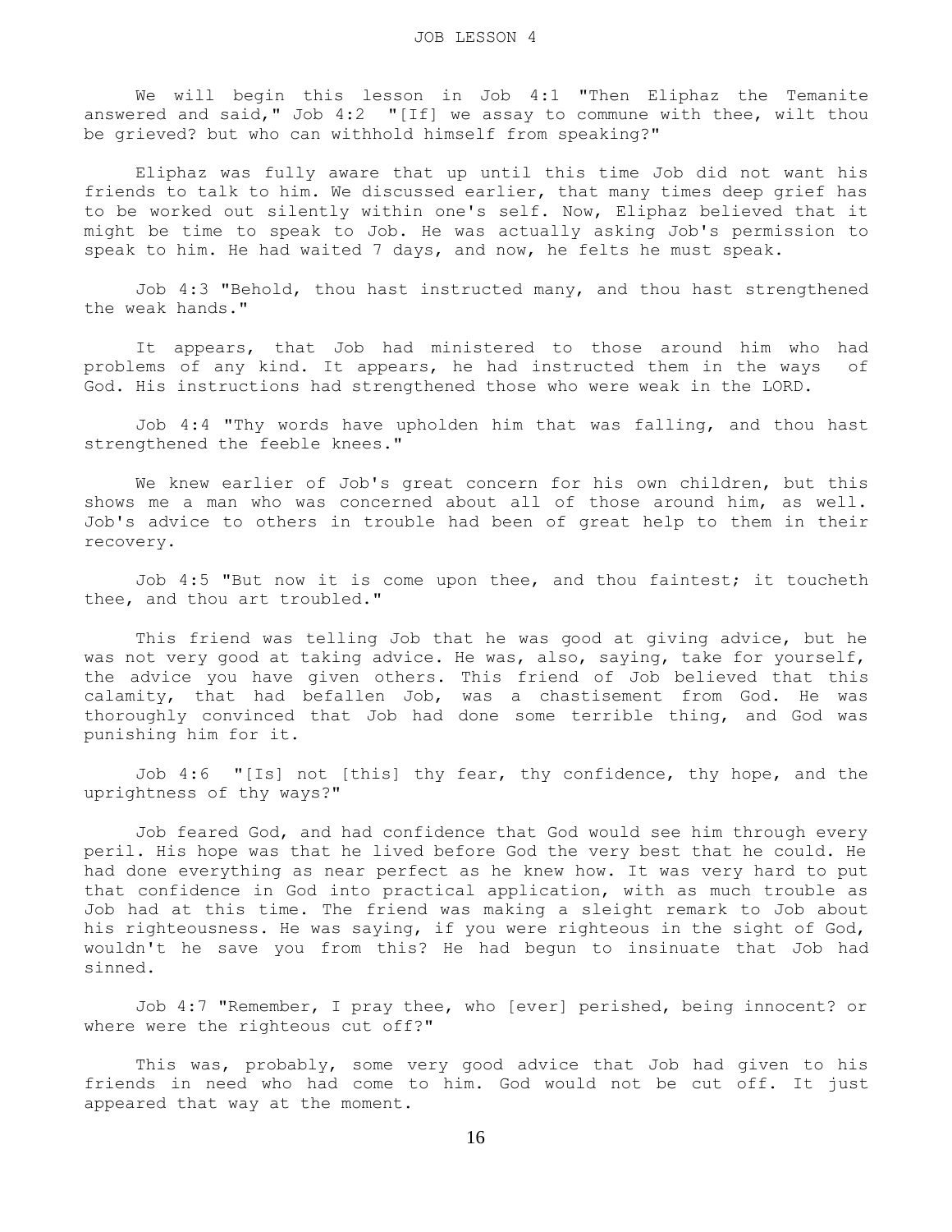# JOB LESSON 4

We will begin this lesson in Job 4:1 "Then Eliphaz the Temanite answered and said," Job 4:2 "[If] we assay to commune with thee, wilt thou be grieved? but who can withhold himself from speaking?"

Eliphaz was fully aware that up until this time Job did not want his friends to talk to him. We discussed earlier, that many times deep grief has to be worked out silently within one's self. Now, Eliphaz believed that it might be time to speak to Job. He was actually asking Job's permission to speak to him. He had waited 7 days, and now, he felts he must speak.

Job 4:3 "Behold, thou hast instructed many, and thou hast strengthened the weak hands."

It appears, that Job had ministered to those around him who had problems of any kind. It appears, he had instructed them in the ways of God. His instructions had strengthened those who were weak in the LORD.

Job 4:4 "Thy words have upholden him that was falling, and thou hast strengthened the feeble knees."

We knew earlier of Job's great concern for his own children, but this shows me a man who was concerned about all of those around him, as well. Job's advice to others in trouble had been of great help to them in their recovery.

Job 4:5 "But now it is come upon thee, and thou faintest; it toucheth thee, and thou art troubled."

This friend was telling Job that he was good at giving advice, but he was not very good at taking advice. He was, also, saying, take for yourself, the advice you have given others. This friend of Job believed that this calamity, that had befallen Job, was a chastisement from God. He was thoroughly convinced that Job had done some terrible thing, and God was punishing him for it.

Job 4:6 "[Is] not [this] thy fear, thy confidence, thy hope, and the uprightness of thy ways?"

Job feared God, and had confidence that God would see him through every peril. His hope was that he lived before God the very best that he could. He had done everything as near perfect as he knew how. It was very hard to put that confidence in God into practical application, with as much trouble as Job had at this time. The friend was making a sleight remark to Job about his righteousness. He was saying, if you were righteous in the sight of God, wouldn't he save you from this? He had begun to insinuate that Job had sinned.

Job 4:7 "Remember, I pray thee, who [ever] perished, being innocent? or where were the righteous cut off?"

This was, probably, some very good advice that Job had given to his friends in need who had come to him. God would not be cut off. It just appeared that way at the moment.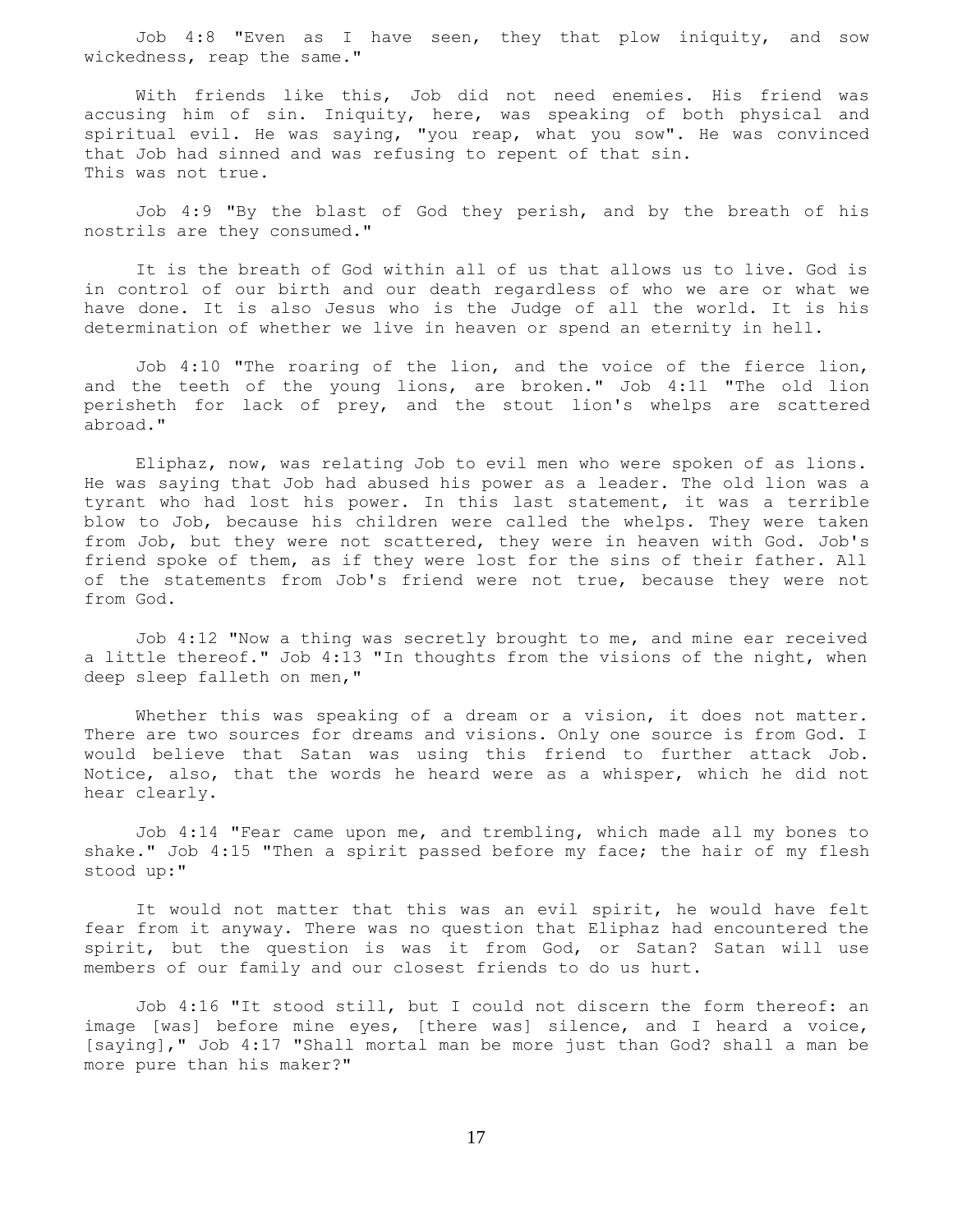Job 4:8 "Even as I have seen, they that plow iniquity, and sow wickedness, reap the same."

With friends like this, Job did not need enemies. His friend was accusing him of sin. Iniquity, here, was speaking of both physical and spiritual evil. He was saying, "you reap, what you sow". He was convinced that Job had sinned and was refusing to repent of that sin. This was not true.

Job 4:9 "By the blast of God they perish, and by the breath of his nostrils are they consumed."

It is the breath of God within all of us that allows us to live. God is in control of our birth and our death regardless of who we are or what we have done. It is also Jesus who is the Judge of all the world. It is his determination of whether we live in heaven or spend an eternity in hell.

Job 4:10 "The roaring of the lion, and the voice of the fierce lion, and the teeth of the young lions, are broken." Job 4:11 "The old lion perisheth for lack of prey, and the stout lion's whelps are scattered abroad."

Eliphaz, now, was relating Job to evil men who were spoken of as lions. He was saying that Job had abused his power as a leader. The old lion was a tyrant who had lost his power. In this last statement, it was a terrible blow to Job, because his children were called the whelps. They were taken from Job, but they were not scattered, they were in heaven with God. Job's friend spoke of them, as if they were lost for the sins of their father. All of the statements from Job's friend were not true, because they were not from God.

Job 4:12 "Now a thing was secretly brought to me, and mine ear received a little thereof." Job 4:13 "In thoughts from the visions of the night, when deep sleep falleth on men,"

Whether this was speaking of a dream or a vision, it does not matter. There are two sources for dreams and visions. Only one source is from God. I would believe that Satan was using this friend to further attack Job. Notice, also, that the words he heard were as a whisper, which he did not hear clearly.

Job 4:14 "Fear came upon me, and trembling, which made all my bones to shake." Job 4:15 "Then a spirit passed before my face; the hair of my flesh stood up:"

It would not matter that this was an evil spirit, he would have felt fear from it anyway. There was no question that Eliphaz had encountered the spirit, but the question is was it from God, or Satan? Satan will use members of our family and our closest friends to do us hurt.

Job 4:16 "It stood still, but I could not discern the form thereof: an image [was] before mine eyes, [there was] silence, and I heard a voice, [saying]," Job 4:17 "Shall mortal man be more just than God? shall a man be more pure than his maker?"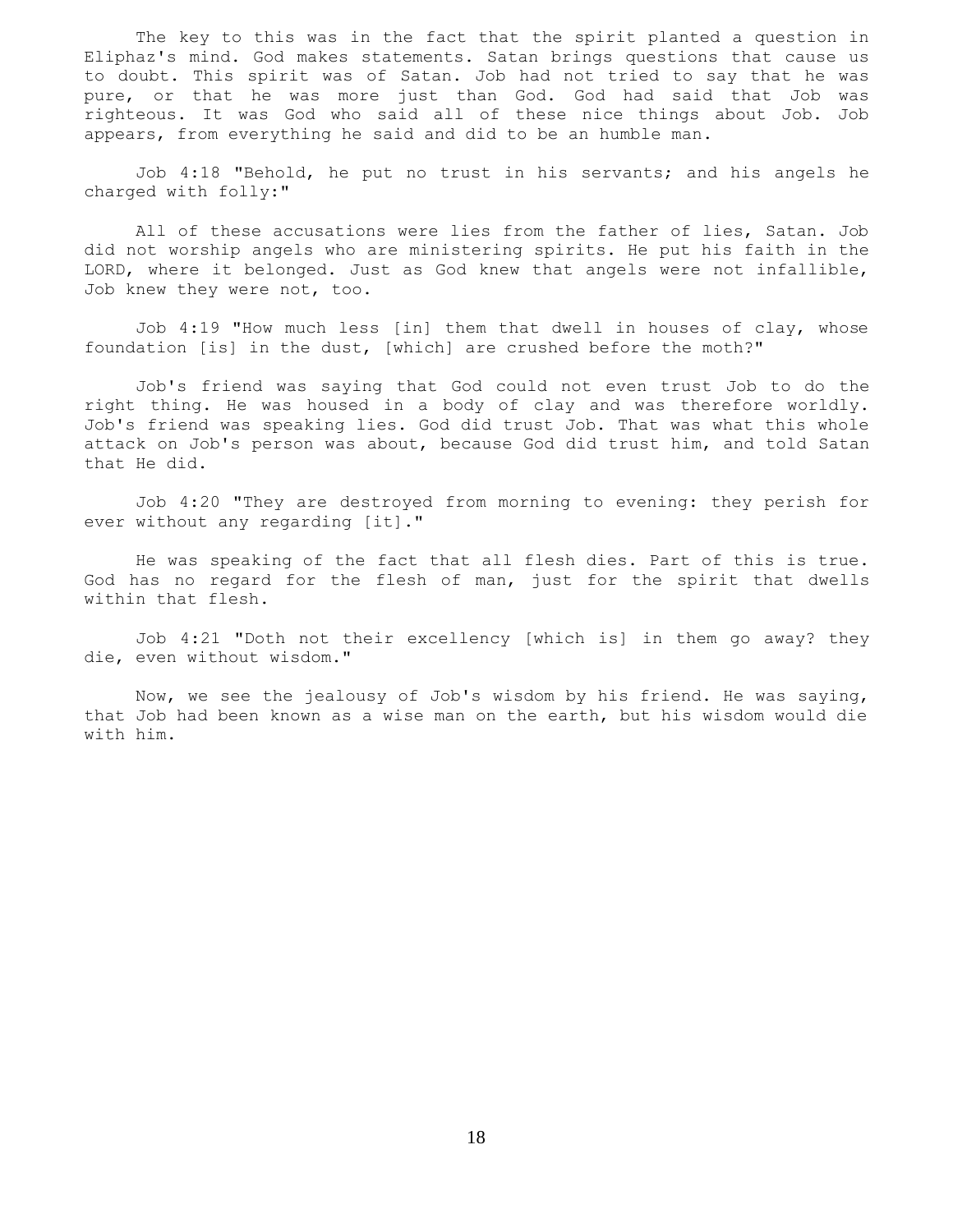The key to this was in the fact that the spirit planted a question in Eliphaz's mind. God makes statements. Satan brings questions that cause us to doubt. This spirit was of Satan. Job had not tried to say that he was pure, or that he was more just than God. God had said that Job was righteous. It was God who said all of these nice things about Job. Job appears, from everything he said and did to be an humble man.

Job 4:18 "Behold, he put no trust in his servants; and his angels he charged with folly:"

All of these accusations were lies from the father of lies, Satan. Job did not worship angels who are ministering spirits. He put his faith in the LORD, where it belonged. Just as God knew that angels were not infallible, Job knew they were not, too.

Job 4:19 "How much less [in] them that dwell in houses of clay, whose foundation [is] in the dust, [which] are crushed before the moth?"

Job's friend was saying that God could not even trust Job to do the right thing. He was housed in a body of clay and was therefore worldly. Job's friend was speaking lies. God did trust Job. That was what this whole attack on Job's person was about, because God did trust him, and told Satan that He did.

Job 4:20 "They are destroyed from morning to evening: they perish for ever without any regarding [it]."

He was speaking of the fact that all flesh dies. Part of this is true. God has no regard for the flesh of man, just for the spirit that dwells within that flesh.

Job 4:21 "Doth not their excellency [which is] in them go away? they die, even without wisdom."

Now, we see the jealousy of Job's wisdom by his friend. He was saying, that Job had been known as a wise man on the earth, but his wisdom would die with him.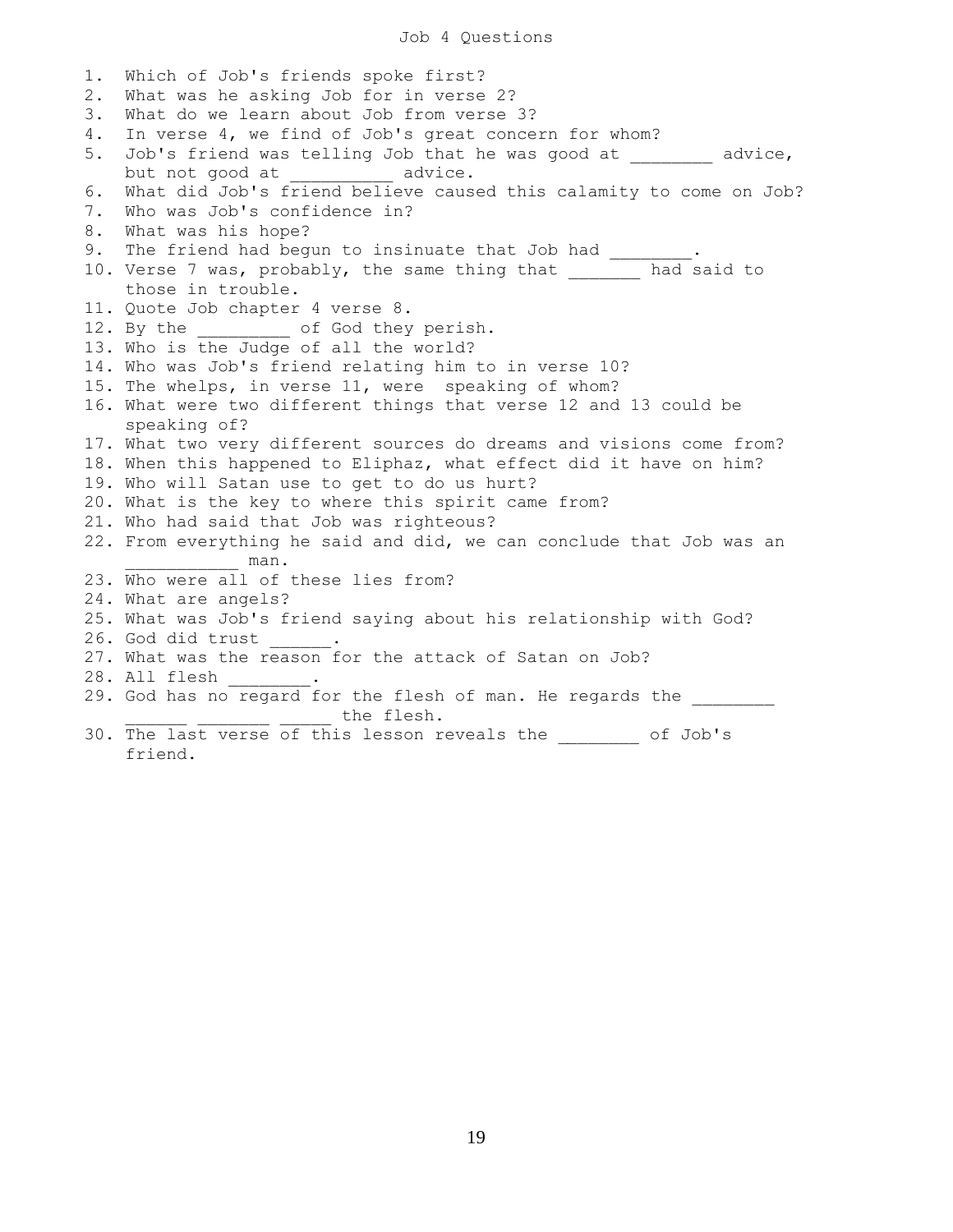# Job 4 Questions

1. Which of Job's friends spoke first?
2. What was he asking Job for in verse 2?
3. What do we learn about Job from verse 3?
4. In verse 4, we find of Job's great concern for whom?
5. Job's friend was telling Job that he was good at ________ advice, but not good at __________ advice.
6. What did Job's friend believe caused this calamity to come on Job?
7. Who was Job's confidence in?
8. What was his hope?
9. The friend had begun to insinuate that Job had ________.
10. Verse 7 was, probably, the same thing that _______ had said to those in trouble.
11. Quote Job chapter 4 verse 8.
12. By the _________ of God they perish.
13. Who is the Judge of all the world?
14. Who was Job's friend relating him to in verse 10?
15. The whelps, in verse 11, were speaking of whom?
16. What were two different things that verse 12 and 13 could be speaking of?
17. What two very different sources do dreams and visions come from?
18. When this happened to Eliphaz, what effect did it have on him?
19. Who will Satan use to get to do us hurt?
20. What is the key to where this spirit came from?
21. Who had said that Job was righteous?
22. From everything he said and did, we can conclude that Job was an ___________ man.
23. Who were all of these lies from?
24. What are angels?
25. What was Job's friend saying about his relationship with God?
26. God did trust ______.
27. What was the reason for the attack of Satan on Job?
28. All flesh ________.
29. God has no regard for the flesh of man. He regards the ________ ______ _______ _____ the flesh.
30. The last verse of this lesson reveals the ________ of Job's friend.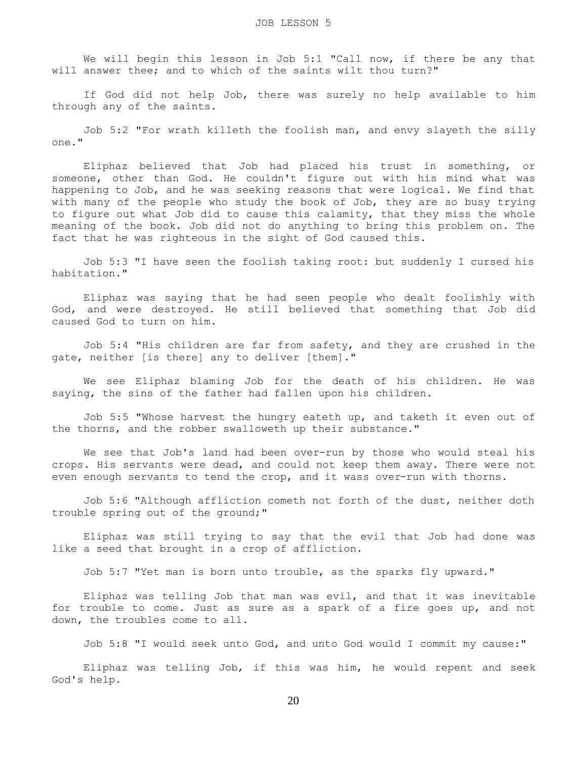# JOB LESSON 5

We will begin this lesson in Job 5:1 "Call now, if there be any that will answer thee; and to which of the saints wilt thou turn?"

If God did not help Job, there was surely no help available to him through any of the saints.

Job 5:2 "For wrath killeth the foolish man, and envy slayeth the silly one."

Eliphaz believed that Job had placed his trust in something, or someone, other than God. He couldn't figure out with his mind what was happening to Job, and he was seeking reasons that were logical. We find that with many of the people who study the book of Job, they are so busy trying to figure out what Job did to cause this calamity, that they miss the whole meaning of the book. Job did not do anything to bring this problem on. The fact that he was righteous in the sight of God caused this.

Job 5:3 "I have seen the foolish taking root: but suddenly I cursed his habitation."

Eliphaz was saying that he had seen people who dealt foolishly with God, and were destroyed. He still believed that something that Job did caused God to turn on him.

Job 5:4 "His children are far from safety, and they are crushed in the gate, neither [is there] any to deliver [them]."

We see Eliphaz blaming Job for the death of his children. He was saying, the sins of the father had fallen upon his children.

Job 5:5 "Whose harvest the hungry eateth up, and taketh it even out of the thorns, and the robber swalloweth up their substance."

We see that Job's land had been over-run by those who would steal his crops. His servants were dead, and could not keep them away. There were not even enough servants to tend the crop, and it wass over-run with thorns.

Job 5:6 "Although affliction cometh not forth of the dust, neither doth trouble spring out of the ground;"

Eliphaz was still trying to say that the evil that Job had done was like a seed that brought in a crop of affliction.

Job 5:7 "Yet man is born unto trouble, as the sparks fly upward."

Eliphaz was telling Job that man was evil, and that it was inevitable for trouble to come. Just as sure as a spark of a fire goes up, and not down, the troubles come to all.

Job 5:8 "I would seek unto God, and unto God would I commit my cause:"

Eliphaz was telling Job, if this was him, he would repent and seek God's help.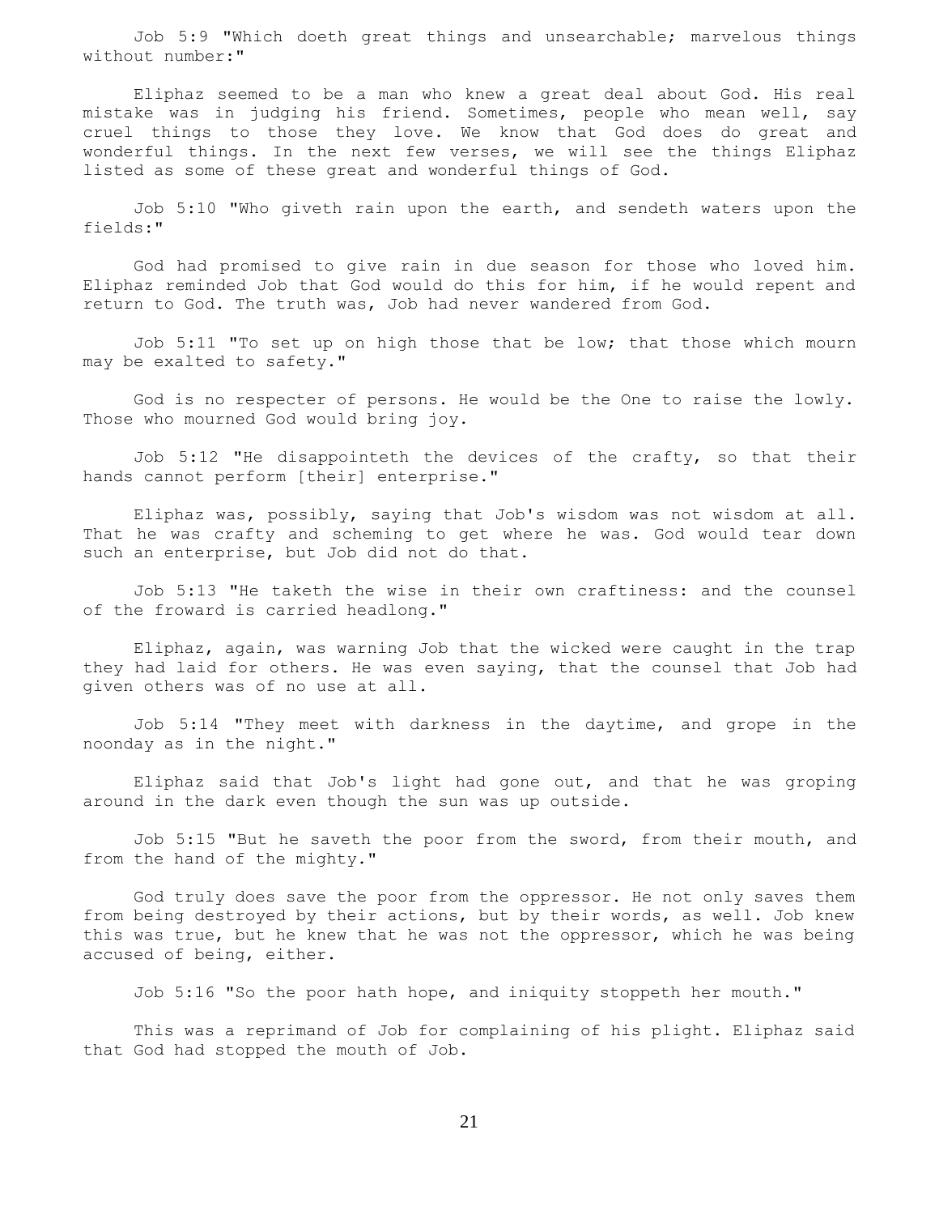Job 5:9 "Which doeth great things and unsearchable; marvelous things without number:"

Eliphaz seemed to be a man who knew a great deal about God. His real mistake was in judging his friend. Sometimes, people who mean well, say cruel things to those they love. We know that God does do great and wonderful things. In the next few verses, we will see the things Eliphaz listed as some of these great and wonderful things of God.

Job 5:10 "Who giveth rain upon the earth, and sendeth waters upon the fields:"

God had promised to give rain in due season for those who loved him. Eliphaz reminded Job that God would do this for him, if he would repent and return to God. The truth was, Job had never wandered from God.

Job 5:11 "To set up on high those that be low; that those which mourn may be exalted to safety."

God is no respecter of persons. He would be the One to raise the lowly. Those who mourned God would bring joy.

Job 5:12 "He disappointeth the devices of the crafty, so that their hands cannot perform [their] enterprise."

Eliphaz was, possibly, saying that Job's wisdom was not wisdom at all. That he was crafty and scheming to get where he was. God would tear down such an enterprise, but Job did not do that.

Job 5:13 "He taketh the wise in their own craftiness: and the counsel of the froward is carried headlong."

Eliphaz, again, was warning Job that the wicked were caught in the trap they had laid for others. He was even saying, that the counsel that Job had given others was of no use at all.

Job 5:14 "They meet with darkness in the daytime, and grope in the noonday as in the night."

Eliphaz said that Job's light had gone out, and that he was groping around in the dark even though the sun was up outside.

Job 5:15 "But he saveth the poor from the sword, from their mouth, and from the hand of the mighty."

God truly does save the poor from the oppressor. He not only saves them from being destroyed by their actions, but by their words, as well. Job knew this was true, but he knew that he was not the oppressor, which he was being accused of being, either.

Job 5:16 "So the poor hath hope, and iniquity stoppeth her mouth."

This was a reprimand of Job for complaining of his plight. Eliphaz said that God had stopped the mouth of Job.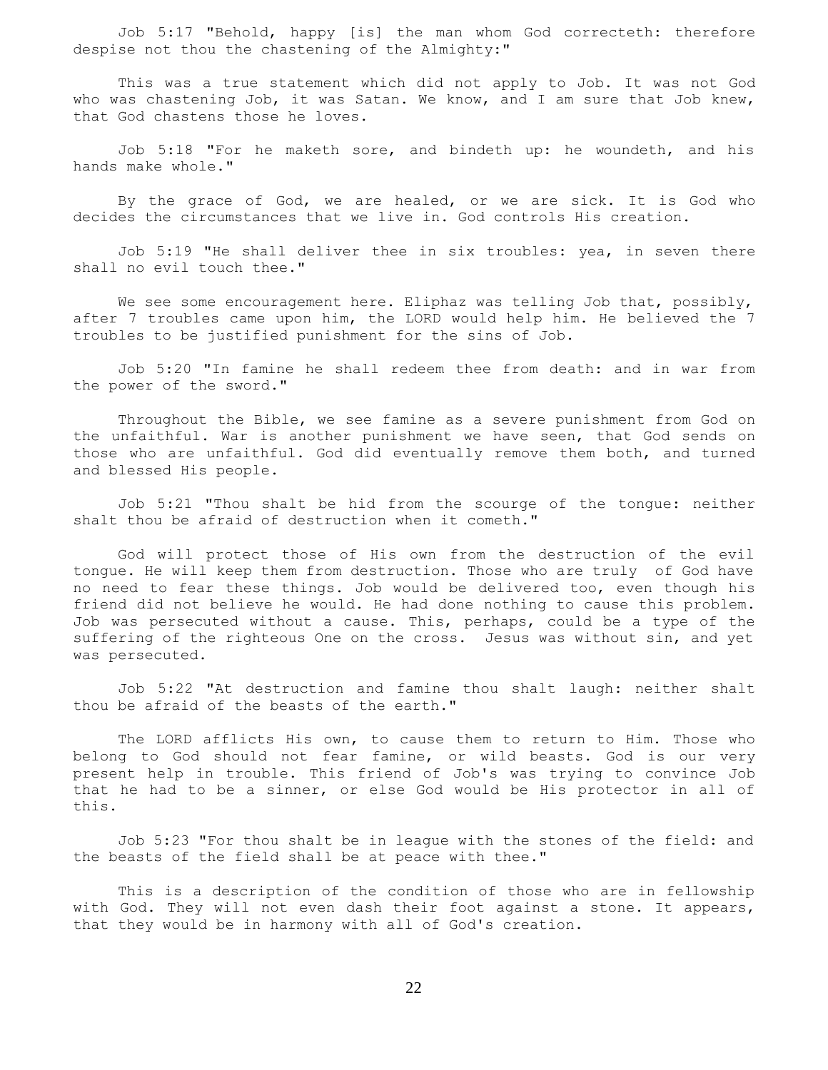Job 5:17 "Behold, happy [is] the man whom God correcteth: therefore despise not thou the chastening of the Almighty:"

This was a true statement which did not apply to Job. It was not God who was chastening Job, it was Satan. We know, and I am sure that Job knew, that God chastens those he loves.

Job 5:18 "For he maketh sore, and bindeth up: he woundeth, and his hands make whole."

By the grace of God, we are healed, or we are sick. It is God who decides the circumstances that we live in. God controls His creation.

Job 5:19 "He shall deliver thee in six troubles: yea, in seven there shall no evil touch thee."

We see some encouragement here. Eliphaz was telling Job that, possibly, after 7 troubles came upon him, the LORD would help him. He believed the 7 troubles to be justified punishment for the sins of Job.

Job 5:20 "In famine he shall redeem thee from death: and in war from the power of the sword."

Throughout the Bible, we see famine as a severe punishment from God on the unfaithful. War is another punishment we have seen, that God sends on those who are unfaithful. God did eventually remove them both, and turned and blessed His people.

Job 5:21 "Thou shalt be hid from the scourge of the tongue: neither shalt thou be afraid of destruction when it cometh."

God will protect those of His own from the destruction of the evil tongue. He will keep them from destruction. Those who are truly of God have no need to fear these things. Job would be delivered too, even though his friend did not believe he would. He had done nothing to cause this problem. Job was persecuted without a cause. This, perhaps, could be a type of the suffering of the righteous One on the cross. Jesus was without sin, and yet was persecuted.

Job 5:22 "At destruction and famine thou shalt laugh: neither shalt thou be afraid of the beasts of the earth."

The LORD afflicts His own, to cause them to return to Him. Those who belong to God should not fear famine, or wild beasts. God is our very present help in trouble. This friend of Job's was trying to convince Job that he had to be a sinner, or else God would be His protector in all of this.

Job 5:23 "For thou shalt be in league with the stones of the field: and the beasts of the field shall be at peace with thee."

This is a description of the condition of those who are in fellowship with God. They will not even dash their foot against a stone. It appears, that they would be in harmony with all of God's creation.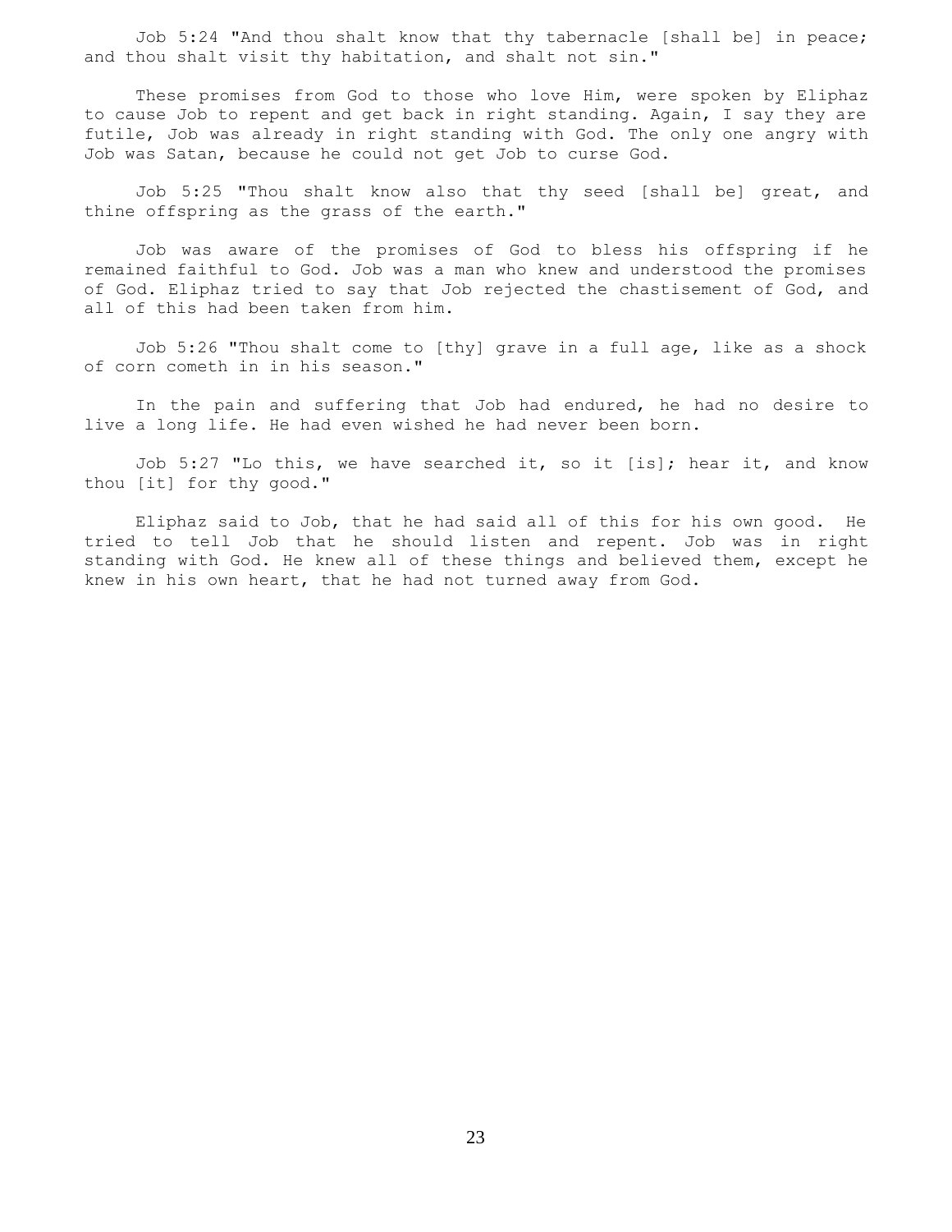Job 5:24 "And thou shalt know that thy tabernacle [shall be] in peace; and thou shalt visit thy habitation, and shalt not sin."

These promises from God to those who love Him, were spoken by Eliphaz to cause Job to repent and get back in right standing. Again, I say they are futile, Job was already in right standing with God. The only one angry with Job was Satan, because he could not get Job to curse God.

Job 5:25 "Thou shalt know also that thy seed [shall be] great, and thine offspring as the grass of the earth."

Job was aware of the promises of God to bless his offspring if he remained faithful to God. Job was a man who knew and understood the promises of God. Eliphaz tried to say that Job rejected the chastisement of God, and all of this had been taken from him.

Job 5:26 "Thou shalt come to [thy] grave in a full age, like as a shock of corn cometh in in his season."

In the pain and suffering that Job had endured, he had no desire to live a long life. He had even wished he had never been born.

Job 5:27 "Lo this, we have searched it, so it [is]; hear it, and know thou [it] for thy good."

Eliphaz said to Job, that he had said all of this for his own good. He tried to tell Job that he should listen and repent. Job was in right standing with God. He knew all of these things and believed them, except he knew in his own heart, that he had not turned away from God.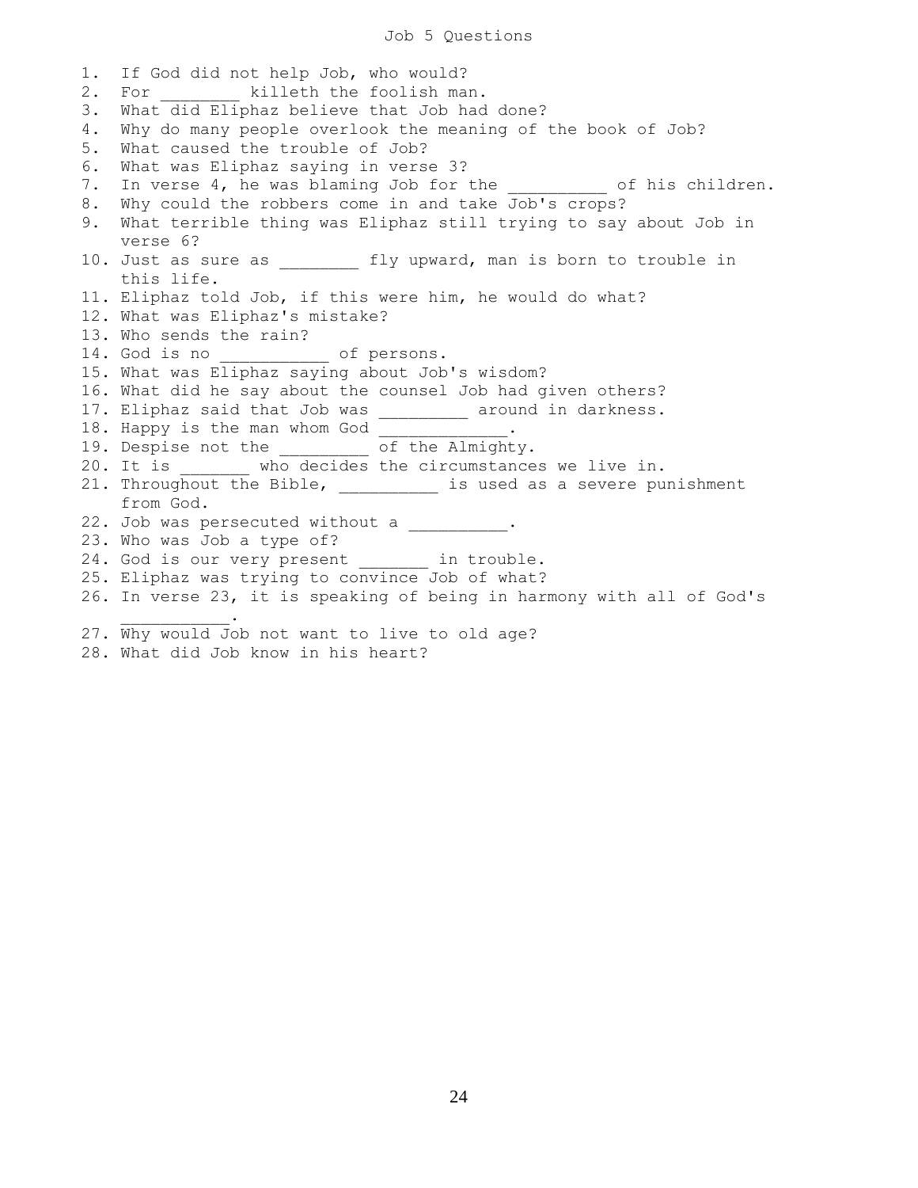# Job 5 Questions

1. If God did not help Job, who would?
2. For ________ killeth the foolish man.
3. What did Eliphaz believe that Job had done?
4. Why do many people overlook the meaning of the book of Job?
5. What caused the trouble of Job?
6. What was Eliphaz saying in verse 3?
7. In verse 4, he was blaming Job for the __________ of his children.
8. Why could the robbers come in and take Job's crops?
9. What terrible thing was Eliphaz still trying to say about Job in verse 6?
10. Just as sure as ________ fly upward, man is born to trouble in this life.
11. Eliphaz told Job, if this were him, he would do what?
12. What was Eliphaz's mistake?
13. Who sends the rain?
14. God is no ___________ of persons.
15. What was Eliphaz saying about Job's wisdom?
16. What did he say about the counsel Job had given others?
17. Eliphaz said that Job was _________ around in darkness.
18. Happy is the man whom God _____________.
19. Despise not the _________ of the Almighty.
20. It is _______ who decides the circumstances we live in.
21. Throughout the Bible, __________ is used as a severe punishment from God.
22. Job was persecuted without a __________.
23. Who was Job a type of?
24. God is our very present _______ in trouble.
25. Eliphaz was trying to convince Job of what?
26. In verse 23, it is speaking of being in harmony with all of God's ___________.
27. Why would Job not want to live to old age?
28. What did Job know in his heart?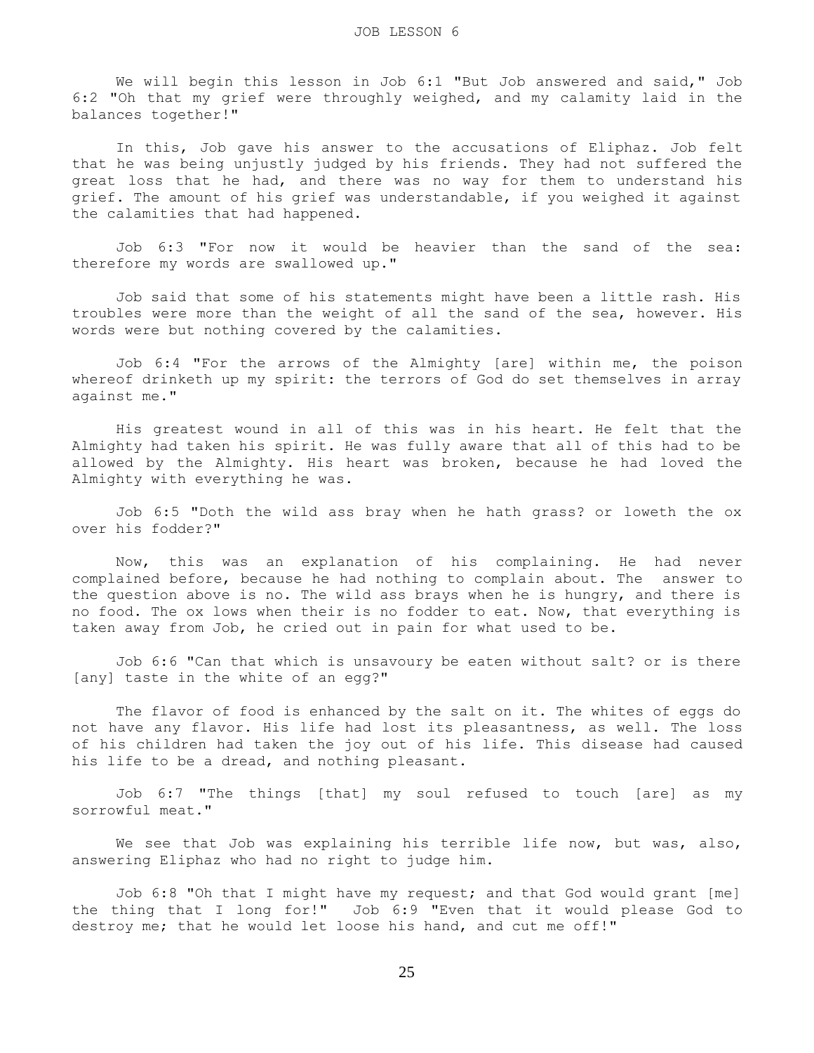# JOB LESSON 6

We will begin this lesson in Job 6:1 "But Job answered and said," Job 6:2 "Oh that my grief were throughly weighed, and my calamity laid in the balances together!"

In this, Job gave his answer to the accusations of Eliphaz. Job felt that he was being unjustly judged by his friends. They had not suffered the great loss that he had, and there was no way for them to understand his grief. The amount of his grief was understandable, if you weighed it against the calamities that had happened.

Job 6:3 "For now it would be heavier than the sand of the sea: therefore my words are swallowed up."

Job said that some of his statements might have been a little rash. His troubles were more than the weight of all the sand of the sea, however. His words were but nothing covered by the calamities.

Job 6:4 "For the arrows of the Almighty [are] within me, the poison whereof drinketh up my spirit: the terrors of God do set themselves in array against me."

His greatest wound in all of this was in his heart. He felt that the Almighty had taken his spirit. He was fully aware that all of this had to be allowed by the Almighty. His heart was broken, because he had loved the Almighty with everything he was.

Job 6:5 "Doth the wild ass bray when he hath grass? or loweth the ox over his fodder?"

Now, this was an explanation of his complaining. He had never complained before, because he had nothing to complain about. The answer to the question above is no. The wild ass brays when he is hungry, and there is no food. The ox lows when their is no fodder to eat. Now, that everything is taken away from Job, he cried out in pain for what used to be.

Job 6:6 "Can that which is unsavoury be eaten without salt? or is there [any] taste in the white of an egg?"

The flavor of food is enhanced by the salt on it. The whites of eggs do not have any flavor. His life had lost its pleasantness, as well. The loss of his children had taken the joy out of his life. This disease had caused his life to be a dread, and nothing pleasant.

Job 6:7 "The things [that] my soul refused to touch [are] as my sorrowful meat."

We see that Job was explaining his terrible life now, but was, also, answering Eliphaz who had no right to judge him.

Job 6:8 "Oh that I might have my request; and that God would grant [me] the thing that I long for!" Job 6:9 "Even that it would please God to destroy me; that he would let loose his hand, and cut me off!"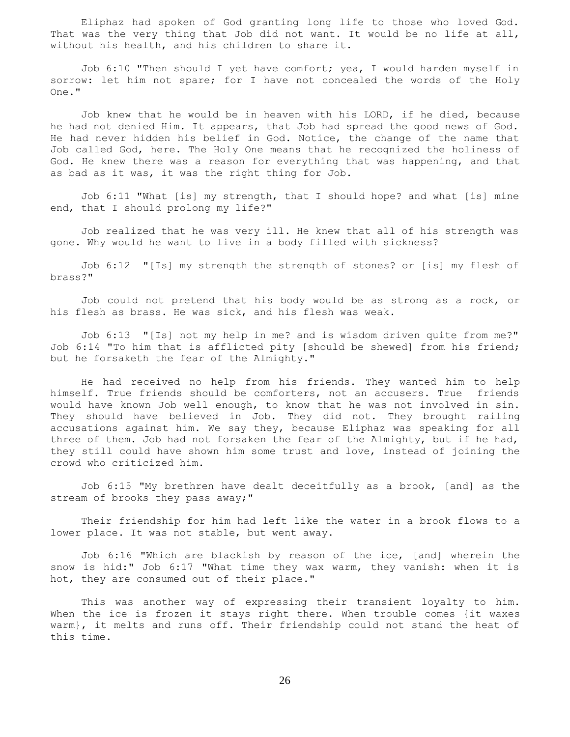Eliphaz had spoken of God granting long life to those who loved God. That was the very thing that Job did not want. It would be no life at all, without his health, and his children to share it.

Job 6:10 "Then should I yet have comfort; yea, I would harden myself in sorrow: let him not spare; for I have not concealed the words of the Holy One."

Job knew that he would be in heaven with his LORD, if he died, because he had not denied Him. It appears, that Job had spread the good news of God. He had never hidden his belief in God. Notice, the change of the name that Job called God, here. The Holy One means that he recognized the holiness of God. He knew there was a reason for everything that was happening, and that as bad as it was, it was the right thing for Job.

Job 6:11 "What [is] my strength, that I should hope? and what [is] mine end, that I should prolong my life?"

Job realized that he was very ill. He knew that all of his strength was gone. Why would he want to live in a body filled with sickness?

Job 6:12 "[Is] my strength the strength of stones? or [is] my flesh of brass?"

Job could not pretend that his body would be as strong as a rock, or his flesh as brass. He was sick, and his flesh was weak.

Job 6:13 "[Is] not my help in me? and is wisdom driven quite from me?" Job 6:14 "To him that is afflicted pity [should be shewed] from his friend; but he forsaketh the fear of the Almighty."

He had received no help from his friends. They wanted him to help himself. True friends should be comforters, not an accusers. True friends would have known Job well enough, to know that he was not involved in sin. They should have believed in Job. They did not. They brought railing accusations against him. We say they, because Eliphaz was speaking for all three of them. Job had not forsaken the fear of the Almighty, but if he had, they still could have shown him some trust and love, instead of joining the crowd who criticized him.

Job 6:15 "My brethren have dealt deceitfully as a brook, [and] as the stream of brooks they pass away;"

Their friendship for him had left like the water in a brook flows to a lower place. It was not stable, but went away.

Job 6:16 "Which are blackish by reason of the ice, [and] wherein the snow is hid:" Job 6:17 "What time they wax warm, they vanish: when it is hot, they are consumed out of their place."

This was another way of expressing their transient loyalty to him. When the ice is frozen it stays right there. When trouble comes {it waxes warm}, it melts and runs off. Their friendship could not stand the heat of this time.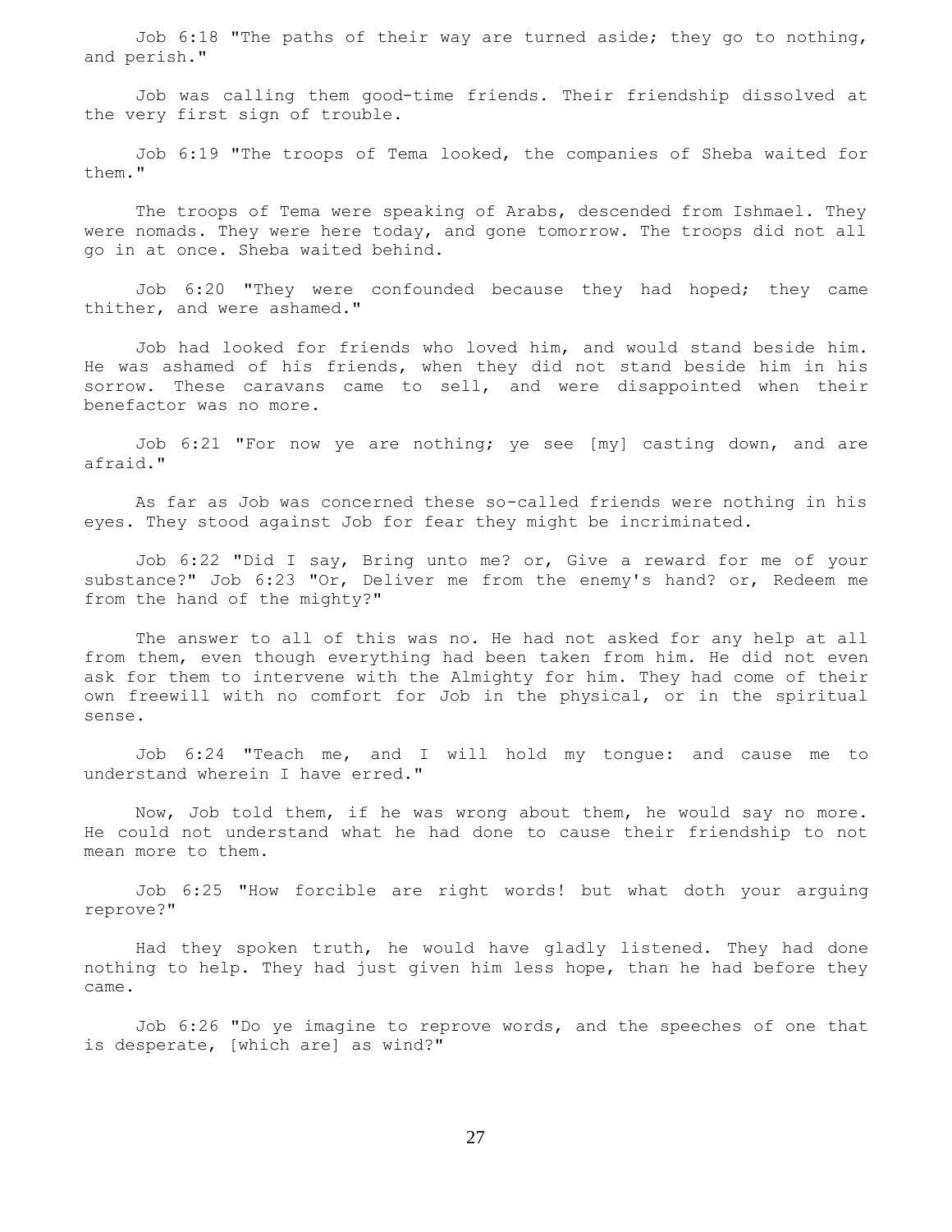Job 6:18 "The paths of their way are turned aside; they go to nothing, and perish."

Job was calling them good-time friends. Their friendship dissolved at the very first sign of trouble.

Job 6:19 "The troops of Tema looked, the companies of Sheba waited for them."

The troops of Tema were speaking of Arabs, descended from Ishmael. They were nomads. They were here today, and gone tomorrow. The troops did not all go in at once. Sheba waited behind.

Job 6:20 "They were confounded because they had hoped; they came thither, and were ashamed."

Job had looked for friends who loved him, and would stand beside him. He was ashamed of his friends, when they did not stand beside him in his sorrow. These caravans came to sell, and were disappointed when their benefactor was no more.

Job 6:21 "For now ye are nothing; ye see [my] casting down, and are afraid."

As far as Job was concerned these so-called friends were nothing in his eyes. They stood against Job for fear they might be incriminated.

Job 6:22 "Did I say, Bring unto me? or, Give a reward for me of your substance?" Job 6:23 "Or, Deliver me from the enemy's hand? or, Redeem me from the hand of the mighty?"

The answer to all of this was no. He had not asked for any help at all from them, even though everything had been taken from him. He did not even ask for them to intervene with the Almighty for him. They had come of their own freewill with no comfort for Job in the physical, or in the spiritual sense.

Job 6:24 "Teach me, and I will hold my tongue: and cause me to understand wherein I have erred."

Now, Job told them, if he was wrong about them, he would say no more. He could not understand what he had done to cause their friendship to not mean more to them.

Job 6:25 "How forcible are right words! but what doth your arguing reprove?"

Had they spoken truth, he would have gladly listened. They had done nothing to help. They had just given him less hope, than he had before they came.

Job 6:26 "Do ye imagine to reprove words, and the speeches of one that is desperate, [which are] as wind?"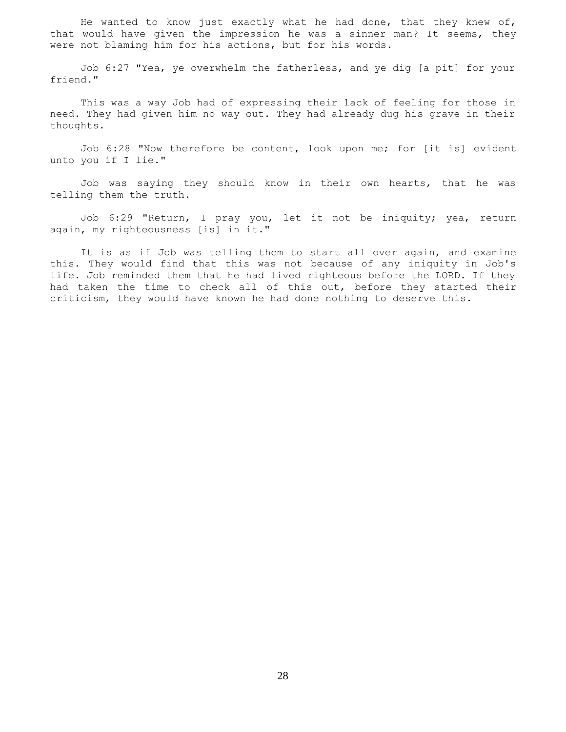He wanted to know just exactly what he had done, that they knew of, that would have given the impression he was a sinner man? It seems, they were not blaming him for his actions, but for his words.

Job 6:27 "Yea, ye overwhelm the fatherless, and ye dig [a pit] for your friend."

This was a way Job had of expressing their lack of feeling for those in need. They had given him no way out. They had already dug his grave in their thoughts.

Job 6:28 "Now therefore be content, look upon me; for [it is] evident unto you if I lie."

Job was saying they should know in their own hearts, that he was telling them the truth.

Job 6:29 "Return, I pray you, let it not be iniquity; yea, return again, my righteousness [is] in it."

It is as if Job was telling them to start all over again, and examine this. They would find that this was not because of any iniquity in Job's life. Job reminded them that he had lived righteous before the LORD. If they had taken the time to check all of this out, before they started their criticism, they would have known he had done nothing to deserve this.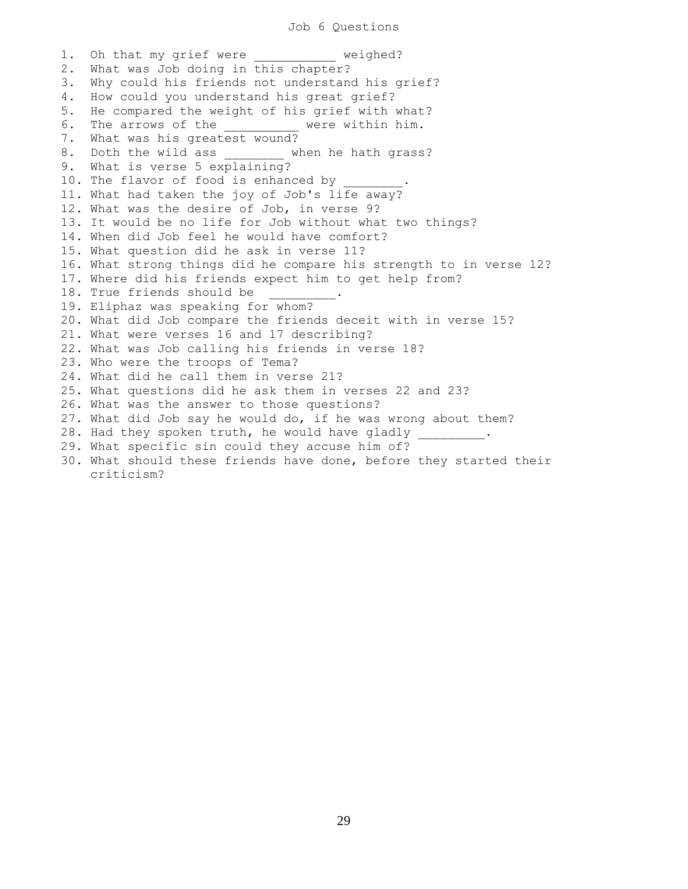# Job 6 Questions

1. Oh that my grief were ___________ weighed?
2. What was Job doing in this chapter?
3. Why could his friends not understand his grief?
4. How could you understand his great grief?
5. He compared the weight of his grief with what?
6. The arrows of the __________ were within him.
7. What was his greatest wound?
8. Doth the wild ass ________ when he hath grass?
9. What is verse 5 explaining?
10. The flavor of food is enhanced by ________.
11. What had taken the joy of Job's life away?
12. What was the desire of Job, in verse 9?
13. It would be no life for Job without what two things?
14. When did Job feel he would have comfort?
15. What question did he ask in verse 11?
16. What strong things did he compare his strength to in verse 12?
17. Where did his friends expect him to get help from?
18. True friends should be _________.
19. Eliphaz was speaking for whom?
20. What did Job compare the friends deceit with in verse 15?
21. What were verses 16 and 17 describing?
22. What was Job calling his friends in verse 18?
23. Who were the troops of Tema?
24. What did he call them in verse 21?
25. What questions did he ask them in verses 22 and 23?
26. What was the answer to those questions?
27. What did Job say he would do, if he was wrong about them?
28. Had they spoken truth, he would have gladly _________.
29. What specific sin could they accuse him of?
30. What should these friends have done, before they started their criticism?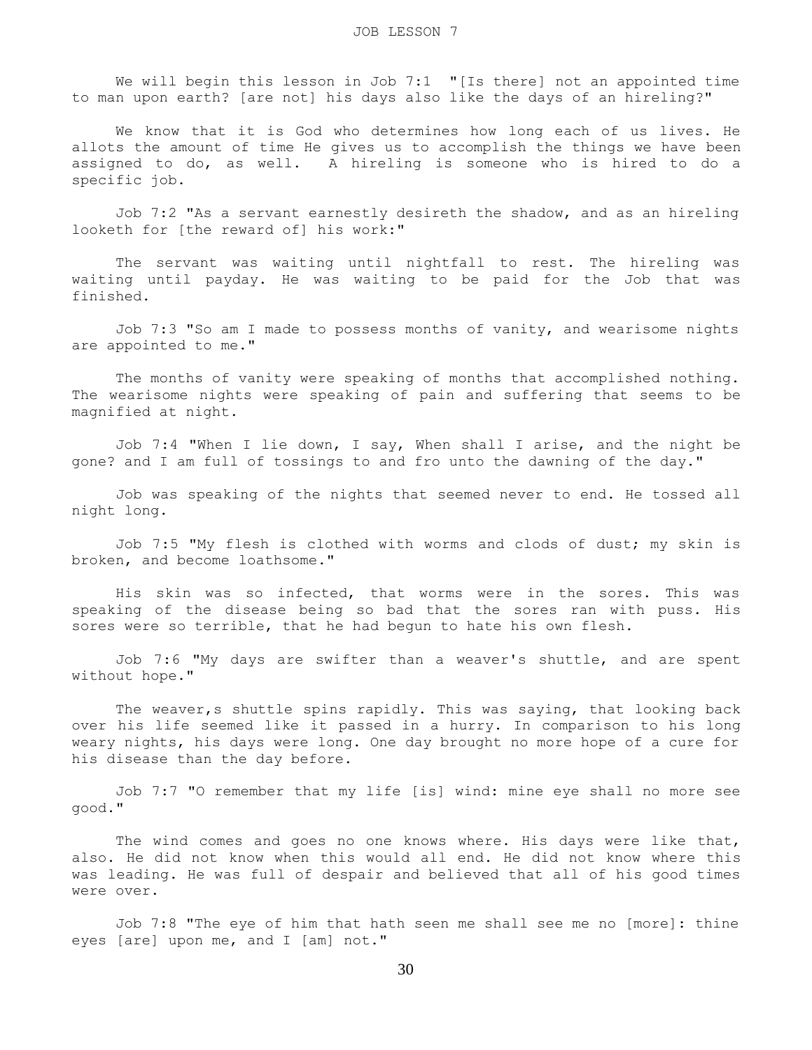# JOB LESSON 7

We will begin this lesson in Job 7:1 "[Is there] not an appointed time to man upon earth? [are not] his days also like the days of an hireling?"

We know that it is God who determines how long each of us lives. He allots the amount of time He gives us to accomplish the things we have been assigned to do, as well. A hireling is someone who is hired to do a specific job.

Job 7:2 "As a servant earnestly desireth the shadow, and as an hireling looketh for [the reward of] his work:"

The servant was waiting until nightfall to rest. The hireling was waiting until payday. He was waiting to be paid for the Job that was finished.

Job 7:3 "So am I made to possess months of vanity, and wearisome nights are appointed to me."

The months of vanity were speaking of months that accomplished nothing. The wearisome nights were speaking of pain and suffering that seems to be magnified at night.

Job 7:4 "When I lie down, I say, When shall I arise, and the night be gone? and I am full of tossings to and fro unto the dawning of the day."

Job was speaking of the nights that seemed never to end. He tossed all night long.

Job 7:5 "My flesh is clothed with worms and clods of dust; my skin is broken, and become loathsome."

His skin was so infected, that worms were in the sores. This was speaking of the disease being so bad that the sores ran with puss. His sores were so terrible, that he had begun to hate his own flesh.

Job 7:6 "My days are swifter than a weaver's shuttle, and are spent without hope."

The weaver,s shuttle spins rapidly. This was saying, that looking back over his life seemed like it passed in a hurry. In comparison to his long weary nights, his days were long. One day brought no more hope of a cure for his disease than the day before.

Job 7:7 "O remember that my life [is] wind: mine eye shall no more see good."

The wind comes and goes no one knows where. His days were like that, also. He did not know when this would all end. He did not know where this was leading. He was full of despair and believed that all of his good times were over.

Job 7:8 "The eye of him that hath seen me shall see me no [more]: thine eyes [are] upon me, and I [am] not."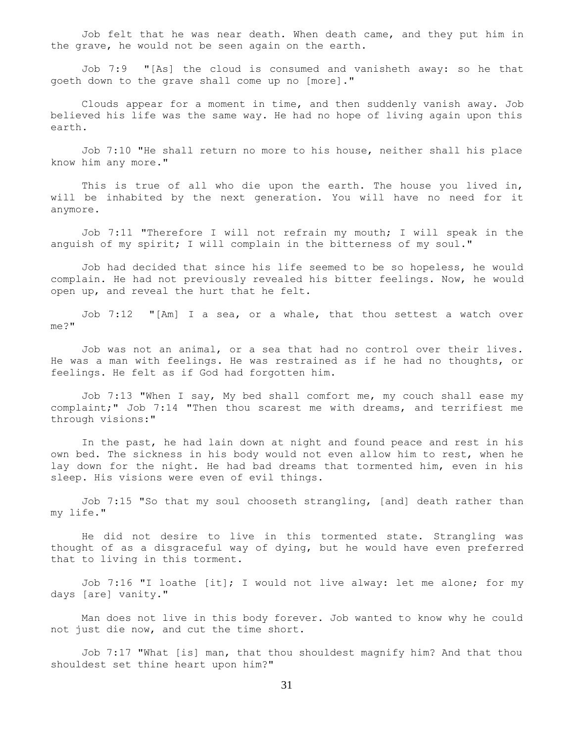Job felt that he was near death. When death came, and they put him in the grave, he would not be seen again on the earth.

Job 7:9 "[As] the cloud is consumed and vanisheth away: so he that goeth down to the grave shall come up no [more]."

Clouds appear for a moment in time, and then suddenly vanish away. Job believed his life was the same way. He had no hope of living again upon this earth.

Job 7:10 "He shall return no more to his house, neither shall his place know him any more."

This is true of all who die upon the earth. The house you lived in, will be inhabited by the next generation. You will have no need for it anymore.

Job 7:11 "Therefore I will not refrain my mouth; I will speak in the anguish of my spirit; I will complain in the bitterness of my soul."

Job had decided that since his life seemed to be so hopeless, he would complain. He had not previously revealed his bitter feelings. Now, he would open up, and reveal the hurt that he felt.

Job 7:12 "[Am] I a sea, or a whale, that thou settest a watch over me?"

Job was not an animal, or a sea that had no control over their lives. He was a man with feelings. He was restrained as if he had no thoughts, or feelings. He felt as if God had forgotten him.

Job 7:13 "When I say, My bed shall comfort me, my couch shall ease my complaint;" Job 7:14 "Then thou scarest me with dreams, and terrifiest me through visions:"

In the past, he had lain down at night and found peace and rest in his own bed. The sickness in his body would not even allow him to rest, when he lay down for the night. He had bad dreams that tormented him, even in his sleep. His visions were even of evil things.

Job 7:15 "So that my soul chooseth strangling, [and] death rather than my life."

He did not desire to live in this tormented state. Strangling was thought of as a disgraceful way of dying, but he would have even preferred that to living in this torment.

Job 7:16 "I loathe [it]; I would not live alway: let me alone; for my days [are] vanity."

Man does not live in this body forever. Job wanted to know why he could not just die now, and cut the time short.

Job 7:17 "What [is] man, that thou shouldest magnify him? And that thou shouldest set thine heart upon him?"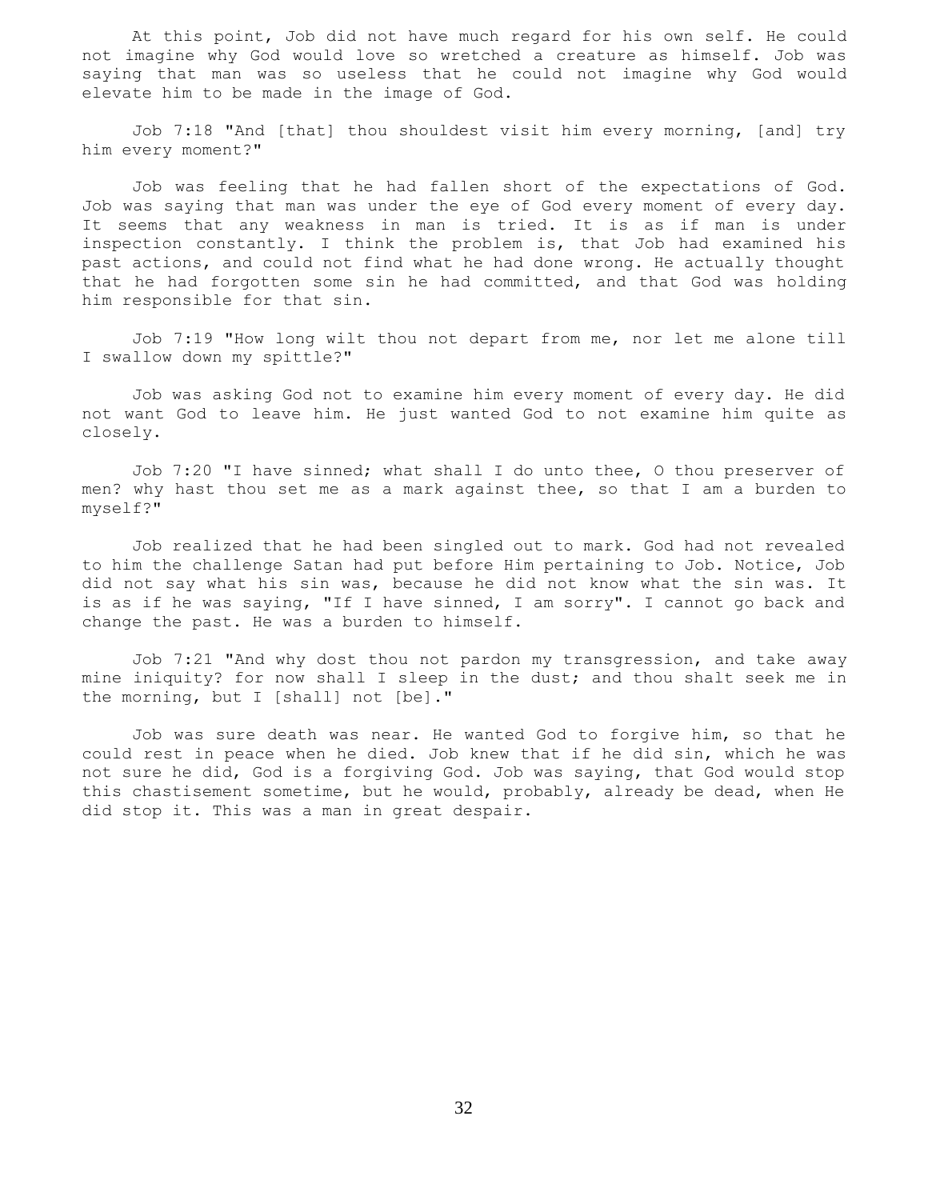At this point, Job did not have much regard for his own self. He could not imagine why God would love so wretched a creature as himself. Job was saying that man was so useless that he could not imagine why God would elevate him to be made in the image of God.

Job 7:18 "And [that] thou shouldest visit him every morning, [and] try him every moment?"

Job was feeling that he had fallen short of the expectations of God. Job was saying that man was under the eye of God every moment of every day. It seems that any weakness in man is tried. It is as if man is under inspection constantly. I think the problem is, that Job had examined his past actions, and could not find what he had done wrong. He actually thought that he had forgotten some sin he had committed, and that God was holding him responsible for that sin.

Job 7:19 "How long wilt thou not depart from me, nor let me alone till I swallow down my spittle?"

Job was asking God not to examine him every moment of every day. He did not want God to leave him. He just wanted God to not examine him quite as closely.

Job 7:20 "I have sinned; what shall I do unto thee, O thou preserver of men? why hast thou set me as a mark against thee, so that I am a burden to myself?"

Job realized that he had been singled out to mark. God had not revealed to him the challenge Satan had put before Him pertaining to Job. Notice, Job did not say what his sin was, because he did not know what the sin was. It is as if he was saying, "If I have sinned, I am sorry". I cannot go back and change the past. He was a burden to himself.

Job 7:21 "And why dost thou not pardon my transgression, and take away mine iniquity? for now shall I sleep in the dust; and thou shalt seek me in the morning, but I [shall] not [be]."

Job was sure death was near. He wanted God to forgive him, so that he could rest in peace when he died. Job knew that if he did sin, which he was not sure he did, God is a forgiving God. Job was saying, that God would stop this chastisement sometime, but he would, probably, already be dead, when He did stop it. This was a man in great despair.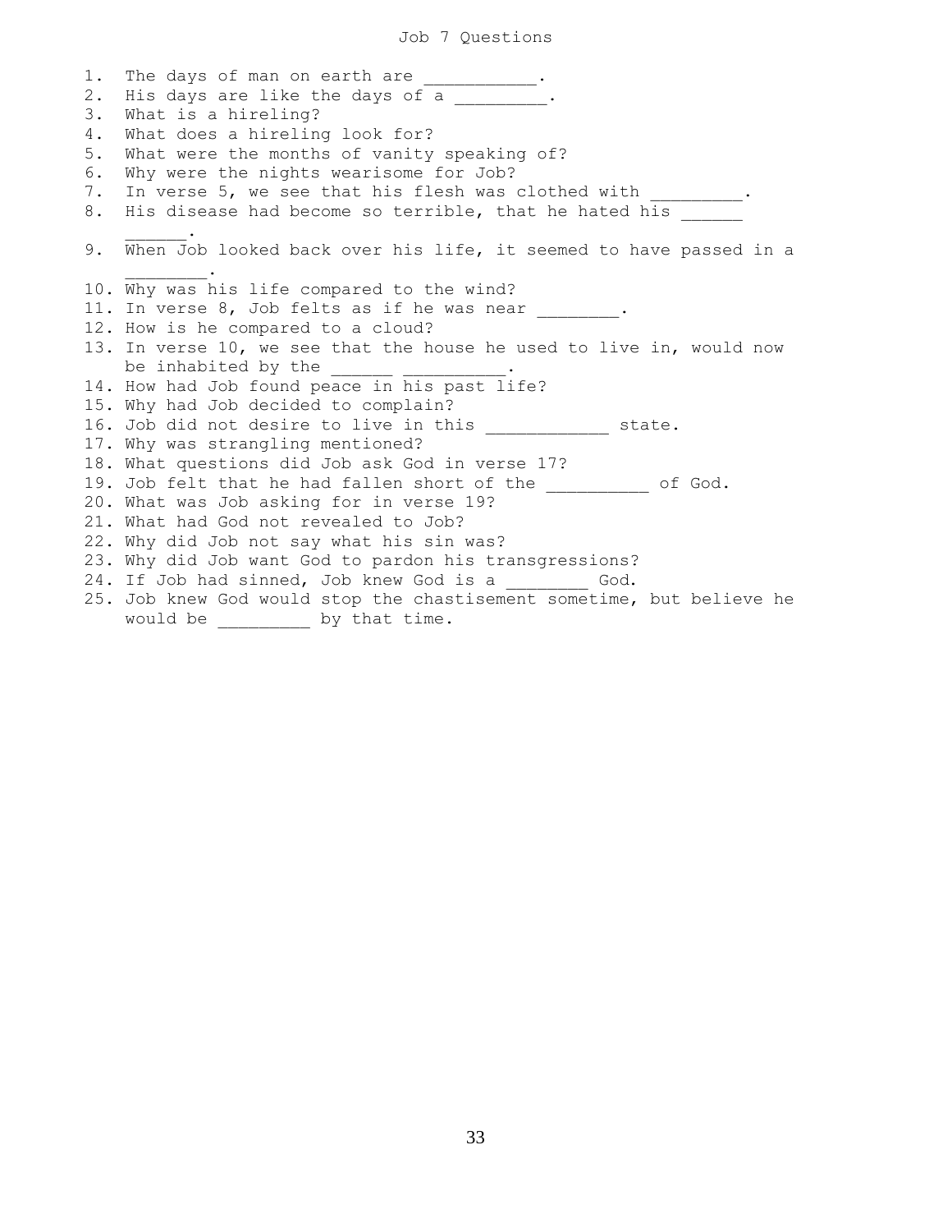# Job 7 Questions

1. The days of man on earth are ___________.
2. His days are like the days of a _________.
3. What is a hireling?
4. What does a hireling look for?
5. What were the months of vanity speaking of?
6. Why were the nights wearisome for Job?
7. In verse 5, we see that his flesh was clothed with _________.
8. His disease had become so terrible, that he hated his ______ ______.
9. When Job looked back over his life, it seemed to have passed in a ________.
10. Why was his life compared to the wind?
11. In verse 8, Job felts as if he was near ________.
12. How is he compared to a cloud?
13. In verse 10, we see that the house he used to live in, would now be inhabited by the ______ __________.
14. How had Job found peace in his past life?
15. Why had Job decided to complain?
16. Job did not desire to live in this ____________ state.
17. Why was strangling mentioned?
18. What questions did Job ask God in verse 17?
19. Job felt that he had fallen short of the __________ of God.
20. What was Job asking for in verse 19?
21. What had God not revealed to Job?
22. Why did Job not say what his sin was?
23. Why did Job want God to pardon his transgressions?
24. If Job had sinned, Job knew God is a ________ God.
25. Job knew God would stop the chastisement sometime, but believe he would be _________ by that time.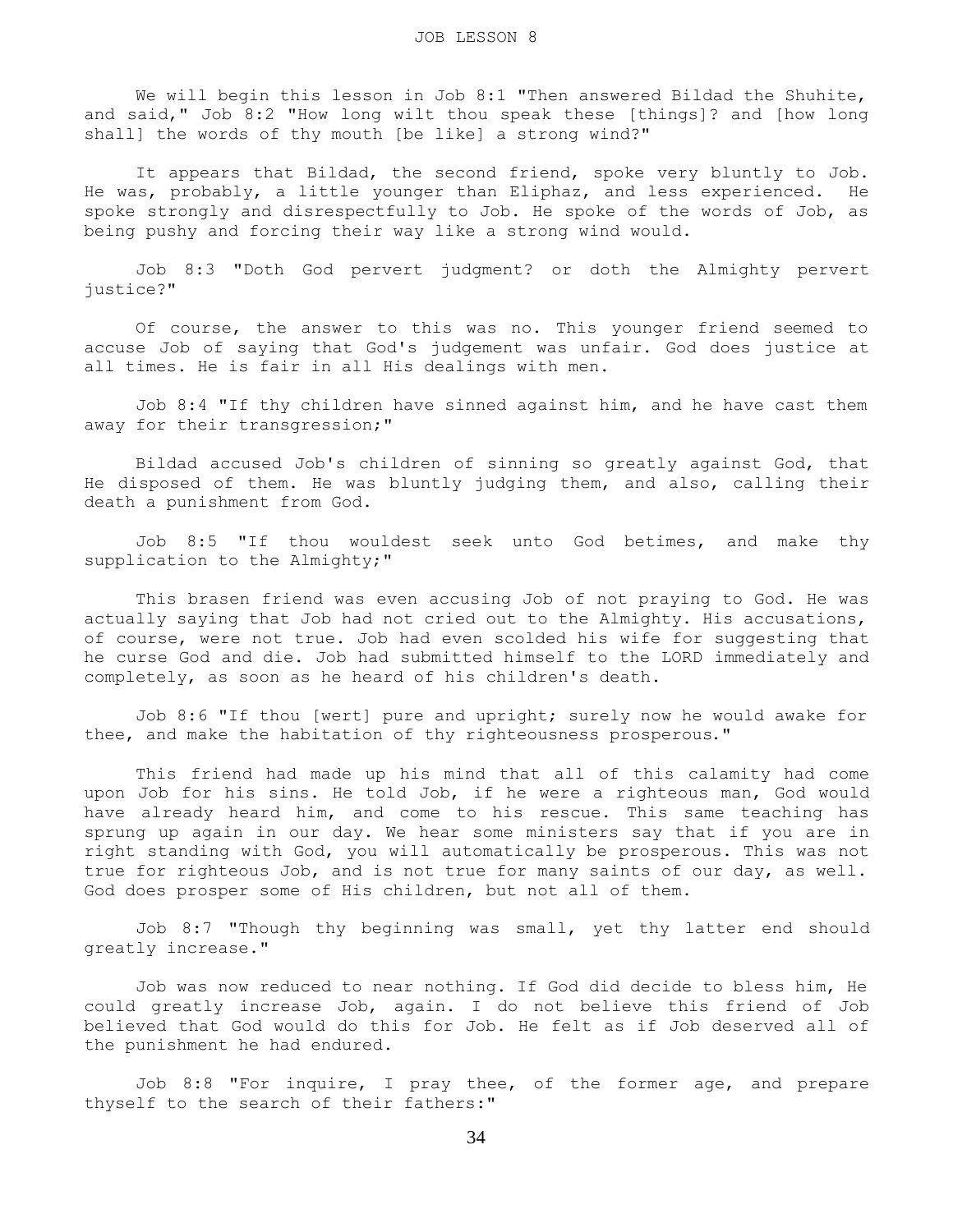# JOB LESSON 8

We will begin this lesson in Job 8:1 "Then answered Bildad the Shuhite, and said," Job 8:2 "How long wilt thou speak these [things]? and [how long shall] the words of thy mouth [be like] a strong wind?"

It appears that Bildad, the second friend, spoke very bluntly to Job. He was, probably, a little younger than Eliphaz, and less experienced. He spoke strongly and disrespectfully to Job. He spoke of the words of Job, as being pushy and forcing their way like a strong wind would.

Job 8:3 "Doth God pervert judgment? or doth the Almighty pervert justice?"

Of course, the answer to this was no. This younger friend seemed to accuse Job of saying that God's judgement was unfair. God does justice at all times. He is fair in all His dealings with men.

Job 8:4 "If thy children have sinned against him, and he have cast them away for their transgression;"

Bildad accused Job's children of sinning so greatly against God, that He disposed of them. He was bluntly judging them, and also, calling their death a punishment from God.

Job 8:5 "If thou wouldest seek unto God betimes, and make thy supplication to the Almighty;"

This brasen friend was even accusing Job of not praying to God. He was actually saying that Job had not cried out to the Almighty. His accusations, of course, were not true. Job had even scolded his wife for suggesting that he curse God and die. Job had submitted himself to the LORD immediately and completely, as soon as he heard of his children's death.

Job 8:6 "If thou [wert] pure and upright; surely now he would awake for thee, and make the habitation of thy righteousness prosperous."

This friend had made up his mind that all of this calamity had come upon Job for his sins. He told Job, if he were a righteous man, God would have already heard him, and come to his rescue. This same teaching has sprung up again in our day. We hear some ministers say that if you are in right standing with God, you will automatically be prosperous. This was not true for righteous Job, and is not true for many saints of our day, as well. God does prosper some of His children, but not all of them.

Job 8:7 "Though thy beginning was small, yet thy latter end should greatly increase."

Job was now reduced to near nothing. If God did decide to bless him, He could greatly increase Job, again. I do not believe this friend of Job believed that God would do this for Job. He felt as if Job deserved all of the punishment he had endured.

Job 8:8 "For inquire, I pray thee, of the former age, and prepare thyself to the search of their fathers:"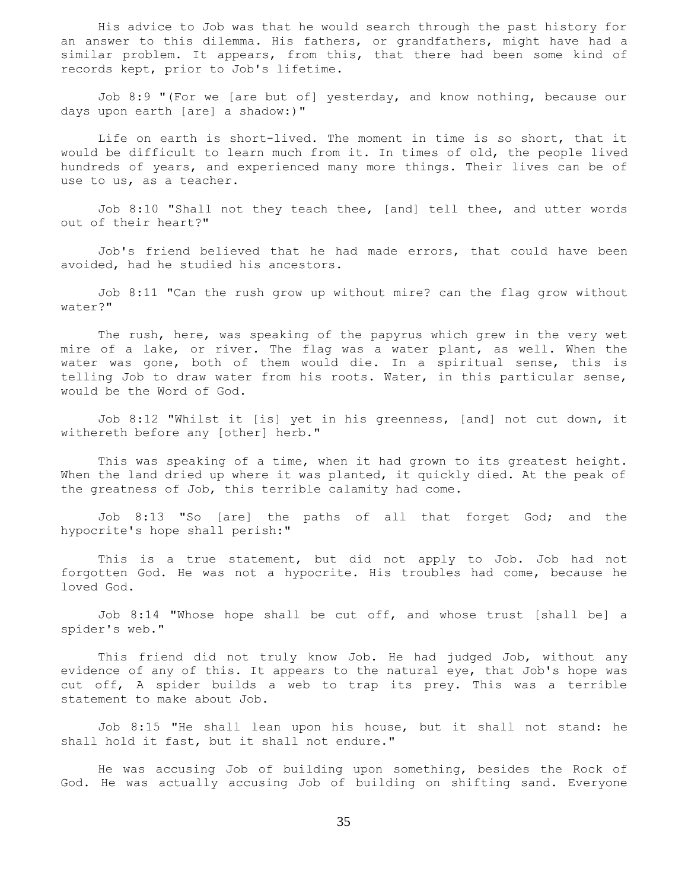His advice to Job was that he would search through the past history for an answer to this dilemma. His fathers, or grandfathers, might have had a similar problem. It appears, from this, that there had been some kind of records kept, prior to Job's lifetime.

Job 8:9 "(For we [are but of] yesterday, and know nothing, because our days upon earth [are] a shadow:)"

Life on earth is short-lived. The moment in time is so short, that it would be difficult to learn much from it. In times of old, the people lived hundreds of years, and experienced many more things. Their lives can be of use to us, as a teacher.

Job 8:10 "Shall not they teach thee, [and] tell thee, and utter words out of their heart?"

Job's friend believed that he had made errors, that could have been avoided, had he studied his ancestors.

Job 8:11 "Can the rush grow up without mire? can the flag grow without water?"

The rush, here, was speaking of the papyrus which grew in the very wet mire of a lake, or river. The flag was a water plant, as well. When the water was gone, both of them would die. In a spiritual sense, this is telling Job to draw water from his roots. Water, in this particular sense, would be the Word of God.

Job 8:12 "Whilst it [is] yet in his greenness, [and] not cut down, it withereth before any [other] herb."

This was speaking of a time, when it had grown to its greatest height. When the land dried up where it was planted, it quickly died. At the peak of the greatness of Job, this terrible calamity had come.

Job 8:13 "So [are] the paths of all that forget God; and the hypocrite's hope shall perish:"

This is a true statement, but did not apply to Job. Job had not forgotten God. He was not a hypocrite. His troubles had come, because he loved God.

Job 8:14 "Whose hope shall be cut off, and whose trust [shall be] a spider's web."

This friend did not truly know Job. He had judged Job, without any evidence of any of this. It appears to the natural eye, that Job's hope was cut off, A spider builds a web to trap its prey. This was a terrible statement to make about Job.

Job 8:15 "He shall lean upon his house, but it shall not stand: he shall hold it fast, but it shall not endure."

He was accusing Job of building upon something, besides the Rock of God. He was actually accusing Job of building on shifting sand. Everyone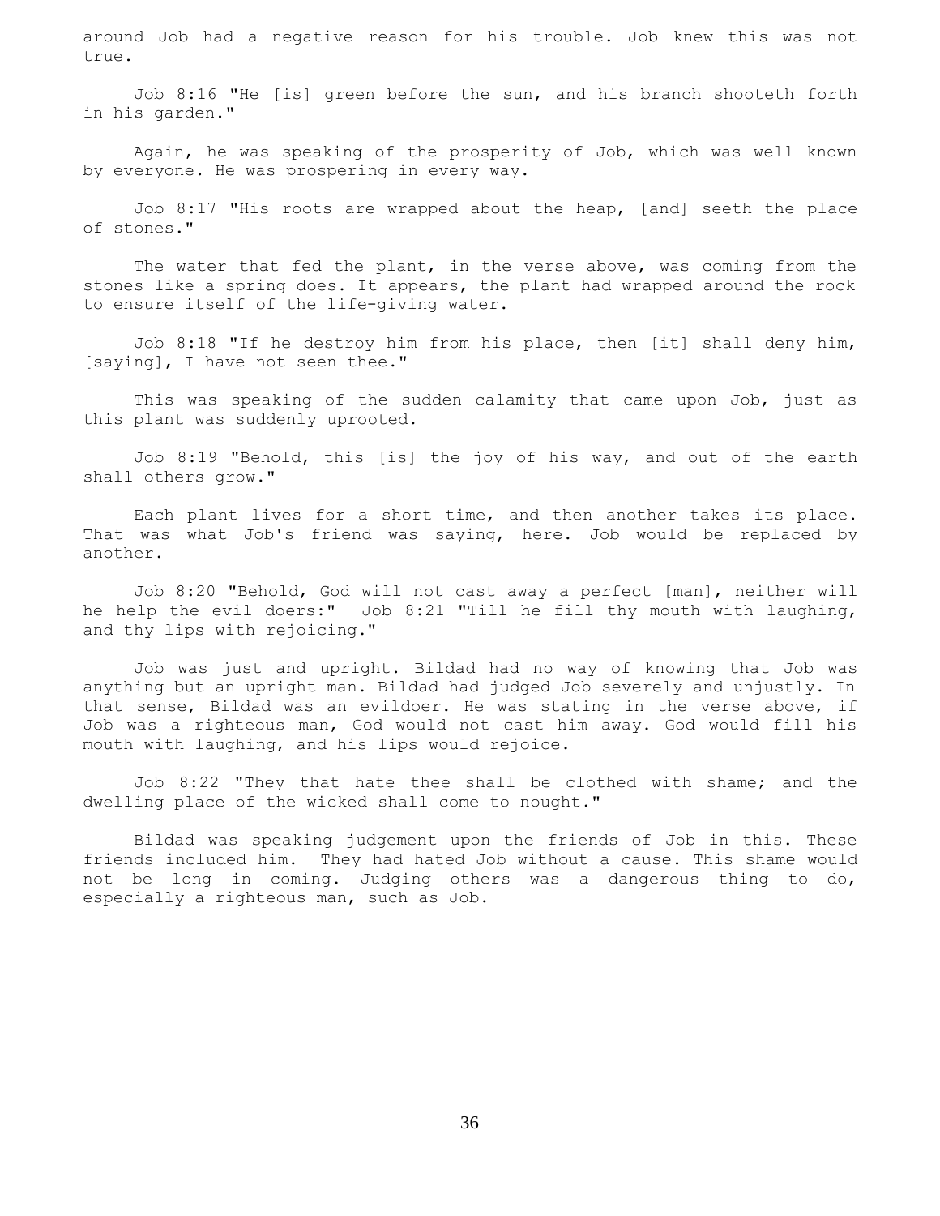around Job had a negative reason for his trouble. Job knew this was not true.

Job 8:16 "He [is] green before the sun, and his branch shooteth forth in his garden."

Again, he was speaking of the prosperity of Job, which was well known by everyone. He was prospering in every way.

Job 8:17 "His roots are wrapped about the heap, [and] seeth the place of stones."

The water that fed the plant, in the verse above, was coming from the stones like a spring does. It appears, the plant had wrapped around the rock to ensure itself of the life-giving water.

Job 8:18 "If he destroy him from his place, then [it] shall deny him, [saying], I have not seen thee."

This was speaking of the sudden calamity that came upon Job, just as this plant was suddenly uprooted.

Job 8:19 "Behold, this [is] the joy of his way, and out of the earth shall others grow."

Each plant lives for a short time, and then another takes its place. That was what Job's friend was saying, here. Job would be replaced by another.

Job 8:20 "Behold, God will not cast away a perfect [man], neither will he help the evil doers:" Job 8:21 "Till he fill thy mouth with laughing, and thy lips with rejoicing."

Job was just and upright. Bildad had no way of knowing that Job was anything but an upright man. Bildad had judged Job severely and unjustly. In that sense, Bildad was an evildoer. He was stating in the verse above, if Job was a righteous man, God would not cast him away. God would fill his mouth with laughing, and his lips would rejoice.

Job 8:22 "They that hate thee shall be clothed with shame; and the dwelling place of the wicked shall come to nought."

Bildad was speaking judgement upon the friends of Job in this. These friends included him. They had hated Job without a cause. This shame would not be long in coming. Judging others was a dangerous thing to do, especially a righteous man, such as Job.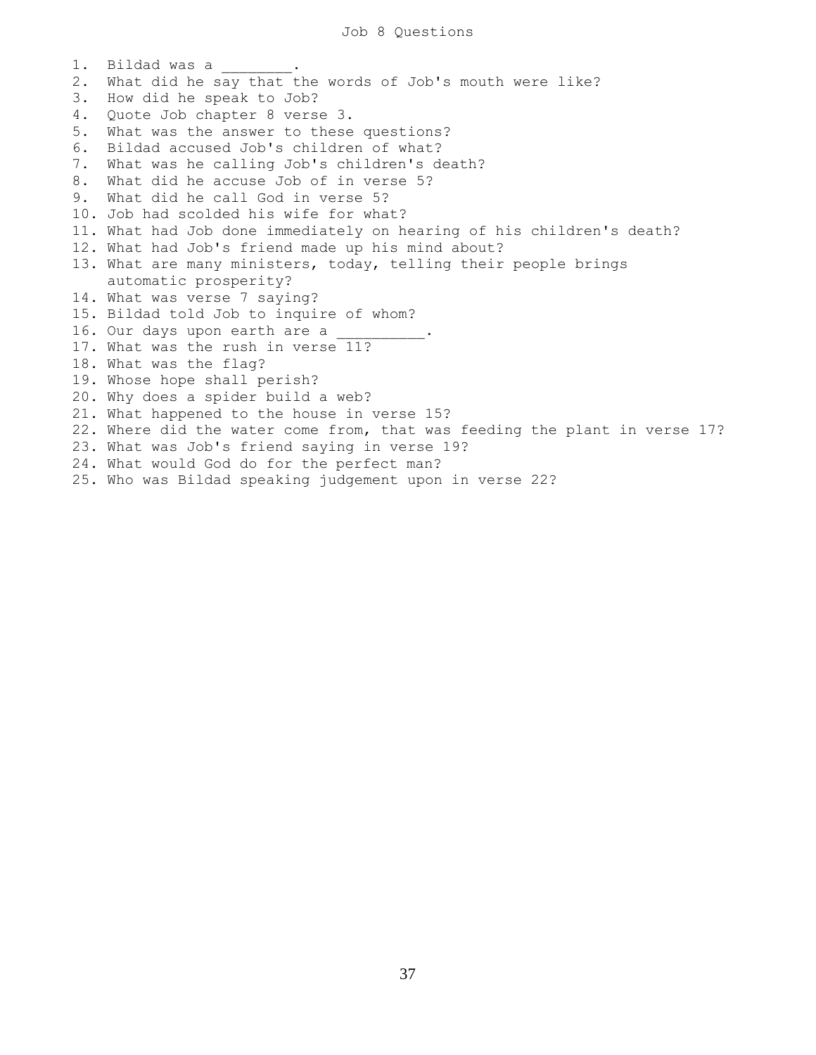# Job 8 Questions

1. Bildad was a ________.
2. What did he say that the words of Job's mouth were like?
3. How did he speak to Job?
4. Quote Job chapter 8 verse 3.
5. What was the answer to these questions?
6. Bildad accused Job's children of what?
7. What was he calling Job's children's death?
8. What did he accuse Job of in verse 5?
9. What did he call God in verse 5?
10. Job had scolded his wife for what?
11. What had Job done immediately on hearing of his children's death?
12. What had Job's friend made up his mind about?
13. What are many ministers, today, telling their people brings automatic prosperity?
14. What was verse 7 saying?
15. Bildad told Job to inquire of whom?
16. Our days upon earth are a __________.
17. What was the rush in verse 11?
18. What was the flag?
19. Whose hope shall perish?
20. Why does a spider build a web?
21. What happened to the house in verse 15?
22. Where did the water come from, that was feeding the plant in verse 17?
23. What was Job's friend saying in verse 19?
24. What would God do for the perfect man?
25. Who was Bildad speaking judgement upon in verse 22?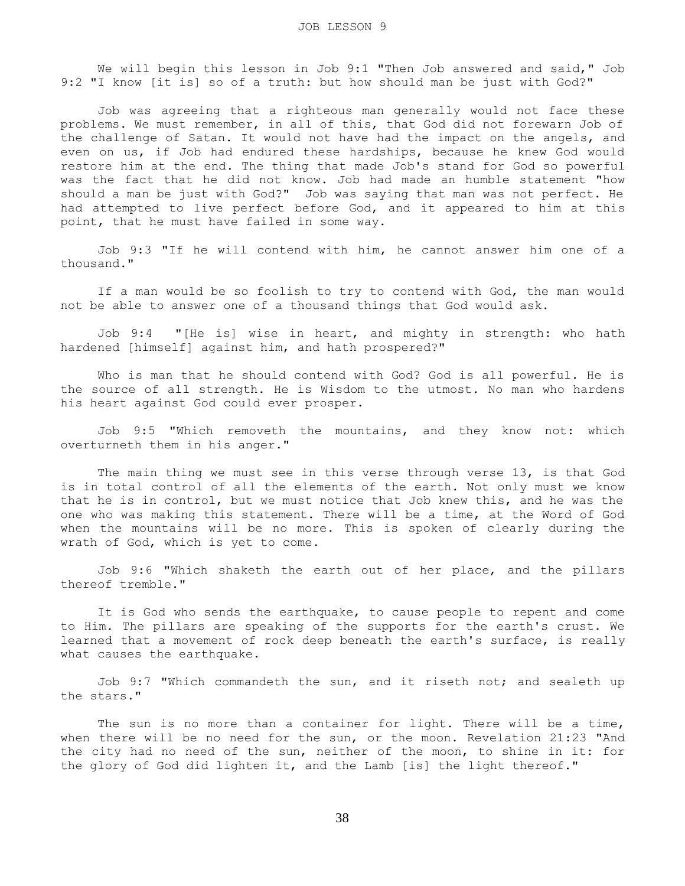We will begin this lesson in Job 9:1 "Then Job answered and said," Job 9:2 "I know [it is] so of a truth: but how should man be just with God?"

Job was agreeing that a righteous man generally would not face these problems. We must remember, in all of this, that God did not forewarn Job of the challenge of Satan. It would not have had the impact on the angels, and even on us, if Job had endured these hardships, because he knew God would restore him at the end. The thing that made Job's stand for God so powerful was the fact that he did not know. Job had made an humble statement "how should a man be just with God?" Job was saying that man was not perfect. He had attempted to live perfect before God, and it appeared to him at this point, that he must have failed in some way.

Job 9:3 "If he will contend with him, he cannot answer him one of a thousand."

If a man would be so foolish to try to contend with God, the man would not be able to answer one of a thousand things that God would ask.

Job 9:4 "[He is] wise in heart, and mighty in strength: who hath hardened [himself] against him, and hath prospered?"

Who is man that he should contend with God? God is all powerful. He is the source of all strength. He is Wisdom to the utmost. No man who hardens his heart against God could ever prosper.

Job 9:5 "Which removeth the mountains, and they know not: which overturneth them in his anger."

The main thing we must see in this verse through verse 13, is that God is in total control of all the elements of the earth. Not only must we know that he is in control, but we must notice that Job knew this, and he was the one who was making this statement. There will be a time, at the Word of God when the mountains will be no more. This is spoken of clearly during the wrath of God, which is yet to come.

Job 9:6 "Which shaketh the earth out of her place, and the pillars thereof tremble."

It is God who sends the earthquake, to cause people to repent and come to Him. The pillars are speaking of the supports for the earth's crust. We learned that a movement of rock deep beneath the earth's surface, is really what causes the earthquake.

Job 9:7 "Which commandeth the sun, and it riseth not; and sealeth up the stars."

The sun is no more than a container for light. There will be a time, when there will be no need for the sun, or the moon. Revelation 21:23 "And the city had no need of the sun, neither of the moon, to shine in it: for the glory of God did lighten it, and the Lamb [is] the light thereof."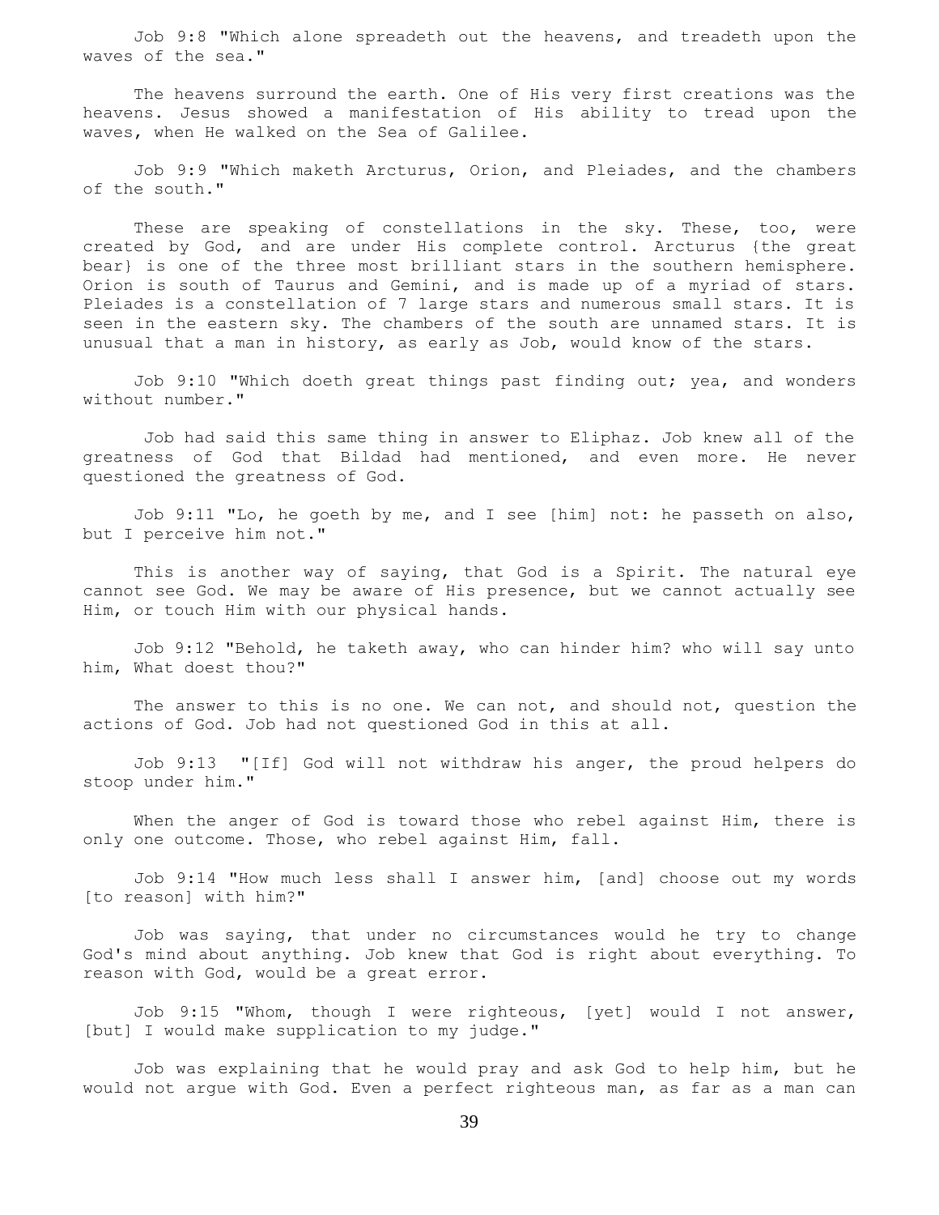Job 9:8 "Which alone spreadeth out the heavens, and treadeth upon the waves of the sea."

The heavens surround the earth. One of His very first creations was the heavens. Jesus showed a manifestation of His ability to tread upon the waves, when He walked on the Sea of Galilee.

Job 9:9 "Which maketh Arcturus, Orion, and Pleiades, and the chambers of the south."

These are speaking of constellations in the sky. These, too, were created by God, and are under His complete control. Arcturus {the great bear} is one of the three most brilliant stars in the southern hemisphere. Orion is south of Taurus and Gemini, and is made up of a myriad of stars. Pleiades is a constellation of 7 large stars and numerous small stars. It is seen in the eastern sky. The chambers of the south are unnamed stars. It is unusual that a man in history, as early as Job, would know of the stars.

Job 9:10 "Which doeth great things past finding out; yea, and wonders without number."

Job had said this same thing in answer to Eliphaz. Job knew all of the greatness of God that Bildad had mentioned, and even more. He never questioned the greatness of God.

Job 9:11 "Lo, he goeth by me, and I see [him] not: he passeth on also, but I perceive him not."

This is another way of saying, that God is a Spirit. The natural eye cannot see God. We may be aware of His presence, but we cannot actually see Him, or touch Him with our physical hands.

Job 9:12 "Behold, he taketh away, who can hinder him? who will say unto him, What doest thou?"

The answer to this is no one. We can not, and should not, question the actions of God. Job had not questioned God in this at all.

Job 9:13 "[If] God will not withdraw his anger, the proud helpers do stoop under him."

When the anger of God is toward those who rebel against Him, there is only one outcome. Those, who rebel against Him, fall.

Job 9:14 "How much less shall I answer him, [and] choose out my words [to reason] with him?"

Job was saying, that under no circumstances would he try to change God's mind about anything. Job knew that God is right about everything. To reason with God, would be a great error.

Job 9:15 "Whom, though I were righteous, [yet] would I not answer, [but] I would make supplication to my judge."

Job was explaining that he would pray and ask God to help him, but he would not argue with God. Even a perfect righteous man, as far as a man can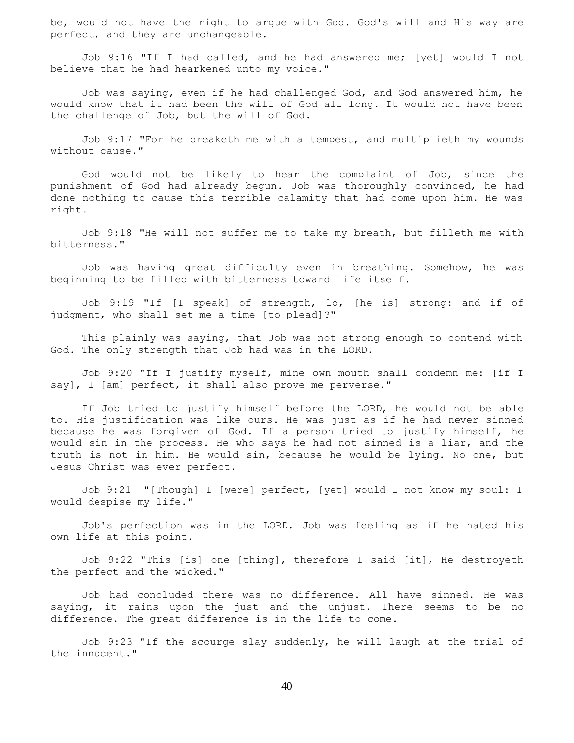be, would not have the right to argue with God. God's will and His way are perfect, and they are unchangeable.

Job 9:16 "If I had called, and he had answered me; [yet] would I not believe that he had hearkened unto my voice."

Job was saying, even if he had challenged God, and God answered him, he would know that it had been the will of God all long. It would not have been the challenge of Job, but the will of God.

Job 9:17 "For he breaketh me with a tempest, and multiplieth my wounds without cause."

God would not be likely to hear the complaint of Job, since the punishment of God had already begun. Job was thoroughly convinced, he had done nothing to cause this terrible calamity that had come upon him. He was right.

Job 9:18 "He will not suffer me to take my breath, but filleth me with bitterness."

Job was having great difficulty even in breathing. Somehow, he was beginning to be filled with bitterness toward life itself.

Job 9:19 "If [I speak] of strength, lo, [he is] strong: and if of judgment, who shall set me a time [to plead]?"

This plainly was saying, that Job was not strong enough to contend with God. The only strength that Job had was in the LORD.

Job 9:20 "If I justify myself, mine own mouth shall condemn me: [if I say], I [am] perfect, it shall also prove me perverse."

If Job tried to justify himself before the LORD, he would not be able to. His justification was like ours. He was just as if he had never sinned because he was forgiven of God. If a person tried to justify himself, he would sin in the process. He who says he had not sinned is a liar, and the truth is not in him. He would sin, because he would be lying. No one, but Jesus Christ was ever perfect.

Job 9:21 "[Though] I [were] perfect, [yet] would I not know my soul: I would despise my life."

Job's perfection was in the LORD. Job was feeling as if he hated his own life at this point.

Job 9:22 "This [is] one [thing], therefore I said [it], He destroyeth the perfect and the wicked."

Job had concluded there was no difference. All have sinned. He was saying, it rains upon the just and the unjust. There seems to be no difference. The great difference is in the life to come.

Job 9:23 "If the scourge slay suddenly, he will laugh at the trial of the innocent."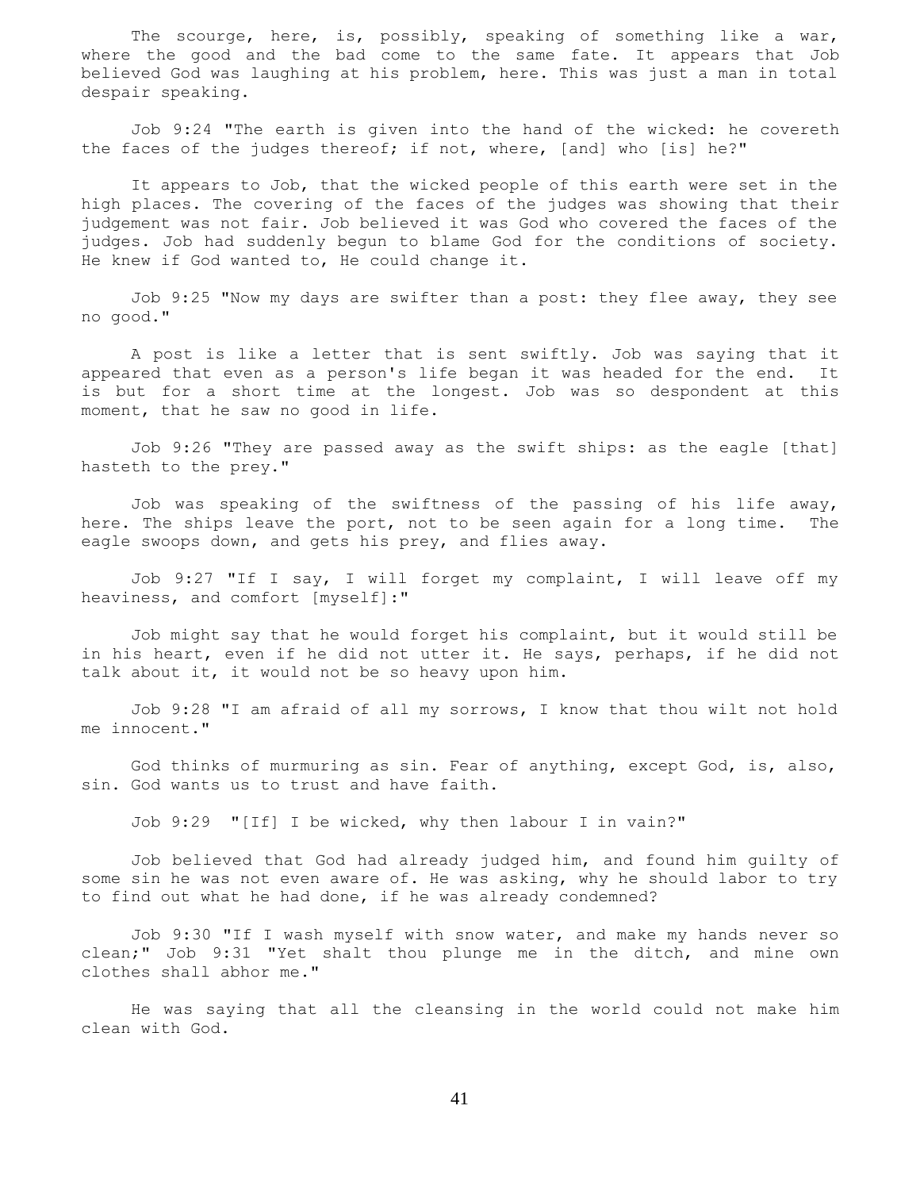The scourge, here, is, possibly, speaking of something like a war, where the good and the bad come to the same fate. It appears that Job believed God was laughing at his problem, here. This was just a man in total despair speaking.

Job 9:24 "The earth is given into the hand of the wicked: he covereth the faces of the judges thereof; if not, where, [and] who [is] he?"

It appears to Job, that the wicked people of this earth were set in the high places. The covering of the faces of the judges was showing that their judgement was not fair. Job believed it was God who covered the faces of the judges. Job had suddenly begun to blame God for the conditions of society. He knew if God wanted to, He could change it.

Job 9:25 "Now my days are swifter than a post: they flee away, they see no good."

A post is like a letter that is sent swiftly. Job was saying that it appeared that even as a person's life began it was headed for the end. It is but for a short time at the longest. Job was so despondent at this moment, that he saw no good in life.

Job 9:26 "They are passed away as the swift ships: as the eagle [that] hasteth to the prey."

Job was speaking of the swiftness of the passing of his life away, here. The ships leave the port, not to be seen again for a long time. The eagle swoops down, and gets his prey, and flies away.

Job 9:27 "If I say, I will forget my complaint, I will leave off my heaviness, and comfort [myself]:"

Job might say that he would forget his complaint, but it would still be in his heart, even if he did not utter it. He says, perhaps, if he did not talk about it, it would not be so heavy upon him.

Job 9:28 "I am afraid of all my sorrows, I know that thou wilt not hold me innocent."

God thinks of murmuring as sin. Fear of anything, except God, is, also, sin. God wants us to trust and have faith.

Job 9:29 "[If] I be wicked, why then labour I in vain?"

Job believed that God had already judged him, and found him guilty of some sin he was not even aware of. He was asking, why he should labor to try to find out what he had done, if he was already condemned?

Job 9:30 "If I wash myself with snow water, and make my hands never so clean;" Job 9:31 "Yet shalt thou plunge me in the ditch, and mine own clothes shall abhor me."

He was saying that all the cleansing in the world could not make him clean with God.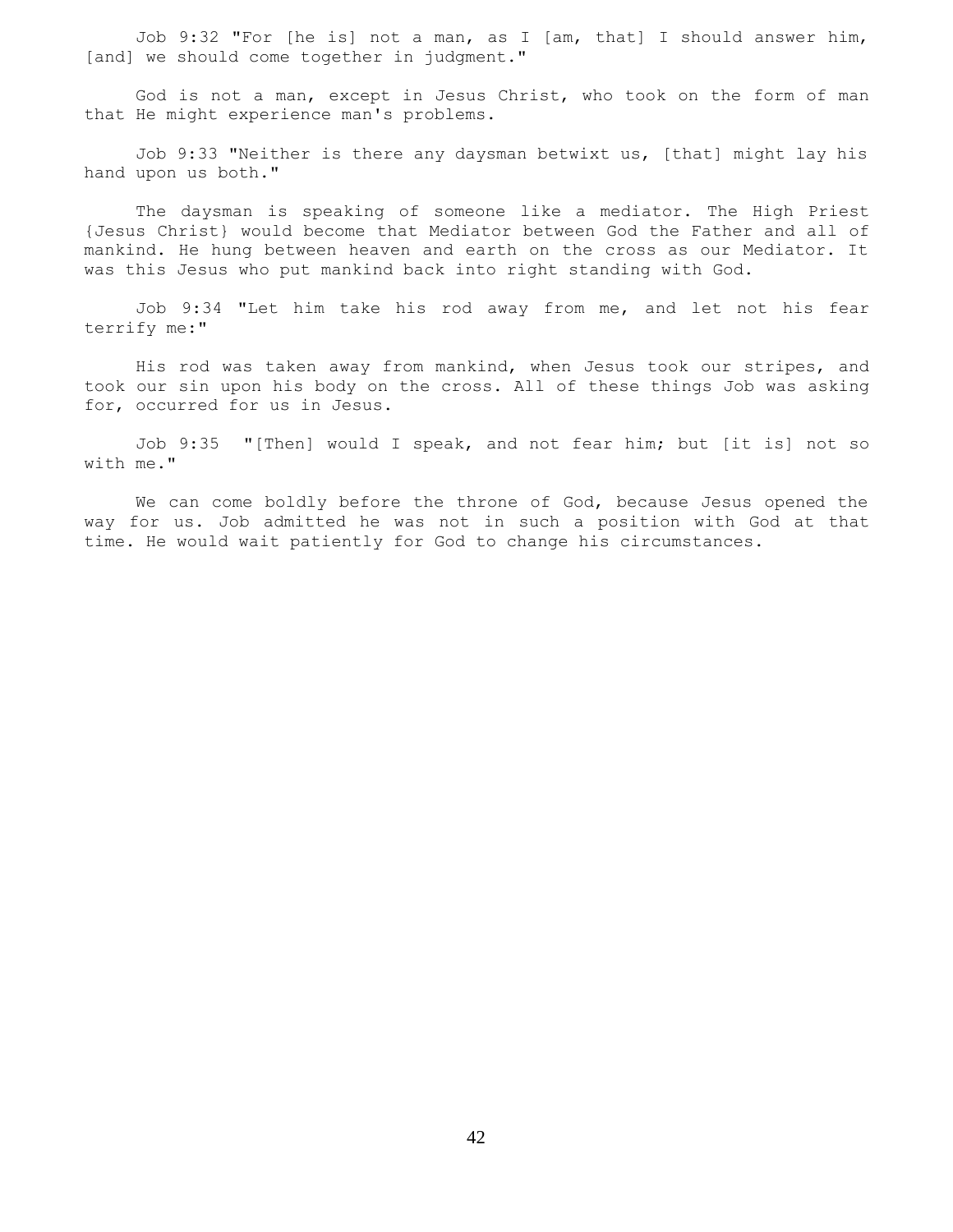Job 9:32 "For [he is] not a man, as I [am, that] I should answer him, [and] we should come together in judgment."

God is not a man, except in Jesus Christ, who took on the form of man that He might experience man's problems.

Job 9:33 "Neither is there any daysman betwixt us, [that] might lay his hand upon us both."

The daysman is speaking of someone like a mediator. The High Priest {Jesus Christ} would become that Mediator between God the Father and all of mankind. He hung between heaven and earth on the cross as our Mediator. It was this Jesus who put mankind back into right standing with God.

Job 9:34 "Let him take his rod away from me, and let not his fear terrify me:"

His rod was taken away from mankind, when Jesus took our stripes, and took our sin upon his body on the cross. All of these things Job was asking for, occurred for us in Jesus.

Job 9:35 "[Then] would I speak, and not fear him; but [it is] not so with me."

We can come boldly before the throne of God, because Jesus opened the way for us. Job admitted he was not in such a position with God at that time. He would wait patiently for God to change his circumstances.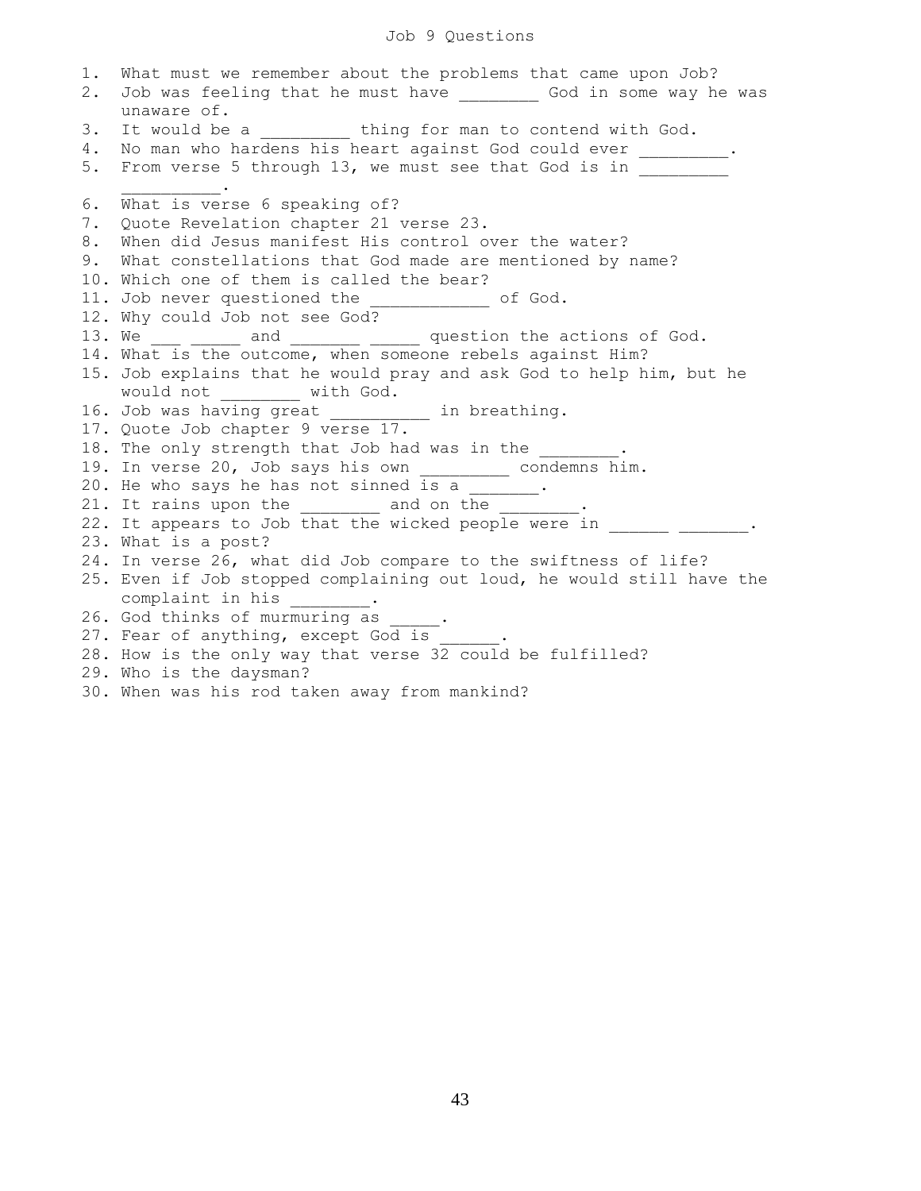# Job 9 Questions

1. What must we remember about the problems that came upon Job?
2. Job was feeling that he must have ________ God in some way he was unaware of.
3. It would be a _________ thing for man to contend with God.
4. No man who hardens his heart against God could ever _________.
5. From verse 5 through 13, we must see that God is in _________ __________.
6. What is verse 6 speaking of?
7. Quote Revelation chapter 21 verse 23.
8. When did Jesus manifest His control over the water?
9. What constellations that God made are mentioned by name?
10. Which one of them is called the bear?
11. Job never questioned the ____________ of God.
12. Why could Job not see God?
13. We ___ _____ and _______ _____ question the actions of God.
14. What is the outcome, when someone rebels against Him?
15. Job explains that he would pray and ask God to help him, but he would not ________ with God.
16. Job was having great __________ in breathing.
17. Quote Job chapter 9 verse 17.
18. The only strength that Job had was in the ________.
19. In verse 20, Job says his own _________ condemns him.
20. He who says he has not sinned is a _______.
21. It rains upon the ________ and on the ________.
22. It appears to Job that the wicked people were in ______ _______.
23. What is a post?
24. In verse 26, what did Job compare to the swiftness of life?
25. Even if Job stopped complaining out loud, he would still have the complaint in his ________.
26. God thinks of murmuring as _____.
27. Fear of anything, except God is ______.
28. How is the only way that verse 32 could be fulfilled?
29. Who is the daysman?
30. When was his rod taken away from mankind?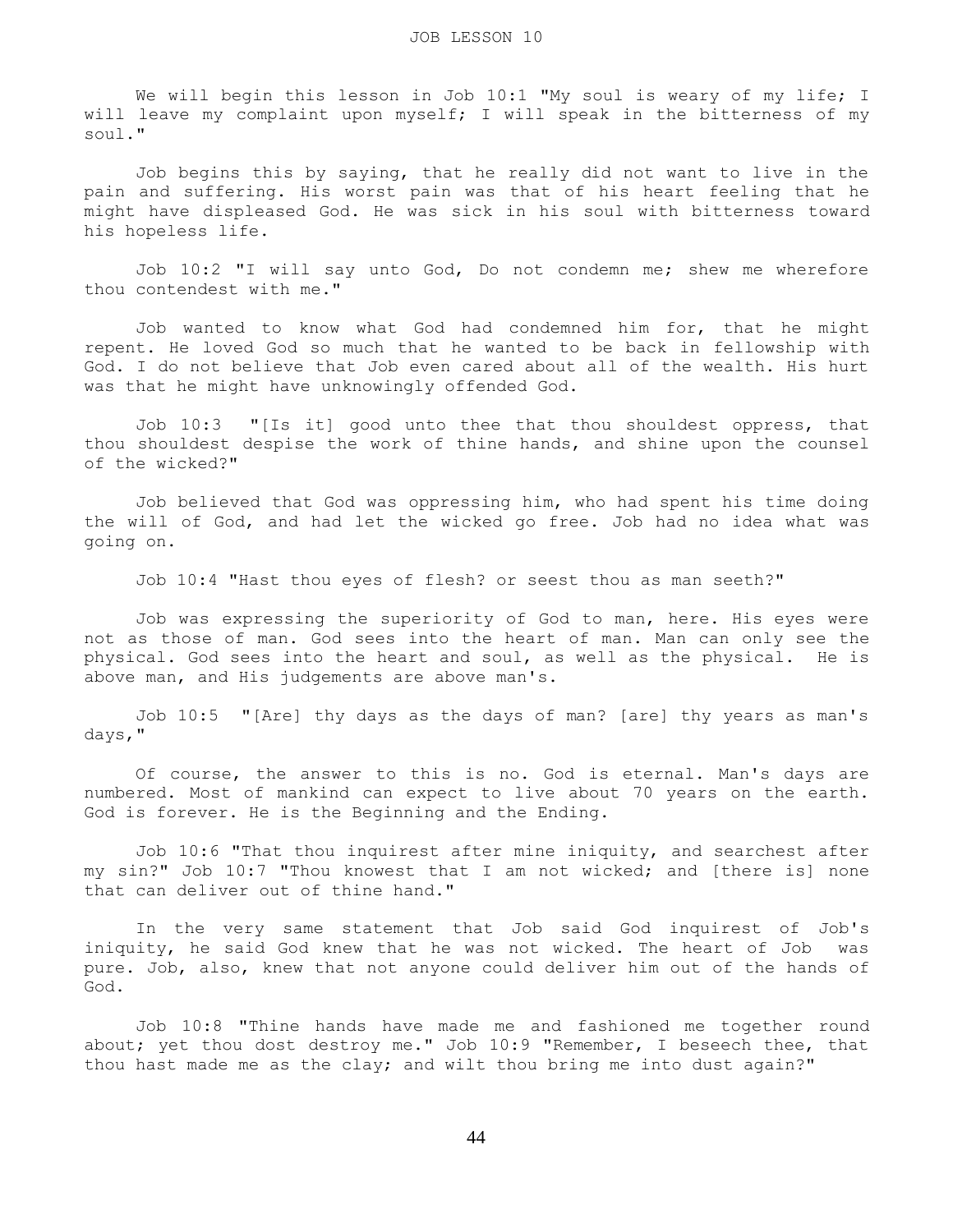# JOB LESSON 10

We will begin this lesson in Job 10:1 "My soul is weary of my life; I will leave my complaint upon myself; I will speak in the bitterness of my soul."

Job begins this by saying, that he really did not want to live in the pain and suffering. His worst pain was that of his heart feeling that he might have displeased God. He was sick in his soul with bitterness toward his hopeless life.

Job 10:2 "I will say unto God, Do not condemn me; shew me wherefore thou contendest with me."

Job wanted to know what God had condemned him for, that he might repent. He loved God so much that he wanted to be back in fellowship with God. I do not believe that Job even cared about all of the wealth. His hurt was that he might have unknowingly offended God.

Job 10:3 "[Is it] good unto thee that thou shouldest oppress, that thou shouldest despise the work of thine hands, and shine upon the counsel of the wicked?"

Job believed that God was oppressing him, who had spent his time doing the will of God, and had let the wicked go free. Job had no idea what was going on.

Job 10:4 "Hast thou eyes of flesh? or seest thou as man seeth?"

Job was expressing the superiority of God to man, here. His eyes were not as those of man. God sees into the heart of man. Man can only see the physical. God sees into the heart and soul, as well as the physical. He is above man, and His judgements are above man's.

Job 10:5 "[Are] thy days as the days of man? [are] thy years as man's days,"

Of course, the answer to this is no. God is eternal. Man's days are numbered. Most of mankind can expect to live about 70 years on the earth. God is forever. He is the Beginning and the Ending.

Job 10:6 "That thou inquirest after mine iniquity, and searchest after my sin?" Job 10:7 "Thou knowest that I am not wicked; and [there is] none that can deliver out of thine hand."

In the very same statement that Job said God inquirest of Job's iniquity, he said God knew that he was not wicked. The heart of Job was pure. Job, also, knew that not anyone could deliver him out of the hands of God.

Job 10:8 "Thine hands have made me and fashioned me together round about; yet thou dost destroy me." Job 10:9 "Remember, I beseech thee, that thou hast made me as the clay; and wilt thou bring me into dust again?"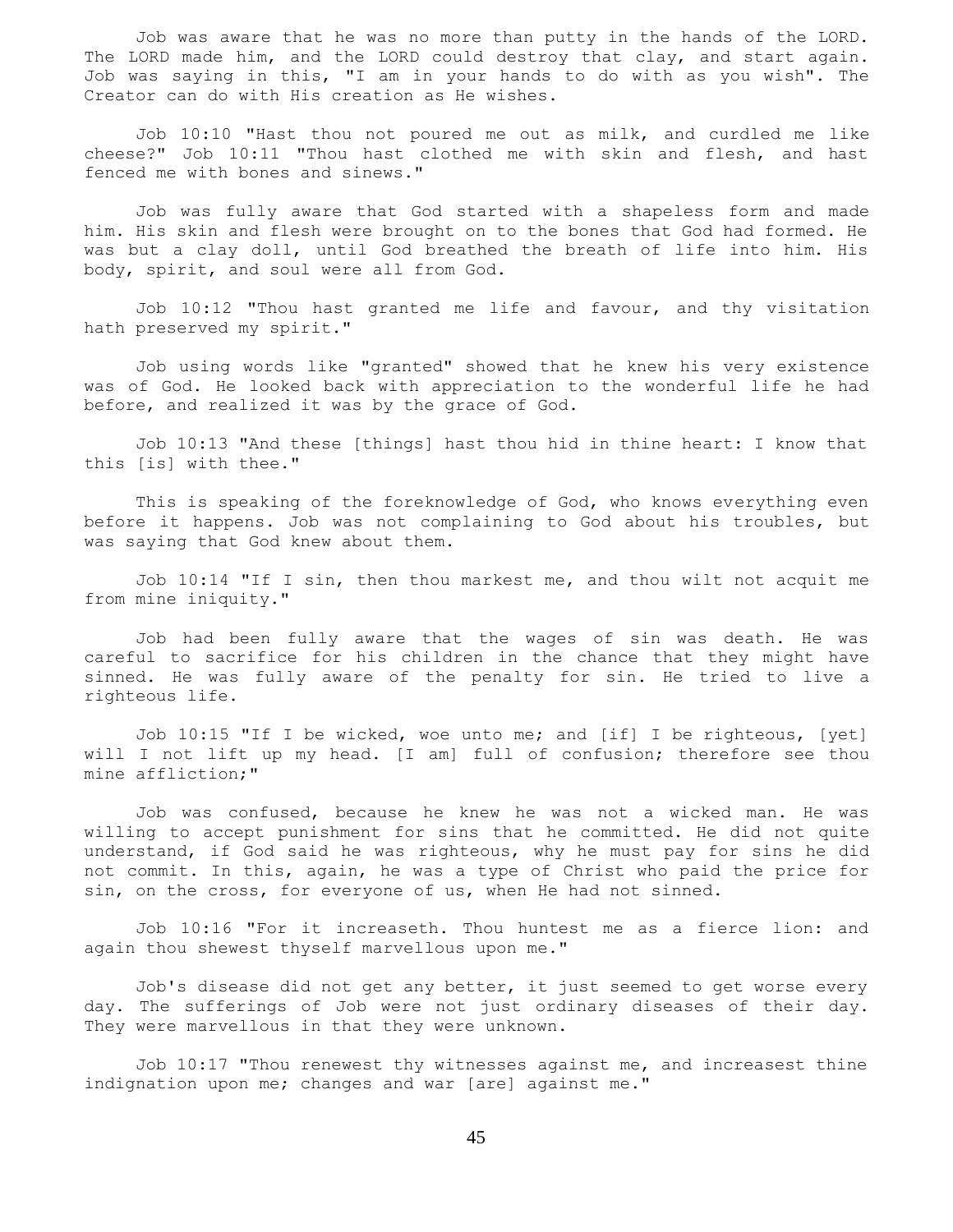Job was aware that he was no more than putty in the hands of the LORD. The LORD made him, and the LORD could destroy that clay, and start again. Job was saying in this, "I am in your hands to do with as you wish". The Creator can do with His creation as He wishes.

Job 10:10 "Hast thou not poured me out as milk, and curdled me like cheese?" Job 10:11 "Thou hast clothed me with skin and flesh, and hast fenced me with bones and sinews."

Job was fully aware that God started with a shapeless form and made him. His skin and flesh were brought on to the bones that God had formed. He was but a clay doll, until God breathed the breath of life into him. His body, spirit, and soul were all from God.

Job 10:12 "Thou hast granted me life and favour, and thy visitation hath preserved my spirit."

Job using words like "granted" showed that he knew his very existence was of God. He looked back with appreciation to the wonderful life he had before, and realized it was by the grace of God.

Job 10:13 "And these [things] hast thou hid in thine heart: I know that this [is] with thee."

This is speaking of the foreknowledge of God, who knows everything even before it happens. Job was not complaining to God about his troubles, but was saying that God knew about them.

Job 10:14 "If I sin, then thou markest me, and thou wilt not acquit me from mine iniquity."

Job had been fully aware that the wages of sin was death. He was careful to sacrifice for his children in the chance that they might have sinned. He was fully aware of the penalty for sin. He tried to live a righteous life.

Job 10:15 "If I be wicked, woe unto me; and [if] I be righteous, [yet] will I not lift up my head. [I am] full of confusion; therefore see thou mine affliction;"

Job was confused, because he knew he was not a wicked man. He was willing to accept punishment for sins that he committed. He did not quite understand, if God said he was righteous, why he must pay for sins he did not commit. In this, again, he was a type of Christ who paid the price for sin, on the cross, for everyone of us, when He had not sinned.

Job 10:16 "For it increaseth. Thou huntest me as a fierce lion: and again thou shewest thyself marvellous upon me."

Job's disease did not get any better, it just seemed to get worse every day. The sufferings of Job were not just ordinary diseases of their day. They were marvellous in that they were unknown.

Job 10:17 "Thou renewest thy witnesses against me, and increasest thine indignation upon me; changes and war [are] against me."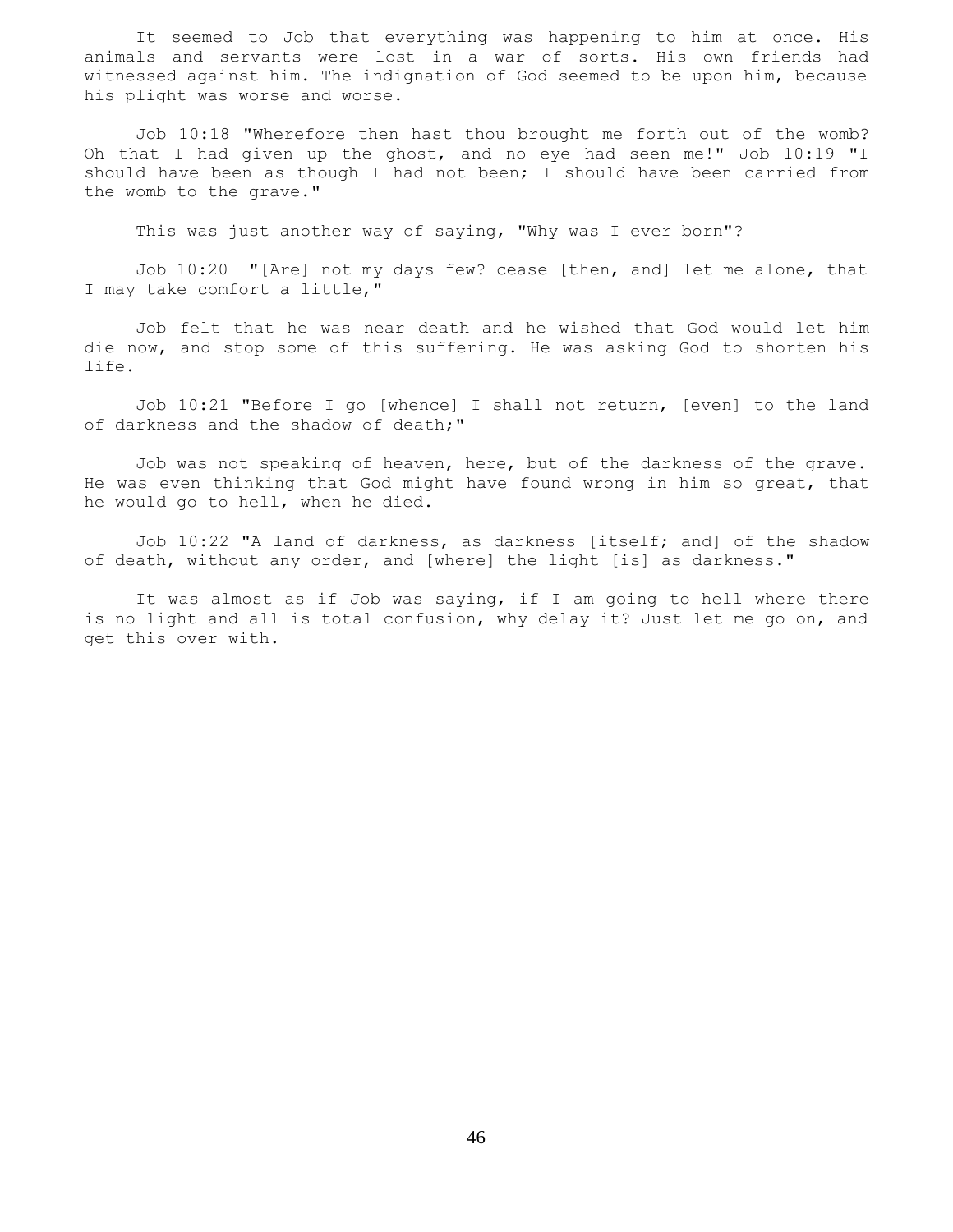It seemed to Job that everything was happening to him at once. His animals and servants were lost in a war of sorts. His own friends had witnessed against him. The indignation of God seemed to be upon him, because his plight was worse and worse.

Job 10:18 "Wherefore then hast thou brought me forth out of the womb? Oh that I had given up the ghost, and no eye had seen me!" Job 10:19 "I should have been as though I had not been; I should have been carried from the womb to the grave."

This was just another way of saying, "Why was I ever born"?

Job 10:20 "[Are] not my days few? cease [then, and] let me alone, that I may take comfort a little,"

Job felt that he was near death and he wished that God would let him die now, and stop some of this suffering. He was asking God to shorten his life.

Job 10:21 "Before I go [whence] I shall not return, [even] to the land of darkness and the shadow of death;"

Job was not speaking of heaven, here, but of the darkness of the grave. He was even thinking that God might have found wrong in him so great, that he would go to hell, when he died.

Job 10:22 "A land of darkness, as darkness [itself; and] of the shadow of death, without any order, and [where] the light [is] as darkness."

It was almost as if Job was saying, if I am going to hell where there is no light and all is total confusion, why delay it? Just let me go on, and get this over with.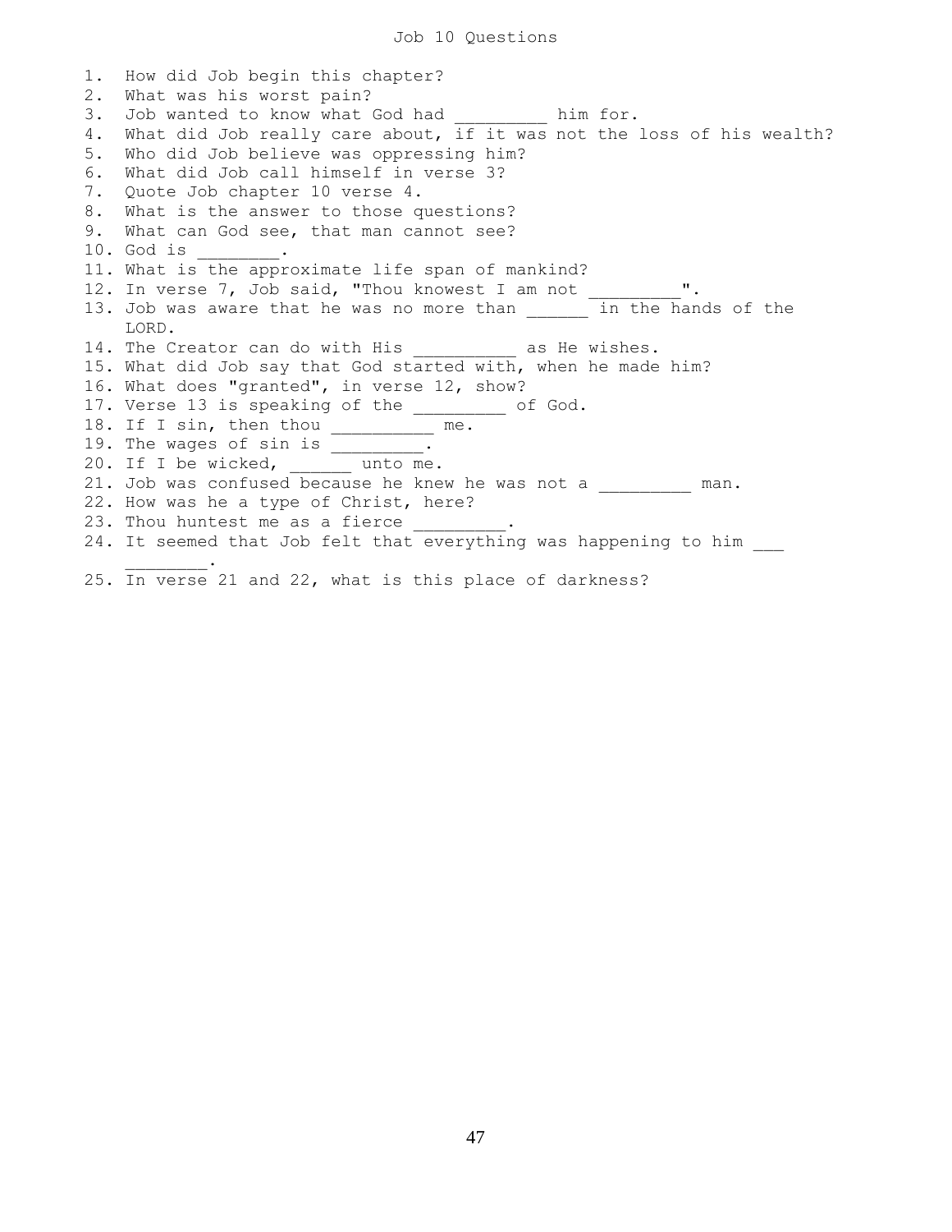# Job 10 Questions

1. How did Job begin this chapter?
2. What was his worst pain?
3. Job wanted to know what God had _________ him for.
4. What did Job really care about, if it was not the loss of his wealth?
5. Who did Job believe was oppressing him?
6. What did Job call himself in verse 3?
7. Quote Job chapter 10 verse 4.
8. What is the answer to those questions?
9. What can God see, that man cannot see?
10. God is ________.
11. What is the approximate life span of mankind?
12. In verse 7, Job said, "Thou knowest I am not _________".
13. Job was aware that he was no more than ______ in the hands of the LORD.
14. The Creator can do with His __________ as He wishes.
15. What did Job say that God started with, when he made him?
16. What does "granted", in verse 12, show?
17. Verse 13 is speaking of the _________ of God.
18. If I sin, then thou __________ me.
19. The wages of sin is _________.
20. If I be wicked, ______ unto me.
21. Job was confused because he knew he was not a _________ man.
22. How was he a type of Christ, here?
23. Thou huntest me as a fierce _________.
24. It seemed that Job felt that everything was happening to him ___ ________.
25. In verse 21 and 22, what is this place of darkness?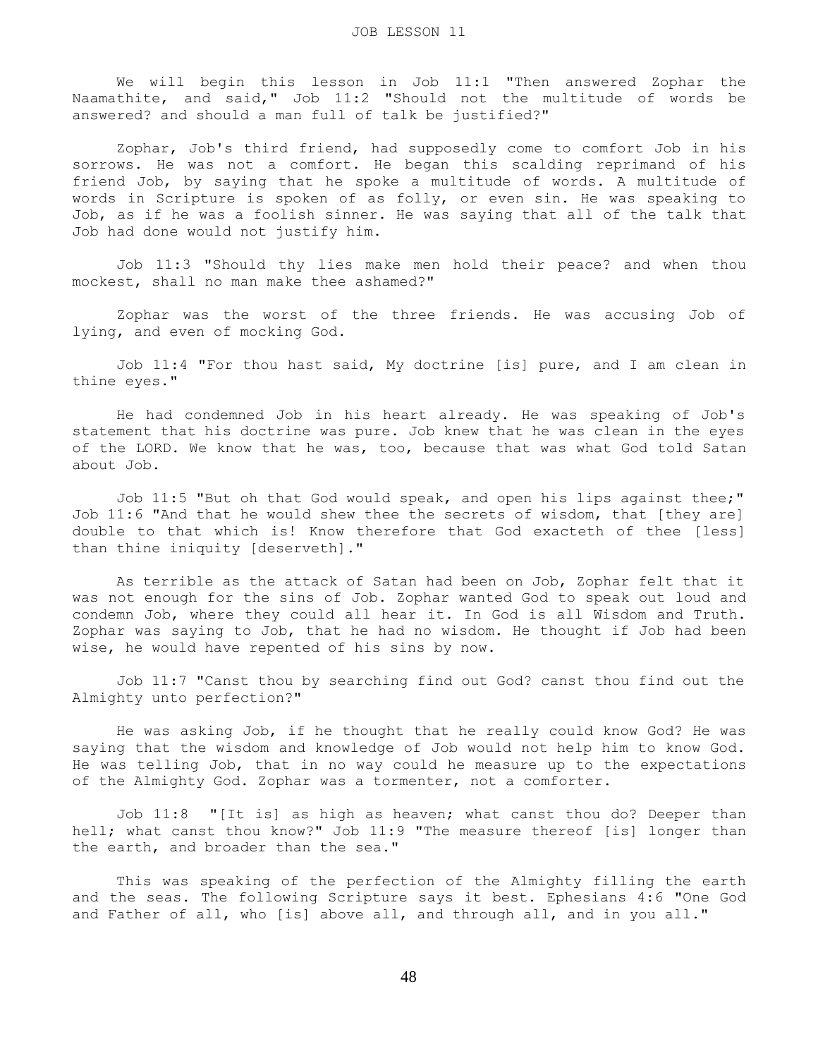We will begin this lesson in Job 11:1 "Then answered Zophar the Naamathite, and said," Job 11:2 "Should not the multitude of words be answered? and should a man full of talk be justified?"

Zophar, Job's third friend, had supposedly come to comfort Job in his sorrows. He was not a comfort. He began this scalding reprimand of his friend Job, by saying that he spoke a multitude of words. A multitude of words in Scripture is spoken of as folly, or even sin. He was speaking to Job, as if he was a foolish sinner. He was saying that all of the talk that Job had done would not justify him.

Job 11:3 "Should thy lies make men hold their peace? and when thou mockest, shall no man make thee ashamed?"

Zophar was the worst of the three friends. He was accusing Job of lying, and even of mocking God.

Job 11:4 "For thou hast said, My doctrine [is] pure, and I am clean in thine eyes."

He had condemned Job in his heart already. He was speaking of Job's statement that his doctrine was pure. Job knew that he was clean in the eyes of the LORD. We know that he was, too, because that was what God told Satan about Job.

Job 11:5 "But oh that God would speak, and open his lips against thee;" Job 11:6 "And that he would shew thee the secrets of wisdom, that [they are] double to that which is! Know therefore that God exacteth of thee [less] than thine iniquity [deserveth]."

As terrible as the attack of Satan had been on Job, Zophar felt that it was not enough for the sins of Job. Zophar wanted God to speak out loud and condemn Job, where they could all hear it. In God is all Wisdom and Truth. Zophar was saying to Job, that he had no wisdom. He thought if Job had been wise, he would have repented of his sins by now.

Job 11:7 "Canst thou by searching find out God? canst thou find out the Almighty unto perfection?"

He was asking Job, if he thought that he really could know God? He was saying that the wisdom and knowledge of Job would not help him to know God. He was telling Job, that in no way could he measure up to the expectations of the Almighty God. Zophar was a tormenter, not a comforter.

Job 11:8 "[It is] as high as heaven; what canst thou do? Deeper than hell; what canst thou know?" Job 11:9 "The measure thereof [is] longer than the earth, and broader than the sea."

This was speaking of the perfection of the Almighty filling the earth and the seas. The following Scripture says it best. Ephesians 4:6 "One God and Father of all, who [is] above all, and through all, and in you all."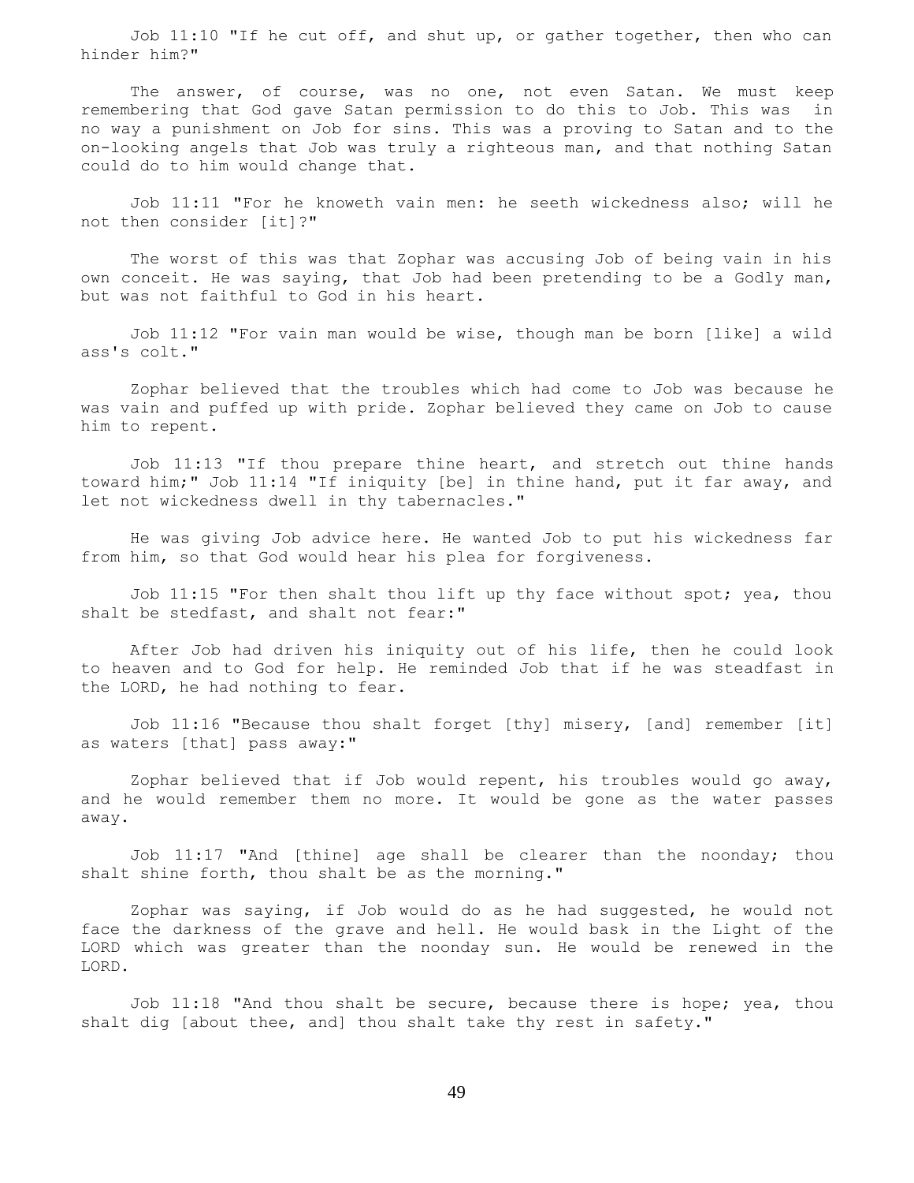Job 11:10 "If he cut off, and shut up, or gather together, then who can hinder him?"

The answer, of course, was no one, not even Satan. We must keep remembering that God gave Satan permission to do this to Job. This was in no way a punishment on Job for sins. This was a proving to Satan and to the on-looking angels that Job was truly a righteous man, and that nothing Satan could do to him would change that.

Job 11:11 "For he knoweth vain men: he seeth wickedness also; will he not then consider [it]?"

The worst of this was that Zophar was accusing Job of being vain in his own conceit. He was saying, that Job had been pretending to be a Godly man, but was not faithful to God in his heart.

Job 11:12 "For vain man would be wise, though man be born [like] a wild ass's colt."

Zophar believed that the troubles which had come to Job was because he was vain and puffed up with pride. Zophar believed they came on Job to cause him to repent.

Job 11:13 "If thou prepare thine heart, and stretch out thine hands toward him;" Job 11:14 "If iniquity [be] in thine hand, put it far away, and let not wickedness dwell in thy tabernacles."

He was giving Job advice here. He wanted Job to put his wickedness far from him, so that God would hear his plea for forgiveness.

Job 11:15 "For then shalt thou lift up thy face without spot; yea, thou shalt be stedfast, and shalt not fear:"

After Job had driven his iniquity out of his life, then he could look to heaven and to God for help. He reminded Job that if he was steadfast in the LORD, he had nothing to fear.

Job 11:16 "Because thou shalt forget [thy] misery, [and] remember [it] as waters [that] pass away:"

Zophar believed that if Job would repent, his troubles would go away, and he would remember them no more. It would be gone as the water passes away.

Job 11:17 "And [thine] age shall be clearer than the noonday; thou shalt shine forth, thou shalt be as the morning."

Zophar was saying, if Job would do as he had suggested, he would not face the darkness of the grave and hell. He would bask in the Light of the LORD which was greater than the noonday sun. He would be renewed in the LORD.

Job 11:18 "And thou shalt be secure, because there is hope; yea, thou shalt dig [about thee, and] thou shalt take thy rest in safety."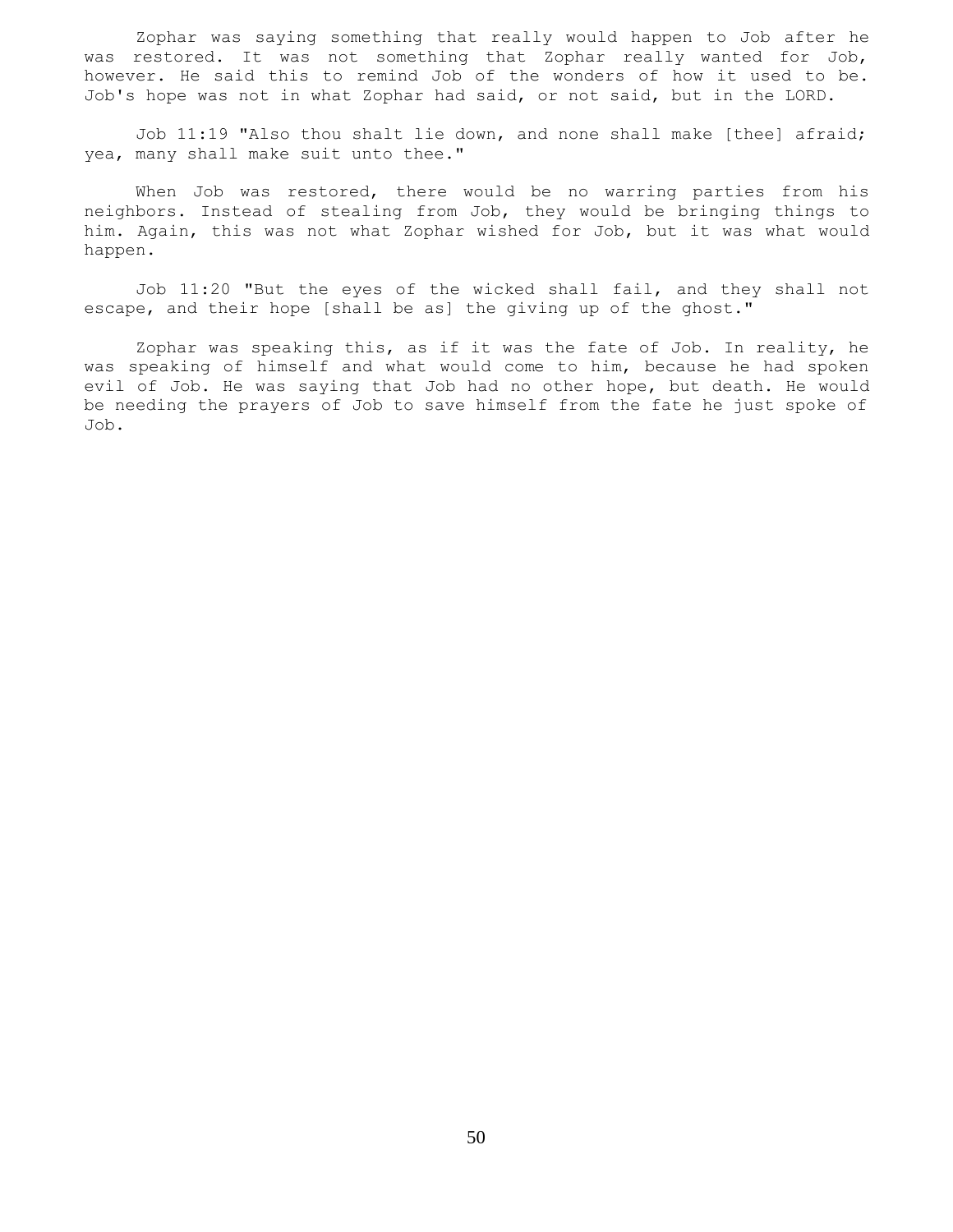Zophar was saying something that really would happen to Job after he was restored. It was not something that Zophar really wanted for Job, however. He said this to remind Job of the wonders of how it used to be. Job's hope was not in what Zophar had said, or not said, but in the LORD.

Job 11:19 "Also thou shalt lie down, and none shall make [thee] afraid; yea, many shall make suit unto thee."

When Job was restored, there would be no warring parties from his neighbors. Instead of stealing from Job, they would be bringing things to him. Again, this was not what Zophar wished for Job, but it was what would happen.

Job 11:20 "But the eyes of the wicked shall fail, and they shall not escape, and their hope [shall be as] the giving up of the ghost."

Zophar was speaking this, as if it was the fate of Job. In reality, he was speaking of himself and what would come to him, because he had spoken evil of Job. He was saying that Job had no other hope, but death. He would be needing the prayers of Job to save himself from the fate he just spoke of Job.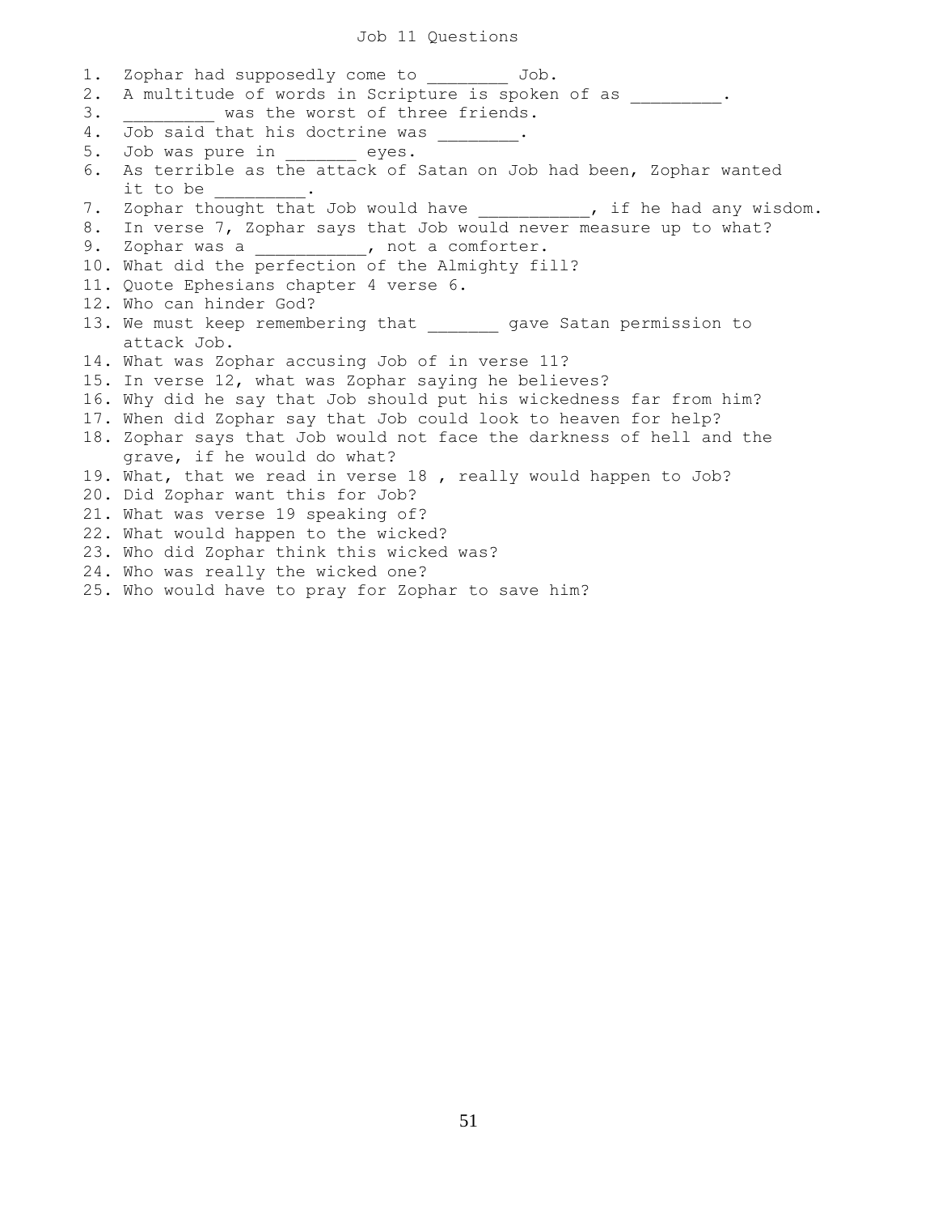# Job 11 Questions

1. Zophar had supposedly come to ________ Job.
2. A multitude of words in Scripture is spoken of as _________.
3. _________ was the worst of three friends.
4. Job said that his doctrine was ________.
5. Job was pure in _______ eyes.
6. As terrible as the attack of Satan on Job had been, Zophar wanted it to be _________.
7. Zophar thought that Job would have ___________, if he had any wisdom.
8. In verse 7, Zophar says that Job would never measure up to what?
9. Zophar was a ___________, not a comforter.
10. What did the perfection of the Almighty fill?
11. Quote Ephesians chapter 4 verse 6.
12. Who can hinder God?
13. We must keep remembering that _______ gave Satan permission to attack Job.
14. What was Zophar accusing Job of in verse 11?
15. In verse 12, what was Zophar saying he believes?
16. Why did he say that Job should put his wickedness far from him?
17. When did Zophar say that Job could look to heaven for help?
18. Zophar says that Job would not face the darkness of hell and the grave, if he would do what?
19. What, that we read in verse 18 , really would happen to Job?
20. Did Zophar want this for Job?
21. What was verse 19 speaking of?
22. What would happen to the wicked?
23. Who did Zophar think this wicked was?
24. Who was really the wicked one?
25. Who would have to pray for Zophar to save him?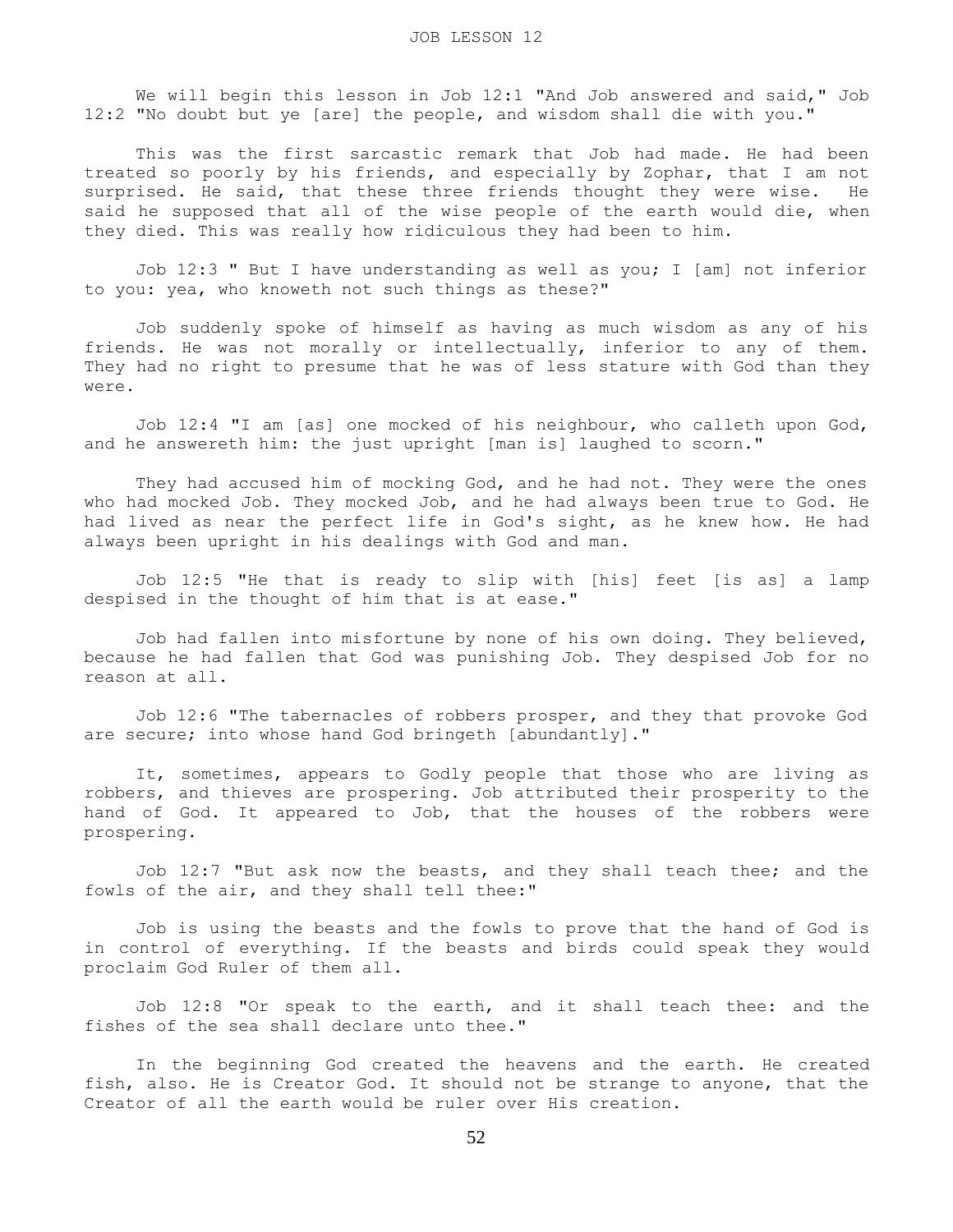# JOB LESSON 12

We will begin this lesson in Job 12:1 "And Job answered and said," Job 12:2 "No doubt but ye [are] the people, and wisdom shall die with you."

This was the first sarcastic remark that Job had made. He had been treated so poorly by his friends, and especially by Zophar, that I am not surprised. He said, that these three friends thought they were wise. He said he supposed that all of the wise people of the earth would die, when they died. This was really how ridiculous they had been to him.

Job 12:3 " But I have understanding as well as you; I [am] not inferior to you: yea, who knoweth not such things as these?"

Job suddenly spoke of himself as having as much wisdom as any of his friends. He was not morally or intellectually, inferior to any of them. They had no right to presume that he was of less stature with God than they were.

Job 12:4 "I am [as] one mocked of his neighbour, who calleth upon God, and he answereth him: the just upright [man is] laughed to scorn."

They had accused him of mocking God, and he had not. They were the ones who had mocked Job. They mocked Job, and he had always been true to God. He had lived as near the perfect life in God's sight, as he knew how. He had always been upright in his dealings with God and man.

Job 12:5 "He that is ready to slip with [his] feet [is as] a lamp despised in the thought of him that is at ease."

Job had fallen into misfortune by none of his own doing. They believed, because he had fallen that God was punishing Job. They despised Job for no reason at all.

Job 12:6 "The tabernacles of robbers prosper, and they that provoke God are secure; into whose hand God bringeth [abundantly]."

It, sometimes, appears to Godly people that those who are living as robbers, and thieves are prospering. Job attributed their prosperity to the hand of God. It appeared to Job, that the houses of the robbers were prospering.

Job 12:7 "But ask now the beasts, and they shall teach thee; and the fowls of the air, and they shall tell thee:"

Job is using the beasts and the fowls to prove that the hand of God is in control of everything. If the beasts and birds could speak they would proclaim God Ruler of them all.

Job 12:8 "Or speak to the earth, and it shall teach thee: and the fishes of the sea shall declare unto thee."

In the beginning God created the heavens and the earth. He created fish, also. He is Creator God. It should not be strange to anyone, that the Creator of all the earth would be ruler over His creation.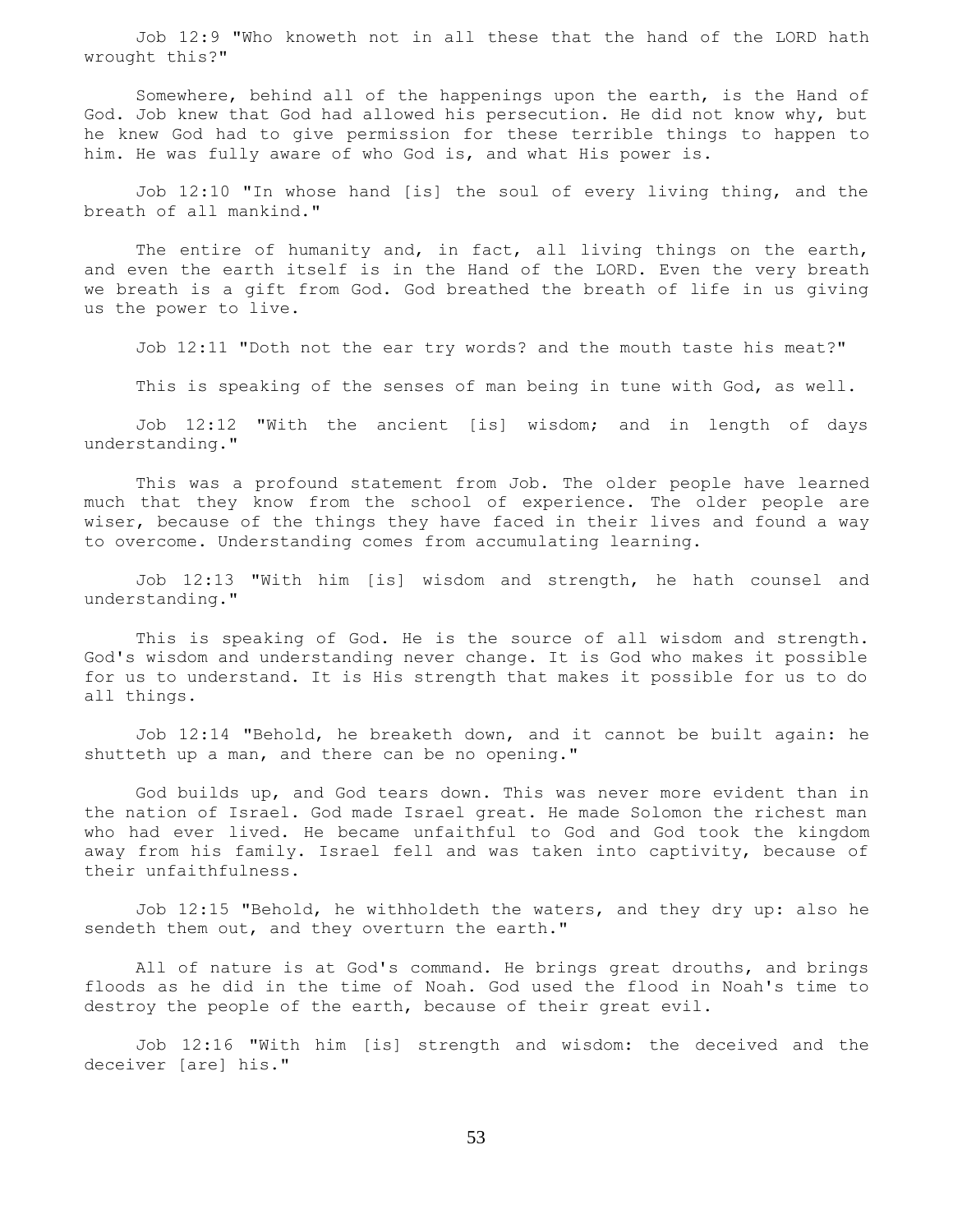Job 12:9 "Who knoweth not in all these that the hand of the LORD hath wrought this?"

Somewhere, behind all of the happenings upon the earth, is the Hand of God. Job knew that God had allowed his persecution. He did not know why, but he knew God had to give permission for these terrible things to happen to him. He was fully aware of who God is, and what His power is.

Job 12:10 "In whose hand [is] the soul of every living thing, and the breath of all mankind."

The entire of humanity and, in fact, all living things on the earth, and even the earth itself is in the Hand of the LORD. Even the very breath we breath is a gift from God. God breathed the breath of life in us giving us the power to live.

Job 12:11 "Doth not the ear try words? and the mouth taste his meat?"

This is speaking of the senses of man being in tune with God, as well.

Job 12:12 "With the ancient [is] wisdom; and in length of days understanding."

This was a profound statement from Job. The older people have learned much that they know from the school of experience. The older people are wiser, because of the things they have faced in their lives and found a way to overcome. Understanding comes from accumulating learning.

Job 12:13 "With him [is] wisdom and strength, he hath counsel and understanding."

This is speaking of God. He is the source of all wisdom and strength. God's wisdom and understanding never change. It is God who makes it possible for us to understand. It is His strength that makes it possible for us to do all things.

Job 12:14 "Behold, he breaketh down, and it cannot be built again: he shutteth up a man, and there can be no opening."

God builds up, and God tears down. This was never more evident than in the nation of Israel. God made Israel great. He made Solomon the richest man who had ever lived. He became unfaithful to God and God took the kingdom away from his family. Israel fell and was taken into captivity, because of their unfaithfulness.

Job 12:15 "Behold, he withholdeth the waters, and they dry up: also he sendeth them out, and they overturn the earth."

All of nature is at God's command. He brings great drouths, and brings floods as he did in the time of Noah. God used the flood in Noah's time to destroy the people of the earth, because of their great evil.

Job 12:16 "With him [is] strength and wisdom: the deceived and the deceiver [are] his."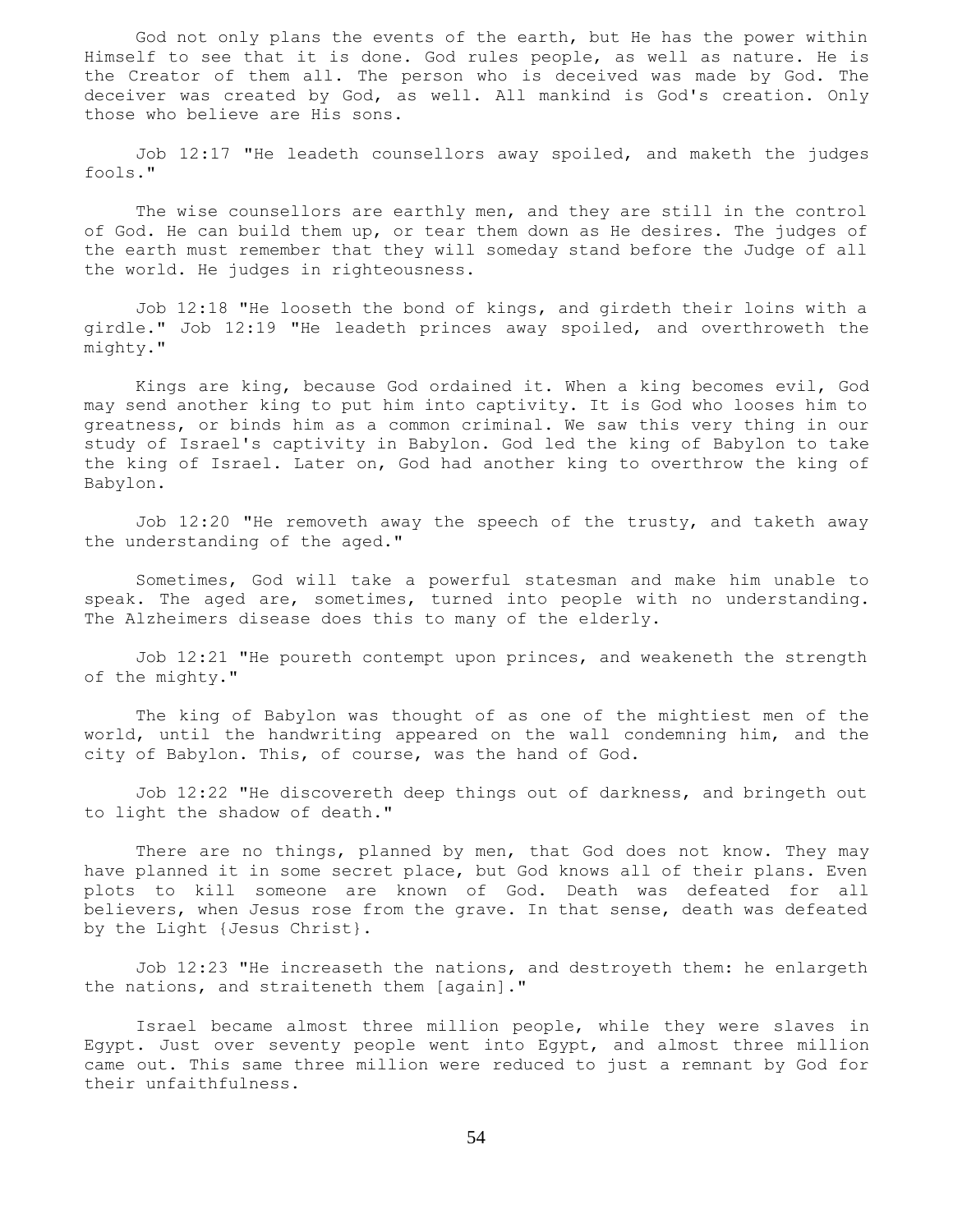God not only plans the events of the earth, but He has the power within Himself to see that it is done. God rules people, as well as nature. He is the Creator of them all. The person who is deceived was made by God. The deceiver was created by God, as well. All mankind is God's creation. Only those who believe are His sons.

Job 12:17 "He leadeth counsellors away spoiled, and maketh the judges fools."

The wise counsellors are earthly men, and they are still in the control of God. He can build them up, or tear them down as He desires. The judges of the earth must remember that they will someday stand before the Judge of all the world. He judges in righteousness.

Job 12:18 "He looseth the bond of kings, and girdeth their loins with a girdle." Job 12:19 "He leadeth princes away spoiled, and overthroweth the mighty."

Kings are king, because God ordained it. When a king becomes evil, God may send another king to put him into captivity. It is God who looses him to greatness, or binds him as a common criminal. We saw this very thing in our study of Israel's captivity in Babylon. God led the king of Babylon to take the king of Israel. Later on, God had another king to overthrow the king of Babylon.

Job 12:20 "He removeth away the speech of the trusty, and taketh away the understanding of the aged."

Sometimes, God will take a powerful statesman and make him unable to speak. The aged are, sometimes, turned into people with no understanding. The Alzheimers disease does this to many of the elderly.

Job 12:21 "He poureth contempt upon princes, and weakeneth the strength of the mighty."

The king of Babylon was thought of as one of the mightiest men of the world, until the handwriting appeared on the wall condemning him, and the city of Babylon. This, of course, was the hand of God.

Job 12:22 "He discovereth deep things out of darkness, and bringeth out to light the shadow of death."

There are no things, planned by men, that God does not know. They may have planned it in some secret place, but God knows all of their plans. Even plots to kill someone are known of God. Death was defeated for all believers, when Jesus rose from the grave. In that sense, death was defeated by the Light {Jesus Christ}.

Job 12:23 "He increaseth the nations, and destroyeth them: he enlargeth the nations, and straiteneth them [again]."

Israel became almost three million people, while they were slaves in Egypt. Just over seventy people went into Egypt, and almost three million came out. This same three million were reduced to just a remnant by God for their unfaithfulness.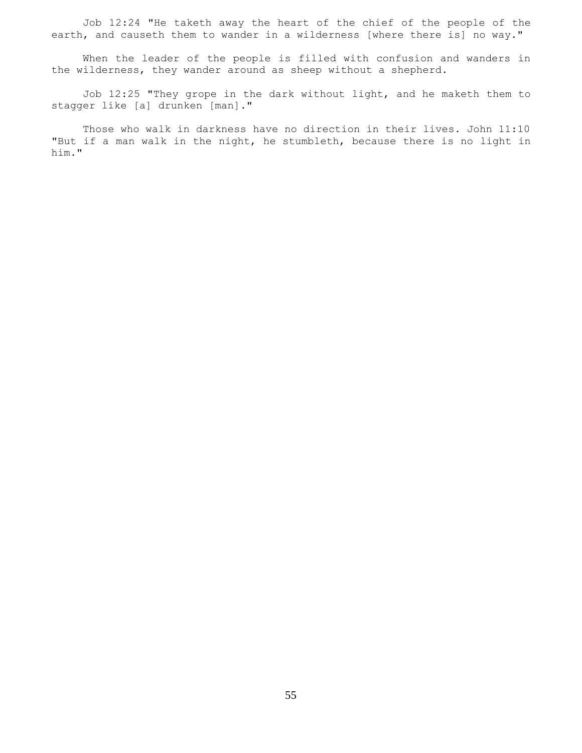Job 12:24 "He taketh away the heart of the chief of the people of the earth, and causeth them to wander in a wilderness [where there is] no way."

When the leader of the people is filled with confusion and wanders in the wilderness, they wander around as sheep without a shepherd.

Job 12:25 "They grope in the dark without light, and he maketh them to stagger like [a] drunken [man]."

Those who walk in darkness have no direction in their lives. John 11:10 "But if a man walk in the night, he stumbleth, because there is no light in him."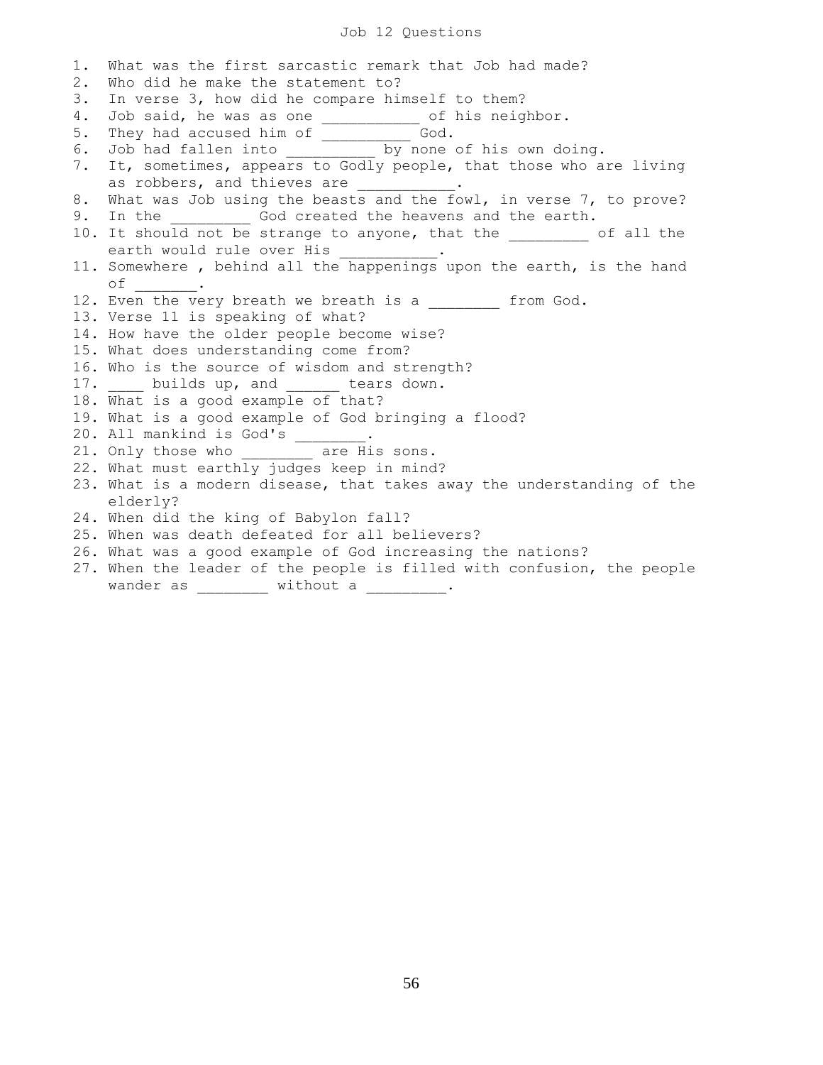# Job 12 Questions

1. What was the first sarcastic remark that Job had made?
2. Who did he make the statement to?
3. In verse 3, how did he compare himself to them?
4. Job said, he was as one __________ of his neighbor.
5. They had accused him of __________ God.
6. Job had fallen into __________ by none of his own doing.
7. It, sometimes, appears to Godly people, that those who are living as robbers, and thieves are ___________.
8. What was Job using the beasts and the fowl, in verse 7, to prove?
9. In the _________ God created the heavens and the earth.
10. It should not be strange to anyone, that the _________ of all the earth would rule over His ___________.
11. Somewhere , behind all the happenings upon the earth, is the hand of _______.
12. Even the very breath we breath is a ________ from God.
13. Verse 11 is speaking of what?
14. How have the older people become wise?
15. What does understanding come from?
16. Who is the source of wisdom and strength?
17. ____ builds up, and ______ tears down.
18. What is a good example of that?
19. What is a good example of God bringing a flood?
20. All mankind is God's ________.
21. Only those who ________ are His sons.
22. What must earthly judges keep in mind?
23. What is a modern disease, that takes away the understanding of the elderly?
24. When did the king of Babylon fall?
25. When was death defeated for all believers?
26. What was a good example of God increasing the nations?
27. When the leader of the people is filled with confusion, the people wander as ________ without a _________.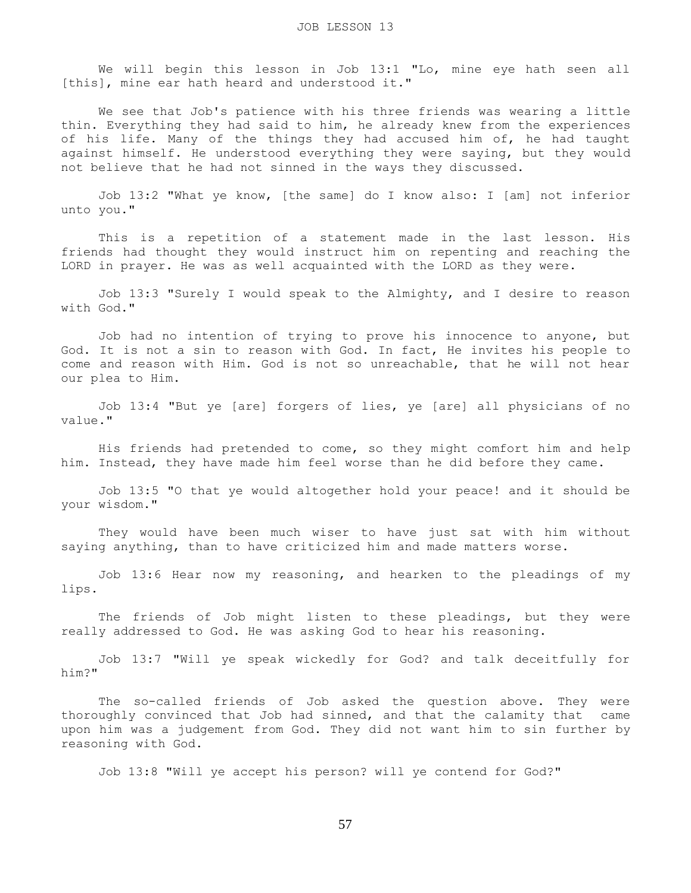# JOB LESSON 13

We will begin this lesson in Job 13:1 "Lo, mine eye hath seen all [this], mine ear hath heard and understood it."

We see that Job's patience with his three friends was wearing a little thin. Everything they had said to him, he already knew from the experiences of his life. Many of the things they had accused him of, he had taught against himself. He understood everything they were saying, but they would not believe that he had not sinned in the ways they discussed.

Job 13:2 "What ye know, [the same] do I know also: I [am] not inferior unto you."

This is a repetition of a statement made in the last lesson. His friends had thought they would instruct him on repenting and reaching the LORD in prayer. He was as well acquainted with the LORD as they were.

Job 13:3 "Surely I would speak to the Almighty, and I desire to reason with God."

Job had no intention of trying to prove his innocence to anyone, but God. It is not a sin to reason with God. In fact, He invites his people to come and reason with Him. God is not so unreachable, that he will not hear our plea to Him.

Job 13:4 "But ye [are] forgers of lies, ye [are] all physicians of no value."

His friends had pretended to come, so they might comfort him and help him. Instead, they have made him feel worse than he did before they came.

Job 13:5 "O that ye would altogether hold your peace! and it should be your wisdom."

They would have been much wiser to have just sat with him without saying anything, than to have criticized him and made matters worse.

Job 13:6 Hear now my reasoning, and hearken to the pleadings of my lips.

The friends of Job might listen to these pleadings, but they were really addressed to God. He was asking God to hear his reasoning.

Job 13:7 "Will ye speak wickedly for God? and talk deceitfully for him?"

The so-called friends of Job asked the question above. They were thoroughly convinced that Job had sinned, and that the calamity that came upon him was a judgement from God. They did not want him to sin further by reasoning with God.

Job 13:8 "Will ye accept his person? will ye contend for God?"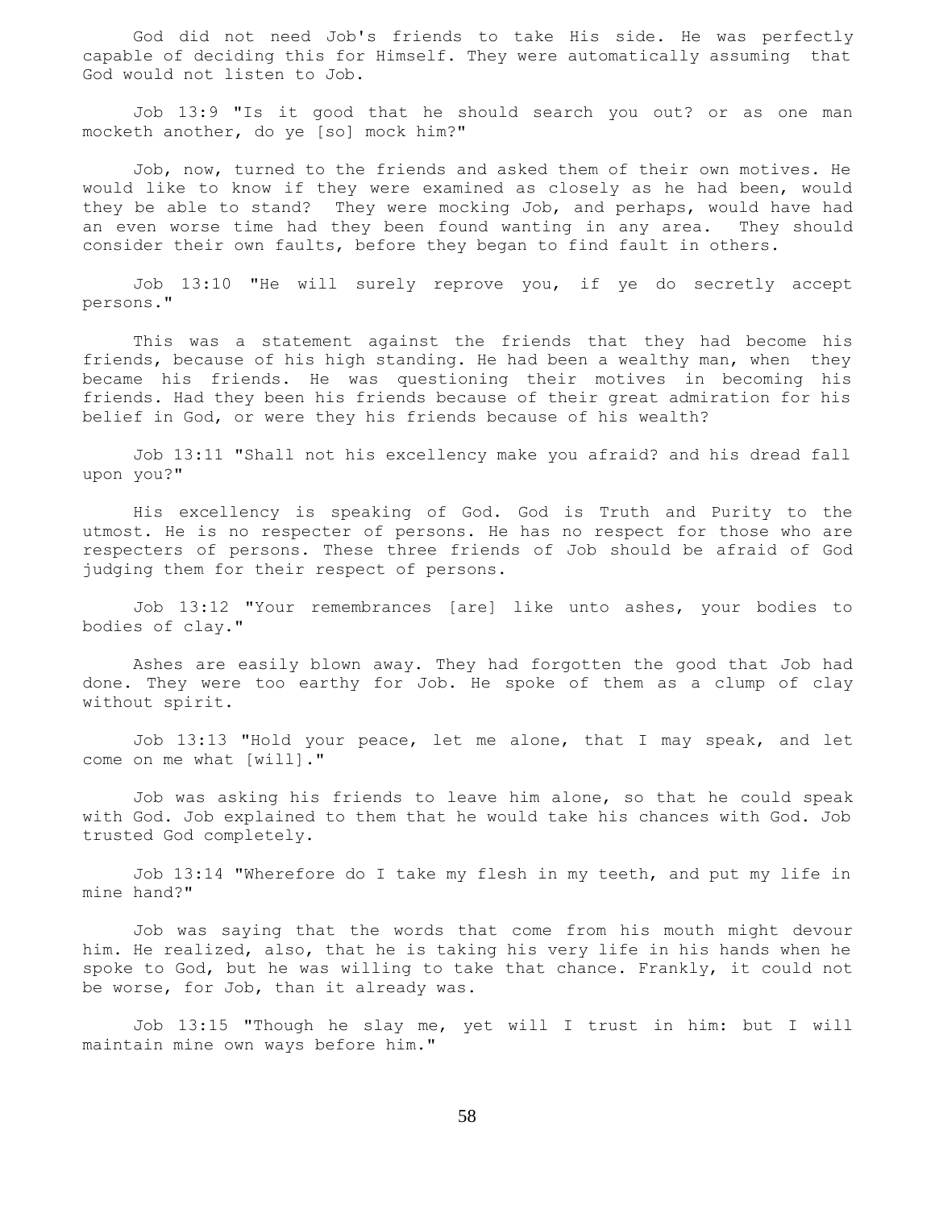God did not need Job's friends to take His side. He was perfectly capable of deciding this for Himself. They were automatically assuming that God would not listen to Job.

Job 13:9 "Is it good that he should search you out? or as one man mocketh another, do ye [so] mock him?"

Job, now, turned to the friends and asked them of their own motives. He would like to know if they were examined as closely as he had been, would they be able to stand? They were mocking Job, and perhaps, would have had an even worse time had they been found wanting in any area. They should consider their own faults, before they began to find fault in others.

Job 13:10 "He will surely reprove you, if ye do secretly accept persons."

This was a statement against the friends that they had become his friends, because of his high standing. He had been a wealthy man, when they became his friends. He was questioning their motives in becoming his friends. Had they been his friends because of their great admiration for his belief in God, or were they his friends because of his wealth?

Job 13:11 "Shall not his excellency make you afraid? and his dread fall upon you?"

His excellency is speaking of God. God is Truth and Purity to the utmost. He is no respecter of persons. He has no respect for those who are respecters of persons. These three friends of Job should be afraid of God judging them for their respect of persons.

Job 13:12 "Your remembrances [are] like unto ashes, your bodies to bodies of clay."

Ashes are easily blown away. They had forgotten the good that Job had done. They were too earthy for Job. He spoke of them as a clump of clay without spirit.

Job 13:13 "Hold your peace, let me alone, that I may speak, and let come on me what [will]."

Job was asking his friends to leave him alone, so that he could speak with God. Job explained to them that he would take his chances with God. Job trusted God completely.

Job 13:14 "Wherefore do I take my flesh in my teeth, and put my life in mine hand?"

Job was saying that the words that come from his mouth might devour him. He realized, also, that he is taking his very life in his hands when he spoke to God, but he was willing to take that chance. Frankly, it could not be worse, for Job, than it already was.

Job 13:15 "Though he slay me, yet will I trust in him: but I will maintain mine own ways before him."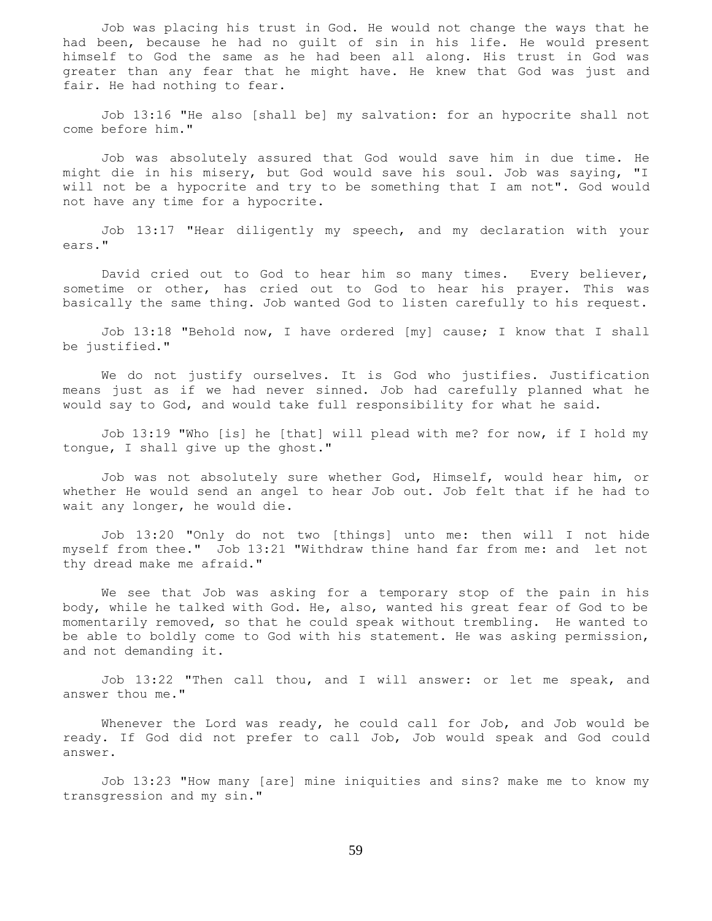Job was placing his trust in God. He would not change the ways that he had been, because he had no guilt of sin in his life. He would present himself to God the same as he had been all along. His trust in God was greater than any fear that he might have. He knew that God was just and fair. He had nothing to fear.

Job 13:16 "He also [shall be] my salvation: for an hypocrite shall not come before him."

Job was absolutely assured that God would save him in due time. He might die in his misery, but God would save his soul. Job was saying, "I will not be a hypocrite and try to be something that I am not". God would not have any time for a hypocrite.

Job 13:17 "Hear diligently my speech, and my declaration with your ears."

David cried out to God to hear him so many times. Every believer, sometime or other, has cried out to God to hear his prayer. This was basically the same thing. Job wanted God to listen carefully to his request.

Job 13:18 "Behold now, I have ordered [my] cause; I know that I shall be justified."

We do not justify ourselves. It is God who justifies. Justification means just as if we had never sinned. Job had carefully planned what he would say to God, and would take full responsibility for what he said.

Job 13:19 "Who [is] he [that] will plead with me? for now, if I hold my tongue, I shall give up the ghost."

Job was not absolutely sure whether God, Himself, would hear him, or whether He would send an angel to hear Job out. Job felt that if he had to wait any longer, he would die.

Job 13:20 "Only do not two [things] unto me: then will I not hide myself from thee." Job 13:21 "Withdraw thine hand far from me: and let not thy dread make me afraid."

We see that Job was asking for a temporary stop of the pain in his body, while he talked with God. He, also, wanted his great fear of God to be momentarily removed, so that he could speak without trembling. He wanted to be able to boldly come to God with his statement. He was asking permission, and not demanding it.

Job 13:22 "Then call thou, and I will answer: or let me speak, and answer thou me."

Whenever the Lord was ready, he could call for Job, and Job would be ready. If God did not prefer to call Job, Job would speak and God could answer.

Job 13:23 "How many [are] mine iniquities and sins? make me to know my transgression and my sin."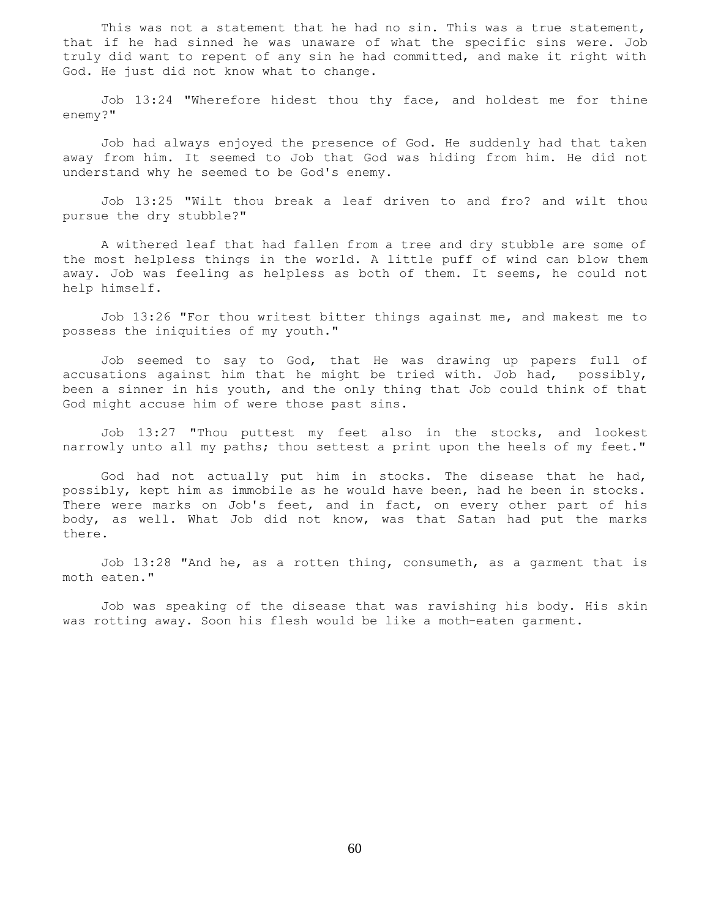This was not a statement that he had no sin. This was a true statement, that if he had sinned he was unaware of what the specific sins were. Job truly did want to repent of any sin he had committed, and make it right with God. He just did not know what to change.

Job 13:24 "Wherefore hidest thou thy face, and holdest me for thine enemy?"

Job had always enjoyed the presence of God. He suddenly had that taken away from him. It seemed to Job that God was hiding from him. He did not understand why he seemed to be God's enemy.

Job 13:25 "Wilt thou break a leaf driven to and fro? and wilt thou pursue the dry stubble?"

A withered leaf that had fallen from a tree and dry stubble are some of the most helpless things in the world. A little puff of wind can blow them away. Job was feeling as helpless as both of them. It seems, he could not help himself.

Job 13:26 "For thou writest bitter things against me, and makest me to possess the iniquities of my youth."

Job seemed to say to God, that He was drawing up papers full of accusations against him that he might be tried with. Job had, possibly, been a sinner in his youth, and the only thing that Job could think of that God might accuse him of were those past sins.

Job 13:27 "Thou puttest my feet also in the stocks, and lookest narrowly unto all my paths; thou settest a print upon the heels of my feet."

God had not actually put him in stocks. The disease that he had, possibly, kept him as immobile as he would have been, had he been in stocks. There were marks on Job's feet, and in fact, on every other part of his body, as well. What Job did not know, was that Satan had put the marks there.

Job 13:28 "And he, as a rotten thing, consumeth, as a garment that is moth eaten."

Job was speaking of the disease that was ravishing his body. His skin was rotting away. Soon his flesh would be like a moth-eaten garment.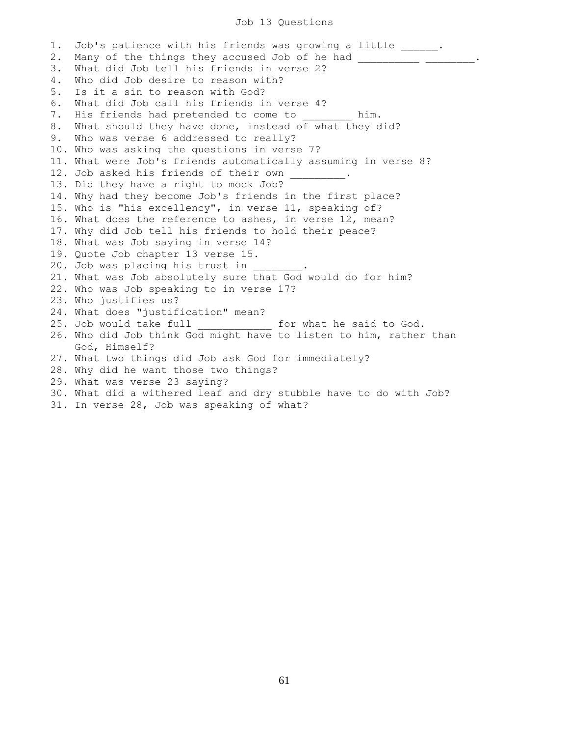# Job 13 Questions

1. Job's patience with his friends was growing a little ______.
2. Many of the things they accused Job of he had __________ ________.
3. What did Job tell his friends in verse 2?
4. Who did Job desire to reason with?
5. Is it a sin to reason with God?
6. What did Job call his friends in verse 4?
7. His friends had pretended to come to ________ him.
8. What should they have done, instead of what they did?
9. Who was verse 6 addressed to really?
10. Who was asking the questions in verse 7?
11. What were Job's friends automatically assuming in verse 8?
12. Job asked his friends of their own _________.
13. Did they have a right to mock Job?
14. Why had they become Job's friends in the first place?
15. Who is "his excellency", in verse 11, speaking of?
16. What does the reference to ashes, in verse 12, mean?
17. Why did Job tell his friends to hold their peace?
18. What was Job saying in verse 14?
19. Quote Job chapter 13 verse 15.
20. Job was placing his trust in ________.
21. What was Job absolutely sure that God would do for him?
22. Who was Job speaking to in verse 17?
23. Who justifies us?
24. What does "justification" mean?
25. Job would take full ____________ for what he said to God.
26. Who did Job think God might have to listen to him, rather than God, Himself?
27. What two things did Job ask God for immediately?
28. Why did he want those two things?
29. What was verse 23 saying?
30. What did a withered leaf and dry stubble have to do with Job?
31. In verse 28, Job was speaking of what?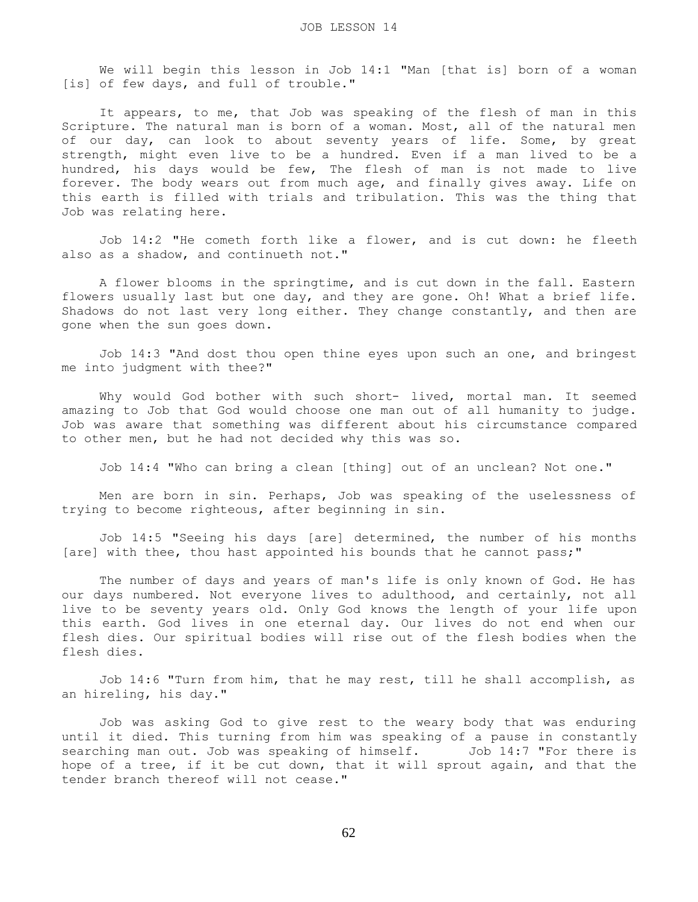# JOB LESSON 14

We will begin this lesson in Job 14:1 "Man [that is] born of a woman [is] of few days, and full of trouble."

It appears, to me, that Job was speaking of the flesh of man in this Scripture. The natural man is born of a woman. Most, all of the natural men of our day, can look to about seventy years of life. Some, by great strength, might even live to be a hundred. Even if a man lived to be a hundred, his days would be few, The flesh of man is not made to live forever. The body wears out from much age, and finally gives away. Life on this earth is filled with trials and tribulation. This was the thing that Job was relating here.

Job 14:2 "He cometh forth like a flower, and is cut down: he fleeth also as a shadow, and continueth not."

A flower blooms in the springtime, and is cut down in the fall. Eastern flowers usually last but one day, and they are gone. Oh! What a brief life. Shadows do not last very long either. They change constantly, and then are gone when the sun goes down.

Job 14:3 "And dost thou open thine eyes upon such an one, and bringest me into judgment with thee?"

Why would God bother with such short- lived, mortal man. It seemed amazing to Job that God would choose one man out of all humanity to judge. Job was aware that something was different about his circumstance compared to other men, but he had not decided why this was so.

Job 14:4 "Who can bring a clean [thing] out of an unclean? Not one."

Men are born in sin. Perhaps, Job was speaking of the uselessness of trying to become righteous, after beginning in sin.

Job 14:5 "Seeing his days [are] determined, the number of his months [are] with thee, thou hast appointed his bounds that he cannot pass;"

The number of days and years of man's life is only known of God. He has our days numbered. Not everyone lives to adulthood, and certainly, not all live to be seventy years old. Only God knows the length of your life upon this earth. God lives in one eternal day. Our lives do not end when our flesh dies. Our spiritual bodies will rise out of the flesh bodies when the flesh dies.

Job 14:6 "Turn from him, that he may rest, till he shall accomplish, as an hireling, his day."

Job was asking God to give rest to the weary body that was enduring until it died. This turning from him was speaking of a pause in constantly searching man out. Job was speaking of himself.

Job 14:7 "For there is hope of a tree, if it be cut down, that it will sprout again, and that the tender branch thereof will not cease."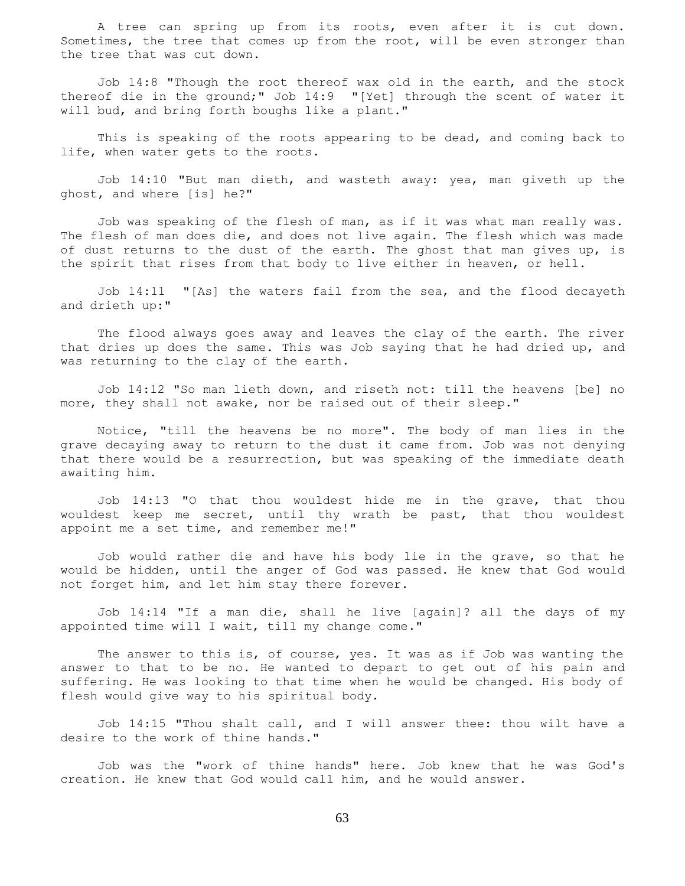A tree can spring up from its roots, even after it is cut down. Sometimes, the tree that comes up from the root, will be even stronger than the tree that was cut down.

Job 14:8 "Though the root thereof wax old in the earth, and the stock thereof die in the ground;" Job 14:9 "[Yet] through the scent of water it will bud, and bring forth boughs like a plant."

This is speaking of the roots appearing to be dead, and coming back to life, when water gets to the roots.

Job 14:10 "But man dieth, and wasteth away: yea, man giveth up the ghost, and where [is] he?"

Job was speaking of the flesh of man, as if it was what man really was. The flesh of man does die, and does not live again. The flesh which was made of dust returns to the dust of the earth. The ghost that man gives up, is the spirit that rises from that body to live either in heaven, or hell.

Job 14:11 "[As] the waters fail from the sea, and the flood decayeth and drieth up:"

The flood always goes away and leaves the clay of the earth. The river that dries up does the same. This was Job saying that he had dried up, and was returning to the clay of the earth.

Job 14:12 "So man lieth down, and riseth not: till the heavens [be] no more, they shall not awake, nor be raised out of their sleep."

Notice, "till the heavens be no more". The body of man lies in the grave decaying away to return to the dust it came from. Job was not denying that there would be a resurrection, but was speaking of the immediate death awaiting him.

Job 14:13 "O that thou wouldest hide me in the grave, that thou wouldest keep me secret, until thy wrath be past, that thou wouldest appoint me a set time, and remember me!"

Job would rather die and have his body lie in the grave, so that he would be hidden, until the anger of God was passed. He knew that God would not forget him, and let him stay there forever.

Job 14:14 "If a man die, shall he live [again]? all the days of my appointed time will I wait, till my change come."

The answer to this is, of course, yes. It was as if Job was wanting the answer to that to be no. He wanted to depart to get out of his pain and suffering. He was looking to that time when he would be changed. His body of flesh would give way to his spiritual body.

Job 14:15 "Thou shalt call, and I will answer thee: thou wilt have a desire to the work of thine hands."

Job was the "work of thine hands" here. Job knew that he was God's creation. He knew that God would call him, and he would answer.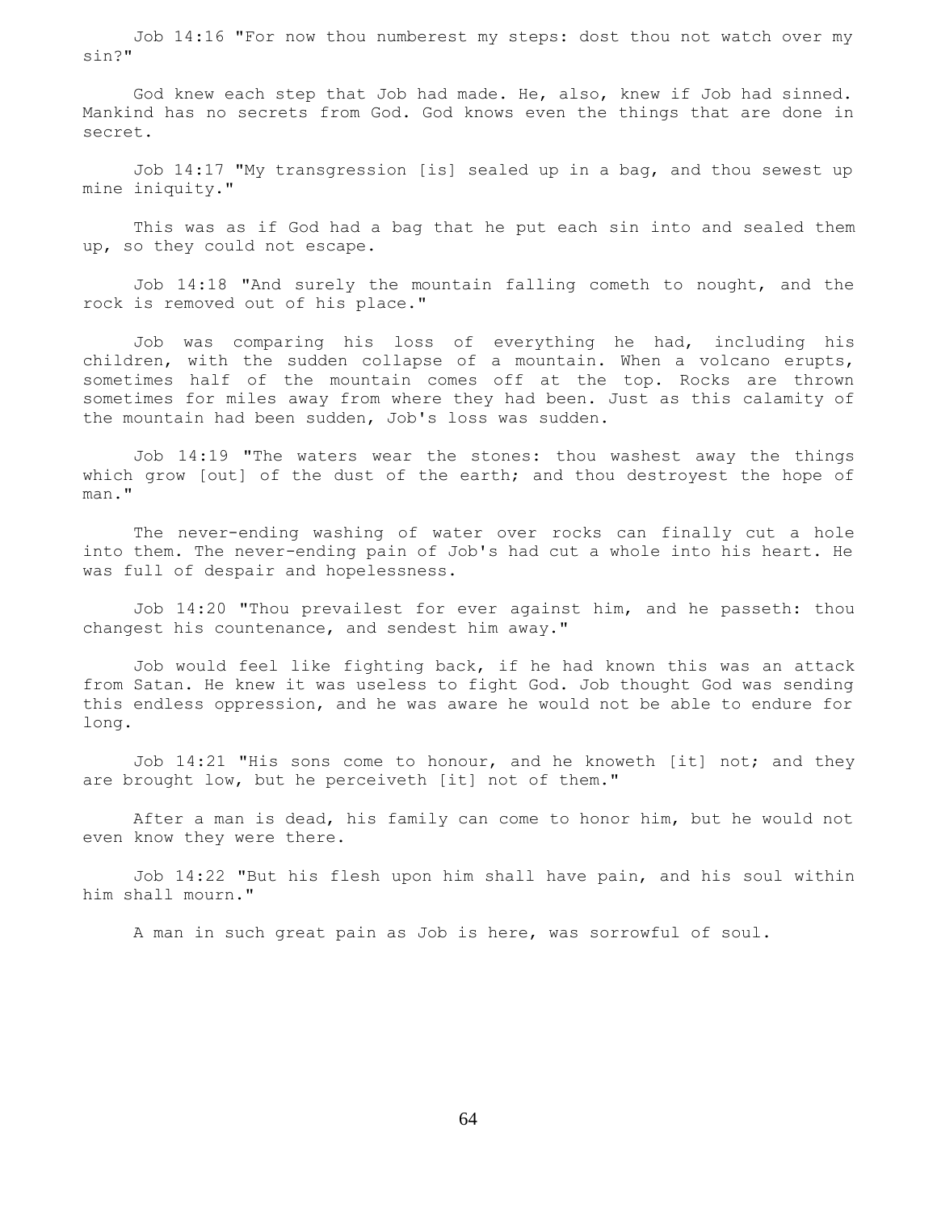Job 14:16 "For now thou numberest my steps: dost thou not watch over my sin?"

God knew each step that Job had made. He, also, knew if Job had sinned. Mankind has no secrets from God. God knows even the things that are done in secret.

Job 14:17 "My transgression [is] sealed up in a bag, and thou sewest up mine iniquity."

This was as if God had a bag that he put each sin into and sealed them up, so they could not escape.

Job 14:18 "And surely the mountain falling cometh to nought, and the rock is removed out of his place."

Job was comparing his loss of everything he had, including his children, with the sudden collapse of a mountain. When a volcano erupts, sometimes half of the mountain comes off at the top. Rocks are thrown sometimes for miles away from where they had been. Just as this calamity of the mountain had been sudden, Job's loss was sudden.

Job 14:19 "The waters wear the stones: thou washest away the things which grow [out] of the dust of the earth; and thou destroyest the hope of man."

The never-ending washing of water over rocks can finally cut a hole into them. The never-ending pain of Job's had cut a whole into his heart. He was full of despair and hopelessness.

Job 14:20 "Thou prevailest for ever against him, and he passeth: thou changest his countenance, and sendest him away."

Job would feel like fighting back, if he had known this was an attack from Satan. He knew it was useless to fight God. Job thought God was sending this endless oppression, and he was aware he would not be able to endure for long.

Job 14:21 "His sons come to honour, and he knoweth [it] not; and they are brought low, but he perceiveth [it] not of them."

After a man is dead, his family can come to honor him, but he would not even know they were there.

Job 14:22 "But his flesh upon him shall have pain, and his soul within him shall mourn."

A man in such great pain as Job is here, was sorrowful of soul.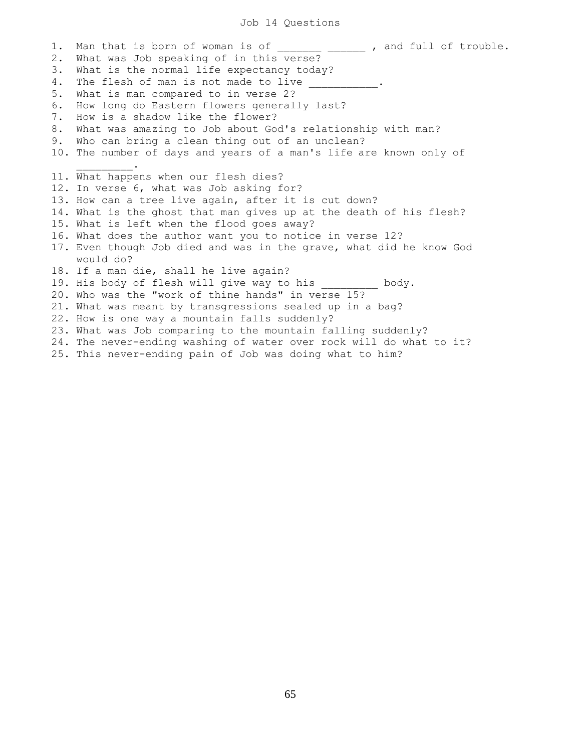# Job 14 Questions

1. Man that is born of woman is of _______ ______ , and full of trouble.
2. What was Job speaking of in this verse?
3. What is the normal life expectancy today?
4. The flesh of man is not made to live ___________.
5. What is man compared to in verse 2?
6. How long do Eastern flowers generally last?
7. How is a shadow like the flower?
8. What was amazing to Job about God's relationship with man?
9. Who can bring a clean thing out of an unclean?
10. The number of days and years of a man's life are known only of _________.
11. What happens when our flesh dies?
12. In verse 6, what was Job asking for?
13. How can a tree live again, after it is cut down?
14. What is the ghost that man gives up at the death of his flesh?
15. What is left when the flood goes away?
16. What does the author want you to notice in verse 12?
17. Even though Job died and was in the grave, what did he know God would do?
18. If a man die, shall he live again?
19. His body of flesh will give way to his _________ body.
20. Who was the "work of thine hands" in verse 15?
21. What was meant by transgressions sealed up in a bag?
22. How is one way a mountain falls suddenly?
23. What was Job comparing to the mountain falling suddenly?
24. The never-ending washing of water over rock will do what to it?
25. This never-ending pain of Job was doing what to him?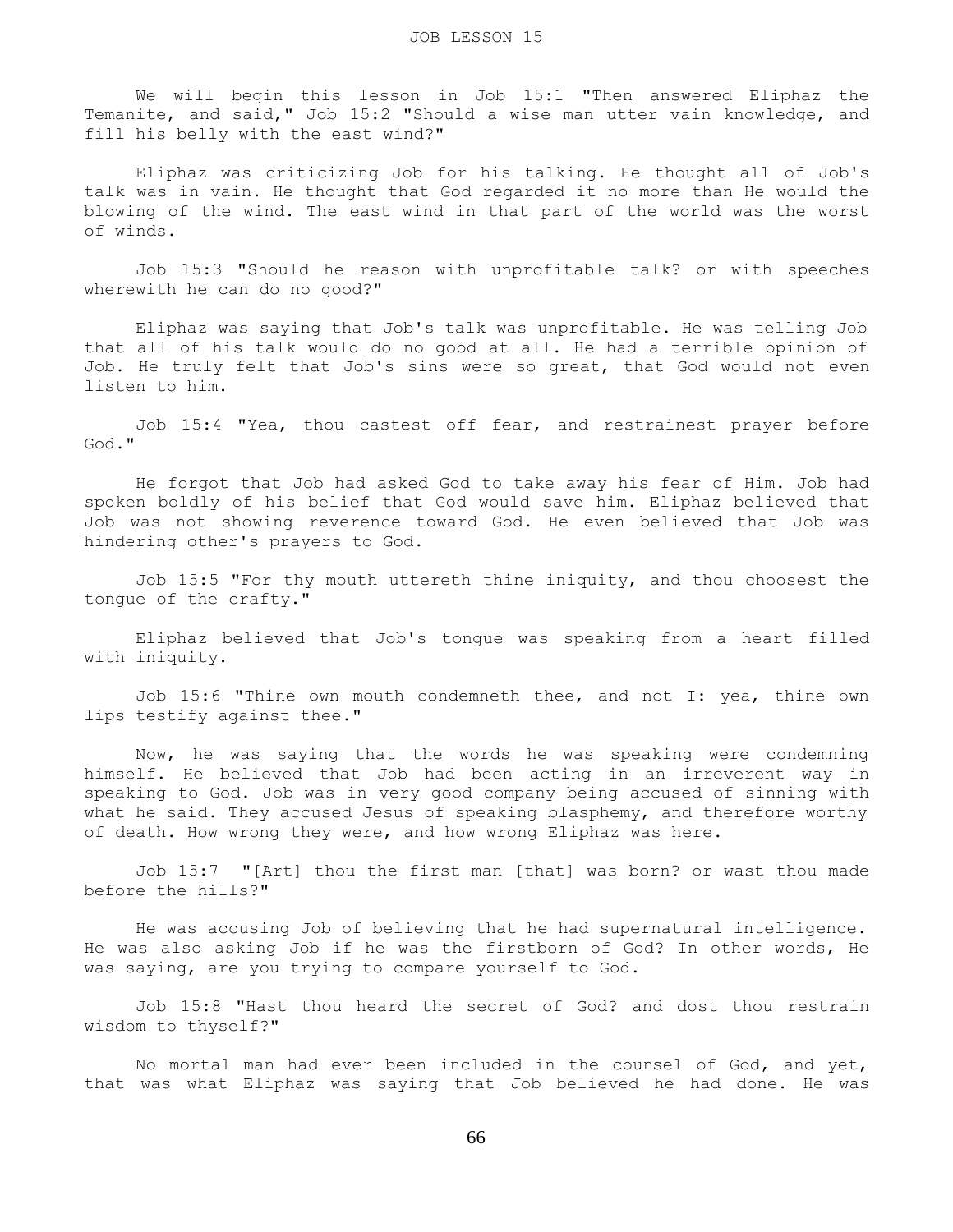# JOB LESSON 15

We will begin this lesson in Job 15:1 "Then answered Eliphaz the Temanite, and said," Job 15:2 "Should a wise man utter vain knowledge, and fill his belly with the east wind?"

Eliphaz was criticizing Job for his talking. He thought all of Job's talk was in vain. He thought that God regarded it no more than He would the blowing of the wind. The east wind in that part of the world was the worst of winds.

Job 15:3 "Should he reason with unprofitable talk? or with speeches wherewith he can do no good?"

Eliphaz was saying that Job's talk was unprofitable. He was telling Job that all of his talk would do no good at all. He had a terrible opinion of Job. He truly felt that Job's sins were so great, that God would not even listen to him.

Job 15:4 "Yea, thou castest off fear, and restrainest prayer before God."

He forgot that Job had asked God to take away his fear of Him. Job had spoken boldly of his belief that God would save him. Eliphaz believed that Job was not showing reverence toward God. He even believed that Job was hindering other's prayers to God.

Job 15:5 "For thy mouth uttereth thine iniquity, and thou choosest the tongue of the crafty."

Eliphaz believed that Job's tongue was speaking from a heart filled with iniquity.

Job 15:6 "Thine own mouth condemneth thee, and not I: yea, thine own lips testify against thee."

Now, he was saying that the words he was speaking were condemning himself. He believed that Job had been acting in an irreverent way in speaking to God. Job was in very good company being accused of sinning with what he said. They accused Jesus of speaking blasphemy, and therefore worthy of death. How wrong they were, and how wrong Eliphaz was here.

Job 15:7 "[Art] thou the first man [that] was born? or wast thou made before the hills?"

He was accusing Job of believing that he had supernatural intelligence. He was also asking Job if he was the firstborn of God? In other words, He was saying, are you trying to compare yourself to God.

Job 15:8 "Hast thou heard the secret of God? and dost thou restrain wisdom to thyself?"

No mortal man had ever been included in the counsel of God, and yet, that was what Eliphaz was saying that Job believed he had done. He was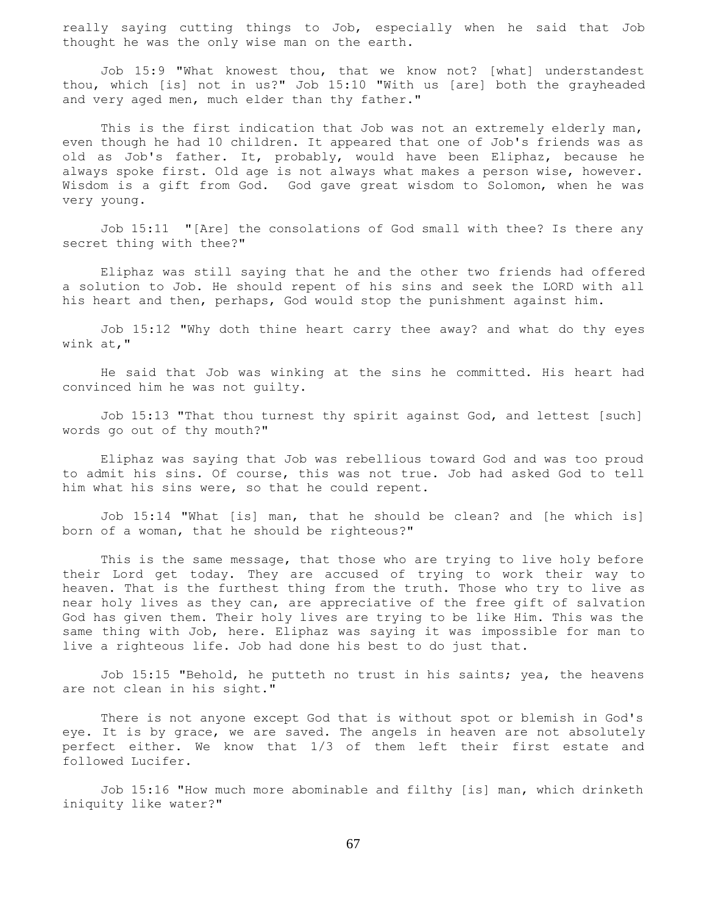really saying cutting things to Job, especially when he said that Job thought he was the only wise man on the earth.

Job 15:9 "What knowest thou, that we know not? [what] understandest thou, which [is] not in us?" Job 15:10 "With us [are] both the grayheaded and very aged men, much elder than thy father."

This is the first indication that Job was not an extremely elderly man, even though he had 10 children. It appeared that one of Job's friends was as old as Job's father. It, probably, would have been Eliphaz, because he always spoke first. Old age is not always what makes a person wise, however. Wisdom is a gift from God. God gave great wisdom to Solomon, when he was very young.

Job 15:11 "[Are] the consolations of God small with thee? Is there any secret thing with thee?"

Eliphaz was still saying that he and the other two friends had offered a solution to Job. He should repent of his sins and seek the LORD with all his heart and then, perhaps, God would stop the punishment against him.

Job 15:12 "Why doth thine heart carry thee away? and what do thy eyes wink at,"

He said that Job was winking at the sins he committed. His heart had convinced him he was not guilty.

Job 15:13 "That thou turnest thy spirit against God, and lettest [such] words go out of thy mouth?"

Eliphaz was saying that Job was rebellious toward God and was too proud to admit his sins. Of course, this was not true. Job had asked God to tell him what his sins were, so that he could repent.

Job 15:14 "What [is] man, that he should be clean? and [he which is] born of a woman, that he should be righteous?"

This is the same message, that those who are trying to live holy before their Lord get today. They are accused of trying to work their way to heaven. That is the furthest thing from the truth. Those who try to live as near holy lives as they can, are appreciative of the free gift of salvation God has given them. Their holy lives are trying to be like Him. This was the same thing with Job, here. Eliphaz was saying it was impossible for man to live a righteous life. Job had done his best to do just that.

Job 15:15 "Behold, he putteth no trust in his saints; yea, the heavens are not clean in his sight."

There is not anyone except God that is without spot or blemish in God's eye. It is by grace, we are saved. The angels in heaven are not absolutely perfect either. We know that 1/3 of them left their first estate and followed Lucifer.

Job 15:16 "How much more abominable and filthy [is] man, which drinketh iniquity like water?"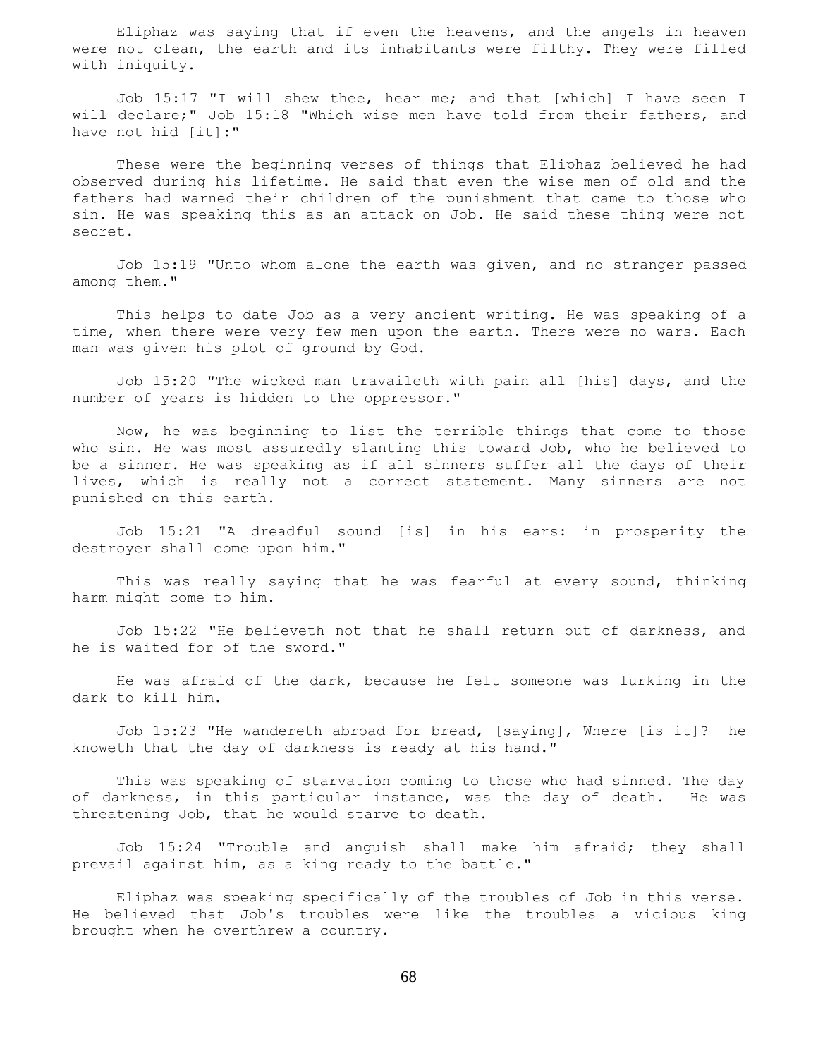Eliphaz was saying that if even the heavens, and the angels in heaven were not clean, the earth and its inhabitants were filthy. They were filled with iniquity.

Job 15:17 "I will shew thee, hear me; and that [which] I have seen I will declare;" Job 15:18 "Which wise men have told from their fathers, and have not hid [it]:"

These were the beginning verses of things that Eliphaz believed he had observed during his lifetime. He said that even the wise men of old and the fathers had warned their children of the punishment that came to those who sin. He was speaking this as an attack on Job. He said these thing were not secret.

Job 15:19 "Unto whom alone the earth was given, and no stranger passed among them."

This helps to date Job as a very ancient writing. He was speaking of a time, when there were very few men upon the earth. There were no wars. Each man was given his plot of ground by God.

Job 15:20 "The wicked man travaileth with pain all [his] days, and the number of years is hidden to the oppressor."

Now, he was beginning to list the terrible things that come to those who sin. He was most assuredly slanting this toward Job, who he believed to be a sinner. He was speaking as if all sinners suffer all the days of their lives, which is really not a correct statement. Many sinners are not punished on this earth.

Job 15:21 "A dreadful sound [is] in his ears: in prosperity the destroyer shall come upon him."

This was really saying that he was fearful at every sound, thinking harm might come to him.

Job 15:22 "He believeth not that he shall return out of darkness, and he is waited for of the sword."

He was afraid of the dark, because he felt someone was lurking in the dark to kill him.

Job 15:23 "He wandereth abroad for bread, [saying], Where [is it]? he knoweth that the day of darkness is ready at his hand."

This was speaking of starvation coming to those who had sinned. The day of darkness, in this particular instance, was the day of death. He was threatening Job, that he would starve to death.

Job 15:24 "Trouble and anguish shall make him afraid; they shall prevail against him, as a king ready to the battle."

Eliphaz was speaking specifically of the troubles of Job in this verse. He believed that Job's troubles were like the troubles a vicious king brought when he overthrew a country.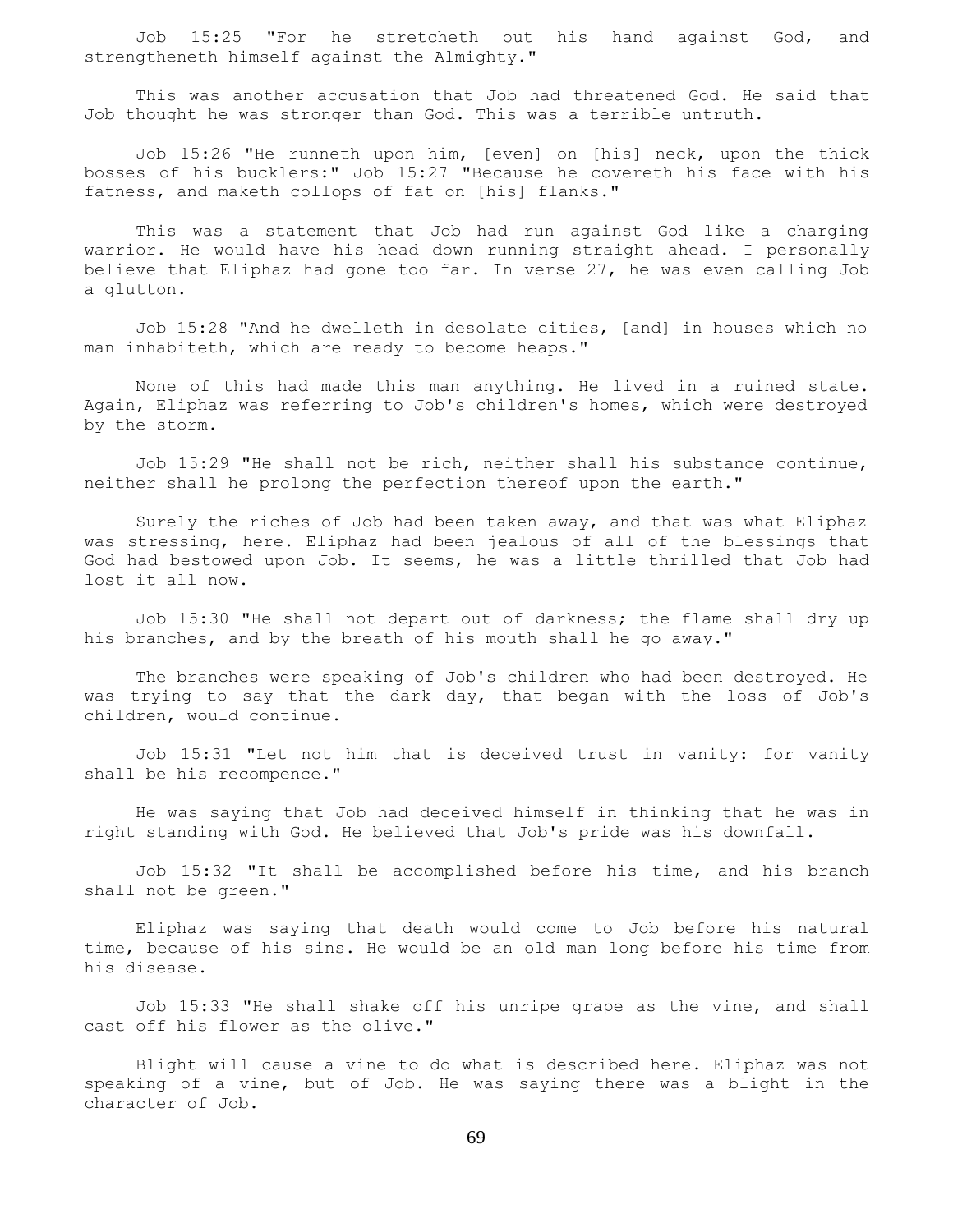Job 15:25 "For he stretcheth out his hand against God, and strengtheneth himself against the Almighty."

This was another accusation that Job had threatened God. He said that Job thought he was stronger than God. This was a terrible untruth.

Job 15:26 "He runneth upon him, [even] on [his] neck, upon the thick bosses of his bucklers:" Job 15:27 "Because he covereth his face with his fatness, and maketh collops of fat on [his] flanks."

This was a statement that Job had run against God like a charging warrior. He would have his head down running straight ahead. I personally believe that Eliphaz had gone too far. In verse 27, he was even calling Job a glutton.

Job 15:28 "And he dwelleth in desolate cities, [and] in houses which no man inhabiteth, which are ready to become heaps."

None of this had made this man anything. He lived in a ruined state. Again, Eliphaz was referring to Job's children's homes, which were destroyed by the storm.

Job 15:29 "He shall not be rich, neither shall his substance continue, neither shall he prolong the perfection thereof upon the earth."

Surely the riches of Job had been taken away, and that was what Eliphaz was stressing, here. Eliphaz had been jealous of all of the blessings that God had bestowed upon Job. It seems, he was a little thrilled that Job had lost it all now.

Job 15:30 "He shall not depart out of darkness; the flame shall dry up his branches, and by the breath of his mouth shall he go away."

The branches were speaking of Job's children who had been destroyed. He was trying to say that the dark day, that began with the loss of Job's children, would continue.

Job 15:31 "Let not him that is deceived trust in vanity: for vanity shall be his recompence."

He was saying that Job had deceived himself in thinking that he was in right standing with God. He believed that Job's pride was his downfall.

Job 15:32 "It shall be accomplished before his time, and his branch shall not be green."

Eliphaz was saying that death would come to Job before his natural time, because of his sins. He would be an old man long before his time from his disease.

Job 15:33 "He shall shake off his unripe grape as the vine, and shall cast off his flower as the olive."

Blight will cause a vine to do what is described here. Eliphaz was not speaking of a vine, but of Job. He was saying there was a blight in the character of Job.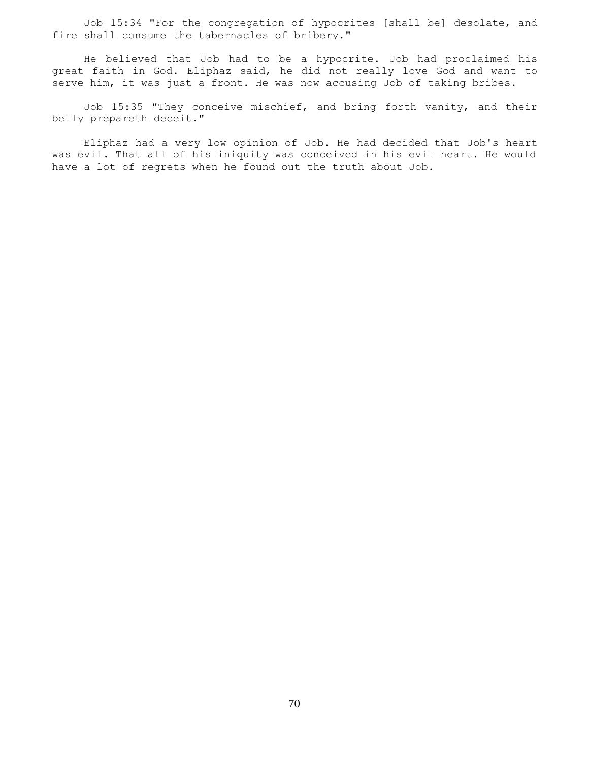Job 15:34 "For the congregation of hypocrites [shall be] desolate, and fire shall consume the tabernacles of bribery."

He believed that Job had to be a hypocrite. Job had proclaimed his great faith in God. Eliphaz said, he did not really love God and want to serve him, it was just a front. He was now accusing Job of taking bribes.

Job 15:35 "They conceive mischief, and bring forth vanity, and their belly prepareth deceit."

Eliphaz had a very low opinion of Job. He had decided that Job's heart was evil. That all of his iniquity was conceived in his evil heart. He would have a lot of regrets when he found out the truth about Job.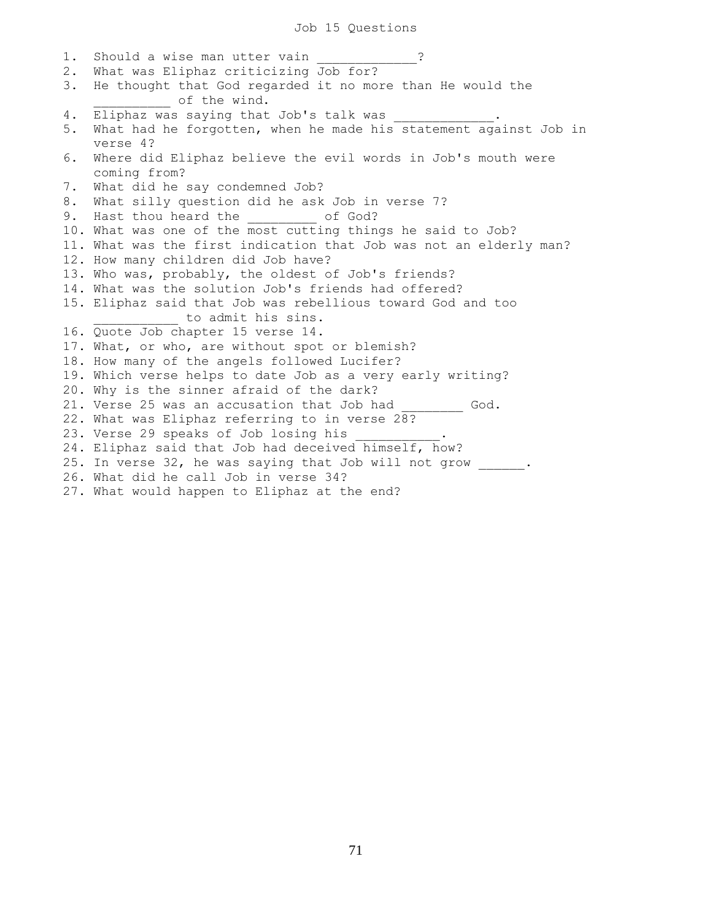# Job 15 Questions

1. Should a wise man utter vain _____________?
2. What was Eliphaz criticizing Job for?
3. He thought that God regarded it no more than He would the __________ of the wind.
4. Eliphaz was saying that Job's talk was _____________.
5. What had he forgotten, when he made his statement against Job in verse 4?
6. Where did Eliphaz believe the evil words in Job's mouth were coming from?
7. What did he say condemned Job?
8. What silly question did he ask Job in verse 7?
9. Hast thou heard the _________ of God?
10. What was one of the most cutting things he said to Job?
11. What was the first indication that Job was not an elderly man?
12. How many children did Job have?
13. Who was, probably, the oldest of Job's friends?
14. What was the solution Job's friends had offered?
15. Eliphaz said that Job was rebellious toward God and too ___________ to admit his sins.
16. Quote Job chapter 15 verse 14.
17. What, or who, are without spot or blemish?
18. How many of the angels followed Lucifer?
19. Which verse helps to date Job as a very early writing?
20. Why is the sinner afraid of the dark?
21. Verse 25 was an accusation that Job had ________ God.
22. What was Eliphaz referring to in verse 28?
23. Verse 29 speaks of Job losing his ___________.
24. Eliphaz said that Job had deceived himself, how?
25. In verse 32, he was saying that Job will not grow ______.
26. What did he call Job in verse 34?
27. What would happen to Eliphaz at the end?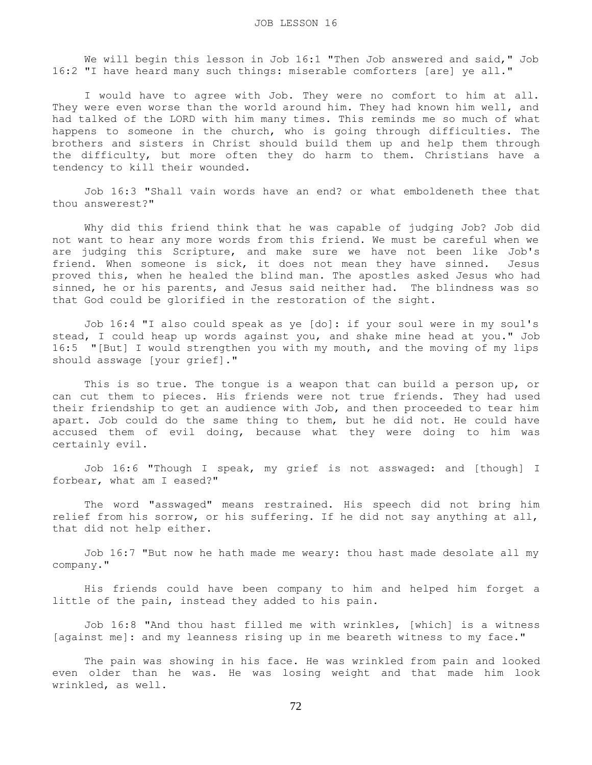We will begin this lesson in Job 16:1 "Then Job answered and said," Job 16:2 "I have heard many such things: miserable comforters [are] ye all."

I would have to agree with Job. They were no comfort to him at all. They were even worse than the world around him. They had known him well, and had talked of the LORD with him many times. This reminds me so much of what happens to someone in the church, who is going through difficulties. The brothers and sisters in Christ should build them up and help them through the difficulty, but more often they do harm to them. Christians have a tendency to kill their wounded.

Job 16:3 "Shall vain words have an end? or what emboldeneth thee that thou answerest?"

Why did this friend think that he was capable of judging Job? Job did not want to hear any more words from this friend. We must be careful when we are judging this Scripture, and make sure we have not been like Job's friend. When someone is sick, it does not mean they have sinned. Jesus proved this, when he healed the blind man. The apostles asked Jesus who had sinned, he or his parents, and Jesus said neither had. The blindness was so that God could be glorified in the restoration of the sight.

Job 16:4 "I also could speak as ye [do]: if your soul were in my soul's stead, I could heap up words against you, and shake mine head at you." Job 16:5 "[But] I would strengthen you with my mouth, and the moving of my lips should asswage [your grief]."

This is so true. The tongue is a weapon that can build a person up, or can cut them to pieces. His friends were not true friends. They had used their friendship to get an audience with Job, and then proceeded to tear him apart. Job could do the same thing to them, but he did not. He could have accused them of evil doing, because what they were doing to him was certainly evil.

Job 16:6 "Though I speak, my grief is not asswaged: and [though] I forbear, what am I eased?"

The word "asswaged" means restrained. His speech did not bring him relief from his sorrow, or his suffering. If he did not say anything at all, that did not help either.

Job 16:7 "But now he hath made me weary: thou hast made desolate all my company."

His friends could have been company to him and helped him forget a little of the pain, instead they added to his pain.

Job 16:8 "And thou hast filled me with wrinkles, [which] is a witness [against me]: and my leanness rising up in me beareth witness to my face."

The pain was showing in his face. He was wrinkled from pain and looked even older than he was. He was losing weight and that made him look wrinkled, as well.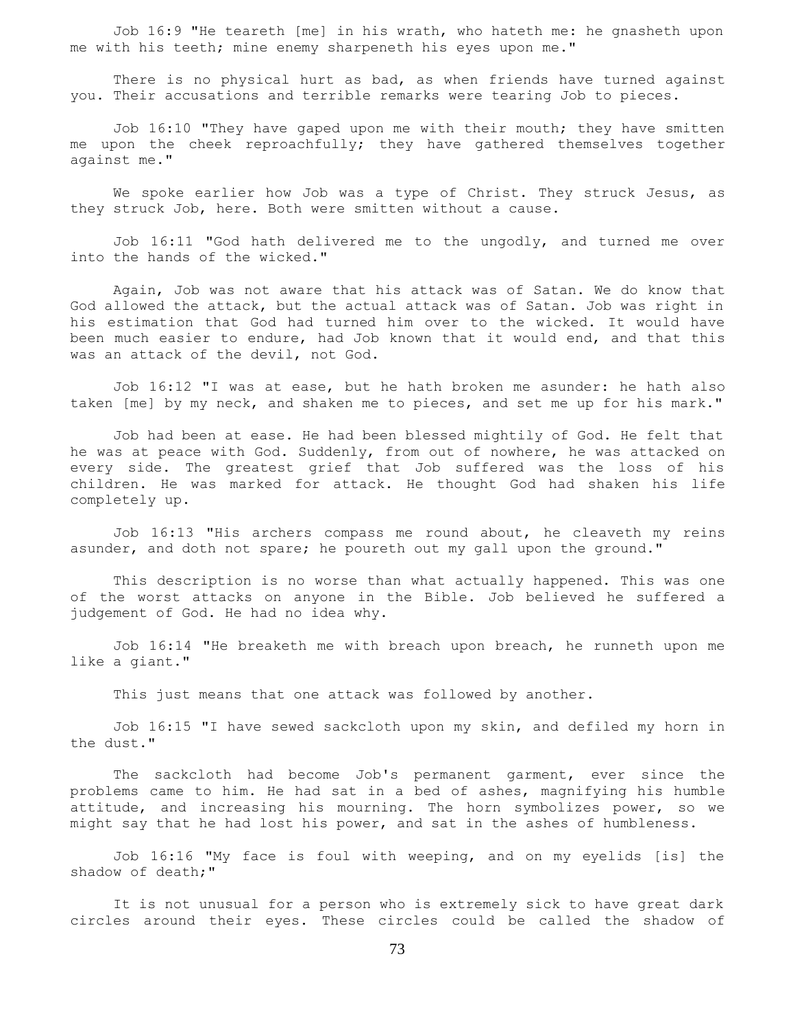Job 16:9 "He teareth [me] in his wrath, who hateth me: he gnasheth upon me with his teeth; mine enemy sharpeneth his eyes upon me."

There is no physical hurt as bad, as when friends have turned against you. Their accusations and terrible remarks were tearing Job to pieces.

Job 16:10 "They have gaped upon me with their mouth; they have smitten me upon the cheek reproachfully; they have gathered themselves together against me."

We spoke earlier how Job was a type of Christ. They struck Jesus, as they struck Job, here. Both were smitten without a cause.

Job 16:11 "God hath delivered me to the ungodly, and turned me over into the hands of the wicked."

Again, Job was not aware that his attack was of Satan. We do know that God allowed the attack, but the actual attack was of Satan. Job was right in his estimation that God had turned him over to the wicked. It would have been much easier to endure, had Job known that it would end, and that this was an attack of the devil, not God.

Job 16:12 "I was at ease, but he hath broken me asunder: he hath also taken [me] by my neck, and shaken me to pieces, and set me up for his mark."

Job had been at ease. He had been blessed mightily of God. He felt that he was at peace with God. Suddenly, from out of nowhere, he was attacked on every side. The greatest grief that Job suffered was the loss of his children. He was marked for attack. He thought God had shaken his life completely up.

Job 16:13 "His archers compass me round about, he cleaveth my reins asunder, and doth not spare; he poureth out my gall upon the ground."

This description is no worse than what actually happened. This was one of the worst attacks on anyone in the Bible. Job believed he suffered a judgement of God. He had no idea why.

Job 16:14 "He breaketh me with breach upon breach, he runneth upon me like a giant."

This just means that one attack was followed by another.

Job 16:15 "I have sewed sackcloth upon my skin, and defiled my horn in the dust."

The sackcloth had become Job's permanent garment, ever since the problems came to him. He had sat in a bed of ashes, magnifying his humble attitude, and increasing his mourning. The horn symbolizes power, so we might say that he had lost his power, and sat in the ashes of humbleness.

Job 16:16 "My face is foul with weeping, and on my eyelids [is] the shadow of death;"

It is not unusual for a person who is extremely sick to have great dark circles around their eyes. These circles could be called the shadow of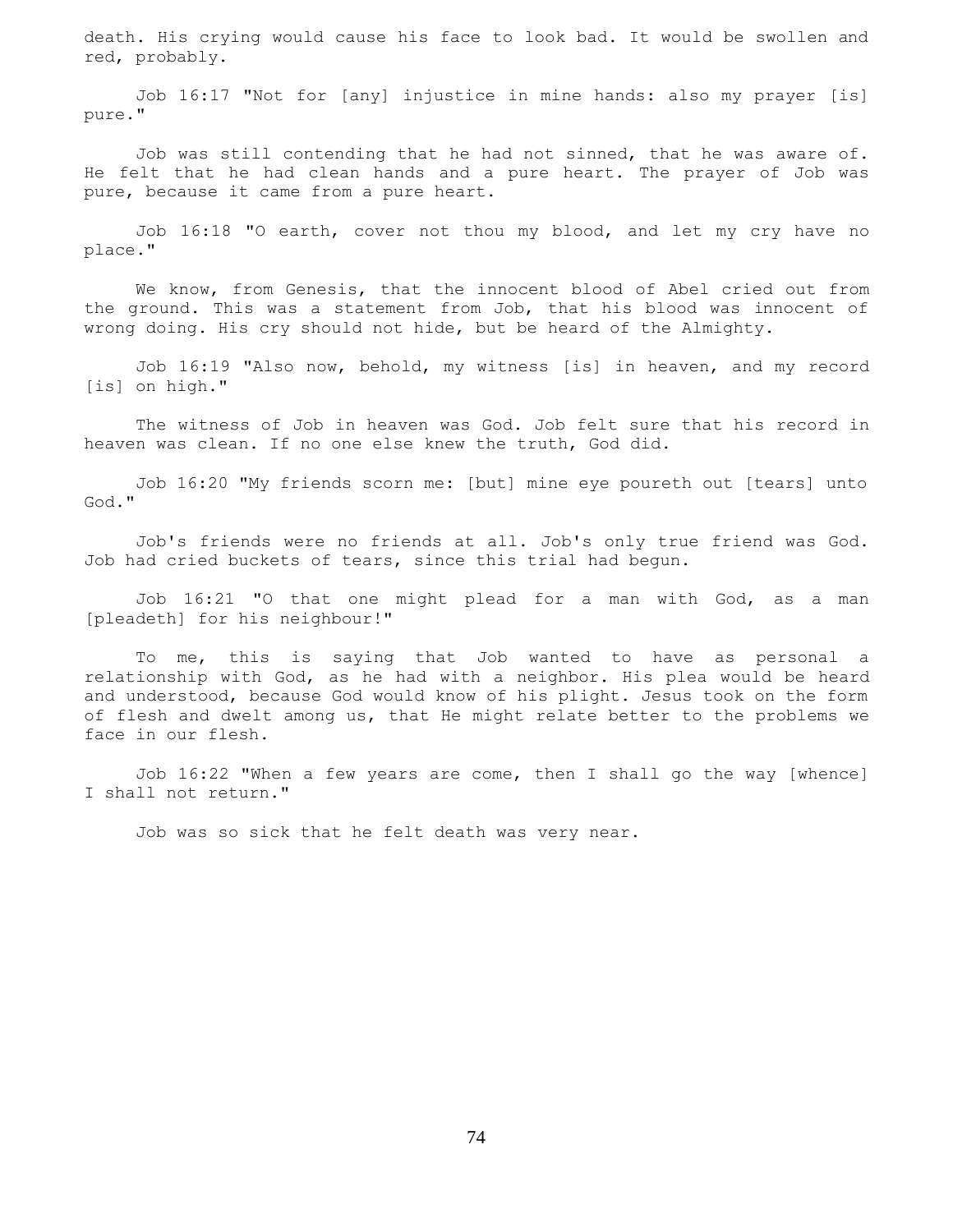death. His crying would cause his face to look bad. It would be swollen and red, probably.

Job 16:17 "Not for [any] injustice in mine hands: also my prayer [is] pure."

Job was still contending that he had not sinned, that he was aware of. He felt that he had clean hands and a pure heart. The prayer of Job was pure, because it came from a pure heart.

Job 16:18 "O earth, cover not thou my blood, and let my cry have no place."

We know, from Genesis, that the innocent blood of Abel cried out from the ground. This was a statement from Job, that his blood was innocent of wrong doing. His cry should not hide, but be heard of the Almighty.

Job 16:19 "Also now, behold, my witness [is] in heaven, and my record [is] on high."

The witness of Job in heaven was God. Job felt sure that his record in heaven was clean. If no one else knew the truth, God did.

Job 16:20 "My friends scorn me: [but] mine eye poureth out [tears] unto God."

Job's friends were no friends at all. Job's only true friend was God. Job had cried buckets of tears, since this trial had begun.

Job 16:21 "O that one might plead for a man with God, as a man [pleadeth] for his neighbour!"

To me, this is saying that Job wanted to have as personal a relationship with God, as he had with a neighbor. His plea would be heard and understood, because God would know of his plight. Jesus took on the form of flesh and dwelt among us, that He might relate better to the problems we face in our flesh.

Job 16:22 "When a few years are come, then I shall go the way [whence] I shall not return."

Job was so sick that he felt death was very near.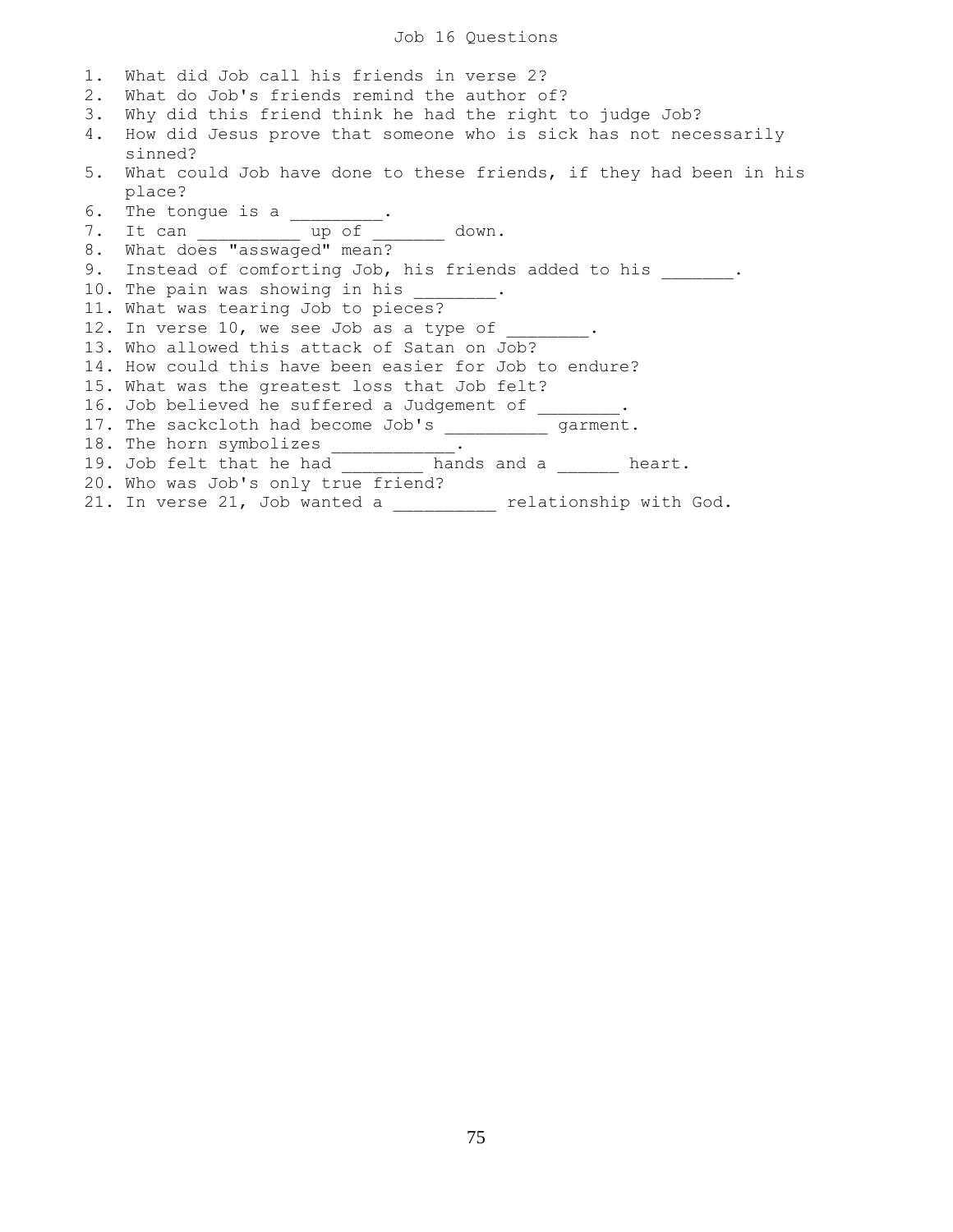# Job 16 Questions

1. What did Job call his friends in verse 2?
2. What do Job's friends remind the author of?
3. Why did this friend think he had the right to judge Job?
4. How did Jesus prove that someone who is sick has not necessarily sinned?
5. What could Job have done to these friends, if they had been in his place?
6. The tongue is a _________.
7. It can __________ up of _______ down.
8. What does "asswaged" mean?
9. Instead of comforting Job, his friends added to his _______.
10. The pain was showing in his ________.
11. What was tearing Job to pieces?
12. In verse 10, we see Job as a type of ________.
13. Who allowed this attack of Satan on Job?
14. How could this have been easier for Job to endure?
15. What was the greatest loss that Job felt?
16. Job believed he suffered a Judgement of ________.
17. The sackcloth had become Job's __________ garment.
18. The horn symbolizes ____________.
19. Job felt that he had ________ hands and a ______ heart.
20. Who was Job's only true friend?
21. In verse 21, Job wanted a __________ relationship with God.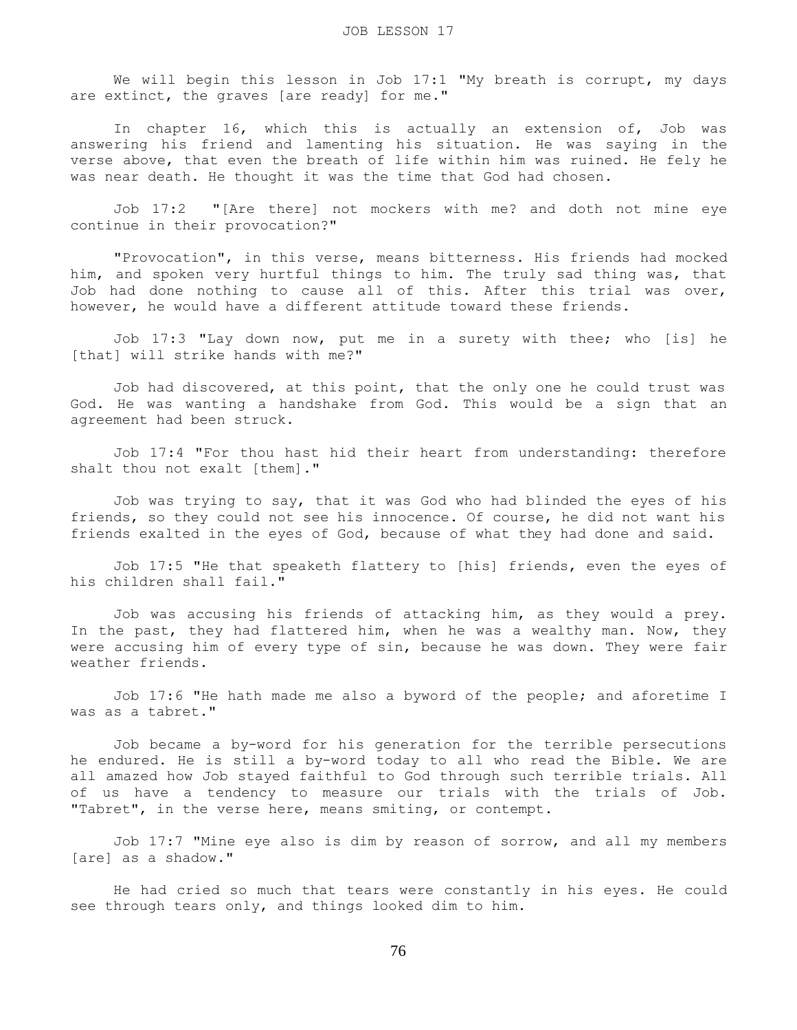JOB LESSON 17

We will begin this lesson in Job 17:1 "My breath is corrupt, my days are extinct, the graves [are ready] for me."

In chapter 16, which this is actually an extension of, Job was answering his friend and lamenting his situation. He was saying in the verse above, that even the breath of life within him was ruined. He fely he was near death. He thought it was the time that God had chosen.

Job 17:2 "[Are there] not mockers with me? and doth not mine eye continue in their provocation?"

"Provocation", in this verse, means bitterness. His friends had mocked him, and spoken very hurtful things to him. The truly sad thing was, that Job had done nothing to cause all of this. After this trial was over, however, he would have a different attitude toward these friends.

Job 17:3 "Lay down now, put me in a surety with thee; who [is] he [that] will strike hands with me?"

Job had discovered, at this point, that the only one he could trust was God. He was wanting a handshake from God. This would be a sign that an agreement had been struck.

Job 17:4 "For thou hast hid their heart from understanding: therefore shalt thou not exalt [them]."

Job was trying to say, that it was God who had blinded the eyes of his friends, so they could not see his innocence. Of course, he did not want his friends exalted in the eyes of God, because of what they had done and said.

Job 17:5 "He that speaketh flattery to [his] friends, even the eyes of his children shall fail."

Job was accusing his friends of attacking him, as they would a prey. In the past, they had flattered him, when he was a wealthy man. Now, they were accusing him of every type of sin, because he was down. They were fair weather friends.

Job 17:6 "He hath made me also a byword of the people; and aforetime I was as a tabret."

Job became a by-word for his generation for the terrible persecutions he endured. He is still a by-word today to all who read the Bible. We are all amazed how Job stayed faithful to God through such terrible trials. All of us have a tendency to measure our trials with the trials of Job. "Tabret", in the verse here, means smiting, or contempt.

Job 17:7 "Mine eye also is dim by reason of sorrow, and all my members [are] as a shadow."

He had cried so much that tears were constantly in his eyes. He could see through tears only, and things looked dim to him.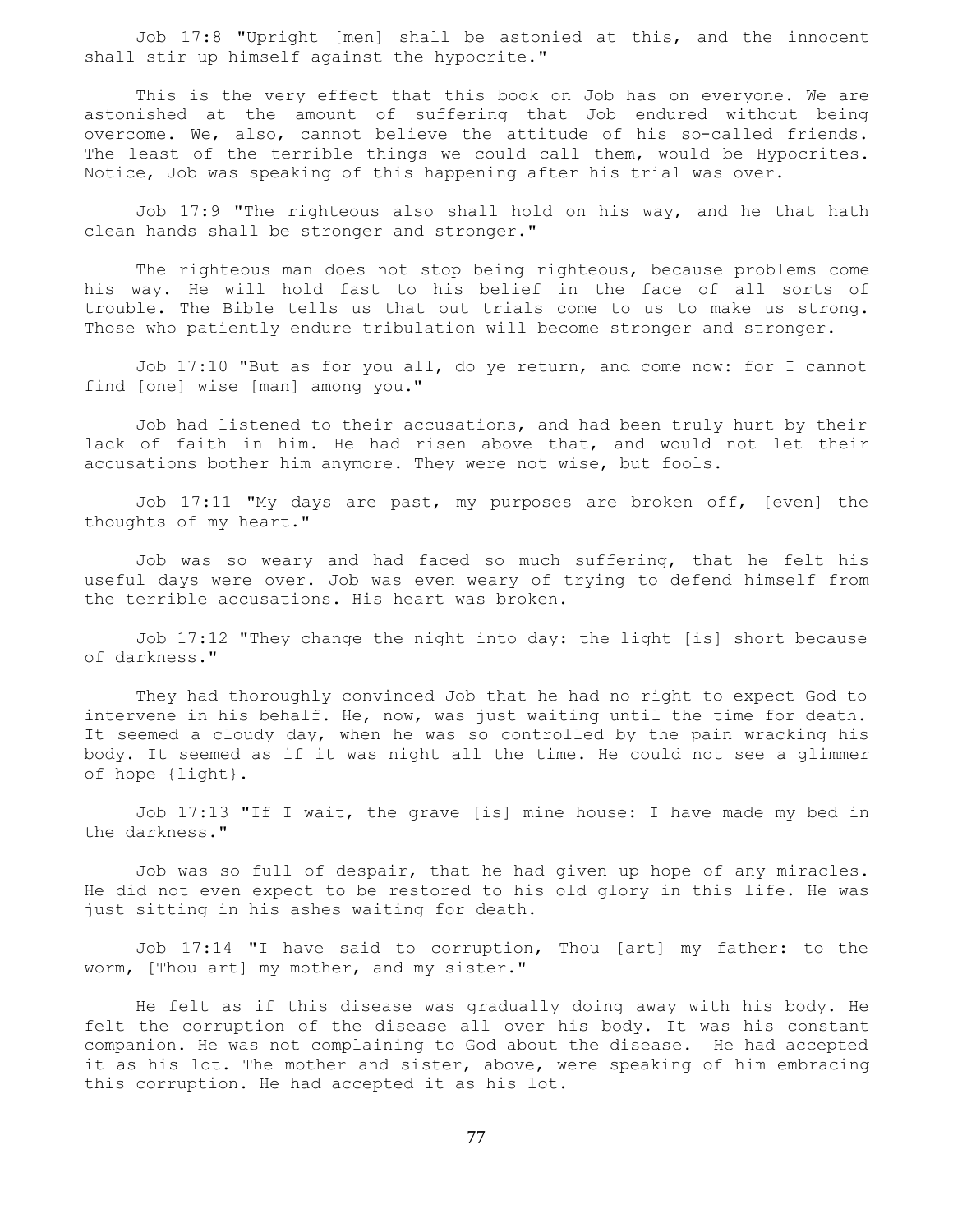Job 17:8 "Upright [men] shall be astonied at this, and the innocent shall stir up himself against the hypocrite."

This is the very effect that this book on Job has on everyone. We are astonished at the amount of suffering that Job endured without being overcome. We, also, cannot believe the attitude of his so-called friends. The least of the terrible things we could call them, would be Hypocrites. Notice, Job was speaking of this happening after his trial was over.

Job 17:9 "The righteous also shall hold on his way, and he that hath clean hands shall be stronger and stronger."

The righteous man does not stop being righteous, because problems come his way. He will hold fast to his belief in the face of all sorts of trouble. The Bible tells us that out trials come to us to make us strong. Those who patiently endure tribulation will become stronger and stronger.

Job 17:10 "But as for you all, do ye return, and come now: for I cannot find [one] wise [man] among you."

Job had listened to their accusations, and had been truly hurt by their lack of faith in him. He had risen above that, and would not let their accusations bother him anymore. They were not wise, but fools.

Job 17:11 "My days are past, my purposes are broken off, [even] the thoughts of my heart."

Job was so weary and had faced so much suffering, that he felt his useful days were over. Job was even weary of trying to defend himself from the terrible accusations. His heart was broken.

Job 17:12 "They change the night into day: the light [is] short because of darkness."

They had thoroughly convinced Job that he had no right to expect God to intervene in his behalf. He, now, was just waiting until the time for death. It seemed a cloudy day, when he was so controlled by the pain wracking his body. It seemed as if it was night all the time. He could not see a glimmer of hope {light}.

Job 17:13 "If I wait, the grave [is] mine house: I have made my bed in the darkness."

Job was so full of despair, that he had given up hope of any miracles. He did not even expect to be restored to his old glory in this life. He was just sitting in his ashes waiting for death.

Job 17:14 "I have said to corruption, Thou [art] my father: to the worm, [Thou art] my mother, and my sister."

He felt as if this disease was gradually doing away with his body. He felt the corruption of the disease all over his body. It was his constant companion. He was not complaining to God about the disease. He had accepted it as his lot. The mother and sister, above, were speaking of him embracing this corruption. He had accepted it as his lot.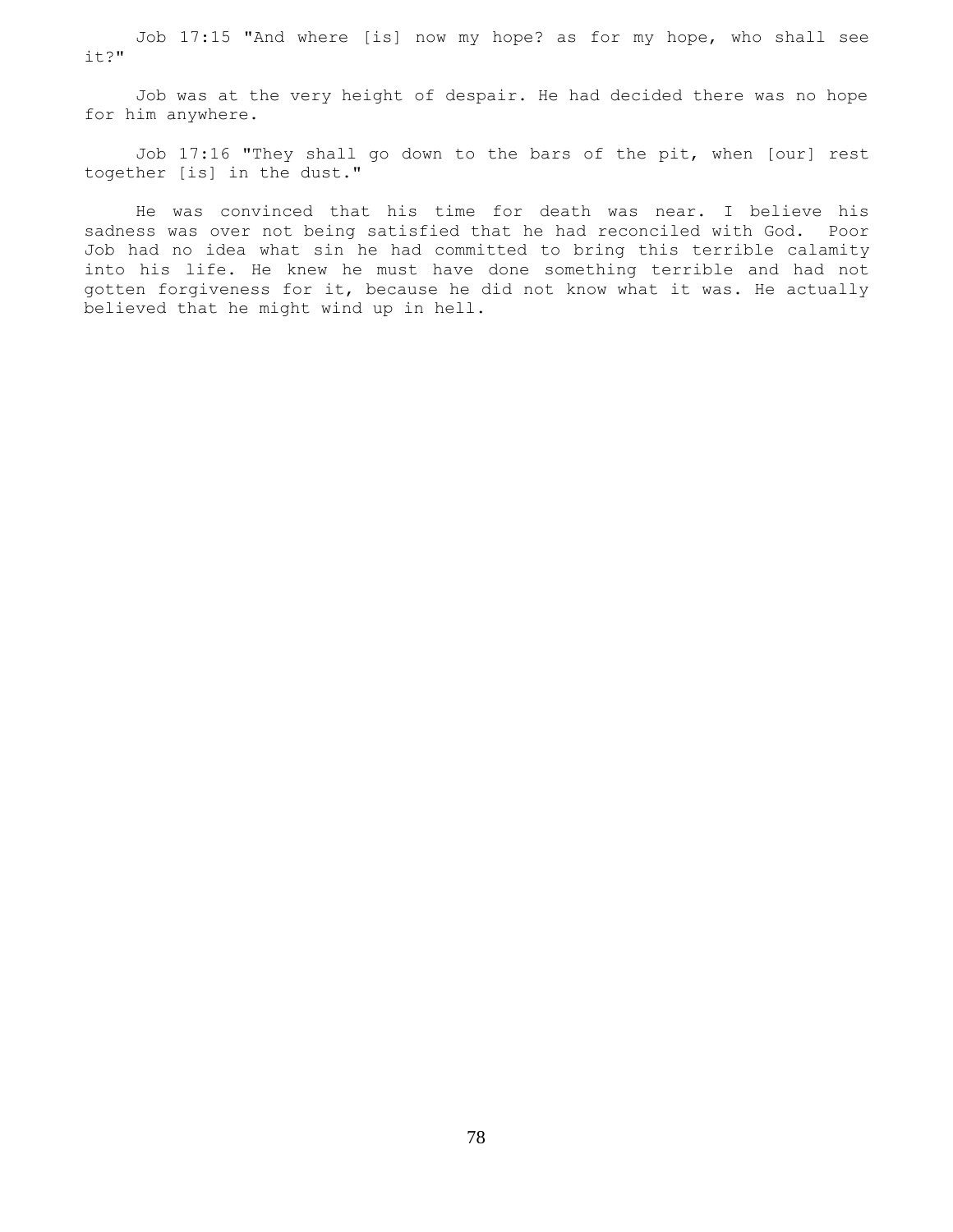Job 17:15 "And where [is] now my hope? as for my hope, who shall see it?"

Job was at the very height of despair. He had decided there was no hope for him anywhere.

Job 17:16 "They shall go down to the bars of the pit, when [our] rest together [is] in the dust."

He was convinced that his time for death was near. I believe his sadness was over not being satisfied that he had reconciled with God. Poor Job had no idea what sin he had committed to bring this terrible calamity into his life. He knew he must have done something terrible and had not gotten forgiveness for it, because he did not know what it was. He actually believed that he might wind up in hell.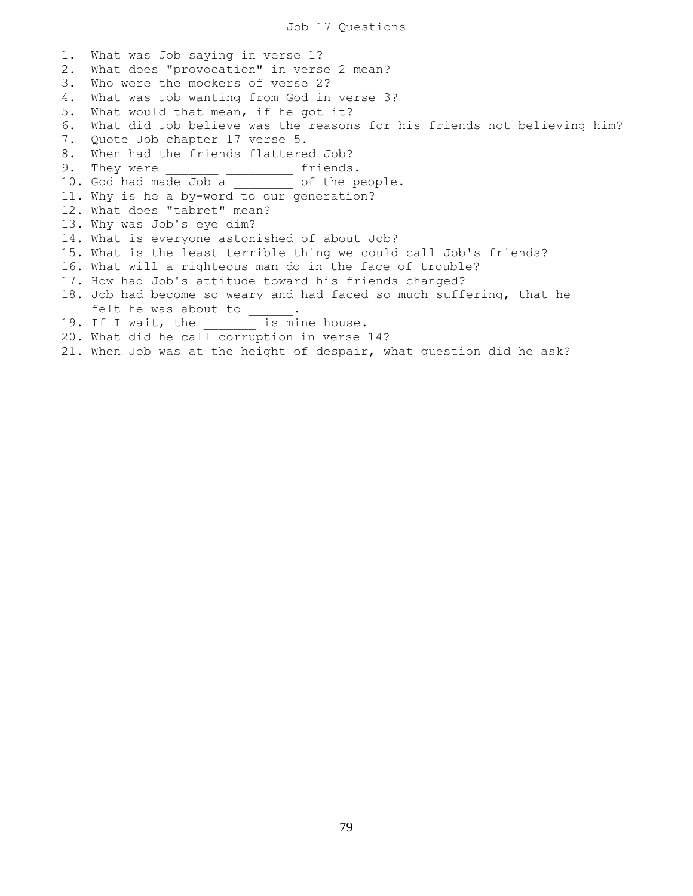# Job 17 Questions

1. What was Job saying in verse 1?
2. What does "provocation" in verse 2 mean?
3. Who were the mockers of verse 2?
4. What was Job wanting from God in verse 3?
5. What would that mean, if he got it?
6. What did Job believe was the reasons for his friends not believing him?
7. Quote Job chapter 17 verse 5.
8. When had the friends flattered Job?
9. They were _______ _________ friends.
10. God had made Job a ________ of the people.
11. Why is he a by-word to our generation?
12. What does "tabret" mean?
13. Why was Job's eye dim?
14. What is everyone astonished of about Job?
15. What is the least terrible thing we could call Job's friends?
16. What will a righteous man do in the face of trouble?
17. How had Job's attitude toward his friends changed?
18. Job had become so weary and had faced so much suffering, that he felt he was about to ______.
19. If I wait, the _______ is mine house.
20. What did he call corruption in verse 14?
21. When Job was at the height of despair, what question did he ask?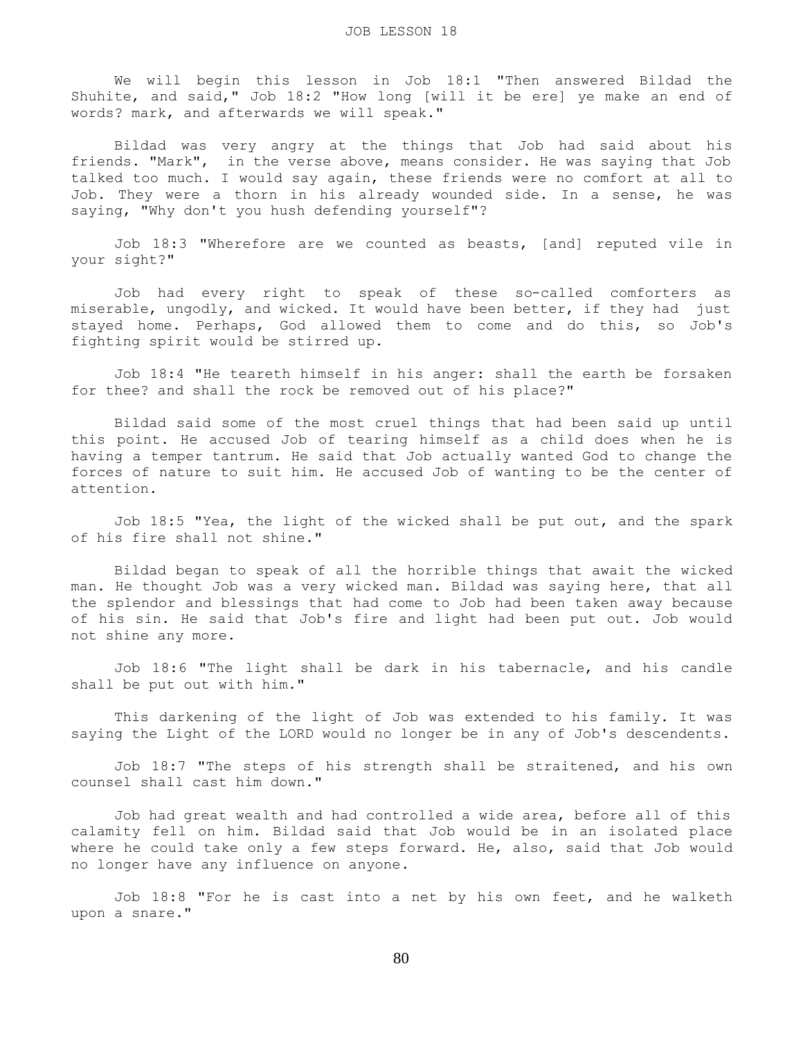# JOB LESSON 18

We will begin this lesson in Job 18:1 "Then answered Bildad the Shuhite, and said," Job 18:2 "How long [will it be ere] ye make an end of words? mark, and afterwards we will speak."

Bildad was very angry at the things that Job had said about his friends. "Mark", in the verse above, means consider. He was saying that Job talked too much. I would say again, these friends were no comfort at all to Job. They were a thorn in his already wounded side. In a sense, he was saying, "Why don't you hush defending yourself"?

Job 18:3 "Wherefore are we counted as beasts, [and] reputed vile in your sight?"

Job had every right to speak of these so-called comforters as miserable, ungodly, and wicked. It would have been better, if they had just stayed home. Perhaps, God allowed them to come and do this, so Job's fighting spirit would be stirred up.

Job 18:4 "He teareth himself in his anger: shall the earth be forsaken for thee? and shall the rock be removed out of his place?"

Bildad said some of the most cruel things that had been said up until this point. He accused Job of tearing himself as a child does when he is having a temper tantrum. He said that Job actually wanted God to change the forces of nature to suit him. He accused Job of wanting to be the center of attention.

Job 18:5 "Yea, the light of the wicked shall be put out, and the spark of his fire shall not shine."

Bildad began to speak of all the horrible things that await the wicked man. He thought Job was a very wicked man. Bildad was saying here, that all the splendor and blessings that had come to Job had been taken away because of his sin. He said that Job's fire and light had been put out. Job would not shine any more.

Job 18:6 "The light shall be dark in his tabernacle, and his candle shall be put out with him."

This darkening of the light of Job was extended to his family. It was saying the Light of the LORD would no longer be in any of Job's descendents.

Job 18:7 "The steps of his strength shall be straitened, and his own counsel shall cast him down."

Job had great wealth and had controlled a wide area, before all of this calamity fell on him. Bildad said that Job would be in an isolated place where he could take only a few steps forward. He, also, said that Job would no longer have any influence on anyone.

Job 18:8 "For he is cast into a net by his own feet, and he walketh upon a snare."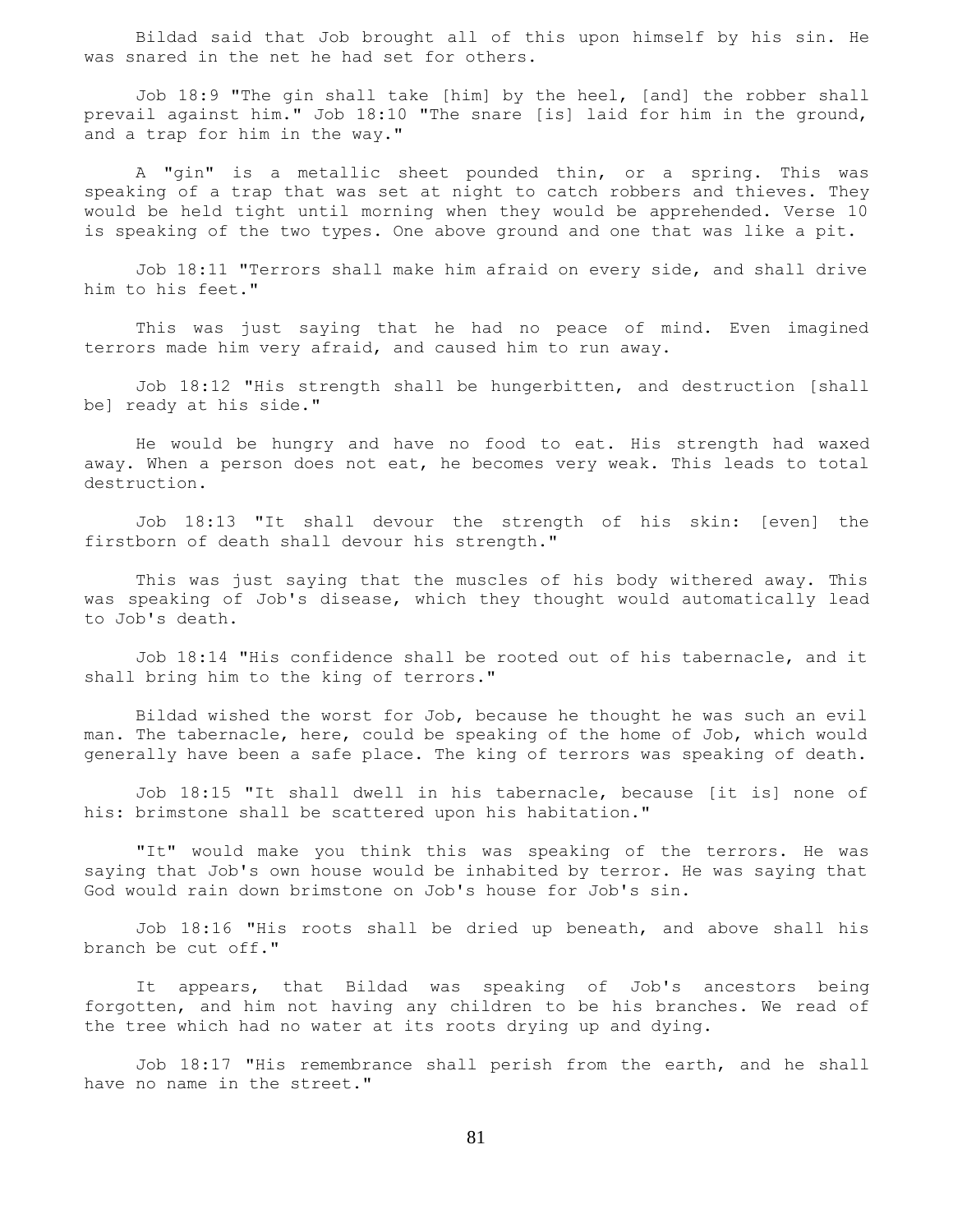Bildad said that Job brought all of this upon himself by his sin. He was snared in the net he had set for others.

Job 18:9 "The gin shall take [him] by the heel, [and] the robber shall prevail against him." Job 18:10 "The snare [is] laid for him in the ground, and a trap for him in the way."

A "gin" is a metallic sheet pounded thin, or a spring. This was speaking of a trap that was set at night to catch robbers and thieves. They would be held tight until morning when they would be apprehended. Verse 10 is speaking of the two types. One above ground and one that was like a pit.

Job 18:11 "Terrors shall make him afraid on every side, and shall drive him to his feet."

This was just saying that he had no peace of mind. Even imagined terrors made him very afraid, and caused him to run away.

Job 18:12 "His strength shall be hungerbitten, and destruction [shall be] ready at his side."

He would be hungry and have no food to eat. His strength had waxed away. When a person does not eat, he becomes very weak. This leads to total destruction.

Job 18:13 "It shall devour the strength of his skin: [even] the firstborn of death shall devour his strength."

This was just saying that the muscles of his body withered away. This was speaking of Job's disease, which they thought would automatically lead to Job's death.

Job 18:14 "His confidence shall be rooted out of his tabernacle, and it shall bring him to the king of terrors."

Bildad wished the worst for Job, because he thought he was such an evil man. The tabernacle, here, could be speaking of the home of Job, which would generally have been a safe place. The king of terrors was speaking of death.

Job 18:15 "It shall dwell in his tabernacle, because [it is] none of his: brimstone shall be scattered upon his habitation."

"It" would make you think this was speaking of the terrors. He was saying that Job's own house would be inhabited by terror. He was saying that God would rain down brimstone on Job's house for Job's sin.

Job 18:16 "His roots shall be dried up beneath, and above shall his branch be cut off."

It appears, that Bildad was speaking of Job's ancestors being forgotten, and him not having any children to be his branches. We read of the tree which had no water at its roots drying up and dying.

Job 18:17 "His remembrance shall perish from the earth, and he shall have no name in the street."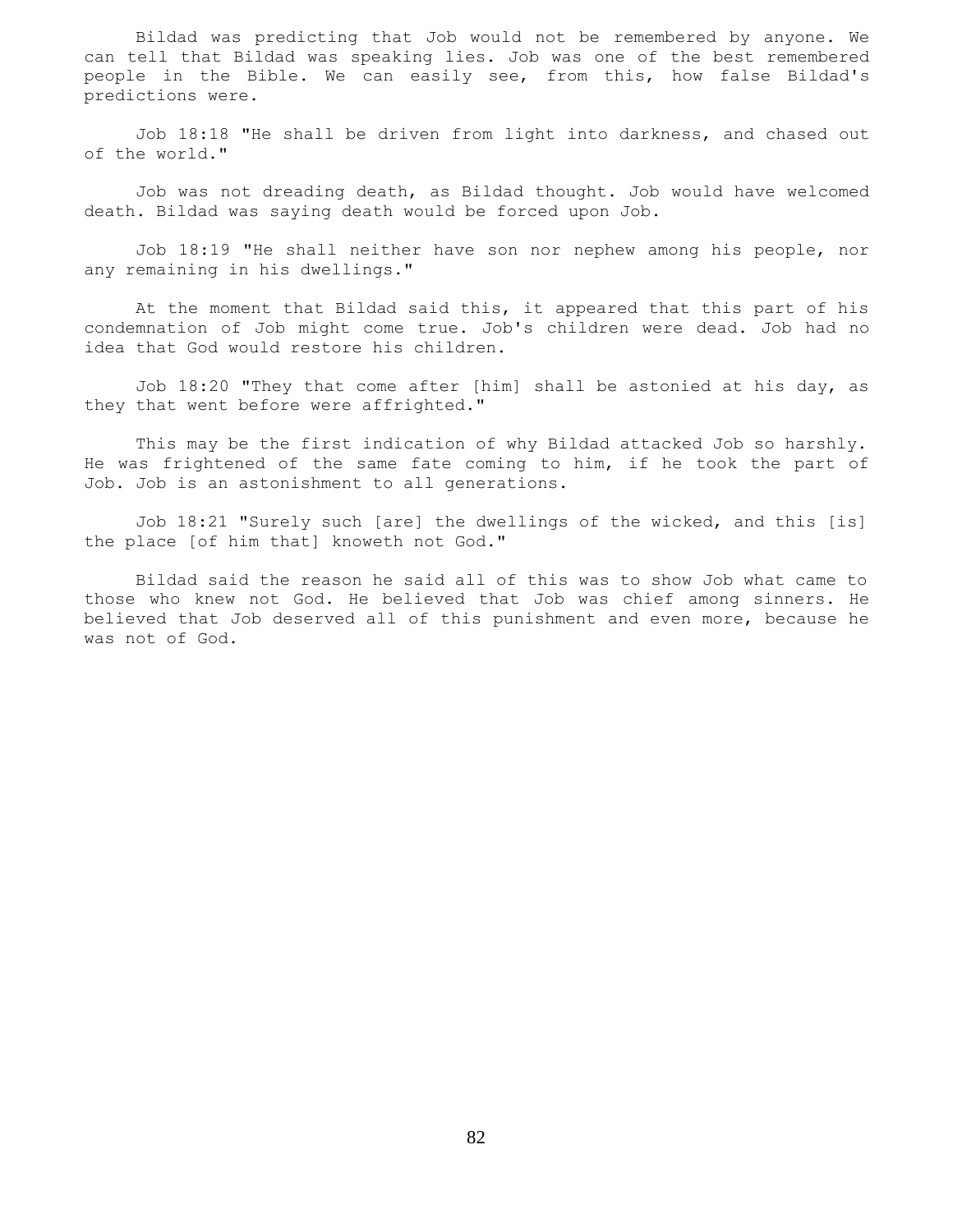Bildad was predicting that Job would not be remembered by anyone. We can tell that Bildad was speaking lies. Job was one of the best remembered people in the Bible. We can easily see, from this, how false Bildad's predictions were.

Job 18:18 "He shall be driven from light into darkness, and chased out of the world."

Job was not dreading death, as Bildad thought. Job would have welcomed death. Bildad was saying death would be forced upon Job.

Job 18:19 "He shall neither have son nor nephew among his people, nor any remaining in his dwellings."

At the moment that Bildad said this, it appeared that this part of his condemnation of Job might come true. Job's children were dead. Job had no idea that God would restore his children.

Job 18:20 "They that come after [him] shall be astonied at his day, as they that went before were affrighted."

This may be the first indication of why Bildad attacked Job so harshly. He was frightened of the same fate coming to him, if he took the part of Job. Job is an astonishment to all generations.

Job 18:21 "Surely such [are] the dwellings of the wicked, and this [is] the place [of him that] knoweth not God."

Bildad said the reason he said all of this was to show Job what came to those who knew not God. He believed that Job was chief among sinners. He believed that Job deserved all of this punishment and even more, because he was not of God.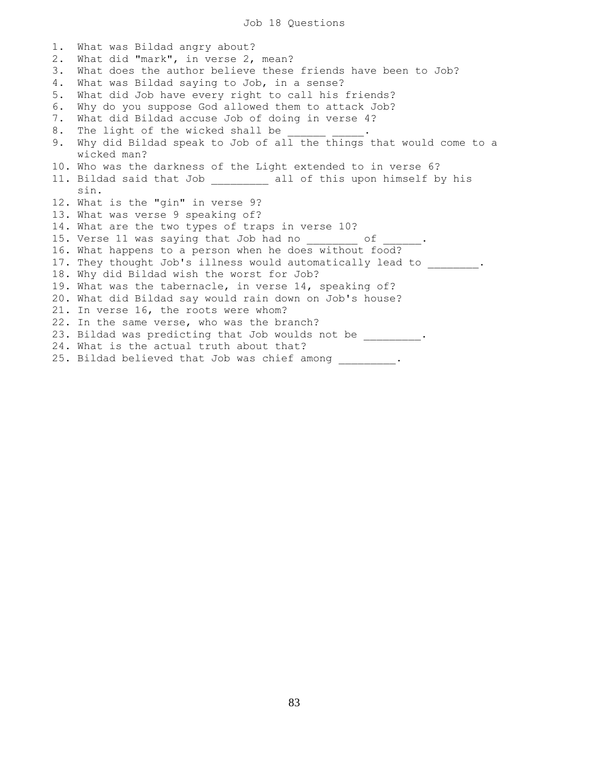# Job 18 Questions

1. What was Bildad angry about?
2. What did "mark", in verse 2, mean?
3. What does the author believe these friends have been to Job?
4. What was Bildad saying to Job, in a sense?
5. What did Job have every right to call his friends?
6. Why do you suppose God allowed them to attack Job?
7. What did Bildad accuse Job of doing in verse 4?
8. The light of the wicked shall be ______ _____.
9. Why did Bildad speak to Job of all the things that would come to a wicked man?
10. Who was the darkness of the Light extended to in verse 6?
11. Bildad said that Job _________ all of this upon himself by his sin.
12. What is the "gin" in verse 9?
13. What was verse 9 speaking of?
14. What are the two types of traps in verse 10?
15. Verse 11 was saying that Job had no ________ of ______.
16. What happens to a person when he does without food?
17. They thought Job's illness would automatically lead to ________.
18. Why did Bildad wish the worst for Job?
19. What was the tabernacle, in verse 14, speaking of?
20. What did Bildad say would rain down on Job's house?
21. In verse 16, the roots were whom?
22. In the same verse, who was the branch?
23. Bildad was predicting that Job woulds not be _________.
24. What is the actual truth about that?
25. Bildad believed that Job was chief among _________.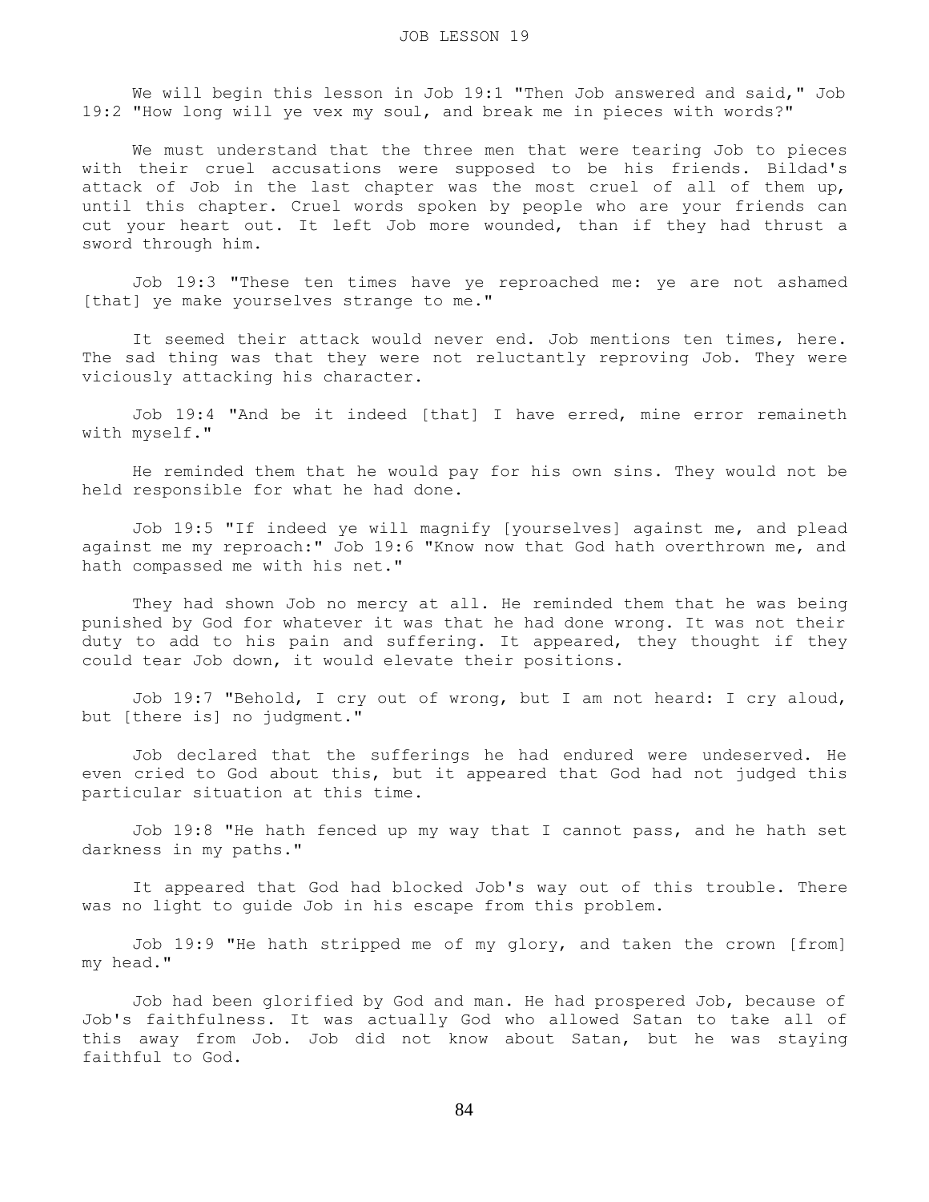# JOB LESSON 19

We will begin this lesson in Job 19:1 "Then Job answered and said," Job 19:2 "How long will ye vex my soul, and break me in pieces with words?"

We must understand that the three men that were tearing Job to pieces with their cruel accusations were supposed to be his friends. Bildad's attack of Job in the last chapter was the most cruel of all of them up, until this chapter. Cruel words spoken by people who are your friends can cut your heart out. It left Job more wounded, than if they had thrust a sword through him.

Job 19:3 "These ten times have ye reproached me: ye are not ashamed [that] ye make yourselves strange to me."

It seemed their attack would never end. Job mentions ten times, here. The sad thing was that they were not reluctantly reproving Job. They were viciously attacking his character.

Job 19:4 "And be it indeed [that] I have erred, mine error remaineth with myself."

He reminded them that he would pay for his own sins. They would not be held responsible for what he had done.

Job 19:5 "If indeed ye will magnify [yourselves] against me, and plead against me my reproach:" Job 19:6 "Know now that God hath overthrown me, and hath compassed me with his net."

They had shown Job no mercy at all. He reminded them that he was being punished by God for whatever it was that he had done wrong. It was not their duty to add to his pain and suffering. It appeared, they thought if they could tear Job down, it would elevate their positions.

Job 19:7 "Behold, I cry out of wrong, but I am not heard: I cry aloud, but [there is] no judgment."

Job declared that the sufferings he had endured were undeserved. He even cried to God about this, but it appeared that God had not judged this particular situation at this time.

Job 19:8 "He hath fenced up my way that I cannot pass, and he hath set darkness in my paths."

It appeared that God had blocked Job's way out of this trouble. There was no light to guide Job in his escape from this problem.

Job 19:9 "He hath stripped me of my glory, and taken the crown [from] my head."

Job had been glorified by God and man. He had prospered Job, because of Job's faithfulness. It was actually God who allowed Satan to take all of this away from Job. Job did not know about Satan, but he was staying faithful to God.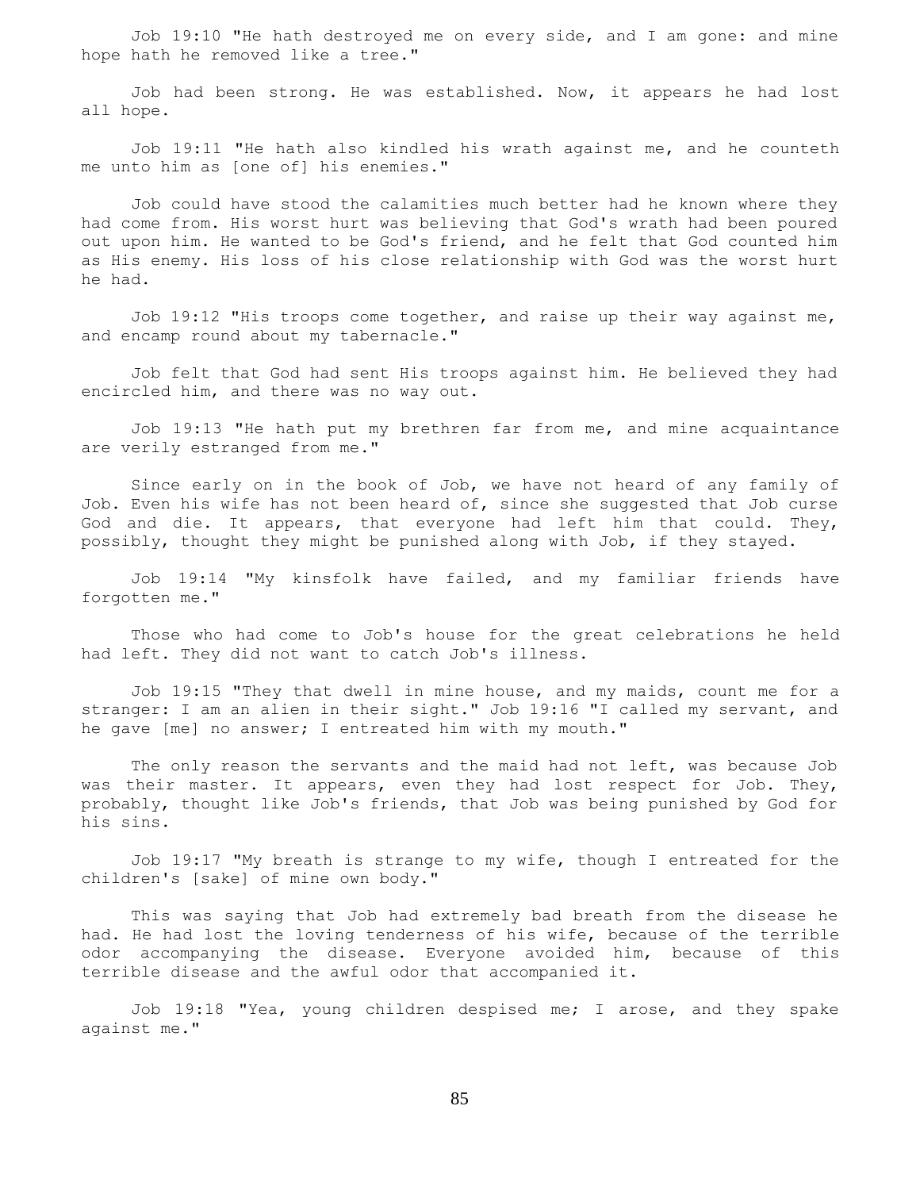Job 19:10 "He hath destroyed me on every side, and I am gone: and mine hope hath he removed like a tree."

Job had been strong. He was established. Now, it appears he had lost all hope.

Job 19:11 "He hath also kindled his wrath against me, and he counteth me unto him as [one of] his enemies."

Job could have stood the calamities much better had he known where they had come from. His worst hurt was believing that God's wrath had been poured out upon him. He wanted to be God's friend, and he felt that God counted him as His enemy. His loss of his close relationship with God was the worst hurt he had.

Job 19:12 "His troops come together, and raise up their way against me, and encamp round about my tabernacle."

Job felt that God had sent His troops against him. He believed they had encircled him, and there was no way out.

Job 19:13 "He hath put my brethren far from me, and mine acquaintance are verily estranged from me."

Since early on in the book of Job, we have not heard of any family of Job. Even his wife has not been heard of, since she suggested that Job curse God and die. It appears, that everyone had left him that could. They, possibly, thought they might be punished along with Job, if they stayed.

Job 19:14 "My kinsfolk have failed, and my familiar friends have forgotten me."

Those who had come to Job's house for the great celebrations he held had left. They did not want to catch Job's illness.

Job 19:15 "They that dwell in mine house, and my maids, count me for a stranger: I am an alien in their sight." Job 19:16 "I called my servant, and he gave [me] no answer; I entreated him with my mouth."

The only reason the servants and the maid had not left, was because Job was their master. It appears, even they had lost respect for Job. They, probably, thought like Job's friends, that Job was being punished by God for his sins.

Job 19:17 "My breath is strange to my wife, though I entreated for the children's [sake] of mine own body."

This was saying that Job had extremely bad breath from the disease he had. He had lost the loving tenderness of his wife, because of the terrible odor accompanying the disease. Everyone avoided him, because of this terrible disease and the awful odor that accompanied it.

Job 19:18 "Yea, young children despised me; I arose, and they spake against me."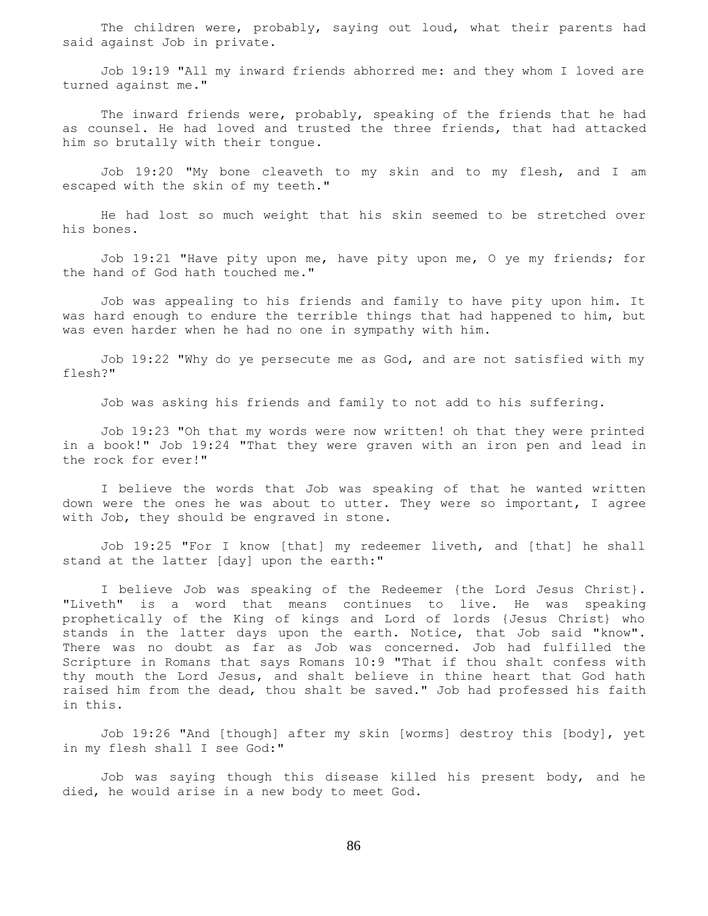The children were, probably, saying out loud, what their parents had said against Job in private.

Job 19:19 "All my inward friends abhorred me: and they whom I loved are turned against me."

The inward friends were, probably, speaking of the friends that he had as counsel. He had loved and trusted the three friends, that had attacked him so brutally with their tongue.

Job 19:20 "My bone cleaveth to my skin and to my flesh, and I am escaped with the skin of my teeth."

He had lost so much weight that his skin seemed to be stretched over his bones.

Job 19:21 "Have pity upon me, have pity upon me, O ye my friends; for the hand of God hath touched me."

Job was appealing to his friends and family to have pity upon him. It was hard enough to endure the terrible things that had happened to him, but was even harder when he had no one in sympathy with him.

Job 19:22 "Why do ye persecute me as God, and are not satisfied with my flesh?"

Job was asking his friends and family to not add to his suffering.

Job 19:23 "Oh that my words were now written! oh that they were printed in a book!" Job 19:24 "That they were graven with an iron pen and lead in the rock for ever!"

I believe the words that Job was speaking of that he wanted written down were the ones he was about to utter. They were so important, I agree with Job, they should be engraved in stone.

Job 19:25 "For I know [that] my redeemer liveth, and [that] he shall stand at the latter [day] upon the earth:"

I believe Job was speaking of the Redeemer {the Lord Jesus Christ}. "Liveth" is a word that means continues to live. He was speaking prophetically of the King of kings and Lord of lords {Jesus Christ} who stands in the latter days upon the earth. Notice, that Job said "know". There was no doubt as far as Job was concerned. Job had fulfilled the Scripture in Romans that says Romans 10:9 "That if thou shalt confess with thy mouth the Lord Jesus, and shalt believe in thine heart that God hath raised him from the dead, thou shalt be saved." Job had professed his faith in this.

Job 19:26 "And [though] after my skin [worms] destroy this [body], yet in my flesh shall I see God:"

Job was saying though this disease killed his present body, and he died, he would arise in a new body to meet God.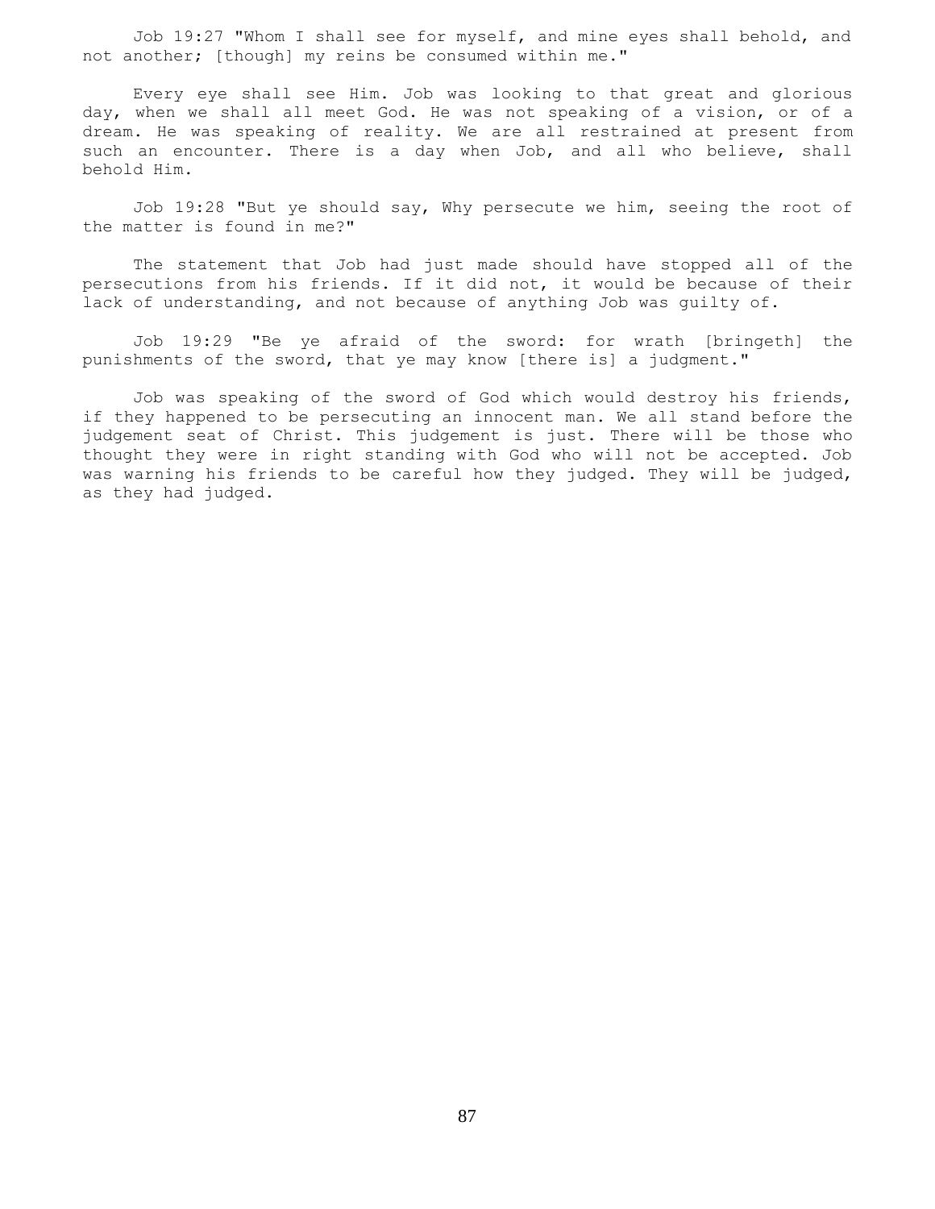Job 19:27 "Whom I shall see for myself, and mine eyes shall behold, and not another; [though] my reins be consumed within me."

Every eye shall see Him. Job was looking to that great and glorious day, when we shall all meet God. He was not speaking of a vision, or of a dream. He was speaking of reality. We are all restrained at present from such an encounter. There is a day when Job, and all who believe, shall behold Him.

Job 19:28 "But ye should say, Why persecute we him, seeing the root of the matter is found in me?"

The statement that Job had just made should have stopped all of the persecutions from his friends. If it did not, it would be because of their lack of understanding, and not because of anything Job was guilty of.

Job 19:29 "Be ye afraid of the sword: for wrath [bringeth] the punishments of the sword, that ye may know [there is] a judgment."

Job was speaking of the sword of God which would destroy his friends, if they happened to be persecuting an innocent man. We all stand before the judgement seat of Christ. This judgement is just. There will be those who thought they were in right standing with God who will not be accepted. Job was warning his friends to be careful how they judged. They will be judged, as they had judged.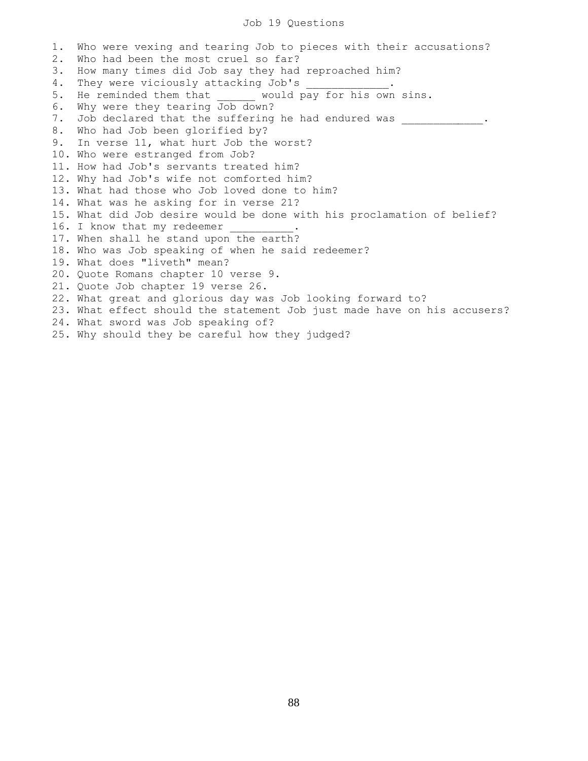# Job 19 Questions

1. Who were vexing and tearing Job to pieces with their accusations?
2. Who had been the most cruel so far?
3. How many times did Job say they had reproached him?
4. They were viciously attacking Job's ____________.
5. He reminded them that ______ would pay for his own sins.
6. Why were they tearing Job down?
7. Job declared that the suffering he had endured was ____________.
8. Who had Job been glorified by?
9. In verse 11, what hurt Job the worst?
10. Who were estranged from Job?
11. How had Job's servants treated him?
12. Why had Job's wife not comforted him?
13. What had those who Job loved done to him?
14. What was he asking for in verse 21?
15. What did Job desire would be done with his proclamation of belief?
16. I know that my redeemer __________.
17. When shall he stand upon the earth?
18. Who was Job speaking of when he said redeemer?
19. What does "liveth" mean?
20. Quote Romans chapter 10 verse 9.
21. Quote Job chapter 19 verse 26.
22. What great and glorious day was Job looking forward to?
23. What effect should the statement Job just made have on his accusers?
24. What sword was Job speaking of?
25. Why should they be careful how they judged?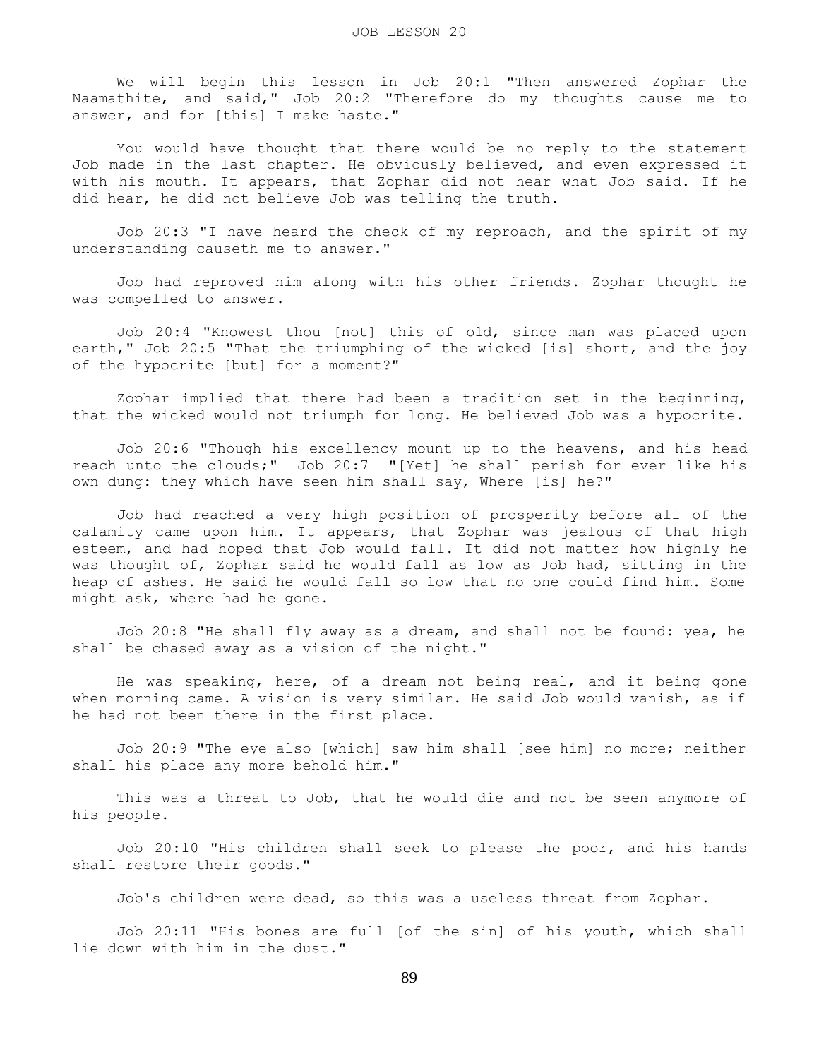# JOB LESSON 20

We will begin this lesson in Job 20:1 "Then answered Zophar the Naamathite, and said," Job 20:2 "Therefore do my thoughts cause me to answer, and for [this] I make haste."

You would have thought that there would be no reply to the statement Job made in the last chapter. He obviously believed, and even expressed it with his mouth. It appears, that Zophar did not hear what Job said. If he did hear, he did not believe Job was telling the truth.

Job 20:3 "I have heard the check of my reproach, and the spirit of my understanding causeth me to answer."

Job had reproved him along with his other friends. Zophar thought he was compelled to answer.

Job 20:4 "Knowest thou [not] this of old, since man was placed upon earth," Job 20:5 "That the triumphing of the wicked [is] short, and the joy of the hypocrite [but] for a moment?"

Zophar implied that there had been a tradition set in the beginning, that the wicked would not triumph for long. He believed Job was a hypocrite.

Job 20:6 "Though his excellency mount up to the heavens, and his head reach unto the clouds;" Job 20:7 "[Yet] he shall perish for ever like his own dung: they which have seen him shall say, Where [is] he?"

Job had reached a very high position of prosperity before all of the calamity came upon him. It appears, that Zophar was jealous of that high esteem, and had hoped that Job would fall. It did not matter how highly he was thought of, Zophar said he would fall as low as Job had, sitting in the heap of ashes. He said he would fall so low that no one could find him. Some might ask, where had he gone.

Job 20:8 "He shall fly away as a dream, and shall not be found: yea, he shall be chased away as a vision of the night."

He was speaking, here, of a dream not being real, and it being gone when morning came. A vision is very similar. He said Job would vanish, as if he had not been there in the first place.

Job 20:9 "The eye also [which] saw him shall [see him] no more; neither shall his place any more behold him."

This was a threat to Job, that he would die and not be seen anymore of his people.

Job 20:10 "His children shall seek to please the poor, and his hands shall restore their goods."

Job's children were dead, so this was a useless threat from Zophar.

Job 20:11 "His bones are full [of the sin] of his youth, which shall lie down with him in the dust."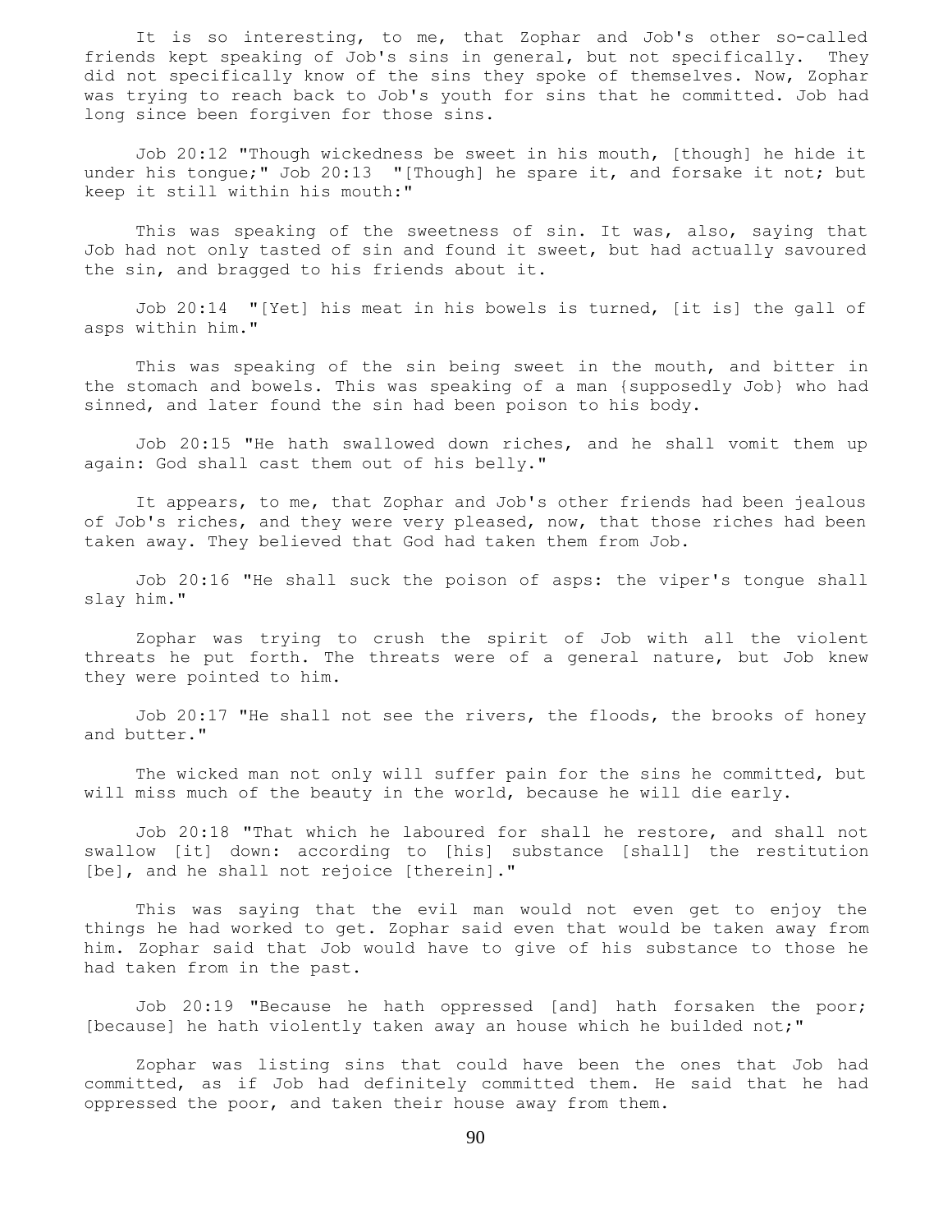It is so interesting, to me, that Zophar and Job's other so-called friends kept speaking of Job's sins in general, but not specifically. They did not specifically know of the sins they spoke of themselves. Now, Zophar was trying to reach back to Job's youth for sins that he committed. Job had long since been forgiven for those sins.

Job 20:12 "Though wickedness be sweet in his mouth, [though] he hide it under his tongue;" Job 20:13 "[Though] he spare it, and forsake it not; but keep it still within his mouth:"

This was speaking of the sweetness of sin. It was, also, saying that Job had not only tasted of sin and found it sweet, but had actually savoured the sin, and bragged to his friends about it.

Job 20:14 "[Yet] his meat in his bowels is turned, [it is] the gall of asps within him."

This was speaking of the sin being sweet in the mouth, and bitter in the stomach and bowels. This was speaking of a man {supposedly Job} who had sinned, and later found the sin had been poison to his body.

Job 20:15 "He hath swallowed down riches, and he shall vomit them up again: God shall cast them out of his belly."

It appears, to me, that Zophar and Job's other friends had been jealous of Job's riches, and they were very pleased, now, that those riches had been taken away. They believed that God had taken them from Job.

Job 20:16 "He shall suck the poison of asps: the viper's tongue shall slay him."

Zophar was trying to crush the spirit of Job with all the violent threats he put forth. The threats were of a general nature, but Job knew they were pointed to him.

Job 20:17 "He shall not see the rivers, the floods, the brooks of honey and butter."

The wicked man not only will suffer pain for the sins he committed, but will miss much of the beauty in the world, because he will die early.

Job 20:18 "That which he laboured for shall he restore, and shall not swallow [it] down: according to [his] substance [shall] the restitution [be], and he shall not rejoice [therein]."

This was saying that the evil man would not even get to enjoy the things he had worked to get. Zophar said even that would be taken away from him. Zophar said that Job would have to give of his substance to those he had taken from in the past.

Job 20:19 "Because he hath oppressed [and] hath forsaken the poor; [because] he hath violently taken away an house which he builded not;"

Zophar was listing sins that could have been the ones that Job had committed, as if Job had definitely committed them. He said that he had oppressed the poor, and taken their house away from them.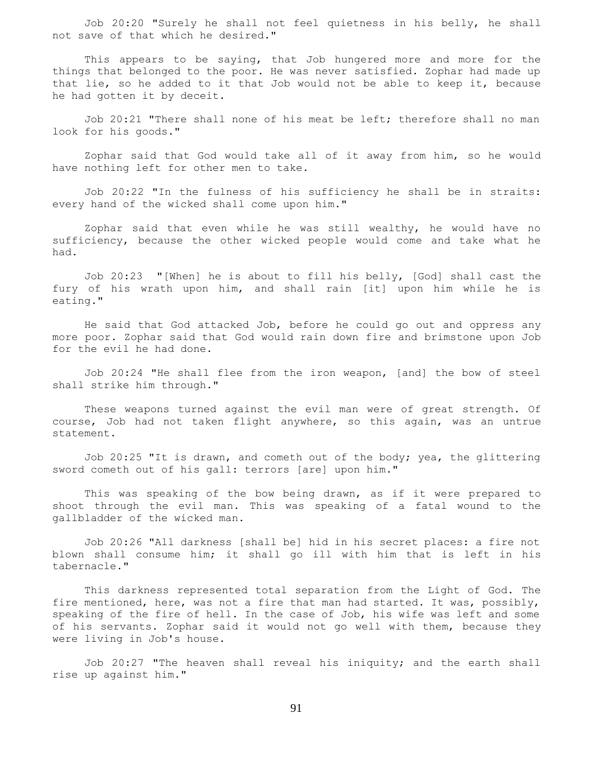Job 20:20 "Surely he shall not feel quietness in his belly, he shall not save of that which he desired."

This appears to be saying, that Job hungered more and more for the things that belonged to the poor. He was never satisfied. Zophar had made up that lie, so he added to it that Job would not be able to keep it, because he had gotten it by deceit.

Job 20:21 "There shall none of his meat be left; therefore shall no man look for his goods."

Zophar said that God would take all of it away from him, so he would have nothing left for other men to take.

Job 20:22 "In the fulness of his sufficiency he shall be in straits: every hand of the wicked shall come upon him."

Zophar said that even while he was still wealthy, he would have no sufficiency, because the other wicked people would come and take what he had.

Job 20:23 "[When] he is about to fill his belly, [God] shall cast the fury of his wrath upon him, and shall rain [it] upon him while he is eating."

He said that God attacked Job, before he could go out and oppress any more poor. Zophar said that God would rain down fire and brimstone upon Job for the evil he had done.

Job 20:24 "He shall flee from the iron weapon, [and] the bow of steel shall strike him through."

These weapons turned against the evil man were of great strength. Of course, Job had not taken flight anywhere, so this again, was an untrue statement.

Job 20:25 "It is drawn, and cometh out of the body; yea, the glittering sword cometh out of his gall: terrors [are] upon him."

This was speaking of the bow being drawn, as if it were prepared to shoot through the evil man. This was speaking of a fatal wound to the gallbladder of the wicked man.

Job 20:26 "All darkness [shall be] hid in his secret places: a fire not blown shall consume him; it shall go ill with him that is left in his tabernacle."

This darkness represented total separation from the Light of God. The fire mentioned, here, was not a fire that man had started. It was, possibly, speaking of the fire of hell. In the case of Job, his wife was left and some of his servants. Zophar said it would not go well with them, because they were living in Job's house.

Job 20:27 "The heaven shall reveal his iniquity; and the earth shall rise up against him."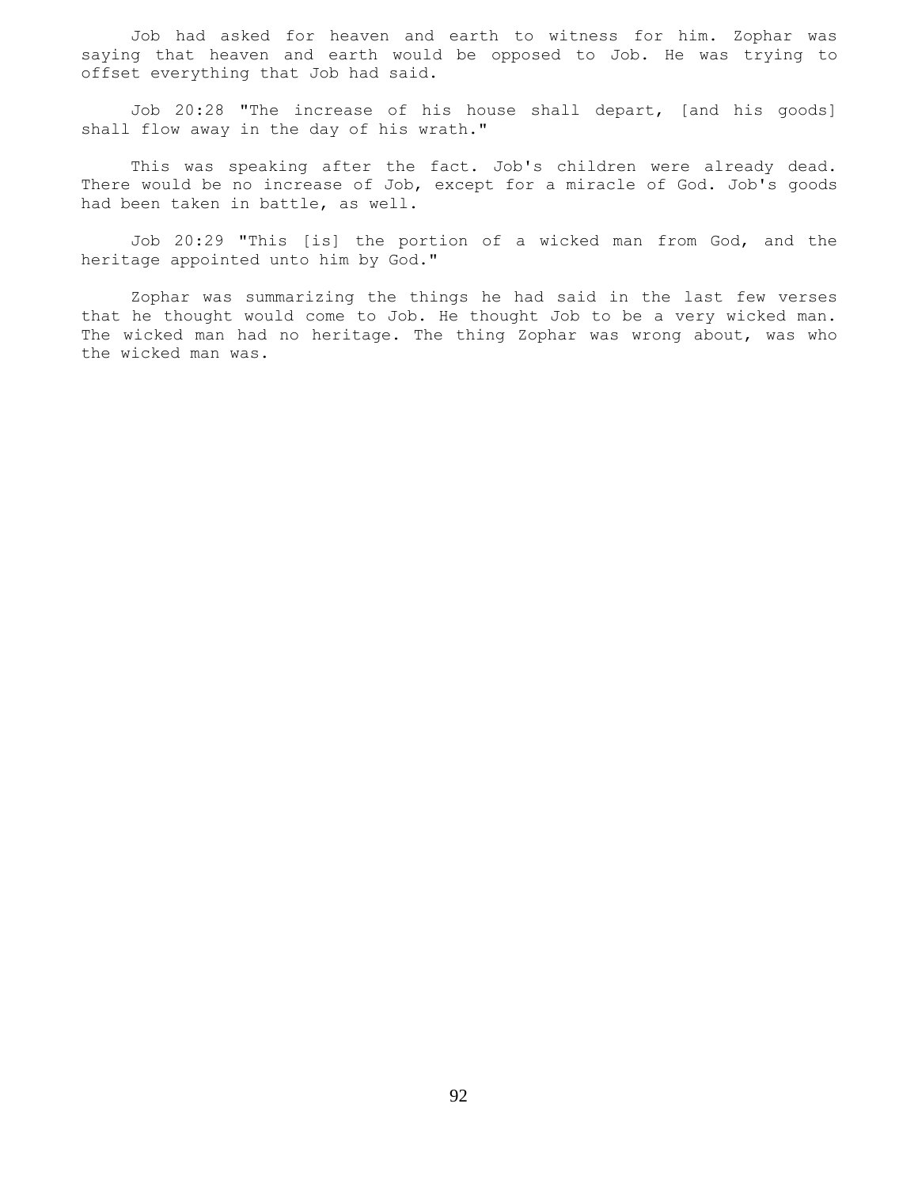Job had asked for heaven and earth to witness for him. Zophar was saying that heaven and earth would be opposed to Job. He was trying to offset everything that Job had said.

Job 20:28 "The increase of his house shall depart, [and his goods] shall flow away in the day of his wrath."

This was speaking after the fact. Job's children were already dead. There would be no increase of Job, except for a miracle of God. Job's goods had been taken in battle, as well.

Job 20:29 "This [is] the portion of a wicked man from God, and the heritage appointed unto him by God."

Zophar was summarizing the things he had said in the last few verses that he thought would come to Job. He thought Job to be a very wicked man. The wicked man had no heritage. The thing Zophar was wrong about, was who the wicked man was.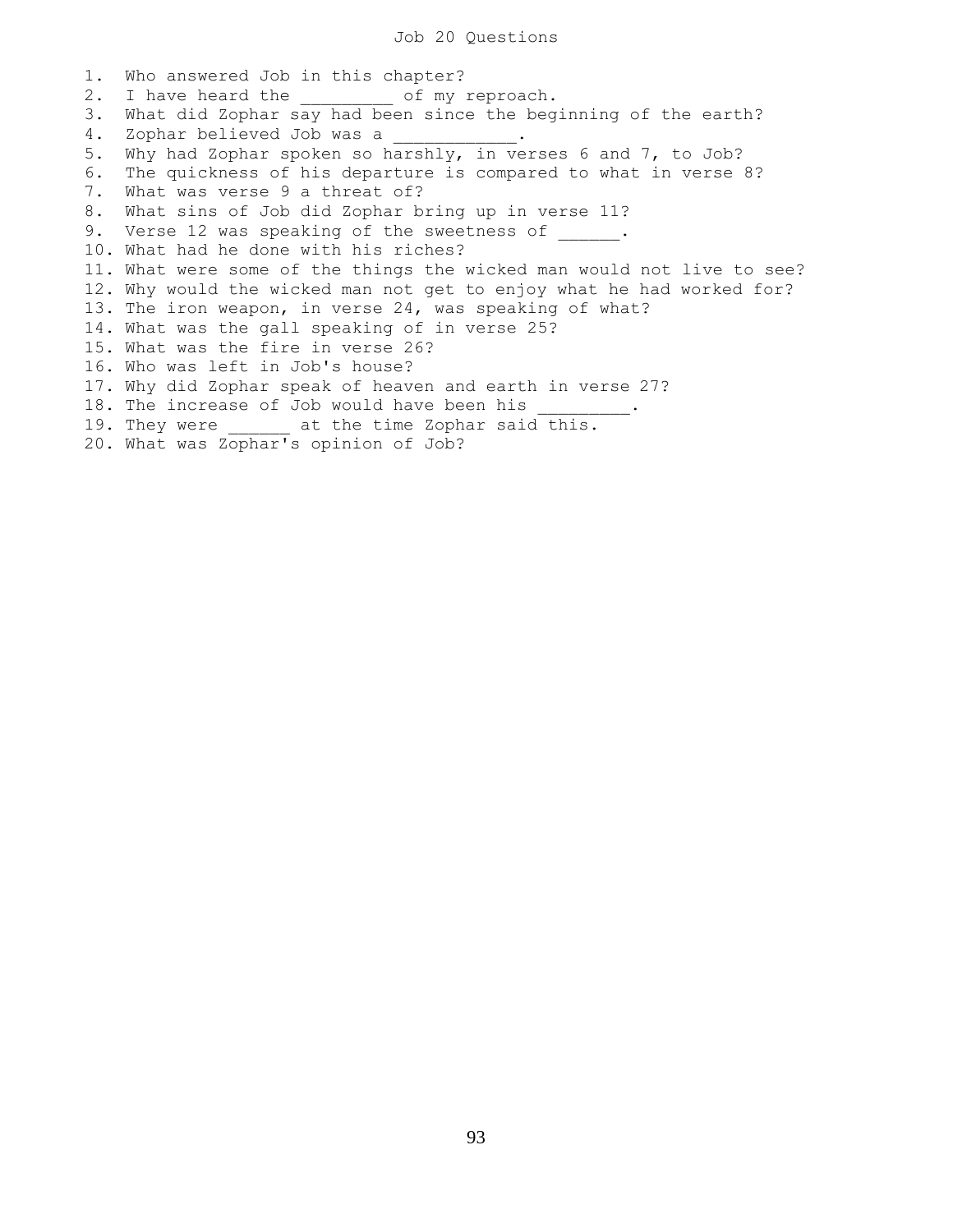# Job 20 Questions

1. Who answered Job in this chapter?
2. I have heard the _________ of my reproach.
3. What did Zophar say had been since the beginning of the earth?
4. Zophar believed Job was a ____________.
5. Why had Zophar spoken so harshly, in verses 6 and 7, to Job?
6. The quickness of his departure is compared to what in verse 8?
7. What was verse 9 a threat of?
8. What sins of Job did Zophar bring up in verse 11?
9. Verse 12 was speaking of the sweetness of ______.
10. What had he done with his riches?
11. What were some of the things the wicked man would not live to see?
12. Why would the wicked man not get to enjoy what he had worked for?
13. The iron weapon, in verse 24, was speaking of what?
14. What was the gall speaking of in verse 25?
15. What was the fire in verse 26?
16. Who was left in Job's house?
17. Why did Zophar speak of heaven and earth in verse 27?
18. The increase of Job would have been his _________.
19. They were ______ at the time Zophar said this.
20. What was Zophar's opinion of Job?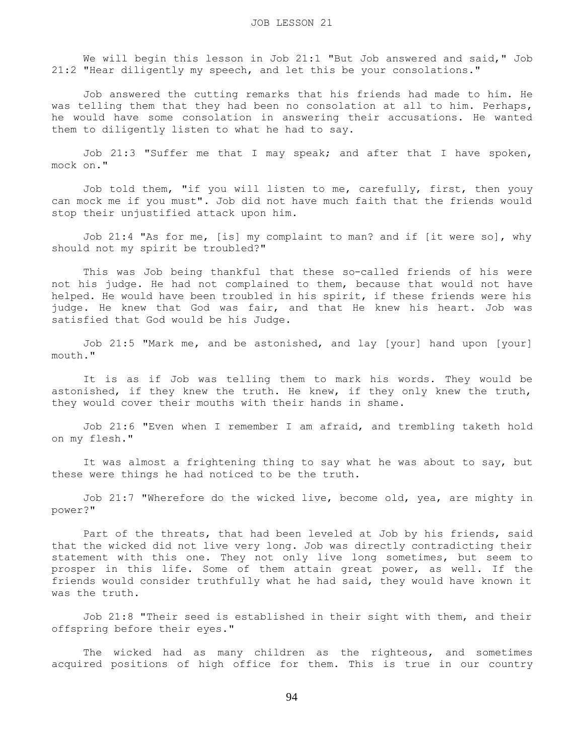We will begin this lesson in Job 21:1 "But Job answered and said," Job 21:2 "Hear diligently my speech, and let this be your consolations."

Job answered the cutting remarks that his friends had made to him. He was telling them that they had been no consolation at all to him. Perhaps, he would have some consolation in answering their accusations. He wanted them to diligently listen to what he had to say.

Job 21:3 "Suffer me that I may speak; and after that I have spoken, mock on."

Job told them, "if you will listen to me, carefully, first, then youy can mock me if you must". Job did not have much faith that the friends would stop their unjustified attack upon him.

Job 21:4 "As for me, [is] my complaint to man? and if [it were so], why should not my spirit be troubled?"

This was Job being thankful that these so-called friends of his were not his judge. He had not complained to them, because that would not have helped. He would have been troubled in his spirit, if these friends were his judge. He knew that God was fair, and that He knew his heart. Job was satisfied that God would be his Judge.

Job 21:5 "Mark me, and be astonished, and lay [your] hand upon [your] mouth."

It is as if Job was telling them to mark his words. They would be astonished, if they knew the truth. He knew, if they only knew the truth, they would cover their mouths with their hands in shame.

Job 21:6 "Even when I remember I am afraid, and trembling taketh hold on my flesh."

It was almost a frightening thing to say what he was about to say, but these were things he had noticed to be the truth.

Job 21:7 "Wherefore do the wicked live, become old, yea, are mighty in power?"

Part of the threats, that had been leveled at Job by his friends, said that the wicked did not live very long. Job was directly contradicting their statement with this one. They not only live long sometimes, but seem to prosper in this life. Some of them attain great power, as well. If the friends would consider truthfully what he had said, they would have known it was the truth.

Job 21:8 "Their seed is established in their sight with them, and their offspring before their eyes."

The wicked had as many children as the righteous, and sometimes acquired positions of high office for them. This is true in our country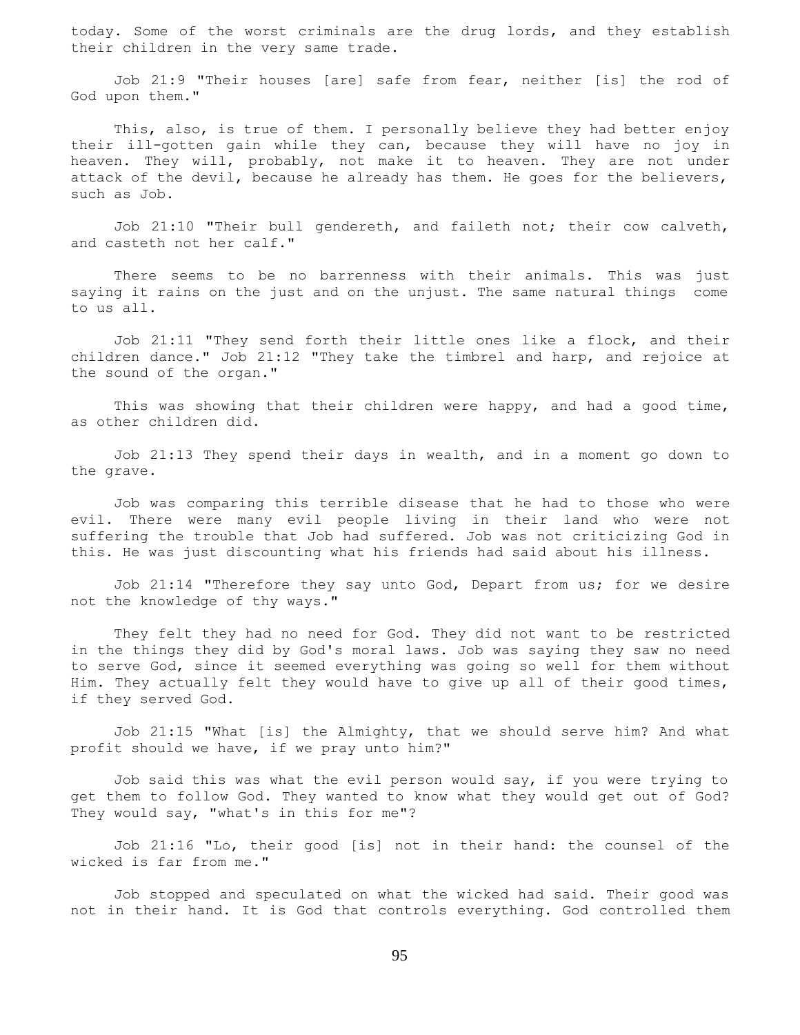today. Some of the worst criminals are the drug lords, and they establish their children in the very same trade.

Job 21:9 "Their houses [are] safe from fear, neither [is] the rod of God upon them."

This, also, is true of them. I personally believe they had better enjoy their ill-gotten gain while they can, because they will have no joy in heaven. They will, probably, not make it to heaven. They are not under attack of the devil, because he already has them. He goes for the believers, such as Job.

Job 21:10 "Their bull gendereth, and faileth not; their cow calveth, and casteth not her calf."

There seems to be no barrenness with their animals. This was just saying it rains on the just and on the unjust. The same natural things come to us all.

Job 21:11 "They send forth their little ones like a flock, and their children dance." Job 21:12 "They take the timbrel and harp, and rejoice at the sound of the organ."

This was showing that their children were happy, and had a good time, as other children did.

Job 21:13 They spend their days in wealth, and in a moment go down to the grave.

Job was comparing this terrible disease that he had to those who were evil. There were many evil people living in their land who were not suffering the trouble that Job had suffered. Job was not criticizing God in this. He was just discounting what his friends had said about his illness.

Job 21:14 "Therefore they say unto God, Depart from us; for we desire not the knowledge of thy ways."

They felt they had no need for God. They did not want to be restricted in the things they did by God's moral laws. Job was saying they saw no need to serve God, since it seemed everything was going so well for them without Him. They actually felt they would have to give up all of their good times, if they served God.

Job 21:15 "What [is] the Almighty, that we should serve him? And what profit should we have, if we pray unto him?"

Job said this was what the evil person would say, if you were trying to get them to follow God. They wanted to know what they would get out of God? They would say, "what's in this for me"?

Job 21:16 "Lo, their good [is] not in their hand: the counsel of the wicked is far from me."

Job stopped and speculated on what the wicked had said. Their good was not in their hand. It is God that controls everything. God controlled them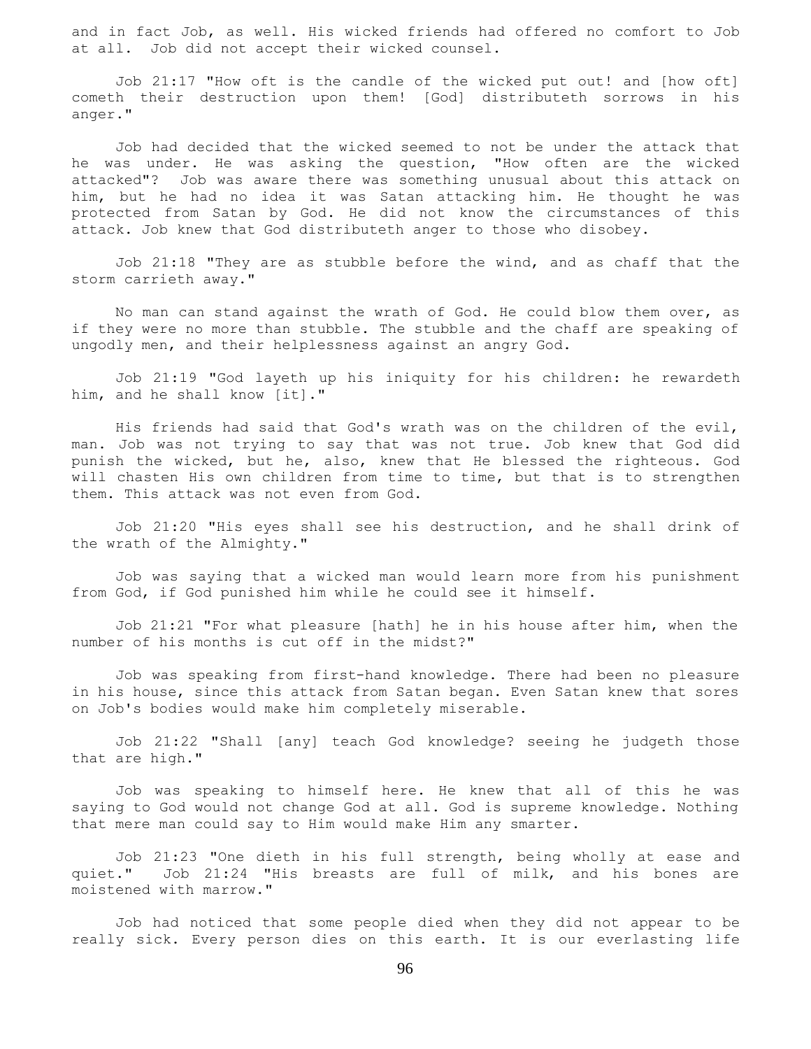and in fact Job, as well. His wicked friends had offered no comfort to Job at all. Job did not accept their wicked counsel.

Job 21:17 "How oft is the candle of the wicked put out! and [how oft] cometh their destruction upon them! [God] distributeth sorrows in his anger."

Job had decided that the wicked seemed to not be under the attack that he was under. He was asking the question, "How often are the wicked attacked"? Job was aware there was something unusual about this attack on him, but he had no idea it was Satan attacking him. He thought he was protected from Satan by God. He did not know the circumstances of this attack. Job knew that God distributeth anger to those who disobey.

Job 21:18 "They are as stubble before the wind, and as chaff that the storm carrieth away."

No man can stand against the wrath of God. He could blow them over, as if they were no more than stubble. The stubble and the chaff are speaking of ungodly men, and their helplessness against an angry God.

Job 21:19 "God layeth up his iniquity for his children: he rewardeth him, and he shall know [it]."

His friends had said that God's wrath was on the children of the evil, man. Job was not trying to say that was not true. Job knew that God did punish the wicked, but he, also, knew that He blessed the righteous. God will chasten His own children from time to time, but that is to strengthen them. This attack was not even from God.

Job 21:20 "His eyes shall see his destruction, and he shall drink of the wrath of the Almighty."

Job was saying that a wicked man would learn more from his punishment from God, if God punished him while he could see it himself.

Job 21:21 "For what pleasure [hath] he in his house after him, when the number of his months is cut off in the midst?"

Job was speaking from first-hand knowledge. There had been no pleasure in his house, since this attack from Satan began. Even Satan knew that sores on Job's bodies would make him completely miserable.

Job 21:22 "Shall [any] teach God knowledge? seeing he judgeth those that are high."

Job was speaking to himself here. He knew that all of this he was saying to God would not change God at all. God is supreme knowledge. Nothing that mere man could say to Him would make Him any smarter.

Job 21:23 "One dieth in his full strength, being wholly at ease and quiet." Job 21:24 "His breasts are full of milk, and his bones are moistened with marrow."

Job had noticed that some people died when they did not appear to be really sick. Every person dies on this earth. It is our everlasting life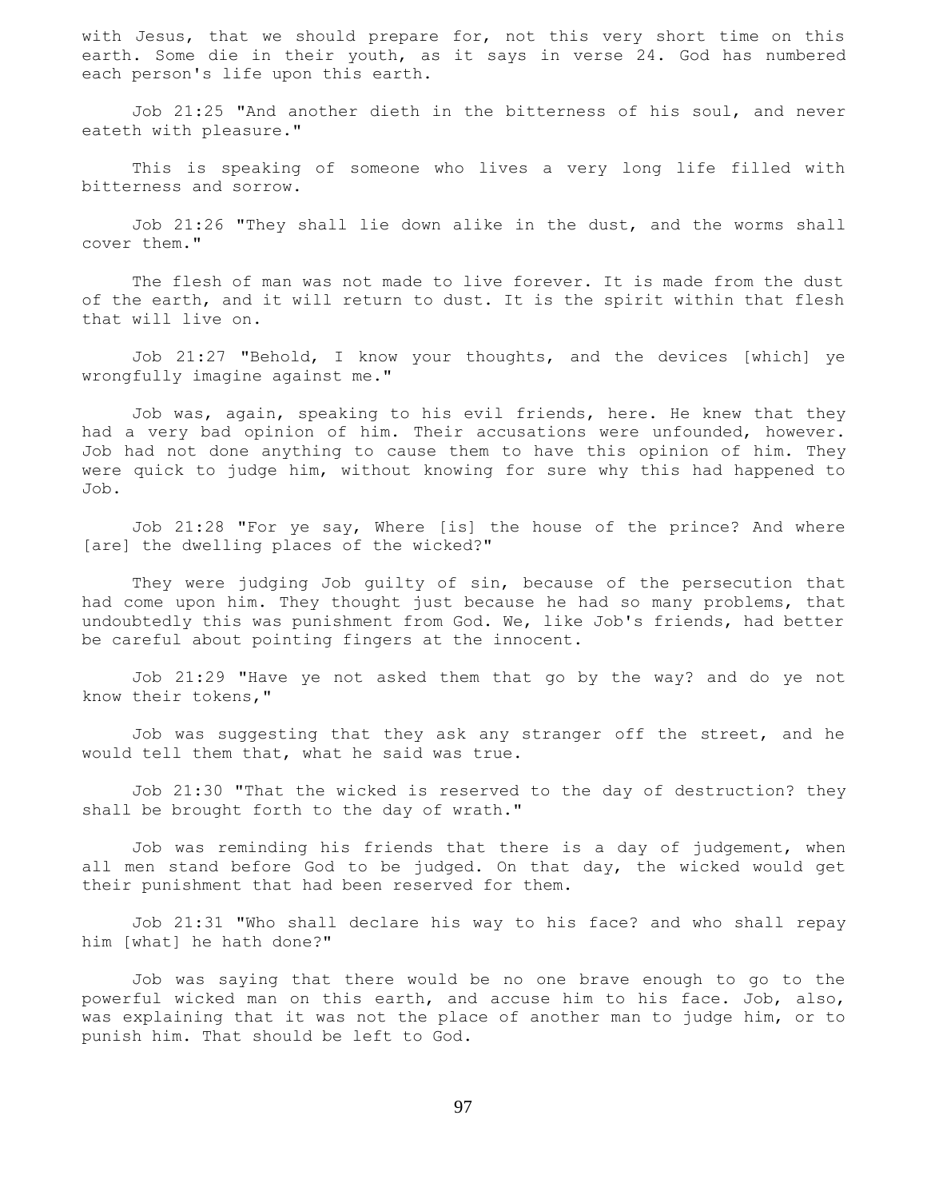with Jesus, that we should prepare for, not this very short time on this earth. Some die in their youth, as it says in verse 24. God has numbered each person's life upon this earth.

Job 21:25 "And another dieth in the bitterness of his soul, and never eateth with pleasure."

This is speaking of someone who lives a very long life filled with bitterness and sorrow.

Job 21:26 "They shall lie down alike in the dust, and the worms shall cover them."

The flesh of man was not made to live forever. It is made from the dust of the earth, and it will return to dust. It is the spirit within that flesh that will live on.

Job 21:27 "Behold, I know your thoughts, and the devices [which] ye wrongfully imagine against me."

Job was, again, speaking to his evil friends, here. He knew that they had a very bad opinion of him. Their accusations were unfounded, however. Job had not done anything to cause them to have this opinion of him. They were quick to judge him, without knowing for sure why this had happened to Job.

Job 21:28 "For ye say, Where [is] the house of the prince? And where [are] the dwelling places of the wicked?"

They were judging Job guilty of sin, because of the persecution that had come upon him. They thought just because he had so many problems, that undoubtedly this was punishment from God. We, like Job's friends, had better be careful about pointing fingers at the innocent.

Job 21:29 "Have ye not asked them that go by the way? and do ye not know their tokens,"

Job was suggesting that they ask any stranger off the street, and he would tell them that, what he said was true.

Job 21:30 "That the wicked is reserved to the day of destruction? they shall be brought forth to the day of wrath."

Job was reminding his friends that there is a day of judgement, when all men stand before God to be judged. On that day, the wicked would get their punishment that had been reserved for them.

Job 21:31 "Who shall declare his way to his face? and who shall repay him [what] he hath done?"

Job was saying that there would be no one brave enough to go to the powerful wicked man on this earth, and accuse him to his face. Job, also, was explaining that it was not the place of another man to judge him, or to punish him. That should be left to God.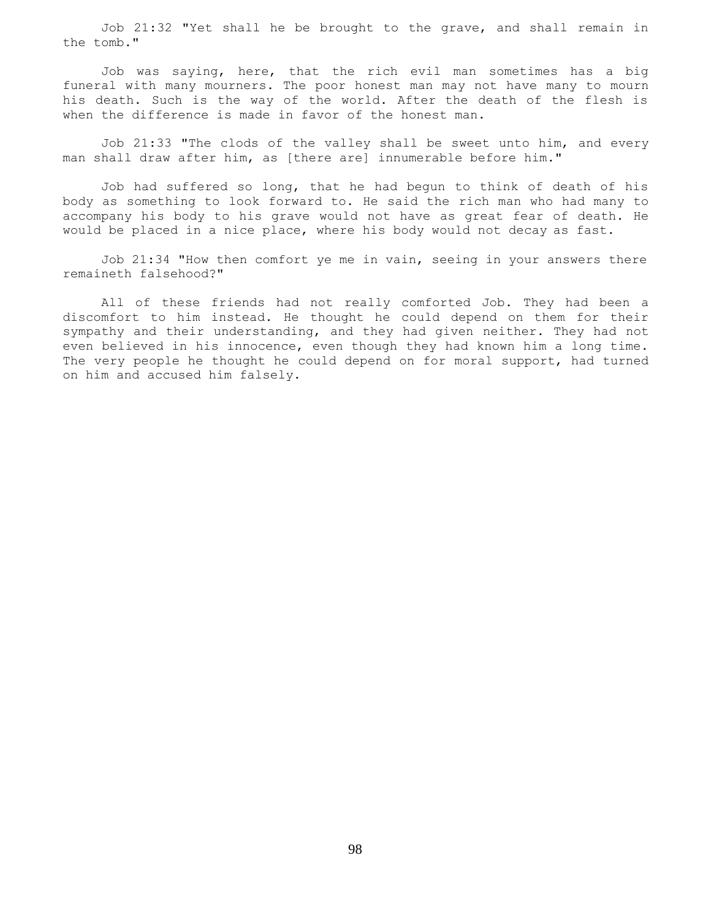Job 21:32 "Yet shall he be brought to the grave, and shall remain in the tomb."

Job was saying, here, that the rich evil man sometimes has a big funeral with many mourners. The poor honest man may not have many to mourn his death. Such is the way of the world. After the death of the flesh is when the difference is made in favor of the honest man.

Job 21:33 "The clods of the valley shall be sweet unto him, and every man shall draw after him, as [there are] innumerable before him."

Job had suffered so long, that he had begun to think of death of his body as something to look forward to. He said the rich man who had many to accompany his body to his grave would not have as great fear of death. He would be placed in a nice place, where his body would not decay as fast.

Job 21:34 "How then comfort ye me in vain, seeing in your answers there remaineth falsehood?"

All of these friends had not really comforted Job. They had been a discomfort to him instead. He thought he could depend on them for their sympathy and their understanding, and they had given neither. They had not even believed in his innocence, even though they had known him a long time. The very people he thought he could depend on for moral support, had turned on him and accused him falsely.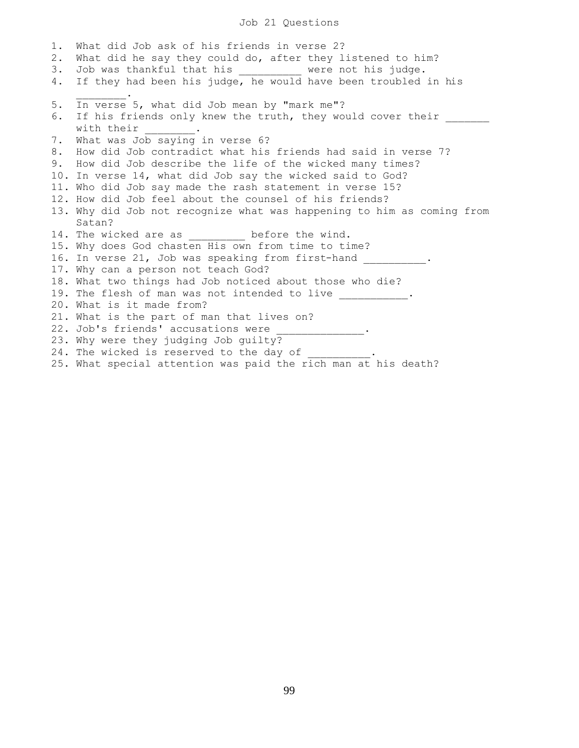# Job 21 Questions

1. What did Job ask of his friends in verse 2?
2. What did he say they could do, after they listened to him?
3. Job was thankful that his __________ were not his judge.
4. If they had been his judge, he would have been troubled in his ________.
5. In verse 5, what did Job mean by "mark me"?
6. If his friends only knew the truth, they would cover their _______ with their ________.
7. What was Job saying in verse 6?
8. How did Job contradict what his friends had said in verse 7?
9. How did Job describe the life of the wicked many times?
10. In verse 14, what did Job say the wicked said to God?
11. Who did Job say made the rash statement in verse 15?
12. How did Job feel about the counsel of his friends?
13. Why did Job not recognize what was happening to him as coming from Satan?
14. The wicked are as _________ before the wind.
15. Why does God chasten His own from time to time?
16. In verse 21, Job was speaking from first-hand __________.
17. Why can a person not teach God?
18. What two things had Job noticed about those who die?
19. The flesh of man was not intended to live ___________.
20. What is it made from?
21. What is the part of man that lives on?
22. Job's friends' accusations were ______________.
23. Why were they judging Job guilty?
24. The wicked is reserved to the day of __________.
25. What special attention was paid the rich man at his death?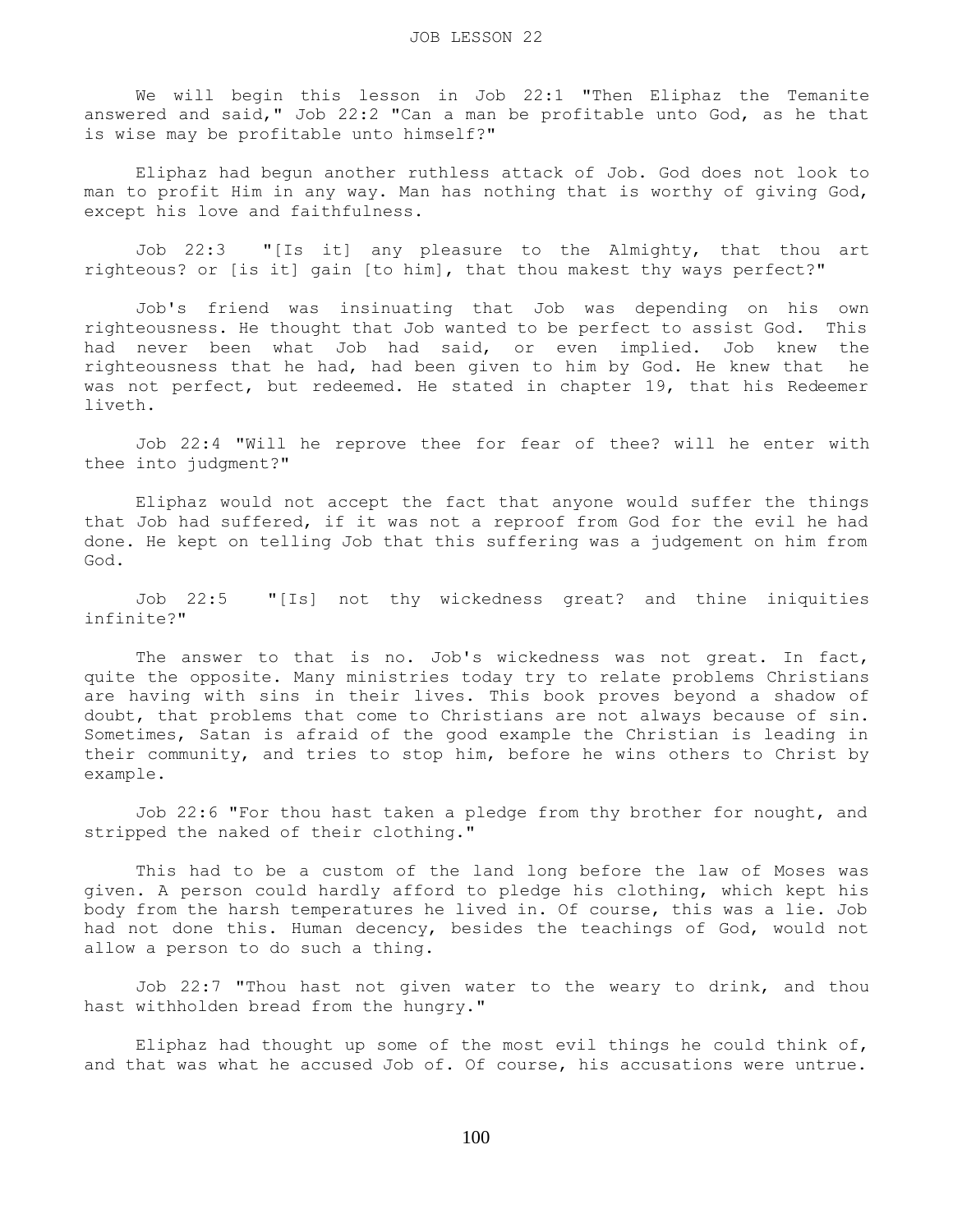We will begin this lesson in Job 22:1 "Then Eliphaz the Temanite answered and said," Job 22:2 "Can a man be profitable unto God, as he that is wise may be profitable unto himself?"

Eliphaz had begun another ruthless attack of Job. God does not look to man to profit Him in any way. Man has nothing that is worthy of giving God, except his love and faithfulness.

Job 22:3 "[Is it] any pleasure to the Almighty, that thou art righteous? or [is it] gain [to him], that thou makest thy ways perfect?"

Job's friend was insinuating that Job was depending on his own righteousness. He thought that Job wanted to be perfect to assist God. This had never been what Job had said, or even implied. Job knew the righteousness that he had, had been given to him by God. He knew that he was not perfect, but redeemed. He stated in chapter 19, that his Redeemer liveth.

Job 22:4 "Will he reprove thee for fear of thee? will he enter with thee into judgment?"

Eliphaz would not accept the fact that anyone would suffer the things that Job had suffered, if it was not a reproof from God for the evil he had done. He kept on telling Job that this suffering was a judgement on him from God.

Job 22:5 "[Is] not thy wickedness great? and thine iniquities infinite?"

The answer to that is no. Job's wickedness was not great. In fact, quite the opposite. Many ministries today try to relate problems Christians are having with sins in their lives. This book proves beyond a shadow of doubt, that problems that come to Christians are not always because of sin. Sometimes, Satan is afraid of the good example the Christian is leading in their community, and tries to stop him, before he wins others to Christ by example.

Job 22:6 "For thou hast taken a pledge from thy brother for nought, and stripped the naked of their clothing."

This had to be a custom of the land long before the law of Moses was given. A person could hardly afford to pledge his clothing, which kept his body from the harsh temperatures he lived in. Of course, this was a lie. Job had not done this. Human decency, besides the teachings of God, would not allow a person to do such a thing.

Job 22:7 "Thou hast not given water to the weary to drink, and thou hast withholden bread from the hungry."

Eliphaz had thought up some of the most evil things he could think of, and that was what he accused Job of. Of course, his accusations were untrue.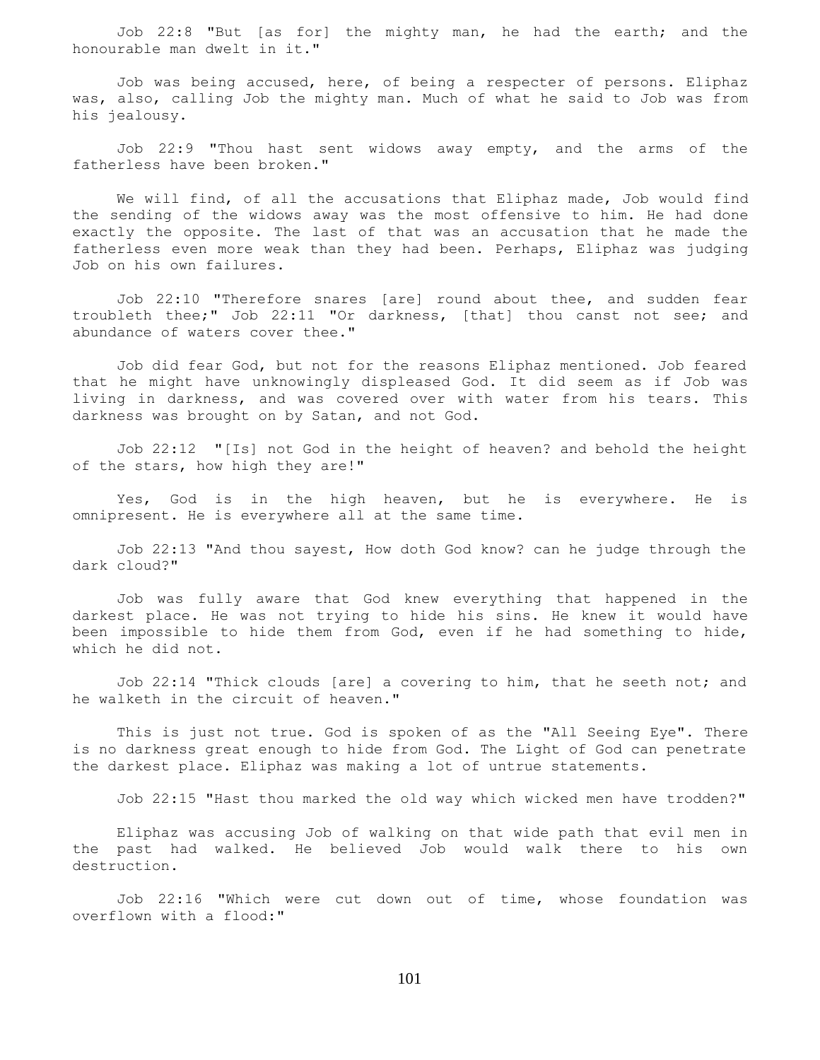Job 22:8 "But [as for] the mighty man, he had the earth; and the honourable man dwelt in it."

Job was being accused, here, of being a respecter of persons. Eliphaz was, also, calling Job the mighty man. Much of what he said to Job was from his jealousy.

Job 22:9 "Thou hast sent widows away empty, and the arms of the fatherless have been broken."

We will find, of all the accusations that Eliphaz made, Job would find the sending of the widows away was the most offensive to him. He had done exactly the opposite. The last of that was an accusation that he made the fatherless even more weak than they had been. Perhaps, Eliphaz was judging Job on his own failures.

Job 22:10 "Therefore snares [are] round about thee, and sudden fear troubleth thee;" Job 22:11 "Or darkness, [that] thou canst not see; and abundance of waters cover thee."

Job did fear God, but not for the reasons Eliphaz mentioned. Job feared that he might have unknowingly displeased God. It did seem as if Job was living in darkness, and was covered over with water from his tears. This darkness was brought on by Satan, and not God.

Job 22:12 "[Is] not God in the height of heaven? and behold the height of the stars, how high they are!"

Yes, God is in the high heaven, but he is everywhere. He is omnipresent. He is everywhere all at the same time.

Job 22:13 "And thou sayest, How doth God know? can he judge through the dark cloud?"

Job was fully aware that God knew everything that happened in the darkest place. He was not trying to hide his sins. He knew it would have been impossible to hide them from God, even if he had something to hide, which he did not.

Job 22:14 "Thick clouds [are] a covering to him, that he seeth not; and he walketh in the circuit of heaven."

This is just not true. God is spoken of as the "All Seeing Eye". There is no darkness great enough to hide from God. The Light of God can penetrate the darkest place. Eliphaz was making a lot of untrue statements.

Job 22:15 "Hast thou marked the old way which wicked men have trodden?"

Eliphaz was accusing Job of walking on that wide path that evil men in the past had walked. He believed Job would walk there to his own destruction.

Job 22:16 "Which were cut down out of time, whose foundation was overflown with a flood:"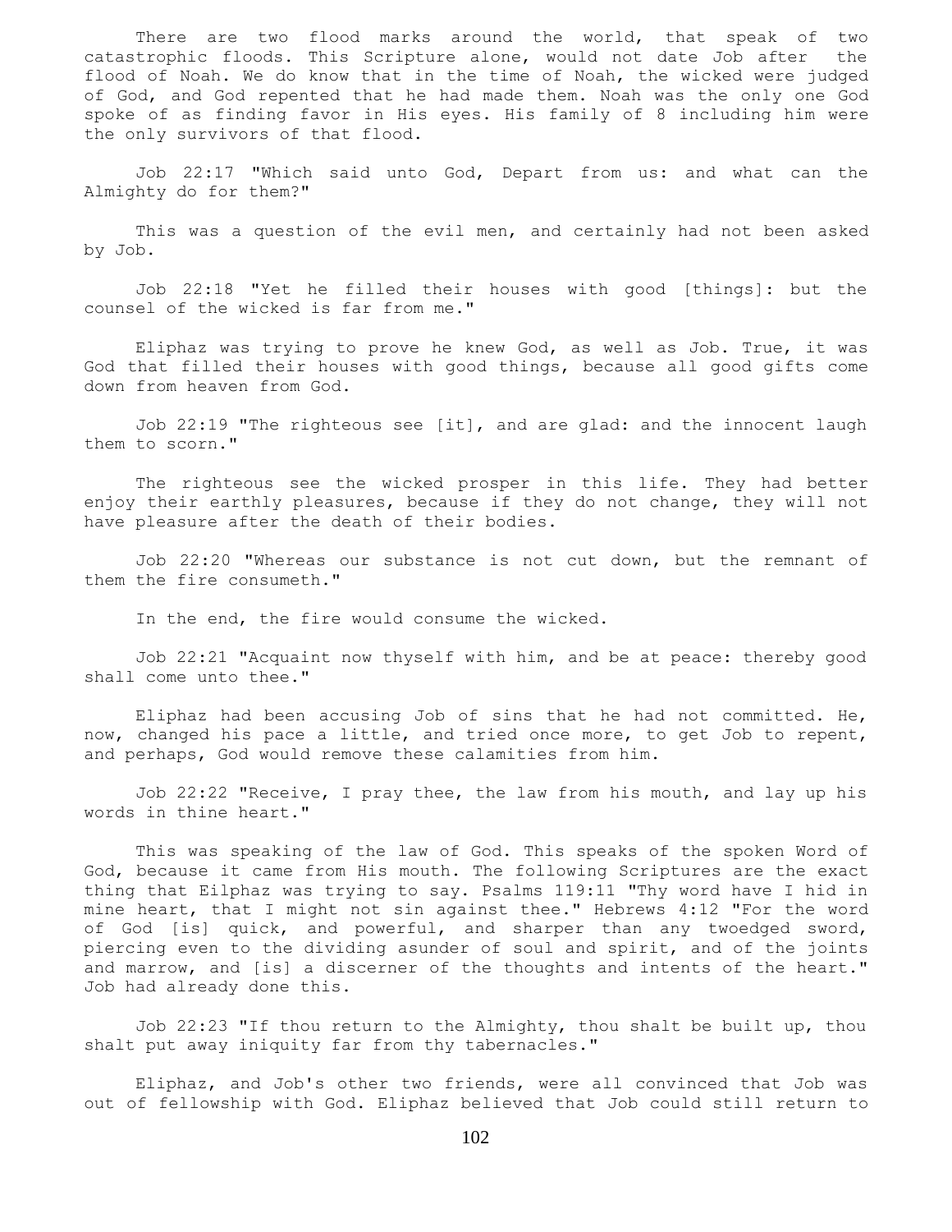There are two flood marks around the world, that speak of two catastrophic floods. This Scripture alone, would not date Job after the flood of Noah. We do know that in the time of Noah, the wicked were judged of God, and God repented that he had made them. Noah was the only one God spoke of as finding favor in His eyes. His family of 8 including him were the only survivors of that flood.

Job 22:17 "Which said unto God, Depart from us: and what can the Almighty do for them?"

This was a question of the evil men, and certainly had not been asked by Job.

Job 22:18 "Yet he filled their houses with good [things]: but the counsel of the wicked is far from me."

Eliphaz was trying to prove he knew God, as well as Job. True, it was God that filled their houses with good things, because all good gifts come down from heaven from God.

Job 22:19 "The righteous see [it], and are glad: and the innocent laugh them to scorn."

The righteous see the wicked prosper in this life. They had better enjoy their earthly pleasures, because if they do not change, they will not have pleasure after the death of their bodies.

Job 22:20 "Whereas our substance is not cut down, but the remnant of them the fire consumeth."

In the end, the fire would consume the wicked.

Job 22:21 "Acquaint now thyself with him, and be at peace: thereby good shall come unto thee."

Eliphaz had been accusing Job of sins that he had not committed. He, now, changed his pace a little, and tried once more, to get Job to repent, and perhaps, God would remove these calamities from him.

Job 22:22 "Receive, I pray thee, the law from his mouth, and lay up his words in thine heart."

This was speaking of the law of God. This speaks of the spoken Word of God, because it came from His mouth. The following Scriptures are the exact thing that Eilphaz was trying to say. Psalms 119:11 "Thy word have I hid in mine heart, that I might not sin against thee." Hebrews 4:12 "For the word of God [is] quick, and powerful, and sharper than any twoedged sword, piercing even to the dividing asunder of soul and spirit, and of the joints and marrow, and [is] a discerner of the thoughts and intents of the heart." Job had already done this.

Job 22:23 "If thou return to the Almighty, thou shalt be built up, thou shalt put away iniquity far from thy tabernacles."

Eliphaz, and Job's other two friends, were all convinced that Job was out of fellowship with God. Eliphaz believed that Job could still return to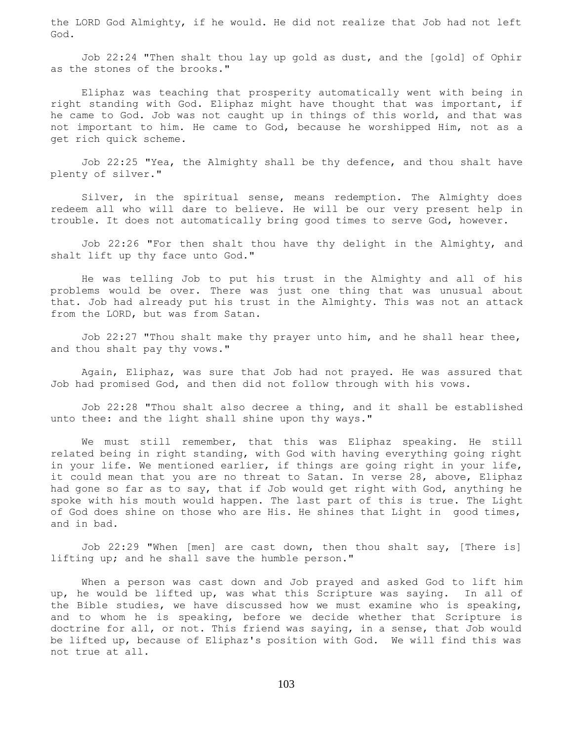the LORD God Almighty, if he would. He did not realize that Job had not left God.

Job 22:24 "Then shalt thou lay up gold as dust, and the [gold] of Ophir as the stones of the brooks."

Eliphaz was teaching that prosperity automatically went with being in right standing with God. Eliphaz might have thought that was important, if he came to God. Job was not caught up in things of this world, and that was not important to him. He came to God, because he worshipped Him, not as a get rich quick scheme.

Job 22:25 "Yea, the Almighty shall be thy defence, and thou shalt have plenty of silver."

Silver, in the spiritual sense, means redemption. The Almighty does redeem all who will dare to believe. He will be our very present help in trouble. It does not automatically bring good times to serve God, however.

Job 22:26 "For then shalt thou have thy delight in the Almighty, and shalt lift up thy face unto God."

He was telling Job to put his trust in the Almighty and all of his problems would be over. There was just one thing that was unusual about that. Job had already put his trust in the Almighty. This was not an attack from the LORD, but was from Satan.

Job 22:27 "Thou shalt make thy prayer unto him, and he shall hear thee, and thou shalt pay thy vows."

Again, Eliphaz, was sure that Job had not prayed. He was assured that Job had promised God, and then did not follow through with his vows.

Job 22:28 "Thou shalt also decree a thing, and it shall be established unto thee: and the light shall shine upon thy ways."

We must still remember, that this was Eliphaz speaking. He still related being in right standing, with God with having everything going right in your life. We mentioned earlier, if things are going right in your life, it could mean that you are no threat to Satan. In verse 28, above, Eliphaz had gone so far as to say, that if Job would get right with God, anything he spoke with his mouth would happen. The last part of this is true. The Light of God does shine on those who are His. He shines that Light in good times, and in bad.

Job 22:29 "When [men] are cast down, then thou shalt say, [There is] lifting up; and he shall save the humble person."

When a person was cast down and Job prayed and asked God to lift him up, he would be lifted up, was what this Scripture was saying. In all of the Bible studies, we have discussed how we must examine who is speaking, and to whom he is speaking, before we decide whether that Scripture is doctrine for all, or not. This friend was saying, in a sense, that Job would be lifted up, because of Eliphaz's position with God. We will find this was not true at all.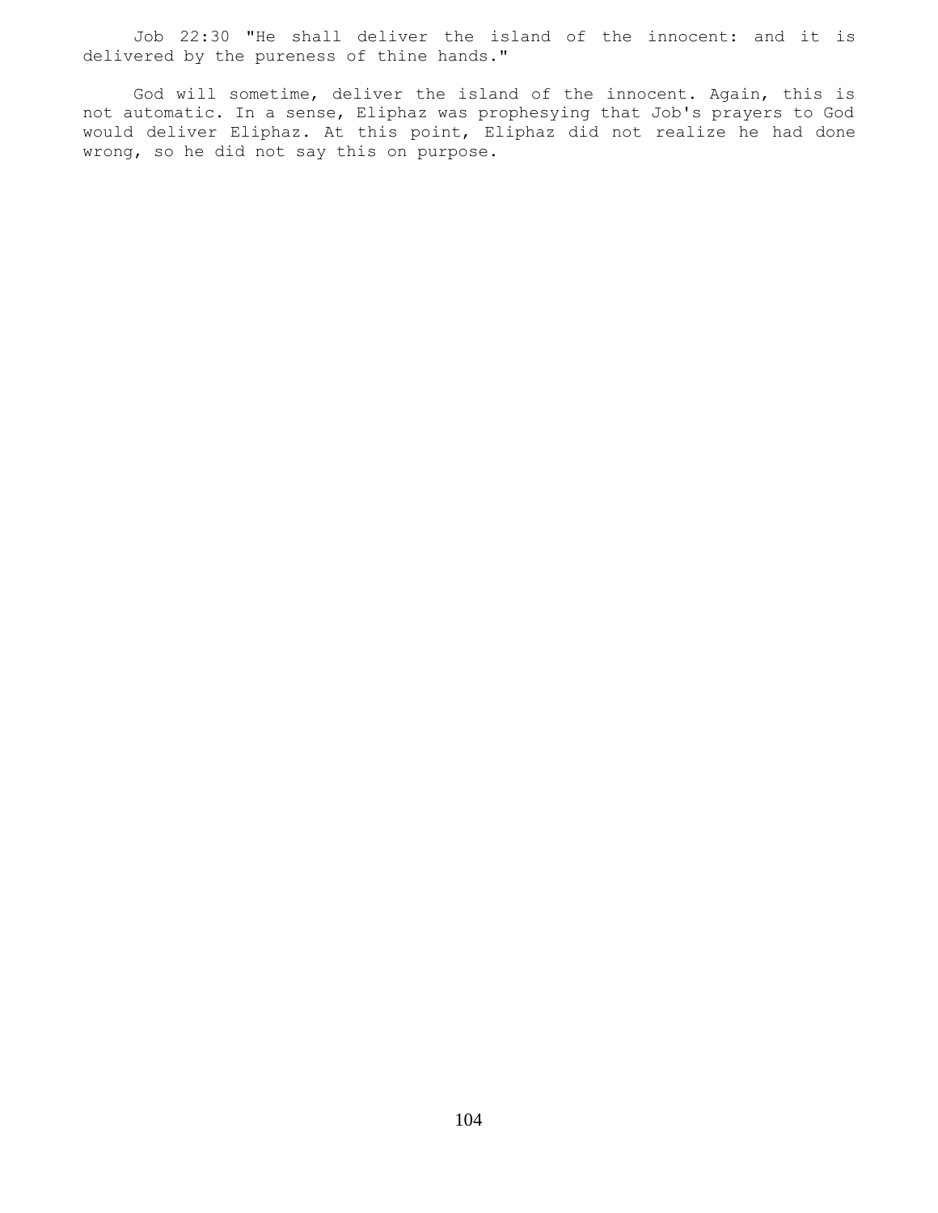Job 22:30 "He shall deliver the island of the innocent: and it is delivered by the pureness of thine hands."

God will sometime, deliver the island of the innocent. Again, this is not automatic. In a sense, Eliphaz was prophesying that Job's prayers to God would deliver Eliphaz. At this point, Eliphaz did not realize he had done wrong, so he did not say this on purpose.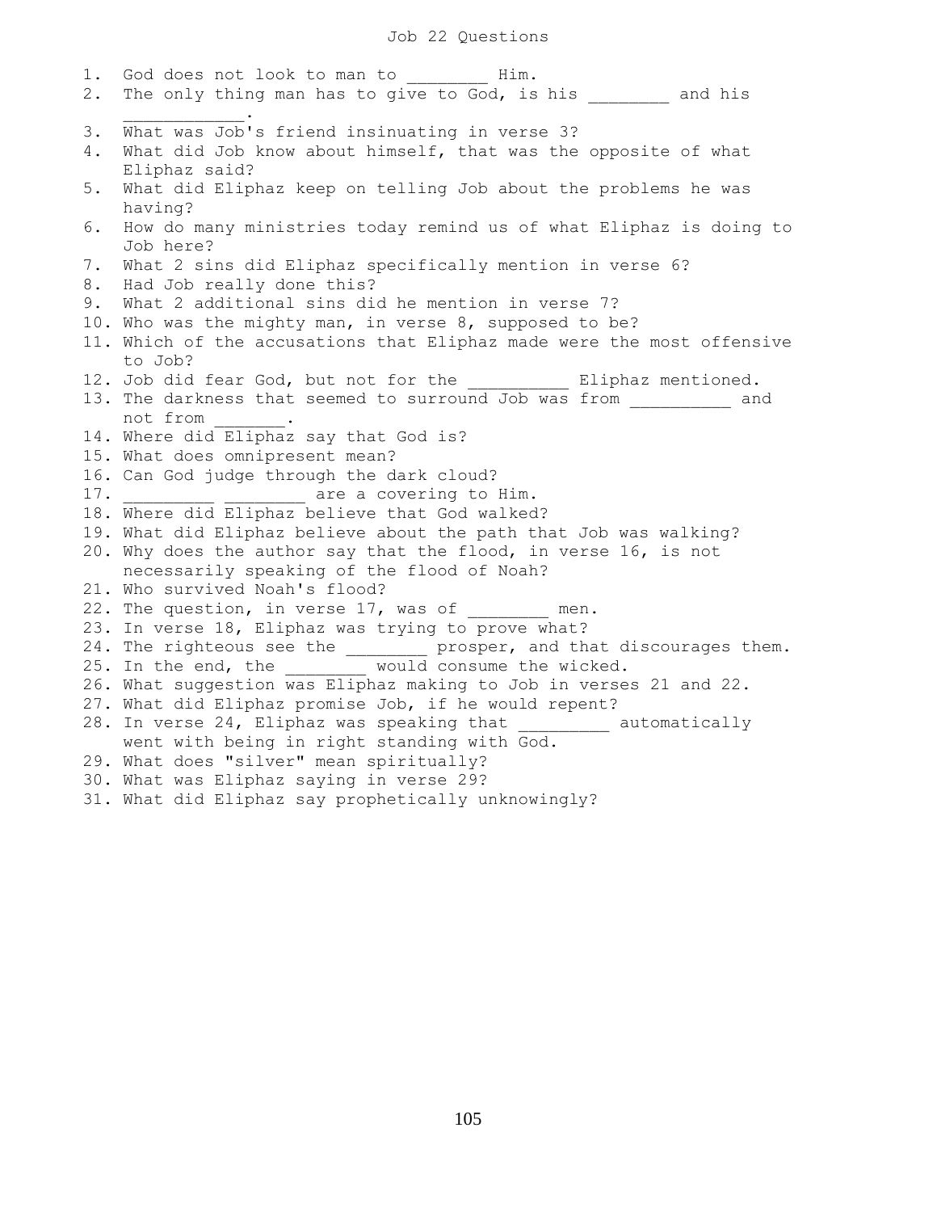# Job 22 Questions

1. God does not look to man to ________ Him.
2. The only thing man has to give to God, is his ________ and his ____________.
3. What was Job's friend insinuating in verse 3?
4. What did Job know about himself, that was the opposite of what Eliphaz said?
5. What did Eliphaz keep on telling Job about the problems he was having?
6. How do many ministries today remind us of what Eliphaz is doing to Job here?
7. What 2 sins did Eliphaz specifically mention in verse 6?
8. Had Job really done this?
9. What 2 additional sins did he mention in verse 7?
10. Who was the mighty man, in verse 8, supposed to be?
11. Which of the accusations that Eliphaz made were the most offensive to Job?
12. Job did fear God, but not for the __________ Eliphaz mentioned.
13. The darkness that seemed to surround Job was from __________ and not from _______.
14. Where did Eliphaz say that God is?
15. What does omnipresent mean?
16. Can God judge through the dark cloud?
17. _________ ________ are a covering to Him.
18. Where did Eliphaz believe that God walked?
19. What did Eliphaz believe about the path that Job was walking?
20. Why does the author say that the flood, in verse 16, is not necessarily speaking of the flood of Noah?
21. Who survived Noah's flood?
22. The question, in verse 17, was of ________ men.
23. In verse 18, Eliphaz was trying to prove what?
24. The righteous see the ________ prosper, and that discourages them.
25. In the end, the ________ would consume the wicked.
26. What suggestion was Eliphaz making to Job in verses 21 and 22.
27. What did Eliphaz promise Job, if he would repent?
28. In verse 24, Eliphaz was speaking that _________ automatically went with being in right standing with God.
29. What does "silver" mean spiritually?
30. What was Eliphaz saying in verse 29?
31. What did Eliphaz say prophetically unknowingly?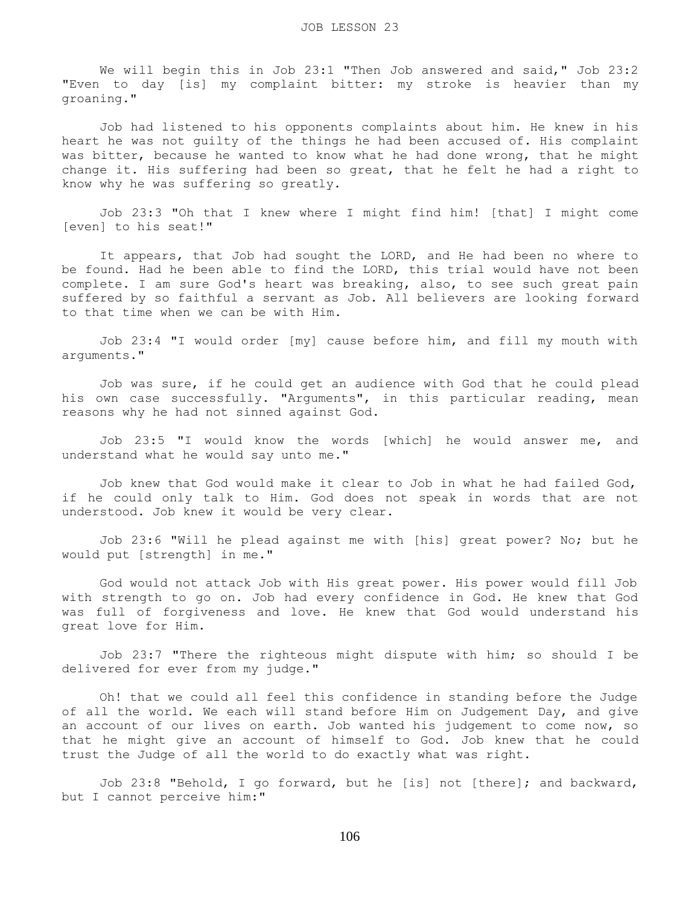# JOB LESSON 23

We will begin this in Job 23:1 "Then Job answered and said," Job 23:2 "Even to day [is] my complaint bitter: my stroke is heavier than my groaning."

Job had listened to his opponents complaints about him. He knew in his heart he was not guilty of the things he had been accused of. His complaint was bitter, because he wanted to know what he had done wrong, that he might change it. His suffering had been so great, that he felt he had a right to know why he was suffering so greatly.

Job 23:3 "Oh that I knew where I might find him! [that] I might come [even] to his seat!"

It appears, that Job had sought the LORD, and He had been no where to be found. Had he been able to find the LORD, this trial would have not been complete. I am sure God's heart was breaking, also, to see such great pain suffered by so faithful a servant as Job. All believers are looking forward to that time when we can be with Him.

Job 23:4 "I would order [my] cause before him, and fill my mouth with arguments."

Job was sure, if he could get an audience with God that he could plead his own case successfully. "Arguments", in this particular reading, mean reasons why he had not sinned against God.

Job 23:5 "I would know the words [which] he would answer me, and understand what he would say unto me."

Job knew that God would make it clear to Job in what he had failed God, if he could only talk to Him. God does not speak in words that are not understood. Job knew it would be very clear.

Job 23:6 "Will he plead against me with [his] great power? No; but he would put [strength] in me."

God would not attack Job with His great power. His power would fill Job with strength to go on. Job had every confidence in God. He knew that God was full of forgiveness and love. He knew that God would understand his great love for Him.

Job 23:7 "There the righteous might dispute with him; so should I be delivered for ever from my judge."

Oh! that we could all feel this confidence in standing before the Judge of all the world. We each will stand before Him on Judgement Day, and give an account of our lives on earth. Job wanted his judgement to come now, so that he might give an account of himself to God. Job knew that he could trust the Judge of all the world to do exactly what was right.

Job 23:8 "Behold, I go forward, but he [is] not [there]; and backward, but I cannot perceive him:"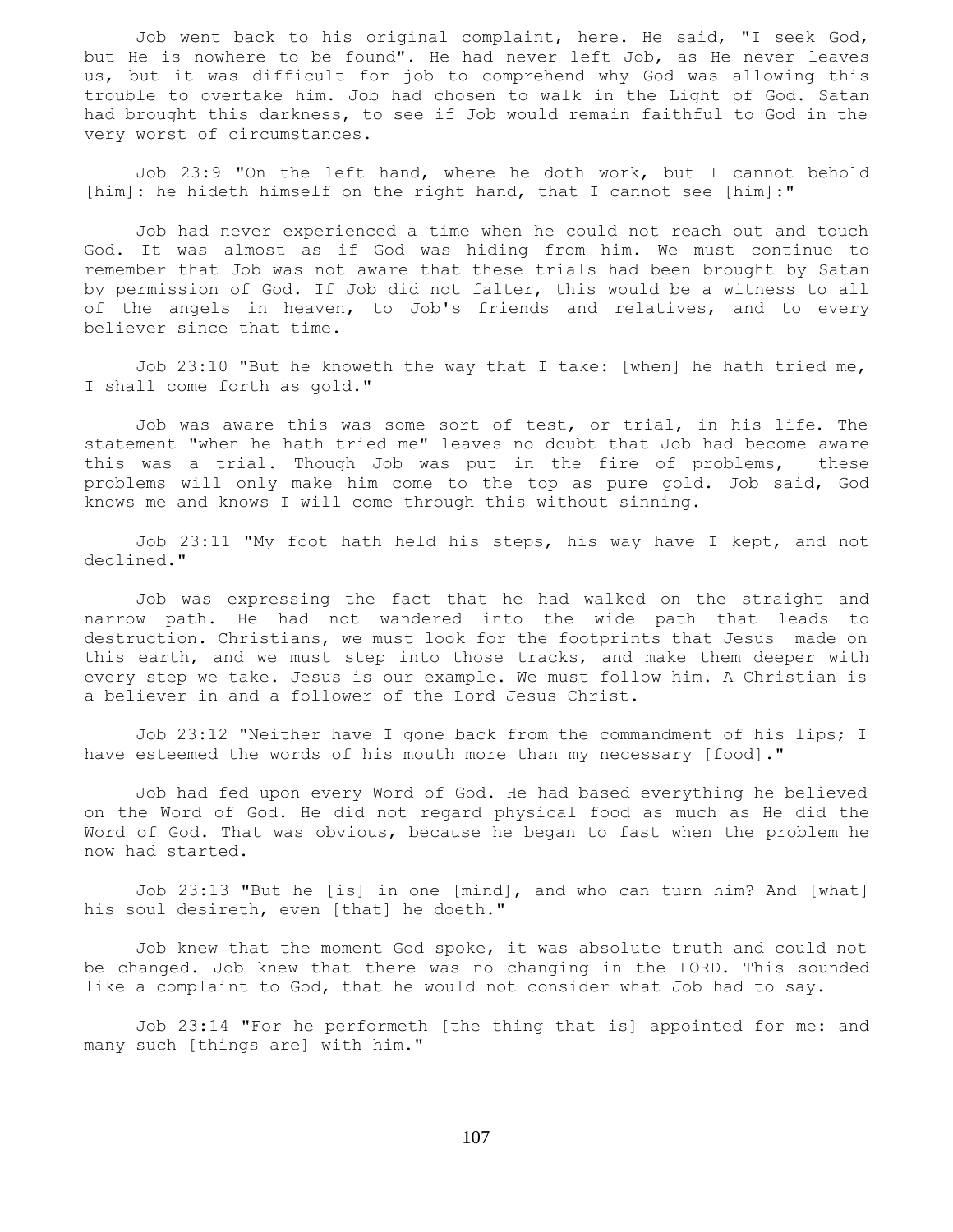Job went back to his original complaint, here. He said, "I seek God, but He is nowhere to be found". He had never left Job, as He never leaves us, but it was difficult for job to comprehend why God was allowing this trouble to overtake him. Job had chosen to walk in the Light of God. Satan had brought this darkness, to see if Job would remain faithful to God in the very worst of circumstances.

Job 23:9 "On the left hand, where he doth work, but I cannot behold [him]: he hideth himself on the right hand, that I cannot see [him]:"

Job had never experienced a time when he could not reach out and touch God. It was almost as if God was hiding from him. We must continue to remember that Job was not aware that these trials had been brought by Satan by permission of God. If Job did not falter, this would be a witness to all of the angels in heaven, to Job's friends and relatives, and to every believer since that time.

Job 23:10 "But he knoweth the way that I take: [when] he hath tried me, I shall come forth as gold."

Job was aware this was some sort of test, or trial, in his life. The statement "when he hath tried me" leaves no doubt that Job had become aware this was a trial. Though Job was put in the fire of problems, these problems will only make him come to the top as pure gold. Job said, God knows me and knows I will come through this without sinning.

Job 23:11 "My foot hath held his steps, his way have I kept, and not declined."

Job was expressing the fact that he had walked on the straight and narrow path. He had not wandered into the wide path that leads to destruction. Christians, we must look for the footprints that Jesus made on this earth, and we must step into those tracks, and make them deeper with every step we take. Jesus is our example. We must follow him. A Christian is a believer in and a follower of the Lord Jesus Christ.

Job 23:12 "Neither have I gone back from the commandment of his lips; I have esteemed the words of his mouth more than my necessary [food]."

Job had fed upon every Word of God. He had based everything he believed on the Word of God. He did not regard physical food as much as He did the Word of God. That was obvious, because he began to fast when the problem he now had started.

Job 23:13 "But he [is] in one [mind], and who can turn him? And [what] his soul desireth, even [that] he doeth."

Job knew that the moment God spoke, it was absolute truth and could not be changed. Job knew that there was no changing in the LORD. This sounded like a complaint to God, that he would not consider what Job had to say.

Job 23:14 "For he performeth [the thing that is] appointed for me: and many such [things are] with him."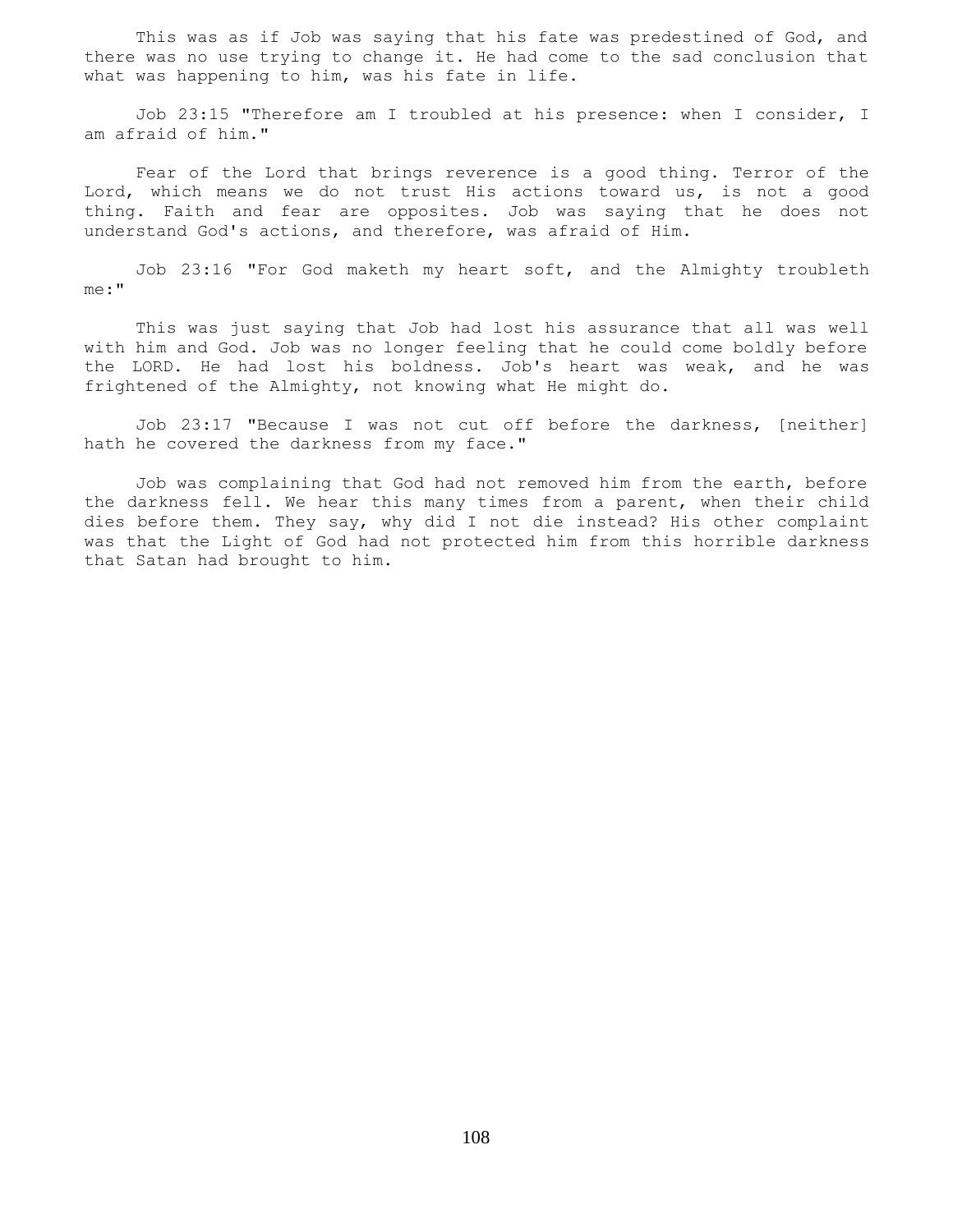This was as if Job was saying that his fate was predestined of God, and there was no use trying to change it. He had come to the sad conclusion that what was happening to him, was his fate in life.

Job 23:15 "Therefore am I troubled at his presence: when I consider, I am afraid of him."

Fear of the Lord that brings reverence is a good thing. Terror of the Lord, which means we do not trust His actions toward us, is not a good thing. Faith and fear are opposites. Job was saying that he does not understand God's actions, and therefore, was afraid of Him.

Job 23:16 "For God maketh my heart soft, and the Almighty troubleth me:"

This was just saying that Job had lost his assurance that all was well with him and God. Job was no longer feeling that he could come boldly before the LORD. He had lost his boldness. Job's heart was weak, and he was frightened of the Almighty, not knowing what He might do.

Job 23:17 "Because I was not cut off before the darkness, [neither] hath he covered the darkness from my face."

Job was complaining that God had not removed him from the earth, before the darkness fell. We hear this many times from a parent, when their child dies before them. They say, why did I not die instead? His other complaint was that the Light of God had not protected him from this horrible darkness that Satan had brought to him.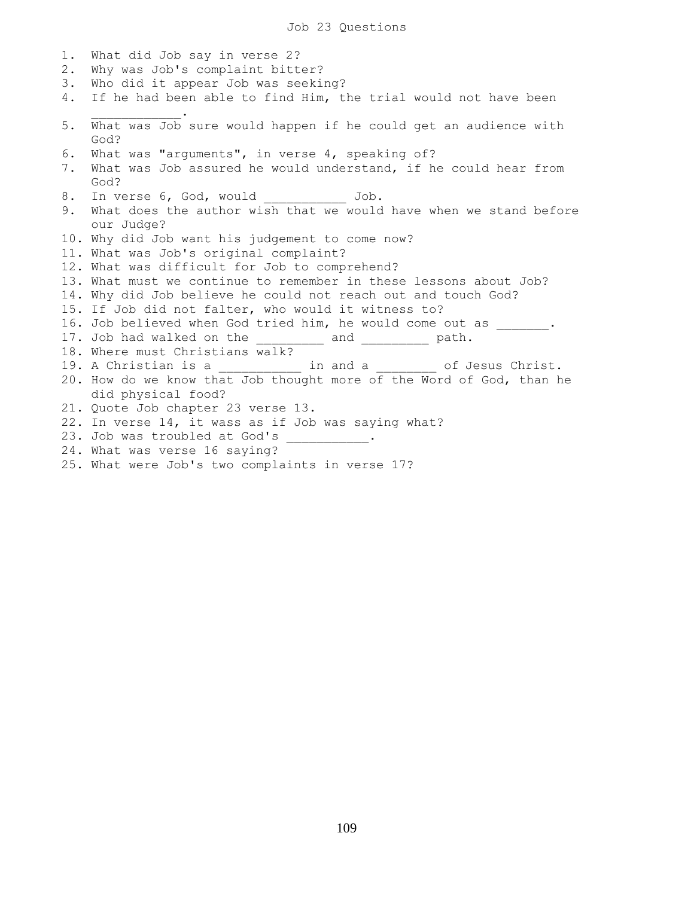# Job 23 Questions

1. What did Job say in verse 2?
2. Why was Job's complaint bitter?
3. Who did it appear Job was seeking?
4. If he had been able to find Him, the trial would not have been ___________.
5. What was Job sure would happen if he could get an audience with God?
6. What was "arguments", in verse 4, speaking of?
7. What was Job assured he would understand, if he could hear from God?
8. In verse 6, God, would __________ Job.
9. What does the author wish that we would have when we stand before our Judge?
10. Why did Job want his judgement to come now?
11. What was Job's original complaint?
12. What was difficult for Job to comprehend?
13. What must we continue to remember in these lessons about Job?
14. Why did Job believe he could not reach out and touch God?
15. If Job did not falter, who would it witness to?
16. Job believed when God tried him, he would come out as _______.
17. Job had walked on the _________ and _________ path.
18. Where must Christians walk?
19. A Christian is a ___________ in and a ________ of Jesus Christ.
20. How do we know that Job thought more of the Word of God, than he did physical food?
21. Quote Job chapter 23 verse 13.
22. In verse 14, it wass as if Job was saying what?
23. Job was troubled at God's ___________.
24. What was verse 16 saying?
25. What were Job's two complaints in verse 17?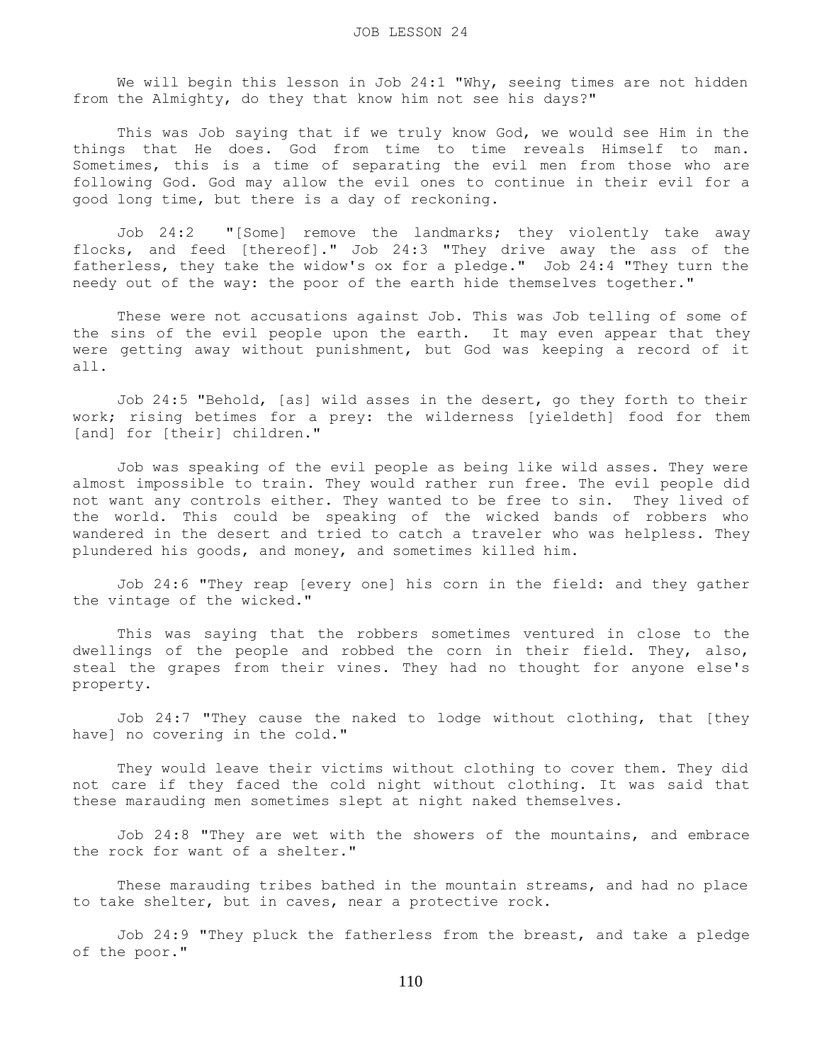# JOB LESSON 24

We will begin this lesson in Job 24:1 "Why, seeing times are not hidden from the Almighty, do they that know him not see his days?"

This was Job saying that if we truly know God, we would see Him in the things that He does. God from time to time reveals Himself to man. Sometimes, this is a time of separating the evil men from those who are following God. God may allow the evil ones to continue in their evil for a good long time, but there is a day of reckoning.

Job 24:2 "[Some] remove the landmarks; they violently take away flocks, and feed [thereof]." Job 24:3 "They drive away the ass of the fatherless, they take the widow's ox for a pledge." Job 24:4 "They turn the needy out of the way: the poor of the earth hide themselves together."

These were not accusations against Job. This was Job telling of some of the sins of the evil people upon the earth. It may even appear that they were getting away without punishment, but God was keeping a record of it all.

Job 24:5 "Behold, [as] wild asses in the desert, go they forth to their work; rising betimes for a prey: the wilderness [yieldeth] food for them [and] for [their] children."

Job was speaking of the evil people as being like wild asses. They were almost impossible to train. They would rather run free. The evil people did not want any controls either. They wanted to be free to sin. They lived of the world. This could be speaking of the wicked bands of robbers who wandered in the desert and tried to catch a traveler who was helpless. They plundered his goods, and money, and sometimes killed him.

Job 24:6 "They reap [every one] his corn in the field: and they gather the vintage of the wicked."

This was saying that the robbers sometimes ventured in close to the dwellings of the people and robbed the corn in their field. They, also, steal the grapes from their vines. They had no thought for anyone else's property.

Job 24:7 "They cause the naked to lodge without clothing, that [they have] no covering in the cold."

They would leave their victims without clothing to cover them. They did not care if they faced the cold night without clothing. It was said that these marauding men sometimes slept at night naked themselves.

Job 24:8 "They are wet with the showers of the mountains, and embrace the rock for want of a shelter."

These marauding tribes bathed in the mountain streams, and had no place to take shelter, but in caves, near a protective rock.

Job 24:9 "They pluck the fatherless from the breast, and take a pledge of the poor."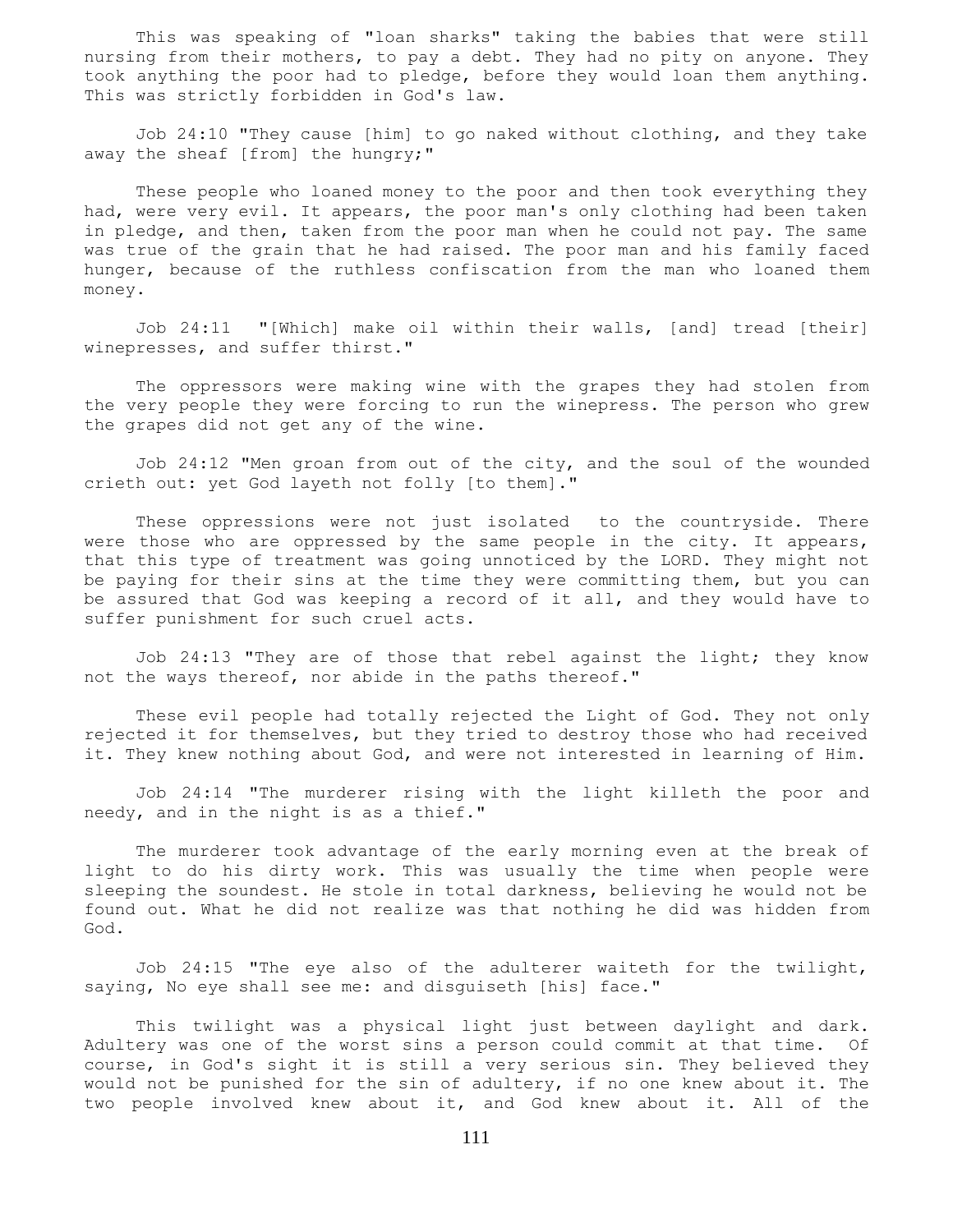This was speaking of "loan sharks" taking the babies that were still nursing from their mothers, to pay a debt. They had no pity on anyone. They took anything the poor had to pledge, before they would loan them anything. This was strictly forbidden in God's law.

Job 24:10 "They cause [him] to go naked without clothing, and they take away the sheaf [from] the hungry;"

These people who loaned money to the poor and then took everything they had, were very evil. It appears, the poor man's only clothing had been taken in pledge, and then, taken from the poor man when he could not pay. The same was true of the grain that he had raised. The poor man and his family faced hunger, because of the ruthless confiscation from the man who loaned them money.

Job 24:11 "[Which] make oil within their walls, [and] tread [their] winepresses, and suffer thirst."

The oppressors were making wine with the grapes they had stolen from the very people they were forcing to run the winepress. The person who grew the grapes did not get any of the wine.

Job 24:12 "Men groan from out of the city, and the soul of the wounded crieth out: yet God layeth not folly [to them]."

These oppressions were not just isolated to the countryside. There were those who are oppressed by the same people in the city. It appears, that this type of treatment was going unnoticed by the LORD. They might not be paying for their sins at the time they were committing them, but you can be assured that God was keeping a record of it all, and they would have to suffer punishment for such cruel acts.

Job 24:13 "They are of those that rebel against the light; they know not the ways thereof, nor abide in the paths thereof."

These evil people had totally rejected the Light of God. They not only rejected it for themselves, but they tried to destroy those who had received it. They knew nothing about God, and were not interested in learning of Him.

Job 24:14 "The murderer rising with the light killeth the poor and needy, and in the night is as a thief."

The murderer took advantage of the early morning even at the break of light to do his dirty work. This was usually the time when people were sleeping the soundest. He stole in total darkness, believing he would not be found out. What he did not realize was that nothing he did was hidden from God.

Job 24:15 "The eye also of the adulterer waiteth for the twilight, saying, No eye shall see me: and disguiseth [his] face."

This twilight was a physical light just between daylight and dark. Adultery was one of the worst sins a person could commit at that time. Of course, in God's sight it is still a very serious sin. They believed they would not be punished for the sin of adultery, if no one knew about it. The two people involved knew about it, and God knew about it. All of the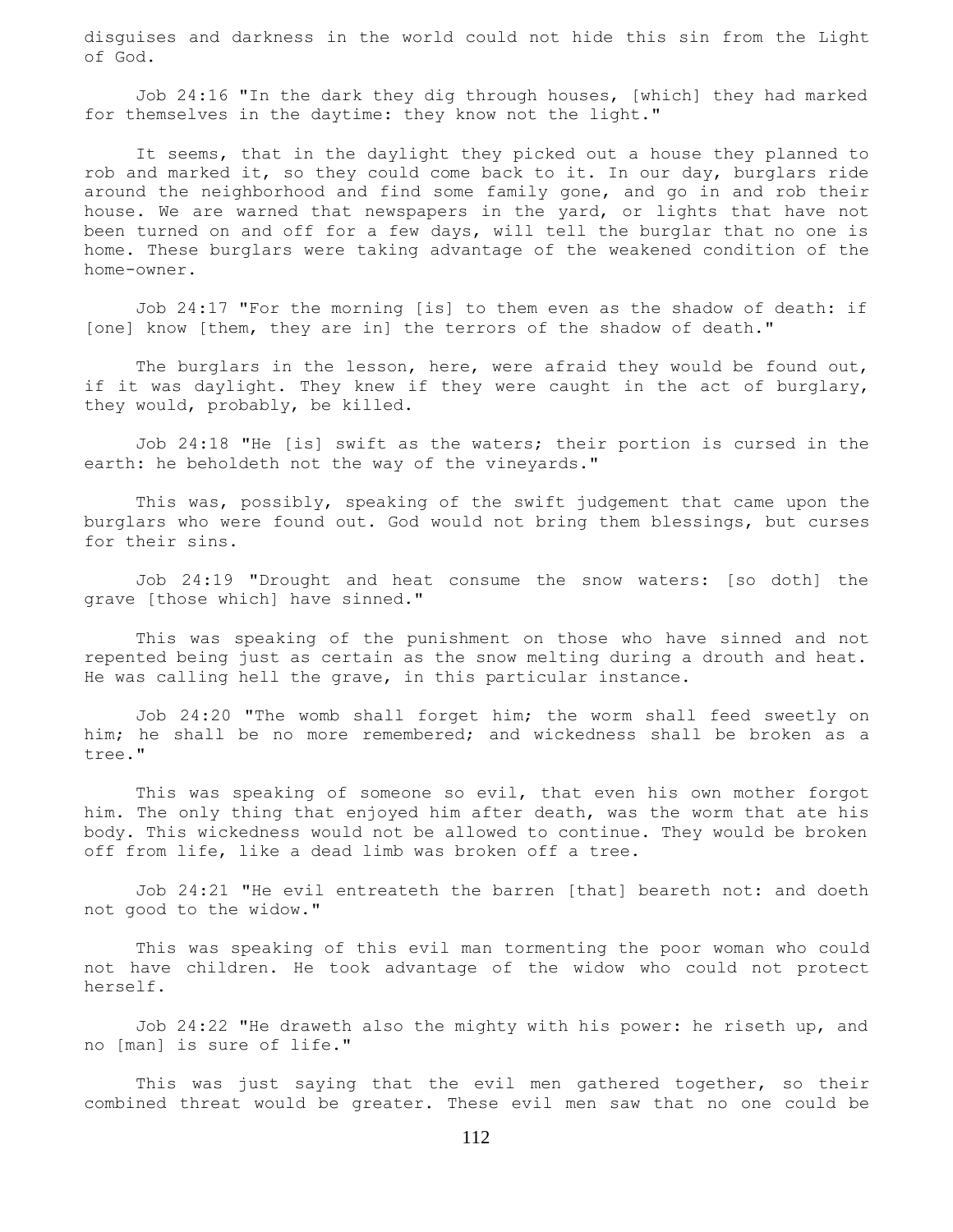disguises and darkness in the world could not hide this sin from the Light of God.

Job 24:16 "In the dark they dig through houses, [which] they had marked for themselves in the daytime: they know not the light."

It seems, that in the daylight they picked out a house they planned to rob and marked it, so they could come back to it. In our day, burglars ride around the neighborhood and find some family gone, and go in and rob their house. We are warned that newspapers in the yard, or lights that have not been turned on and off for a few days, will tell the burglar that no one is home. These burglars were taking advantage of the weakened condition of the home-owner.

Job 24:17 "For the morning [is] to them even as the shadow of death: if [one] know [them, they are in] the terrors of the shadow of death."

The burglars in the lesson, here, were afraid they would be found out, if it was daylight. They knew if they were caught in the act of burglary, they would, probably, be killed.

Job 24:18 "He [is] swift as the waters; their portion is cursed in the earth: he beholdeth not the way of the vineyards."

This was, possibly, speaking of the swift judgement that came upon the burglars who were found out. God would not bring them blessings, but curses for their sins.

Job 24:19 "Drought and heat consume the snow waters: [so doth] the grave [those which] have sinned."

This was speaking of the punishment on those who have sinned and not repented being just as certain as the snow melting during a drouth and heat. He was calling hell the grave, in this particular instance.

Job 24:20 "The womb shall forget him; the worm shall feed sweetly on him; he shall be no more remembered; and wickedness shall be broken as a tree."

This was speaking of someone so evil, that even his own mother forgot him. The only thing that enjoyed him after death, was the worm that ate his body. This wickedness would not be allowed to continue. They would be broken off from life, like a dead limb was broken off a tree.

Job 24:21 "He evil entreateth the barren [that] beareth not: and doeth not good to the widow."

This was speaking of this evil man tormenting the poor woman who could not have children. He took advantage of the widow who could not protect herself.

Job 24:22 "He draweth also the mighty with his power: he riseth up, and no [man] is sure of life."

This was just saying that the evil men gathered together, so their combined threat would be greater. These evil men saw that no one could be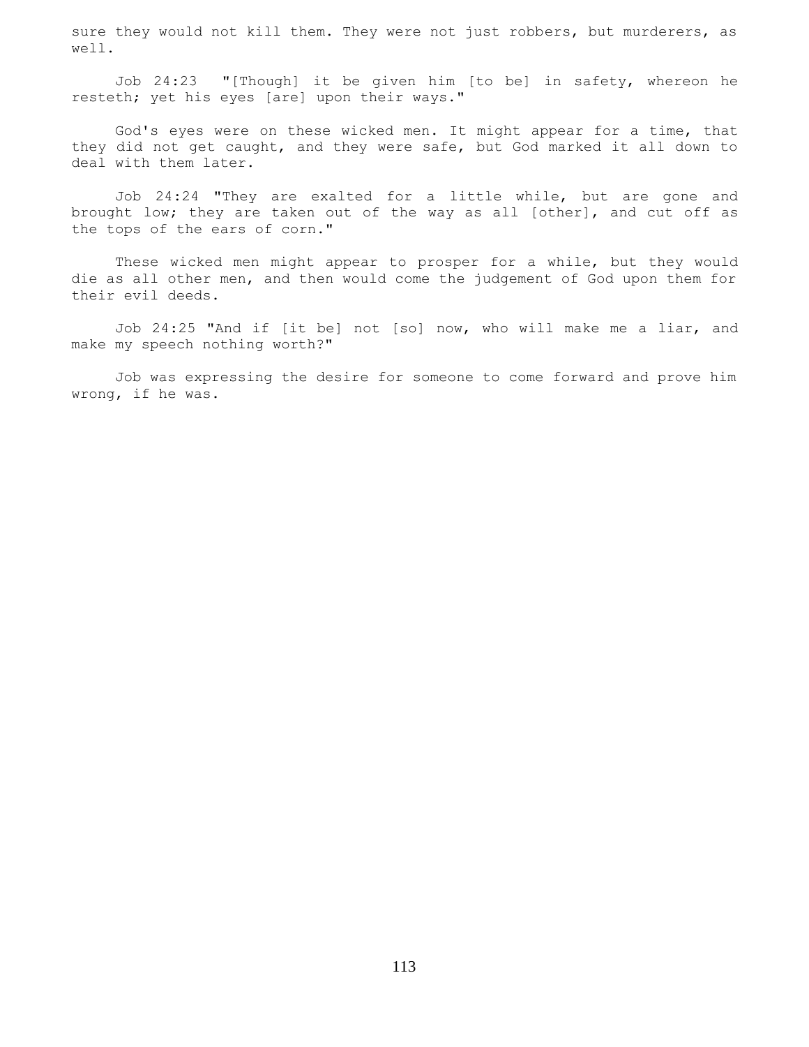sure they would not kill them. They were not just robbers, but murderers, as well.

Job 24:23 "[Though] it be given him [to be] in safety, whereon he resteth; yet his eyes [are] upon their ways."

God's eyes were on these wicked men. It might appear for a time, that they did not get caught, and they were safe, but God marked it all down to deal with them later.

Job 24:24 "They are exalted for a little while, but are gone and brought low; they are taken out of the way as all [other], and cut off as the tops of the ears of corn."

These wicked men might appear to prosper for a while, but they would die as all other men, and then would come the judgement of God upon them for their evil deeds.

Job 24:25 "And if [it be] not [so] now, who will make me a liar, and make my speech nothing worth?"

Job was expressing the desire for someone to come forward and prove him wrong, if he was.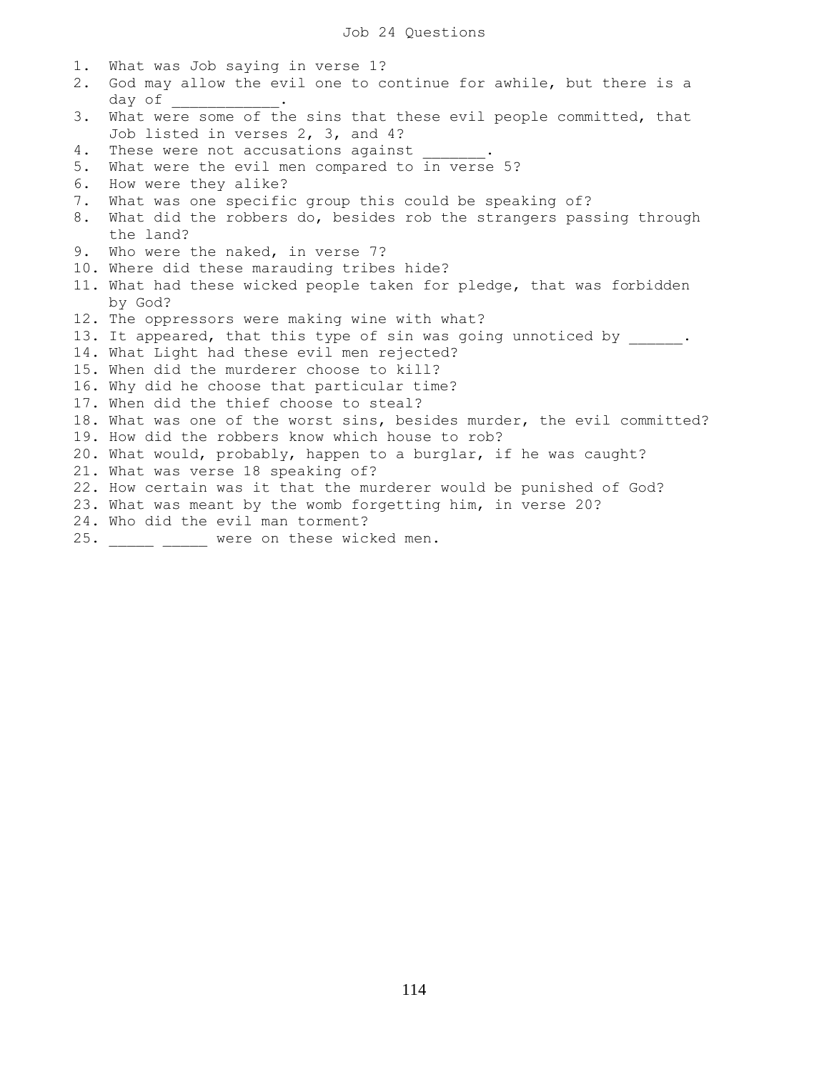# Job 24 Questions

1. What was Job saying in verse 1?
2. God may allow the evil one to continue for awhile, but there is a day of ___________.
3. What were some of the sins that these evil people committed, that Job listed in verses 2, 3, and 4?
4. These were not accusations against _______.
5. What were the evil men compared to in verse 5?
6. How were they alike?
7. What was one specific group this could be speaking of?
8. What did the robbers do, besides rob the strangers passing through the land?
9. Who were the naked, in verse 7?
10. Where did these marauding tribes hide?
11. What had these wicked people taken for pledge, that was forbidden by God?
12. The oppressors were making wine with what?
13. It appeared, that this type of sin was going unnoticed by ______.
14. What Light had these evil men rejected?
15. When did the murderer choose to kill?
16. Why did he choose that particular time?
17. When did the thief choose to steal?
18. What was one of the worst sins, besides murder, the evil committed?
19. How did the robbers know which house to rob?
20. What would, probably, happen to a burglar, if he was caught?
21. What was verse 18 speaking of?
22. How certain was it that the murderer would be punished of God?
23. What was meant by the womb forgetting him, in verse 20?
24. Who did the evil man torment?
25. _____ _____ were on these wicked men.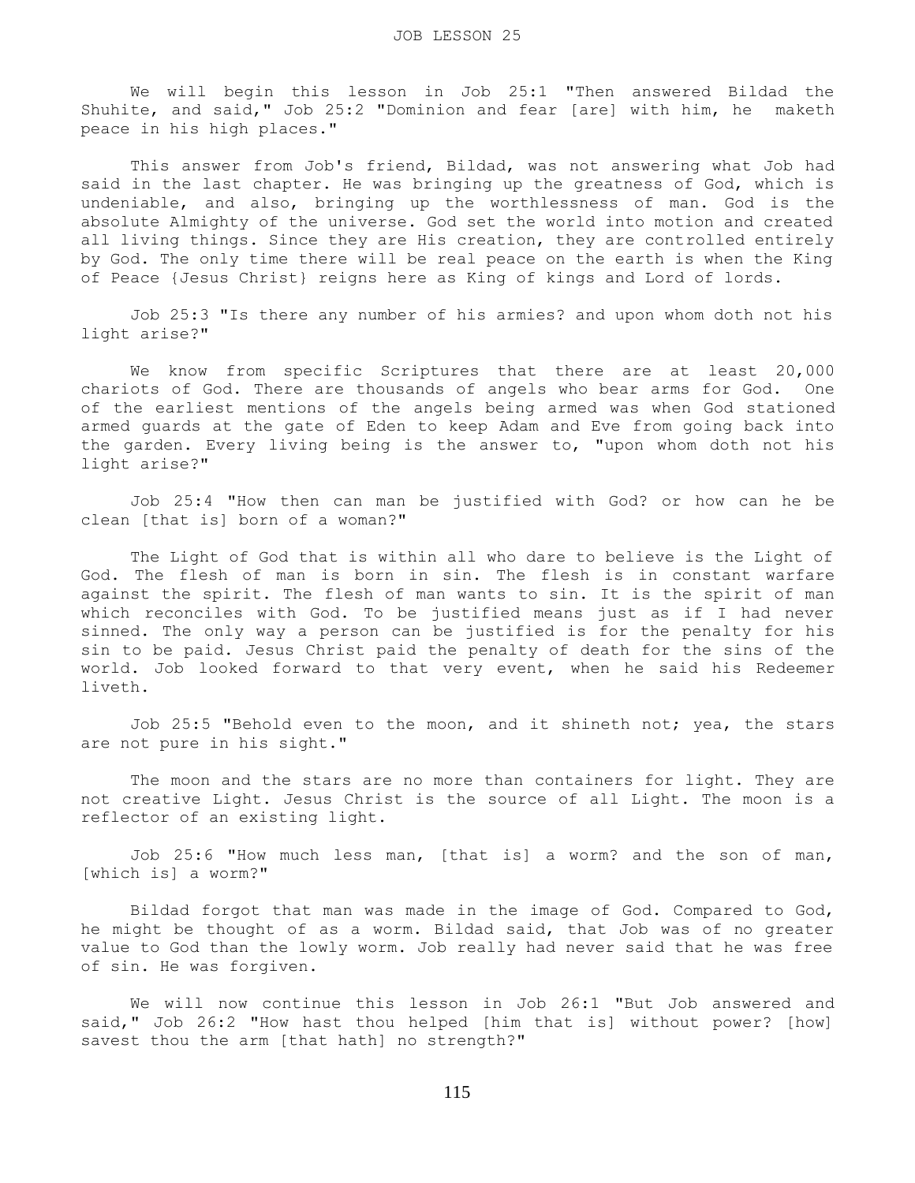We will begin this lesson in Job 25:1 "Then answered Bildad the Shuhite, and said," Job 25:2 "Dominion and fear [are] with him, he maketh peace in his high places."

This answer from Job's friend, Bildad, was not answering what Job had said in the last chapter. He was bringing up the greatness of God, which is undeniable, and also, bringing up the worthlessness of man. God is the absolute Almighty of the universe. God set the world into motion and created all living things. Since they are His creation, they are controlled entirely by God. The only time there will be real peace on the earth is when the King of Peace {Jesus Christ} reigns here as King of kings and Lord of lords.

Job 25:3 "Is there any number of his armies? and upon whom doth not his light arise?"

We know from specific Scriptures that there are at least 20,000 chariots of God. There are thousands of angels who bear arms for God. One of the earliest mentions of the angels being armed was when God stationed armed guards at the gate of Eden to keep Adam and Eve from going back into the garden. Every living being is the answer to, "upon whom doth not his light arise?"

Job 25:4 "How then can man be justified with God? or how can he be clean [that is] born of a woman?"

The Light of God that is within all who dare to believe is the Light of God. The flesh of man is born in sin. The flesh is in constant warfare against the spirit. The flesh of man wants to sin. It is the spirit of man which reconciles with God. To be justified means just as if I had never sinned. The only way a person can be justified is for the penalty for his sin to be paid. Jesus Christ paid the penalty of death for the sins of the world. Job looked forward to that very event, when he said his Redeemer liveth.

Job 25:5 "Behold even to the moon, and it shineth not; yea, the stars are not pure in his sight."

The moon and the stars are no more than containers for light. They are not creative Light. Jesus Christ is the source of all Light. The moon is a reflector of an existing light.

Job 25:6 "How much less man, [that is] a worm? and the son of man, [which is] a worm?"

Bildad forgot that man was made in the image of God. Compared to God, he might be thought of as a worm. Bildad said, that Job was of no greater value to God than the lowly worm. Job really had never said that he was free of sin. He was forgiven.

We will now continue this lesson in Job 26:1 "But Job answered and said," Job 26:2 "How hast thou helped [him that is] without power? [how] savest thou the arm [that hath] no strength?"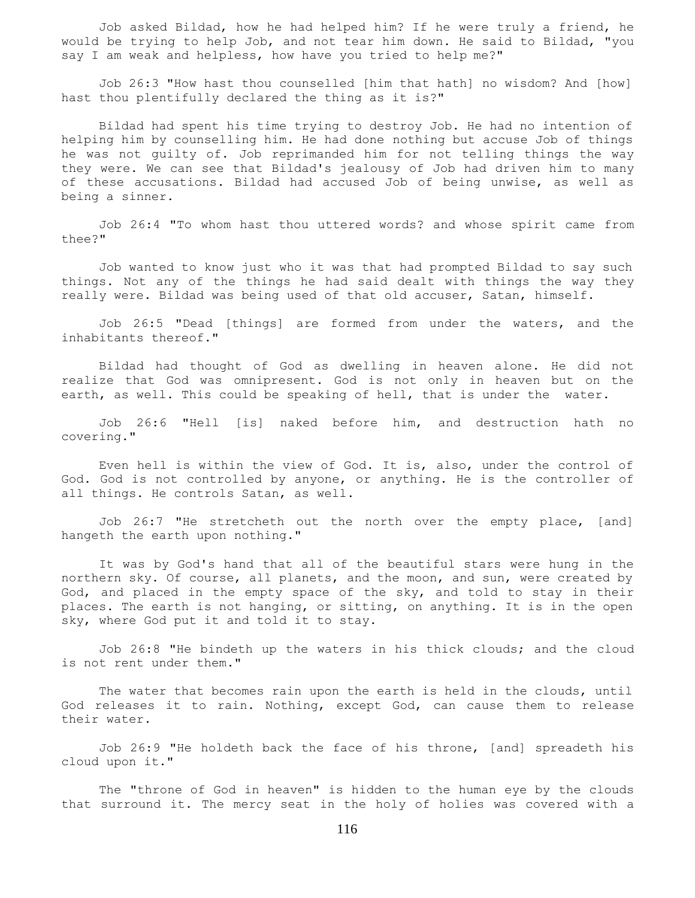Job asked Bildad, how he had helped him? If he were truly a friend, he would be trying to help Job, and not tear him down. He said to Bildad, "you say I am weak and helpless, how have you tried to help me?"

Job 26:3 "How hast thou counselled [him that hath] no wisdom? And [how] hast thou plentifully declared the thing as it is?"

Bildad had spent his time trying to destroy Job. He had no intention of helping him by counselling him. He had done nothing but accuse Job of things he was not guilty of. Job reprimanded him for not telling things the way they were. We can see that Bildad's jealousy of Job had driven him to many of these accusations. Bildad had accused Job of being unwise, as well as being a sinner.

Job 26:4 "To whom hast thou uttered words? and whose spirit came from thee?"

Job wanted to know just who it was that had prompted Bildad to say such things. Not any of the things he had said dealt with things the way they really were. Bildad was being used of that old accuser, Satan, himself.

Job 26:5 "Dead [things] are formed from under the waters, and the inhabitants thereof."

Bildad had thought of God as dwelling in heaven alone. He did not realize that God was omnipresent. God is not only in heaven but on the earth, as well. This could be speaking of hell, that is under the water.

Job 26:6 "Hell [is] naked before him, and destruction hath no covering."

Even hell is within the view of God. It is, also, under the control of God. God is not controlled by anyone, or anything. He is the controller of all things. He controls Satan, as well.

Job 26:7 "He stretcheth out the north over the empty place, [and] hangeth the earth upon nothing."

It was by God's hand that all of the beautiful stars were hung in the northern sky. Of course, all planets, and the moon, and sun, were created by God, and placed in the empty space of the sky, and told to stay in their places. The earth is not hanging, or sitting, on anything. It is in the open sky, where God put it and told it to stay.

Job 26:8 "He bindeth up the waters in his thick clouds; and the cloud is not rent under them."

The water that becomes rain upon the earth is held in the clouds, until God releases it to rain. Nothing, except God, can cause them to release their water.

Job 26:9 "He holdeth back the face of his throne, [and] spreadeth his cloud upon it."

The "throne of God in heaven" is hidden to the human eye by the clouds that surround it. The mercy seat in the holy of holies was covered with a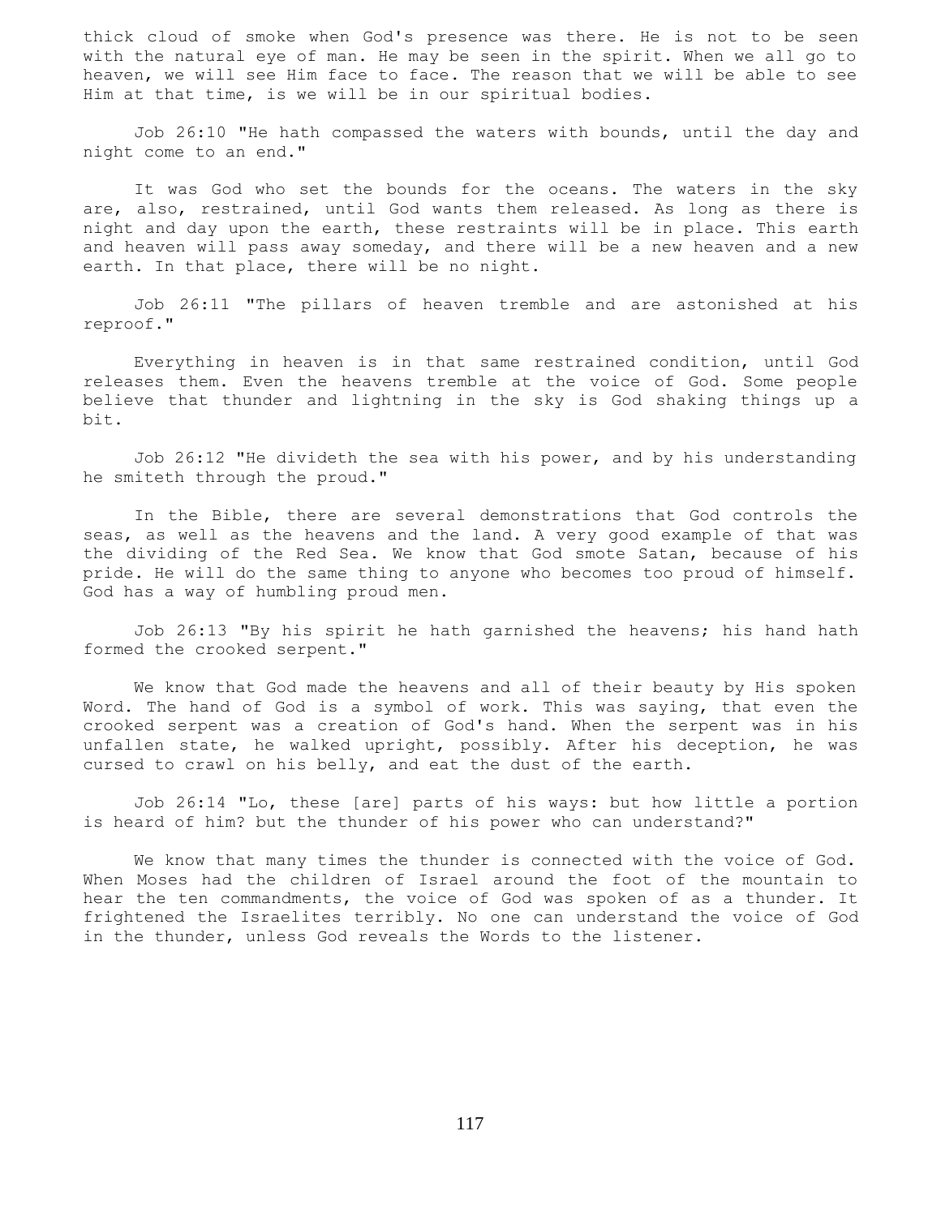thick cloud of smoke when God's presence was there. He is not to be seen with the natural eye of man. He may be seen in the spirit. When we all go to heaven, we will see Him face to face. The reason that we will be able to see Him at that time, is we will be in our spiritual bodies.

Job 26:10 "He hath compassed the waters with bounds, until the day and night come to an end."

It was God who set the bounds for the oceans. The waters in the sky are, also, restrained, until God wants them released. As long as there is night and day upon the earth, these restraints will be in place. This earth and heaven will pass away someday, and there will be a new heaven and a new earth. In that place, there will be no night.

Job 26:11 "The pillars of heaven tremble and are astonished at his reproof."

Everything in heaven is in that same restrained condition, until God releases them. Even the heavens tremble at the voice of God. Some people believe that thunder and lightning in the sky is God shaking things up a bit.

Job 26:12 "He divideth the sea with his power, and by his understanding he smiteth through the proud."

In the Bible, there are several demonstrations that God controls the seas, as well as the heavens and the land. A very good example of that was the dividing of the Red Sea. We know that God smote Satan, because of his pride. He will do the same thing to anyone who becomes too proud of himself. God has a way of humbling proud men.

Job 26:13 "By his spirit he hath garnished the heavens; his hand hath formed the crooked serpent."

We know that God made the heavens and all of their beauty by His spoken Word. The hand of God is a symbol of work. This was saying, that even the crooked serpent was a creation of God's hand. When the serpent was in his unfallen state, he walked upright, possibly. After his deception, he was cursed to crawl on his belly, and eat the dust of the earth.

Job 26:14 "Lo, these [are] parts of his ways: but how little a portion is heard of him? but the thunder of his power who can understand?"

We know that many times the thunder is connected with the voice of God. When Moses had the children of Israel around the foot of the mountain to hear the ten commandments, the voice of God was spoken of as a thunder. It frightened the Israelites terribly. No one can understand the voice of God in the thunder, unless God reveals the Words to the listener.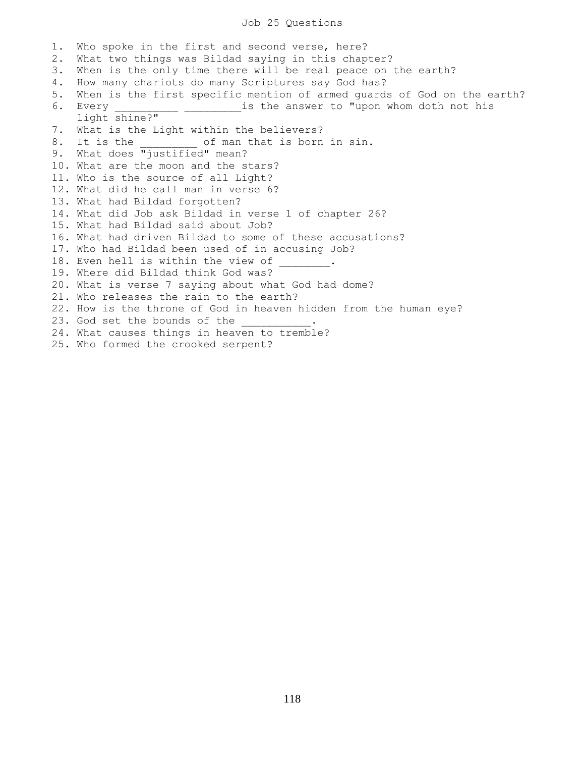# Job 25 Questions

1. Who spoke in the first and second verse, here?
2. What two things was Bildad saying in this chapter?
3. When is the only time there will be real peace on the earth?
4. How many chariots do many Scriptures say God has?
5. When is the first specific mention of armed guards of God on the earth?
6. Every __________ _________is the answer to "upon whom doth not his light shine?"
7. What is the Light within the believers?
8. It is the _________ of man that is born in sin.
9. What does "justified" mean?
10. What are the moon and the stars?
11. Who is the source of all Light?
12. What did he call man in verse 6?
13. What had Bildad forgotten?
14. What did Job ask Bildad in verse 1 of chapter 26?
15. What had Bildad said about Job?
16. What had driven Bildad to some of these accusations?
17. Who had Bildad been used of in accusing Job?
18. Even hell is within the view of ________.
19. Where did Bildad think God was?
20. What is verse 7 saying about what God had dome?
21. Who releases the rain to the earth?
22. How is the throne of God in heaven hidden from the human eye?
23. God set the bounds of the ___________.
24. What causes things in heaven to tremble?
25. Who formed the crooked serpent?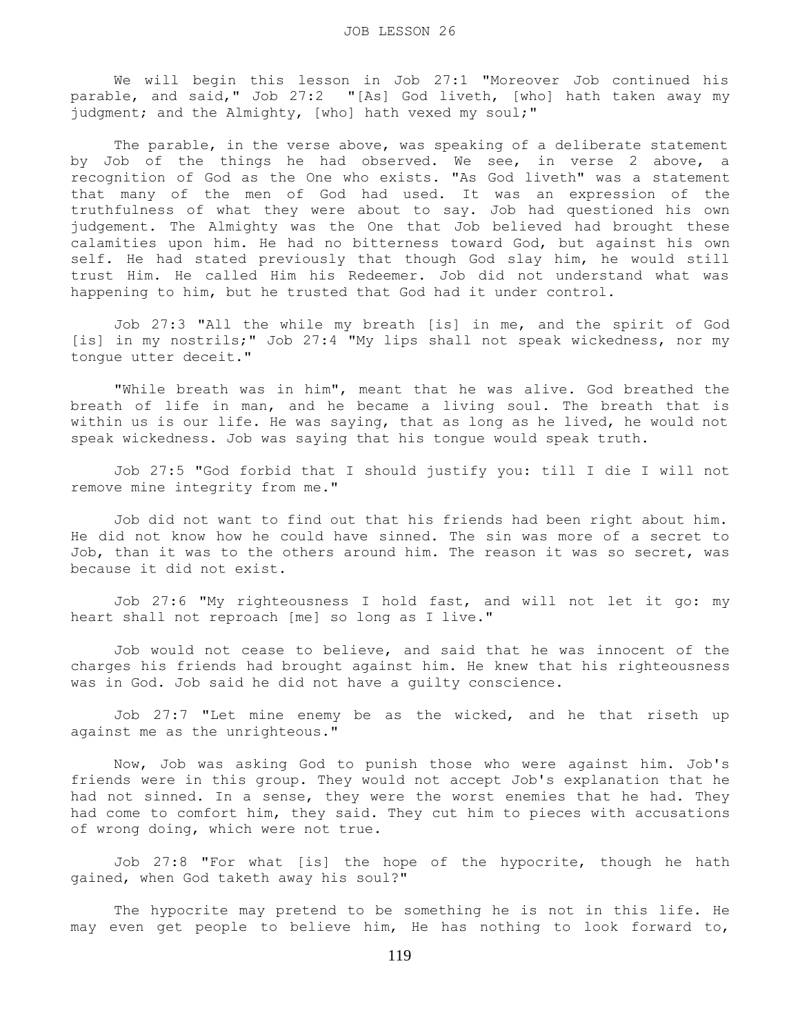# JOB LESSON 26

We will begin this lesson in Job 27:1 "Moreover Job continued his parable, and said," Job 27:2 "[As] God liveth, [who] hath taken away my judgment; and the Almighty, [who] hath vexed my soul;"

The parable, in the verse above, was speaking of a deliberate statement by Job of the things he had observed. We see, in verse 2 above, a recognition of God as the One who exists. "As God liveth" was a statement that many of the men of God had used. It was an expression of the truthfulness of what they were about to say. Job had questioned his own judgement. The Almighty was the One that Job believed had brought these calamities upon him. He had no bitterness toward God, but against his own self. He had stated previously that though God slay him, he would still trust Him. He called Him his Redeemer. Job did not understand what was happening to him, but he trusted that God had it under control.

Job 27:3 "All the while my breath [is] in me, and the spirit of God [is] in my nostrils;" Job 27:4 "My lips shall not speak wickedness, nor my tongue utter deceit."

"While breath was in him", meant that he was alive. God breathed the breath of life in man, and he became a living soul. The breath that is within us is our life. He was saying, that as long as he lived, he would not speak wickedness. Job was saying that his tongue would speak truth.

Job 27:5 "God forbid that I should justify you: till I die I will not remove mine integrity from me."

Job did not want to find out that his friends had been right about him. He did not know how he could have sinned. The sin was more of a secret to Job, than it was to the others around him. The reason it was so secret, was because it did not exist.

Job 27:6 "My righteousness I hold fast, and will not let it go: my heart shall not reproach [me] so long as I live."

Job would not cease to believe, and said that he was innocent of the charges his friends had brought against him. He knew that his righteousness was in God. Job said he did not have a guilty conscience.

Job 27:7 "Let mine enemy be as the wicked, and he that riseth up against me as the unrighteous."

Now, Job was asking God to punish those who were against him. Job's friends were in this group. They would not accept Job's explanation that he had not sinned. In a sense, they were the worst enemies that he had. They had come to comfort him, they said. They cut him to pieces with accusations of wrong doing, which were not true.

Job 27:8 "For what [is] the hope of the hypocrite, though he hath gained, when God taketh away his soul?"

The hypocrite may pretend to be something he is not in this life. He may even get people to believe him, He has nothing to look forward to,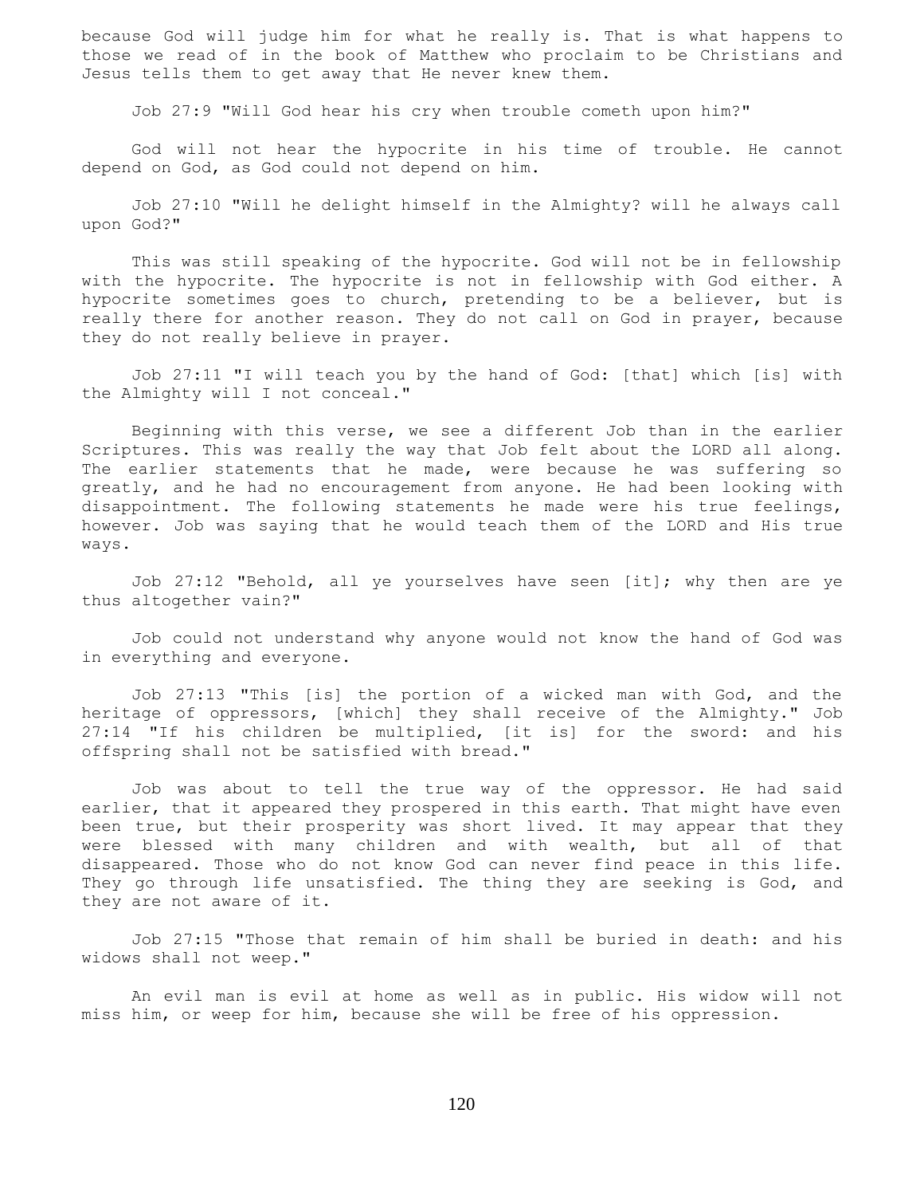because God will judge him for what he really is. That is what happens to those we read of in the book of Matthew who proclaim to be Christians and Jesus tells them to get away that He never knew them.

Job 27:9 "Will God hear his cry when trouble cometh upon him?"

God will not hear the hypocrite in his time of trouble. He cannot depend on God, as God could not depend on him.

Job 27:10 "Will he delight himself in the Almighty? will he always call upon God?"

This was still speaking of the hypocrite. God will not be in fellowship with the hypocrite. The hypocrite is not in fellowship with God either. A hypocrite sometimes goes to church, pretending to be a believer, but is really there for another reason. They do not call on God in prayer, because they do not really believe in prayer.

Job 27:11 "I will teach you by the hand of God: [that] which [is] with the Almighty will I not conceal."

Beginning with this verse, we see a different Job than in the earlier Scriptures. This was really the way that Job felt about the LORD all along. The earlier statements that he made, were because he was suffering so greatly, and he had no encouragement from anyone. He had been looking with disappointment. The following statements he made were his true feelings, however. Job was saying that he would teach them of the LORD and His true ways.

Job 27:12 "Behold, all ye yourselves have seen [it]; why then are ye thus altogether vain?"

Job could not understand why anyone would not know the hand of God was in everything and everyone.

Job 27:13 "This [is] the portion of a wicked man with God, and the heritage of oppressors, [which] they shall receive of the Almighty." Job 27:14 "If his children be multiplied, [it is] for the sword: and his offspring shall not be satisfied with bread."

Job was about to tell the true way of the oppressor. He had said earlier, that it appeared they prospered in this earth. That might have even been true, but their prosperity was short lived. It may appear that they were blessed with many children and with wealth, but all of that disappeared. Those who do not know God can never find peace in this life. They go through life unsatisfied. The thing they are seeking is God, and they are not aware of it.

Job 27:15 "Those that remain of him shall be buried in death: and his widows shall not weep."

An evil man is evil at home as well as in public. His widow will not miss him, or weep for him, because she will be free of his oppression.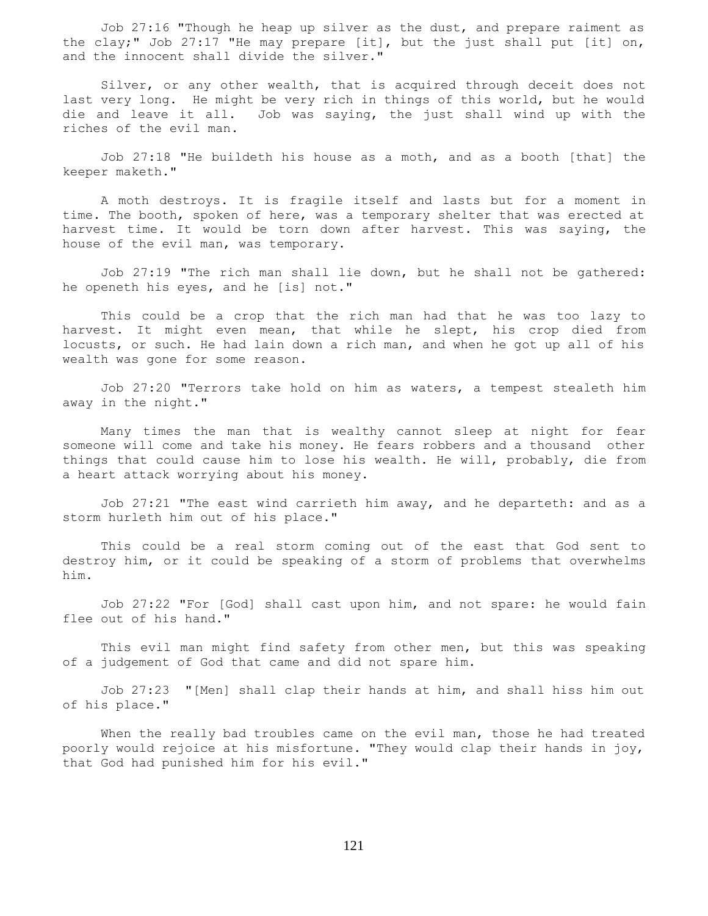Job 27:16 "Though he heap up silver as the dust, and prepare raiment as the clay;" Job 27:17 "He may prepare [it], but the just shall put [it] on, and the innocent shall divide the silver."

Silver, or any other wealth, that is acquired through deceit does not last very long. He might be very rich in things of this world, but he would die and leave it all. Job was saying, the just shall wind up with the riches of the evil man.

Job 27:18 "He buildeth his house as a moth, and as a booth [that] the keeper maketh."

A moth destroys. It is fragile itself and lasts but for a moment in time. The booth, spoken of here, was a temporary shelter that was erected at harvest time. It would be torn down after harvest. This was saying, the house of the evil man, was temporary.

Job 27:19 "The rich man shall lie down, but he shall not be gathered: he openeth his eyes, and he [is] not."

This could be a crop that the rich man had that he was too lazy to harvest. It might even mean, that while he slept, his crop died from locusts, or such. He had lain down a rich man, and when he got up all of his wealth was gone for some reason.

Job 27:20 "Terrors take hold on him as waters, a tempest stealeth him away in the night."

Many times the man that is wealthy cannot sleep at night for fear someone will come and take his money. He fears robbers and a thousand other things that could cause him to lose his wealth. He will, probably, die from a heart attack worrying about his money.

Job 27:21 "The east wind carrieth him away, and he departeth: and as a storm hurleth him out of his place."

This could be a real storm coming out of the east that God sent to destroy him, or it could be speaking of a storm of problems that overwhelms him.

Job 27:22 "For [God] shall cast upon him, and not spare: he would fain flee out of his hand."

This evil man might find safety from other men, but this was speaking of a judgement of God that came and did not spare him.

Job 27:23 "[Men] shall clap their hands at him, and shall hiss him out of his place."

When the really bad troubles came on the evil man, those he had treated poorly would rejoice at his misfortune. "They would clap their hands in joy, that God had punished him for his evil."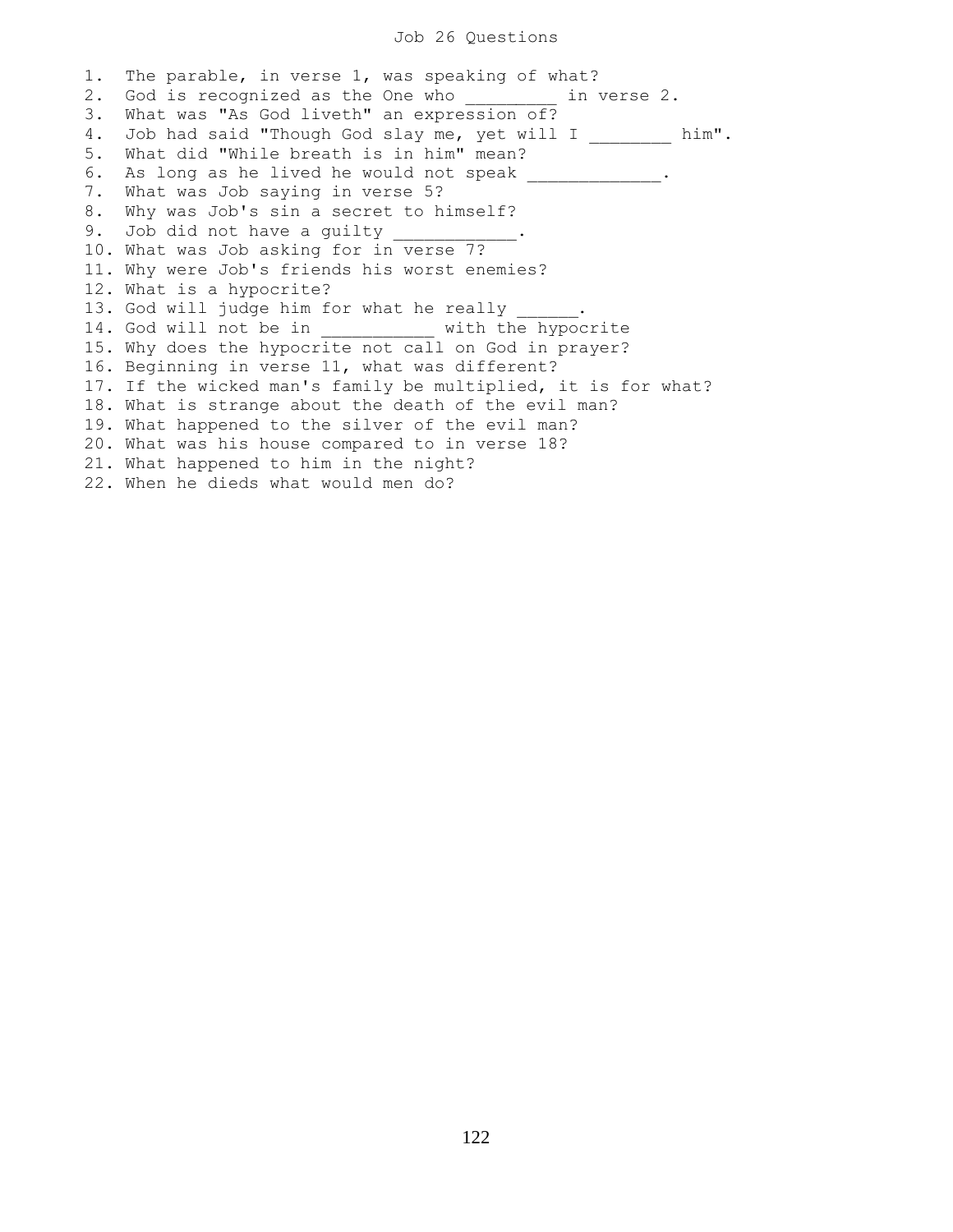# Job 26 Questions

1. The parable, in verse 1, was speaking of what?
2. God is recognized as the One who _________ in verse 2.
3. What was "As God liveth" an expression of?
4. Job had said "Though God slay me, yet will I ________ him".
5. What did "While breath is in him" mean?
6. As long as he lived he would not speak _____________.
7. What was Job saying in verse 5?
8. Why was Job's sin a secret to himself?
9. Job did not have a guilty ____________.
10. What was Job asking for in verse 7?
11. Why were Job's friends his worst enemies?
12. What is a hypocrite?
13. God will judge him for what he really ______.
14. God will not be in ___________ with the hypocrite
15. Why does the hypocrite not call on God in prayer?
16. Beginning in verse 11, what was different?
17. If the wicked man's family be multiplied, it is for what?
18. What is strange about the death of the evil man?
19. What happened to the silver of the evil man?
20. What was his house compared to in verse 18?
21. What happened to him in the night?
22. When he dieds what would men do?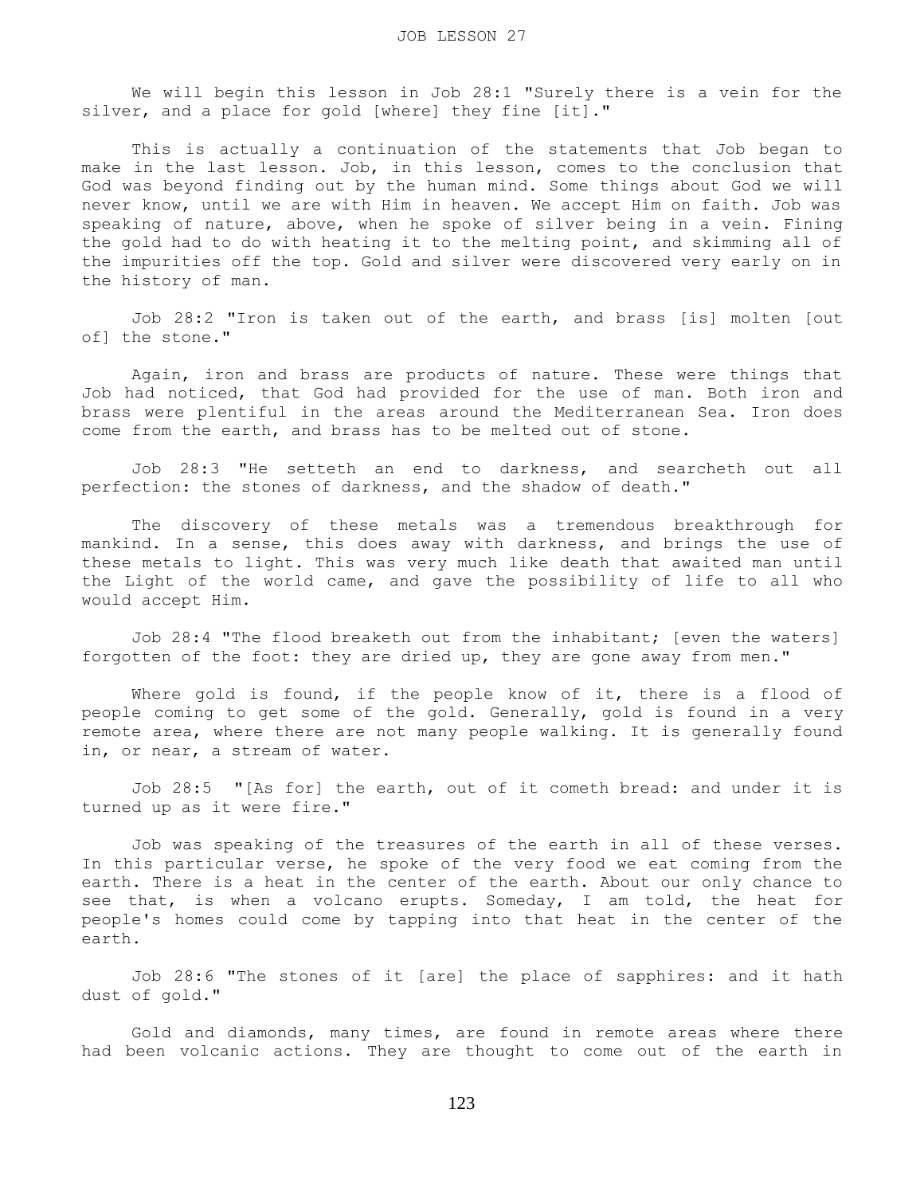# JOB LESSON 27

We will begin this lesson in Job 28:1 "Surely there is a vein for the silver, and a place for gold [where] they fine [it]."

This is actually a continuation of the statements that Job began to make in the last lesson. Job, in this lesson, comes to the conclusion that God was beyond finding out by the human mind. Some things about God we will never know, until we are with Him in heaven. We accept Him on faith. Job was speaking of nature, above, when he spoke of silver being in a vein. Fining the gold had to do with heating it to the melting point, and skimming all of the impurities off the top. Gold and silver were discovered very early on in the history of man.

Job 28:2 "Iron is taken out of the earth, and brass [is] molten [out of] the stone."

Again, iron and brass are products of nature. These were things that Job had noticed, that God had provided for the use of man. Both iron and brass were plentiful in the areas around the Mediterranean Sea. Iron does come from the earth, and brass has to be melted out of stone.

Job 28:3 "He setteth an end to darkness, and searcheth out all perfection: the stones of darkness, and the shadow of death."

The discovery of these metals was a tremendous breakthrough for mankind. In a sense, this does away with darkness, and brings the use of these metals to light. This was very much like death that awaited man until the Light of the world came, and gave the possibility of life to all who would accept Him.

Job 28:4 "The flood breaketh out from the inhabitant; [even the waters] forgotten of the foot: they are dried up, they are gone away from men."

Where gold is found, if the people know of it, there is a flood of people coming to get some of the gold. Generally, gold is found in a very remote area, where there are not many people walking. It is generally found in, or near, a stream of water.

Job 28:5 "[As for] the earth, out of it cometh bread: and under it is turned up as it were fire."

Job was speaking of the treasures of the earth in all of these verses. In this particular verse, he spoke of the very food we eat coming from the earth. There is a heat in the center of the earth. About our only chance to see that, is when a volcano erupts. Someday, I am told, the heat for people's homes could come by tapping into that heat in the center of the earth.

Job 28:6 "The stones of it [are] the place of sapphires: and it hath dust of gold."

Gold and diamonds, many times, are found in remote areas where there had been volcanic actions. They are thought to come out of the earth in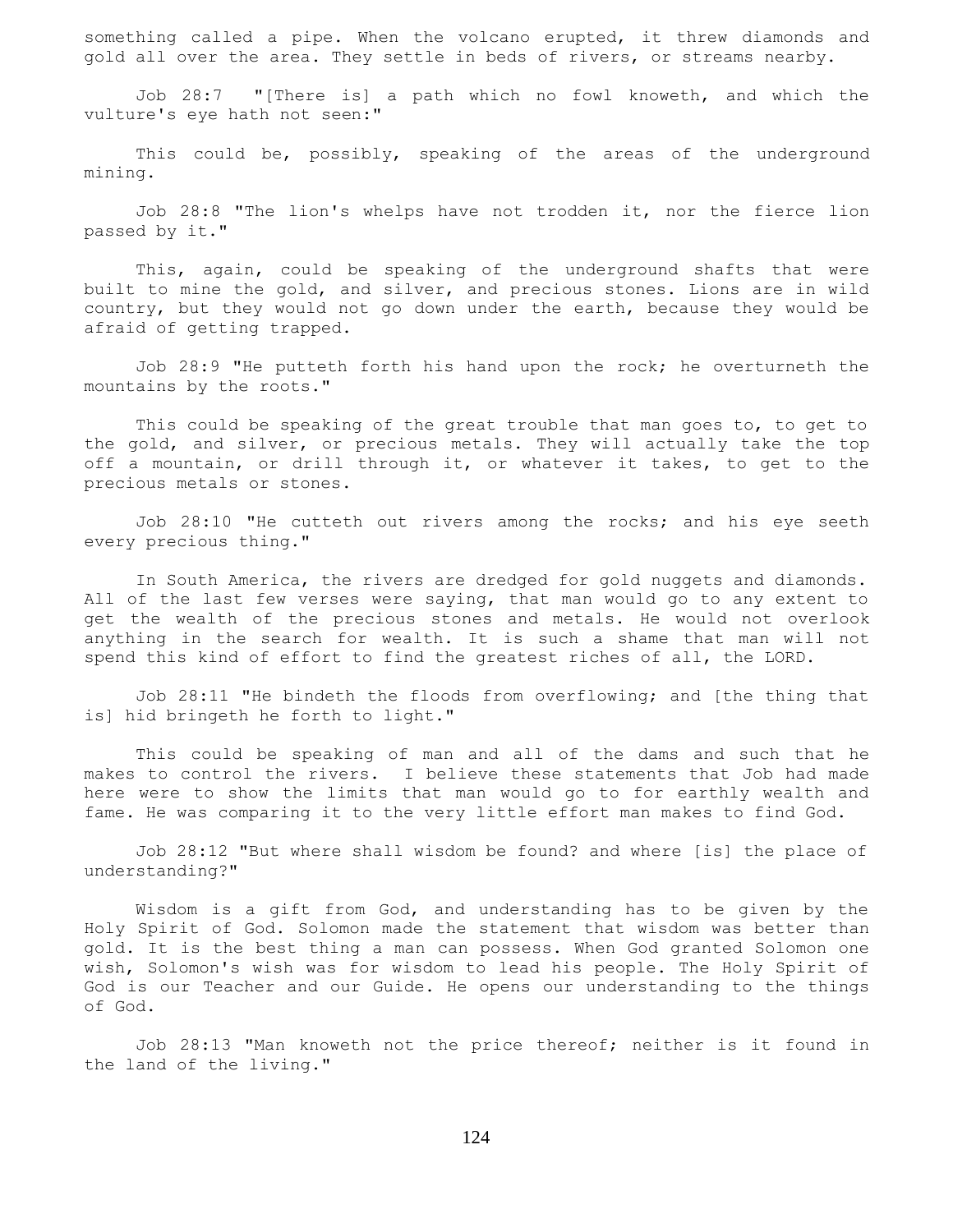something called a pipe. When the volcano erupted, it threw diamonds and gold all over the area. They settle in beds of rivers, or streams nearby.

Job 28:7 "[There is] a path which no fowl knoweth, and which the vulture's eye hath not seen:"

This could be, possibly, speaking of the areas of the underground mining.

Job 28:8 "The lion's whelps have not trodden it, nor the fierce lion passed by it."

This, again, could be speaking of the underground shafts that were built to mine the gold, and silver, and precious stones. Lions are in wild country, but they would not go down under the earth, because they would be afraid of getting trapped.

Job 28:9 "He putteth forth his hand upon the rock; he overturneth the mountains by the roots."

This could be speaking of the great trouble that man goes to, to get to the gold, and silver, or precious metals. They will actually take the top off a mountain, or drill through it, or whatever it takes, to get to the precious metals or stones.

Job 28:10 "He cutteth out rivers among the rocks; and his eye seeth every precious thing."

In South America, the rivers are dredged for gold nuggets and diamonds. All of the last few verses were saying, that man would go to any extent to get the wealth of the precious stones and metals. He would not overlook anything in the search for wealth. It is such a shame that man will not spend this kind of effort to find the greatest riches of all, the LORD.

Job 28:11 "He bindeth the floods from overflowing; and [the thing that is] hid bringeth he forth to light."

This could be speaking of man and all of the dams and such that he makes to control the rivers. I believe these statements that Job had made here were to show the limits that man would go to for earthly wealth and fame. He was comparing it to the very little effort man makes to find God.

Job 28:12 "But where shall wisdom be found? and where [is] the place of understanding?"

Wisdom is a gift from God, and understanding has to be given by the Holy Spirit of God. Solomon made the statement that wisdom was better than gold. It is the best thing a man can possess. When God granted Solomon one wish, Solomon's wish was for wisdom to lead his people. The Holy Spirit of God is our Teacher and our Guide. He opens our understanding to the things of God.

Job 28:13 "Man knoweth not the price thereof; neither is it found in the land of the living."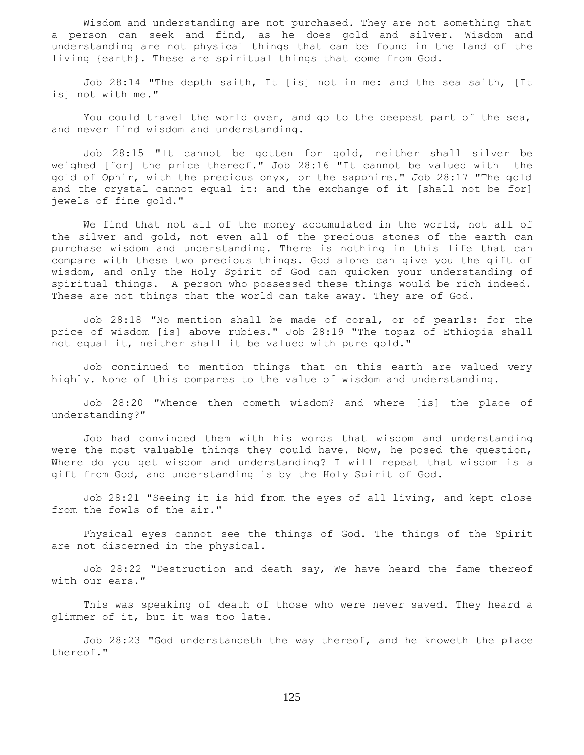Wisdom and understanding are not purchased. They are not something that a person can seek and find, as he does gold and silver. Wisdom and understanding are not physical things that can be found in the land of the living {earth}. These are spiritual things that come from God.

Job 28:14 "The depth saith, It [is] not in me: and the sea saith, [It is] not with me."

You could travel the world over, and go to the deepest part of the sea, and never find wisdom and understanding.

Job 28:15 "It cannot be gotten for gold, neither shall silver be weighed [for] the price thereof." Job 28:16 "It cannot be valued with the gold of Ophir, with the precious onyx, or the sapphire." Job 28:17 "The gold and the crystal cannot equal it: and the exchange of it [shall not be for] jewels of fine gold."

We find that not all of the money accumulated in the world, not all of the silver and gold, not even all of the precious stones of the earth can purchase wisdom and understanding. There is nothing in this life that can compare with these two precious things. God alone can give you the gift of wisdom, and only the Holy Spirit of God can quicken your understanding of spiritual things. A person who possessed these things would be rich indeed. These are not things that the world can take away. They are of God.

Job 28:18 "No mention shall be made of coral, or of pearls: for the price of wisdom [is] above rubies." Job 28:19 "The topaz of Ethiopia shall not equal it, neither shall it be valued with pure gold."

Job continued to mention things that on this earth are valued very highly. None of this compares to the value of wisdom and understanding.

Job 28:20 "Whence then cometh wisdom? and where [is] the place of understanding?"

Job had convinced them with his words that wisdom and understanding were the most valuable things they could have. Now, he posed the question, Where do you get wisdom and understanding? I will repeat that wisdom is a gift from God, and understanding is by the Holy Spirit of God.

Job 28:21 "Seeing it is hid from the eyes of all living, and kept close from the fowls of the air."

Physical eyes cannot see the things of God. The things of the Spirit are not discerned in the physical.

Job 28:22 "Destruction and death say, We have heard the fame thereof with our ears."

This was speaking of death of those who were never saved. They heard a glimmer of it, but it was too late.

Job 28:23 "God understandeth the way thereof, and he knoweth the place thereof."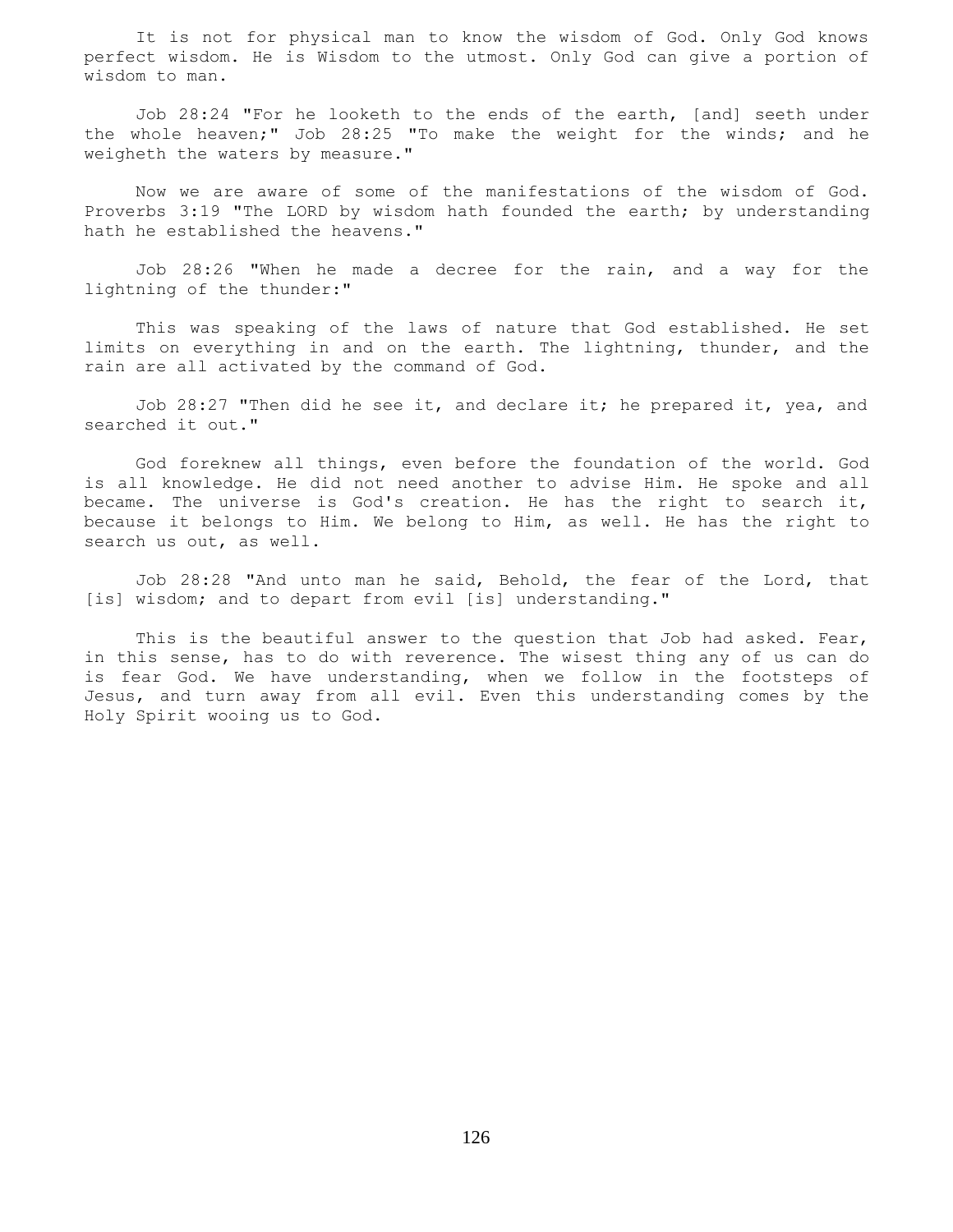It is not for physical man to know the wisdom of God. Only God knows perfect wisdom. He is Wisdom to the utmost. Only God can give a portion of wisdom to man.

Job 28:24 "For he looketh to the ends of the earth, [and] seeth under the whole heaven;" Job 28:25 "To make the weight for the winds; and he weigheth the waters by measure."

Now we are aware of some of the manifestations of the wisdom of God. Proverbs 3:19 "The LORD by wisdom hath founded the earth; by understanding hath he established the heavens."

Job 28:26 "When he made a decree for the rain, and a way for the lightning of the thunder:"

This was speaking of the laws of nature that God established. He set limits on everything in and on the earth. The lightning, thunder, and the rain are all activated by the command of God.

Job 28:27 "Then did he see it, and declare it; he prepared it, yea, and searched it out."

God foreknew all things, even before the foundation of the world. God is all knowledge. He did not need another to advise Him. He spoke and all became. The universe is God's creation. He has the right to search it, because it belongs to Him. We belong to Him, as well. He has the right to search us out, as well.

Job 28:28 "And unto man he said, Behold, the fear of the Lord, that [is] wisdom; and to depart from evil [is] understanding."

This is the beautiful answer to the question that Job had asked. Fear, in this sense, has to do with reverence. The wisest thing any of us can do is fear God. We have understanding, when we follow in the footsteps of Jesus, and turn away from all evil. Even this understanding comes by the Holy Spirit wooing us to God.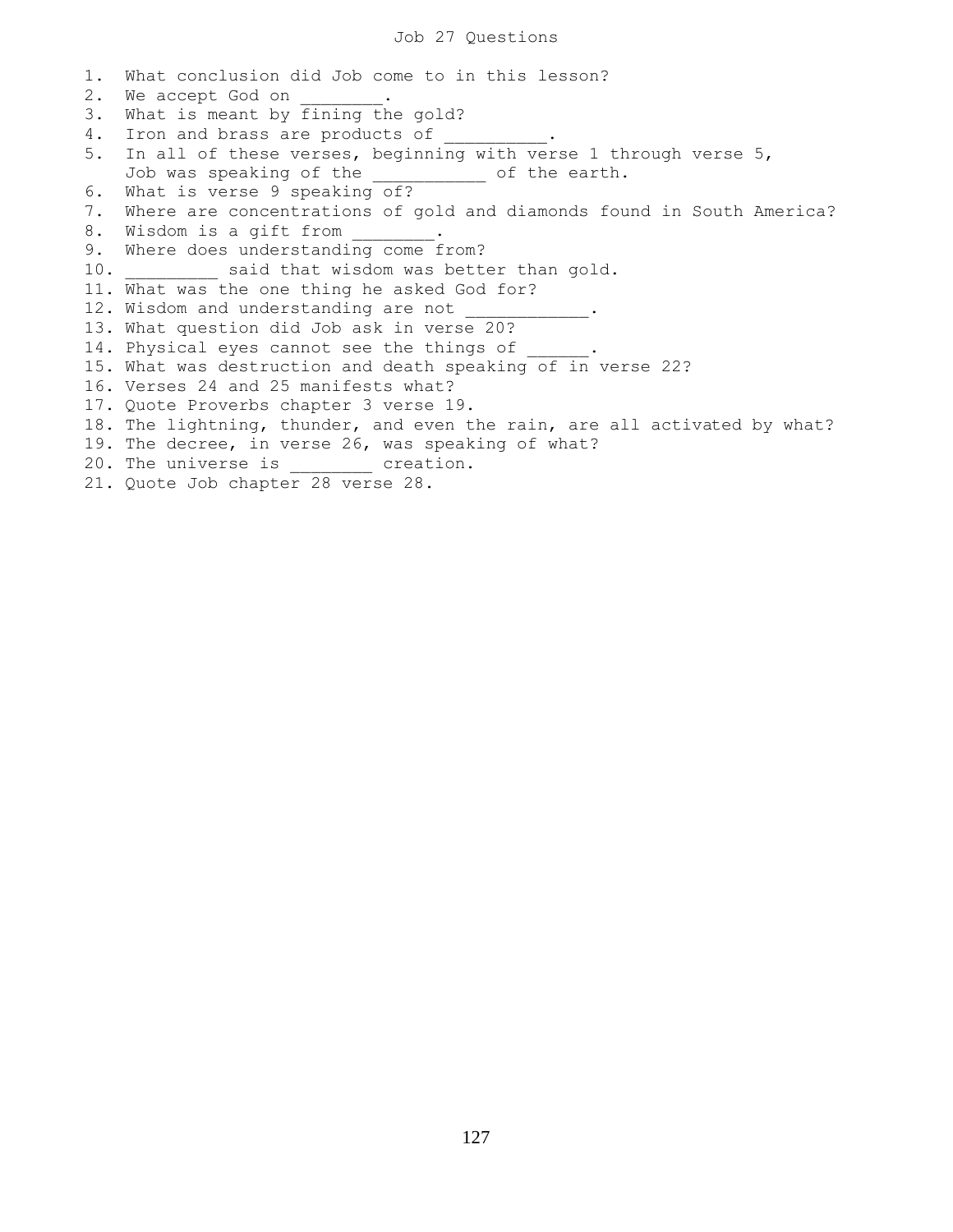# Job 27 Questions

1. What conclusion did Job come to in this lesson?
2. We accept God on ________.
3. What is meant by fining the gold?
4. Iron and brass are products of __________.
5. In all of these verses, beginning with verse 1 through verse 5, Job was speaking of the ___________ of the earth.
6. What is verse 9 speaking of?
7. Where are concentrations of gold and diamonds found in South America?
8. Wisdom is a gift from ________.
9. Where does understanding come from?
10. _________ said that wisdom was better than gold.
11. What was the one thing he asked God for?
12. Wisdom and understanding are not ____________.
13. What question did Job ask in verse 20?
14. Physical eyes cannot see the things of ______.
15. What was destruction and death speaking of in verse 22?
16. Verses 24 and 25 manifests what?
17. Quote Proverbs chapter 3 verse 19.
18. The lightning, thunder, and even the rain, are all activated by what?
19. The decree, in verse 26, was speaking of what?
20. The universe is ________ creation.
21. Quote Job chapter 28 verse 28.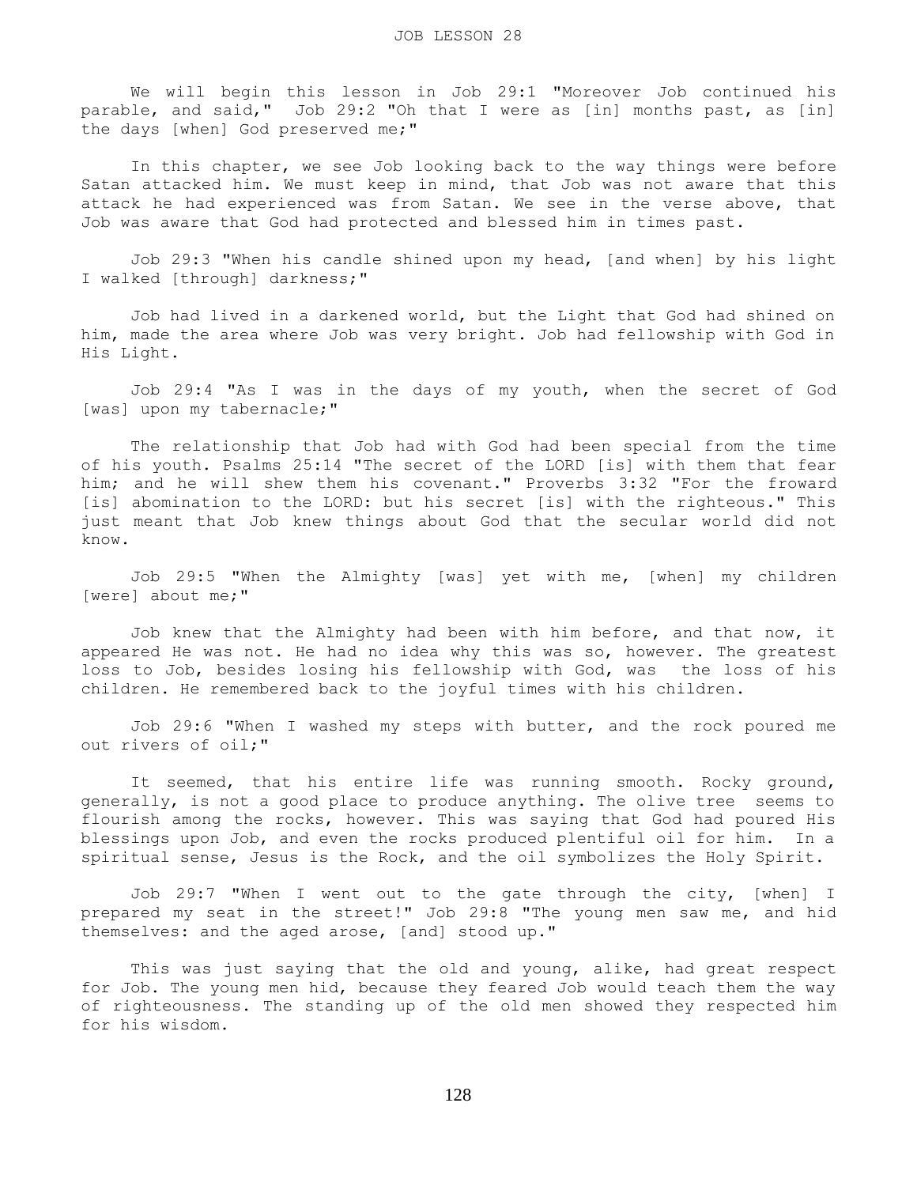JOB LESSON 28

We will begin this lesson in Job 29:1 "Moreover Job continued his parable, and said," Job 29:2 "Oh that I were as [in] months past, as [in] the days [when] God preserved me;"

In this chapter, we see Job looking back to the way things were before Satan attacked him. We must keep in mind, that Job was not aware that this attack he had experienced was from Satan. We see in the verse above, that Job was aware that God had protected and blessed him in times past.

Job 29:3 "When his candle shined upon my head, [and when] by his light I walked [through] darkness;"

Job had lived in a darkened world, but the Light that God had shined on him, made the area where Job was very bright. Job had fellowship with God in His Light.

Job 29:4 "As I was in the days of my youth, when the secret of God [was] upon my tabernacle;"

The relationship that Job had with God had been special from the time of his youth. Psalms 25:14 "The secret of the LORD [is] with them that fear him; and he will shew them his covenant." Proverbs 3:32 "For the froward [is] abomination to the LORD: but his secret [is] with the righteous." This just meant that Job knew things about God that the secular world did not know.

Job 29:5 "When the Almighty [was] yet with me, [when] my children [were] about me;"

Job knew that the Almighty had been with him before, and that now, it appeared He was not. He had no idea why this was so, however. The greatest loss to Job, besides losing his fellowship with God, was the loss of his children. He remembered back to the joyful times with his children.

Job 29:6 "When I washed my steps with butter, and the rock poured me out rivers of oil;"

It seemed, that his entire life was running smooth. Rocky ground, generally, is not a good place to produce anything. The olive tree seems to flourish among the rocks, however. This was saying that God had poured His blessings upon Job, and even the rocks produced plentiful oil for him. In a spiritual sense, Jesus is the Rock, and the oil symbolizes the Holy Spirit.

Job 29:7 "When I went out to the gate through the city, [when] I prepared my seat in the street!" Job 29:8 "The young men saw me, and hid themselves: and the aged arose, [and] stood up."

This was just saying that the old and young, alike, had great respect for Job. The young men hid, because they feared Job would teach them the way of righteousness. The standing up of the old men showed they respected him for his wisdom.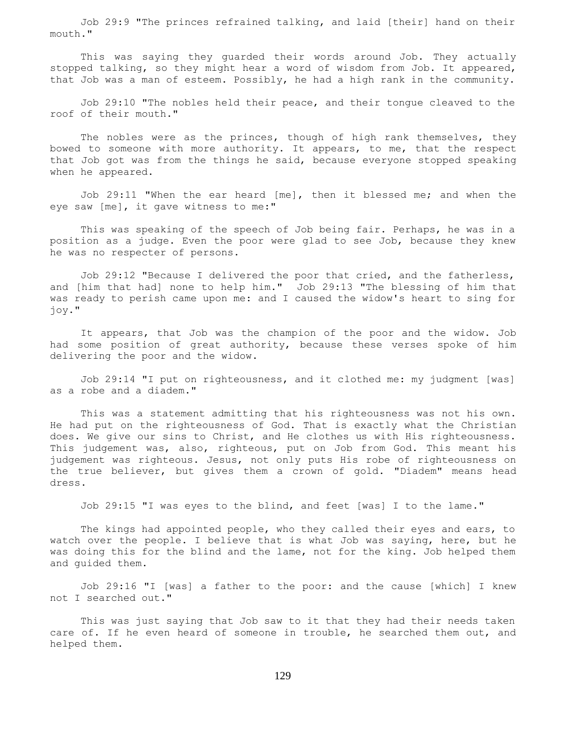Job 29:9 "The princes refrained talking, and laid [their] hand on their mouth."

This was saying they guarded their words around Job. They actually stopped talking, so they might hear a word of wisdom from Job. It appeared, that Job was a man of esteem. Possibly, he had a high rank in the community.

Job 29:10 "The nobles held their peace, and their tongue cleaved to the roof of their mouth."

The nobles were as the princes, though of high rank themselves, they bowed to someone with more authority. It appears, to me, that the respect that Job got was from the things he said, because everyone stopped speaking when he appeared.

Job 29:11 "When the ear heard [me], then it blessed me; and when the eye saw [me], it gave witness to me:"

This was speaking of the speech of Job being fair. Perhaps, he was in a position as a judge. Even the poor were glad to see Job, because they knew he was no respecter of persons.

Job 29:12 "Because I delivered the poor that cried, and the fatherless, and [him that had] none to help him." Job 29:13 "The blessing of him that was ready to perish came upon me: and I caused the widow's heart to sing for joy."

It appears, that Job was the champion of the poor and the widow. Job had some position of great authority, because these verses spoke of him delivering the poor and the widow.

Job 29:14 "I put on righteousness, and it clothed me: my judgment [was] as a robe and a diadem."

This was a statement admitting that his righteousness was not his own. He had put on the righteousness of God. That is exactly what the Christian does. We give our sins to Christ, and He clothes us with His righteousness. This judgement was, also, righteous, put on Job from God. This meant his judgement was righteous. Jesus, not only puts His robe of righteousness on the true believer, but gives them a crown of gold. "Diadem" means head dress.

Job 29:15 "I was eyes to the blind, and feet [was] I to the lame."

The kings had appointed people, who they called their eyes and ears, to watch over the people. I believe that is what Job was saying, here, but he was doing this for the blind and the lame, not for the king. Job helped them and guided them.

Job 29:16 "I [was] a father to the poor: and the cause [which] I knew not I searched out."

This was just saying that Job saw to it that they had their needs taken care of. If he even heard of someone in trouble, he searched them out, and helped them.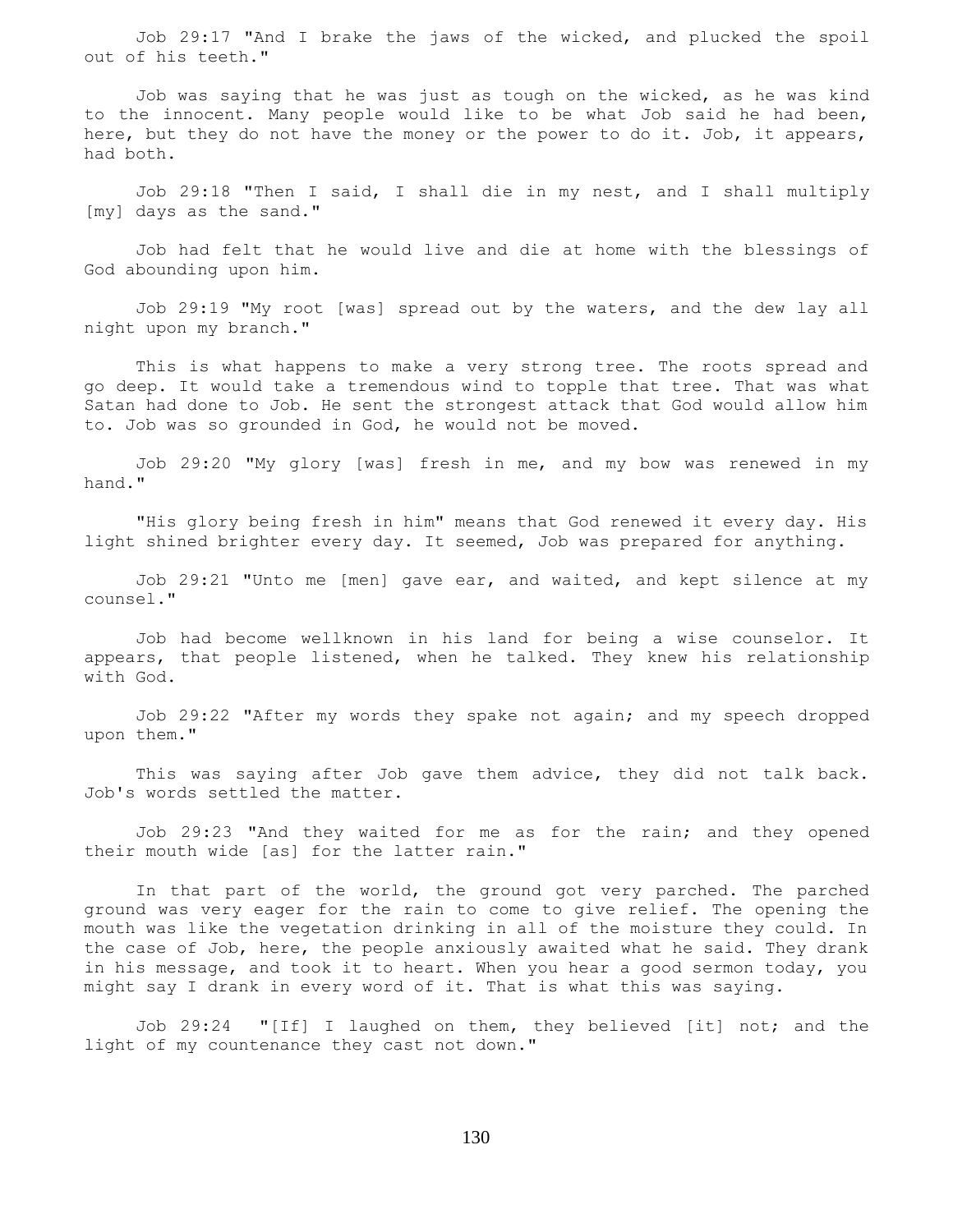Job 29:17 "And I brake the jaws of the wicked, and plucked the spoil out of his teeth."

Job was saying that he was just as tough on the wicked, as he was kind to the innocent. Many people would like to be what Job said he had been, here, but they do not have the money or the power to do it. Job, it appears, had both.

Job 29:18 "Then I said, I shall die in my nest, and I shall multiply [my] days as the sand."

Job had felt that he would live and die at home with the blessings of God abounding upon him.

Job 29:19 "My root [was] spread out by the waters, and the dew lay all night upon my branch."

This is what happens to make a very strong tree. The roots spread and go deep. It would take a tremendous wind to topple that tree. That was what Satan had done to Job. He sent the strongest attack that God would allow him to. Job was so grounded in God, he would not be moved.

Job 29:20 "My glory [was] fresh in me, and my bow was renewed in my hand."

"His glory being fresh in him" means that God renewed it every day. His light shined brighter every day. It seemed, Job was prepared for anything.

Job 29:21 "Unto me [men] gave ear, and waited, and kept silence at my counsel."

Job had become wellknown in his land for being a wise counselor. It appears, that people listened, when he talked. They knew his relationship with God.

Job 29:22 "After my words they spake not again; and my speech dropped upon them."

This was saying after Job gave them advice, they did not talk back. Job's words settled the matter.

Job 29:23 "And they waited for me as for the rain; and they opened their mouth wide [as] for the latter rain."

In that part of the world, the ground got very parched. The parched ground was very eager for the rain to come to give relief. The opening the mouth was like the vegetation drinking in all of the moisture they could. In the case of Job, here, the people anxiously awaited what he said. They drank in his message, and took it to heart. When you hear a good sermon today, you might say I drank in every word of it. That is what this was saying.

Job 29:24 "[If] I laughed on them, they believed [it] not; and the light of my countenance they cast not down."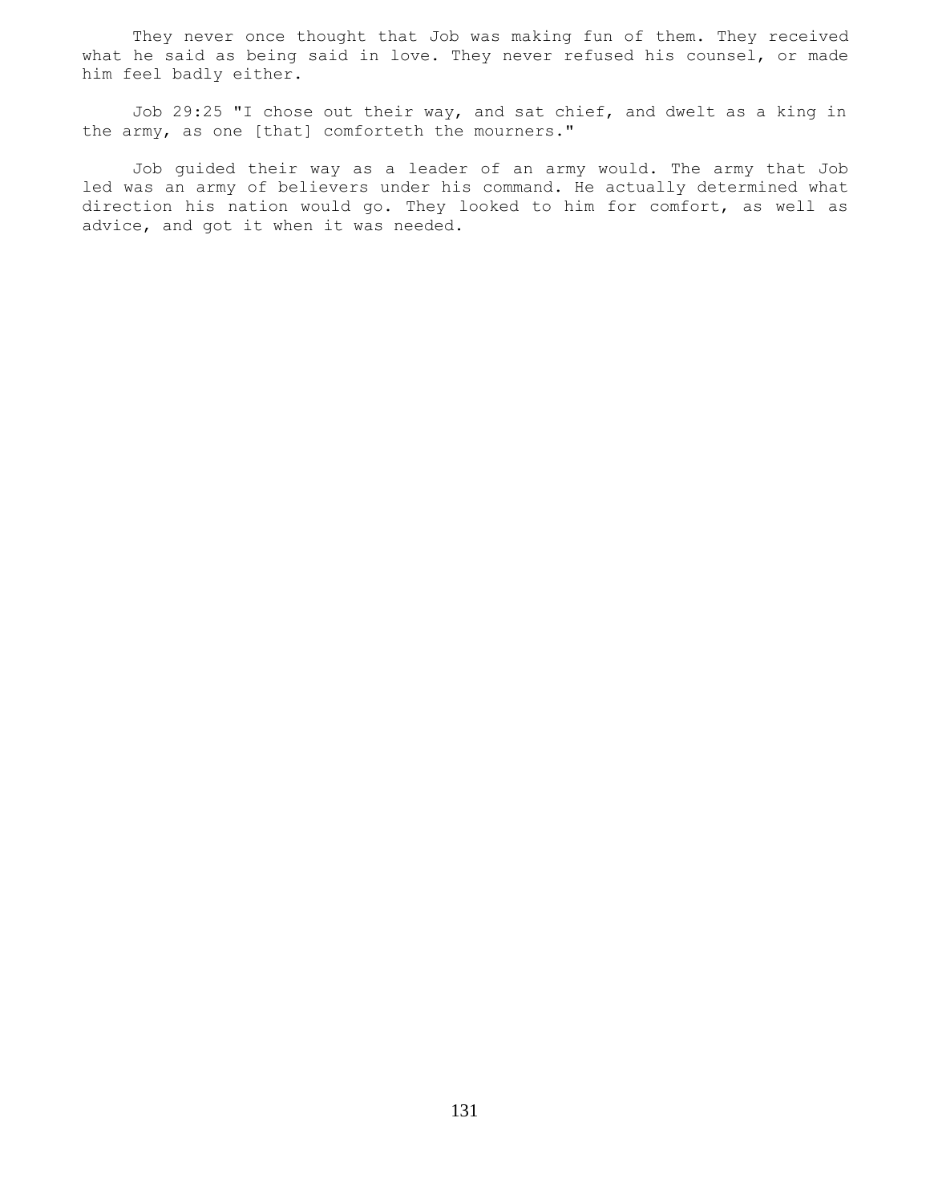They never once thought that Job was making fun of them. They received what he said as being said in love. They never refused his counsel, or made him feel badly either.

Job 29:25 "I chose out their way, and sat chief, and dwelt as a king in the army, as one [that] comforteth the mourners."

Job guided their way as a leader of an army would. The army that Job led was an army of believers under his command. He actually determined what direction his nation would go. They looked to him for comfort, as well as advice, and got it when it was needed.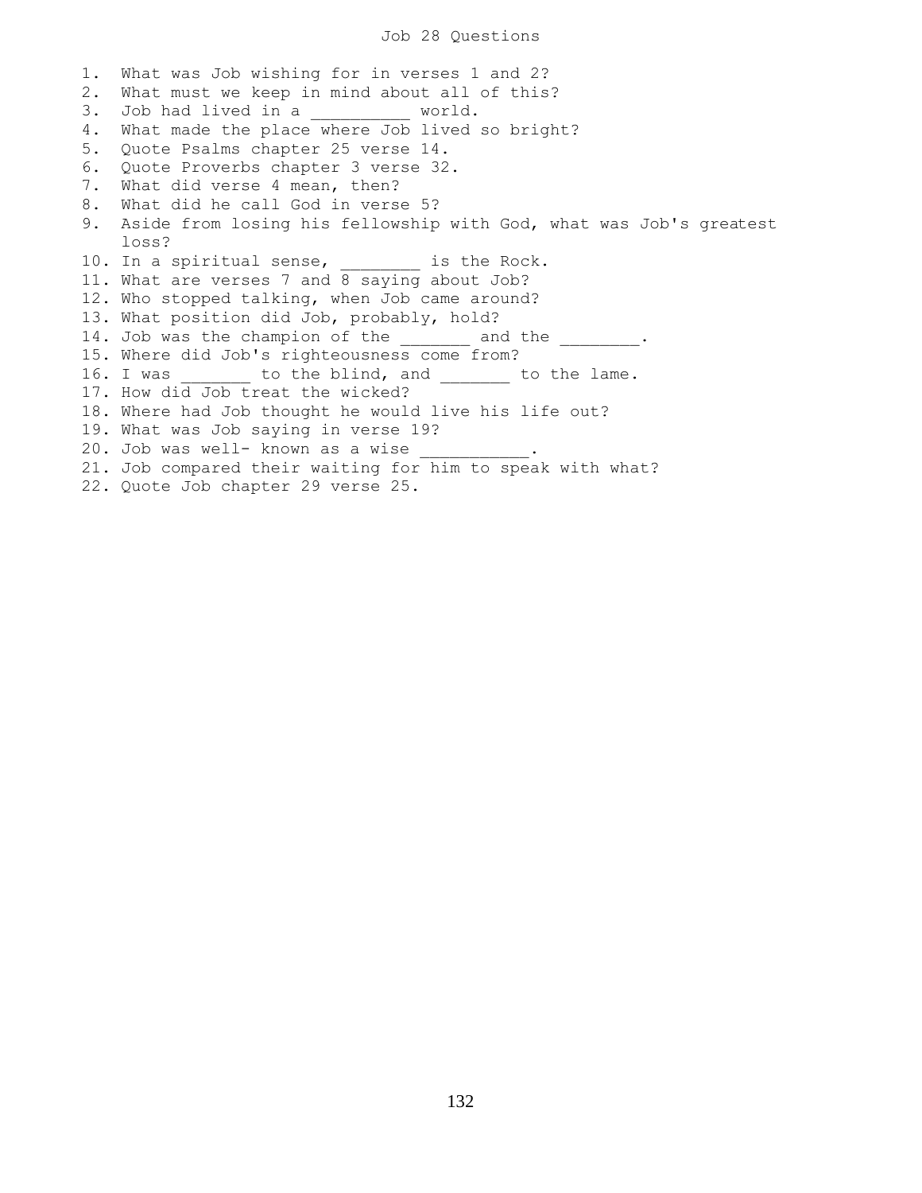# Job 28 Questions

1. What was Job wishing for in verses 1 and 2?
2. What must we keep in mind about all of this?
3. Job had lived in a __________ world.
4. What made the place where Job lived so bright?
5. Quote Psalms chapter 25 verse 14.
6. Quote Proverbs chapter 3 verse 32.
7. What did verse 4 mean, then?
8. What did he call God in verse 5?
9. Aside from losing his fellowship with God, what was Job's greatest loss?
10. In a spiritual sense, ________ is the Rock.
11. What are verses 7 and 8 saying about Job?
12. Who stopped talking, when Job came around?
13. What position did Job, probably, hold?
14. Job was the champion of the _______ and the ________.
15. Where did Job's righteousness come from?
16. I was _______ to the blind, and _______ to the lame.
17. How did Job treat the wicked?
18. Where had Job thought he would live his life out?
19. What was Job saying in verse 19?
20. Job was well- known as a wise ___________.
21. Job compared their waiting for him to speak with what?
22. Quote Job chapter 29 verse 25.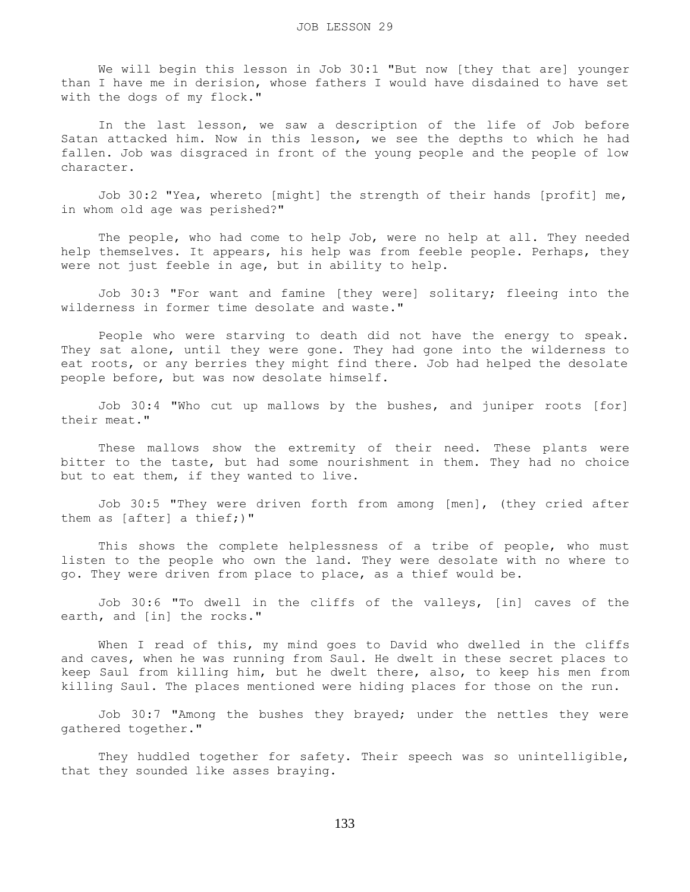# JOB LESSON 29

We will begin this lesson in Job 30:1 "But now [they that are] younger than I have me in derision, whose fathers I would have disdained to have set with the dogs of my flock."

In the last lesson, we saw a description of the life of Job before Satan attacked him. Now in this lesson, we see the depths to which he had fallen. Job was disgraced in front of the young people and the people of low character.

Job 30:2 "Yea, whereto [might] the strength of their hands [profit] me, in whom old age was perished?"

The people, who had come to help Job, were no help at all. They needed help themselves. It appears, his help was from feeble people. Perhaps, they were not just feeble in age, but in ability to help.

Job 30:3 "For want and famine [they were] solitary; fleeing into the wilderness in former time desolate and waste."

People who were starving to death did not have the energy to speak. They sat alone, until they were gone. They had gone into the wilderness to eat roots, or any berries they might find there. Job had helped the desolate people before, but was now desolate himself.

Job 30:4 "Who cut up mallows by the bushes, and juniper roots [for] their meat."

These mallows show the extremity of their need. These plants were bitter to the taste, but had some nourishment in them. They had no choice but to eat them, if they wanted to live.

Job 30:5 "They were driven forth from among [men], (they cried after them as [after] a thief;)"

This shows the complete helplessness of a tribe of people, who must listen to the people who own the land. They were desolate with no where to go. They were driven from place to place, as a thief would be.

Job 30:6 "To dwell in the cliffs of the valleys, [in] caves of the earth, and [in] the rocks."

When I read of this, my mind goes to David who dwelled in the cliffs and caves, when he was running from Saul. He dwelt in these secret places to keep Saul from killing him, but he dwelt there, also, to keep his men from killing Saul. The places mentioned were hiding places for those on the run.

Job 30:7 "Among the bushes they brayed; under the nettles they were gathered together."

They huddled together for safety. Their speech was so unintelligible, that they sounded like asses braying.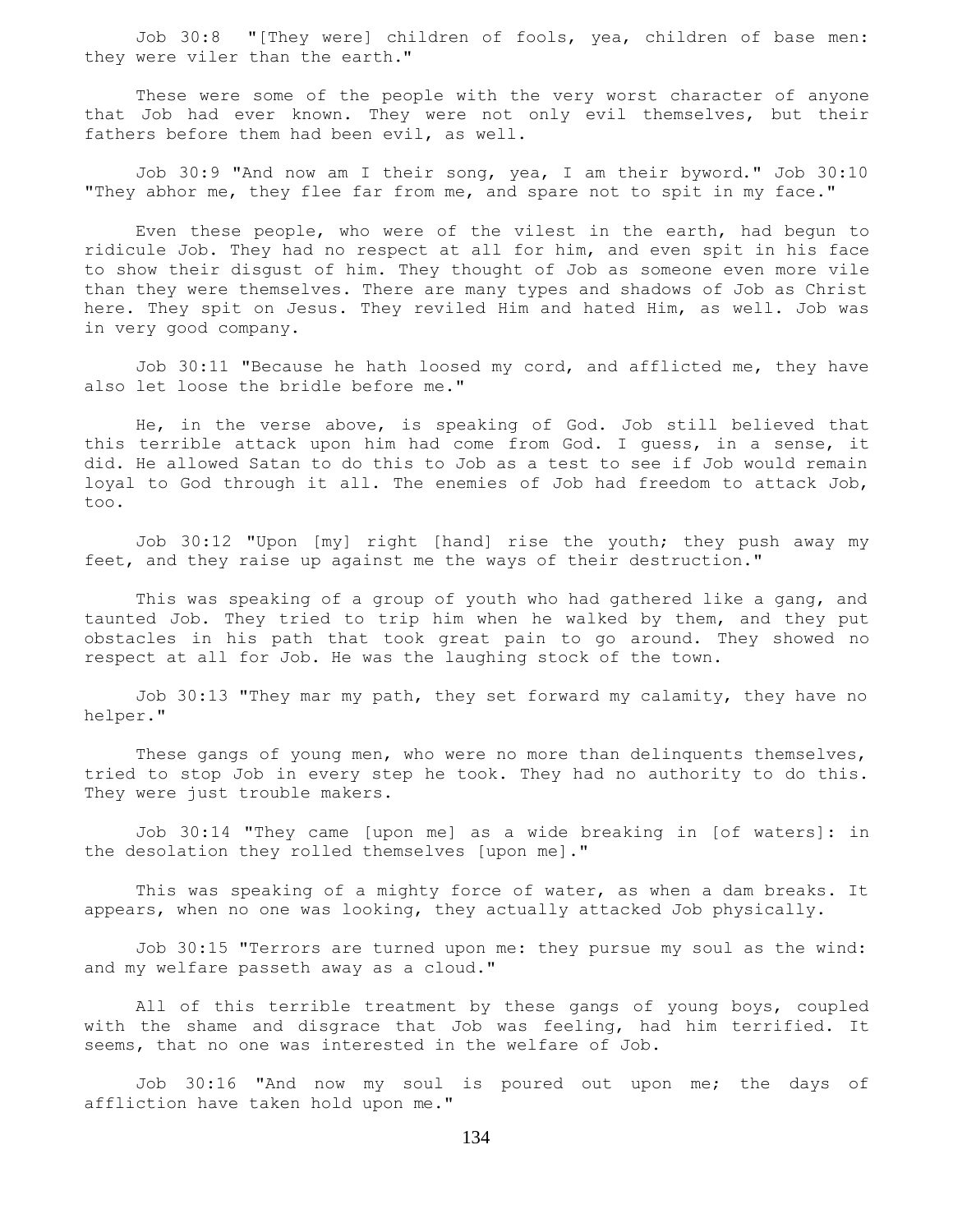Job 30:8 "[They were] children of fools, yea, children of base men: they were viler than the earth."

These were some of the people with the very worst character of anyone that Job had ever known. They were not only evil themselves, but their fathers before them had been evil, as well.

Job 30:9 "And now am I their song, yea, I am their byword." Job 30:10 "They abhor me, they flee far from me, and spare not to spit in my face."

Even these people, who were of the vilest in the earth, had begun to ridicule Job. They had no respect at all for him, and even spit in his face to show their disgust of him. They thought of Job as someone even more vile than they were themselves. There are many types and shadows of Job as Christ here. They spit on Jesus. They reviled Him and hated Him, as well. Job was in very good company.

Job 30:11 "Because he hath loosed my cord, and afflicted me, they have also let loose the bridle before me."

He, in the verse above, is speaking of God. Job still believed that this terrible attack upon him had come from God. I guess, in a sense, it did. He allowed Satan to do this to Job as a test to see if Job would remain loyal to God through it all. The enemies of Job had freedom to attack Job, too.

Job 30:12 "Upon [my] right [hand] rise the youth; they push away my feet, and they raise up against me the ways of their destruction."

This was speaking of a group of youth who had gathered like a gang, and taunted Job. They tried to trip him when he walked by them, and they put obstacles in his path that took great pain to go around. They showed no respect at all for Job. He was the laughing stock of the town.

Job 30:13 "They mar my path, they set forward my calamity, they have no helper."

These gangs of young men, who were no more than delinquents themselves, tried to stop Job in every step he took. They had no authority to do this. They were just trouble makers.

Job 30:14 "They came [upon me] as a wide breaking in [of waters]: in the desolation they rolled themselves [upon me]."

This was speaking of a mighty force of water, as when a dam breaks. It appears, when no one was looking, they actually attacked Job physically.

Job 30:15 "Terrors are turned upon me: they pursue my soul as the wind: and my welfare passeth away as a cloud."

All of this terrible treatment by these gangs of young boys, coupled with the shame and disgrace that Job was feeling, had him terrified. It seems, that no one was interested in the welfare of Job.

Job 30:16 "And now my soul is poured out upon me; the days of affliction have taken hold upon me."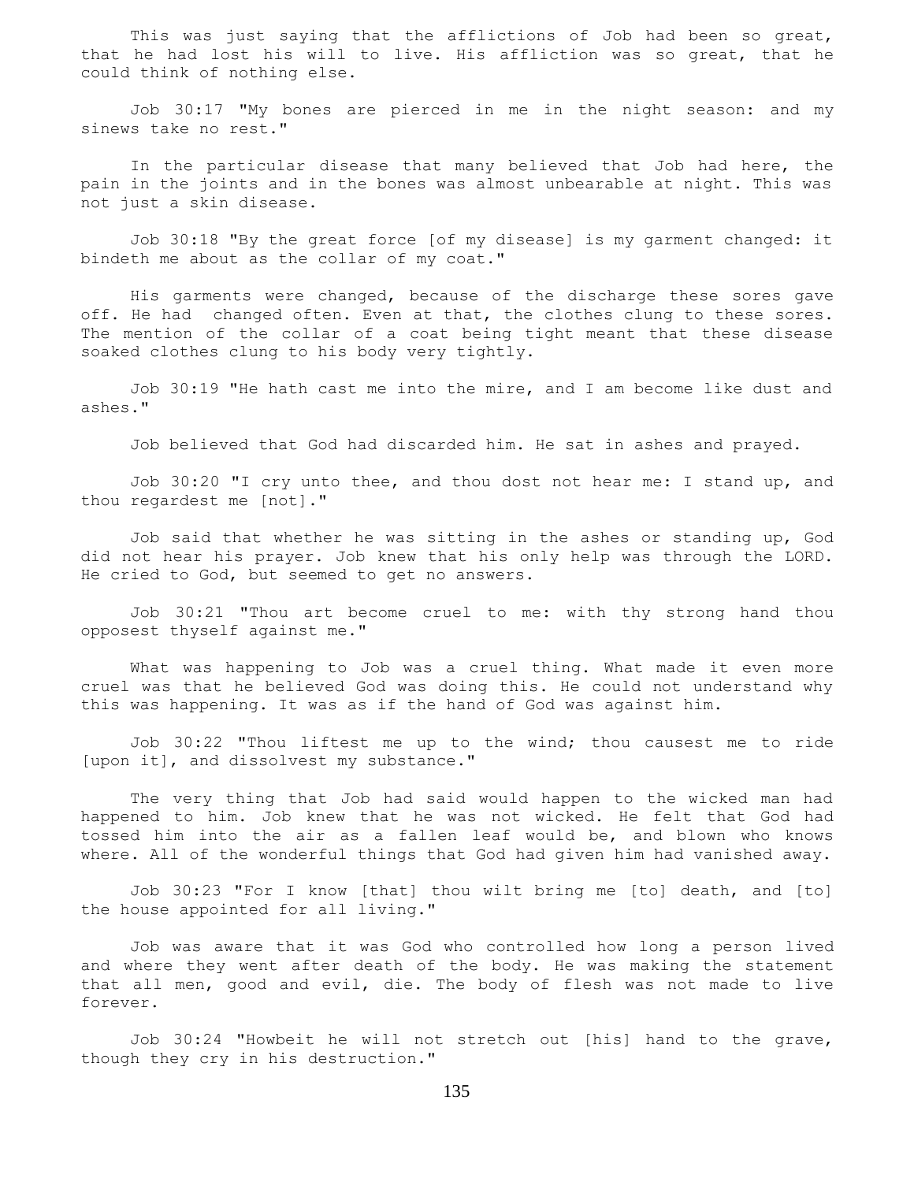This was just saying that the afflictions of Job had been so great, that he had lost his will to live. His affliction was so great, that he could think of nothing else.

Job 30:17 "My bones are pierced in me in the night season: and my sinews take no rest."

In the particular disease that many believed that Job had here, the pain in the joints and in the bones was almost unbearable at night. This was not just a skin disease.

Job 30:18 "By the great force [of my disease] is my garment changed: it bindeth me about as the collar of my coat."

His garments were changed, because of the discharge these sores gave off. He had changed often. Even at that, the clothes clung to these sores. The mention of the collar of a coat being tight meant that these disease soaked clothes clung to his body very tightly.

Job 30:19 "He hath cast me into the mire, and I am become like dust and ashes."

Job believed that God had discarded him. He sat in ashes and prayed.

Job 30:20 "I cry unto thee, and thou dost not hear me: I stand up, and thou regardest me [not]."

Job said that whether he was sitting in the ashes or standing up, God did not hear his prayer. Job knew that his only help was through the LORD. He cried to God, but seemed to get no answers.

Job 30:21 "Thou art become cruel to me: with thy strong hand thou opposest thyself against me."

What was happening to Job was a cruel thing. What made it even more cruel was that he believed God was doing this. He could not understand why this was happening. It was as if the hand of God was against him.

Job 30:22 "Thou liftest me up to the wind; thou causest me to ride [upon it], and dissolvest my substance."

The very thing that Job had said would happen to the wicked man had happened to him. Job knew that he was not wicked. He felt that God had tossed him into the air as a fallen leaf would be, and blown who knows where. All of the wonderful things that God had given him had vanished away.

Job 30:23 "For I know [that] thou wilt bring me [to] death, and [to] the house appointed for all living."

Job was aware that it was God who controlled how long a person lived and where they went after death of the body. He was making the statement that all men, good and evil, die. The body of flesh was not made to live forever.

Job 30:24 "Howbeit he will not stretch out [his] hand to the grave, though they cry in his destruction."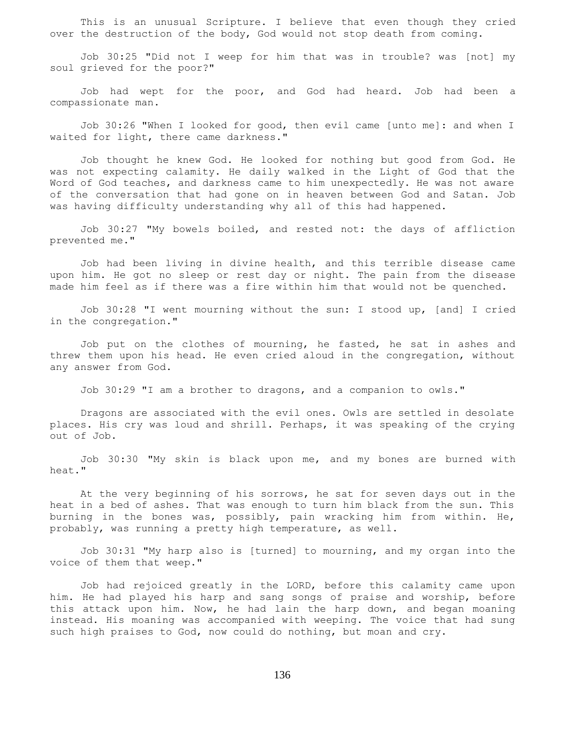This is an unusual Scripture. I believe that even though they cried over the destruction of the body, God would not stop death from coming.

Job 30:25 "Did not I weep for him that was in trouble? was [not] my soul grieved for the poor?"

Job had wept for the poor, and God had heard. Job had been a compassionate man.

Job 30:26 "When I looked for good, then evil came [unto me]: and when I waited for light, there came darkness."

Job thought he knew God. He looked for nothing but good from God. He was not expecting calamity. He daily walked in the Light of God that the Word of God teaches, and darkness came to him unexpectedly. He was not aware of the conversation that had gone on in heaven between God and Satan. Job was having difficulty understanding why all of this had happened.

Job 30:27 "My bowels boiled, and rested not: the days of affliction prevented me."

Job had been living in divine health, and this terrible disease came upon him. He got no sleep or rest day or night. The pain from the disease made him feel as if there was a fire within him that would not be quenched.

Job 30:28 "I went mourning without the sun: I stood up, [and] I cried in the congregation."

Job put on the clothes of mourning, he fasted, he sat in ashes and threw them upon his head. He even cried aloud in the congregation, without any answer from God.

Job 30:29 "I am a brother to dragons, and a companion to owls."

Dragons are associated with the evil ones. Owls are settled in desolate places. His cry was loud and shrill. Perhaps, it was speaking of the crying out of Job.

Job 30:30 "My skin is black upon me, and my bones are burned with heat."

At the very beginning of his sorrows, he sat for seven days out in the heat in a bed of ashes. That was enough to turn him black from the sun. This burning in the bones was, possibly, pain wracking him from within. He, probably, was running a pretty high temperature, as well.

Job 30:31 "My harp also is [turned] to mourning, and my organ into the voice of them that weep."

Job had rejoiced greatly in the LORD, before this calamity came upon him. He had played his harp and sang songs of praise and worship, before this attack upon him. Now, he had lain the harp down, and began moaning instead. His moaning was accompanied with weeping. The voice that had sung such high praises to God, now could do nothing, but moan and cry.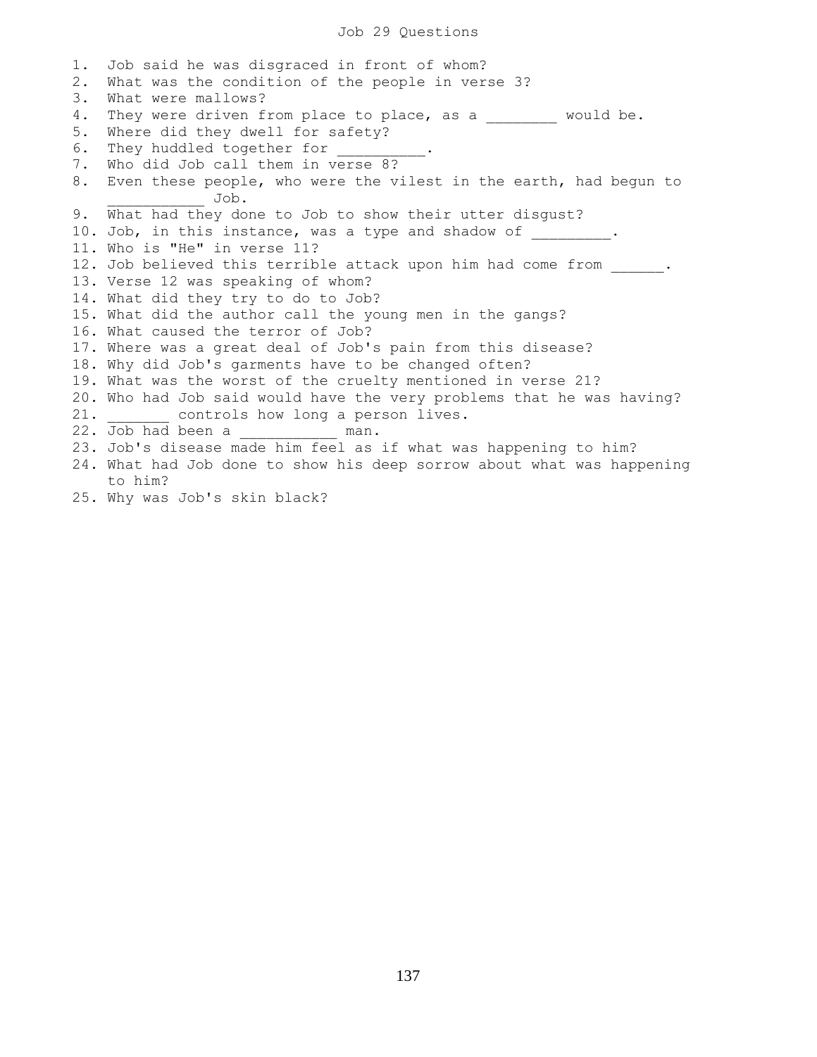# Job 29 Questions

1. Job said he was disgraced in front of whom?
2. What was the condition of the people in verse 3?
3. What were mallows?
4. They were driven from place to place, as a ________ would be.
5. Where did they dwell for safety?
6. They huddled together for __________.
7. Who did Job call them in verse 8?
8. Even these people, who were the vilest in the earth, had begun to ___________ Job.
9. What had they done to Job to show their utter disgust?
10. Job, in this instance, was a type and shadow of _________.
11. Who is "He" in verse 11?
12. Job believed this terrible attack upon him had come from ______.
13. Verse 12 was speaking of whom?
14. What did they try to do to Job?
15. What did the author call the young men in the gangs?
16. What caused the terror of Job?
17. Where was a great deal of Job's pain from this disease?
18. Why did Job's garments have to be changed often?
19. What was the worst of the cruelty mentioned in verse 21?
20. Who had Job said would have the very problems that he was having?
21. _______ controls how long a person lives.
22. Job had been a ___________ man.
23. Job's disease made him feel as if what was happening to him?
24. What had Job done to show his deep sorrow about what was happening to him?
25. Why was Job's skin black?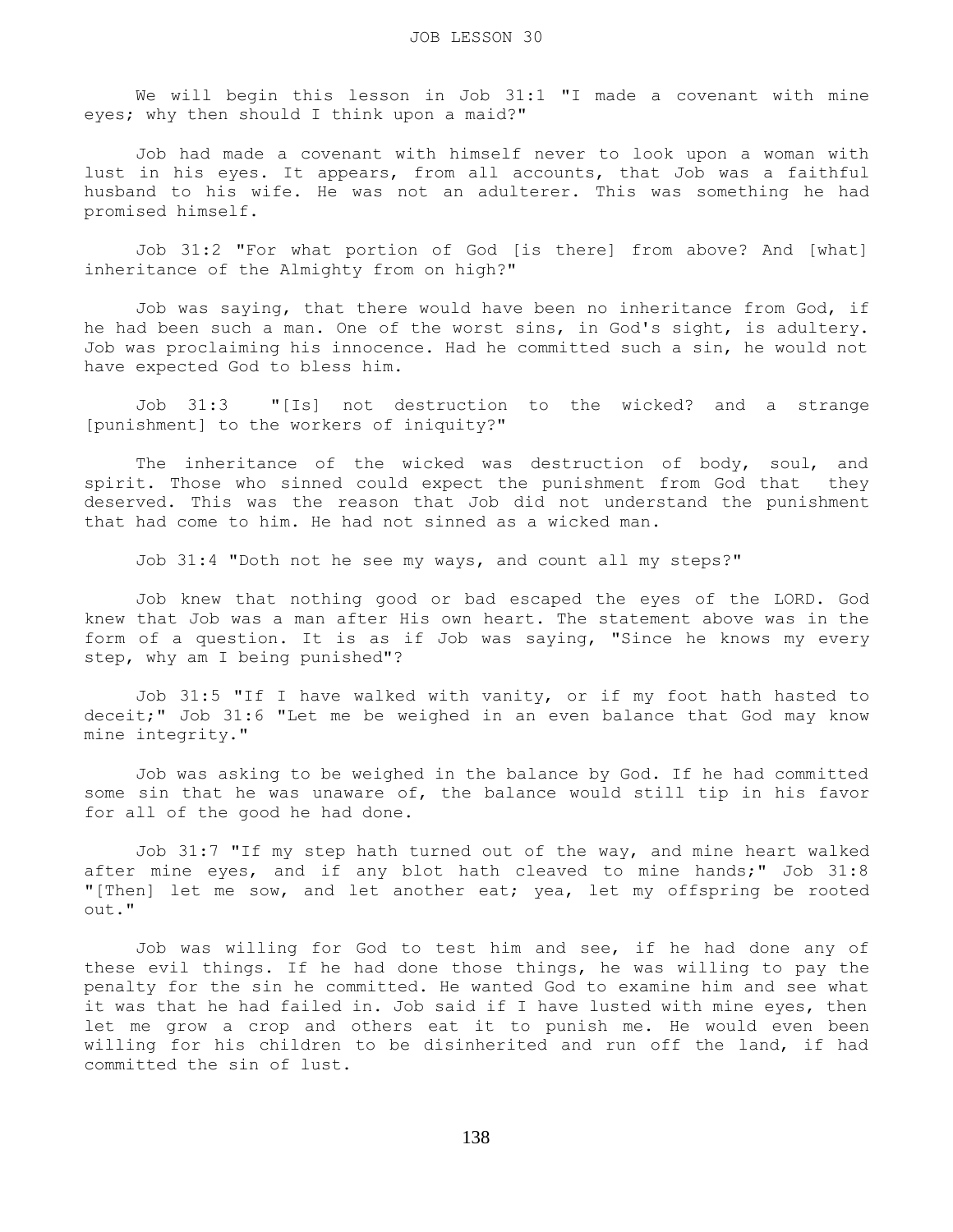# JOB LESSON 30

We will begin this lesson in Job 31:1 "I made a covenant with mine eyes; why then should I think upon a maid?"

Job had made a covenant with himself never to look upon a woman with lust in his eyes. It appears, from all accounts, that Job was a faithful husband to his wife. He was not an adulterer. This was something he had promised himself.

Job 31:2 "For what portion of God [is there] from above? And [what] inheritance of the Almighty from on high?"

Job was saying, that there would have been no inheritance from God, if he had been such a man. One of the worst sins, in God's sight, is adultery. Job was proclaiming his innocence. Had he committed such a sin, he would not have expected God to bless him.

Job 31:3 "[Is] not destruction to the wicked? and a strange [punishment] to the workers of iniquity?"

The inheritance of the wicked was destruction of body, soul, and spirit. Those who sinned could expect the punishment from God that they deserved. This was the reason that Job did not understand the punishment that had come to him. He had not sinned as a wicked man.

Job 31:4 "Doth not he see my ways, and count all my steps?"

Job knew that nothing good or bad escaped the eyes of the LORD. God knew that Job was a man after His own heart. The statement above was in the form of a question. It is as if Job was saying, "Since he knows my every step, why am I being punished"?

Job 31:5 "If I have walked with vanity, or if my foot hath hasted to deceit;" Job 31:6 "Let me be weighed in an even balance that God may know mine integrity."

Job was asking to be weighed in the balance by God. If he had committed some sin that he was unaware of, the balance would still tip in his favor for all of the good he had done.

Job 31:7 "If my step hath turned out of the way, and mine heart walked after mine eyes, and if any blot hath cleaved to mine hands;" Job 31:8 "[Then] let me sow, and let another eat; yea, let my offspring be rooted out."

Job was willing for God to test him and see, if he had done any of these evil things. If he had done those things, he was willing to pay the penalty for the sin he committed. He wanted God to examine him and see what it was that he had failed in. Job said if I have lusted with mine eyes, then let me grow a crop and others eat it to punish me. He would even been willing for his children to be disinherited and run off the land, if had committed the sin of lust.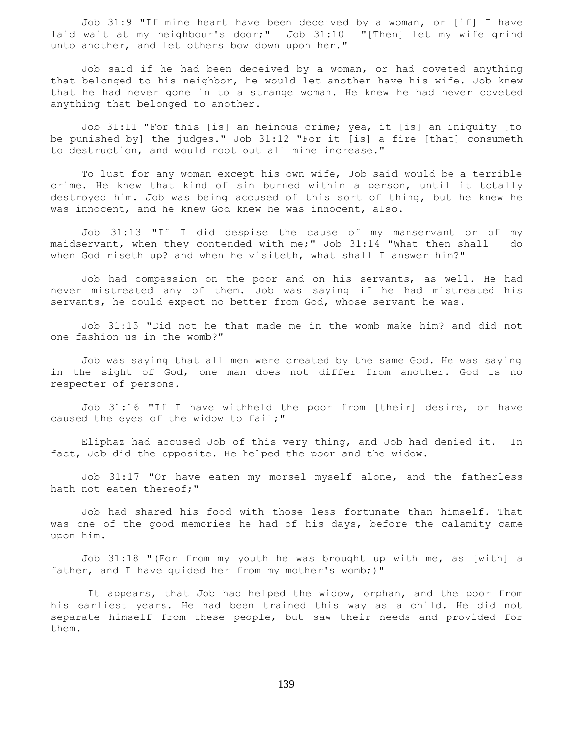Job 31:9 "If mine heart have been deceived by a woman, or [if] I have laid wait at my neighbour's door;" Job 31:10 "[Then] let my wife grind unto another, and let others bow down upon her."

Job said if he had been deceived by a woman, or had coveted anything that belonged to his neighbor, he would let another have his wife. Job knew that he had never gone in to a strange woman. He knew he had never coveted anything that belonged to another.

Job 31:11 "For this [is] an heinous crime; yea, it [is] an iniquity [to be punished by] the judges." Job 31:12 "For it [is] a fire [that] consumeth to destruction, and would root out all mine increase."

To lust for any woman except his own wife, Job said would be a terrible crime. He knew that kind of sin burned within a person, until it totally destroyed him. Job was being accused of this sort of thing, but he knew he was innocent, and he knew God knew he was innocent, also.

Job 31:13 "If I did despise the cause of my manservant or of my maidservant, when they contended with me;" Job 31:14 "What then shall do when God riseth up? and when he visiteth, what shall I answer him?"

Job had compassion on the poor and on his servants, as well. He had never mistreated any of them. Job was saying if he had mistreated his servants, he could expect no better from God, whose servant he was.

Job 31:15 "Did not he that made me in the womb make him? and did not one fashion us in the womb?"

Job was saying that all men were created by the same God. He was saying in the sight of God, one man does not differ from another. God is no respecter of persons.

Job 31:16 "If I have withheld the poor from [their] desire, or have caused the eyes of the widow to fail;"

Eliphaz had accused Job of this very thing, and Job had denied it. In fact, Job did the opposite. He helped the poor and the widow.

Job 31:17 "Or have eaten my morsel myself alone, and the fatherless hath not eaten thereof;"

Job had shared his food with those less fortunate than himself. That was one of the good memories he had of his days, before the calamity came upon him.

Job 31:18 "(For from my youth he was brought up with me, as [with] a father, and I have guided her from my mother's womb;)"

It appears, that Job had helped the widow, orphan, and the poor from his earliest years. He had been trained this way as a child. He did not separate himself from these people, but saw their needs and provided for them.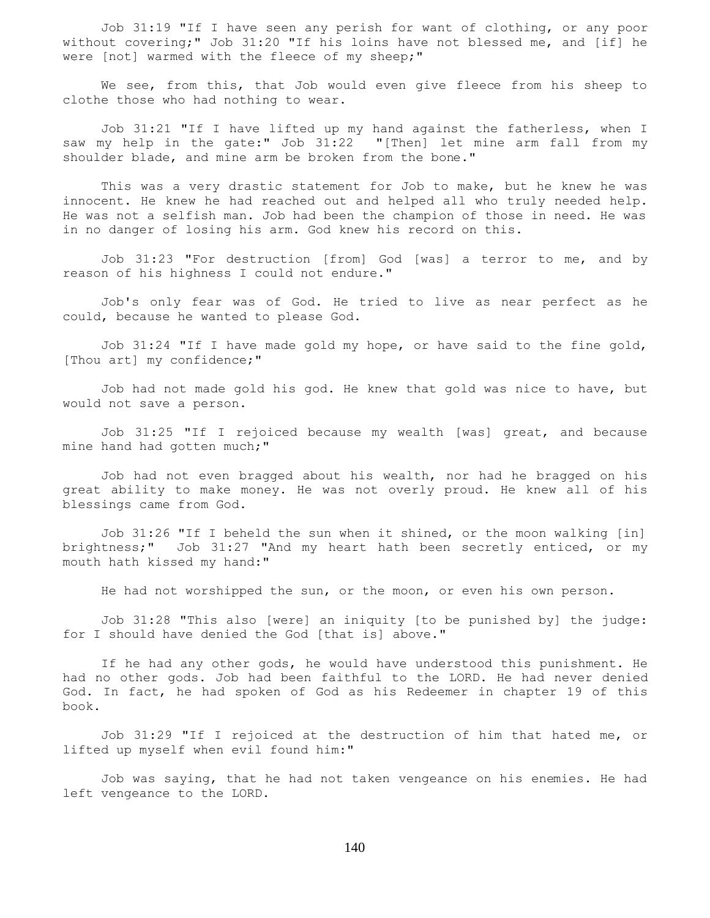Job 31:19 "If I have seen any perish for want of clothing, or any poor without covering;" Job 31:20 "If his loins have not blessed me, and [if] he were [not] warmed with the fleece of my sheep;"

We see, from this, that Job would even give fleece from his sheep to clothe those who had nothing to wear.

Job 31:21 "If I have lifted up my hand against the fatherless, when I saw my help in the gate:" Job 31:22 "[Then] let mine arm fall from my shoulder blade, and mine arm be broken from the bone."

This was a very drastic statement for Job to make, but he knew he was innocent. He knew he had reached out and helped all who truly needed help. He was not a selfish man. Job had been the champion of those in need. He was in no danger of losing his arm. God knew his record on this.

Job 31:23 "For destruction [from] God [was] a terror to me, and by reason of his highness I could not endure."

Job's only fear was of God. He tried to live as near perfect as he could, because he wanted to please God.

Job 31:24 "If I have made gold my hope, or have said to the fine gold, [Thou art] my confidence;"

Job had not made gold his god. He knew that gold was nice to have, but would not save a person.

Job 31:25 "If I rejoiced because my wealth [was] great, and because mine hand had gotten much;"

Job had not even bragged about his wealth, nor had he bragged on his great ability to make money. He was not overly proud. He knew all of his blessings came from God.

Job 31:26 "If I beheld the sun when it shined, or the moon walking [in] brightness;" Job 31:27 "And my heart hath been secretly enticed, or my mouth hath kissed my hand:"

He had not worshipped the sun, or the moon, or even his own person.

Job 31:28 "This also [were] an iniquity [to be punished by] the judge: for I should have denied the God [that is] above."

If he had any other gods, he would have understood this punishment. He had no other gods. Job had been faithful to the LORD. He had never denied God. In fact, he had spoken of God as his Redeemer in chapter 19 of this book.

Job 31:29 "If I rejoiced at the destruction of him that hated me, or lifted up myself when evil found him:"

Job was saying, that he had not taken vengeance on his enemies. He had left vengeance to the LORD.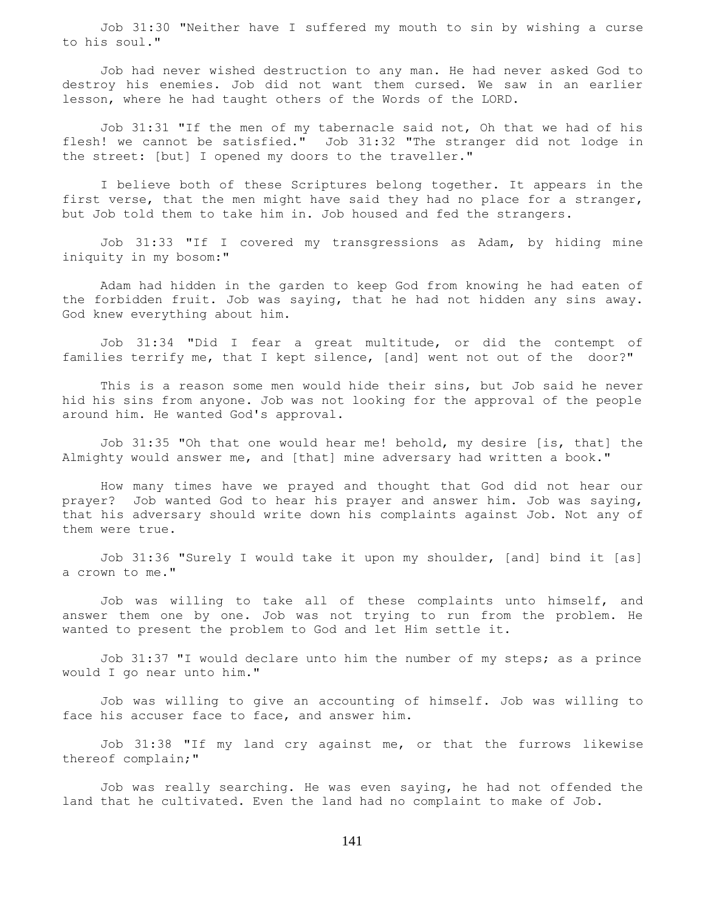Job 31:30 "Neither have I suffered my mouth to sin by wishing a curse to his soul."

Job had never wished destruction to any man. He had never asked God to destroy his enemies. Job did not want them cursed. We saw in an earlier lesson, where he had taught others of the Words of the LORD.

Job 31:31 "If the men of my tabernacle said not, Oh that we had of his flesh! we cannot be satisfied." Job 31:32 "The stranger did not lodge in the street: [but] I opened my doors to the traveller."

I believe both of these Scriptures belong together. It appears in the first verse, that the men might have said they had no place for a stranger, but Job told them to take him in. Job housed and fed the strangers.

Job 31:33 "If I covered my transgressions as Adam, by hiding mine iniquity in my bosom:"

Adam had hidden in the garden to keep God from knowing he had eaten of the forbidden fruit. Job was saying, that he had not hidden any sins away. God knew everything about him.

Job 31:34 "Did I fear a great multitude, or did the contempt of families terrify me, that I kept silence, [and] went not out of the door?"

This is a reason some men would hide their sins, but Job said he never hid his sins from anyone. Job was not looking for the approval of the people around him. He wanted God's approval.

Job 31:35 "Oh that one would hear me! behold, my desire [is, that] the Almighty would answer me, and [that] mine adversary had written a book."

How many times have we prayed and thought that God did not hear our prayer? Job wanted God to hear his prayer and answer him. Job was saying, that his adversary should write down his complaints against Job. Not any of them were true.

Job 31:36 "Surely I would take it upon my shoulder, [and] bind it [as] a crown to me."

Job was willing to take all of these complaints unto himself, and answer them one by one. Job was not trying to run from the problem. He wanted to present the problem to God and let Him settle it.

Job 31:37 "I would declare unto him the number of my steps; as a prince would I go near unto him."

Job was willing to give an accounting of himself. Job was willing to face his accuser face to face, and answer him.

Job 31:38 "If my land cry against me, or that the furrows likewise thereof complain;"

Job was really searching. He was even saying, he had not offended the land that he cultivated. Even the land had no complaint to make of Job.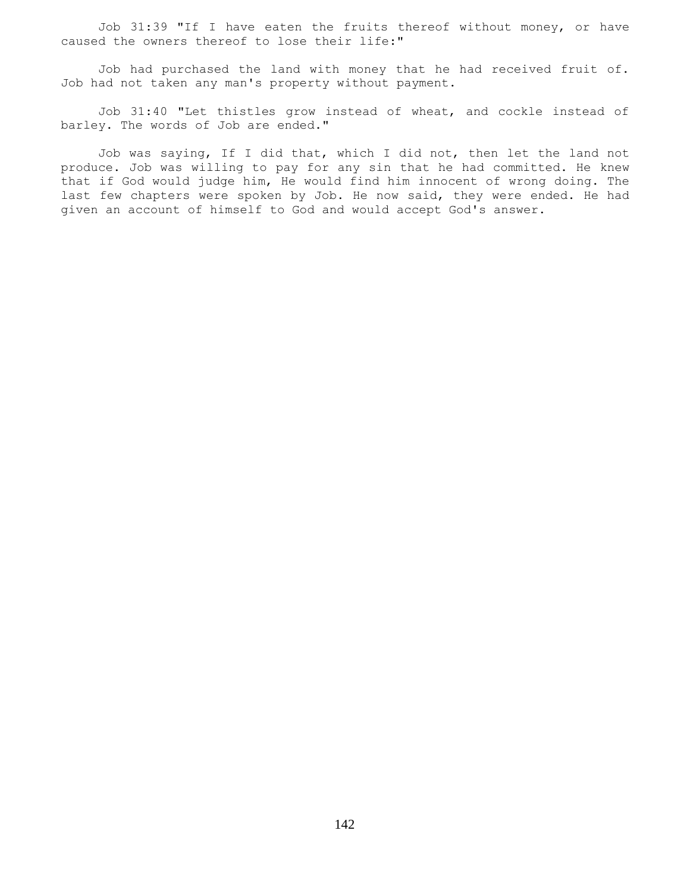Job 31:39 "If I have eaten the fruits thereof without money, or have caused the owners thereof to lose their life:"

Job had purchased the land with money that he had received fruit of. Job had not taken any man's property without payment.

Job 31:40 "Let thistles grow instead of wheat, and cockle instead of barley. The words of Job are ended."

Job was saying, If I did that, which I did not, then let the land not produce. Job was willing to pay for any sin that he had committed. He knew that if God would judge him, He would find him innocent of wrong doing. The last few chapters were spoken by Job. He now said, they were ended. He had given an account of himself to God and would accept God's answer.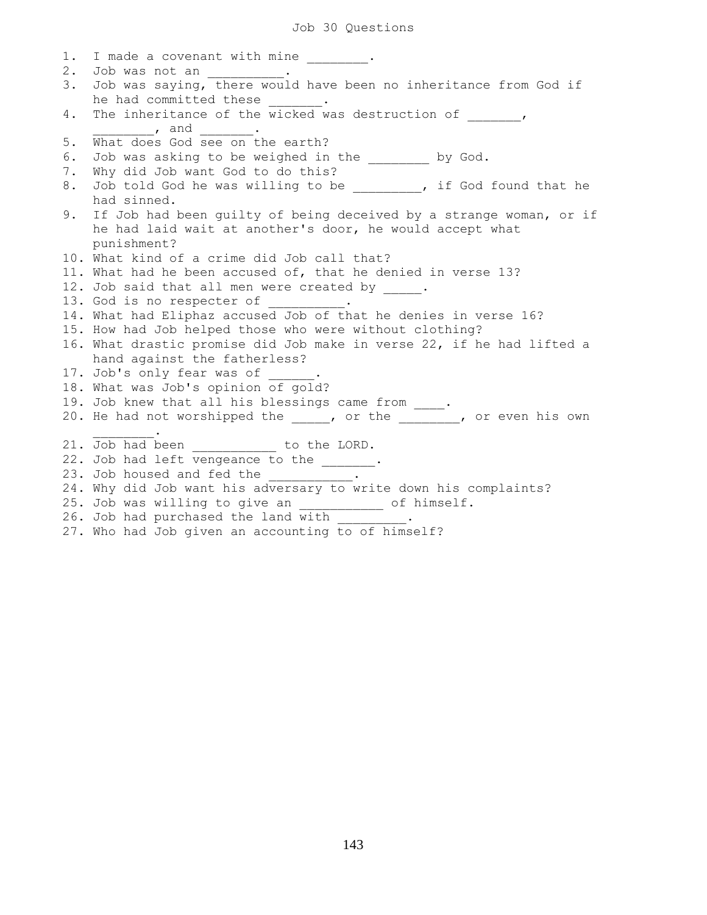# Job 30 Questions

1. I made a covenant with mine ________.
2. Job was not an __________.
3. Job was saying, there would have been no inheritance from God if he had committed these _______.
4. The inheritance of the wicked was destruction of _______, ________, and _______.
5. What does God see on the earth?
6. Job was asking to be weighed in the ________ by God.
7. Why did Job want God to do this?
8. Job told God he was willing to be _________, if God found that he had sinned.
9. If Job had been guilty of being deceived by a strange woman, or if he had laid wait at another's door, he would accept what punishment?
10. What kind of a crime did Job call that?
11. What had he been accused of, that he denied in verse 13?
12. Job said that all men were created by _____.
13. God is no respecter of __________.
14. What had Eliphaz accused Job of that he denies in verse 16?
15. How had Job helped those who were without clothing?
16. What drastic promise did Job make in verse 22, if he had lifted a hand against the fatherless?
17. Job's only fear was of ______.
18. What was Job's opinion of gold?
19. Job knew that all his blessings came from ____.
20. He had not worshipped the _____, or the ________, or even his own ________.
21. Job had been ___________ to the LORD.
22. Job had left vengeance to the _______.
23. Job housed and fed the ___________.
24. Why did Job want his adversary to write down his complaints?
25. Job was willing to give an ___________ of himself.
26. Job had purchased the land with _________.
27. Who had Job given an accounting to of himself?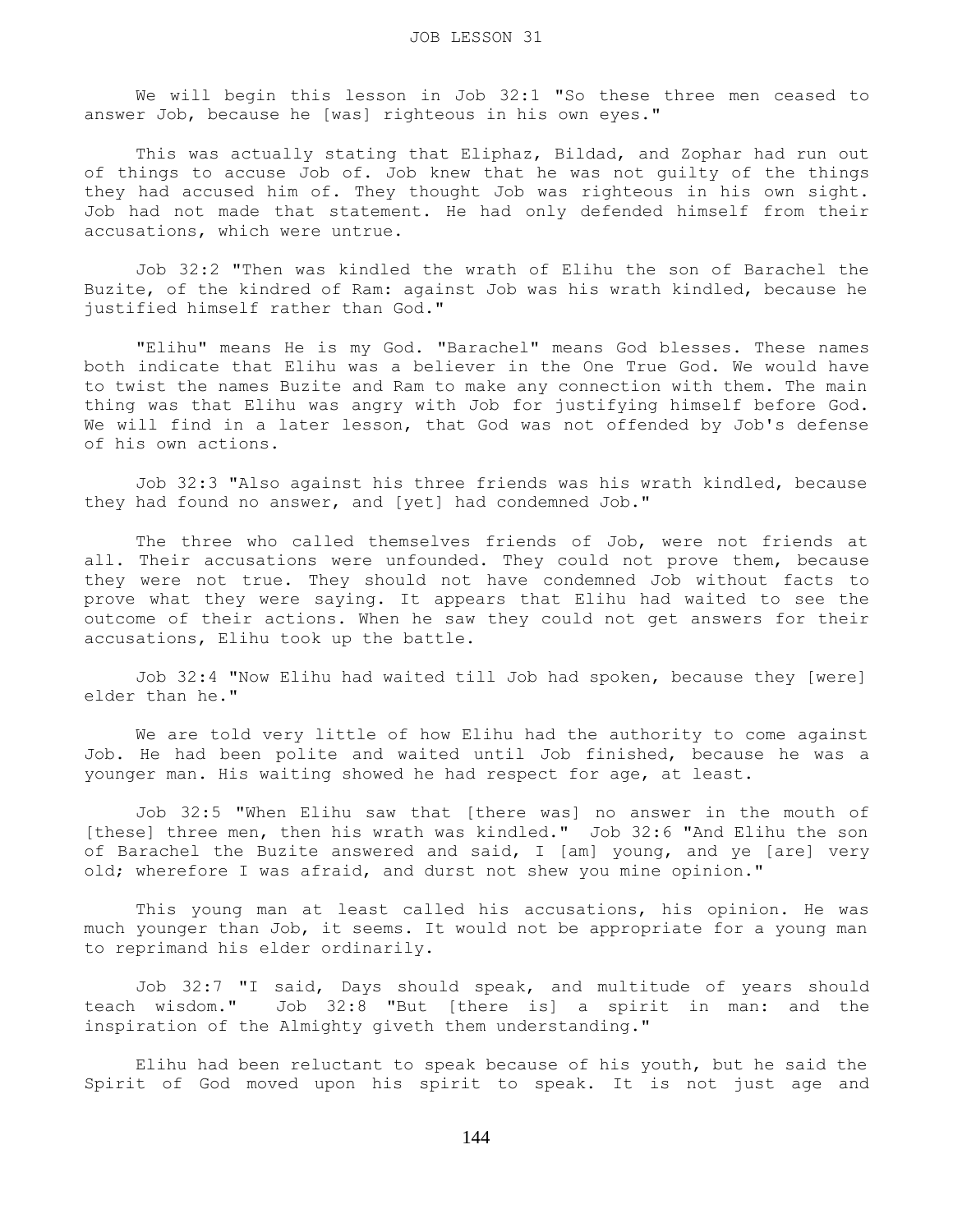# JOB LESSON 31

We will begin this lesson in Job 32:1 "So these three men ceased to answer Job, because he [was] righteous in his own eyes."

This was actually stating that Eliphaz, Bildad, and Zophar had run out of things to accuse Job of. Job knew that he was not guilty of the things they had accused him of. They thought Job was righteous in his own sight. Job had not made that statement. He had only defended himself from their accusations, which were untrue.

Job 32:2 "Then was kindled the wrath of Elihu the son of Barachel the Buzite, of the kindred of Ram: against Job was his wrath kindled, because he justified himself rather than God."

"Elihu" means He is my God. "Barachel" means God blesses. These names both indicate that Elihu was a believer in the One True God. We would have to twist the names Buzite and Ram to make any connection with them. The main thing was that Elihu was angry with Job for justifying himself before God. We will find in a later lesson, that God was not offended by Job's defense of his own actions.

Job 32:3 "Also against his three friends was his wrath kindled, because they had found no answer, and [yet] had condemned Job."

The three who called themselves friends of Job, were not friends at all. Their accusations were unfounded. They could not prove them, because they were not true. They should not have condemned Job without facts to prove what they were saying. It appears that Elihu had waited to see the outcome of their actions. When he saw they could not get answers for their accusations, Elihu took up the battle.

Job 32:4 "Now Elihu had waited till Job had spoken, because they [were] elder than he."

We are told very little of how Elihu had the authority to come against Job. He had been polite and waited until Job finished, because he was a younger man. His waiting showed he had respect for age, at least.

Job 32:5 "When Elihu saw that [there was] no answer in the mouth of [these] three men, then his wrath was kindled." Job 32:6 "And Elihu the son of Barachel the Buzite answered and said, I [am] young, and ye [are] very old; wherefore I was afraid, and durst not shew you mine opinion."

This young man at least called his accusations, his opinion. He was much younger than Job, it seems. It would not be appropriate for a young man to reprimand his elder ordinarily.

Job 32:7 "I said, Days should speak, and multitude of years should teach wisdom." Job 32:8 "But [there is] a spirit in man: and the inspiration of the Almighty giveth them understanding."

Elihu had been reluctant to speak because of his youth, but he said the Spirit of God moved upon his spirit to speak. It is not just age and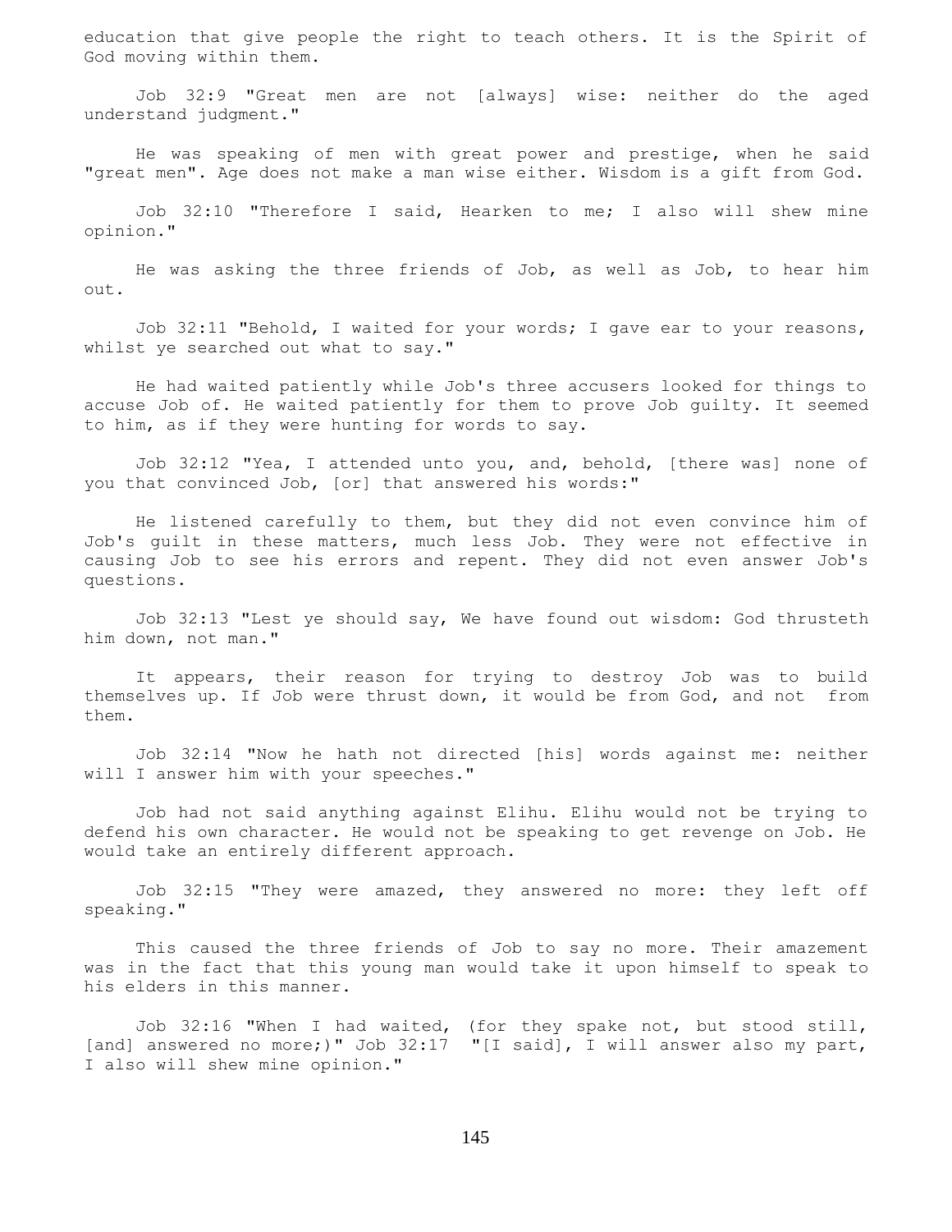education that give people the right to teach others. It is the Spirit of God moving within them.

Job 32:9 "Great men are not [always] wise: neither do the aged understand judgment."

He was speaking of men with great power and prestige, when he said "great men". Age does not make a man wise either. Wisdom is a gift from God.

Job 32:10 "Therefore I said, Hearken to me; I also will shew mine opinion."

He was asking the three friends of Job, as well as Job, to hear him out.

Job 32:11 "Behold, I waited for your words; I gave ear to your reasons, whilst ye searched out what to say."

He had waited patiently while Job's three accusers looked for things to accuse Job of. He waited patiently for them to prove Job guilty. It seemed to him, as if they were hunting for words to say.

Job 32:12 "Yea, I attended unto you, and, behold, [there was] none of you that convinced Job, [or] that answered his words:"

He listened carefully to them, but they did not even convince him of Job's guilt in these matters, much less Job. They were not effective in causing Job to see his errors and repent. They did not even answer Job's questions.

Job 32:13 "Lest ye should say, We have found out wisdom: God thrusteth him down, not man."

It appears, their reason for trying to destroy Job was to build themselves up. If Job were thrust down, it would be from God, and not from them.

Job 32:14 "Now he hath not directed [his] words against me: neither will I answer him with your speeches."

Job had not said anything against Elihu. Elihu would not be trying to defend his own character. He would not be speaking to get revenge on Job. He would take an entirely different approach.

Job 32:15 "They were amazed, they answered no more: they left off speaking."

This caused the three friends of Job to say no more. Their amazement was in the fact that this young man would take it upon himself to speak to his elders in this manner.

Job 32:16 "When I had waited, (for they spake not, but stood still, [and] answered no more;)" Job 32:17 "[I said], I will answer also my part, I also will shew mine opinion."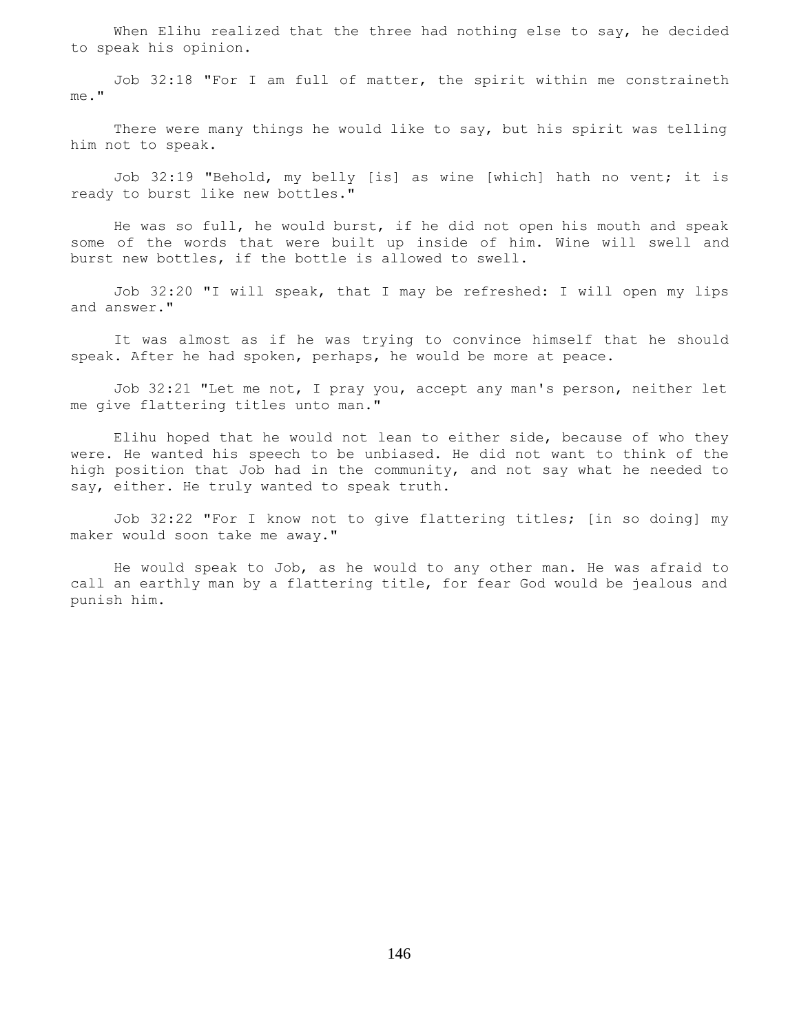When Elihu realized that the three had nothing else to say, he decided to speak his opinion.

Job 32:18 "For I am full of matter, the spirit within me constraineth me."

There were many things he would like to say, but his spirit was telling him not to speak.

Job 32:19 "Behold, my belly [is] as wine [which] hath no vent; it is ready to burst like new bottles."

He was so full, he would burst, if he did not open his mouth and speak some of the words that were built up inside of him. Wine will swell and burst new bottles, if the bottle is allowed to swell.

Job 32:20 "I will speak, that I may be refreshed: I will open my lips and answer."

It was almost as if he was trying to convince himself that he should speak. After he had spoken, perhaps, he would be more at peace.

Job 32:21 "Let me not, I pray you, accept any man's person, neither let me give flattering titles unto man."

Elihu hoped that he would not lean to either side, because of who they were. He wanted his speech to be unbiased. He did not want to think of the high position that Job had in the community, and not say what he needed to say, either. He truly wanted to speak truth.

Job 32:22 "For I know not to give flattering titles; [in so doing] my maker would soon take me away."

He would speak to Job, as he would to any other man. He was afraid to call an earthly man by a flattering title, for fear God would be jealous and punish him.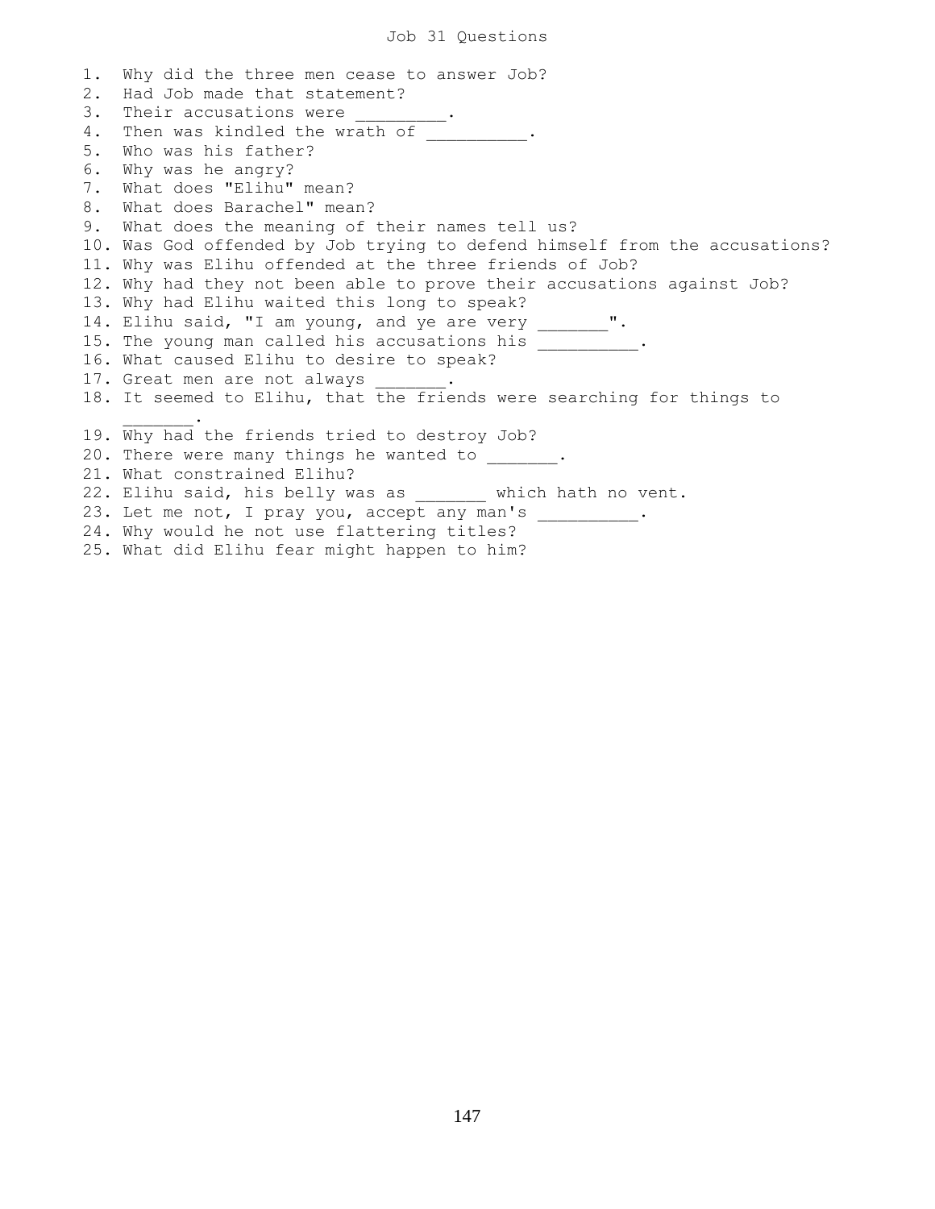# Job 31 Questions

1. Why did the three men cease to answer Job?
2. Had Job made that statement?
3. Their accusations were _________.
4. Then was kindled the wrath of __________.
5. Who was his father?
6. Why was he angry?
7. What does "Elihu" mean?
8. What does Barachel" mean?
9. What does the meaning of their names tell us?
10. Was God offended by Job trying to defend himself from the accusations?
11. Why was Elihu offended at the three friends of Job?
12. Why had they not been able to prove their accusations against Job?
13. Why had Elihu waited this long to speak?
14. Elihu said, "I am young, and ye are very _______".
15. The young man called his accusations his __________.
16. What caused Elihu to desire to speak?
17. Great men are not always _______.
18. It seemed to Elihu, that the friends were searching for things to _______.
19. Why had the friends tried to destroy Job?
20. There were many things he wanted to _______.
21. What constrained Elihu?
22. Elihu said, his belly was as _______ which hath no vent.
23. Let me not, I pray you, accept any man's __________.
24. Why would he not use flattering titles?
25. What did Elihu fear might happen to him?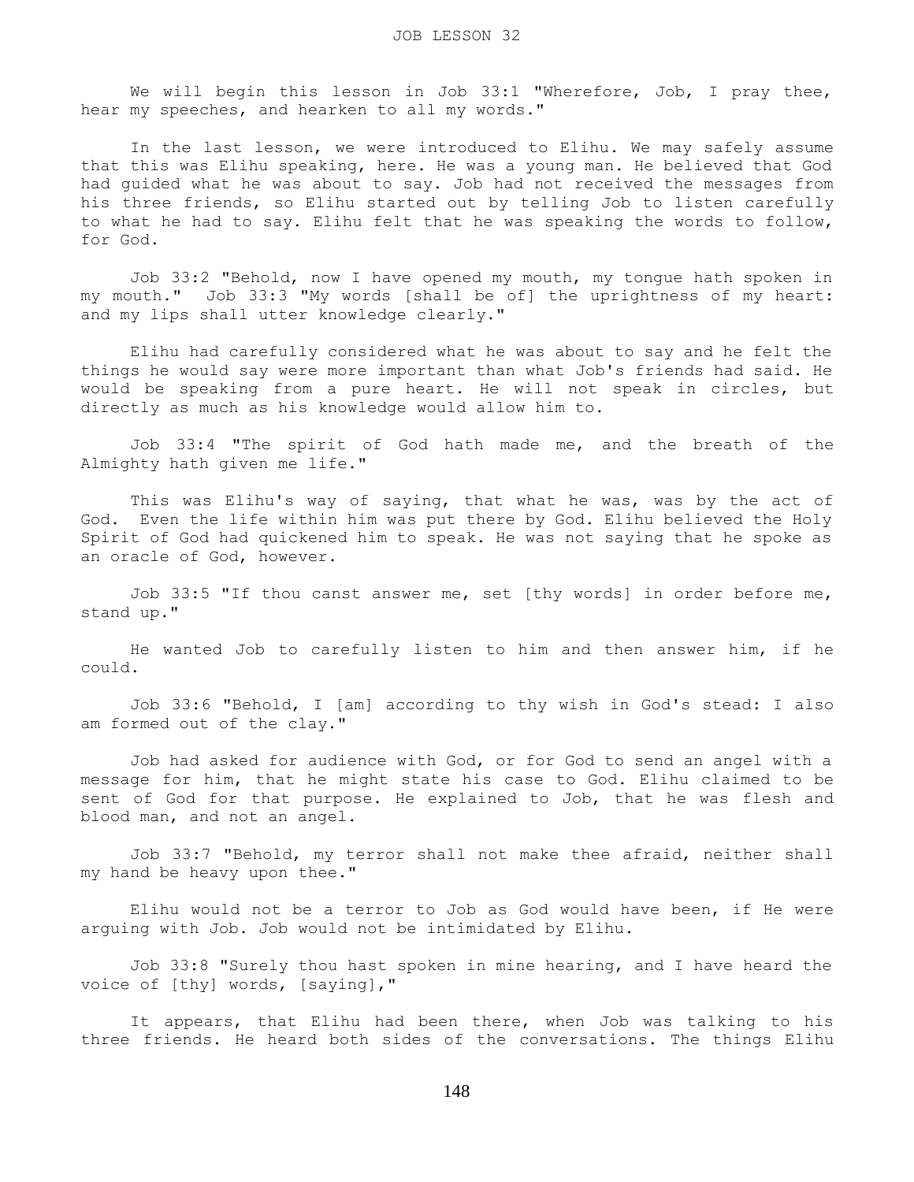JOB LESSON 32

We will begin this lesson in Job 33:1 "Wherefore, Job, I pray thee, hear my speeches, and hearken to all my words."

In the last lesson, we were introduced to Elihu. We may safely assume that this was Elihu speaking, here. He was a young man. He believed that God had guided what he was about to say. Job had not received the messages from his three friends, so Elihu started out by telling Job to listen carefully to what he had to say. Elihu felt that he was speaking the words to follow, for God.

Job 33:2 "Behold, now I have opened my mouth, my tongue hath spoken in my mouth." Job 33:3 "My words [shall be of] the uprightness of my heart: and my lips shall utter knowledge clearly."

Elihu had carefully considered what he was about to say and he felt the things he would say were more important than what Job's friends had said. He would be speaking from a pure heart. He will not speak in circles, but directly as much as his knowledge would allow him to.

Job 33:4 "The spirit of God hath made me, and the breath of the Almighty hath given me life."

This was Elihu's way of saying, that what he was, was by the act of God. Even the life within him was put there by God. Elihu believed the Holy Spirit of God had quickened him to speak. He was not saying that he spoke as an oracle of God, however.

Job 33:5 "If thou canst answer me, set [thy words] in order before me, stand up."

He wanted Job to carefully listen to him and then answer him, if he could.

Job 33:6 "Behold, I [am] according to thy wish in God's stead: I also am formed out of the clay."

Job had asked for audience with God, or for God to send an angel with a message for him, that he might state his case to God. Elihu claimed to be sent of God for that purpose. He explained to Job, that he was flesh and blood man, and not an angel.

Job 33:7 "Behold, my terror shall not make thee afraid, neither shall my hand be heavy upon thee."

Elihu would not be a terror to Job as God would have been, if He were arguing with Job. Job would not be intimidated by Elihu.

Job 33:8 "Surely thou hast spoken in mine hearing, and I have heard the voice of [thy] words, [saying],"

It appears, that Elihu had been there, when Job was talking to his three friends. He heard both sides of the conversations. The things Elihu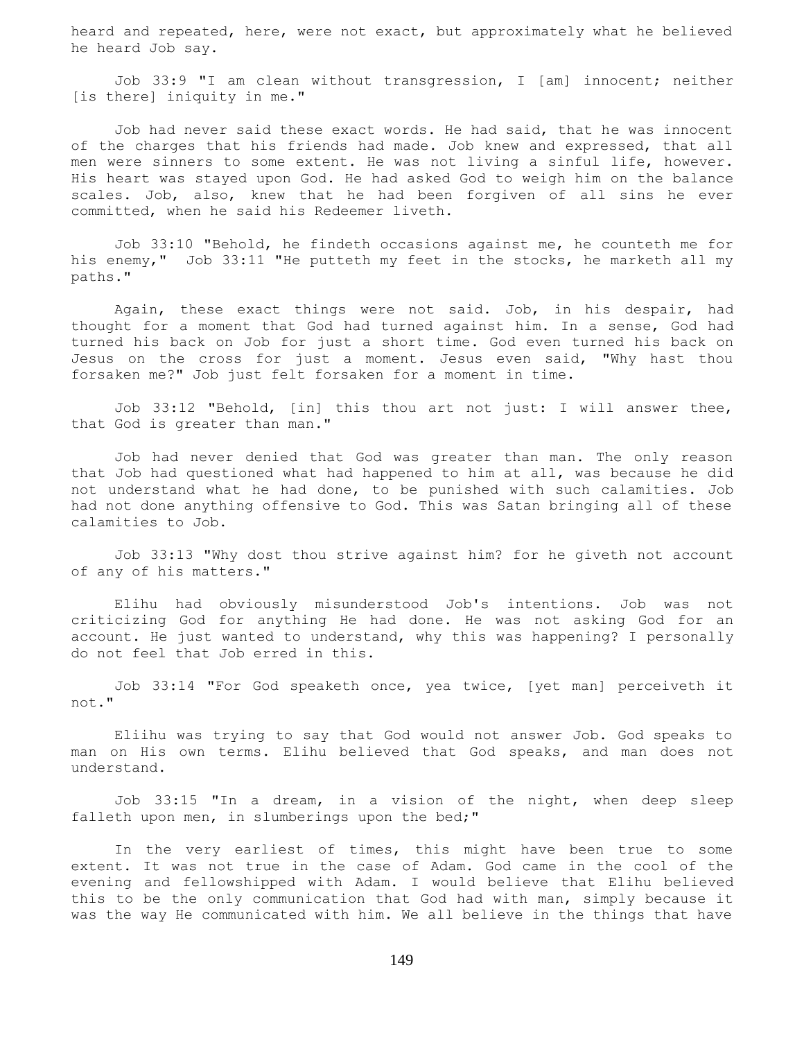heard and repeated, here, were not exact, but approximately what he believed he heard Job say.

Job 33:9 "I am clean without transgression, I [am] innocent; neither [is there] iniquity in me."

Job had never said these exact words. He had said, that he was innocent of the charges that his friends had made. Job knew and expressed, that all men were sinners to some extent. He was not living a sinful life, however. His heart was stayed upon God. He had asked God to weigh him on the balance scales. Job, also, knew that he had been forgiven of all sins he ever committed, when he said his Redeemer liveth.

Job 33:10 "Behold, he findeth occasions against me, he counteth me for his enemy," Job 33:11 "He putteth my feet in the stocks, he marketh all my paths."

Again, these exact things were not said. Job, in his despair, had thought for a moment that God had turned against him. In a sense, God had turned his back on Job for just a short time. God even turned his back on Jesus on the cross for just a moment. Jesus even said, "Why hast thou forsaken me?" Job just felt forsaken for a moment in time.

Job 33:12 "Behold, [in] this thou art not just: I will answer thee, that God is greater than man."

Job had never denied that God was greater than man. The only reason that Job had questioned what had happened to him at all, was because he did not understand what he had done, to be punished with such calamities. Job had not done anything offensive to God. This was Satan bringing all of these calamities to Job.

Job 33:13 "Why dost thou strive against him? for he giveth not account of any of his matters."

Elihu had obviously misunderstood Job's intentions. Job was not criticizing God for anything He had done. He was not asking God for an account. He just wanted to understand, why this was happening? I personally do not feel that Job erred in this.

Job 33:14 "For God speaketh once, yea twice, [yet man] perceiveth it not."

Eliihu was trying to say that God would not answer Job. God speaks to man on His own terms. Elihu believed that God speaks, and man does not understand.

Job 33:15 "In a dream, in a vision of the night, when deep sleep falleth upon men, in slumberings upon the bed;"

In the very earliest of times, this might have been true to some extent. It was not true in the case of Adam. God came in the cool of the evening and fellowshipped with Adam. I would believe that Elihu believed this to be the only communication that God had with man, simply because it was the way He communicated with him. We all believe in the things that have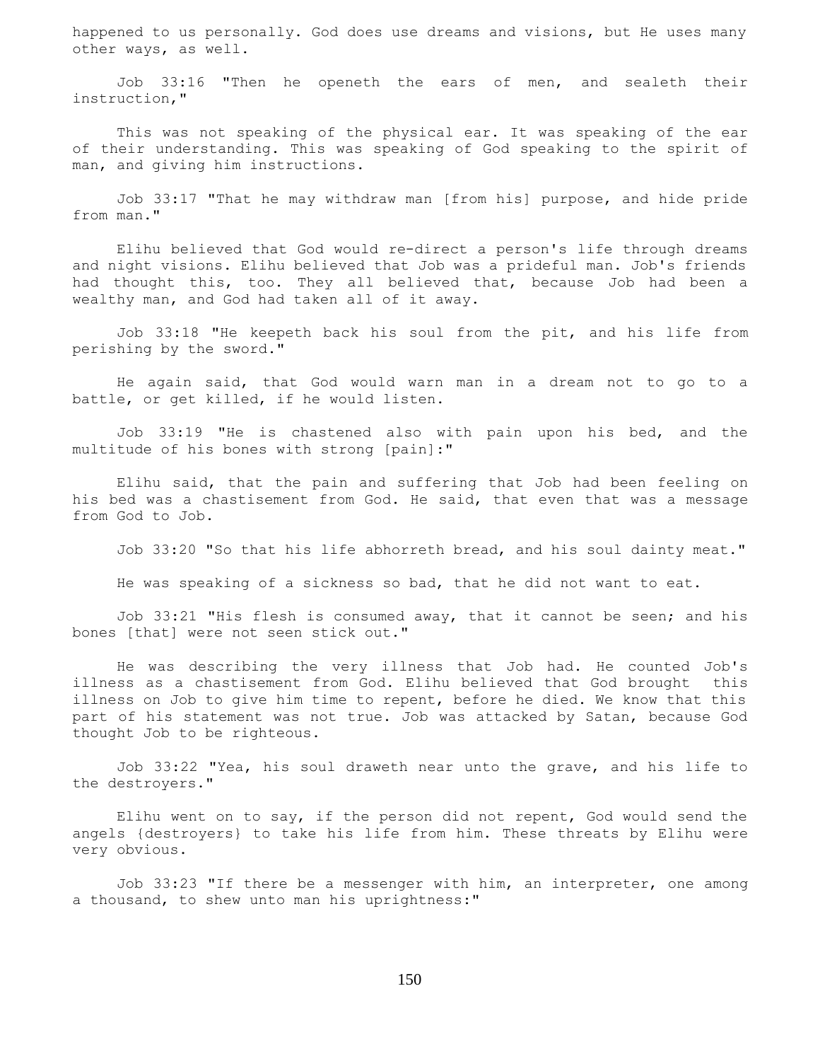happened to us personally. God does use dreams and visions, but He uses many other ways, as well.

Job 33:16 "Then he openeth the ears of men, and sealeth their instruction,"

This was not speaking of the physical ear. It was speaking of the ear of their understanding. This was speaking of God speaking to the spirit of man, and giving him instructions.

Job 33:17 "That he may withdraw man [from his] purpose, and hide pride from man."

Elihu believed that God would re-direct a person's life through dreams and night visions. Elihu believed that Job was a prideful man. Job's friends had thought this, too. They all believed that, because Job had been a wealthy man, and God had taken all of it away.

Job 33:18 "He keepeth back his soul from the pit, and his life from perishing by the sword."

He again said, that God would warn man in a dream not to go to a battle, or get killed, if he would listen.

Job 33:19 "He is chastened also with pain upon his bed, and the multitude of his bones with strong [pain]:"

Elihu said, that the pain and suffering that Job had been feeling on his bed was a chastisement from God. He said, that even that was a message from God to Job.

Job 33:20 "So that his life abhorreth bread, and his soul dainty meat."

He was speaking of a sickness so bad, that he did not want to eat.

Job 33:21 "His flesh is consumed away, that it cannot be seen; and his bones [that] were not seen stick out."

He was describing the very illness that Job had. He counted Job's illness as a chastisement from God. Elihu believed that God brought this illness on Job to give him time to repent, before he died. We know that this part of his statement was not true. Job was attacked by Satan, because God thought Job to be righteous.

Job 33:22 "Yea, his soul draweth near unto the grave, and his life to the destroyers."

Elihu went on to say, if the person did not repent, God would send the angels {destroyers} to take his life from him. These threats by Elihu were very obvious.

Job 33:23 "If there be a messenger with him, an interpreter, one among a thousand, to shew unto man his uprightness:"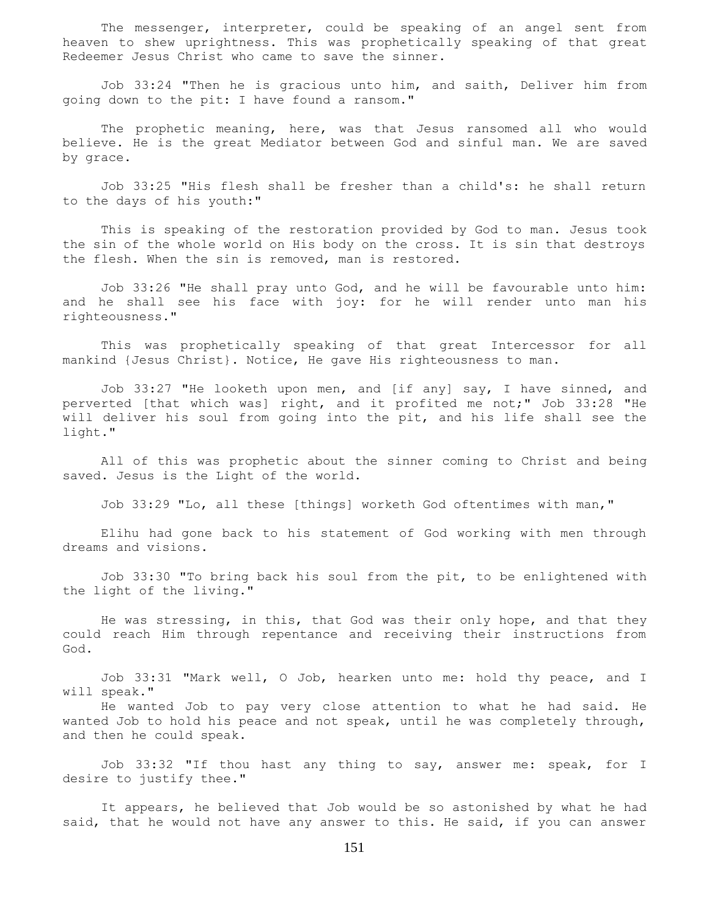The messenger, interpreter, could be speaking of an angel sent from heaven to shew uprightness. This was prophetically speaking of that great Redeemer Jesus Christ who came to save the sinner.

Job 33:24 "Then he is gracious unto him, and saith, Deliver him from going down to the pit: I have found a ransom."

The prophetic meaning, here, was that Jesus ransomed all who would believe. He is the great Mediator between God and sinful man. We are saved by grace.

Job 33:25 "His flesh shall be fresher than a child's: he shall return to the days of his youth:"

This is speaking of the restoration provided by God to man. Jesus took the sin of the whole world on His body on the cross. It is sin that destroys the flesh. When the sin is removed, man is restored.

Job 33:26 "He shall pray unto God, and he will be favourable unto him: and he shall see his face with joy: for he will render unto man his righteousness."

This was prophetically speaking of that great Intercessor for all mankind {Jesus Christ}. Notice, He gave His righteousness to man.

Job 33:27 "He looketh upon men, and [if any] say, I have sinned, and perverted [that which was] right, and it profited me not;" Job 33:28 "He will deliver his soul from going into the pit, and his life shall see the light."

All of this was prophetic about the sinner coming to Christ and being saved. Jesus is the Light of the world.

Job 33:29 "Lo, all these [things] worketh God oftentimes with man,"

Elihu had gone back to his statement of God working with men through dreams and visions.

Job 33:30 "To bring back his soul from the pit, to be enlightened with the light of the living."

He was stressing, in this, that God was their only hope, and that they could reach Him through repentance and receiving their instructions from God.

Job 33:31 "Mark well, O Job, hearken unto me: hold thy peace, and I will speak."

He wanted Job to pay very close attention to what he had said. He wanted Job to hold his peace and not speak, until he was completely through, and then he could speak.

Job 33:32 "If thou hast any thing to say, answer me: speak, for I desire to justify thee."

It appears, he believed that Job would be so astonished by what he had said, that he would not have any answer to this. He said, if you can answer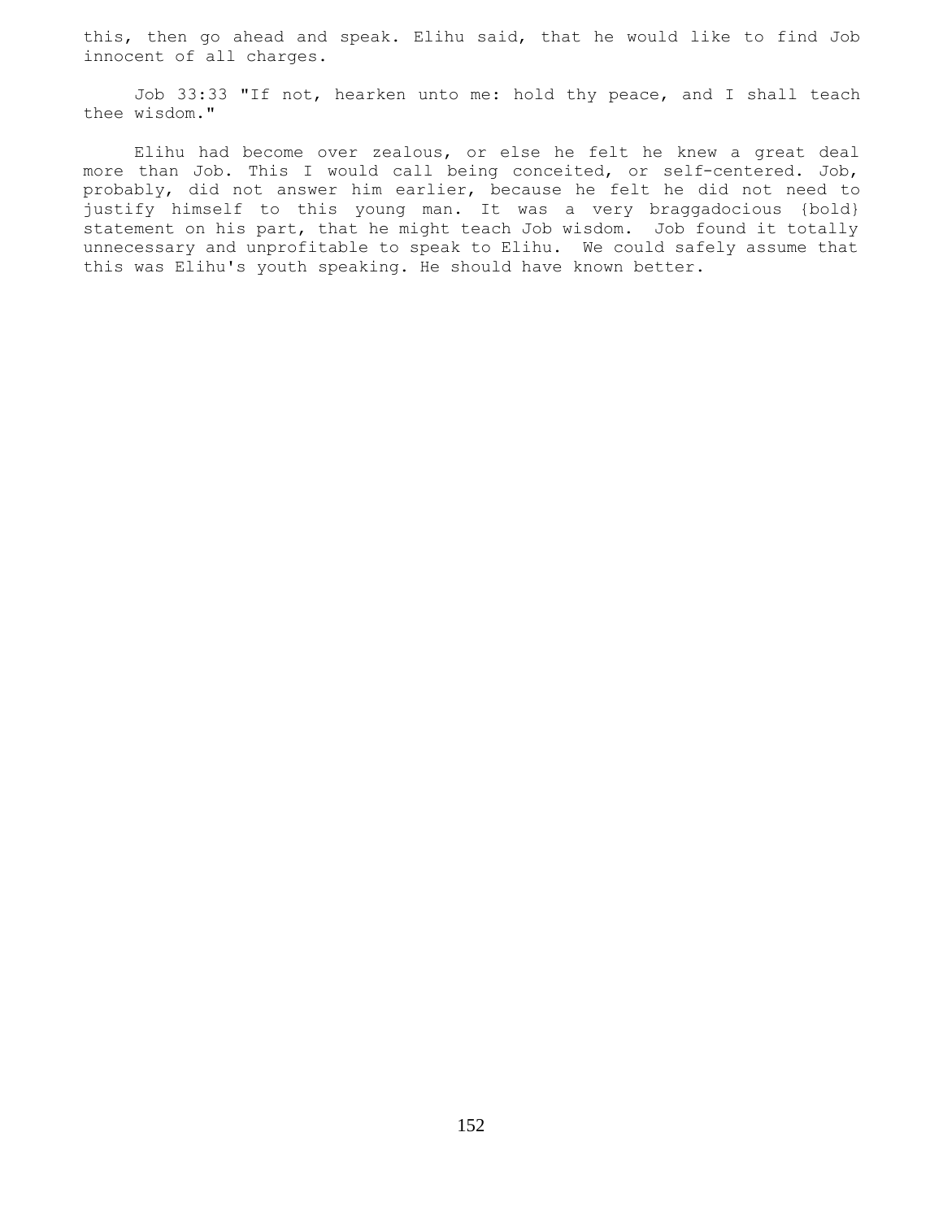this, then go ahead and speak. Elihu said, that he would like to find Job innocent of all charges.

Job 33:33 "If not, hearken unto me: hold thy peace, and I shall teach thee wisdom."

Elihu had become over zealous, or else he felt he knew a great deal more than Job. This I would call being conceited, or self-centered. Job, probably, did not answer him earlier, because he felt he did not need to justify himself to this young man. It was a very braggadocious {bold} statement on his part, that he might teach Job wisdom. Job found it totally unnecessary and unprofitable to speak to Elihu. We could safely assume that this was Elihu's youth speaking. He should have known better.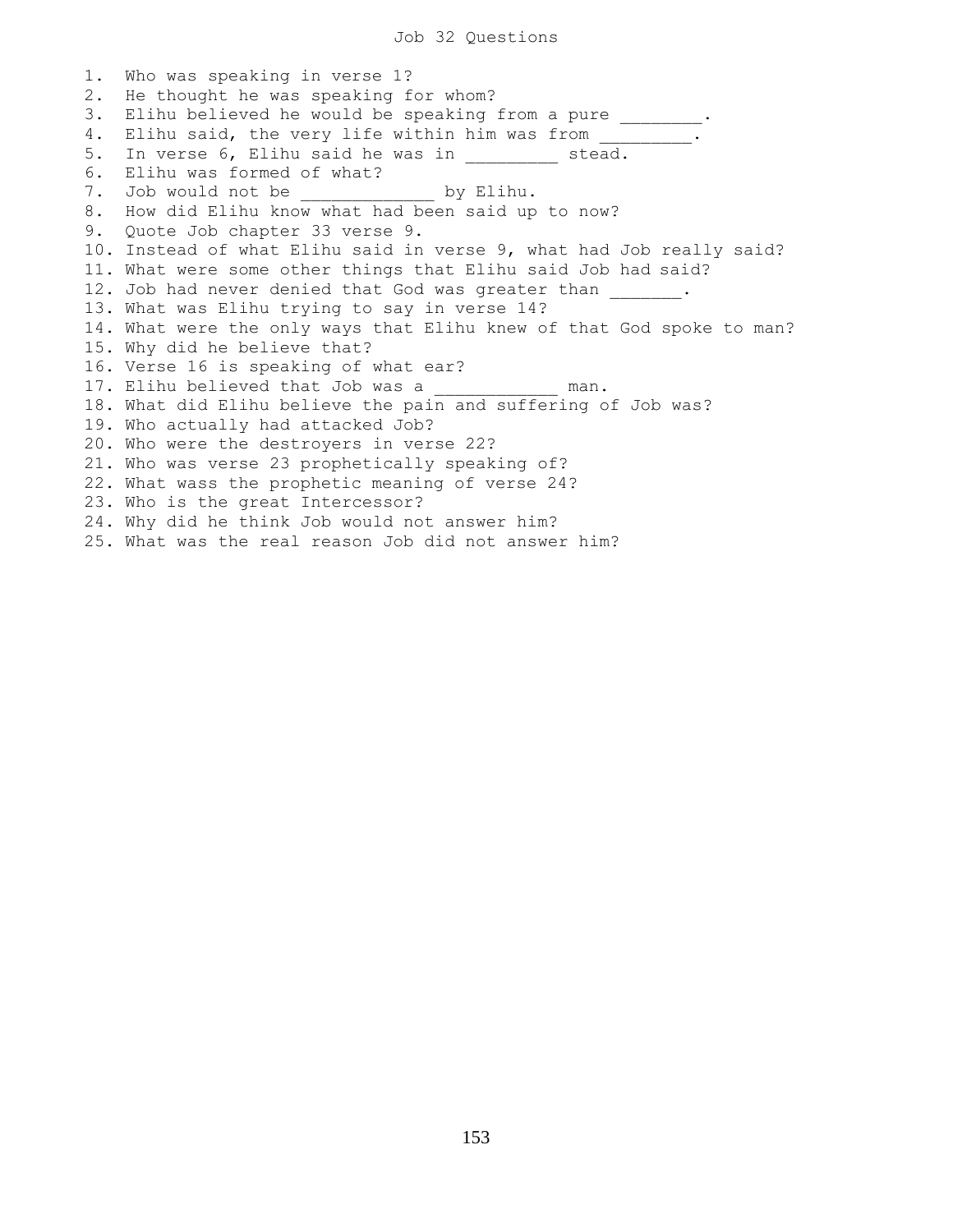# Job 32 Questions

1. Who was speaking in verse 1?
2. He thought he was speaking for whom?
3. Elihu believed he would be speaking from a pure ________.
4. Elihu said, the very life within him was from _________.
5. In verse 6, Elihu said he was in _________ stead.
6. Elihu was formed of what?
7. Job would not be _____________ by Elihu.
8. How did Elihu know what had been said up to now?
9. Quote Job chapter 33 verse 9.
10. Instead of what Elihu said in verse 9, what had Job really said?
11. What were some other things that Elihu said Job had said?
12. Job had never denied that God was greater than _______.
13. What was Elihu trying to say in verse 14?
14. What were the only ways that Elihu knew of that God spoke to man?
15. Why did he believe that?
16. Verse 16 is speaking of what ear?
17. Elihu believed that Job was a ____________ man.
18. What did Elihu believe the pain and suffering of Job was?
19. Who actually had attacked Job?
20. Who were the destroyers in verse 22?
21. Who was verse 23 prophetically speaking of?
22. What wass the prophetic meaning of verse 24?
23. Who is the great Intercessor?
24. Why did he think Job would not answer him?
25. What was the real reason Job did not answer him?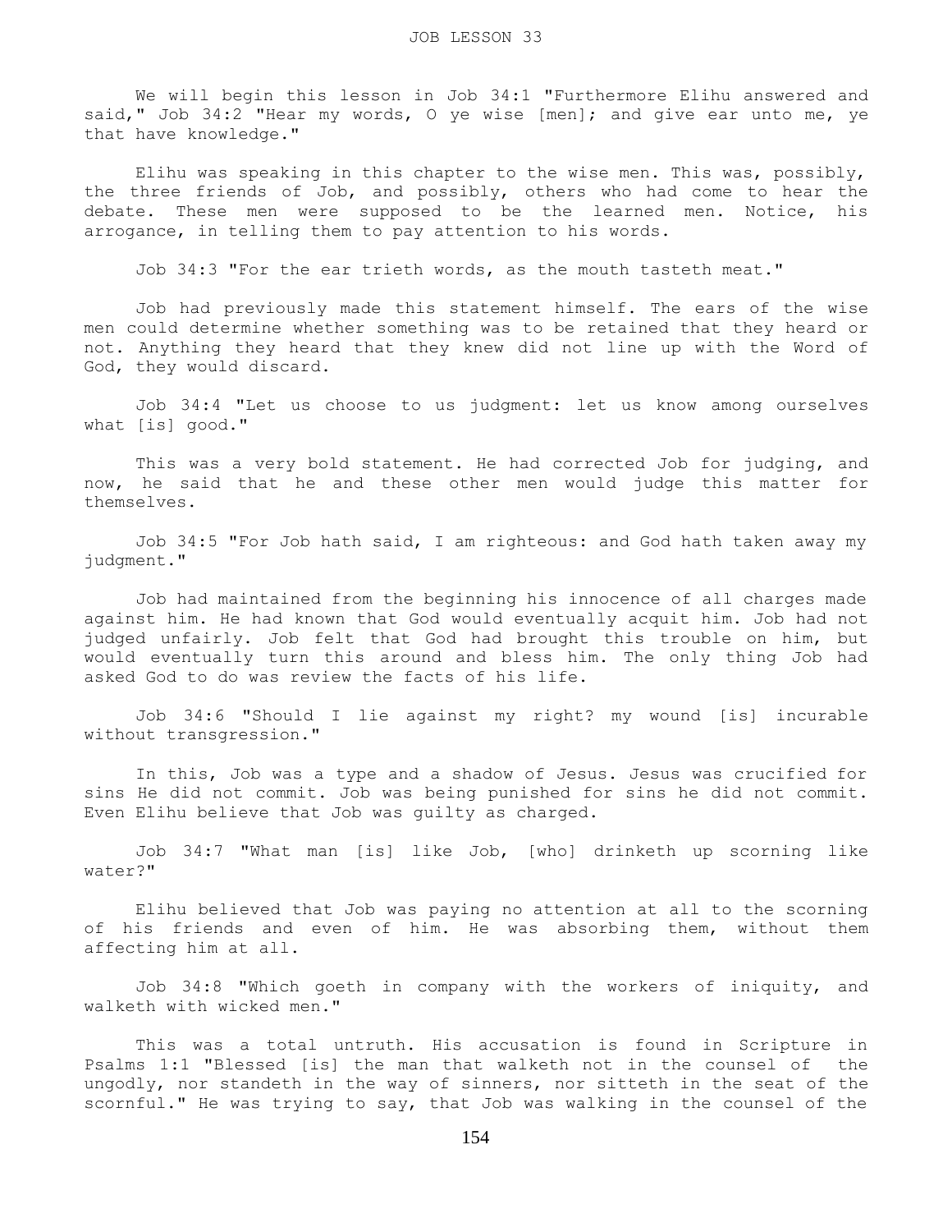# JOB LESSON 33

We will begin this lesson in Job 34:1 "Furthermore Elihu answered and said," Job 34:2 "Hear my words, O ye wise [men]; and give ear unto me, ye that have knowledge."

Elihu was speaking in this chapter to the wise men. This was, possibly, the three friends of Job, and possibly, others who had come to hear the debate. These men were supposed to be the learned men. Notice, his arrogance, in telling them to pay attention to his words.

Job 34:3 "For the ear trieth words, as the mouth tasteth meat."

Job had previously made this statement himself. The ears of the wise men could determine whether something was to be retained that they heard or not. Anything they heard that they knew did not line up with the Word of God, they would discard.

Job 34:4 "Let us choose to us judgment: let us know among ourselves what [is] good."

This was a very bold statement. He had corrected Job for judging, and now, he said that he and these other men would judge this matter for themselves.

Job 34:5 "For Job hath said, I am righteous: and God hath taken away my judgment."

Job had maintained from the beginning his innocence of all charges made against him. He had known that God would eventually acquit him. Job had not judged unfairly. Job felt that God had brought this trouble on him, but would eventually turn this around and bless him. The only thing Job had asked God to do was review the facts of his life.

Job 34:6 "Should I lie against my right? my wound [is] incurable without transgression."

In this, Job was a type and a shadow of Jesus. Jesus was crucified for sins He did not commit. Job was being punished for sins he did not commit. Even Elihu believe that Job was guilty as charged.

Job 34:7 "What man [is] like Job, [who] drinketh up scorning like water?"

Elihu believed that Job was paying no attention at all to the scorning of his friends and even of him. He was absorbing them, without them affecting him at all.

Job 34:8 "Which goeth in company with the workers of iniquity, and walketh with wicked men."

This was a total untruth. His accusation is found in Scripture in Psalms 1:1 "Blessed [is] the man that walketh not in the counsel of the ungodly, nor standeth in the way of sinners, nor sitteth in the seat of the scornful." He was trying to say, that Job was walking in the counsel of the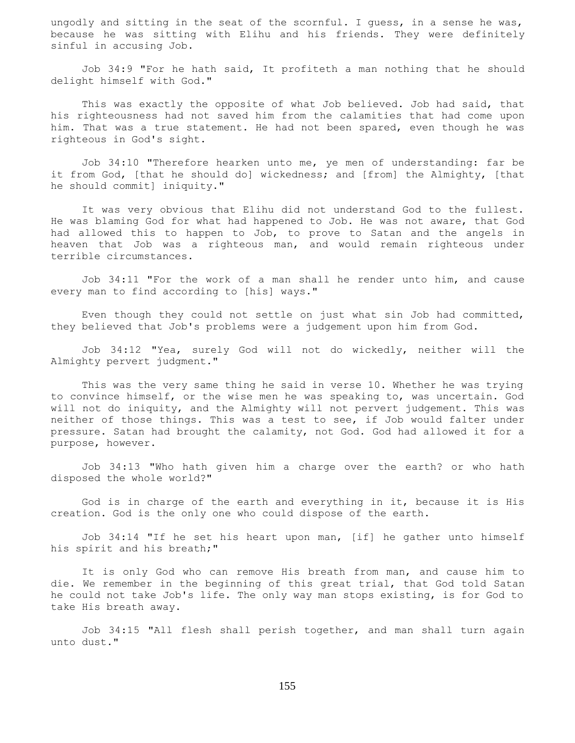ungodly and sitting in the seat of the scornful. I guess, in a sense he was, because he was sitting with Elihu and his friends. They were definitely sinful in accusing Job.

Job 34:9 "For he hath said, It profiteth a man nothing that he should delight himself with God."

This was exactly the opposite of what Job believed. Job had said, that his righteousness had not saved him from the calamities that had come upon him. That was a true statement. He had not been spared, even though he was righteous in God's sight.

Job 34:10 "Therefore hearken unto me, ye men of understanding: far be it from God, [that he should do] wickedness; and [from] the Almighty, [that he should commit] iniquity."

It was very obvious that Elihu did not understand God to the fullest. He was blaming God for what had happened to Job. He was not aware, that God had allowed this to happen to Job, to prove to Satan and the angels in heaven that Job was a righteous man, and would remain righteous under terrible circumstances.

Job 34:11 "For the work of a man shall he render unto him, and cause every man to find according to [his] ways."

Even though they could not settle on just what sin Job had committed, they believed that Job's problems were a judgement upon him from God.

Job 34:12 "Yea, surely God will not do wickedly, neither will the Almighty pervert judgment."

This was the very same thing he said in verse 10. Whether he was trying to convince himself, or the wise men he was speaking to, was uncertain. God will not do iniquity, and the Almighty will not pervert judgement. This was neither of those things. This was a test to see, if Job would falter under pressure. Satan had brought the calamity, not God. God had allowed it for a purpose, however.

Job 34:13 "Who hath given him a charge over the earth? or who hath disposed the whole world?"

God is in charge of the earth and everything in it, because it is His creation. God is the only one who could dispose of the earth.

Job 34:14 "If he set his heart upon man, [if] he gather unto himself his spirit and his breath;"

It is only God who can remove His breath from man, and cause him to die. We remember in the beginning of this great trial, that God told Satan he could not take Job's life. The only way man stops existing, is for God to take His breath away.

Job 34:15 "All flesh shall perish together, and man shall turn again unto dust."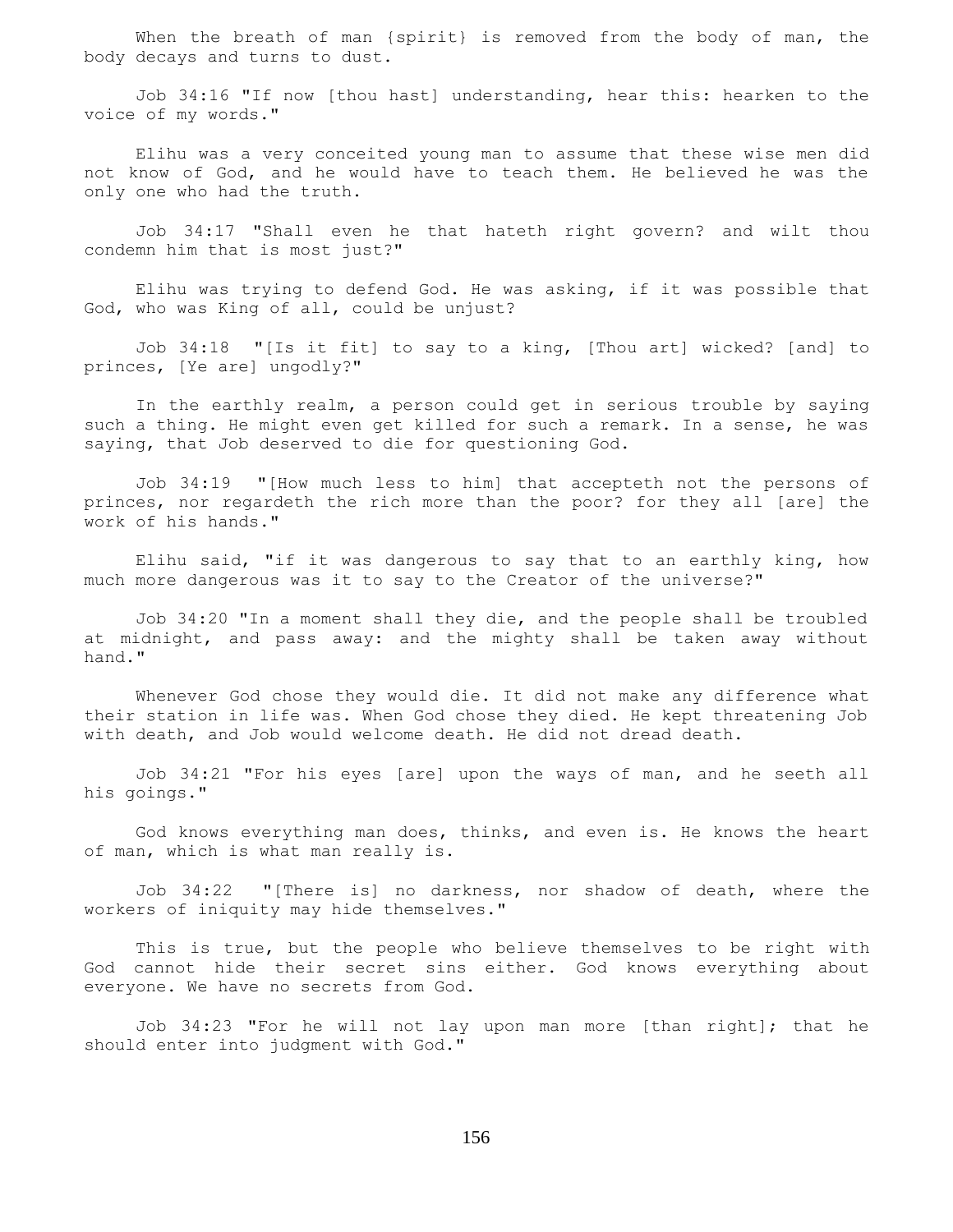When the breath of man {spirit} is removed from the body of man, the body decays and turns to dust.

Job 34:16 "If now [thou hast] understanding, hear this: hearken to the voice of my words."

Elihu was a very conceited young man to assume that these wise men did not know of God, and he would have to teach them. He believed he was the only one who had the truth.

Job 34:17 "Shall even he that hateth right govern? and wilt thou condemn him that is most just?"

Elihu was trying to defend God. He was asking, if it was possible that God, who was King of all, could be unjust?

Job 34:18 "[Is it fit] to say to a king, [Thou art] wicked? [and] to princes, [Ye are] ungodly?"

In the earthly realm, a person could get in serious trouble by saying such a thing. He might even get killed for such a remark. In a sense, he was saying, that Job deserved to die for questioning God.

Job 34:19 "[How much less to him] that accepteth not the persons of princes, nor regardeth the rich more than the poor? for they all [are] the work of his hands."

Elihu said, "if it was dangerous to say that to an earthly king, how much more dangerous was it to say to the Creator of the universe?"

Job 34:20 "In a moment shall they die, and the people shall be troubled at midnight, and pass away: and the mighty shall be taken away without hand."

Whenever God chose they would die. It did not make any difference what their station in life was. When God chose they died. He kept threatening Job with death, and Job would welcome death. He did not dread death.

Job 34:21 "For his eyes [are] upon the ways of man, and he seeth all his goings."

God knows everything man does, thinks, and even is. He knows the heart of man, which is what man really is.

Job 34:22 "[There is] no darkness, nor shadow of death, where the workers of iniquity may hide themselves."

This is true, but the people who believe themselves to be right with God cannot hide their secret sins either. God knows everything about everyone. We have no secrets from God.

Job 34:23 "For he will not lay upon man more [than right]; that he should enter into judgment with God."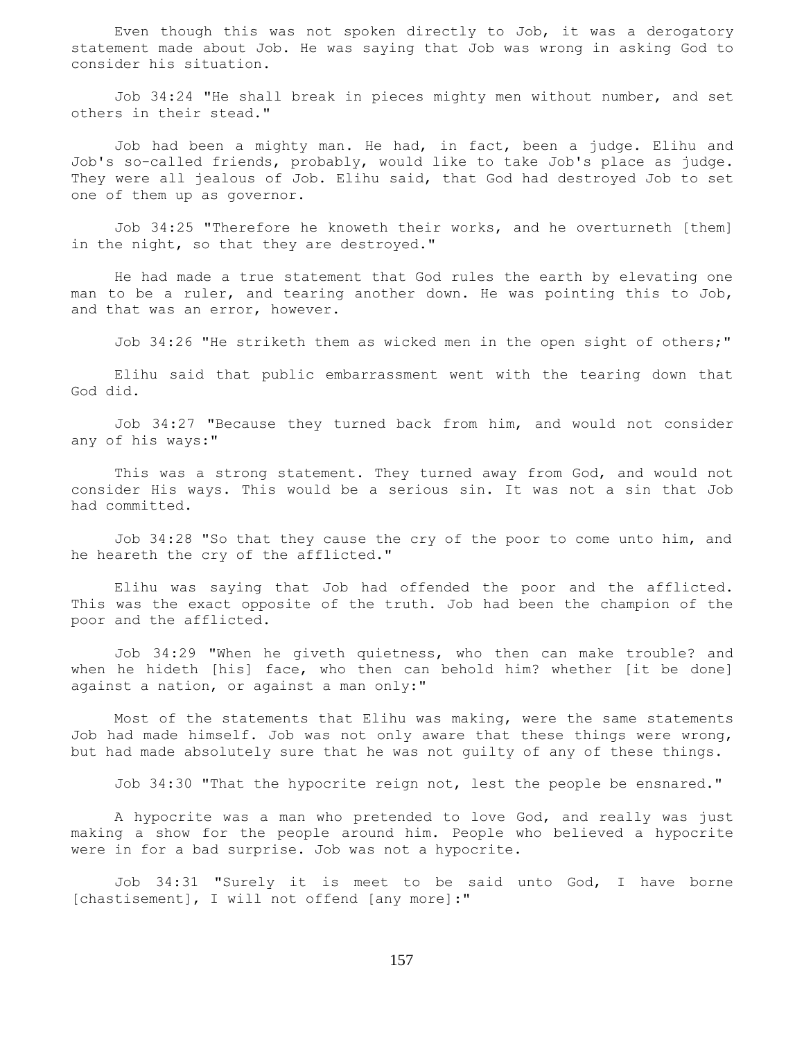Even though this was not spoken directly to Job, it was a derogatory statement made about Job. He was saying that Job was wrong in asking God to consider his situation.

Job 34:24 "He shall break in pieces mighty men without number, and set others in their stead."

Job had been a mighty man. He had, in fact, been a judge. Elihu and Job's so-called friends, probably, would like to take Job's place as judge. They were all jealous of Job. Elihu said, that God had destroyed Job to set one of them up as governor.

Job 34:25 "Therefore he knoweth their works, and he overturneth [them] in the night, so that they are destroyed."

He had made a true statement that God rules the earth by elevating one man to be a ruler, and tearing another down. He was pointing this to Job, and that was an error, however.

Job 34:26 "He striketh them as wicked men in the open sight of others;"

Elihu said that public embarrassment went with the tearing down that God did.

Job 34:27 "Because they turned back from him, and would not consider any of his ways:"

This was a strong statement. They turned away from God, and would not consider His ways. This would be a serious sin. It was not a sin that Job had committed.

Job 34:28 "So that they cause the cry of the poor to come unto him, and he heareth the cry of the afflicted."

Elihu was saying that Job had offended the poor and the afflicted. This was the exact opposite of the truth. Job had been the champion of the poor and the afflicted.

Job 34:29 "When he giveth quietness, who then can make trouble? and when he hideth [his] face, who then can behold him? whether [it be done] against a nation, or against a man only:"

Most of the statements that Elihu was making, were the same statements Job had made himself. Job was not only aware that these things were wrong, but had made absolutely sure that he was not guilty of any of these things.

Job 34:30 "That the hypocrite reign not, lest the people be ensnared."

A hypocrite was a man who pretended to love God, and really was just making a show for the people around him. People who believed a hypocrite were in for a bad surprise. Job was not a hypocrite.

Job 34:31 "Surely it is meet to be said unto God, I have borne [chastisement], I will not offend [any more]:"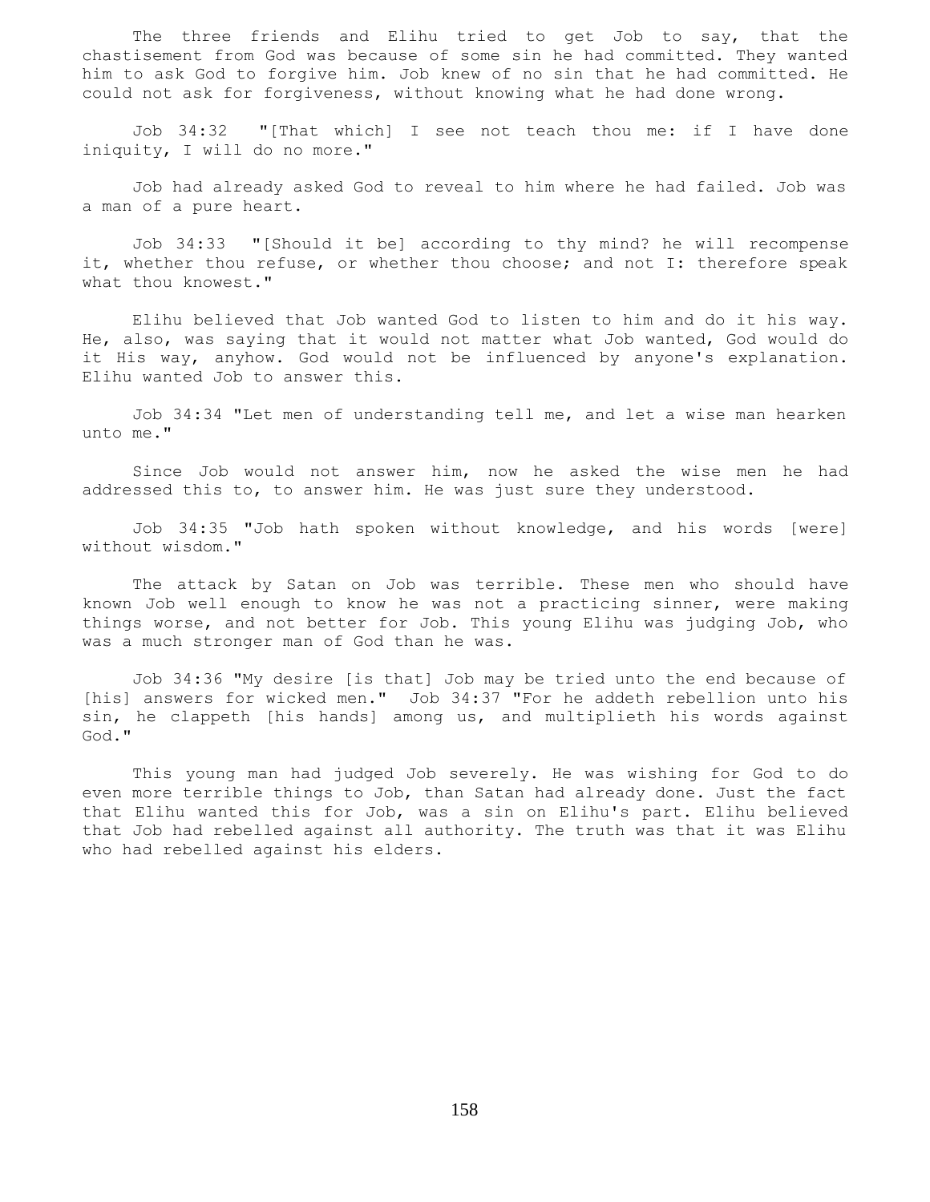The three friends and Elihu tried to get Job to say, that the chastisement from God was because of some sin he had committed. They wanted him to ask God to forgive him. Job knew of no sin that he had committed. He could not ask for forgiveness, without knowing what he had done wrong.

Job 34:32 "[That which] I see not teach thou me: if I have done iniquity, I will do no more."

Job had already asked God to reveal to him where he had failed. Job was a man of a pure heart.

Job 34:33 "[Should it be] according to thy mind? he will recompense it, whether thou refuse, or whether thou choose; and not I: therefore speak what thou knowest."

Elihu believed that Job wanted God to listen to him and do it his way. He, also, was saying that it would not matter what Job wanted, God would do it His way, anyhow. God would not be influenced by anyone's explanation. Elihu wanted Job to answer this.

Job 34:34 "Let men of understanding tell me, and let a wise man hearken unto me."

Since Job would not answer him, now he asked the wise men he had addressed this to, to answer him. He was just sure they understood.

Job 34:35 "Job hath spoken without knowledge, and his words [were] without wisdom."

The attack by Satan on Job was terrible. These men who should have known Job well enough to know he was not a practicing sinner, were making things worse, and not better for Job. This young Elihu was judging Job, who was a much stronger man of God than he was.

Job 34:36 "My desire [is that] Job may be tried unto the end because of [his] answers for wicked men." Job 34:37 "For he addeth rebellion unto his sin, he clappeth [his hands] among us, and multiplieth his words against God."

This young man had judged Job severely. He was wishing for God to do even more terrible things to Job, than Satan had already done. Just the fact that Elihu wanted this for Job, was a sin on Elihu's part. Elihu believed that Job had rebelled against all authority. The truth was that it was Elihu who had rebelled against his elders.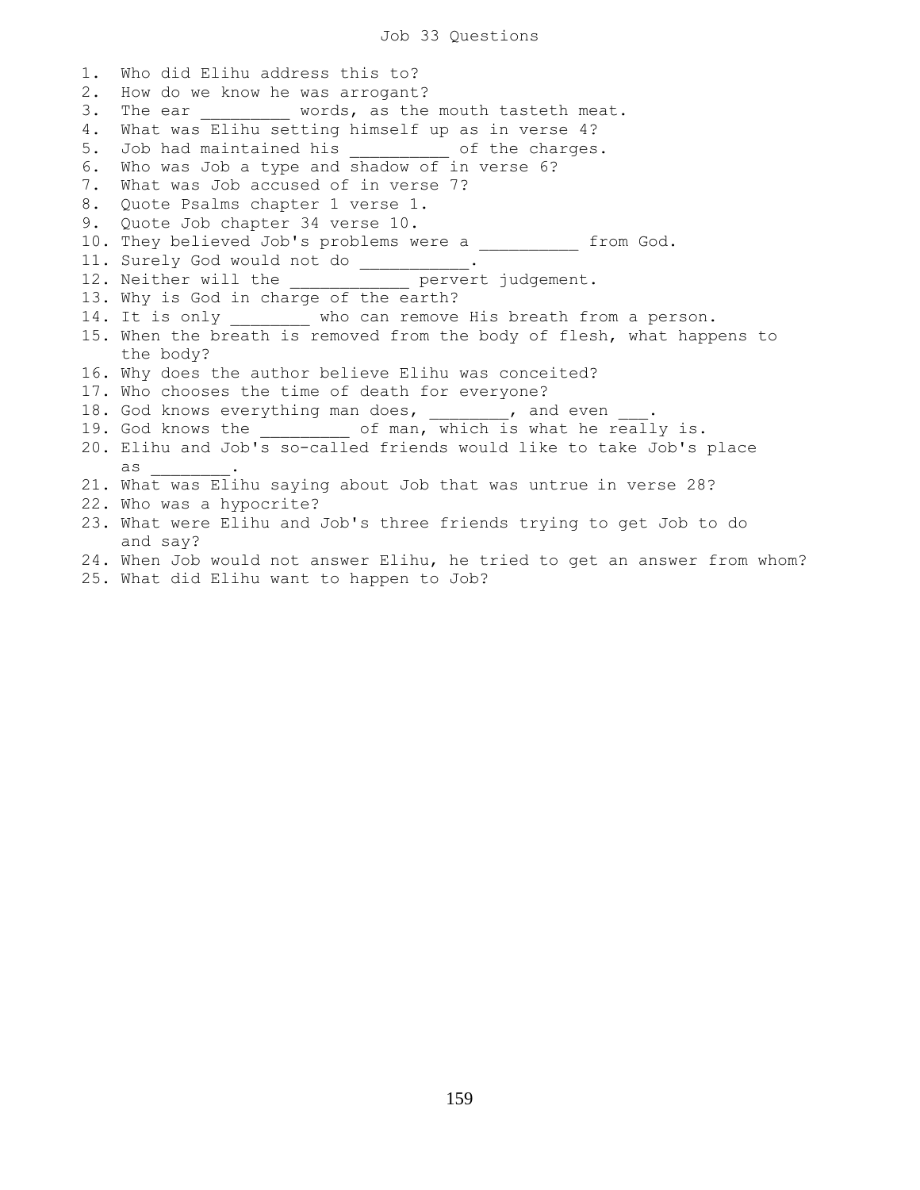# Job 33 Questions

1. Who did Elihu address this to?
2. How do we know he was arrogant?
3. The ear _________ words, as the mouth tasteth meat.
4. What was Elihu setting himself up as in verse 4?
5. Job had maintained his __________ of the charges.
6. Who was Job a type and shadow of in verse 6?
7. What was Job accused of in verse 7?
8. Quote Psalms chapter 1 verse 1.
9. Quote Job chapter 34 verse 10.
10. They believed Job's problems were a __________ from God.
11. Surely God would not do ___________.
12. Neither will the ____________ pervert judgement.
13. Why is God in charge of the earth?
14. It is only ________ who can remove His breath from a person.
15. When the breath is removed from the body of flesh, what happens to the body?
16. Why does the author believe Elihu was conceited?
17. Who chooses the time of death for everyone?
18. God knows everything man does, ________, and even ___.
19. God knows the _________ of man, which is what he really is.
20. Elihu and Job's so-called friends would like to take Job's place as ________.
21. What was Elihu saying about Job that was untrue in verse 28?
22. Who was a hypocrite?
23. What were Elihu and Job's three friends trying to get Job to do and say?
24. When Job would not answer Elihu, he tried to get an answer from whom?
25. What did Elihu want to happen to Job?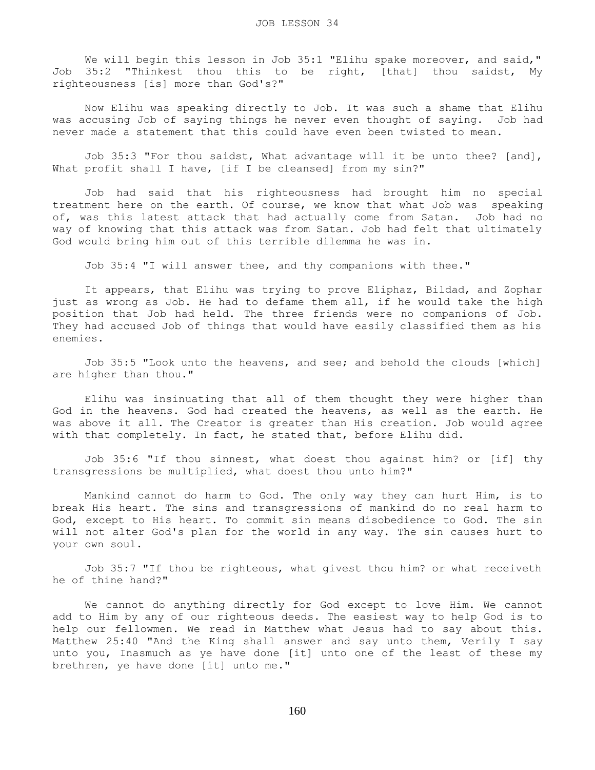# JOB LESSON 34

We will begin this lesson in Job 35:1 "Elihu spake moreover, and said," Job 35:2 "Thinkest thou this to be right, [that] thou saidst, My righteousness [is] more than God's?"

Now Elihu was speaking directly to Job. It was such a shame that Elihu was accusing Job of saying things he never even thought of saying. Job had never made a statement that this could have even been twisted to mean.

Job 35:3 "For thou saidst, What advantage will it be unto thee? [and], What profit shall I have, [if I be cleansed] from my sin?"

Job had said that his righteousness had brought him no special treatment here on the earth. Of course, we know that what Job was speaking of, was this latest attack that had actually come from Satan. Job had no way of knowing that this attack was from Satan. Job had felt that ultimately God would bring him out of this terrible dilemma he was in.

Job 35:4 "I will answer thee, and thy companions with thee."

It appears, that Elihu was trying to prove Eliphaz, Bildad, and Zophar just as wrong as Job. He had to defame them all, if he would take the high position that Job had held. The three friends were no companions of Job. They had accused Job of things that would have easily classified them as his enemies.

Job 35:5 "Look unto the heavens, and see; and behold the clouds [which] are higher than thou."

Elihu was insinuating that all of them thought they were higher than God in the heavens. God had created the heavens, as well as the earth. He was above it all. The Creator is greater than His creation. Job would agree with that completely. In fact, he stated that, before Elihu did.

Job 35:6 "If thou sinnest, what doest thou against him? or [if] thy transgressions be multiplied, what doest thou unto him?"

Mankind cannot do harm to God. The only way they can hurt Him, is to break His heart. The sins and transgressions of mankind do no real harm to God, except to His heart. To commit sin means disobedience to God. The sin will not alter God's plan for the world in any way. The sin causes hurt to your own soul.

Job 35:7 "If thou be righteous, what givest thou him? or what receiveth he of thine hand?"

We cannot do anything directly for God except to love Him. We cannot add to Him by any of our righteous deeds. The easiest way to help God is to help our fellowmen. We read in Matthew what Jesus had to say about this. Matthew 25:40 "And the King shall answer and say unto them, Verily I say unto you, Inasmuch as ye have done [it] unto one of the least of these my brethren, ye have done [it] unto me."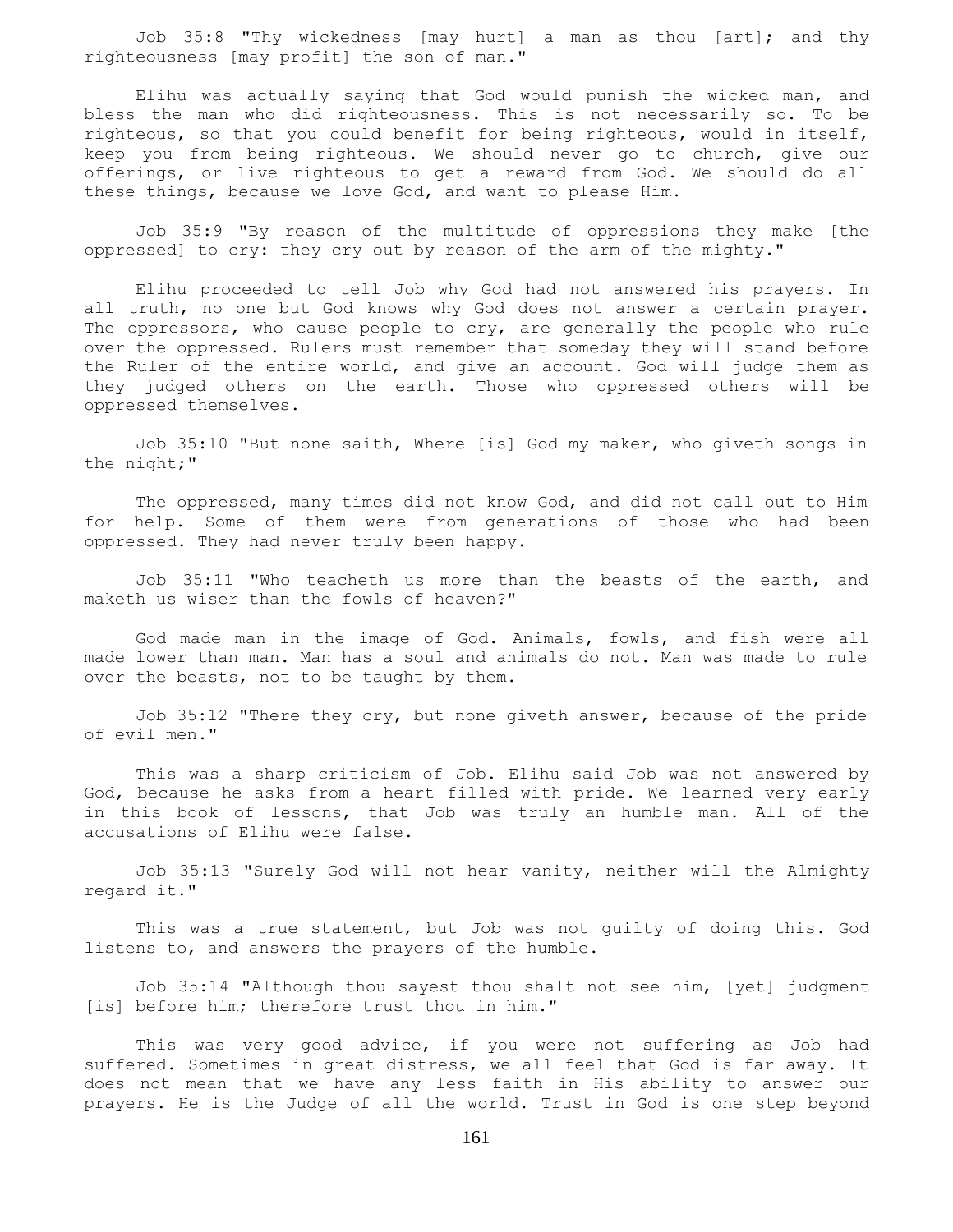Job 35:8 "Thy wickedness [may hurt] a man as thou [art]; and thy righteousness [may profit] the son of man."

Elihu was actually saying that God would punish the wicked man, and bless the man who did righteousness. This is not necessarily so. To be righteous, so that you could benefit for being righteous, would in itself, keep you from being righteous. We should never go to church, give our offerings, or live righteous to get a reward from God. We should do all these things, because we love God, and want to please Him.

Job 35:9 "By reason of the multitude of oppressions they make [the oppressed] to cry: they cry out by reason of the arm of the mighty."

Elihu proceeded to tell Job why God had not answered his prayers. In all truth, no one but God knows why God does not answer a certain prayer. The oppressors, who cause people to cry, are generally the people who rule over the oppressed. Rulers must remember that someday they will stand before the Ruler of the entire world, and give an account. God will judge them as they judged others on the earth. Those who oppressed others will be oppressed themselves.

Job 35:10 "But none saith, Where [is] God my maker, who giveth songs in the night;"

The oppressed, many times did not know God, and did not call out to Him for help. Some of them were from generations of those who had been oppressed. They had never truly been happy.

Job 35:11 "Who teacheth us more than the beasts of the earth, and maketh us wiser than the fowls of heaven?"

God made man in the image of God. Animals, fowls, and fish were all made lower than man. Man has a soul and animals do not. Man was made to rule over the beasts, not to be taught by them.

Job 35:12 "There they cry, but none giveth answer, because of the pride of evil men."

This was a sharp criticism of Job. Elihu said Job was not answered by God, because he asks from a heart filled with pride. We learned very early in this book of lessons, that Job was truly an humble man. All of the accusations of Elihu were false.

Job 35:13 "Surely God will not hear vanity, neither will the Almighty regard it."

This was a true statement, but Job was not guilty of doing this. God listens to, and answers the prayers of the humble.

Job 35:14 "Although thou sayest thou shalt not see him, [yet] judgment [is] before him; therefore trust thou in him."

This was very good advice, if you were not suffering as Job had suffered. Sometimes in great distress, we all feel that God is far away. It does not mean that we have any less faith in His ability to answer our prayers. He is the Judge of all the world. Trust in God is one step beyond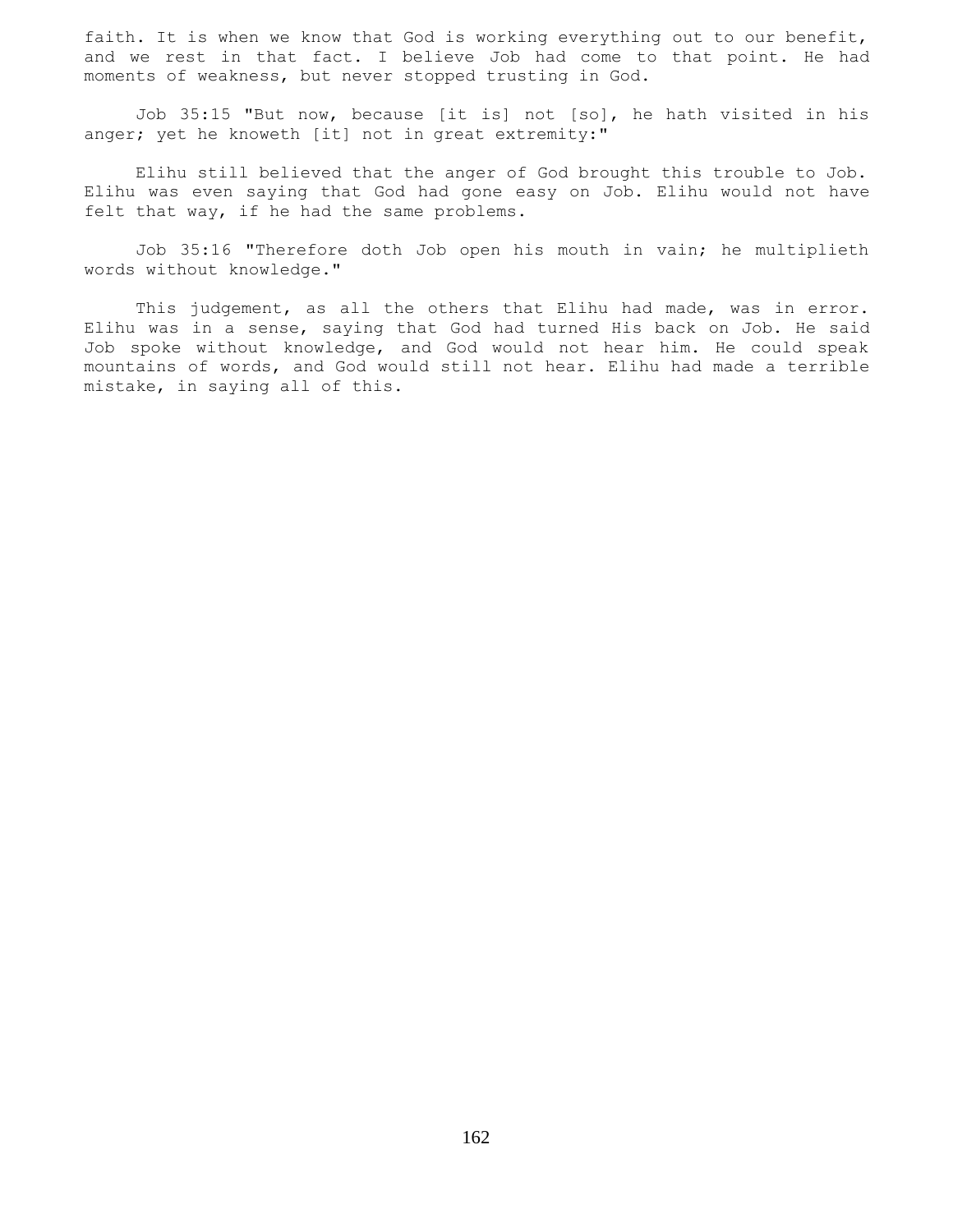faith. It is when we know that God is working everything out to our benefit, and we rest in that fact. I believe Job had come to that point. He had moments of weakness, but never stopped trusting in God.

Job 35:15 "But now, because [it is] not [so], he hath visited in his anger; yet he knoweth [it] not in great extremity:"

Elihu still believed that the anger of God brought this trouble to Job. Elihu was even saying that God had gone easy on Job. Elihu would not have felt that way, if he had the same problems.

Job 35:16 "Therefore doth Job open his mouth in vain; he multiplieth words without knowledge."

This judgement, as all the others that Elihu had made, was in error. Elihu was in a sense, saying that God had turned His back on Job. He said Job spoke without knowledge, and God would not hear him. He could speak mountains of words, and God would still not hear. Elihu had made a terrible mistake, in saying all of this.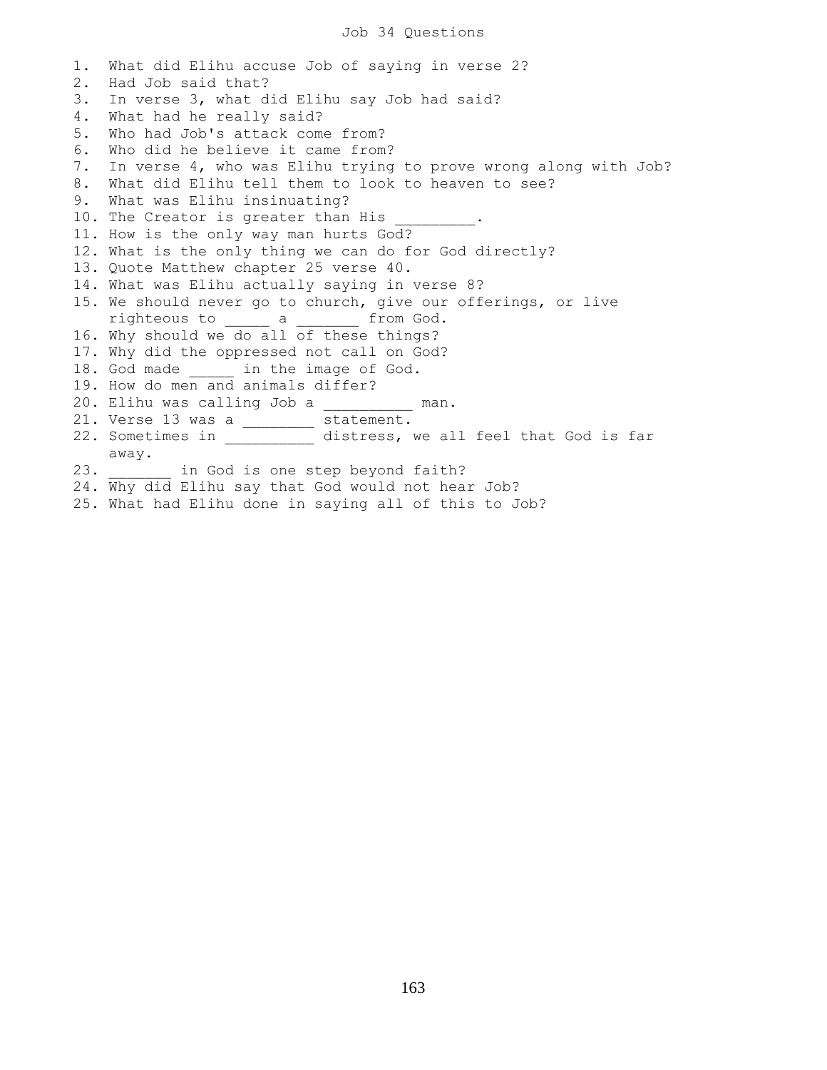# Job 34 Questions

1. What did Elihu accuse Job of saying in verse 2?
2. Had Job said that?
3. In verse 3, what did Elihu say Job had said?
4. What had he really said?
5. Who had Job's attack come from?
6. Who did he believe it came from?
7. In verse 4, who was Elihu trying to prove wrong along with Job?
8. What did Elihu tell them to look to heaven to see?
9. What was Elihu insinuating?
10. The Creator is greater than His _________.
11. How is the only way man hurts God?
12. What is the only thing we can do for God directly?
13. Quote Matthew chapter 25 verse 40.
14. What was Elihu actually saying in verse 8?
15. We should never go to church, give our offerings, or live righteous to _____ a _______ from God.
16. Why should we do all of these things?
17. Why did the oppressed not call on God?
18. God made _____ in the image of God.
19. How do men and animals differ?
20. Elihu was calling Job a __________ man.
21. Verse 13 was a ________ statement.
22. Sometimes in __________ distress, we all feel that God is far away.
23. _______ in God is one step beyond faith?
24. Why did Elihu say that God would not hear Job?
25. What had Elihu done in saying all of this to Job?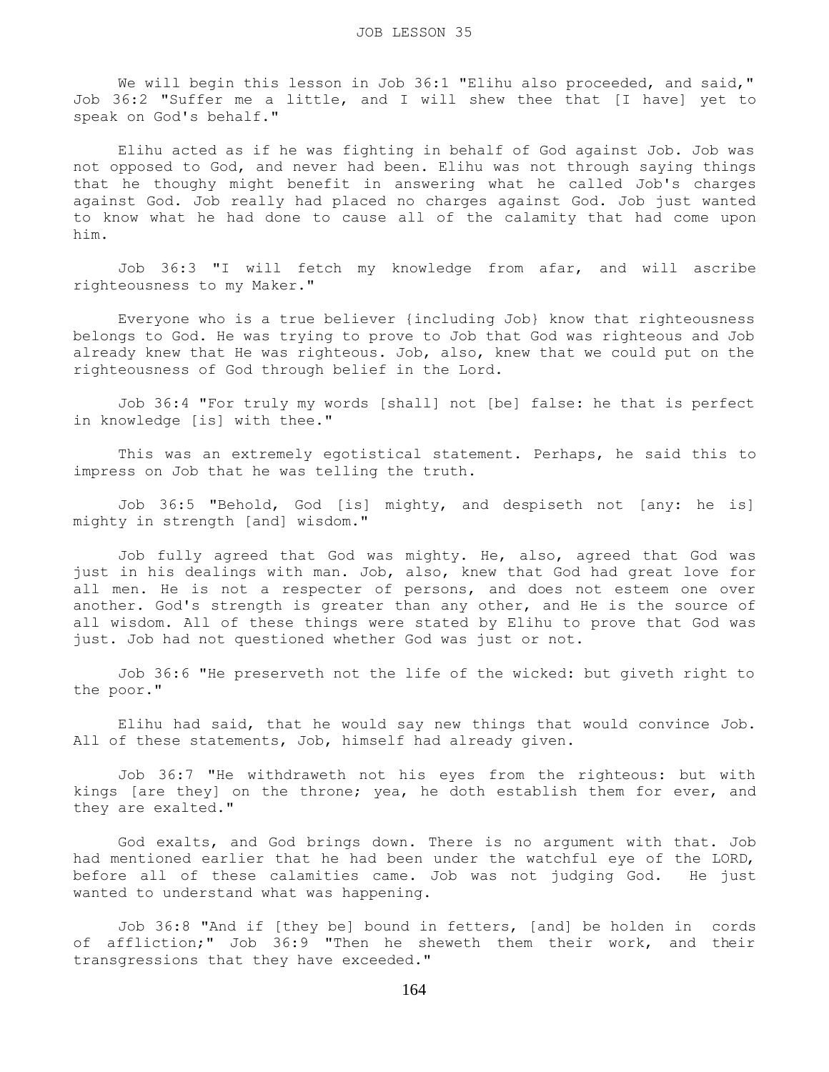# JOB LESSON 35

We will begin this lesson in Job 36:1 "Elihu also proceeded, and said," Job 36:2 "Suffer me a little, and I will shew thee that [I have] yet to speak on God's behalf."

Elihu acted as if he was fighting in behalf of God against Job. Job was not opposed to God, and never had been. Elihu was not through saying things that he thoughy might benefit in answering what he called Job's charges against God. Job really had placed no charges against God. Job just wanted to know what he had done to cause all of the calamity that had come upon him.

Job 36:3 "I will fetch my knowledge from afar, and will ascribe righteousness to my Maker."

Everyone who is a true believer {including Job} know that righteousness belongs to God. He was trying to prove to Job that God was righteous and Job already knew that He was righteous. Job, also, knew that we could put on the righteousness of God through belief in the Lord.

Job 36:4 "For truly my words [shall] not [be] false: he that is perfect in knowledge [is] with thee."

This was an extremely egotistical statement. Perhaps, he said this to impress on Job that he was telling the truth.

Job 36:5 "Behold, God [is] mighty, and despiseth not [any: he is] mighty in strength [and] wisdom."

Job fully agreed that God was mighty. He, also, agreed that God was just in his dealings with man. Job, also, knew that God had great love for all men. He is not a respecter of persons, and does not esteem one over another. God's strength is greater than any other, and He is the source of all wisdom. All of these things were stated by Elihu to prove that God was just. Job had not questioned whether God was just or not.

Job 36:6 "He preserveth not the life of the wicked: but giveth right to the poor."

Elihu had said, that he would say new things that would convince Job. All of these statements, Job, himself had already given.

Job 36:7 "He withdraweth not his eyes from the righteous: but with kings [are they] on the throne; yea, he doth establish them for ever, and they are exalted."

God exalts, and God brings down. There is no argument with that. Job had mentioned earlier that he had been under the watchful eye of the LORD, before all of these calamities came. Job was not judging God. He just wanted to understand what was happening.

Job 36:8 "And if [they be] bound in fetters, [and] be holden in cords of affliction;" Job 36:9 "Then he sheweth them their work, and their transgressions that they have exceeded."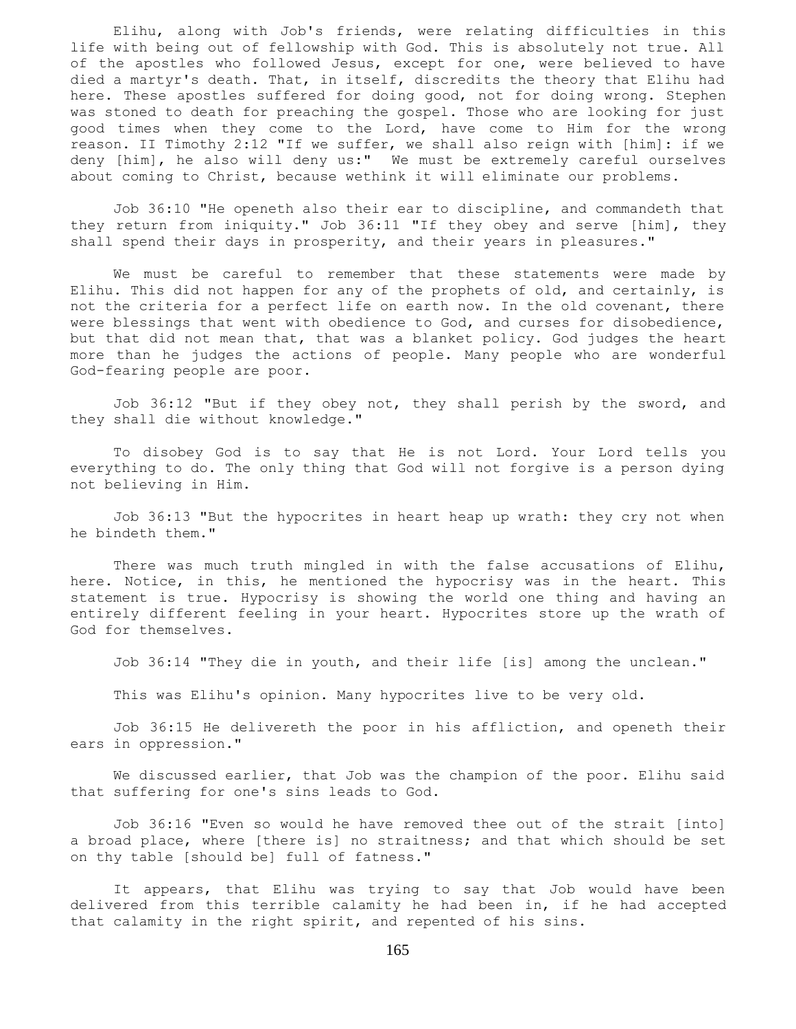Elihu, along with Job's friends, were relating difficulties in this life with being out of fellowship with God. This is absolutely not true. All of the apostles who followed Jesus, except for one, were believed to have died a martyr's death. That, in itself, discredits the theory that Elihu had here. These apostles suffered for doing good, not for doing wrong. Stephen was stoned to death for preaching the gospel. Those who are looking for just good times when they come to the Lord, have come to Him for the wrong reason. II Timothy 2:12 "If we suffer, we shall also reign with [him]: if we deny [him], he also will deny us:" We must be extremely careful ourselves about coming to Christ, because wethink it will eliminate our problems.

Job 36:10 "He openeth also their ear to discipline, and commandeth that they return from iniquity." Job 36:11 "If they obey and serve [him], they shall spend their days in prosperity, and their years in pleasures."

We must be careful to remember that these statements were made by Elihu. This did not happen for any of the prophets of old, and certainly, is not the criteria for a perfect life on earth now. In the old covenant, there were blessings that went with obedience to God, and curses for disobedience, but that did not mean that, that was a blanket policy. God judges the heart more than he judges the actions of people. Many people who are wonderful God-fearing people are poor.

Job 36:12 "But if they obey not, they shall perish by the sword, and they shall die without knowledge."

To disobey God is to say that He is not Lord. Your Lord tells you everything to do. The only thing that God will not forgive is a person dying not believing in Him.

Job 36:13 "But the hypocrites in heart heap up wrath: they cry not when he bindeth them."

There was much truth mingled in with the false accusations of Elihu, here. Notice, in this, he mentioned the hypocrisy was in the heart. This statement is true. Hypocrisy is showing the world one thing and having an entirely different feeling in your heart. Hypocrites store up the wrath of God for themselves.

Job 36:14 "They die in youth, and their life [is] among the unclean."

This was Elihu's opinion. Many hypocrites live to be very old.

Job 36:15 He delivereth the poor in his affliction, and openeth their ears in oppression."

We discussed earlier, that Job was the champion of the poor. Elihu said that suffering for one's sins leads to God.

Job 36:16 "Even so would he have removed thee out of the strait [into] a broad place, where [there is] no straitness; and that which should be set on thy table [should be] full of fatness."

It appears, that Elihu was trying to say that Job would have been delivered from this terrible calamity he had been in, if he had accepted that calamity in the right spirit, and repented of his sins.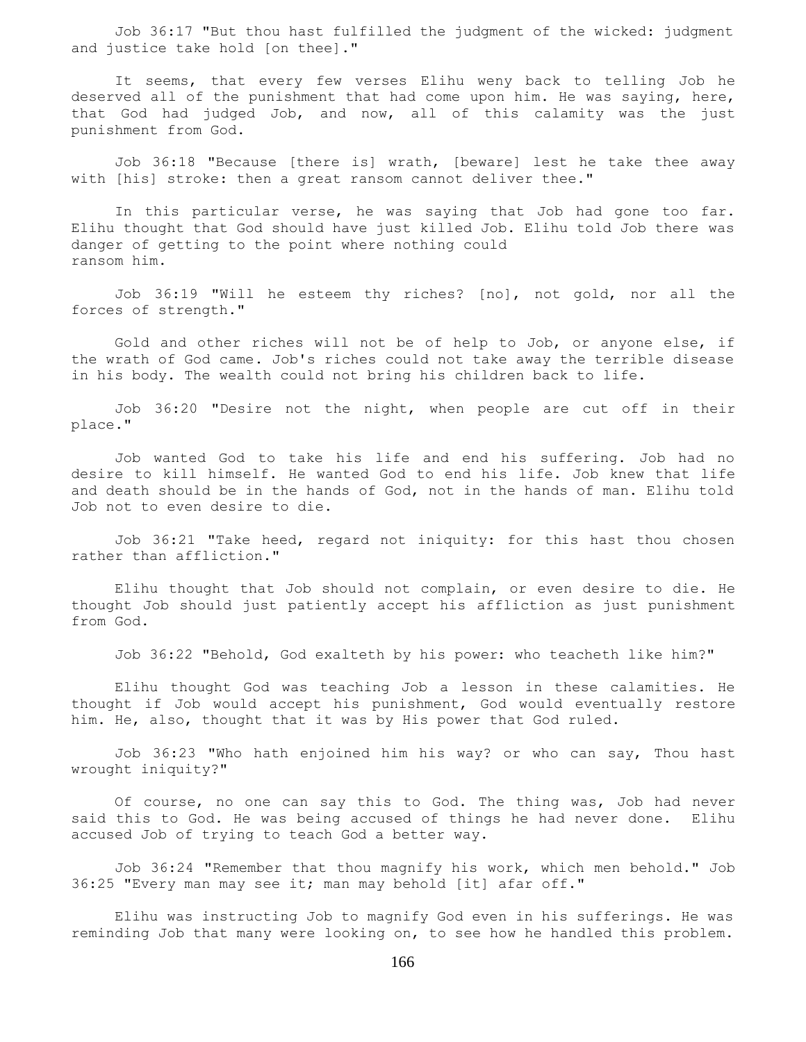Job 36:17 "But thou hast fulfilled the judgment of the wicked: judgment and justice take hold [on thee]."

It seems, that every few verses Elihu weny back to telling Job he deserved all of the punishment that had come upon him. He was saying, here, that God had judged Job, and now, all of this calamity was the just punishment from God.

Job 36:18 "Because [there is] wrath, [beware] lest he take thee away with [his] stroke: then a great ransom cannot deliver thee."

In this particular verse, he was saying that Job had gone too far. Elihu thought that God should have just killed Job. Elihu told Job there was danger of getting to the point where nothing could ransom him.

Job 36:19 "Will he esteem thy riches? [no], not gold, nor all the forces of strength."

Gold and other riches will not be of help to Job, or anyone else, if the wrath of God came. Job's riches could not take away the terrible disease in his body. The wealth could not bring his children back to life.

Job 36:20 "Desire not the night, when people are cut off in their place."

Job wanted God to take his life and end his suffering. Job had no desire to kill himself. He wanted God to end his life. Job knew that life and death should be in the hands of God, not in the hands of man. Elihu told Job not to even desire to die.

Job 36:21 "Take heed, regard not iniquity: for this hast thou chosen rather than affliction."

Elihu thought that Job should not complain, or even desire to die. He thought Job should just patiently accept his affliction as just punishment from God.

Job 36:22 "Behold, God exalteth by his power: who teacheth like him?"

Elihu thought God was teaching Job a lesson in these calamities. He thought if Job would accept his punishment, God would eventually restore him. He, also, thought that it was by His power that God ruled.

Job 36:23 "Who hath enjoined him his way? or who can say, Thou hast wrought iniquity?"

Of course, no one can say this to God. The thing was, Job had never said this to God. He was being accused of things he had never done. Elihu accused Job of trying to teach God a better way.

Job 36:24 "Remember that thou magnify his work, which men behold." Job 36:25 "Every man may see it; man may behold [it] afar off."

Elihu was instructing Job to magnify God even in his sufferings. He was reminding Job that many were looking on, to see how he handled this problem.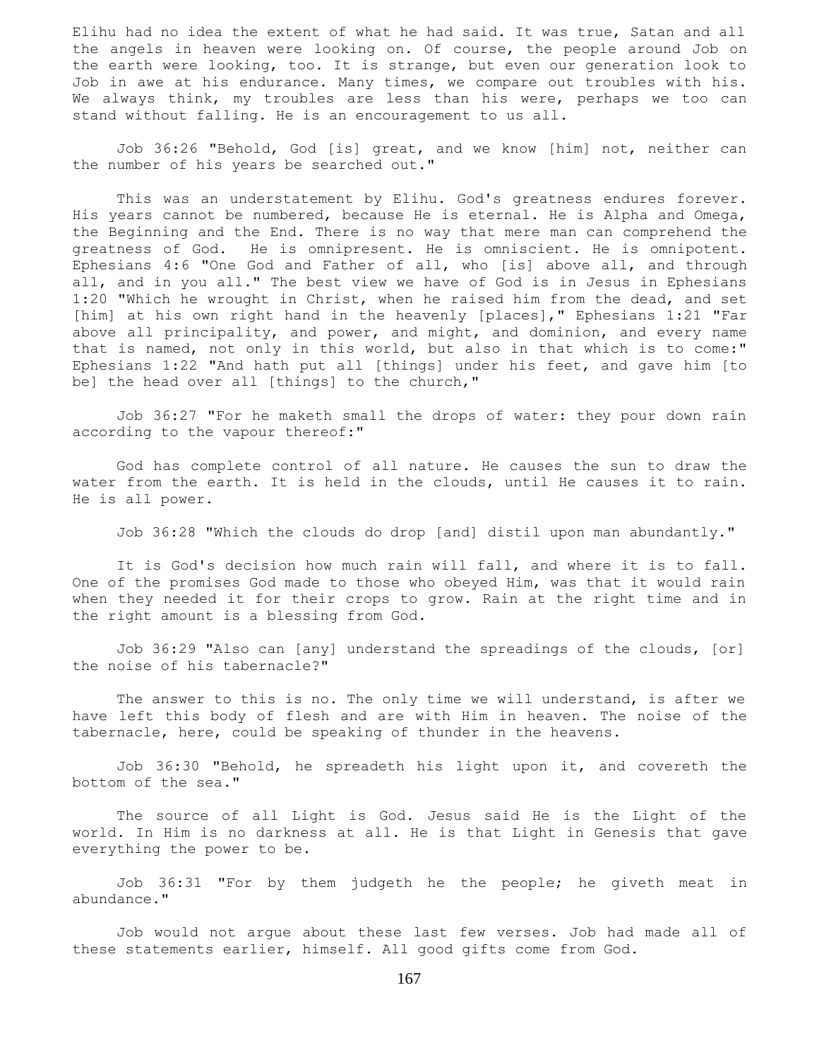Elihu had no idea the extent of what he had said. It was true, Satan and all the angels in heaven were looking on. Of course, the people around Job on the earth were looking, too. It is strange, but even our generation look to Job in awe at his endurance. Many times, we compare out troubles with his. We always think, my troubles are less than his were, perhaps we too can stand without falling. He is an encouragement to us all.

Job 36:26 "Behold, God [is] great, and we know [him] not, neither can the number of his years be searched out."

This was an understatement by Elihu. God's greatness endures forever. His years cannot be numbered, because He is eternal. He is Alpha and Omega, the Beginning and the End. There is no way that mere man can comprehend the greatness of God. He is omnipresent. He is omniscient. He is omnipotent. Ephesians 4:6 "One God and Father of all, who [is] above all, and through all, and in you all." The best view we have of God is in Jesus in Ephesians 1:20 "Which he wrought in Christ, when he raised him from the dead, and set [him] at his own right hand in the heavenly [places]," Ephesians 1:21 "Far above all principality, and power, and might, and dominion, and every name that is named, not only in this world, but also in that which is to come:" Ephesians 1:22 "And hath put all [things] under his feet, and gave him [to be] the head over all [things] to the church,"

Job 36:27 "For he maketh small the drops of water: they pour down rain according to the vapour thereof:"

God has complete control of all nature. He causes the sun to draw the water from the earth. It is held in the clouds, until He causes it to rain. He is all power.

Job 36:28 "Which the clouds do drop [and] distil upon man abundantly."

It is God's decision how much rain will fall, and where it is to fall. One of the promises God made to those who obeyed Him, was that it would rain when they needed it for their crops to grow. Rain at the right time and in the right amount is a blessing from God.

Job 36:29 "Also can [any] understand the spreadings of the clouds, [or] the noise of his tabernacle?"

The answer to this is no. The only time we will understand, is after we have left this body of flesh and are with Him in heaven. The noise of the tabernacle, here, could be speaking of thunder in the heavens.

Job 36:30 "Behold, he spreadeth his light upon it, and covereth the bottom of the sea."

The source of all Light is God. Jesus said He is the Light of the world. In Him is no darkness at all. He is that Light in Genesis that gave everything the power to be.

Job 36:31 "For by them judgeth he the people; he giveth meat in abundance."

Job would not argue about these last few verses. Job had made all of these statements earlier, himself. All good gifts come from God.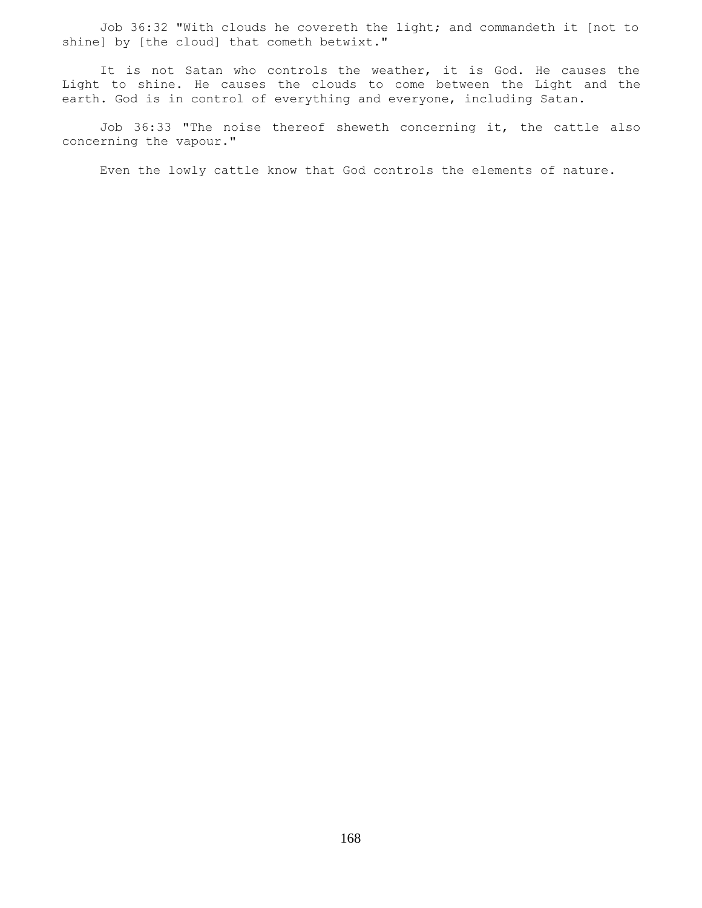Job 36:32 "With clouds he covereth the light; and commandeth it [not to shine] by [the cloud] that cometh betwixt."

It is not Satan who controls the weather, it is God. He causes the Light to shine. He causes the clouds to come between the Light and the earth. God is in control of everything and everyone, including Satan.

Job 36:33 "The noise thereof sheweth concerning it, the cattle also concerning the vapour."

Even the lowly cattle know that God controls the elements of nature.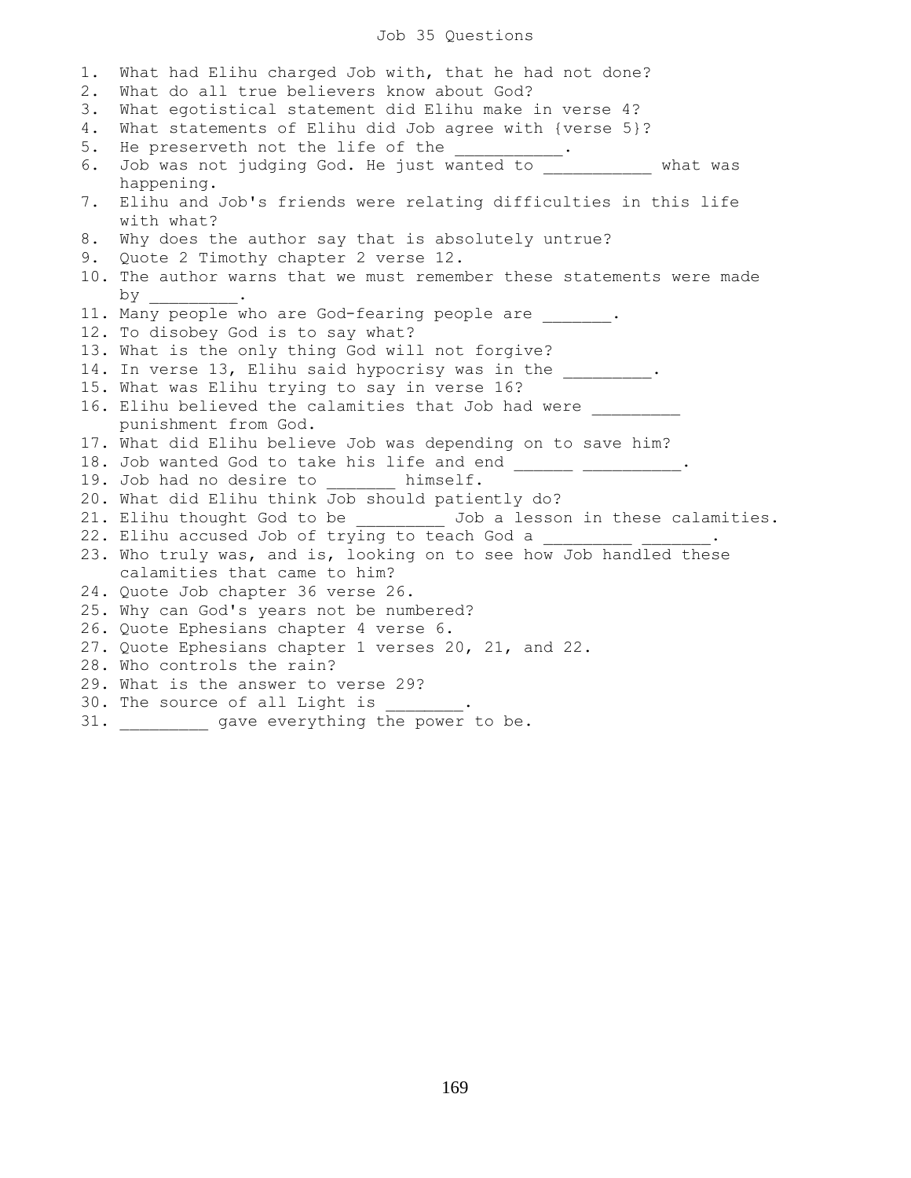# Job 35 Questions

1. What had Elihu charged Job with, that he had not done?
2. What do all true believers know about God?
3. What egotistical statement did Elihu make in verse 4?
4. What statements of Elihu did Job agree with {verse 5}?
5. He preserveth not the life of the ___________.
6. Job was not judging God. He just wanted to ___________ what was happening.
7. Elihu and Job's friends were relating difficulties in this life with what?
8. Why does the author say that is absolutely untrue?
9. Quote 2 Timothy chapter 2 verse 12.
10. The author warns that we must remember these statements were made by _________.
11. Many people who are God-fearing people are _______.
12. To disobey God is to say what?
13. What is the only thing God will not forgive?
14. In verse 13, Elihu said hypocrisy was in the _________.
15. What was Elihu trying to say in verse 16?
16. Elihu believed the calamities that Job had were _________ punishment from God.
17. What did Elihu believe Job was depending on to save him?
18. Job wanted God to take his life and end ______ __________.
19. Job had no desire to _______ himself.
20. What did Elihu think Job should patiently do?
21. Elihu thought God to be _________ Job a lesson in these calamities.
22. Elihu accused Job of trying to teach God a _________ _______.
23. Who truly was, and is, looking on to see how Job handled these calamities that came to him?
24. Quote Job chapter 36 verse 26.
25. Why can God's years not be numbered?
26. Quote Ephesians chapter 4 verse 6.
27. Quote Ephesians chapter 1 verses 20, 21, and 22.
28. Who controls the rain?
29. What is the answer to verse 29?
30. The source of all Light is ________.
31. _________ gave everything the power to be.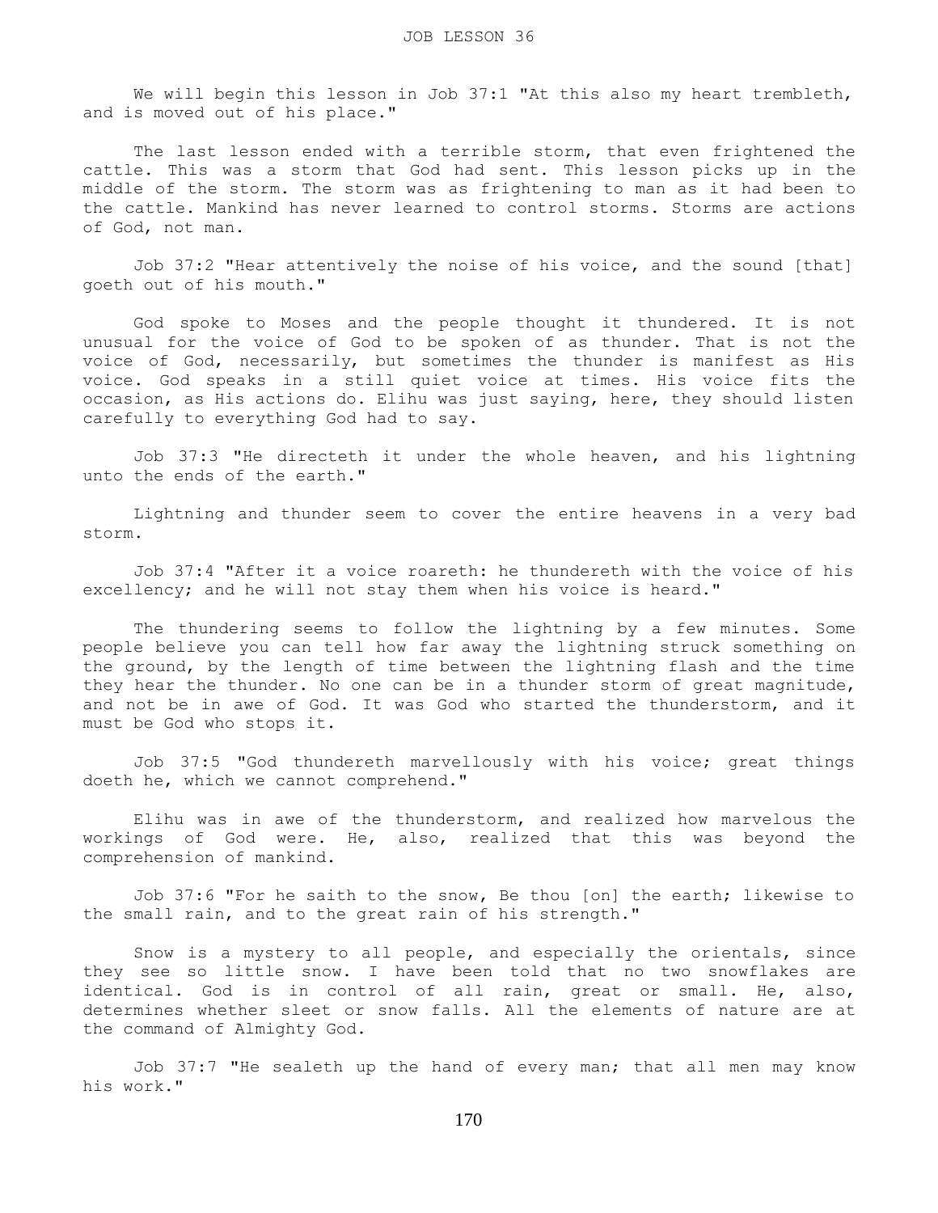# JOB LESSON 36

We will begin this lesson in Job 37:1 "At this also my heart trembleth, and is moved out of his place."

The last lesson ended with a terrible storm, that even frightened the cattle. This was a storm that God had sent. This lesson picks up in the middle of the storm. The storm was as frightening to man as it had been to the cattle. Mankind has never learned to control storms. Storms are actions of God, not man.

Job 37:2 "Hear attentively the noise of his voice, and the sound [that] goeth out of his mouth."

God spoke to Moses and the people thought it thundered. It is not unusual for the voice of God to be spoken of as thunder. That is not the voice of God, necessarily, but sometimes the thunder is manifest as His voice. God speaks in a still quiet voice at times. His voice fits the occasion, as His actions do. Elihu was just saying, here, they should listen carefully to everything God had to say.

Job 37:3 "He directeth it under the whole heaven, and his lightning unto the ends of the earth."

Lightning and thunder seem to cover the entire heavens in a very bad storm.

Job 37:4 "After it a voice roareth: he thundereth with the voice of his excellency; and he will not stay them when his voice is heard."

The thundering seems to follow the lightning by a few minutes. Some people believe you can tell how far away the lightning struck something on the ground, by the length of time between the lightning flash and the time they hear the thunder. No one can be in a thunder storm of great magnitude, and not be in awe of God. It was God who started the thunderstorm, and it must be God who stops it.

Job 37:5 "God thundereth marvellously with his voice; great things doeth he, which we cannot comprehend."

Elihu was in awe of the thunderstorm, and realized how marvelous the workings of God were. He, also, realized that this was beyond the comprehension of mankind.

Job 37:6 "For he saith to the snow, Be thou [on] the earth; likewise to the small rain, and to the great rain of his strength."

Snow is a mystery to all people, and especially the orientals, since they see so little snow. I have been told that no two snowflakes are identical. God is in control of all rain, great or small. He, also, determines whether sleet or snow falls. All the elements of nature are at the command of Almighty God.

Job 37:7 "He sealeth up the hand of every man; that all men may know his work."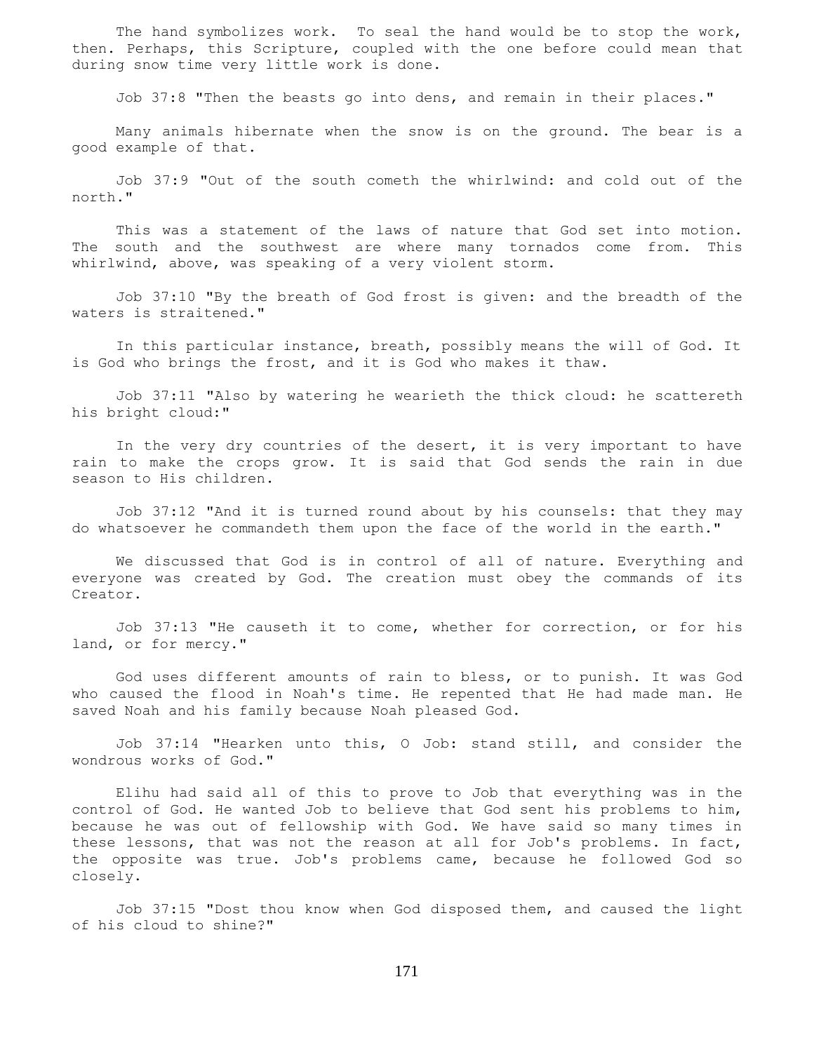The hand symbolizes work. To seal the hand would be to stop the work, then. Perhaps, this Scripture, coupled with the one before could mean that during snow time very little work is done.

Job 37:8 "Then the beasts go into dens, and remain in their places."

Many animals hibernate when the snow is on the ground. The bear is a good example of that.

Job 37:9 "Out of the south cometh the whirlwind: and cold out of the north."

This was a statement of the laws of nature that God set into motion. The south and the southwest are where many tornados come from. This whirlwind, above, was speaking of a very violent storm.

Job 37:10 "By the breath of God frost is given: and the breadth of the waters is straitened."

In this particular instance, breath, possibly means the will of God. It is God who brings the frost, and it is God who makes it thaw.

Job 37:11 "Also by watering he wearieth the thick cloud: he scattereth his bright cloud:"

In the very dry countries of the desert, it is very important to have rain to make the crops grow. It is said that God sends the rain in due season to His children.

Job 37:12 "And it is turned round about by his counsels: that they may do whatsoever he commandeth them upon the face of the world in the earth."

We discussed that God is in control of all of nature. Everything and everyone was created by God. The creation must obey the commands of its Creator.

Job 37:13 "He causeth it to come, whether for correction, or for his land, or for mercy."

God uses different amounts of rain to bless, or to punish. It was God who caused the flood in Noah's time. He repented that He had made man. He saved Noah and his family because Noah pleased God.

Job 37:14 "Hearken unto this, O Job: stand still, and consider the wondrous works of God."

Elihu had said all of this to prove to Job that everything was in the control of God. He wanted Job to believe that God sent his problems to him, because he was out of fellowship with God. We have said so many times in these lessons, that was not the reason at all for Job's problems. In fact, the opposite was true. Job's problems came, because he followed God so closely.

Job 37:15 "Dost thou know when God disposed them, and caused the light of his cloud to shine?"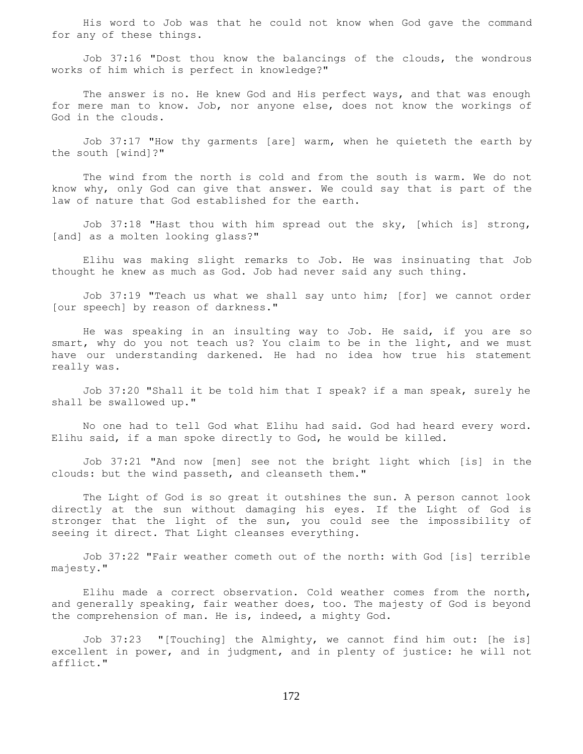His word to Job was that he could not know when God gave the command for any of these things.

Job 37:16 "Dost thou know the balancings of the clouds, the wondrous works of him which is perfect in knowledge?"

The answer is no. He knew God and His perfect ways, and that was enough for mere man to know. Job, nor anyone else, does not know the workings of God in the clouds.

Job 37:17 "How thy garments [are] warm, when he quieteth the earth by the south [wind]?"

The wind from the north is cold and from the south is warm. We do not know why, only God can give that answer. We could say that is part of the law of nature that God established for the earth.

Job 37:18 "Hast thou with him spread out the sky, [which is] strong, [and] as a molten looking glass?"

Elihu was making slight remarks to Job. He was insinuating that Job thought he knew as much as God. Job had never said any such thing.

Job 37:19 "Teach us what we shall say unto him; [for] we cannot order [our speech] by reason of darkness."

He was speaking in an insulting way to Job. He said, if you are so smart, why do you not teach us? You claim to be in the light, and we must have our understanding darkened. He had no idea how true his statement really was.

Job 37:20 "Shall it be told him that I speak? if a man speak, surely he shall be swallowed up."

No one had to tell God what Elihu had said. God had heard every word. Elihu said, if a man spoke directly to God, he would be killed.

Job 37:21 "And now [men] see not the bright light which [is] in the clouds: but the wind passeth, and cleanseth them."

The Light of God is so great it outshines the sun. A person cannot look directly at the sun without damaging his eyes. If the Light of God is stronger that the light of the sun, you could see the impossibility of seeing it direct. That Light cleanses everything.

Job 37:22 "Fair weather cometh out of the north: with God [is] terrible majesty."

Elihu made a correct observation. Cold weather comes from the north, and generally speaking, fair weather does, too. The majesty of God is beyond the comprehension of man. He is, indeed, a mighty God.

Job 37:23 "[Touching] the Almighty, we cannot find him out: [he is] excellent in power, and in judgment, and in plenty of justice: he will not afflict."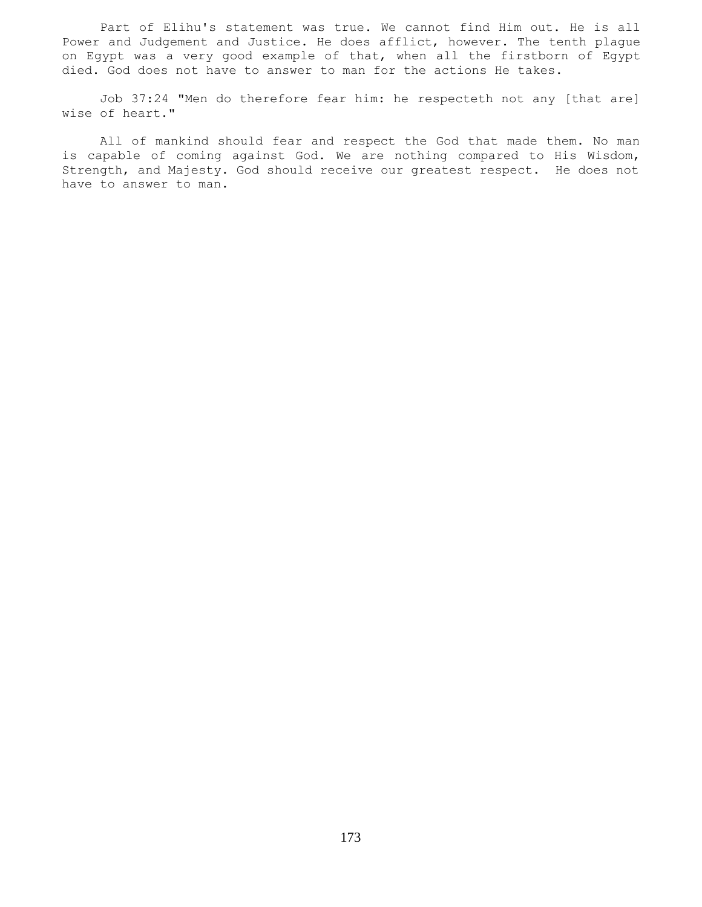Part of Elihu's statement was true. We cannot find Him out. He is all Power and Judgement and Justice. He does afflict, however. The tenth plague on Egypt was a very good example of that, when all the firstborn of Egypt died. God does not have to answer to man for the actions He takes.

Job 37:24 "Men do therefore fear him: he respecteth not any [that are] wise of heart."

All of mankind should fear and respect the God that made them. No man is capable of coming against God. We are nothing compared to His Wisdom, Strength, and Majesty. God should receive our greatest respect. He does not have to answer to man.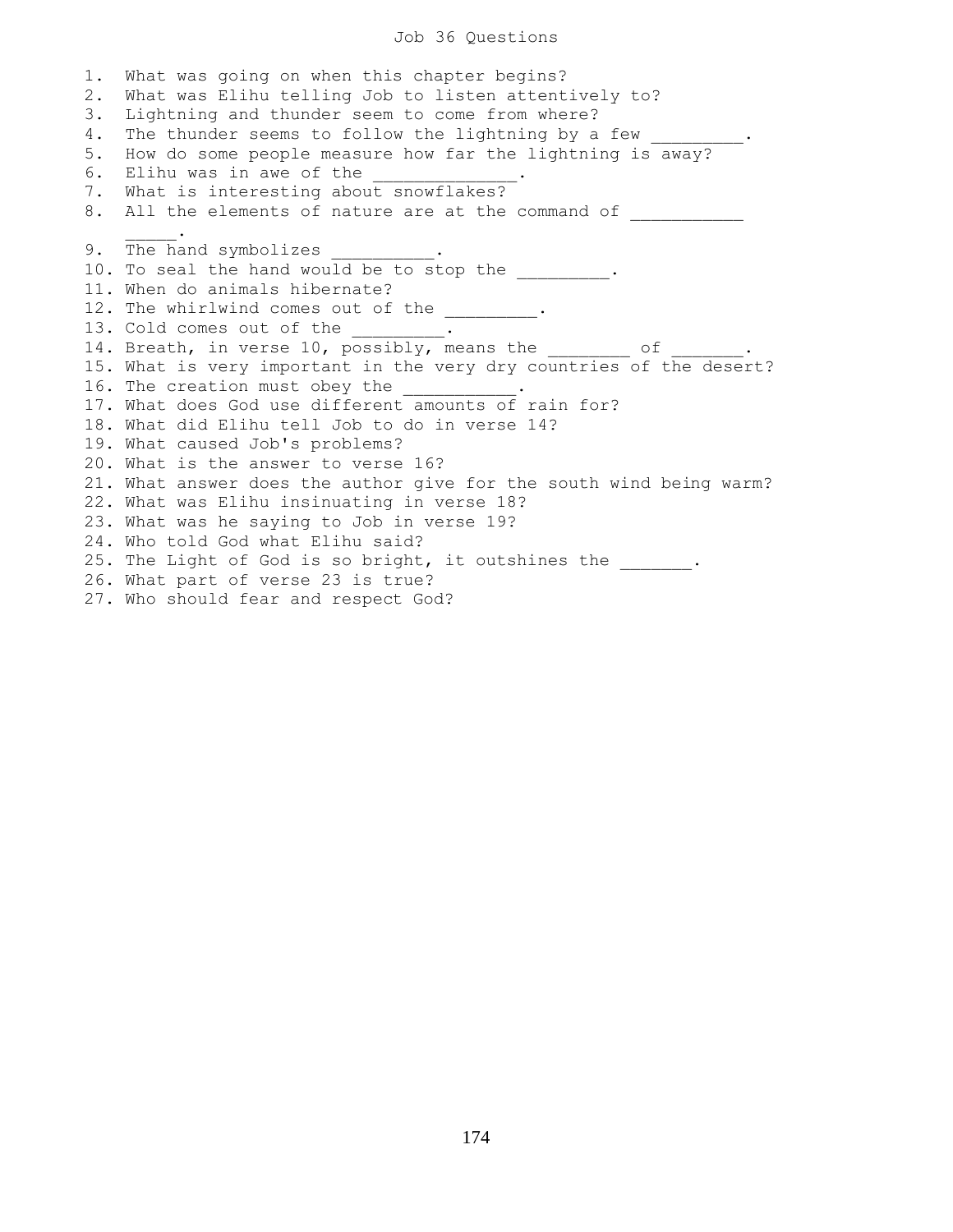# Job 36 Questions

1. What was going on when this chapter begins?
2. What was Elihu telling Job to listen attentively to?
3. Lightning and thunder seem to come from where?
4. The thunder seems to follow the lightning by a few _________.
5. How do some people measure how far the lightning is away?
6. Elihu was in awe of the ______________.
7. What is interesting about snowflakes?
8. All the elements of nature are at the command of ___________ _____.
9. The hand symbolizes __________.
10. To seal the hand would be to stop the _________.
11. When do animals hibernate?
12. The whirlwind comes out of the _________.
13. Cold comes out of the _________.
14. Breath, in verse 10, possibly, means the ________ of _______.
15. What is very important in the very dry countries of the desert?
16. The creation must obey the ___________.
17. What does God use different amounts of rain for?
18. What did Elihu tell Job to do in verse 14?
19. What caused Job's problems?
20. What is the answer to verse 16?
21. What answer does the author give for the south wind being warm?
22. What was Elihu insinuating in verse 18?
23. What was he saying to Job in verse 19?
24. Who told God what Elihu said?
25. The Light of God is so bright, it outshines the _______.
26. What part of verse 23 is true?
27. Who should fear and respect God?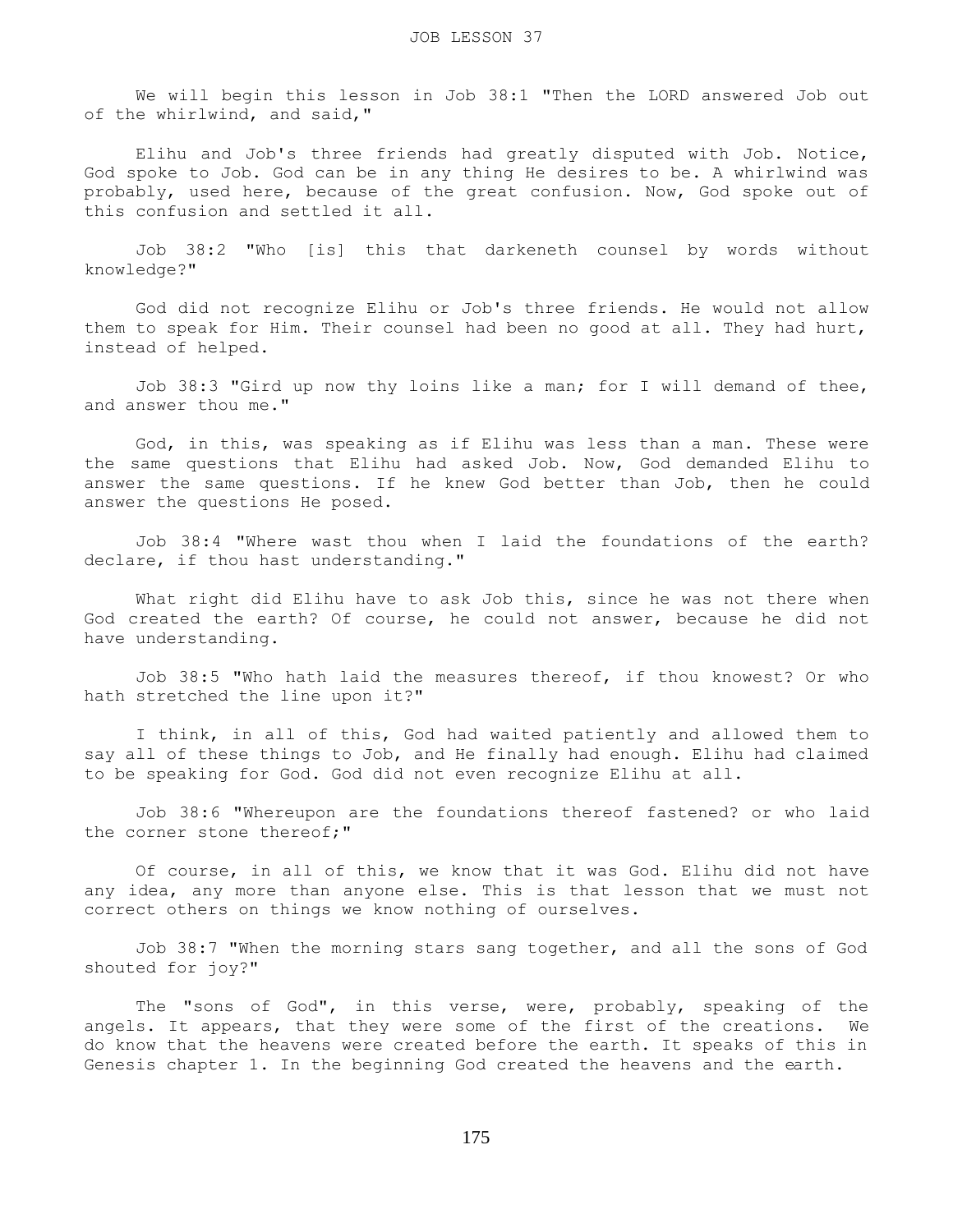# JOB LESSON 37

We will begin this lesson in Job 38:1 "Then the LORD answered Job out of the whirlwind, and said,"

Elihu and Job's three friends had greatly disputed with Job. Notice, God spoke to Job. God can be in any thing He desires to be. A whirlwind was probably, used here, because of the great confusion. Now, God spoke out of this confusion and settled it all.

Job 38:2 "Who [is] this that darkeneth counsel by words without knowledge?"

God did not recognize Elihu or Job's three friends. He would not allow them to speak for Him. Their counsel had been no good at all. They had hurt, instead of helped.

Job 38:3 "Gird up now thy loins like a man; for I will demand of thee, and answer thou me."

God, in this, was speaking as if Elihu was less than a man. These were the same questions that Elihu had asked Job. Now, God demanded Elihu to answer the same questions. If he knew God better than Job, then he could answer the questions He posed.

Job 38:4 "Where wast thou when I laid the foundations of the earth? declare, if thou hast understanding."

What right did Elihu have to ask Job this, since he was not there when God created the earth? Of course, he could not answer, because he did not have understanding.

Job 38:5 "Who hath laid the measures thereof, if thou knowest? Or who hath stretched the line upon it?"

I think, in all of this, God had waited patiently and allowed them to say all of these things to Job, and He finally had enough. Elihu had claimed to be speaking for God. God did not even recognize Elihu at all.

Job 38:6 "Whereupon are the foundations thereof fastened? or who laid the corner stone thereof;"

Of course, in all of this, we know that it was God. Elihu did not have any idea, any more than anyone else. This is that lesson that we must not correct others on things we know nothing of ourselves.

Job 38:7 "When the morning stars sang together, and all the sons of God shouted for joy?"

The "sons of God", in this verse, were, probably, speaking of the angels. It appears, that they were some of the first of the creations. We do know that the heavens were created before the earth. It speaks of this in Genesis chapter 1. In the beginning God created the heavens and the earth.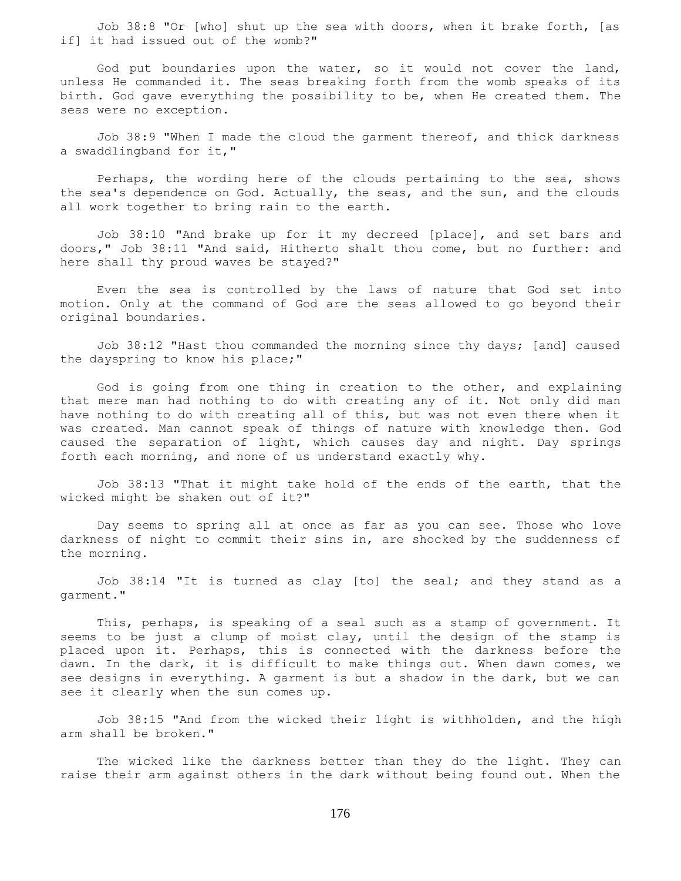Job 38:8 "Or [who] shut up the sea with doors, when it brake forth, [as if] it had issued out of the womb?"

God put boundaries upon the water, so it would not cover the land, unless He commanded it. The seas breaking forth from the womb speaks of its birth. God gave everything the possibility to be, when He created them. The seas were no exception.

Job 38:9 "When I made the cloud the garment thereof, and thick darkness a swaddlingband for it,"

Perhaps, the wording here of the clouds pertaining to the sea, shows the sea's dependence on God. Actually, the seas, and the sun, and the clouds all work together to bring rain to the earth.

Job 38:10 "And brake up for it my decreed [place], and set bars and doors," Job 38:11 "And said, Hitherto shalt thou come, but no further: and here shall thy proud waves be stayed?"

Even the sea is controlled by the laws of nature that God set into motion. Only at the command of God are the seas allowed to go beyond their original boundaries.

Job 38:12 "Hast thou commanded the morning since thy days; [and] caused the dayspring to know his place;"

God is going from one thing in creation to the other, and explaining that mere man had nothing to do with creating any of it. Not only did man have nothing to do with creating all of this, but was not even there when it was created. Man cannot speak of things of nature with knowledge then. God caused the separation of light, which causes day and night. Day springs forth each morning, and none of us understand exactly why.

Job 38:13 "That it might take hold of the ends of the earth, that the wicked might be shaken out of it?"

Day seems to spring all at once as far as you can see. Those who love darkness of night to commit their sins in, are shocked by the suddenness of the morning.

Job 38:14 "It is turned as clay [to] the seal; and they stand as a garment."

This, perhaps, is speaking of a seal such as a stamp of government. It seems to be just a clump of moist clay, until the design of the stamp is placed upon it. Perhaps, this is connected with the darkness before the dawn. In the dark, it is difficult to make things out. When dawn comes, we see designs in everything. A garment is but a shadow in the dark, but we can see it clearly when the sun comes up.

Job 38:15 "And from the wicked their light is withholden, and the high arm shall be broken."

The wicked like the darkness better than they do the light. They can raise their arm against others in the dark without being found out. When the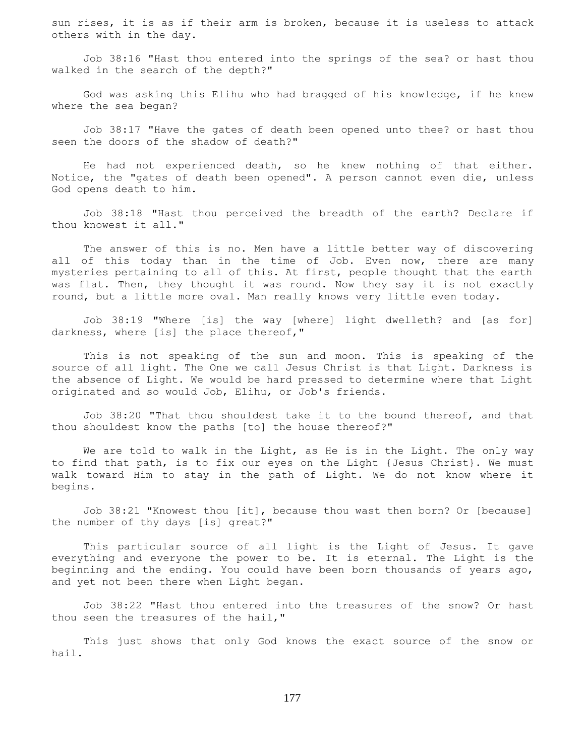sun rises, it is as if their arm is broken, because it is useless to attack others with in the day.

Job 38:16 "Hast thou entered into the springs of the sea? or hast thou walked in the search of the depth?"

God was asking this Elihu who had bragged of his knowledge, if he knew where the sea began?

Job 38:17 "Have the gates of death been opened unto thee? or hast thou seen the doors of the shadow of death?"

He had not experienced death, so he knew nothing of that either. Notice, the "gates of death been opened". A person cannot even die, unless God opens death to him.

Job 38:18 "Hast thou perceived the breadth of the earth? Declare if thou knowest it all."

The answer of this is no. Men have a little better way of discovering all of this today than in the time of Job. Even now, there are many mysteries pertaining to all of this. At first, people thought that the earth was flat. Then, they thought it was round. Now they say it is not exactly round, but a little more oval. Man really knows very little even today.

Job 38:19 "Where [is] the way [where] light dwelleth? and [as for] darkness, where [is] the place thereof,"

This is not speaking of the sun and moon. This is speaking of the source of all light. The One we call Jesus Christ is that Light. Darkness is the absence of Light. We would be hard pressed to determine where that Light originated and so would Job, Elihu, or Job's friends.

Job 38:20 "That thou shouldest take it to the bound thereof, and that thou shouldest know the paths [to] the house thereof?"

We are told to walk in the Light, as He is in the Light. The only way to find that path, is to fix our eyes on the Light {Jesus Christ}. We must walk toward Him to stay in the path of Light. We do not know where it begins.

Job 38:21 "Knowest thou [it], because thou wast then born? Or [because] the number of thy days [is] great?"

This particular source of all light is the Light of Jesus. It gave everything and everyone the power to be. It is eternal. The Light is the beginning and the ending. You could have been born thousands of years ago, and yet not been there when Light began.

Job 38:22 "Hast thou entered into the treasures of the snow? Or hast thou seen the treasures of the hail,"

This just shows that only God knows the exact source of the snow or hail.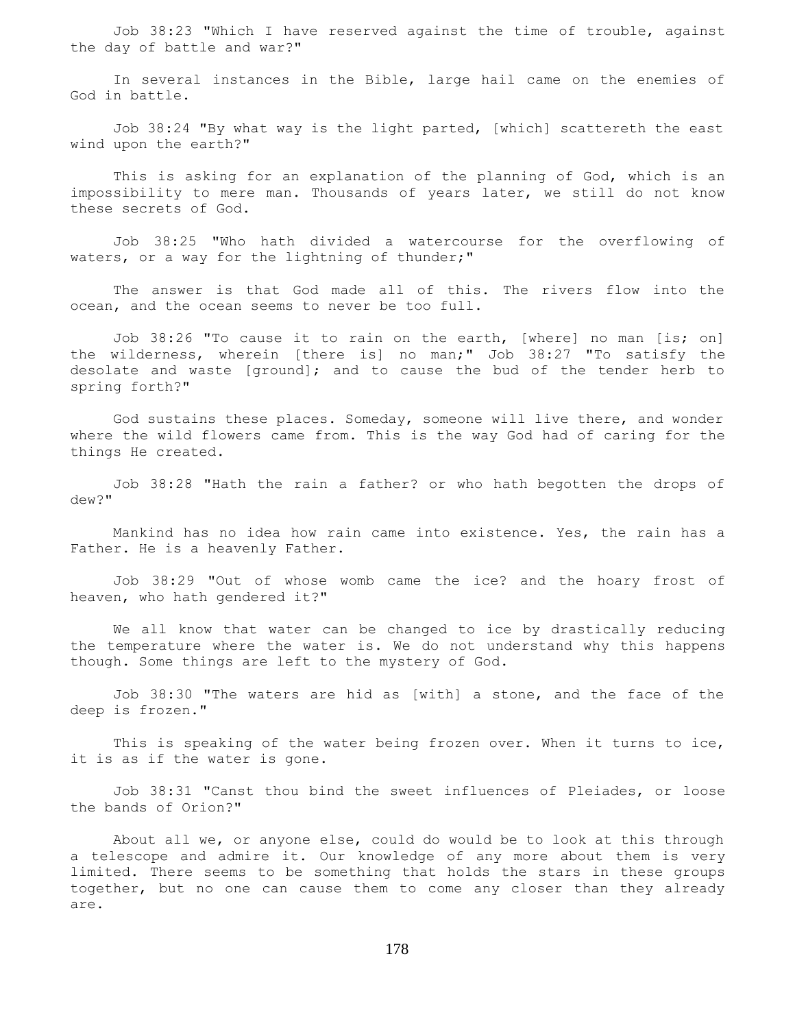Job 38:23 "Which I have reserved against the time of trouble, against the day of battle and war?"

In several instances in the Bible, large hail came on the enemies of God in battle.

Job 38:24 "By what way is the light parted, [which] scattereth the east wind upon the earth?"

This is asking for an explanation of the planning of God, which is an impossibility to mere man. Thousands of years later, we still do not know these secrets of God.

Job 38:25 "Who hath divided a watercourse for the overflowing of waters, or a way for the lightning of thunder;"

The answer is that God made all of this. The rivers flow into the ocean, and the ocean seems to never be too full.

Job 38:26 "To cause it to rain on the earth, [where] no man [is; on] the wilderness, wherein [there is] no man;" Job 38:27 "To satisfy the desolate and waste [ground]; and to cause the bud of the tender herb to spring forth?"

God sustains these places. Someday, someone will live there, and wonder where the wild flowers came from. This is the way God had of caring for the things He created.

Job 38:28 "Hath the rain a father? or who hath begotten the drops of dew?"

Mankind has no idea how rain came into existence. Yes, the rain has a Father. He is a heavenly Father.

Job 38:29 "Out of whose womb came the ice? and the hoary frost of heaven, who hath gendered it?"

We all know that water can be changed to ice by drastically reducing the temperature where the water is. We do not understand why this happens though. Some things are left to the mystery of God.

Job 38:30 "The waters are hid as [with] a stone, and the face of the deep is frozen."

This is speaking of the water being frozen over. When it turns to ice, it is as if the water is gone.

Job 38:31 "Canst thou bind the sweet influences of Pleiades, or loose the bands of Orion?"

About all we, or anyone else, could do would be to look at this through a telescope and admire it. Our knowledge of any more about them is very limited. There seems to be something that holds the stars in these groups together, but no one can cause them to come any closer than they already are.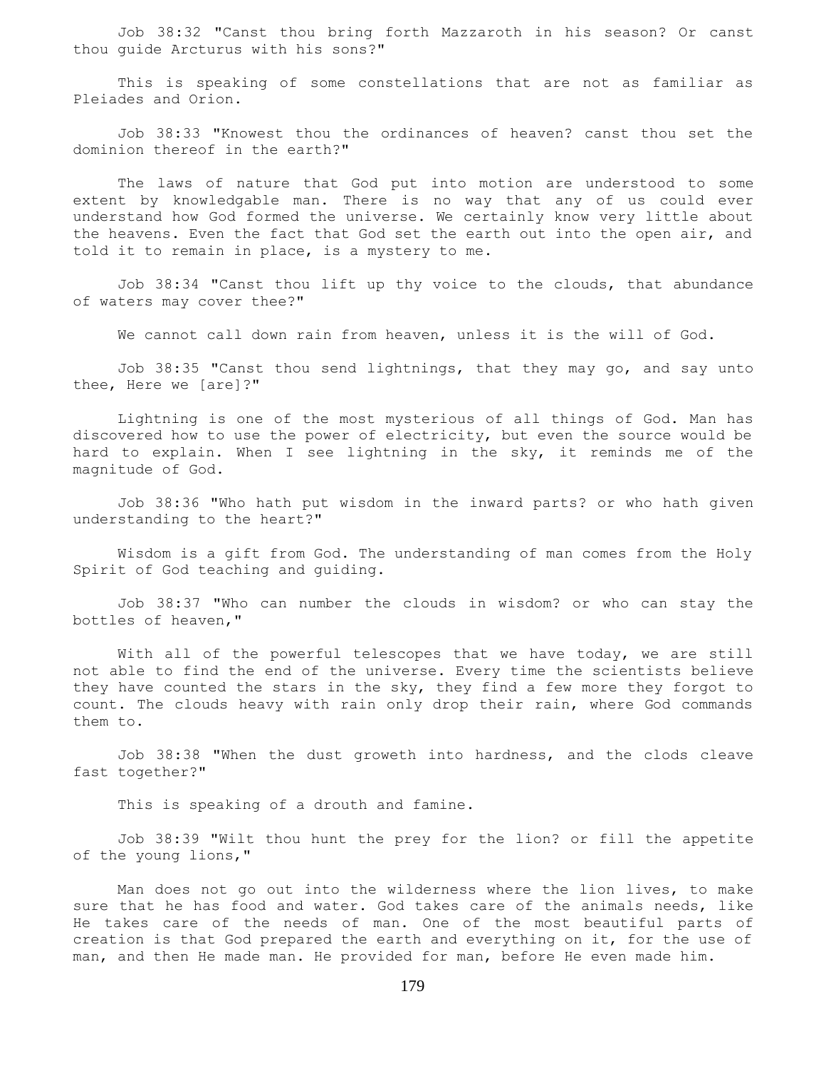Job 38:32 "Canst thou bring forth Mazzaroth in his season? Or canst thou guide Arcturus with his sons?"

This is speaking of some constellations that are not as familiar as Pleiades and Orion.

Job 38:33 "Knowest thou the ordinances of heaven? canst thou set the dominion thereof in the earth?"

The laws of nature that God put into motion are understood to some extent by knowledgable man. There is no way that any of us could ever understand how God formed the universe. We certainly know very little about the heavens. Even the fact that God set the earth out into the open air, and told it to remain in place, is a mystery to me.

Job 38:34 "Canst thou lift up thy voice to the clouds, that abundance of waters may cover thee?"

We cannot call down rain from heaven, unless it is the will of God.

Job 38:35 "Canst thou send lightnings, that they may go, and say unto thee, Here we [are]?"

Lightning is one of the most mysterious of all things of God. Man has discovered how to use the power of electricity, but even the source would be hard to explain. When I see lightning in the sky, it reminds me of the magnitude of God.

Job 38:36 "Who hath put wisdom in the inward parts? or who hath given understanding to the heart?"

Wisdom is a gift from God. The understanding of man comes from the Holy Spirit of God teaching and guiding.

Job 38:37 "Who can number the clouds in wisdom? or who can stay the bottles of heaven,"

With all of the powerful telescopes that we have today, we are still not able to find the end of the universe. Every time the scientists believe they have counted the stars in the sky, they find a few more they forgot to count. The clouds heavy with rain only drop their rain, where God commands them to.

Job 38:38 "When the dust groweth into hardness, and the clods cleave fast together?"

This is speaking of a drouth and famine.

Job 38:39 "Wilt thou hunt the prey for the lion? or fill the appetite of the young lions,"

Man does not go out into the wilderness where the lion lives, to make sure that he has food and water. God takes care of the animals needs, like He takes care of the needs of man. One of the most beautiful parts of creation is that God prepared the earth and everything on it, for the use of man, and then He made man. He provided for man, before He even made him.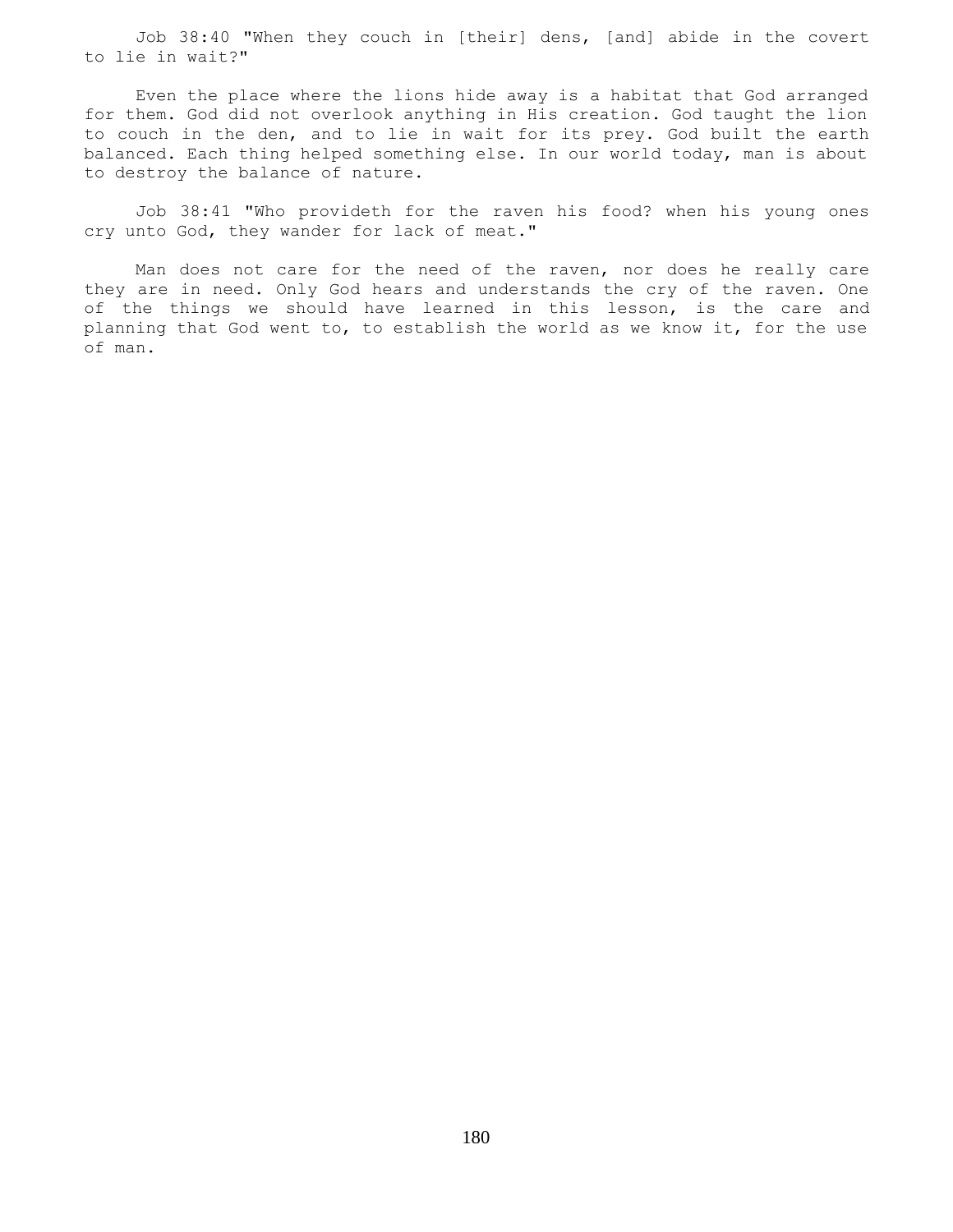Job 38:40 "When they couch in [their] dens, [and] abide in the covert to lie in wait?"

Even the place where the lions hide away is a habitat that God arranged for them. God did not overlook anything in His creation. God taught the lion to couch in the den, and to lie in wait for its prey. God built the earth balanced. Each thing helped something else. In our world today, man is about to destroy the balance of nature.

Job 38:41 "Who provideth for the raven his food? when his young ones cry unto God, they wander for lack of meat."

Man does not care for the need of the raven, nor does he really care they are in need. Only God hears and understands the cry of the raven. One of the things we should have learned in this lesson, is the care and planning that God went to, to establish the world as we know it, for the use of man.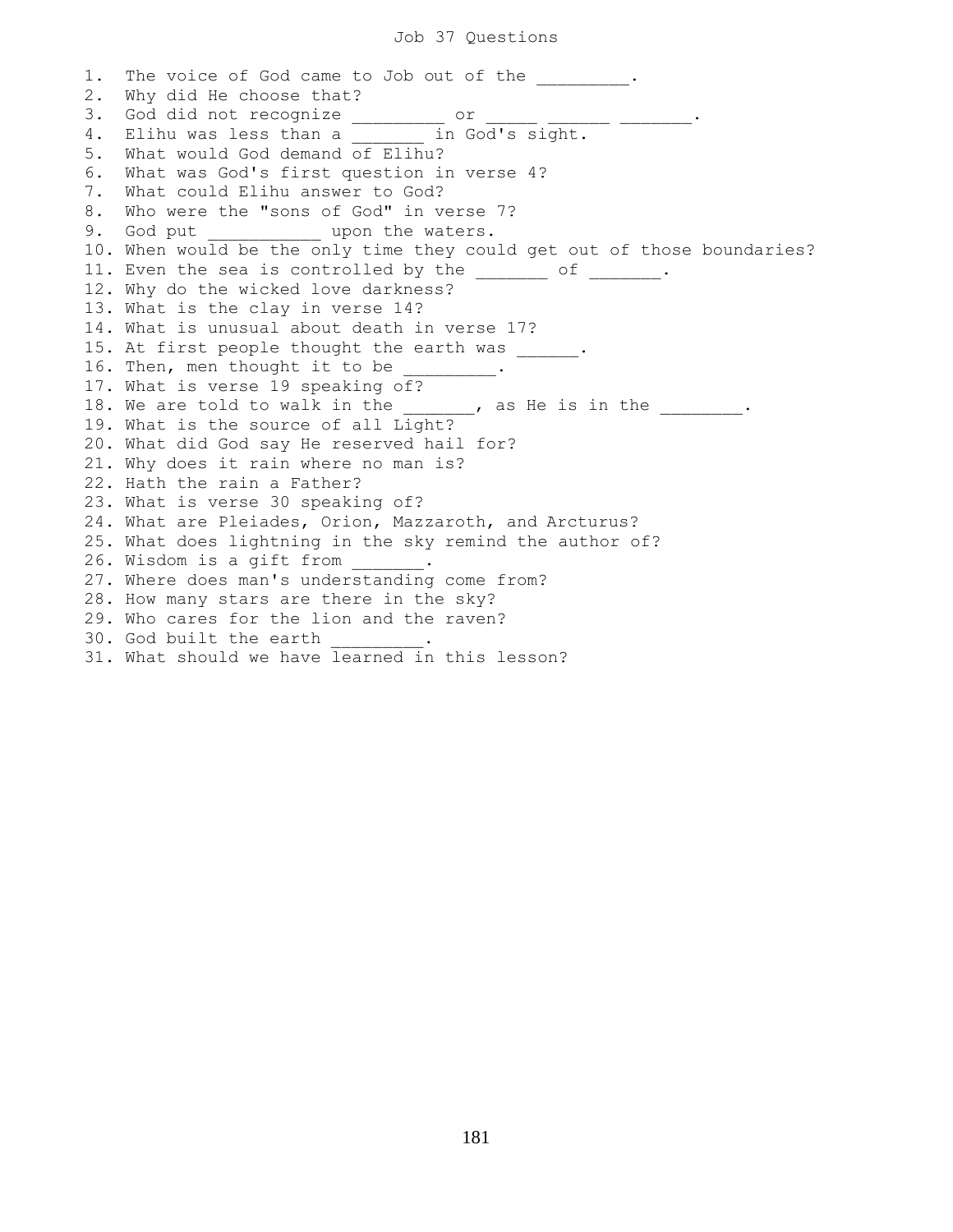# Job 37 Questions

1. The voice of God came to Job out of the _________.
2. Why did He choose that?
3. God did not recognize _________ or _____ ______ _______.
4. Elihu was less than a _______ in God's sight.
5. What would God demand of Elihu?
6. What was God's first question in verse 4?
7. What could Elihu answer to God?
8. Who were the "sons of God" in verse 7?
9. God put ___________ upon the waters.
10. When would be the only time they could get out of those boundaries?
11. Even the sea is controlled by the _______ of _______.
12. Why do the wicked love darkness?
13. What is the clay in verse 14?
14. What is unusual about death in verse 17?
15. At first people thought the earth was ______.
16. Then, men thought it to be _________.
17. What is verse 19 speaking of?
18. We are told to walk in the _______, as He is in the ________.
19. What is the source of all Light?
20. What did God say He reserved hail for?
21. Why does it rain where no man is?
22. Hath the rain a Father?
23. What is verse 30 speaking of?
24. What are Pleiades, Orion, Mazzaroth, and Arcturus?
25. What does lightning in the sky remind the author of?
26. Wisdom is a gift from _______.
27. Where does man's understanding come from?
28. How many stars are there in the sky?
29. Who cares for the lion and the raven?
30. God built the earth _________.
31. What should we have learned in this lesson?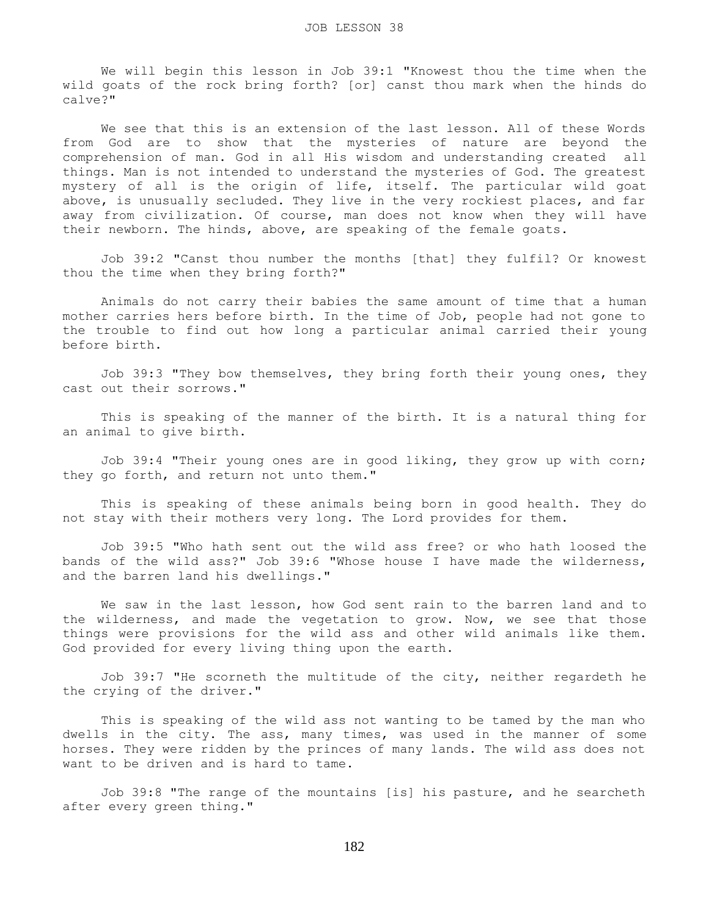JOB LESSON 38

We will begin this lesson in Job 39:1 "Knowest thou the time when the wild goats of the rock bring forth? [or] canst thou mark when the hinds do calve?"

We see that this is an extension of the last lesson. All of these Words from God are to show that the mysteries of nature are beyond the comprehension of man. God in all His wisdom and understanding created all things. Man is not intended to understand the mysteries of God. The greatest mystery of all is the origin of life, itself. The particular wild goat above, is unusually secluded. They live in the very rockiest places, and far away from civilization. Of course, man does not know when they will have their newborn. The hinds, above, are speaking of the female goats.

Job 39:2 "Canst thou number the months [that] they fulfil? Or knowest thou the time when they bring forth?"

Animals do not carry their babies the same amount of time that a human mother carries hers before birth. In the time of Job, people had not gone to the trouble to find out how long a particular animal carried their young before birth.

Job 39:3 "They bow themselves, they bring forth their young ones, they cast out their sorrows."

This is speaking of the manner of the birth. It is a natural thing for an animal to give birth.

Job 39:4 "Their young ones are in good liking, they grow up with corn; they go forth, and return not unto them."

This is speaking of these animals being born in good health. They do not stay with their mothers very long. The Lord provides for them.

Job 39:5 "Who hath sent out the wild ass free? or who hath loosed the bands of the wild ass?" Job 39:6 "Whose house I have made the wilderness, and the barren land his dwellings."

We saw in the last lesson, how God sent rain to the barren land and to the wilderness, and made the vegetation to grow. Now, we see that those things were provisions for the wild ass and other wild animals like them. God provided for every living thing upon the earth.

Job 39:7 "He scorneth the multitude of the city, neither regardeth he the crying of the driver."

This is speaking of the wild ass not wanting to be tamed by the man who dwells in the city. The ass, many times, was used in the manner of some horses. They were ridden by the princes of many lands. The wild ass does not want to be driven and is hard to tame.

Job 39:8 "The range of the mountains [is] his pasture, and he searcheth after every green thing."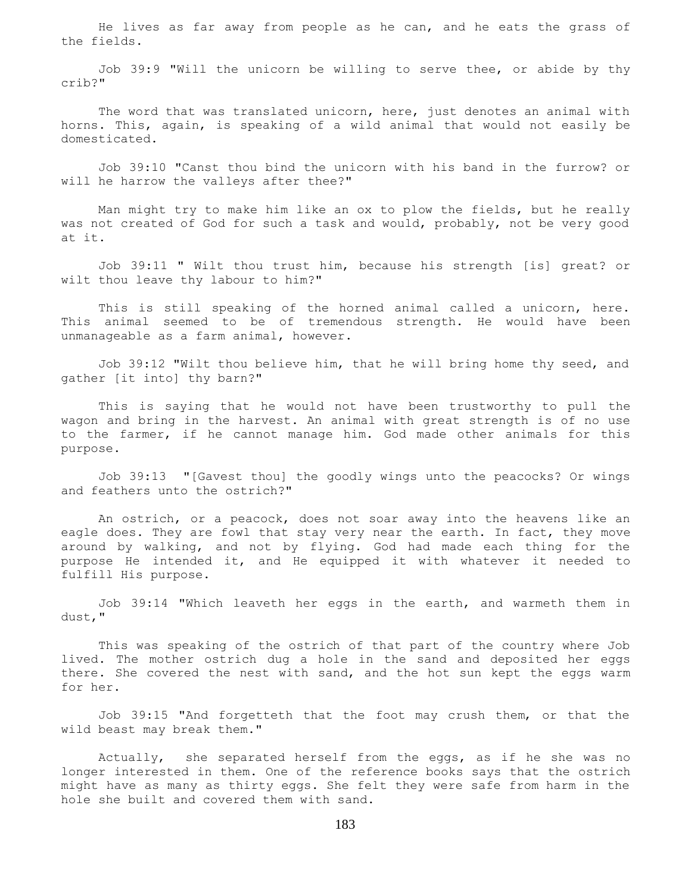He lives as far away from people as he can, and he eats the grass of the fields.

Job 39:9 "Will the unicorn be willing to serve thee, or abide by thy crib?"

The word that was translated unicorn, here, just denotes an animal with horns. This, again, is speaking of a wild animal that would not easily be domesticated.

Job 39:10 "Canst thou bind the unicorn with his band in the furrow? or will he harrow the valleys after thee?"

Man might try to make him like an ox to plow the fields, but he really was not created of God for such a task and would, probably, not be very good at it.

Job 39:11 " Wilt thou trust him, because his strength [is] great? or wilt thou leave thy labour to him?"

This is still speaking of the horned animal called a unicorn, here. This animal seemed to be of tremendous strength. He would have been unmanageable as a farm animal, however.

Job 39:12 "Wilt thou believe him, that he will bring home thy seed, and gather [it into] thy barn?"

This is saying that he would not have been trustworthy to pull the wagon and bring in the harvest. An animal with great strength is of no use to the farmer, if he cannot manage him. God made other animals for this purpose.

Job 39:13 "[Gavest thou] the goodly wings unto the peacocks? Or wings and feathers unto the ostrich?"

An ostrich, or a peacock, does not soar away into the heavens like an eagle does. They are fowl that stay very near the earth. In fact, they move around by walking, and not by flying. God had made each thing for the purpose He intended it, and He equipped it with whatever it needed to fulfill His purpose.

Job 39:14 "Which leaveth her eggs in the earth, and warmeth them in dust,"

This was speaking of the ostrich of that part of the country where Job lived. The mother ostrich dug a hole in the sand and deposited her eggs there. She covered the nest with sand, and the hot sun kept the eggs warm for her.

Job 39:15 "And forgetteth that the foot may crush them, or that the wild beast may break them."

Actually, she separated herself from the eggs, as if he she was no longer interested in them. One of the reference books says that the ostrich might have as many as thirty eggs. She felt they were safe from harm in the hole she built and covered them with sand.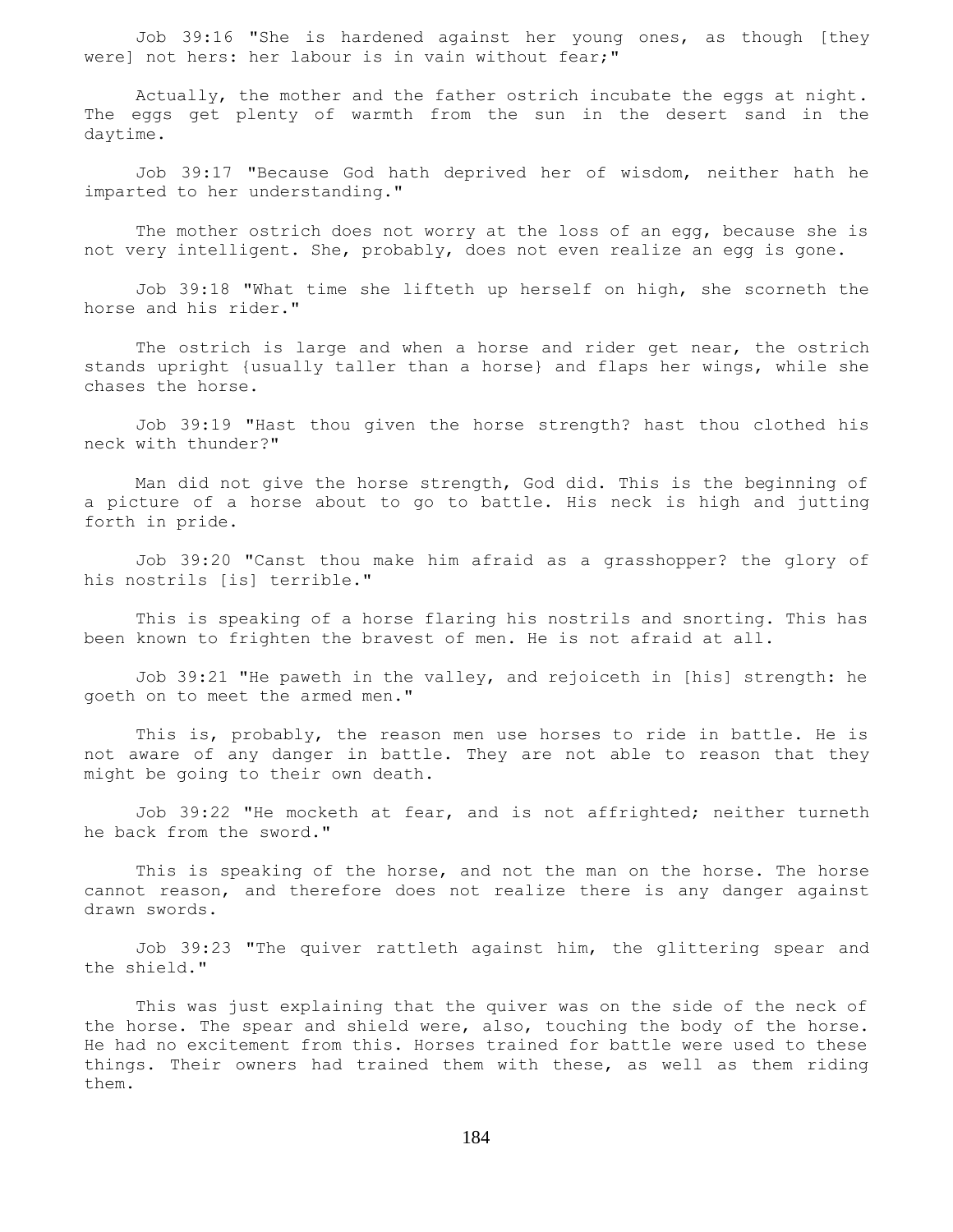Job 39:16 "She is hardened against her young ones, as though [they were] not hers: her labour is in vain without fear;"

Actually, the mother and the father ostrich incubate the eggs at night. The eggs get plenty of warmth from the sun in the desert sand in the daytime.

Job 39:17 "Because God hath deprived her of wisdom, neither hath he imparted to her understanding."

The mother ostrich does not worry at the loss of an egg, because she is not very intelligent. She, probably, does not even realize an egg is gone.

Job 39:18 "What time she lifteth up herself on high, she scorneth the horse and his rider."

The ostrich is large and when a horse and rider get near, the ostrich stands upright {usually taller than a horse} and flaps her wings, while she chases the horse.

Job 39:19 "Hast thou given the horse strength? hast thou clothed his neck with thunder?"

Man did not give the horse strength, God did. This is the beginning of a picture of a horse about to go to battle. His neck is high and jutting forth in pride.

Job 39:20 "Canst thou make him afraid as a grasshopper? the glory of his nostrils [is] terrible."

This is speaking of a horse flaring his nostrils and snorting. This has been known to frighten the bravest of men. He is not afraid at all.

Job 39:21 "He paweth in the valley, and rejoiceth in [his] strength: he goeth on to meet the armed men."

This is, probably, the reason men use horses to ride in battle. He is not aware of any danger in battle. They are not able to reason that they might be going to their own death.

Job 39:22 "He mocketh at fear, and is not affrighted; neither turneth he back from the sword."

This is speaking of the horse, and not the man on the horse. The horse cannot reason, and therefore does not realize there is any danger against drawn swords.

Job 39:23 "The quiver rattleth against him, the glittering spear and the shield."

This was just explaining that the quiver was on the side of the neck of the horse. The spear and shield were, also, touching the body of the horse. He had no excitement from this. Horses trained for battle were used to these things. Their owners had trained them with these, as well as them riding them.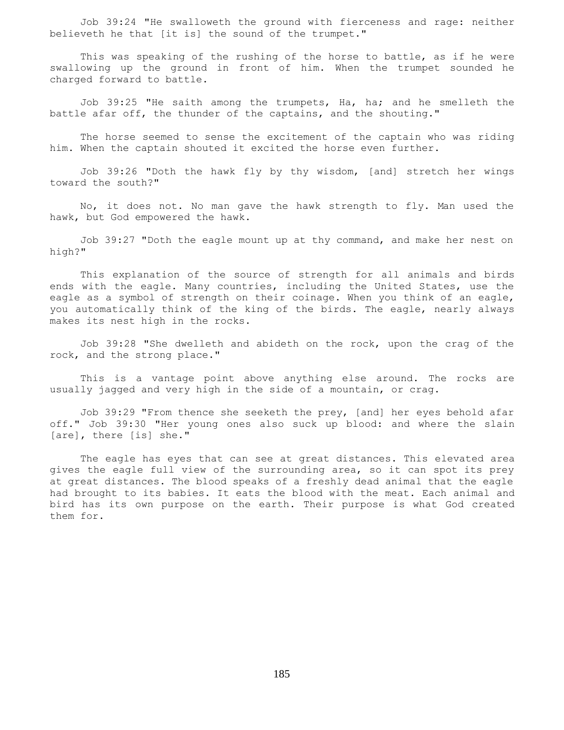Job 39:24 "He swalloweth the ground with fierceness and rage: neither believeth he that [it is] the sound of the trumpet."

This was speaking of the rushing of the horse to battle, as if he were swallowing up the ground in front of him. When the trumpet sounded he charged forward to battle.

Job 39:25 "He saith among the trumpets, Ha, ha; and he smelleth the battle afar off, the thunder of the captains, and the shouting."

The horse seemed to sense the excitement of the captain who was riding him. When the captain shouted it excited the horse even further.

Job 39:26 "Doth the hawk fly by thy wisdom, [and] stretch her wings toward the south?"

No, it does not. No man gave the hawk strength to fly. Man used the hawk, but God empowered the hawk.

Job 39:27 "Doth the eagle mount up at thy command, and make her nest on high?"

This explanation of the source of strength for all animals and birds ends with the eagle. Many countries, including the United States, use the eagle as a symbol of strength on their coinage. When you think of an eagle, you automatically think of the king of the birds. The eagle, nearly always makes its nest high in the rocks.

Job 39:28 "She dwelleth and abideth on the rock, upon the crag of the rock, and the strong place."

This is a vantage point above anything else around. The rocks are usually jagged and very high in the side of a mountain, or crag.

Job 39:29 "From thence she seeketh the prey, [and] her eyes behold afar off." Job 39:30 "Her young ones also suck up blood: and where the slain [are], there [is] she."

The eagle has eyes that can see at great distances. This elevated area gives the eagle full view of the surrounding area, so it can spot its prey at great distances. The blood speaks of a freshly dead animal that the eagle had brought to its babies. It eats the blood with the meat. Each animal and bird has its own purpose on the earth. Their purpose is what God created them for.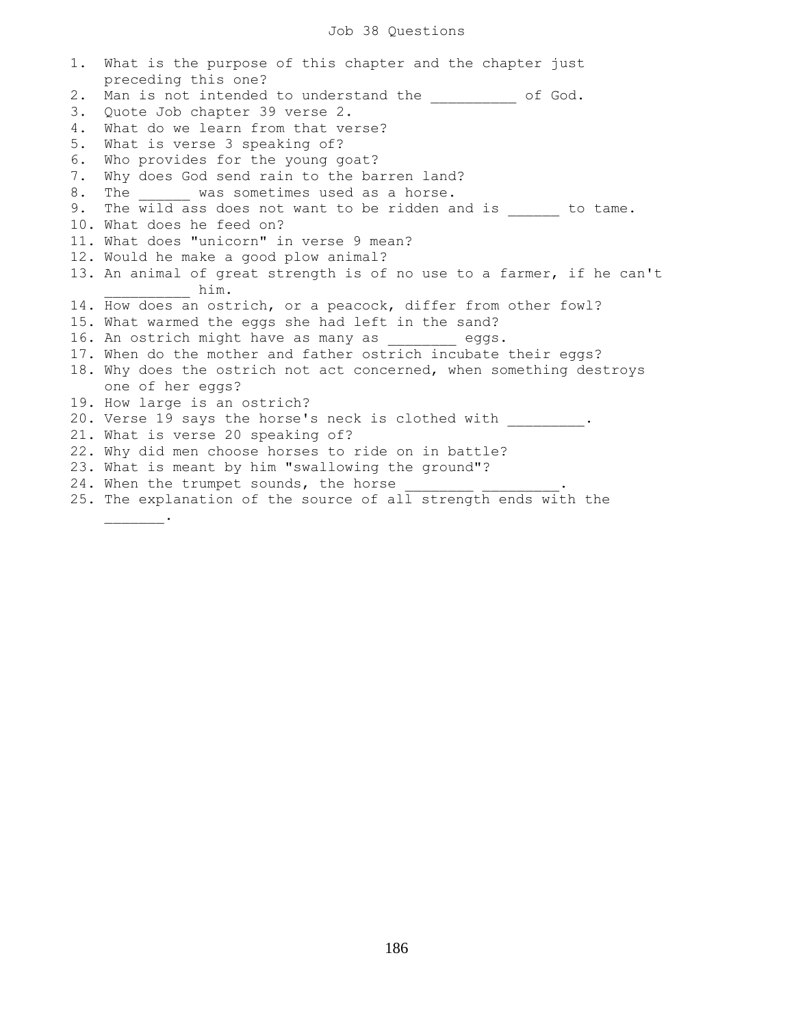# Job 38 Questions

1. What is the purpose of this chapter and the chapter just preceding this one?
2. Man is not intended to understand the __________ of God.
3. Quote Job chapter 39 verse 2.
4. What do we learn from that verse?
5. What is verse 3 speaking of?
6. Who provides for the young goat?
7. Why does God send rain to the barren land?
8. The ______ was sometimes used as a horse.
9. The wild ass does not want to be ridden and is ______ to tame.
10. What does he feed on?
11. What does "unicorn" in verse 9 mean?
12. Would he make a good plow animal?
13. An animal of great strength is of no use to a farmer, if he can't __________ him.
14. How does an ostrich, or a peacock, differ from other fowl?
15. What warmed the eggs she had left in the sand?
16. An ostrich might have as many as ________ eggs.
17. When do the mother and father ostrich incubate their eggs?
18. Why does the ostrich not act concerned, when something destroys one of her eggs?
19. How large is an ostrich?
20. Verse 19 says the horse's neck is clothed with _________.
21. What is verse 20 speaking of?
22. Why did men choose horses to ride on in battle?
23. What is meant by him "swallowing the ground"?
24. When the trumpet sounds, the horse ________ _________.
25. The explanation of the source of all strength ends with the _______.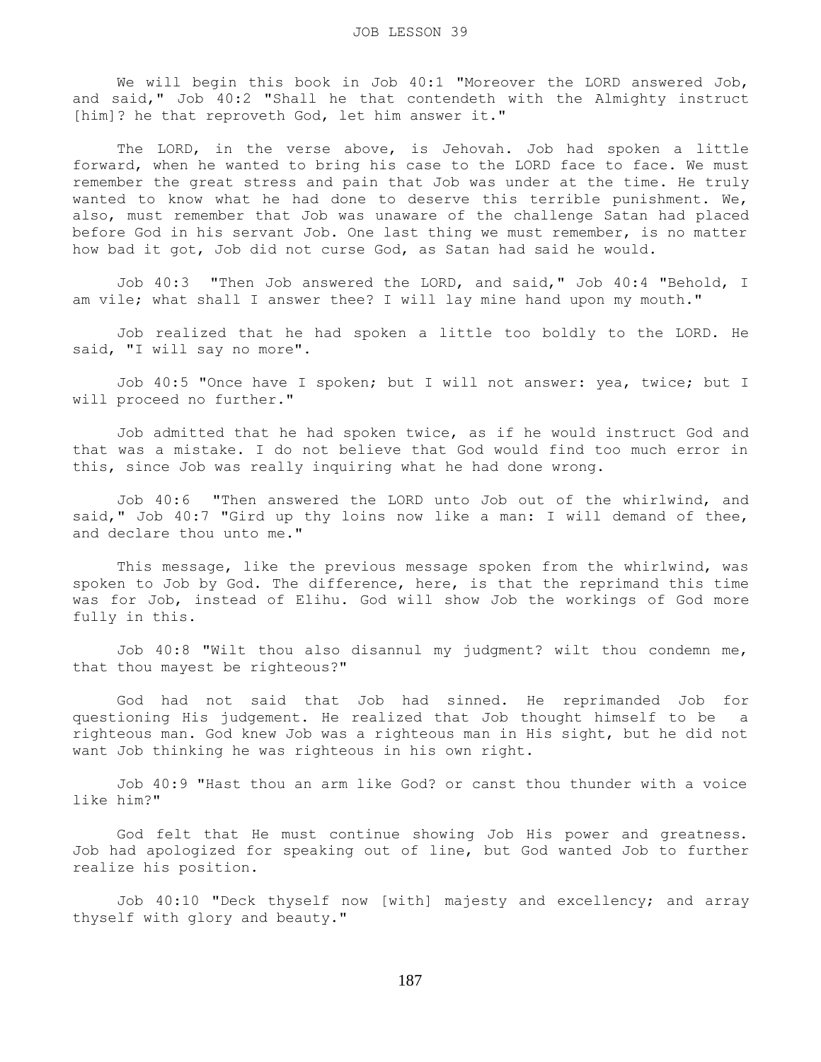# JOB LESSON 39

We will begin this book in Job 40:1 "Moreover the LORD answered Job, and said," Job 40:2 "Shall he that contendeth with the Almighty instruct [him]? he that reproveth God, let him answer it."

The LORD, in the verse above, is Jehovah. Job had spoken a little forward, when he wanted to bring his case to the LORD face to face. We must remember the great stress and pain that Job was under at the time. He truly wanted to know what he had done to deserve this terrible punishment. We, also, must remember that Job was unaware of the challenge Satan had placed before God in his servant Job. One last thing we must remember, is no matter how bad it got, Job did not curse God, as Satan had said he would.

Job 40:3 "Then Job answered the LORD, and said," Job 40:4 "Behold, I am vile; what shall I answer thee? I will lay mine hand upon my mouth."

Job realized that he had spoken a little too boldly to the LORD. He said, "I will say no more".

Job 40:5 "Once have I spoken; but I will not answer: yea, twice; but I will proceed no further."

Job admitted that he had spoken twice, as if he would instruct God and that was a mistake. I do not believe that God would find too much error in this, since Job was really inquiring what he had done wrong.

Job 40:6 "Then answered the LORD unto Job out of the whirlwind, and said," Job 40:7 "Gird up thy loins now like a man: I will demand of thee, and declare thou unto me."

This message, like the previous message spoken from the whirlwind, was spoken to Job by God. The difference, here, is that the reprimand this time was for Job, instead of Elihu. God will show Job the workings of God more fully in this.

Job 40:8 "Wilt thou also disannul my judgment? wilt thou condemn me, that thou mayest be righteous?"

God had not said that Job had sinned. He reprimanded Job for questioning His judgement. He realized that Job thought himself to be a righteous man. God knew Job was a righteous man in His sight, but he did not want Job thinking he was righteous in his own right.

Job 40:9 "Hast thou an arm like God? or canst thou thunder with a voice like him?"

God felt that He must continue showing Job His power and greatness. Job had apologized for speaking out of line, but God wanted Job to further realize his position.

Job 40:10 "Deck thyself now [with] majesty and excellency; and array thyself with glory and beauty."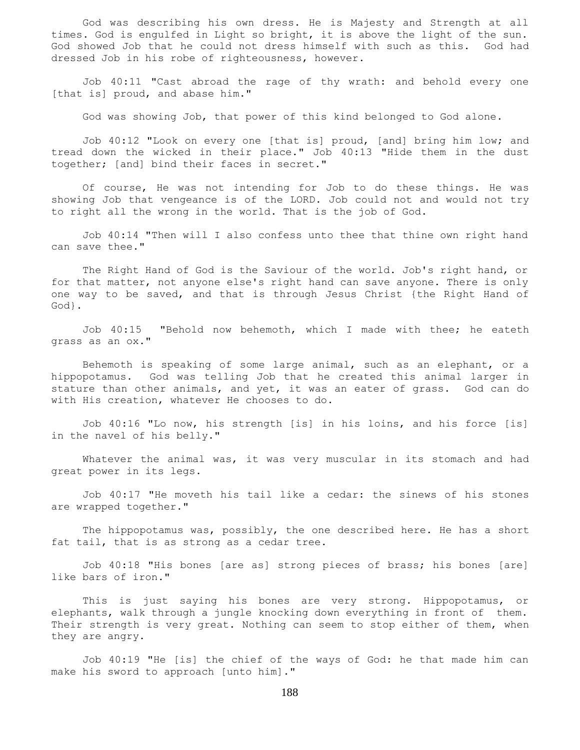God was describing his own dress. He is Majesty and Strength at all times. God is engulfed in Light so bright, it is above the light of the sun. God showed Job that he could not dress himself with such as this. God had dressed Job in his robe of righteousness, however.

Job 40:11 "Cast abroad the rage of thy wrath: and behold every one [that is] proud, and abase him."

God was showing Job, that power of this kind belonged to God alone.

Job 40:12 "Look on every one [that is] proud, [and] bring him low; and tread down the wicked in their place." Job 40:13 "Hide them in the dust together; [and] bind their faces in secret."

Of course, He was not intending for Job to do these things. He was showing Job that vengeance is of the LORD. Job could not and would not try to right all the wrong in the world. That is the job of God.

Job 40:14 "Then will I also confess unto thee that thine own right hand can save thee."

The Right Hand of God is the Saviour of the world. Job's right hand, or for that matter, not anyone else's right hand can save anyone. There is only one way to be saved, and that is through Jesus Christ {the Right Hand of God}.

Job 40:15 "Behold now behemoth, which I made with thee; he eateth grass as an ox."

Behemoth is speaking of some large animal, such as an elephant, or a hippopotamus. God was telling Job that he created this animal larger in stature than other animals, and yet, it was an eater of grass. God can do with His creation, whatever He chooses to do.

Job 40:16 "Lo now, his strength [is] in his loins, and his force [is] in the navel of his belly."

Whatever the animal was, it was very muscular in its stomach and had great power in its legs.

Job 40:17 "He moveth his tail like a cedar: the sinews of his stones are wrapped together."

The hippopotamus was, possibly, the one described here. He has a short fat tail, that is as strong as a cedar tree.

Job 40:18 "His bones [are as] strong pieces of brass; his bones [are] like bars of iron."

This is just saying his bones are very strong. Hippopotamus, or elephants, walk through a jungle knocking down everything in front of them. Their strength is very great. Nothing can seem to stop either of them, when they are angry.

Job 40:19 "He [is] the chief of the ways of God: he that made him can make his sword to approach [unto him]."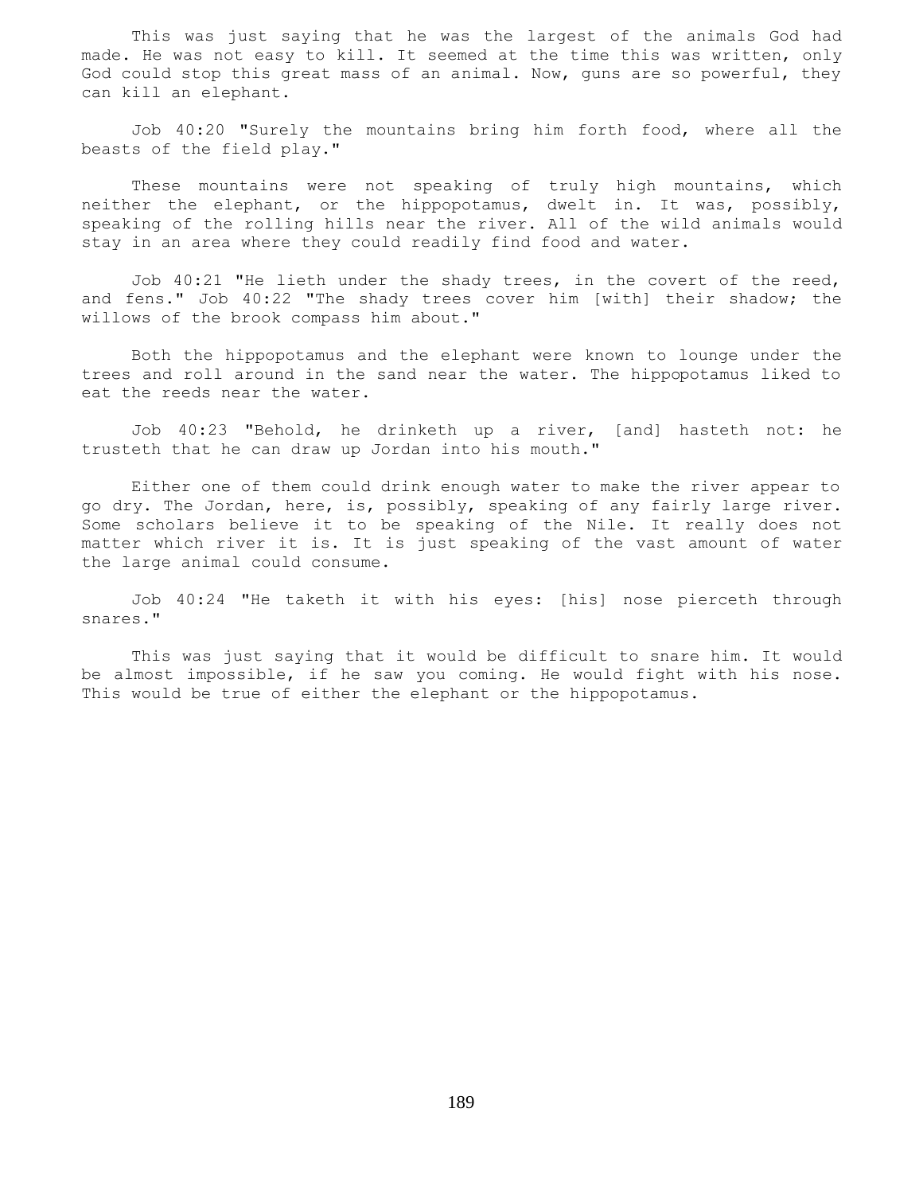This was just saying that he was the largest of the animals God had made. He was not easy to kill. It seemed at the time this was written, only God could stop this great mass of an animal. Now, guns are so powerful, they can kill an elephant.

Job 40:20 "Surely the mountains bring him forth food, where all the beasts of the field play."

These mountains were not speaking of truly high mountains, which neither the elephant, or the hippopotamus, dwelt in. It was, possibly, speaking of the rolling hills near the river. All of the wild animals would stay in an area where they could readily find food and water.

Job 40:21 "He lieth under the shady trees, in the covert of the reed, and fens." Job 40:22 "The shady trees cover him [with] their shadow; the willows of the brook compass him about."

Both the hippopotamus and the elephant were known to lounge under the trees and roll around in the sand near the water. The hippopotamus liked to eat the reeds near the water.

Job 40:23 "Behold, he drinketh up a river, [and] hasteth not: he trusteth that he can draw up Jordan into his mouth."

Either one of them could drink enough water to make the river appear to go dry. The Jordan, here, is, possibly, speaking of any fairly large river. Some scholars believe it to be speaking of the Nile. It really does not matter which river it is. It is just speaking of the vast amount of water the large animal could consume.

Job 40:24 "He taketh it with his eyes: [his] nose pierceth through snares."

This was just saying that it would be difficult to snare him. It would be almost impossible, if he saw you coming. He would fight with his nose. This would be true of either the elephant or the hippopotamus.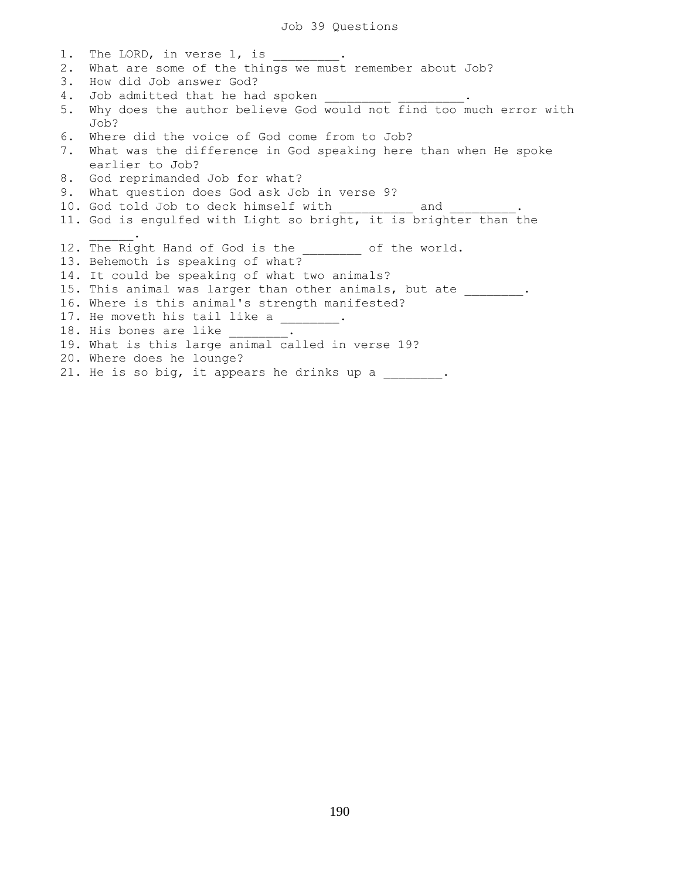# Job 39 Questions

1. The LORD, in verse 1, is _________.
2. What are some of the things we must remember about Job?
3. How did Job answer God?
4. Job admitted that he had spoken _________ _________.
5. Why does the author believe God would not find too much error with Job?
6. Where did the voice of God come from to Job?
7. What was the difference in God speaking here than when He spoke earlier to Job?
8. God reprimanded Job for what?
9. What question does God ask Job in verse 9?
10. God told Job to deck himself with __________ and _________.
11. God is engulfed with Light so bright, it is brighter than the ______.
12. The Right Hand of God is the ________ of the world.
13. Behemoth is speaking of what?
14. It could be speaking of what two animals?
15. This animal was larger than other animals, but ate ________.
16. Where is this animal's strength manifested?
17. He moveth his tail like a ________.
18. His bones are like ________.
19. What is this large animal called in verse 19?
20. Where does he lounge?
21. He is so big, it appears he drinks up a ________.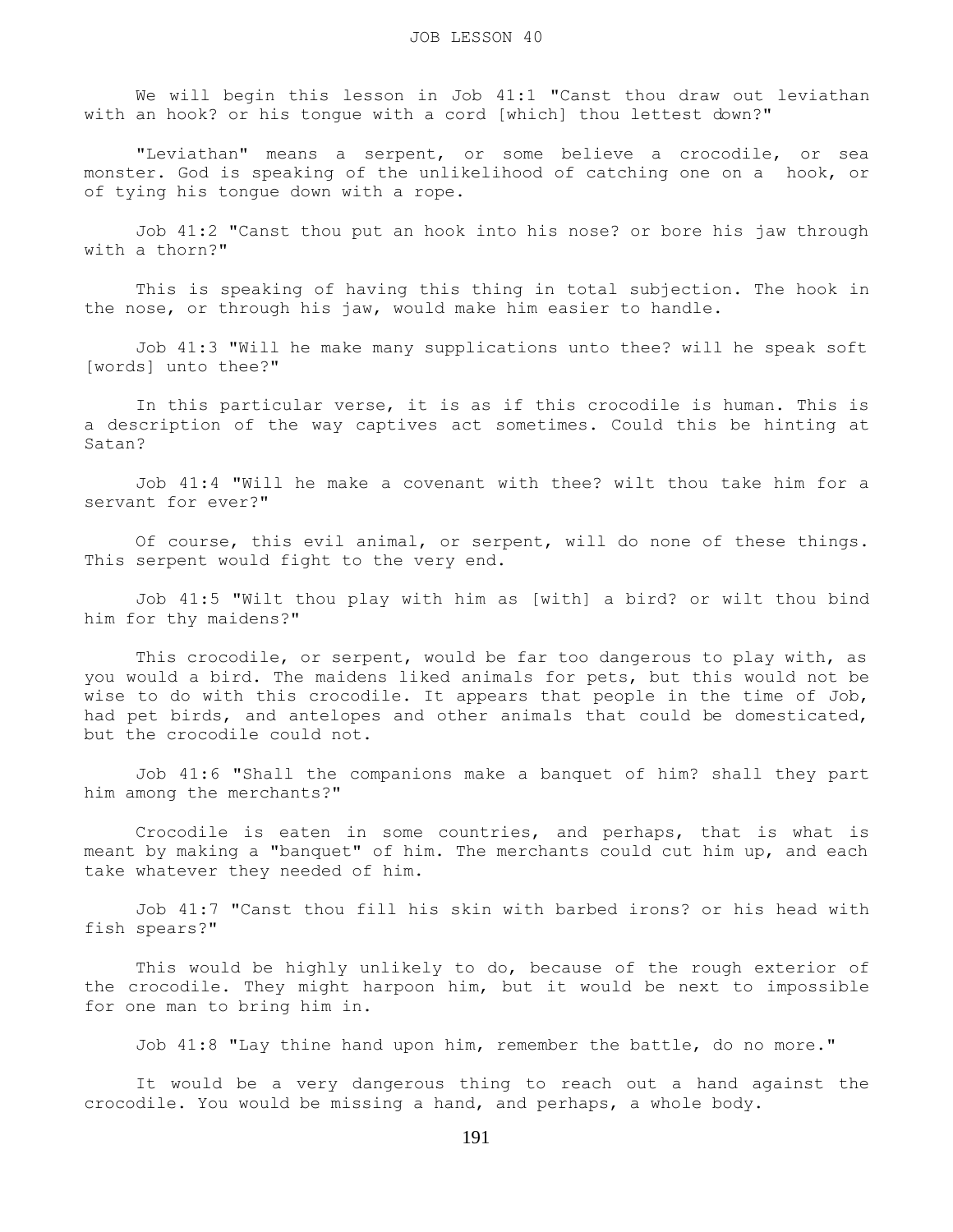# JOB LESSON 40

We will begin this lesson in Job 41:1 "Canst thou draw out leviathan with an hook? or his tongue with a cord [which] thou lettest down?"

"Leviathan" means a serpent, or some believe a crocodile, or sea monster. God is speaking of the unlikelihood of catching one on a hook, or of tying his tongue down with a rope.

Job 41:2 "Canst thou put an hook into his nose? or bore his jaw through with a thorn?"

This is speaking of having this thing in total subjection. The hook in the nose, or through his jaw, would make him easier to handle.

Job 41:3 "Will he make many supplications unto thee? will he speak soft [words] unto thee?"

In this particular verse, it is as if this crocodile is human. This is a description of the way captives act sometimes. Could this be hinting at Satan?

Job 41:4 "Will he make a covenant with thee? wilt thou take him for a servant for ever?"

Of course, this evil animal, or serpent, will do none of these things. This serpent would fight to the very end.

Job 41:5 "Wilt thou play with him as [with] a bird? or wilt thou bind him for thy maidens?"

This crocodile, or serpent, would be far too dangerous to play with, as you would a bird. The maidens liked animals for pets, but this would not be wise to do with this crocodile. It appears that people in the time of Job, had pet birds, and antelopes and other animals that could be domesticated, but the crocodile could not.

Job 41:6 "Shall the companions make a banquet of him? shall they part him among the merchants?"

Crocodile is eaten in some countries, and perhaps, that is what is meant by making a "banquet" of him. The merchants could cut him up, and each take whatever they needed of him.

Job 41:7 "Canst thou fill his skin with barbed irons? or his head with fish spears?"

This would be highly unlikely to do, because of the rough exterior of the crocodile. They might harpoon him, but it would be next to impossible for one man to bring him in.

Job 41:8 "Lay thine hand upon him, remember the battle, do no more."

It would be a very dangerous thing to reach out a hand against the crocodile. You would be missing a hand, and perhaps, a whole body.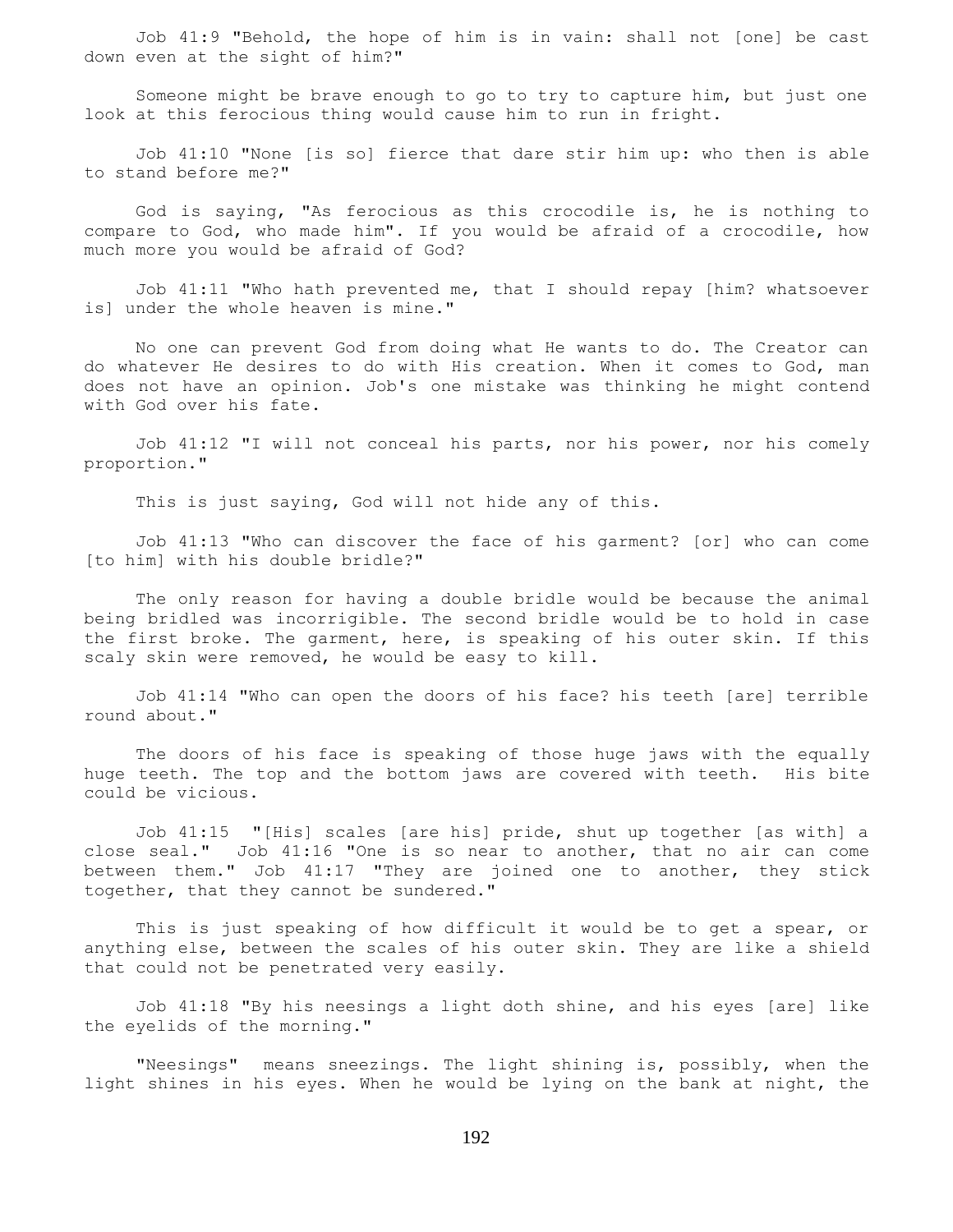Job 41:9 "Behold, the hope of him is in vain: shall not [one] be cast down even at the sight of him?"

Someone might be brave enough to go to try to capture him, but just one look at this ferocious thing would cause him to run in fright.

Job 41:10 "None [is so] fierce that dare stir him up: who then is able to stand before me?"

God is saying, "As ferocious as this crocodile is, he is nothing to compare to God, who made him". If you would be afraid of a crocodile, how much more you would be afraid of God?

Job 41:11 "Who hath prevented me, that I should repay [him? whatsoever is] under the whole heaven is mine."

No one can prevent God from doing what He wants to do. The Creator can do whatever He desires to do with His creation. When it comes to God, man does not have an opinion. Job's one mistake was thinking he might contend with God over his fate.

Job 41:12 "I will not conceal his parts, nor his power, nor his comely proportion."

This is just saying, God will not hide any of this.

Job 41:13 "Who can discover the face of his garment? [or] who can come [to him] with his double bridle?"

The only reason for having a double bridle would be because the animal being bridled was incorrigible. The second bridle would be to hold in case the first broke. The garment, here, is speaking of his outer skin. If this scaly skin were removed, he would be easy to kill.

Job 41:14 "Who can open the doors of his face? his teeth [are] terrible round about."

The doors of his face is speaking of those huge jaws with the equally huge teeth. The top and the bottom jaws are covered with teeth. His bite could be vicious.

Job 41:15 "[His] scales [are his] pride, shut up together [as with] a close seal." Job 41:16 "One is so near to another, that no air can come between them." Job 41:17 "They are joined one to another, they stick together, that they cannot be sundered."

This is just speaking of how difficult it would be to get a spear, or anything else, between the scales of his outer skin. They are like a shield that could not be penetrated very easily.

Job 41:18 "By his neesings a light doth shine, and his eyes [are] like the eyelids of the morning."

"Neesings" means sneezings. The light shining is, possibly, when the light shines in his eyes. When he would be lying on the bank at night, the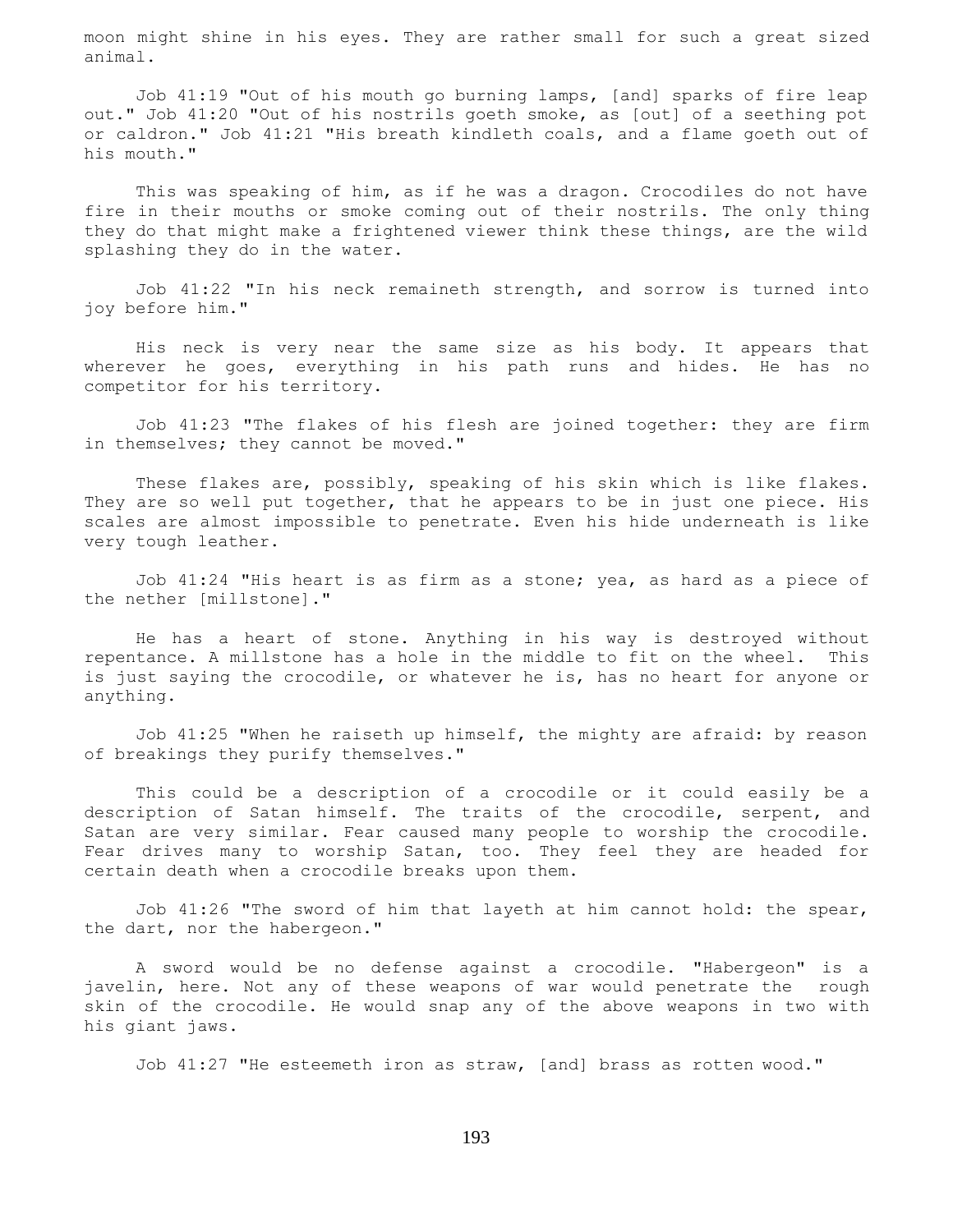moon might shine in his eyes. They are rather small for such a great sized animal.

Job 41:19 "Out of his mouth go burning lamps, [and] sparks of fire leap out." Job 41:20 "Out of his nostrils goeth smoke, as [out] of a seething pot or caldron." Job 41:21 "His breath kindleth coals, and a flame goeth out of his mouth."

This was speaking of him, as if he was a dragon. Crocodiles do not have fire in their mouths or smoke coming out of their nostrils. The only thing they do that might make a frightened viewer think these things, are the wild splashing they do in the water.

Job 41:22 "In his neck remaineth strength, and sorrow is turned into joy before him."

His neck is very near the same size as his body. It appears that wherever he goes, everything in his path runs and hides. He has no competitor for his territory.

Job 41:23 "The flakes of his flesh are joined together: they are firm in themselves; they cannot be moved."

These flakes are, possibly, speaking of his skin which is like flakes. They are so well put together, that he appears to be in just one piece. His scales are almost impossible to penetrate. Even his hide underneath is like very tough leather.

Job 41:24 "His heart is as firm as a stone; yea, as hard as a piece of the nether [millstone]."

He has a heart of stone. Anything in his way is destroyed without repentance. A millstone has a hole in the middle to fit on the wheel. This is just saying the crocodile, or whatever he is, has no heart for anyone or anything.

Job 41:25 "When he raiseth up himself, the mighty are afraid: by reason of breakings they purify themselves."

This could be a description of a crocodile or it could easily be a description of Satan himself. The traits of the crocodile, serpent, and Satan are very similar. Fear caused many people to worship the crocodile. Fear drives many to worship Satan, too. They feel they are headed for certain death when a crocodile breaks upon them.

Job 41:26 "The sword of him that layeth at him cannot hold: the spear, the dart, nor the habergeon."

A sword would be no defense against a crocodile. "Habergeon" is a javelin, here. Not any of these weapons of war would penetrate the rough skin of the crocodile. He would snap any of the above weapons in two with his giant jaws.

Job 41:27 "He esteemeth iron as straw, [and] brass as rotten wood."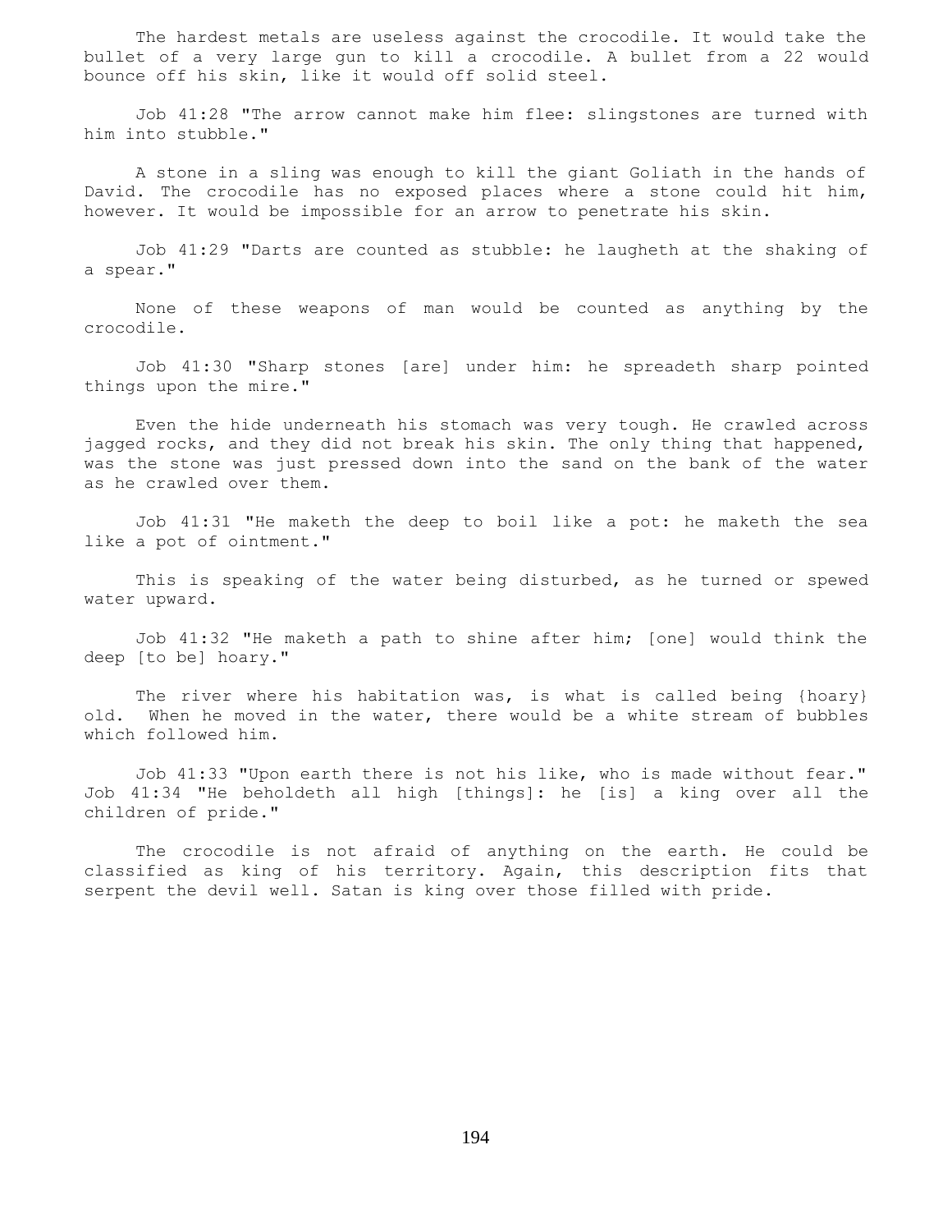The hardest metals are useless against the crocodile. It would take the bullet of a very large gun to kill a crocodile. A bullet from a 22 would bounce off his skin, like it would off solid steel.

Job 41:28 "The arrow cannot make him flee: slingstones are turned with him into stubble."

A stone in a sling was enough to kill the giant Goliath in the hands of David. The crocodile has no exposed places where a stone could hit him, however. It would be impossible for an arrow to penetrate his skin.

Job 41:29 "Darts are counted as stubble: he laugheth at the shaking of a spear."

None of these weapons of man would be counted as anything by the crocodile.

Job 41:30 "Sharp stones [are] under him: he spreadeth sharp pointed things upon the mire."

Even the hide underneath his stomach was very tough. He crawled across jagged rocks, and they did not break his skin. The only thing that happened, was the stone was just pressed down into the sand on the bank of the water as he crawled over them.

Job 41:31 "He maketh the deep to boil like a pot: he maketh the sea like a pot of ointment."

This is speaking of the water being disturbed, as he turned or spewed water upward.

Job 41:32 "He maketh a path to shine after him; [one] would think the deep [to be] hoary."

The river where his habitation was, is what is called being {hoary} old. When he moved in the water, there would be a white stream of bubbles which followed him.

Job 41:33 "Upon earth there is not his like, who is made without fear." Job 41:34 "He beholdeth all high [things]: he [is] a king over all the children of pride."

The crocodile is not afraid of anything on the earth. He could be classified as king of his territory. Again, this description fits that serpent the devil well. Satan is king over those filled with pride.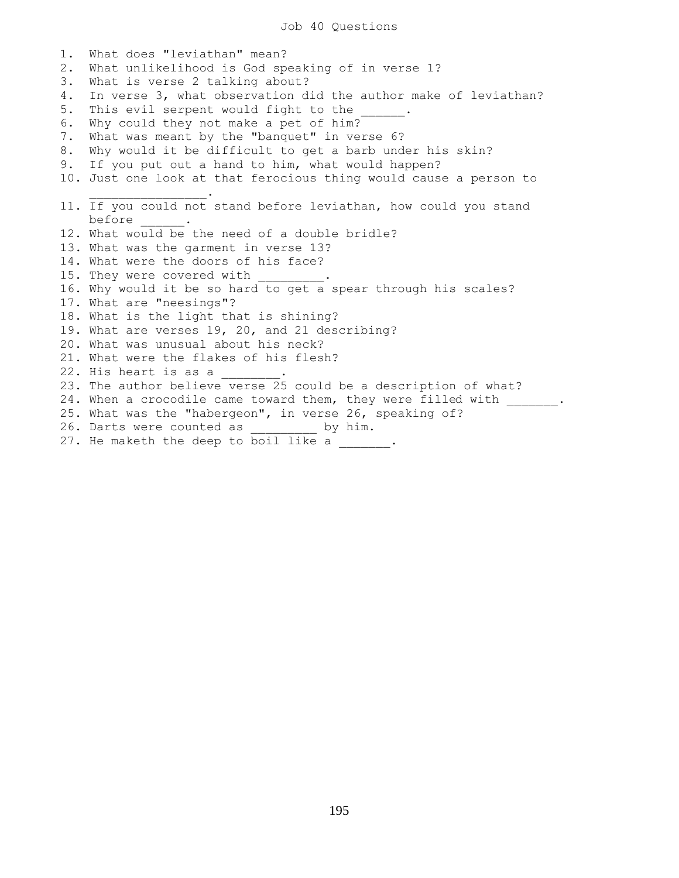# Job 40 Questions

1. What does "leviathan" mean?
2. What unlikelihood is God speaking of in verse 1?
3. What is verse 2 talking about?
4. In verse 3, what observation did the author make of leviathan?
5. This evil serpent would fight to the ______.
6. Why could they not make a pet of him?
7. What was meant by the "banquet" in verse 6?
8. Why would it be difficult to get a barb under his skin?
9. If you put out a hand to him, what would happen?
10. Just one look at that ferocious thing would cause a person to ________________.
11. If you could not stand before leviathan, how could you stand before ______.
12. What would be the need of a double bridle?
13. What was the garment in verse 13?
14. What were the doors of his face?
15. They were covered with _________.
16. Why would it be so hard to get a spear through his scales?
17. What are "neesings"?
18. What is the light that is shining?
19. What are verses 19, 20, and 21 describing?
20. What was unusual about his neck?
21. What were the flakes of his flesh?
22. His heart is as a ________.
23. The author believe verse 25 could be a description of what?
24. When a crocodile came toward them, they were filled with _______.
25. What was the "habergeon", in verse 26, speaking of?
26. Darts were counted as _________ by him.
27. He maketh the deep to boil like a _______.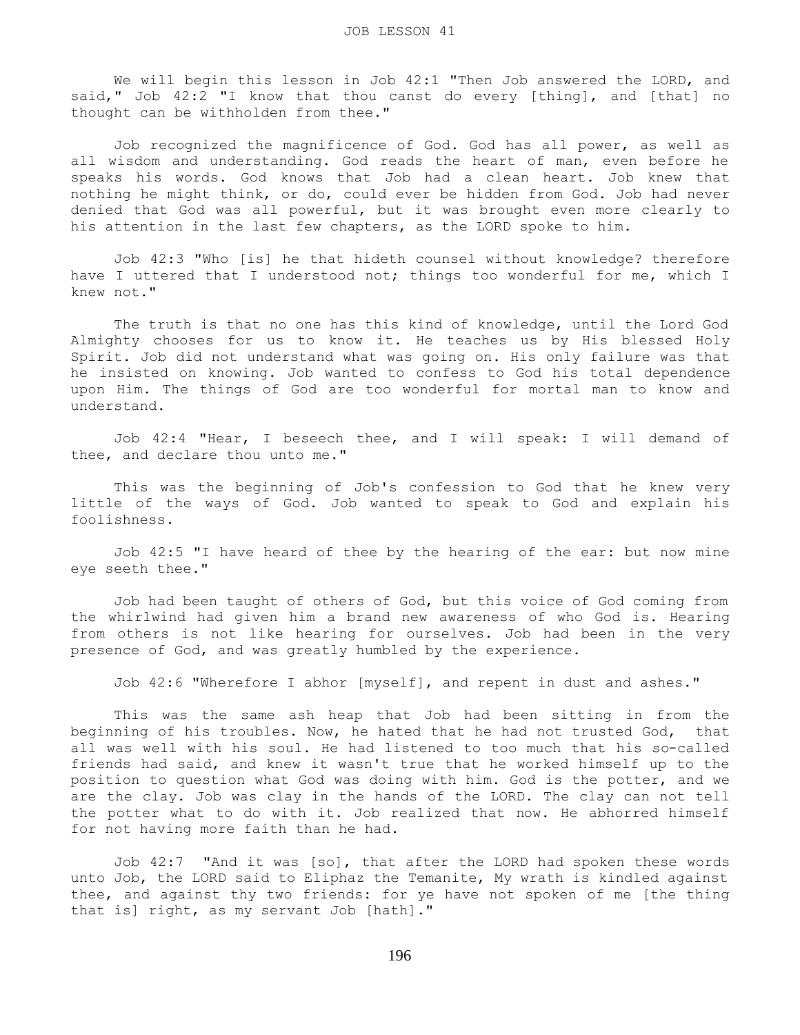JOB LESSON 41

We will begin this lesson in Job 42:1 "Then Job answered the LORD, and said," Job 42:2 "I know that thou canst do every [thing], and [that] no thought can be withholden from thee."

Job recognized the magnificence of God. God has all power, as well as all wisdom and understanding. God reads the heart of man, even before he speaks his words. God knows that Job had a clean heart. Job knew that nothing he might think, or do, could ever be hidden from God. Job had never denied that God was all powerful, but it was brought even more clearly to his attention in the last few chapters, as the LORD spoke to him.

Job 42:3 "Who [is] he that hideth counsel without knowledge? therefore have I uttered that I understood not; things too wonderful for me, which I knew not."

The truth is that no one has this kind of knowledge, until the Lord God Almighty chooses for us to know it. He teaches us by His blessed Holy Spirit. Job did not understand what was going on. His only failure was that he insisted on knowing. Job wanted to confess to God his total dependence upon Him. The things of God are too wonderful for mortal man to know and understand.

Job 42:4 "Hear, I beseech thee, and I will speak: I will demand of thee, and declare thou unto me."

This was the beginning of Job's confession to God that he knew very little of the ways of God. Job wanted to speak to God and explain his foolishness.

Job 42:5 "I have heard of thee by the hearing of the ear: but now mine eye seeth thee."

Job had been taught of others of God, but this voice of God coming from the whirlwind had given him a brand new awareness of who God is. Hearing from others is not like hearing for ourselves. Job had been in the very presence of God, and was greatly humbled by the experience.

Job 42:6 "Wherefore I abhor [myself], and repent in dust and ashes."

This was the same ash heap that Job had been sitting in from the beginning of his troubles. Now, he hated that he had not trusted God, that all was well with his soul. He had listened to too much that his so-called friends had said, and knew it wasn't true that he worked himself up to the position to question what God was doing with him. God is the potter, and we are the clay. Job was clay in the hands of the LORD. The clay can not tell the potter what to do with it. Job realized that now. He abhorred himself for not having more faith than he had.

Job 42:7 "And it was [so], that after the LORD had spoken these words unto Job, the LORD said to Eliphaz the Temanite, My wrath is kindled against thee, and against thy two friends: for ye have not spoken of me [the thing that is] right, as my servant Job [hath]."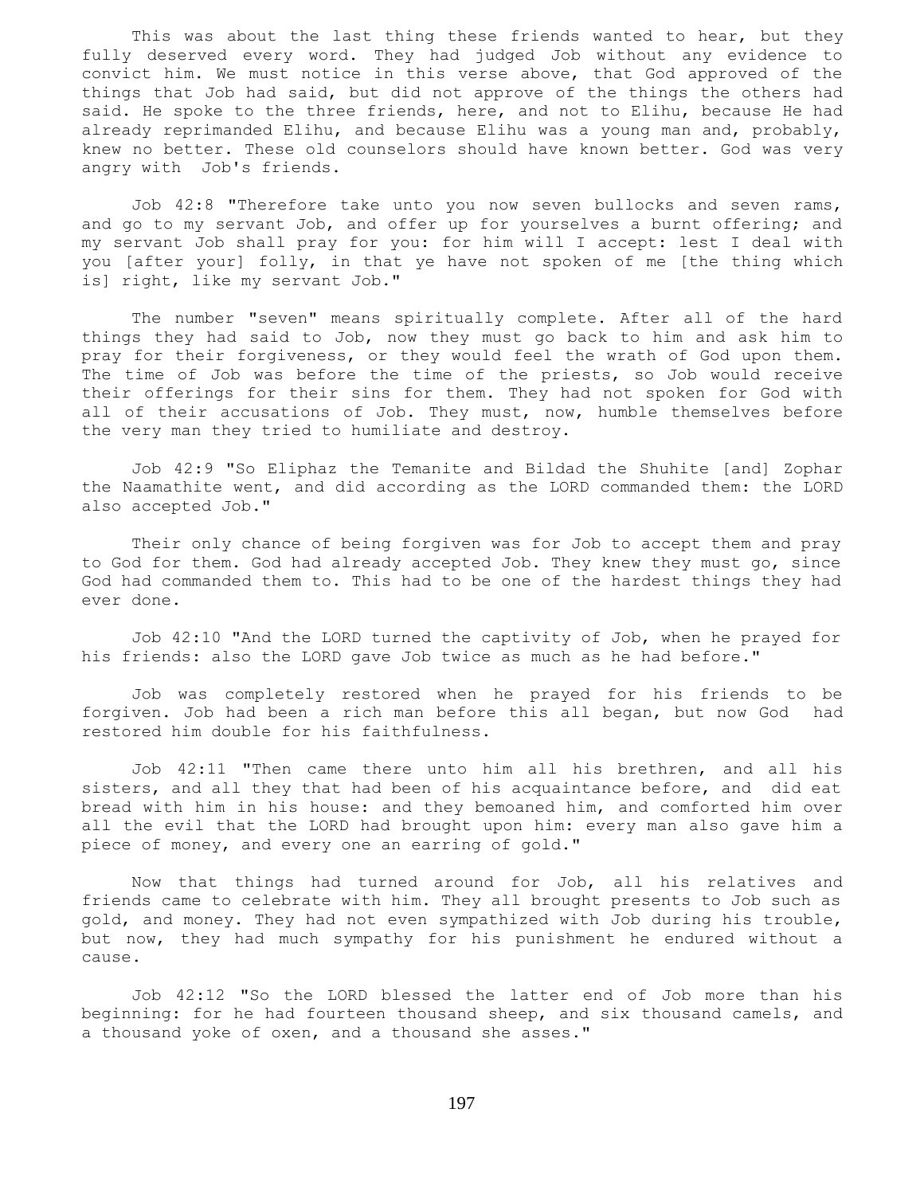This was about the last thing these friends wanted to hear, but they fully deserved every word. They had judged Job without any evidence to convict him. We must notice in this verse above, that God approved of the things that Job had said, but did not approve of the things the others had said. He spoke to the three friends, here, and not to Elihu, because He had already reprimanded Elihu, and because Elihu was a young man and, probably, knew no better. These old counselors should have known better. God was very angry with Job's friends.

Job 42:8 "Therefore take unto you now seven bullocks and seven rams, and go to my servant Job, and offer up for yourselves a burnt offering; and my servant Job shall pray for you: for him will I accept: lest I deal with you [after your] folly, in that ye have not spoken of me [the thing which is] right, like my servant Job."

The number "seven" means spiritually complete. After all of the hard things they had said to Job, now they must go back to him and ask him to pray for their forgiveness, or they would feel the wrath of God upon them. The time of Job was before the time of the priests, so Job would receive their offerings for their sins for them. They had not spoken for God with all of their accusations of Job. They must, now, humble themselves before the very man they tried to humiliate and destroy.

Job 42:9 "So Eliphaz the Temanite and Bildad the Shuhite [and] Zophar the Naamathite went, and did according as the LORD commanded them: the LORD also accepted Job."

Their only chance of being forgiven was for Job to accept them and pray to God for them. God had already accepted Job. They knew they must go, since God had commanded them to. This had to be one of the hardest things they had ever done.

Job 42:10 "And the LORD turned the captivity of Job, when he prayed for his friends: also the LORD gave Job twice as much as he had before."

Job was completely restored when he prayed for his friends to be forgiven. Job had been a rich man before this all began, but now God had restored him double for his faithfulness.

Job 42:11 "Then came there unto him all his brethren, and all his sisters, and all they that had been of his acquaintance before, and did eat bread with him in his house: and they bemoaned him, and comforted him over all the evil that the LORD had brought upon him: every man also gave him a piece of money, and every one an earring of gold."

Now that things had turned around for Job, all his relatives and friends came to celebrate with him. They all brought presents to Job such as gold, and money. They had not even sympathized with Job during his trouble, but now, they had much sympathy for his punishment he endured without a cause.

Job 42:12 "So the LORD blessed the latter end of Job more than his beginning: for he had fourteen thousand sheep, and six thousand camels, and a thousand yoke of oxen, and a thousand she asses."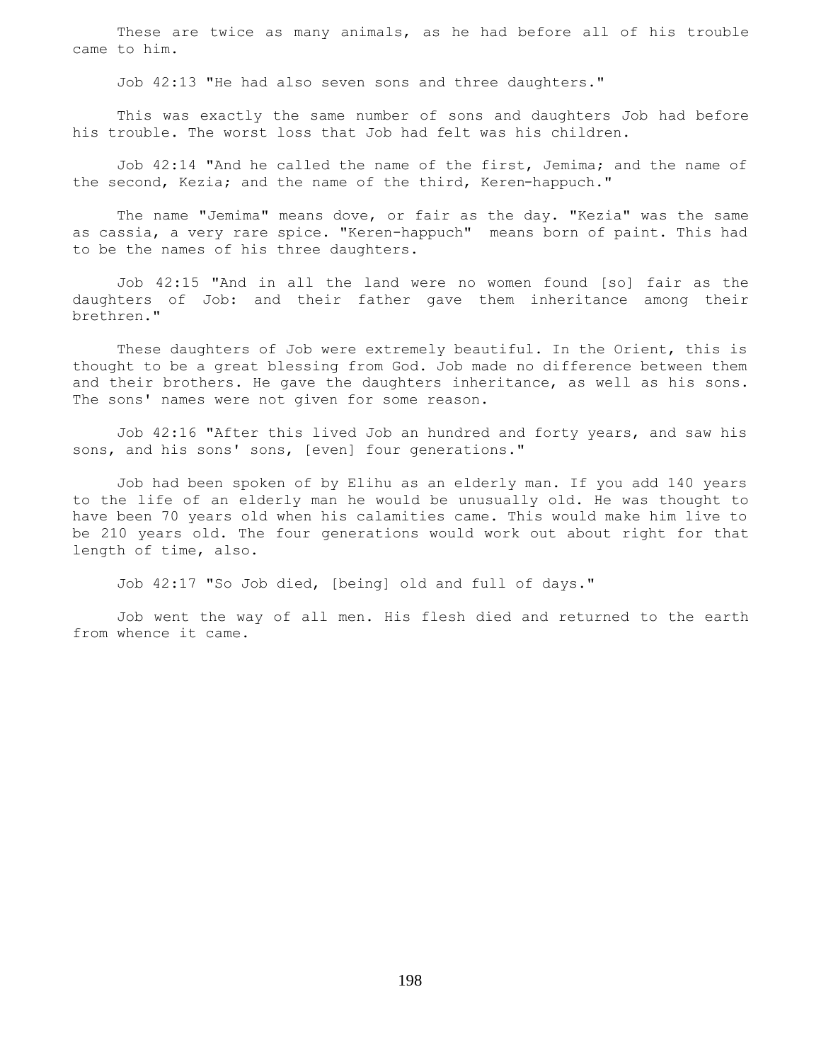These are twice as many animals, as he had before all of his trouble came to him.

Job 42:13 "He had also seven sons and three daughters."

This was exactly the same number of sons and daughters Job had before his trouble. The worst loss that Job had felt was his children.

Job 42:14 "And he called the name of the first, Jemima; and the name of the second, Kezia; and the name of the third, Keren-happuch."

The name "Jemima" means dove, or fair as the day. "Kezia" was the same as cassia, a very rare spice. "Keren-happuch" means born of paint. This had to be the names of his three daughters.

Job 42:15 "And in all the land were no women found [so] fair as the daughters of Job: and their father gave them inheritance among their brethren."

These daughters of Job were extremely beautiful. In the Orient, this is thought to be a great blessing from God. Job made no difference between them and their brothers. He gave the daughters inheritance, as well as his sons. The sons' names were not given for some reason.

Job 42:16 "After this lived Job an hundred and forty years, and saw his sons, and his sons' sons, [even] four generations."

Job had been spoken of by Elihu as an elderly man. If you add 140 years to the life of an elderly man he would be unusually old. He was thought to have been 70 years old when his calamities came. This would make him live to be 210 years old. The four generations would work out about right for that length of time, also.

Job 42:17 "So Job died, [being] old and full of days."

Job went the way of all men. His flesh died and returned to the earth from whence it came.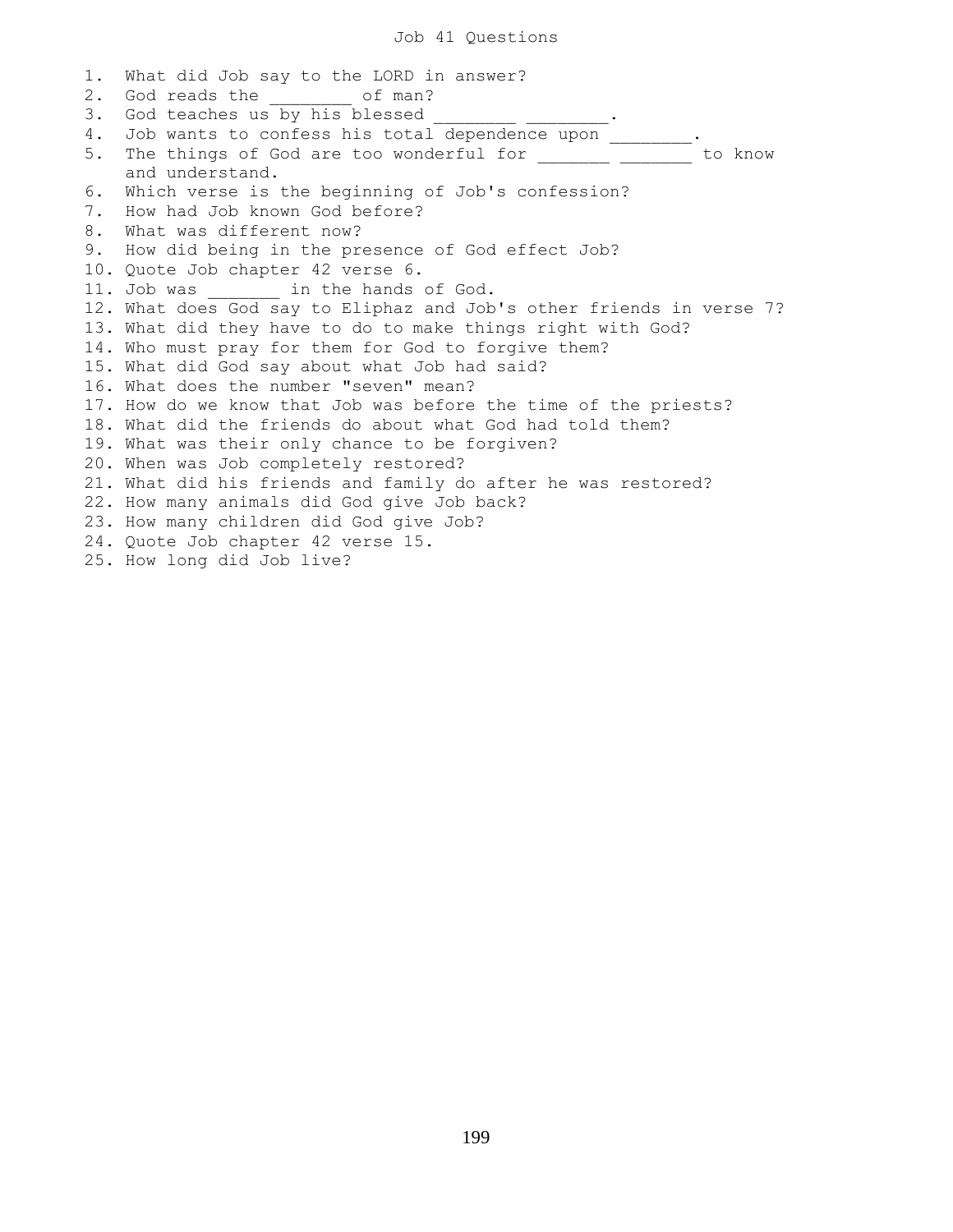# Job 41 Questions

1. What did Job say to the LORD in answer?
2. God reads the ________ of man?
3. God teaches us by his blessed ________ ________.
4. Job wants to confess his total dependence upon ________.
5. The things of God are too wonderful for _______ _______ to know and understand.
6. Which verse is the beginning of Job's confession?
7. How had Job known God before?
8. What was different now?
9. How did being in the presence of God effect Job?
10. Quote Job chapter 42 verse 6.
11. Job was _______ in the hands of God.
12. What does God say to Eliphaz and Job's other friends in verse 7?
13. What did they have to do to make things right with God?
14. Who must pray for them for God to forgive them?
15. What did God say about what Job had said?
16. What does the number "seven" mean?
17. How do we know that Job was before the time of the priests?
18. What did the friends do about what God had told them?
19. What was their only chance to be forgiven?
20. When was Job completely restored?
21. What did his friends and family do after he was restored?
22. How many animals did God give Job back?
23. How many children did God give Job?
24. Quote Job chapter 42 verse 15.
25. How long did Job live?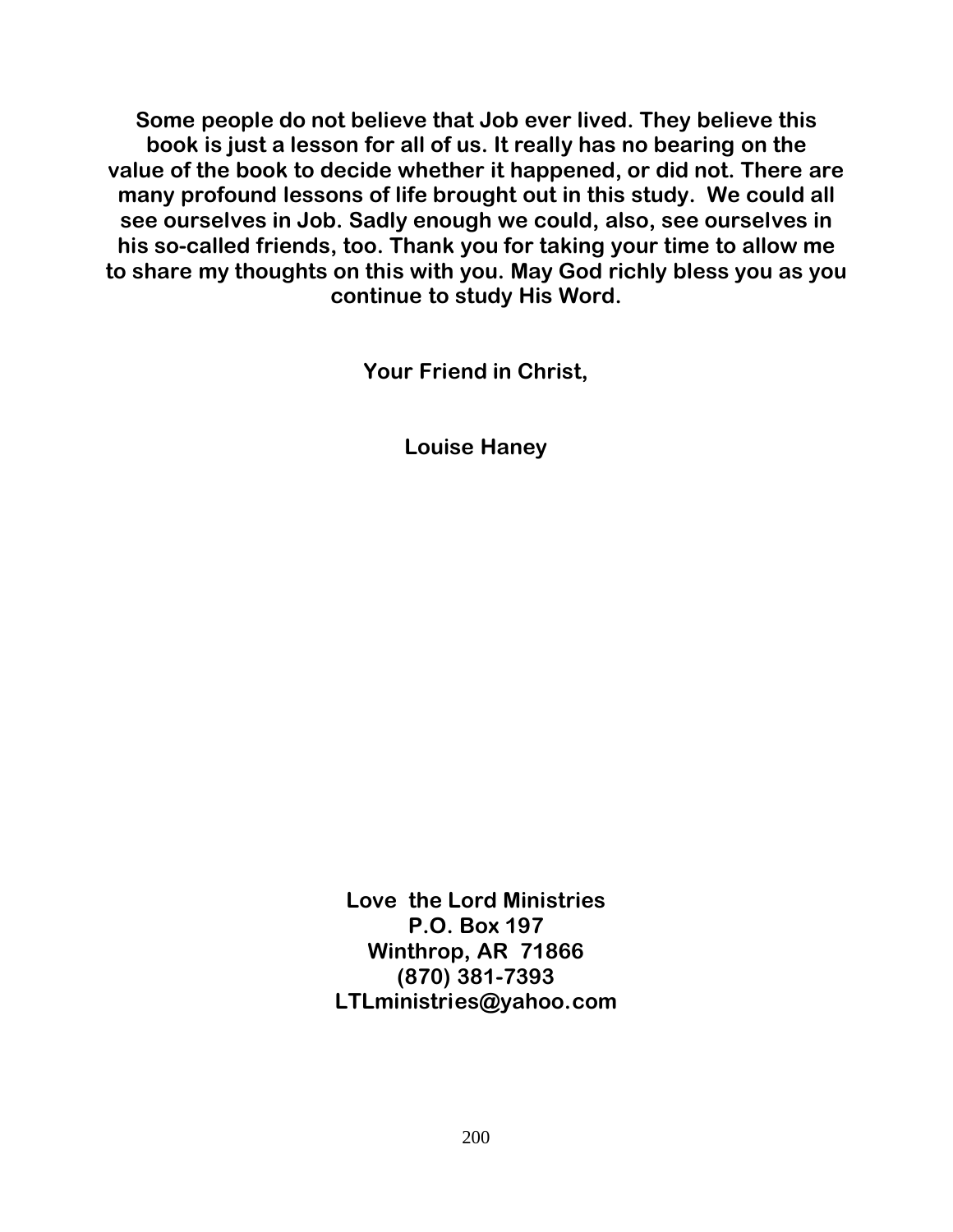**Some people do not believe that Job ever lived. They believe this book is just a lesson for all of us. It really has no bearing on the value of the book to decide whether it happened, or did not. There are many profound lessons of life brought out in this study.  We could all see ourselves in Job. Sadly enough we could, also, see ourselves in his so-called friends, too. Thank you for taking your time to allow me to share my thoughts on this with you. May God richly bless you as you continue to study His Word.**

**Your Friend in Christ,**

**Louise Haney**

**Love  the Lord Ministries**
**P.O. Box 197**
**Winthrop, AR  71866**
**(870) 381-7393**
**LTLministries@yahoo.com**